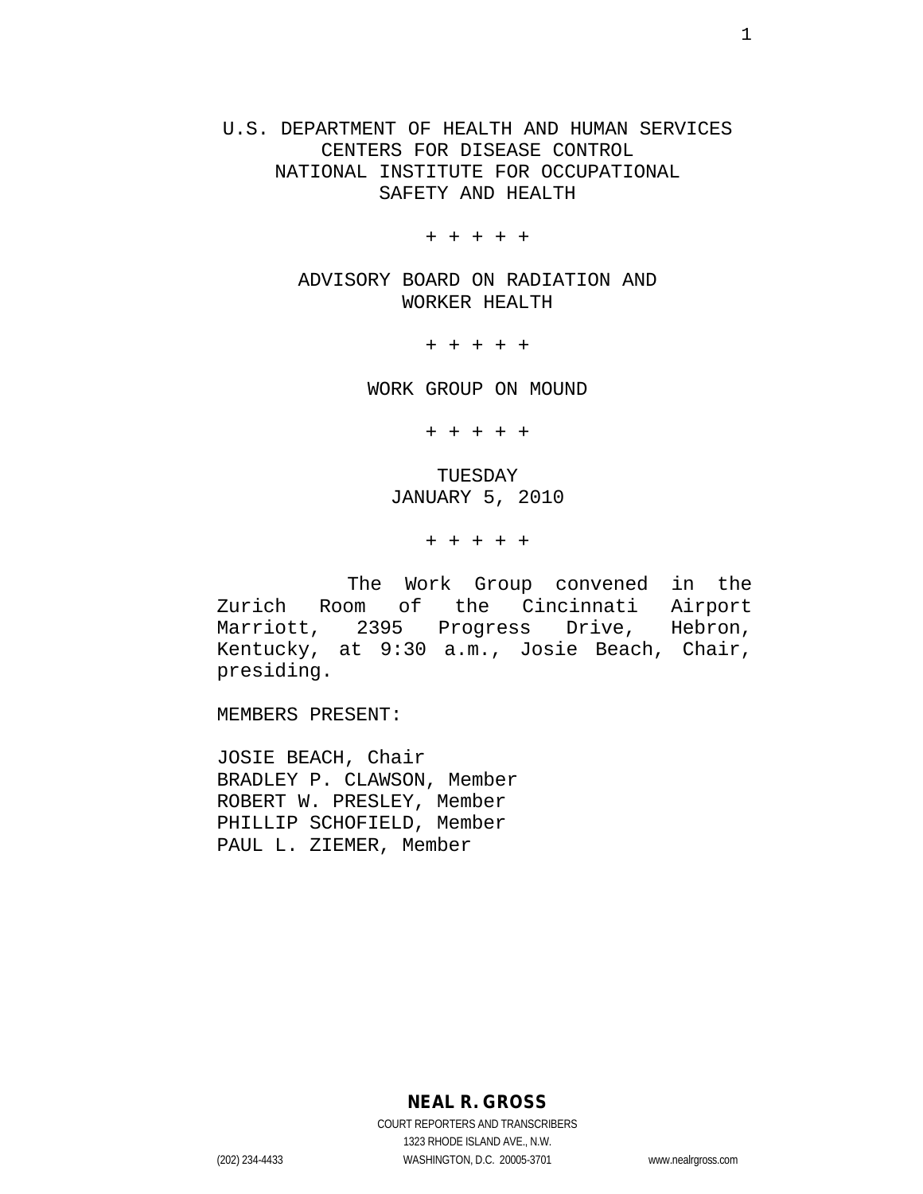U.S. DEPARTMENT OF HEALTH AND HUMAN SERVICES
CENTERS FOR DISEASE CONTROL
NATIONAL INSTITUTE FOR OCCUPATIONAL
SAFETY AND HEALTH

+ + + + +

ADVISORY BOARD ON RADIATION AND
WORKER HEALTH

+ + + + +

WORK GROUP ON MOUND

+ + + + +

TUESDAY
JANUARY 5, 2010

+ + + + +

The Work Group convened in the Zurich Room of the Cincinnati Airport Marriott, 2395 Progress Drive, Hebron, Kentucky, at 9:30 a.m., Josie Beach, Chair, presiding.

MEMBERS PRESENT:

JOSIE BEACH, Chair
BRADLEY P. CLAWSON, Member
ROBERT W. PRESLEY, Member
PHILLIP SCHOFIELD, Member
PAUL L. ZIEMER, Member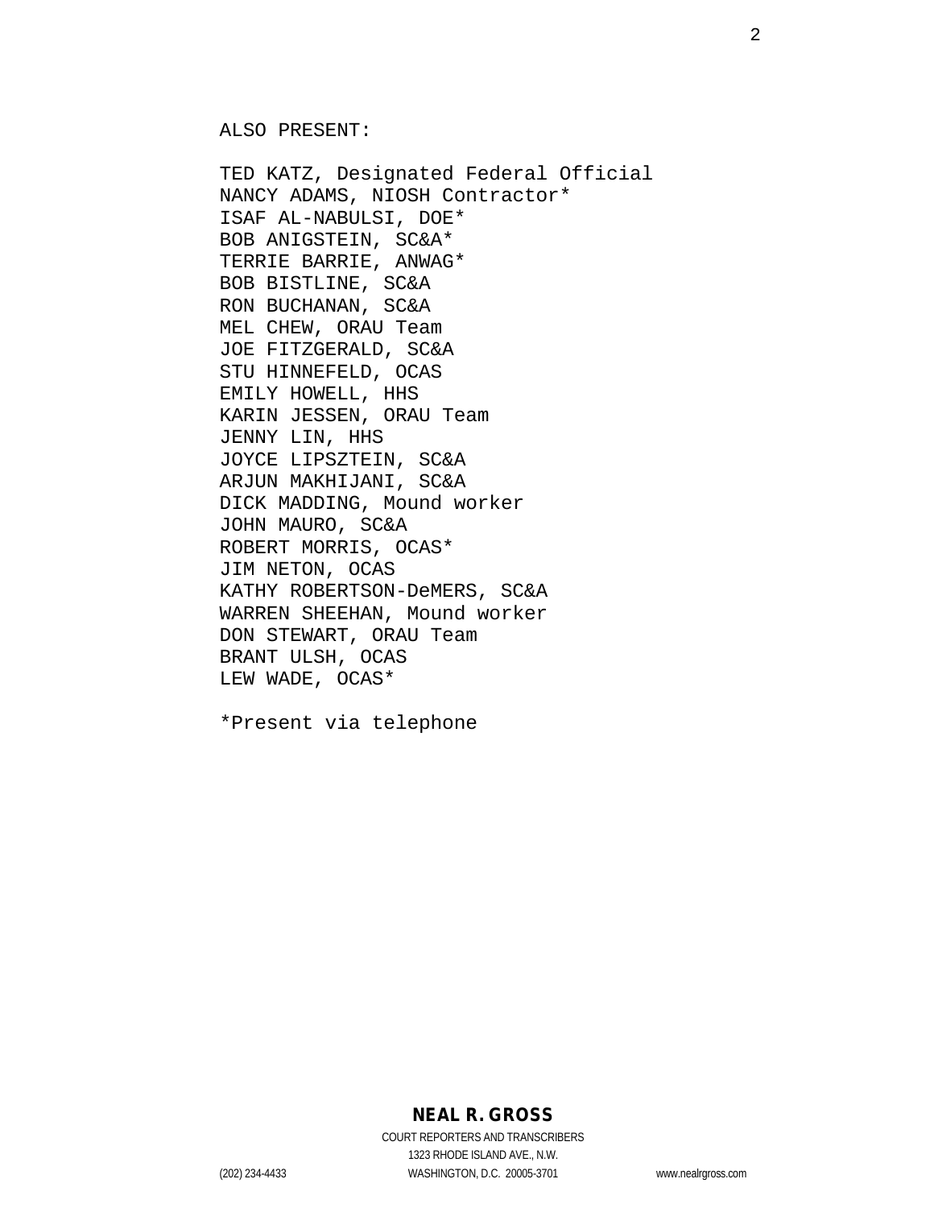ALSO PRESENT:

TED KATZ, Designated Federal Official
NANCY ADAMS, NIOSH Contractor*
ISAF AL-NABULSI, DOE*
BOB ANIGSTEIN, SC&A*
TERRIE BARRIE, ANWAG*
BOB BISTLINE, SC&A
RON BUCHANAN, SC&A
MEL CHEW, ORAU Team
JOE FITZGERALD, SC&A
STU HINNEFELD, OCAS
EMILY HOWELL, HHS
KARIN JESSEN, ORAU Team
JENNY LIN, HHS
JOYCE LIPSZTEIN, SC&A
ARJUN MAKHIJANI, SC&A
DICK MADDING, Mound worker
JOHN MAURO, SC&A
ROBERT MORRIS, OCAS*
JIM NETON, OCAS
KATHY ROBERTSON-DeMERS, SC&A
WARREN SHEEHAN, Mound worker
DON STEWART, ORAU Team
BRANT ULSH, OCAS
LEW WADE, OCAS*

*Present via telephone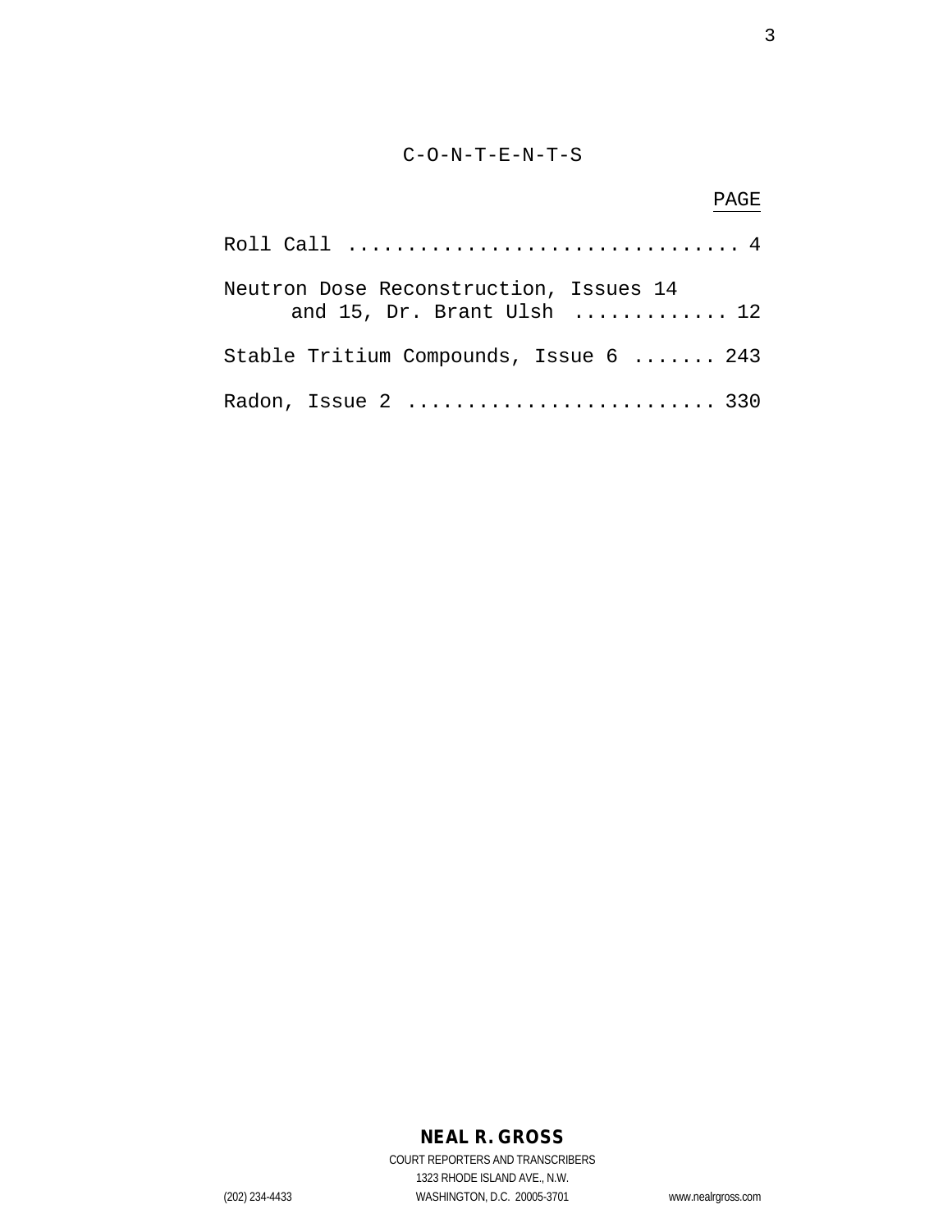C-O-N-T-E-N-T-S

| | PAGE |
|---|---|
| Roll Call | 4 |
| Neutron Dose Reconstruction, Issues 14 and 15, Dr. Brant Ulsh | 12 |
| Stable Tritium Compounds, Issue 6 | 243 |
| Radon, Issue 2 | 330 |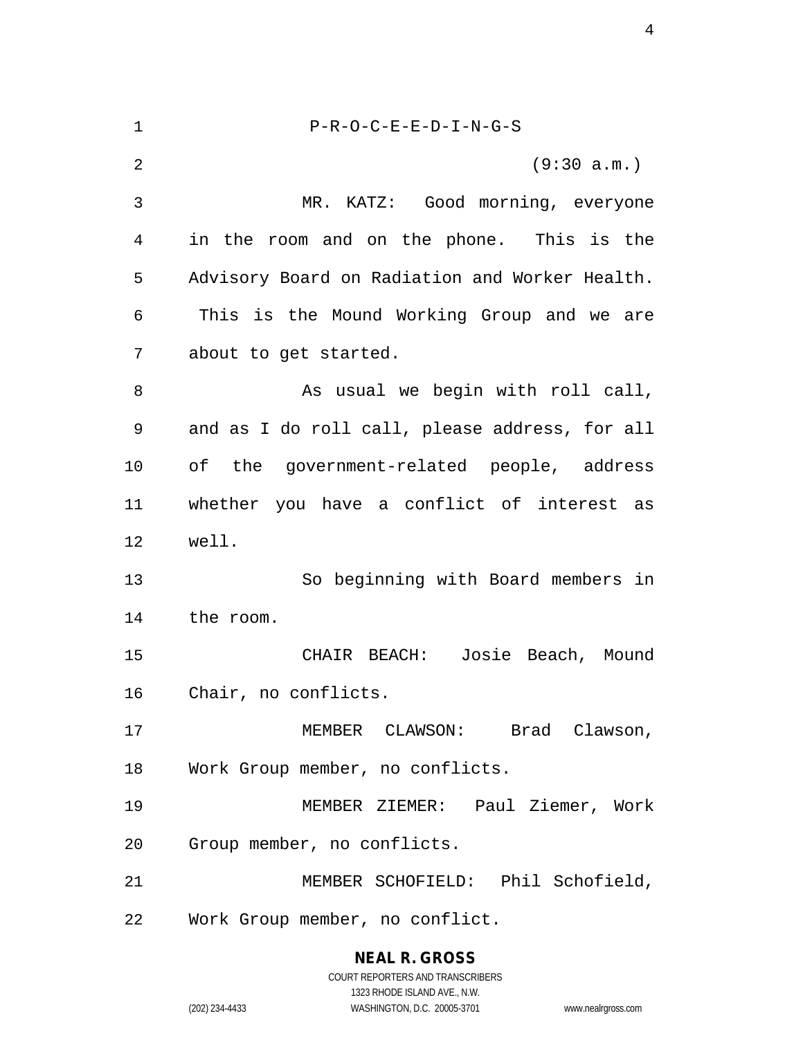P-R-O-C-E-E-D-I-N-G-S

(9:30 a.m.)

MR. KATZ: Good morning, everyone in the room and on the phone. This is the Advisory Board on Radiation and Worker Health. This is the Mound Working Group and we are about to get started.

As usual we begin with roll call, and as I do roll call, please address, for all of the government-related people, address whether you have a conflict of interest as well.

So beginning with Board members in the room.

CHAIR BEACH: Josie Beach, Mound Chair, no conflicts.

MEMBER CLAWSON: Brad Clawson, Work Group member, no conflicts.

MEMBER ZIEMER: Paul Ziemer, Work Group member, no conflicts.

MEMBER SCHOFIELD: Phil Schofield, Work Group member, no conflict.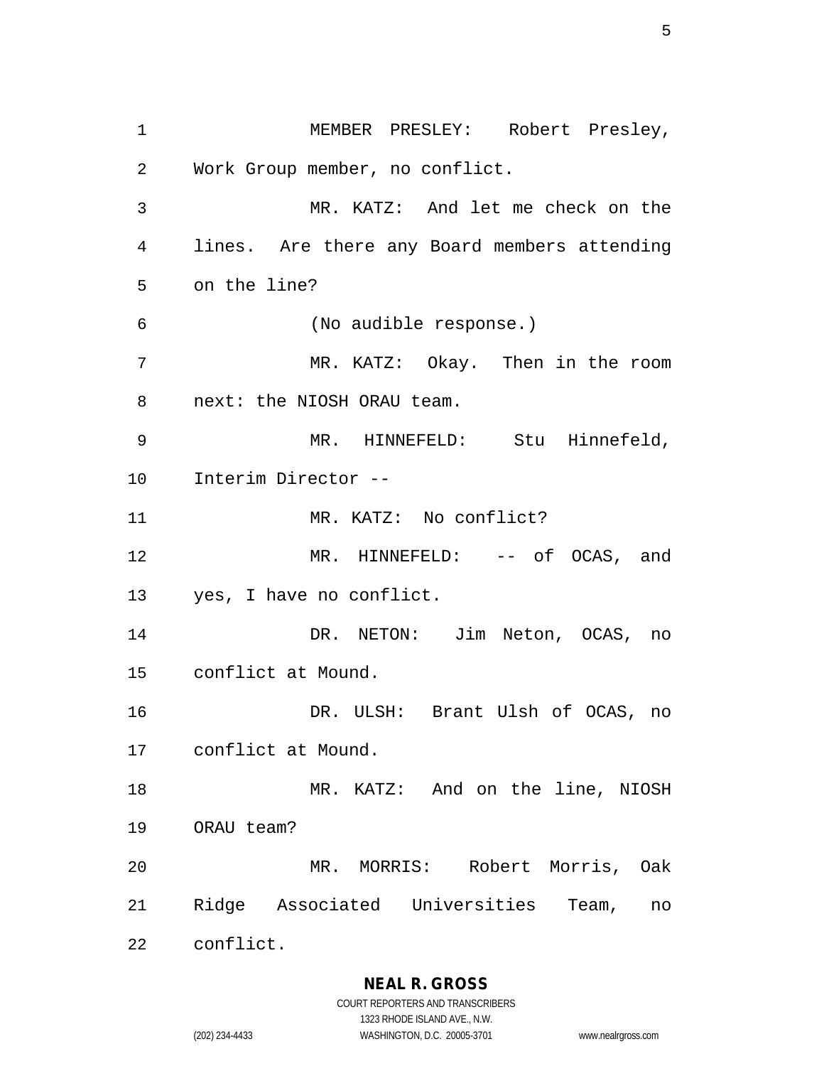MEMBER PRESLEY: Robert Presley, Work Group member, no conflict.

MR. KATZ: And let me check on the lines. Are there any Board members attending on the line?

(No audible response.)

MR. KATZ: Okay. Then in the room next: the NIOSH ORAU team.

MR. HINNEFELD: Stu Hinnefeld, Interim Director --

MR. KATZ: No conflict?

MR. HINNEFELD: -- of OCAS, and yes, I have no conflict.

DR. NETON: Jim Neton, OCAS, no conflict at Mound.

DR. ULSH: Brant Ulsh of OCAS, no conflict at Mound.

MR. KATZ: And on the line, NIOSH ORAU team?

MR. MORRIS: Robert Morris, Oak Ridge Associated Universities Team, no conflict.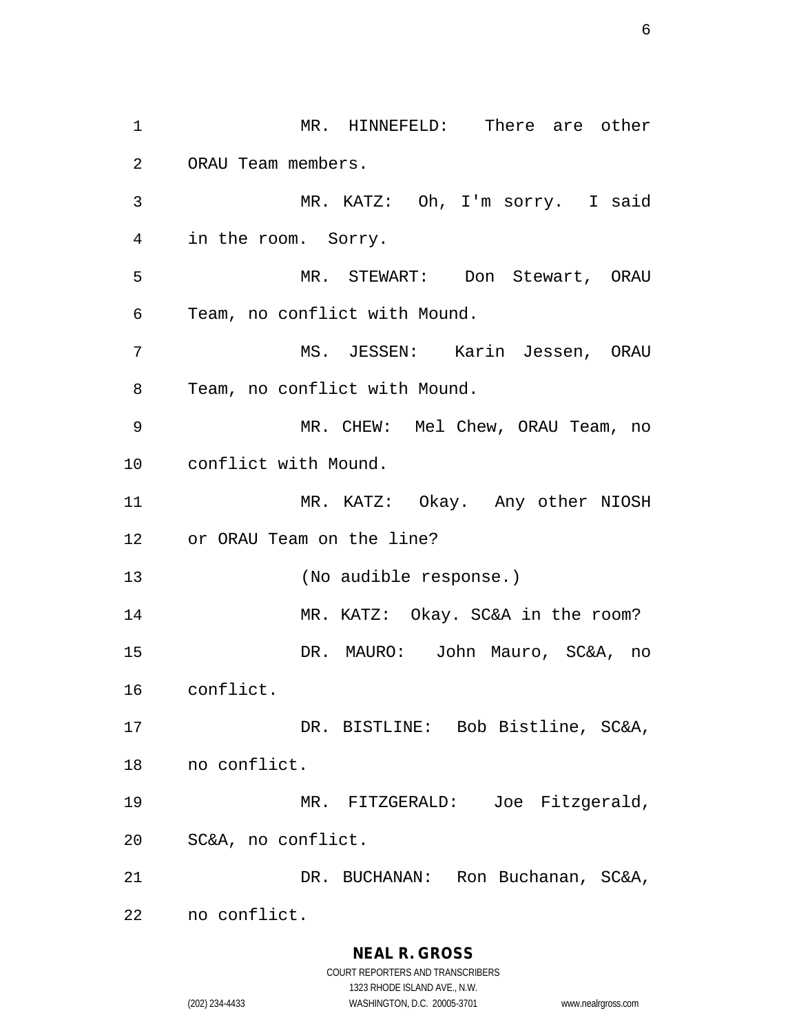MR. HINNEFELD: There are other ORAU Team members.

MR. KATZ: Oh, I'm sorry. I said in the room. Sorry.

MR. STEWART: Don Stewart, ORAU Team, no conflict with Mound.

MS. JESSEN: Karin Jessen, ORAU Team, no conflict with Mound.

MR. CHEW: Mel Chew, ORAU Team, no conflict with Mound.

MR. KATZ: Okay. Any other NIOSH or ORAU Team on the line?

(No audible response.)

MR. KATZ: Okay. SC&A in the room?

DR. MAURO: John Mauro, SC&A, no conflict.

DR. BISTLINE: Bob Bistline, SC&A, no conflict.

MR. FITZGERALD: Joe Fitzgerald, SC&A, no conflict.

DR. BUCHANAN: Ron Buchanan, SC&A, no conflict.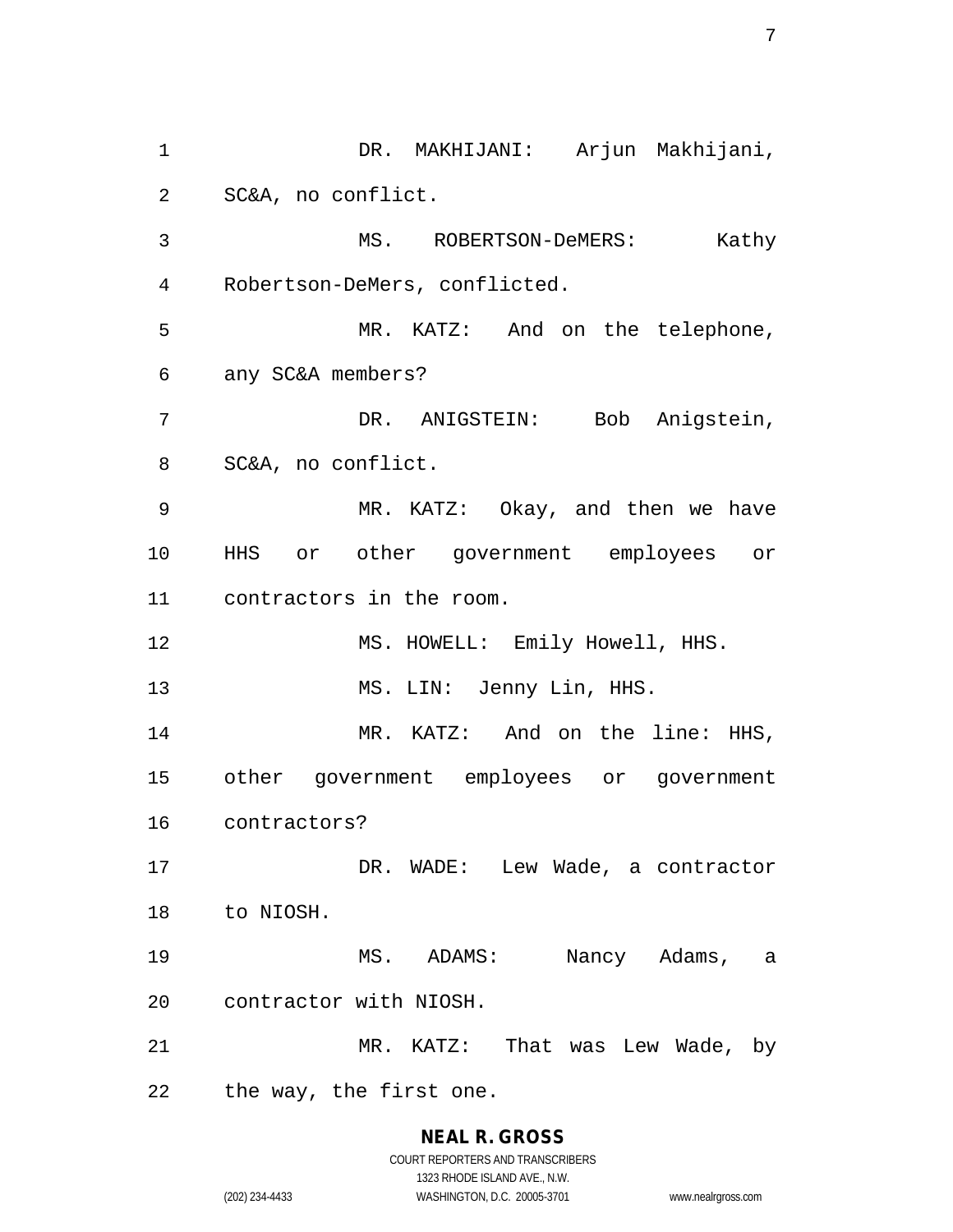DR. MAKHIJANI: Arjun Makhijani, SC&A, no conflict.

MS. ROBERTSON-DeMERS: Kathy Robertson-DeMers, conflicted.

MR. KATZ: And on the telephone, any SC&A members?

DR. ANIGSTEIN: Bob Anigstein, SC&A, no conflict.

MR. KATZ: Okay, and then we have HHS or other government employees or contractors in the room.

MS. HOWELL: Emily Howell, HHS.

MS. LIN: Jenny Lin, HHS.

MR. KATZ: And on the line: HHS, other government employees or government contractors?

DR. WADE: Lew Wade, a contractor to NIOSH.

MS. ADAMS: Nancy Adams, a contractor with NIOSH.

MR. KATZ: That was Lew Wade, by the way, the first one.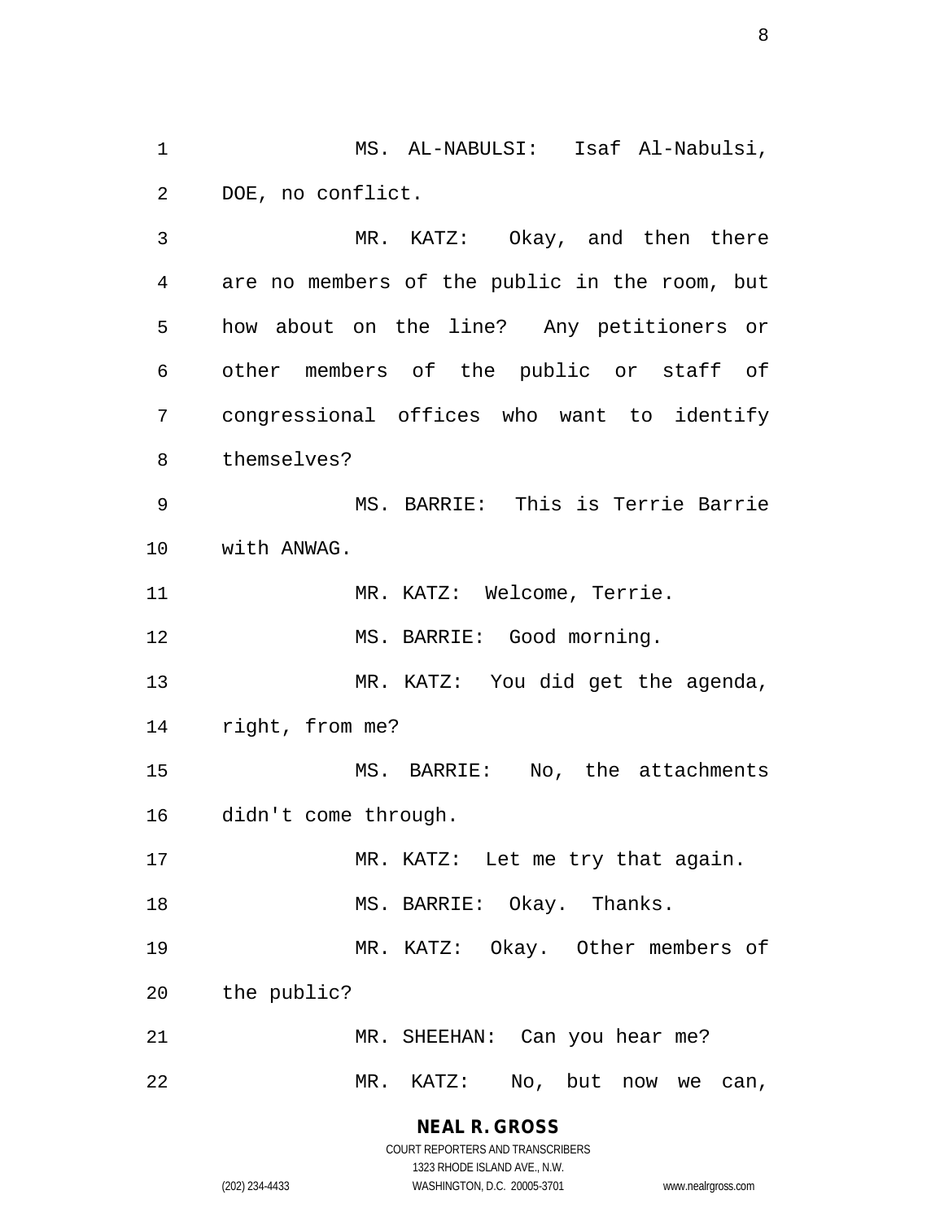MS. AL-NABULSI: Isaf Al-Nabulsi, DOE, no conflict.

MR. KATZ: Okay, and then there are no members of the public in the room, but how about on the line? Any petitioners or other members of the public or staff of congressional offices who want to identify themselves?

MS. BARRIE: This is Terrie Barrie with ANWAG.

MR. KATZ: Welcome, Terrie.

MS. BARRIE: Good morning.

MR. KATZ: You did get the agenda, right, from me?

MS. BARRIE: No, the attachments didn't come through.

MR. KATZ: Let me try that again.

MS. BARRIE: Okay. Thanks.

MR. KATZ: Okay. Other members of the public?

MR. SHEEHAN: Can you hear me?

MR. KATZ: No, but now we can,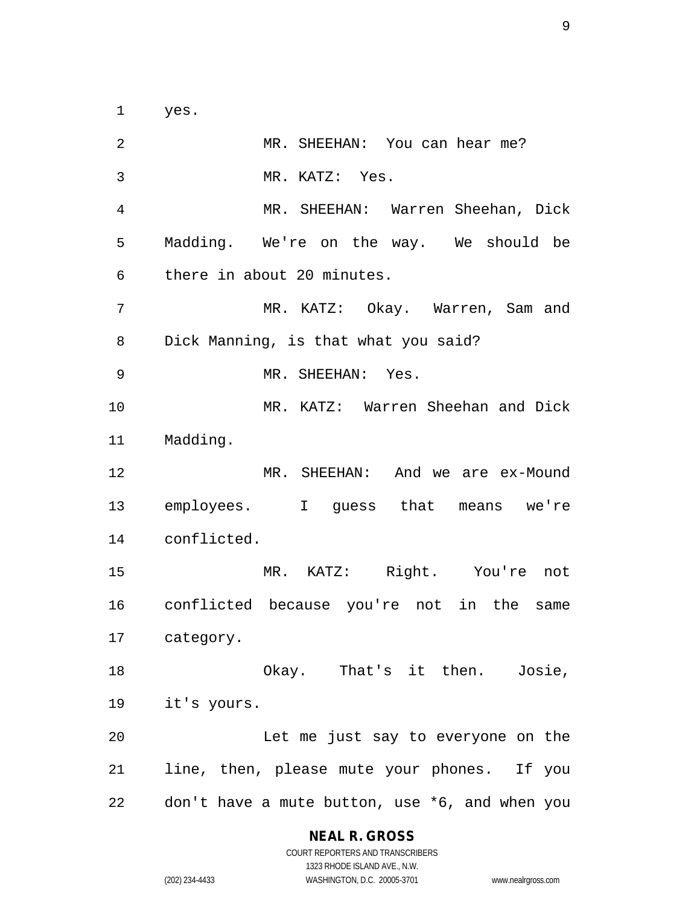yes.

MR. SHEEHAN: You can hear me?

MR. KATZ: Yes.

MR. SHEEHAN: Warren Sheehan, Dick Madding. We're on the way. We should be there in about 20 minutes.

MR. KATZ: Okay. Warren, Sam and Dick Manning, is that what you said?

MR. SHEEHAN: Yes.

MR. KATZ: Warren Sheehan and Dick Madding.

MR. SHEEHAN: And we are ex-Mound employees. I guess that means we're conflicted.

MR. KATZ: Right. You're not conflicted because you're not in the same category.

Okay. That's it then. Josie, it's yours.

Let me just say to everyone on the line, then, please mute your phones. If you don't have a mute button, use *6, and when you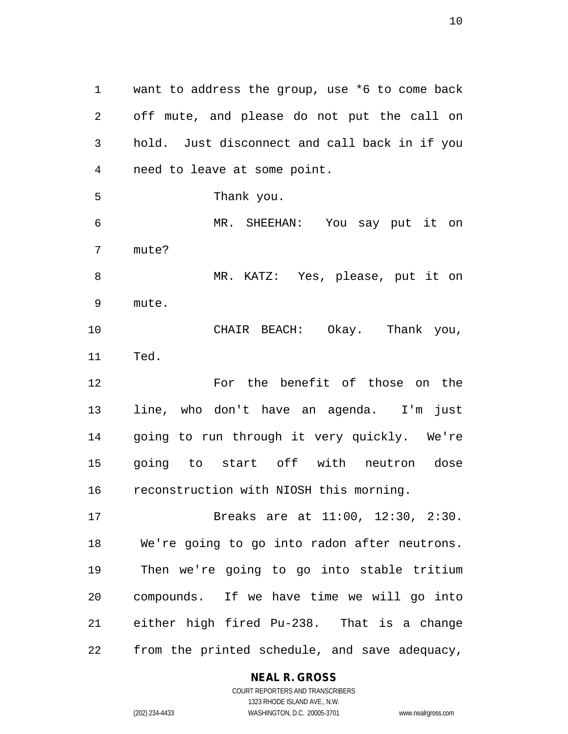want to address the group, use *6 to come back off mute, and please do not put the call on hold. Just disconnect and call back in if you need to leave at some point.

Thank you.

MR. SHEEHAN: You say put it on mute?

MR. KATZ: Yes, please, put it on mute.

CHAIR BEACH: Okay. Thank you, Ted.

For the benefit of those on the line, who don't have an agenda. I'm just going to run through it very quickly. We're going to start off with neutron dose reconstruction with NIOSH this morning.

Breaks are at 11:00, 12:30, 2:30. We're going to go into radon after neutrons. Then we're going to go into stable tritium compounds. If we have time we will go into either high fired Pu-238. That is a change from the printed schedule, and save adequacy,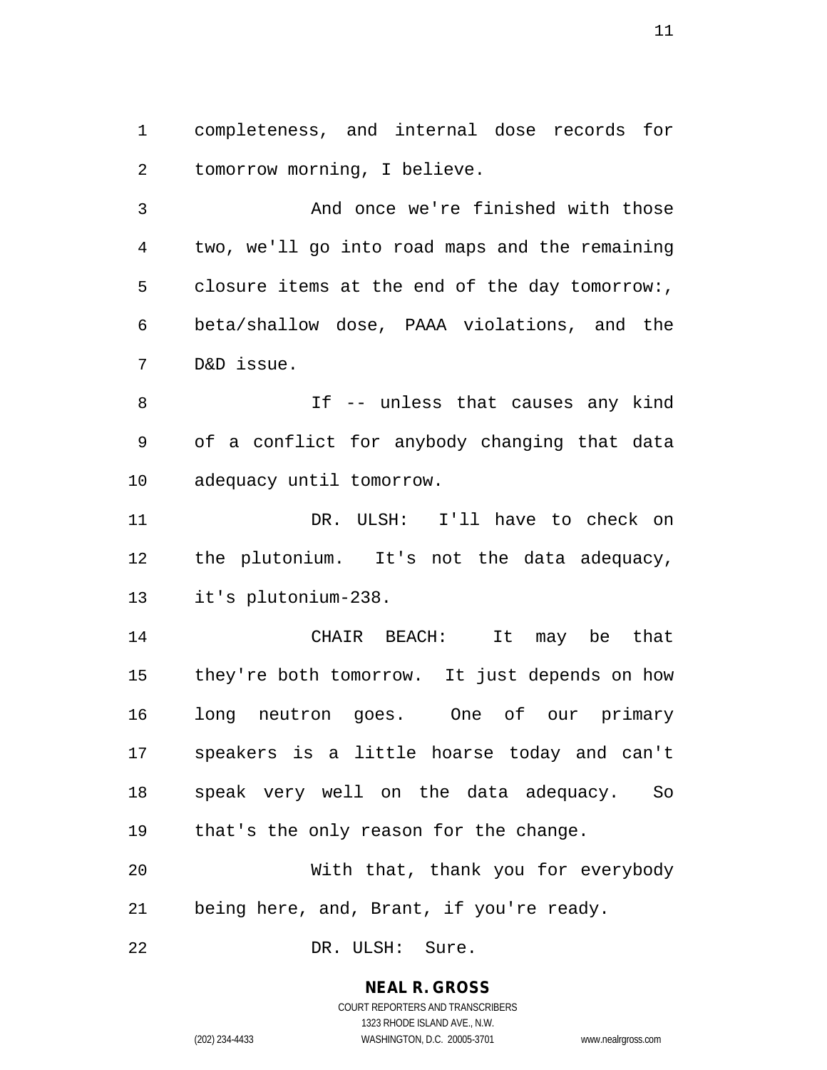completeness, and internal dose records for tomorrow morning, I believe.

And once we're finished with those two, we'll go into road maps and the remaining closure items at the end of the day tomorrow:, beta/shallow dose, PAAA violations, and the D&D issue.

If -- unless that causes any kind of a conflict for anybody changing that data adequacy until tomorrow.

DR. ULSH: I'll have to check on the plutonium. It's not the data adequacy, it's plutonium-238.

CHAIR BEACH: It may be that they're both tomorrow. It just depends on how long neutron goes. One of our primary speakers is a little hoarse today and can't speak very well on the data adequacy. So that's the only reason for the change.

With that, thank you for everybody being here, and, Brant, if you're ready.

DR. ULSH: Sure.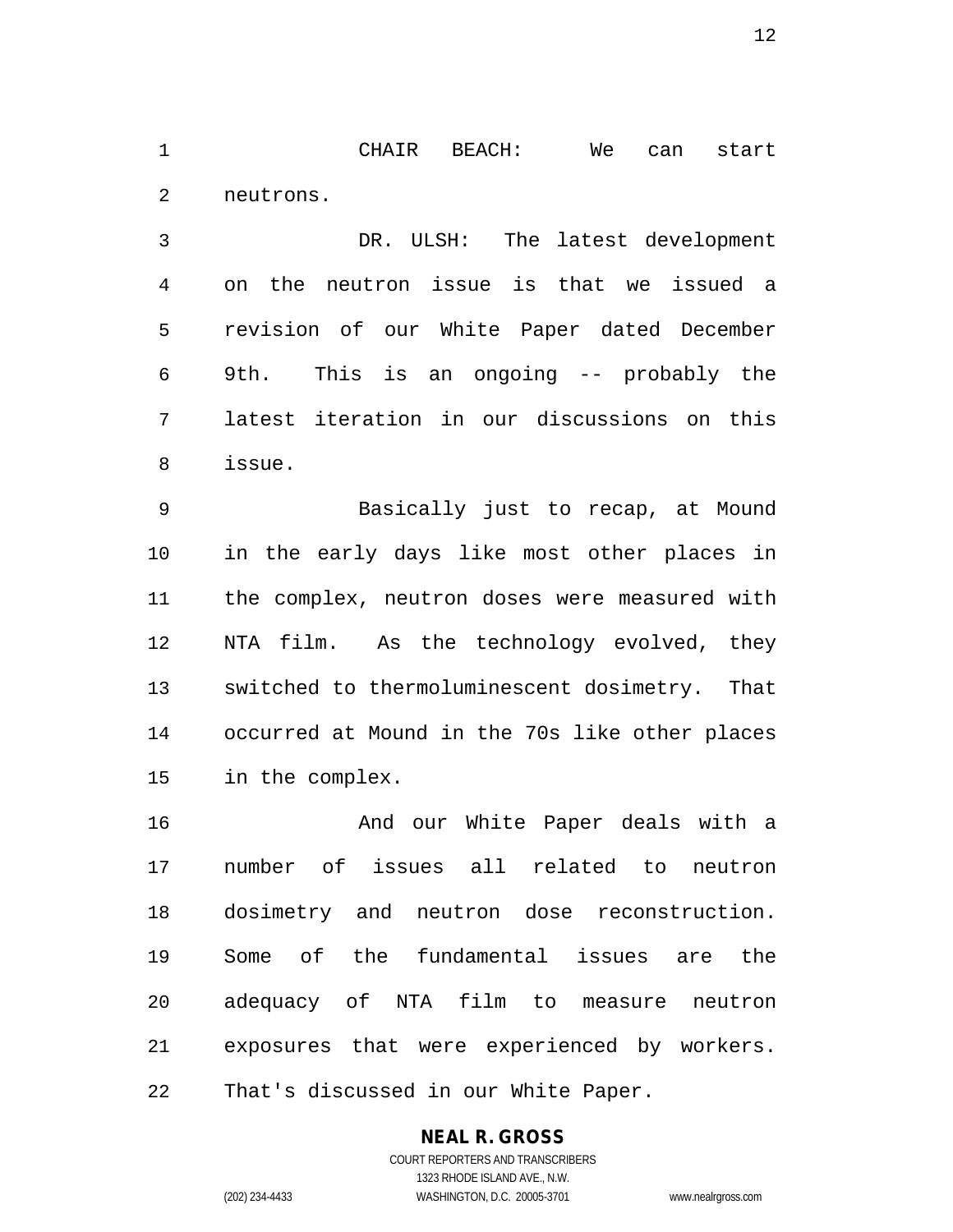CHAIR BEACH: We can start neutrons.

DR. ULSH: The latest development on the neutron issue is that we issued a revision of our White Paper dated December 9th. This is an ongoing -- probably the latest iteration in our discussions on this issue.

Basically just to recap, at Mound in the early days like most other places in the complex, neutron doses were measured with NTA film. As the technology evolved, they switched to thermoluminescent dosimetry. That occurred at Mound in the 70s like other places in the complex.

And our White Paper deals with a number of issues all related to neutron dosimetry and neutron dose reconstruction. Some of the fundamental issues are the adequacy of NTA film to measure neutron exposures that were experienced by workers. That's discussed in our White Paper.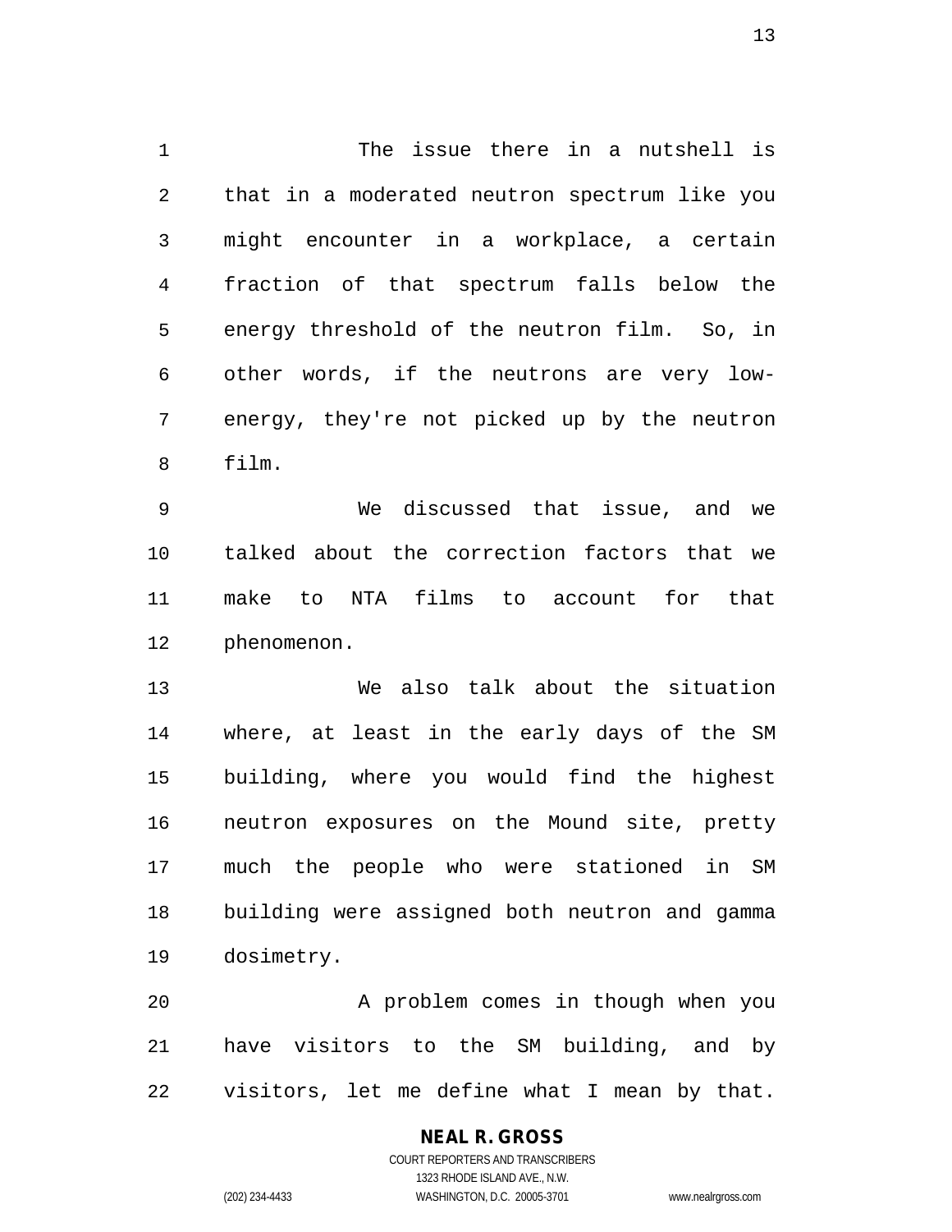The issue there in a nutshell is that in a moderated neutron spectrum like you might encounter in a workplace, a certain fraction of that spectrum falls below the energy threshold of the neutron film. So, in other words, if the neutrons are very low-energy, they're not picked up by the neutron film.

We discussed that issue, and we talked about the correction factors that we make to NTA films to account for that phenomenon.

We also talk about the situation where, at least in the early days of the SM building, where you would find the highest neutron exposures on the Mound site, pretty much the people who were stationed in SM building were assigned both neutron and gamma dosimetry.

A problem comes in though when you have visitors to the SM building, and by visitors, let me define what I mean by that.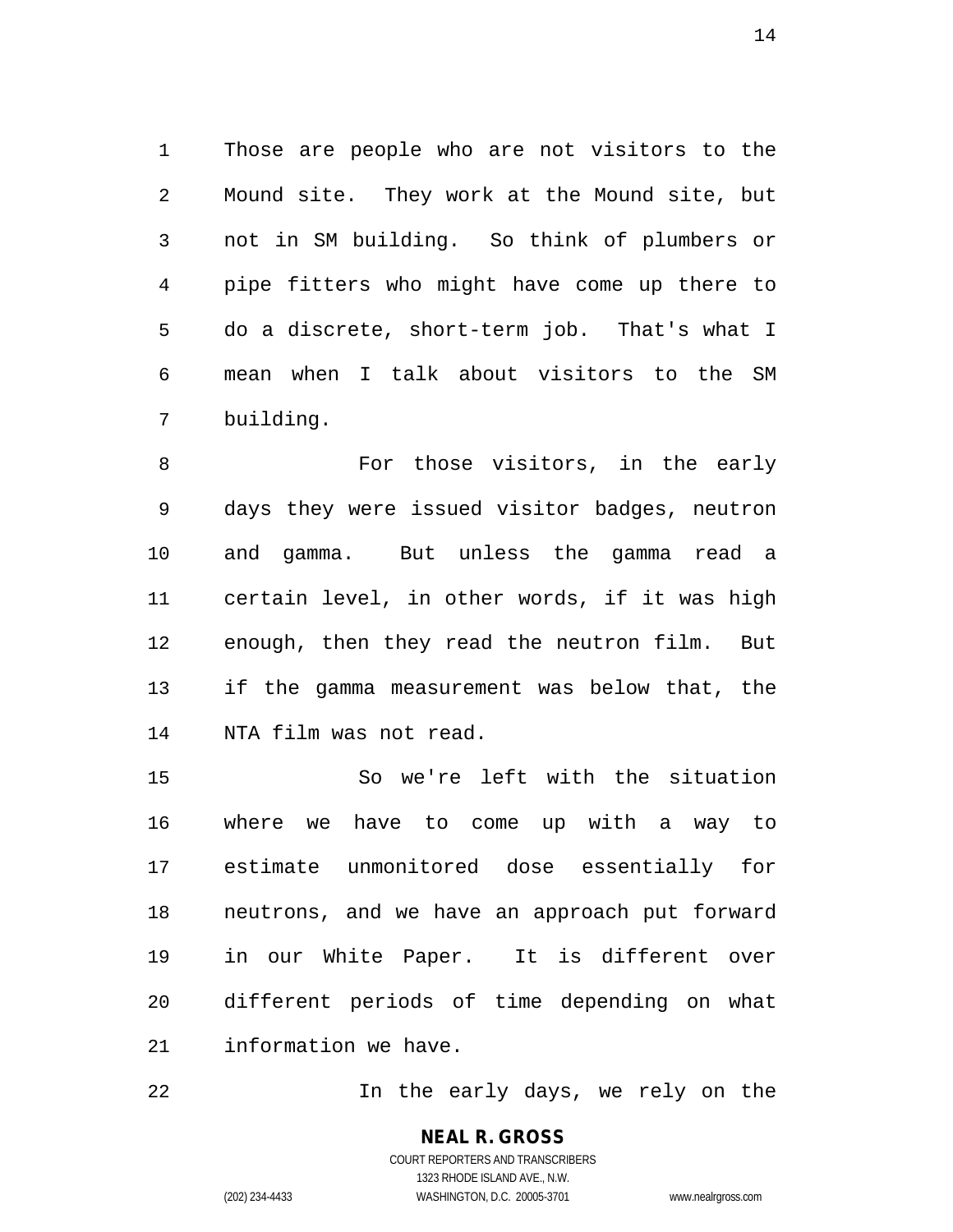Those are people who are not visitors to the Mound site. They work at the Mound site, but not in SM building. So think of plumbers or pipe fitters who might have come up there to do a discrete, short-term job. That's what I mean when I talk about visitors to the SM building.

For those visitors, in the early days they were issued visitor badges, neutron and gamma. But unless the gamma read a certain level, in other words, if it was high enough, then they read the neutron film. But if the gamma measurement was below that, the NTA film was not read.

So we're left with the situation where we have to come up with a way to estimate unmonitored dose essentially for neutrons, and we have an approach put forward in our White Paper. It is different over different periods of time depending on what information we have.

In the early days, we rely on the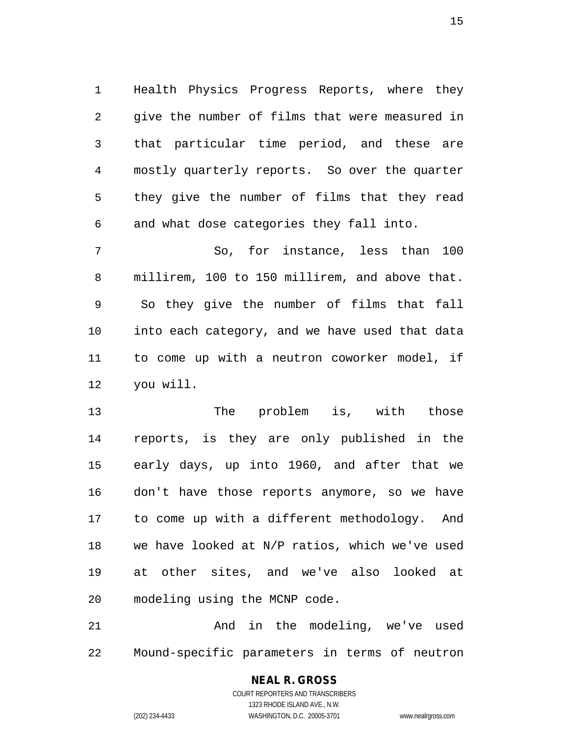Health Physics Progress Reports, where they give the number of films that were measured in that particular time period, and these are mostly quarterly reports. So over the quarter they give the number of films that they read and what dose categories they fall into.

So, for instance, less than 100 millirem, 100 to 150 millirem, and above that. So they give the number of films that fall into each category, and we have used that data to come up with a neutron coworker model, if you will.

The problem is, with those reports, is they are only published in the early days, up into 1960, and after that we don't have those reports anymore, so we have to come up with a different methodology. And we have looked at N/P ratios, which we've used at other sites, and we've also looked at modeling using the MCNP code.

And in the modeling, we've used Mound-specific parameters in terms of neutron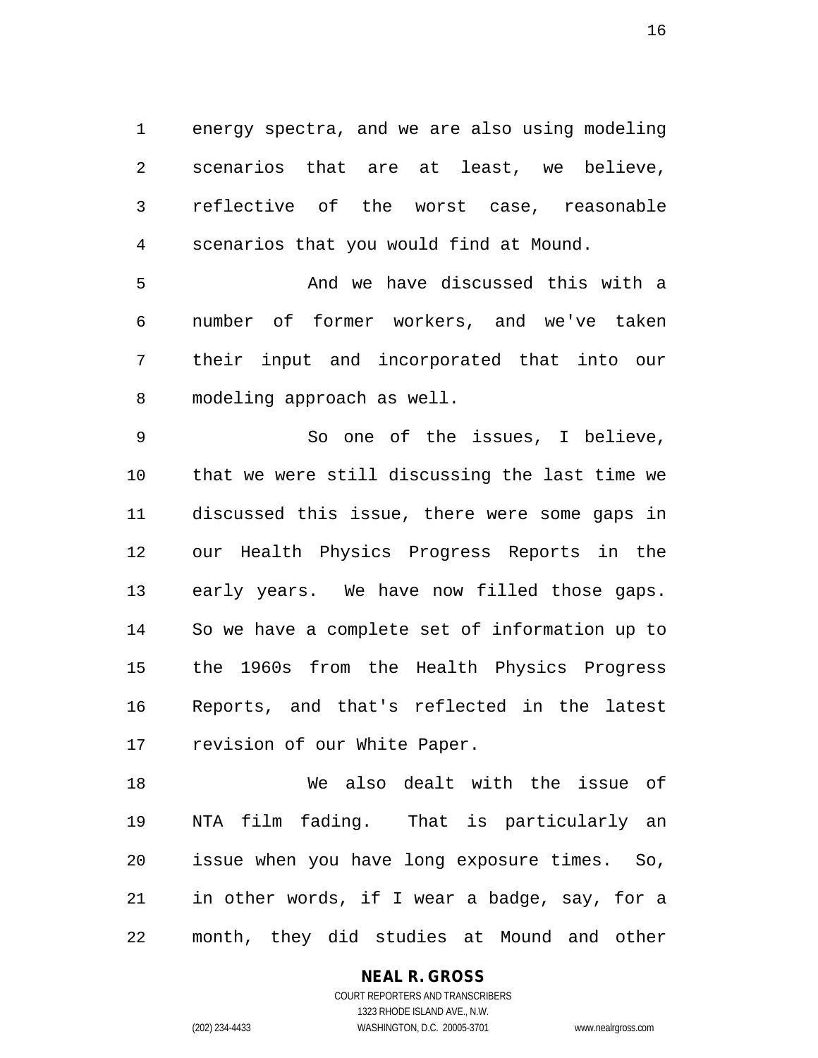energy spectra, and we are also using modeling scenarios that are at least, we believe, reflective of the worst case, reasonable scenarios that you would find at Mound.

And we have discussed this with a number of former workers, and we've taken their input and incorporated that into our modeling approach as well.

So one of the issues, I believe, that we were still discussing the last time we discussed this issue, there were some gaps in our Health Physics Progress Reports in the early years. We have now filled those gaps. So we have a complete set of information up to the 1960s from the Health Physics Progress Reports, and that's reflected in the latest revision of our White Paper.

We also dealt with the issue of NTA film fading. That is particularly an issue when you have long exposure times. So, in other words, if I wear a badge, say, for a month, they did studies at Mound and other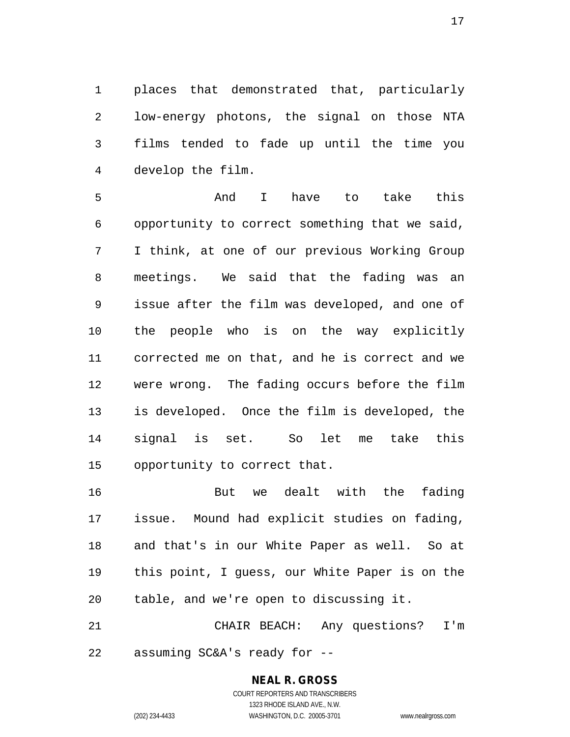places that demonstrated that, particularly low-energy photons, the signal on those NTA films tended to fade up until the time you develop the film.

And I have to take this opportunity to correct something that we said, I think, at one of our previous Working Group meetings. We said that the fading was an issue after the film was developed, and one of the people who is on the way explicitly corrected me on that, and he is correct and we were wrong. The fading occurs before the film is developed. Once the film is developed, the signal is set. So let me take this opportunity to correct that.

But we dealt with the fading issue. Mound had explicit studies on fading, and that's in our White Paper as well. So at this point, I guess, our White Paper is on the table, and we're open to discussing it.

CHAIR BEACH: Any questions? I'm assuming SC&A's ready for --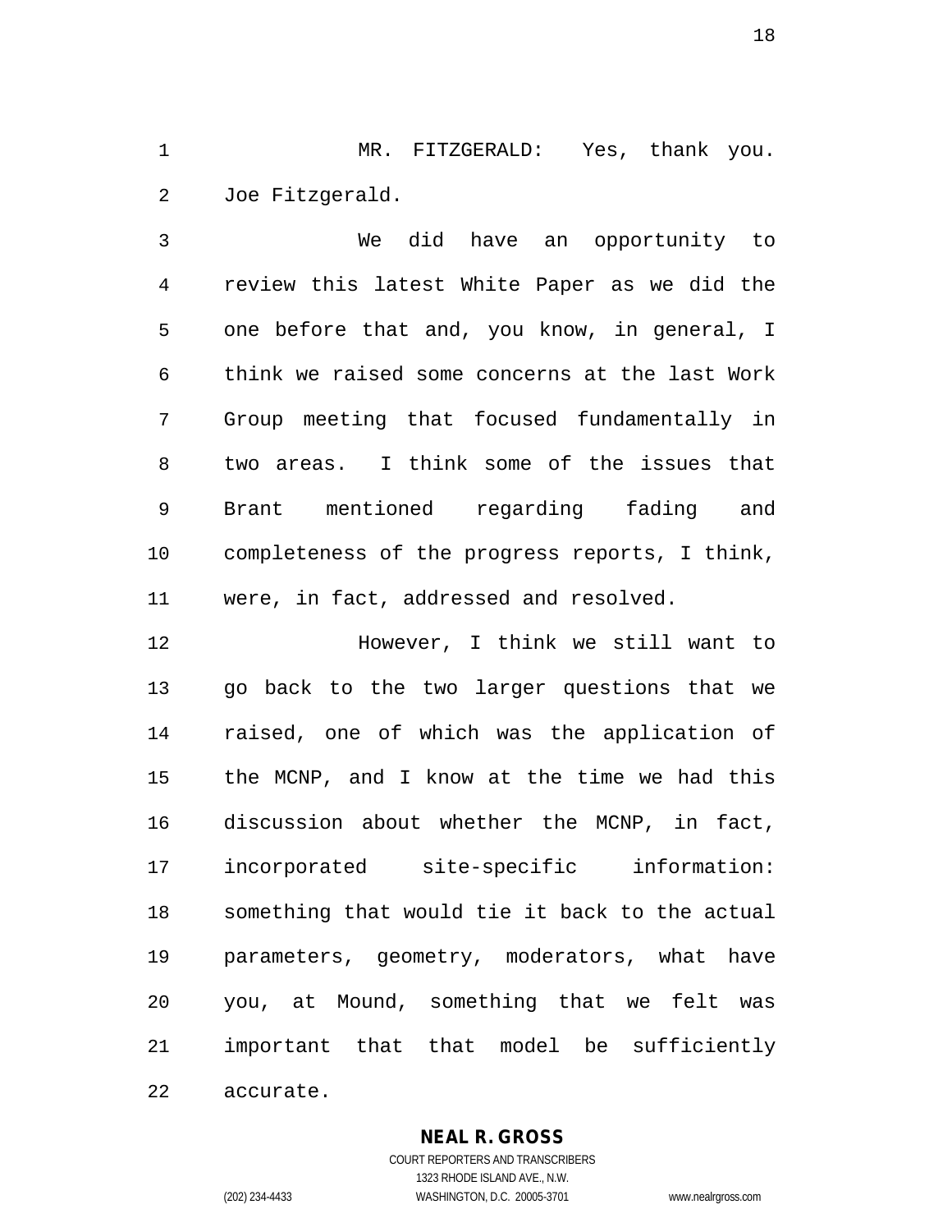MR. FITZGERALD: Yes, thank you. Joe Fitzgerald.

We did have an opportunity to review this latest White Paper as we did the one before that and, you know, in general, I think we raised some concerns at the last Work Group meeting that focused fundamentally in two areas. I think some of the issues that Brant mentioned regarding fading and completeness of the progress reports, I think, were, in fact, addressed and resolved.

However, I think we still want to go back to the two larger questions that we raised, one of which was the application of the MCNP, and I know at the time we had this discussion about whether the MCNP, in fact, incorporated site-specific information: something that would tie it back to the actual parameters, geometry, moderators, what have you, at Mound, something that we felt was important that that model be sufficiently accurate.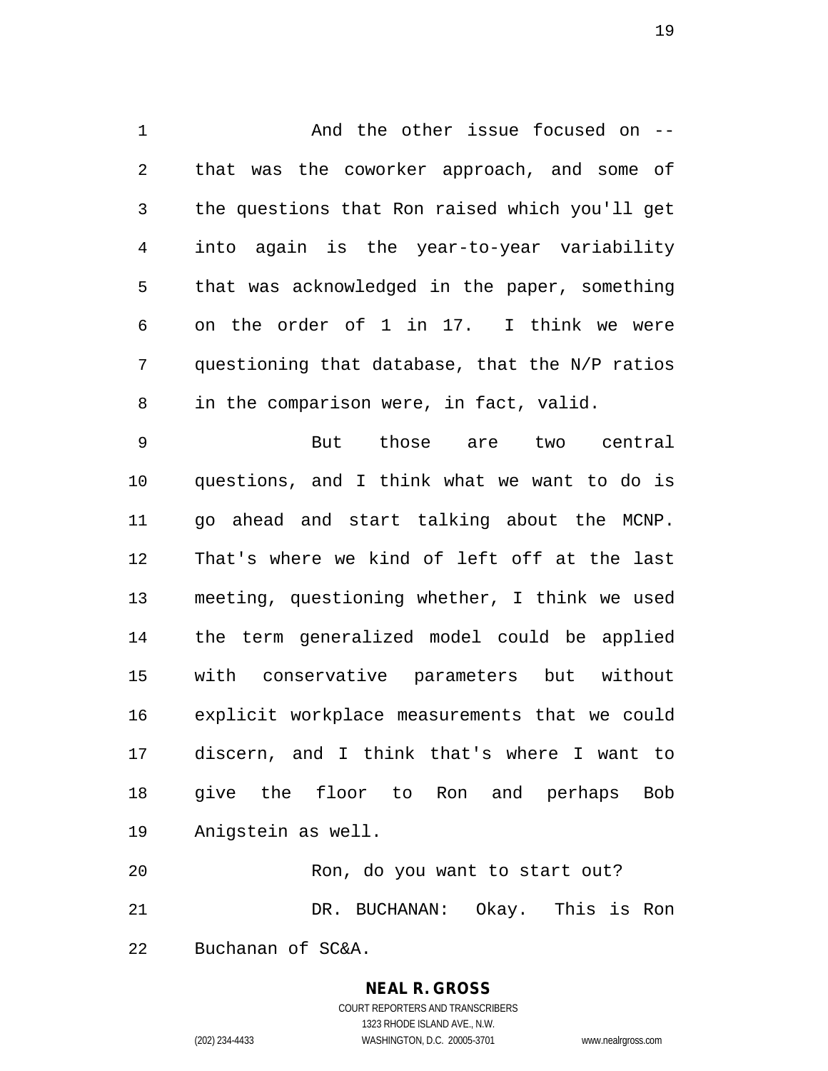And the other issue focused on -- that was the coworker approach, and some of the questions that Ron raised which you'll get into again is the year-to-year variability that was acknowledged in the paper, something on the order of 1 in 17. I think we were questioning that database, that the N/P ratios in the comparison were, in fact, valid.

But those are two central questions, and I think what we want to do is go ahead and start talking about the MCNP. That's where we kind of left off at the last meeting, questioning whether, I think we used the term generalized model could be applied with conservative parameters but without explicit workplace measurements that we could discern, and I think that's where I want to give the floor to Ron and perhaps Bob Anigstein as well.

Ron, do you want to start out?

DR. BUCHANAN: Okay. This is Ron Buchanan of SC&A.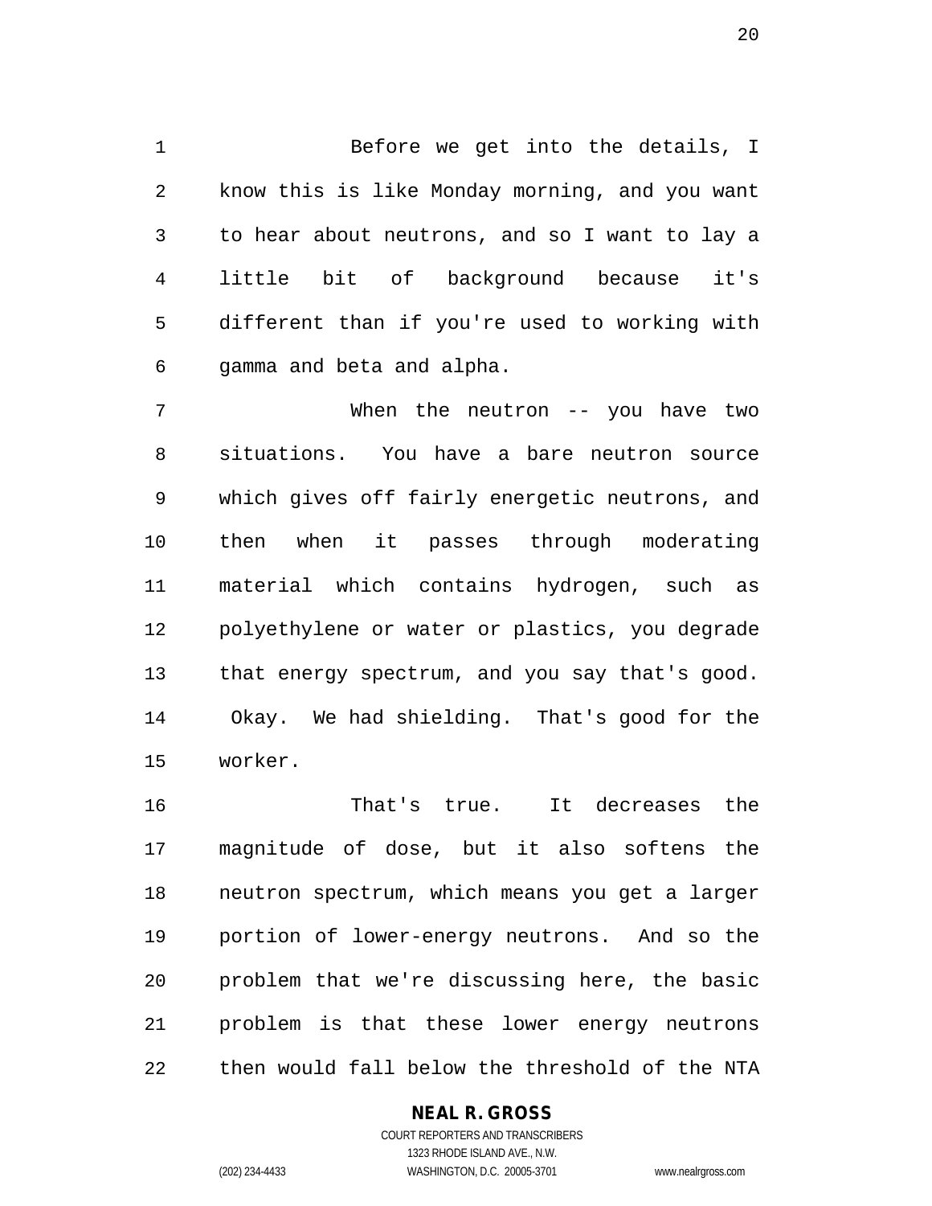Before we get into the details, I know this is like Monday morning, and you want to hear about neutrons, and so I want to lay a little bit of background because it's different than if you're used to working with gamma and beta and alpha.

When the neutron -- you have two situations. You have a bare neutron source which gives off fairly energetic neutrons, and then when it passes through moderating material which contains hydrogen, such as polyethylene or water or plastics, you degrade that energy spectrum, and you say that's good. Okay. We had shielding. That's good for the worker.

That's true. It decreases the magnitude of dose, but it also softens the neutron spectrum, which means you get a larger portion of lower-energy neutrons. And so the problem that we're discussing here, the basic problem is that these lower energy neutrons then would fall below the threshold of the NTA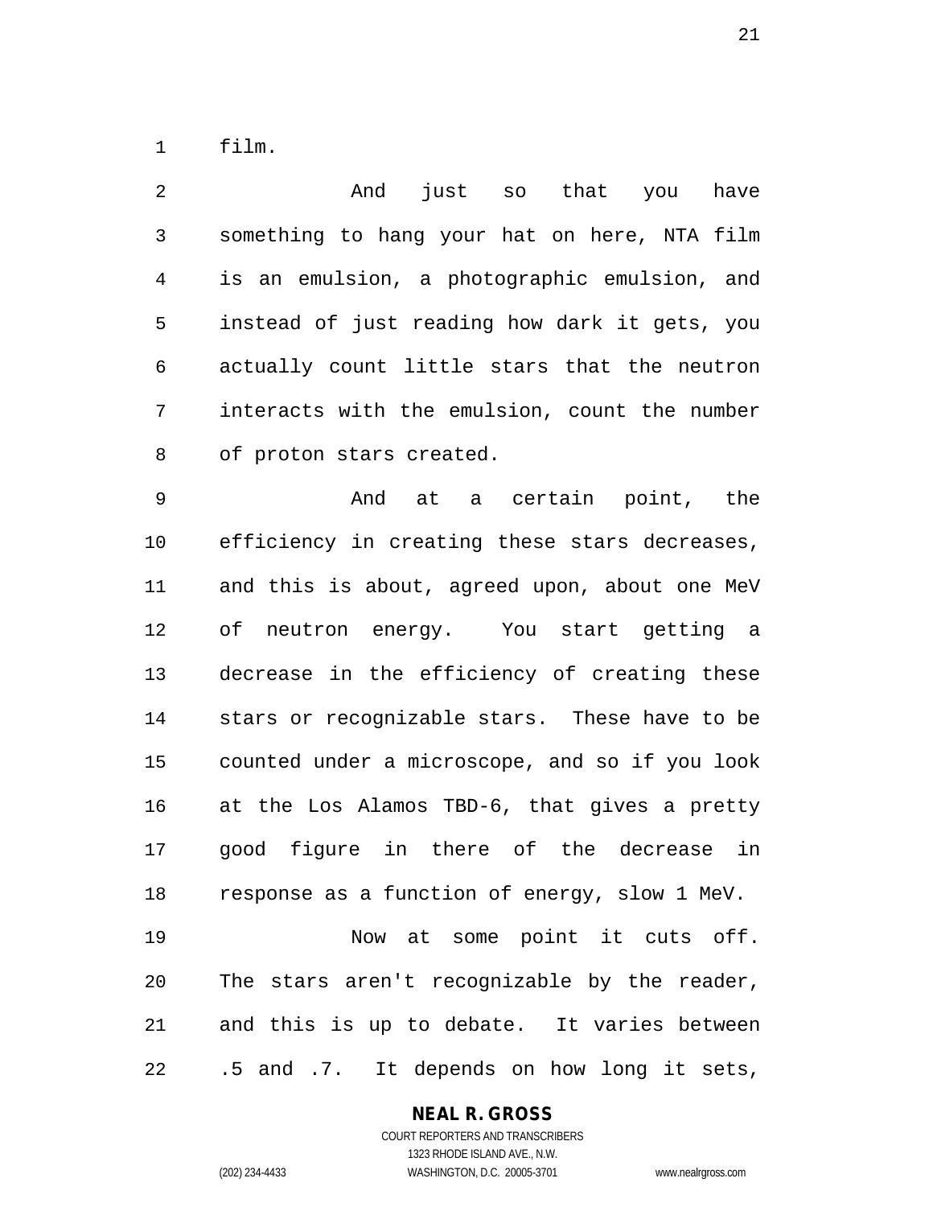film.

And just so that you have something to hang your hat on here, NTA film is an emulsion, a photographic emulsion, and instead of just reading how dark it gets, you actually count little stars that the neutron interacts with the emulsion, count the number of proton stars created.

And at a certain point, the efficiency in creating these stars decreases, and this is about, agreed upon, about one MeV of neutron energy. You start getting a decrease in the efficiency of creating these stars or recognizable stars. These have to be counted under a microscope, and so if you look at the Los Alamos TBD-6, that gives a pretty good figure in there of the decrease in response as a function of energy, slow 1 MeV.

Now at some point it cuts off. The stars aren't recognizable by the reader, and this is up to debate. It varies between .5 and .7. It depends on how long it sets,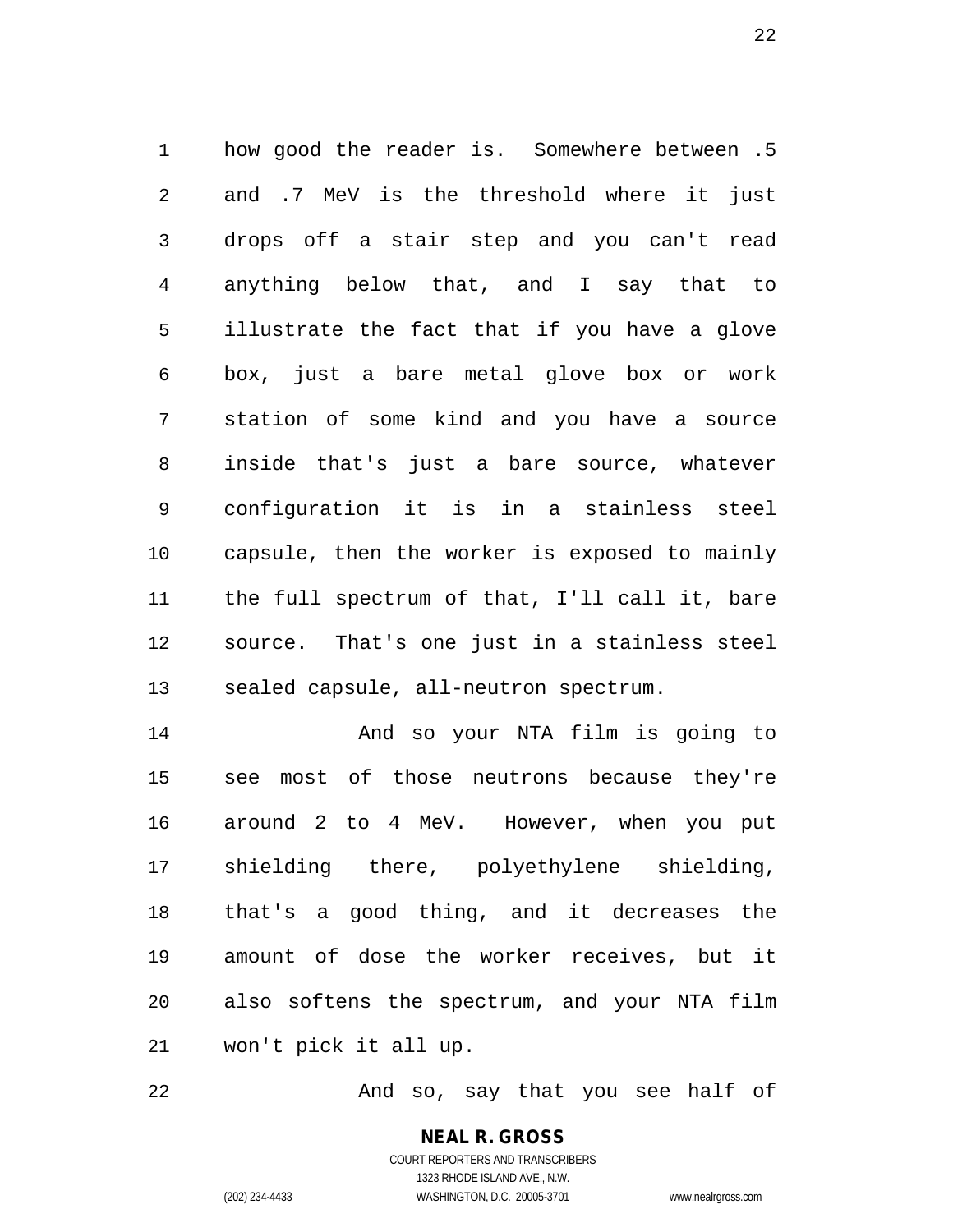how good the reader is. Somewhere between .5 and .7 MeV is the threshold where it just drops off a stair step and you can't read anything below that, and I say that to illustrate the fact that if you have a glove box, just a bare metal glove box or work station of some kind and you have a source inside that's just a bare source, whatever configuration it is in a stainless steel capsule, then the worker is exposed to mainly the full spectrum of that, I'll call it, bare source. That's one just in a stainless steel sealed capsule, all-neutron spectrum.

And so your NTA film is going to see most of those neutrons because they're around 2 to 4 MeV. However, when you put shielding there, polyethylene shielding, that's a good thing, and it decreases the amount of dose the worker receives, but it also softens the spectrum, and your NTA film won't pick it all up.

And so, say that you see half of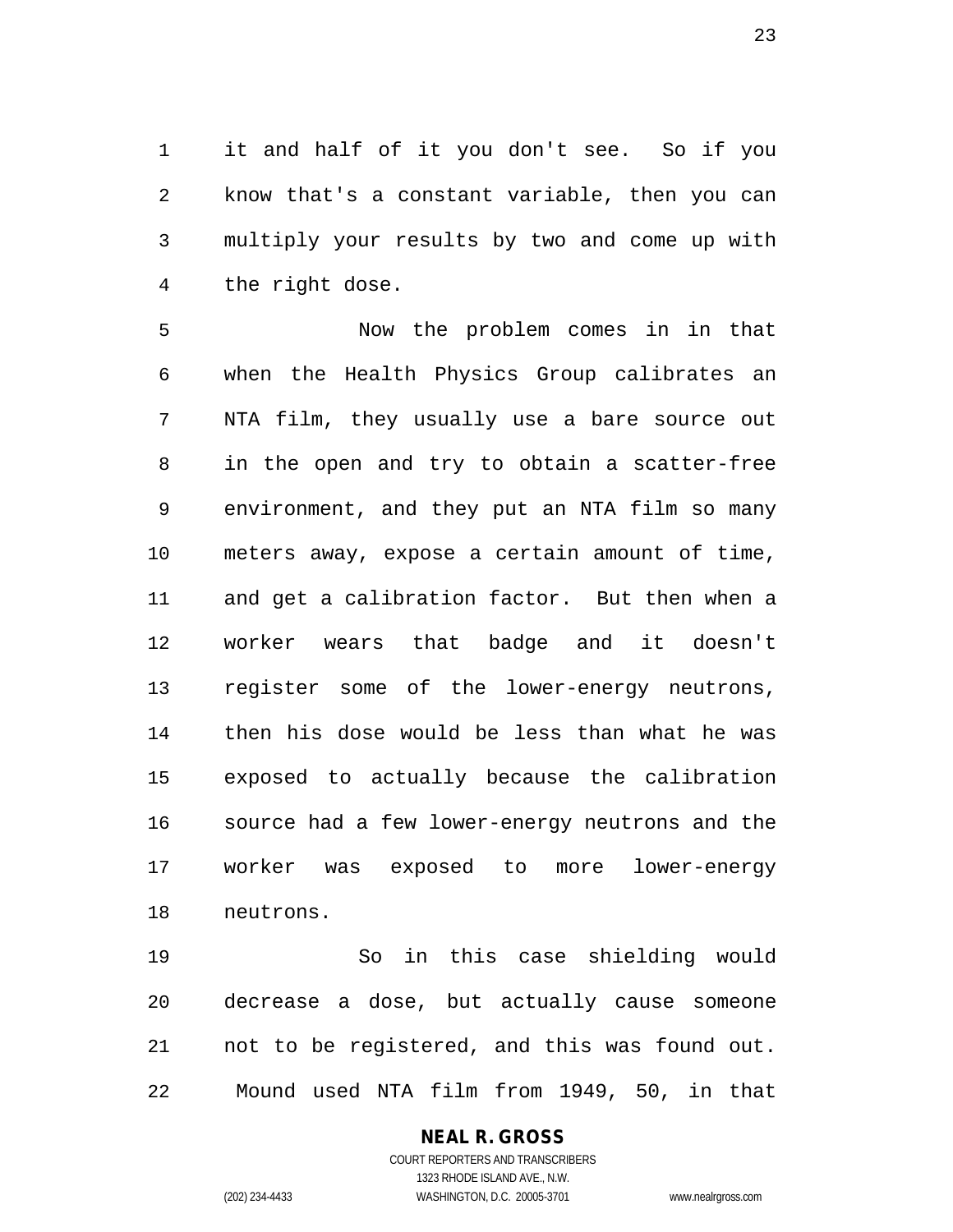it and half of it you don't see. So if you know that's a constant variable, then you can multiply your results by two and come up with the right dose.

Now the problem comes in in that when the Health Physics Group calibrates an NTA film, they usually use a bare source out in the open and try to obtain a scatter-free environment, and they put an NTA film so many meters away, expose a certain amount of time, and get a calibration factor. But then when a worker wears that badge and it doesn't register some of the lower-energy neutrons, then his dose would be less than what he was exposed to actually because the calibration source had a few lower-energy neutrons and the worker was exposed to more lower-energy neutrons.

So in this case shielding would decrease a dose, but actually cause someone not to be registered, and this was found out. Mound used NTA film from 1949, 50, in that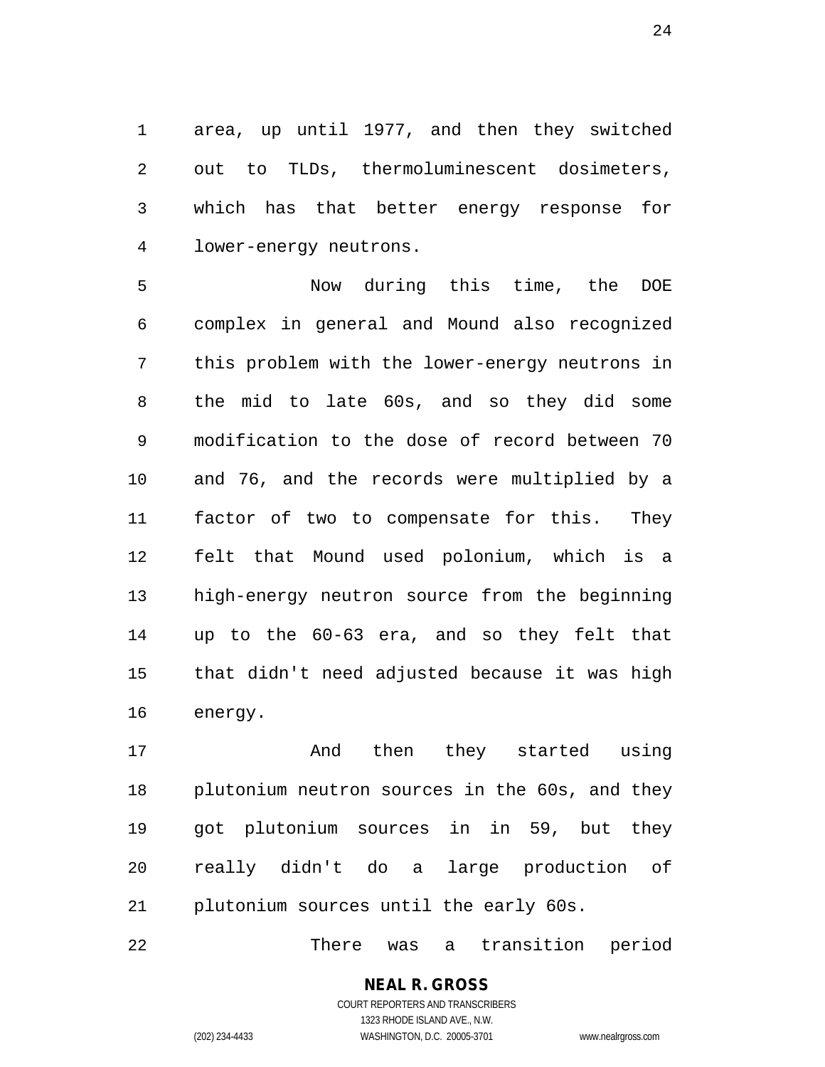area, up until 1977, and then they switched out to TLDs, thermoluminescent dosimeters, which has that better energy response for lower-energy neutrons.

Now during this time, the DOE complex in general and Mound also recognized this problem with the lower-energy neutrons in the mid to late 60s, and so they did some modification to the dose of record between 70 and 76, and the records were multiplied by a factor of two to compensate for this. They felt that Mound used polonium, which is a high-energy neutron source from the beginning up to the 60-63 era, and so they felt that that didn't need adjusted because it was high energy.

And then they started using plutonium neutron sources in the 60s, and they got plutonium sources in in 59, but they really didn't do a large production of plutonium sources until the early 60s.

There was a transition period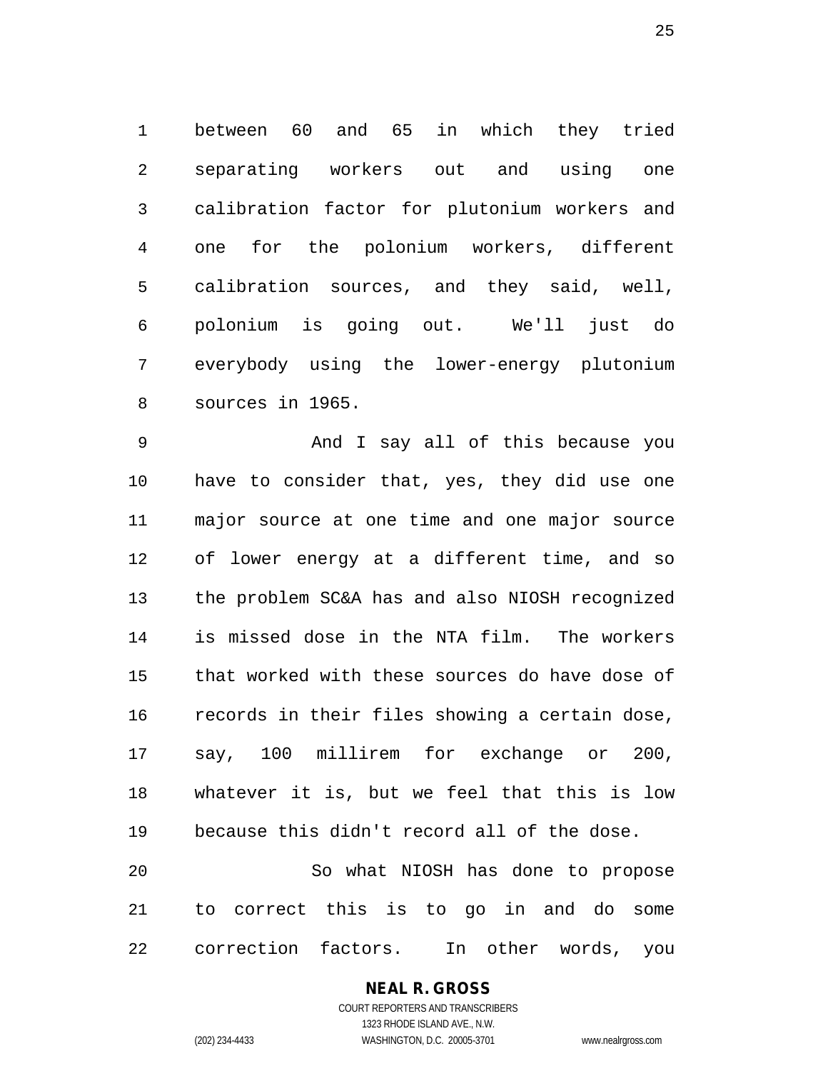between 60 and 65 in which they tried separating workers out and using one calibration factor for plutonium workers and one for the polonium workers, different calibration sources, and they said, well, polonium is going out. We'll just do everybody using the lower-energy plutonium sources in 1965.

And I say all of this because you have to consider that, yes, they did use one major source at one time and one major source of lower energy at a different time, and so the problem SC&A has and also NIOSH recognized is missed dose in the NTA film. The workers that worked with these sources do have dose of records in their files showing a certain dose, say, 100 millirem for exchange or 200, whatever it is, but we feel that this is low because this didn't record all of the dose.

So what NIOSH has done to propose to correct this is to go in and do some correction factors. In other words, you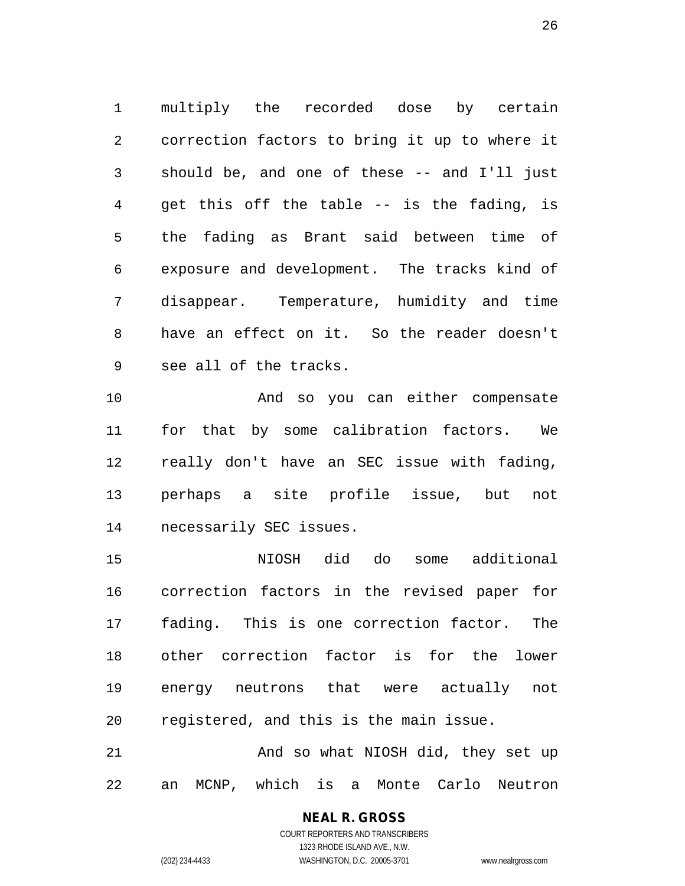multiply the recorded dose by certain correction factors to bring it up to where it should be, and one of these -- and I'll just get this off the table -- is the fading, is the fading as Brant said between time of exposure and development. The tracks kind of disappear. Temperature, humidity and time have an effect on it. So the reader doesn't see all of the tracks.

And so you can either compensate for that by some calibration factors. We really don't have an SEC issue with fading, perhaps a site profile issue, but not necessarily SEC issues.

NIOSH did do some additional correction factors in the revised paper for fading. This is one correction factor. The other correction factor is for the lower energy neutrons that were actually not registered, and this is the main issue.

And so what NIOSH did, they set up an MCNP, which is a Monte Carlo Neutron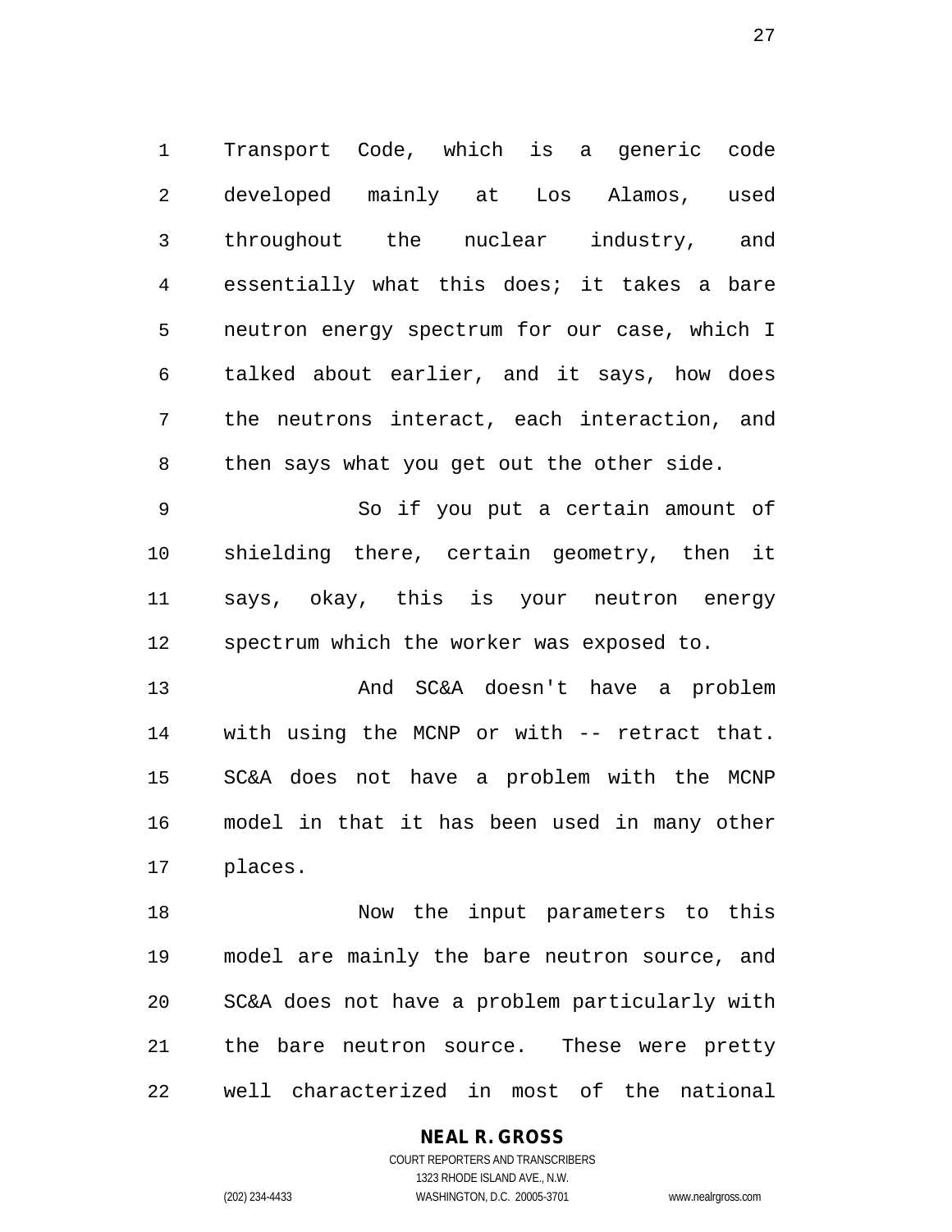Transport Code, which is a generic code developed mainly at Los Alamos, used throughout the nuclear industry, and essentially what this does; it takes a bare neutron energy spectrum for our case, which I talked about earlier, and it says, how does the neutrons interact, each interaction, and then says what you get out the other side.

So if you put a certain amount of shielding there, certain geometry, then it says, okay, this is your neutron energy spectrum which the worker was exposed to.

And SC&A doesn't have a problem with using the MCNP or with -- retract that. SC&A does not have a problem with the MCNP model in that it has been used in many other places.

Now the input parameters to this model are mainly the bare neutron source, and SC&A does not have a problem particularly with the bare neutron source. These were pretty well characterized in most of the national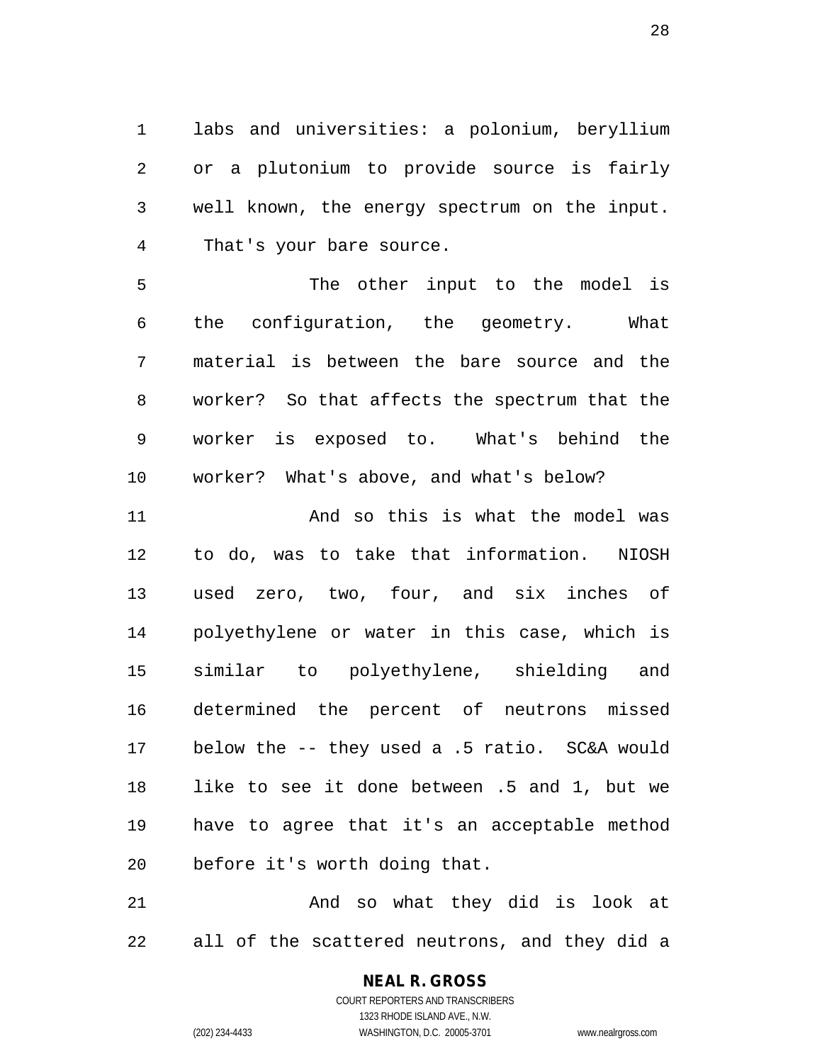labs and universities: a polonium, beryllium or a plutonium to provide source is fairly well known, the energy spectrum on the input. That's your bare source.

The other input to the model is the configuration, the geometry. What material is between the bare source and the worker? So that affects the spectrum that the worker is exposed to. What's behind the worker? What's above, and what's below?

And so this is what the model was to do, was to take that information. NIOSH used zero, two, four, and six inches of polyethylene or water in this case, which is similar to polyethylene, shielding and determined the percent of neutrons missed below the -- they used a .5 ratio. SC&A would like to see it done between .5 and 1, but we have to agree that it's an acceptable method before it's worth doing that.

And so what they did is look at all of the scattered neutrons, and they did a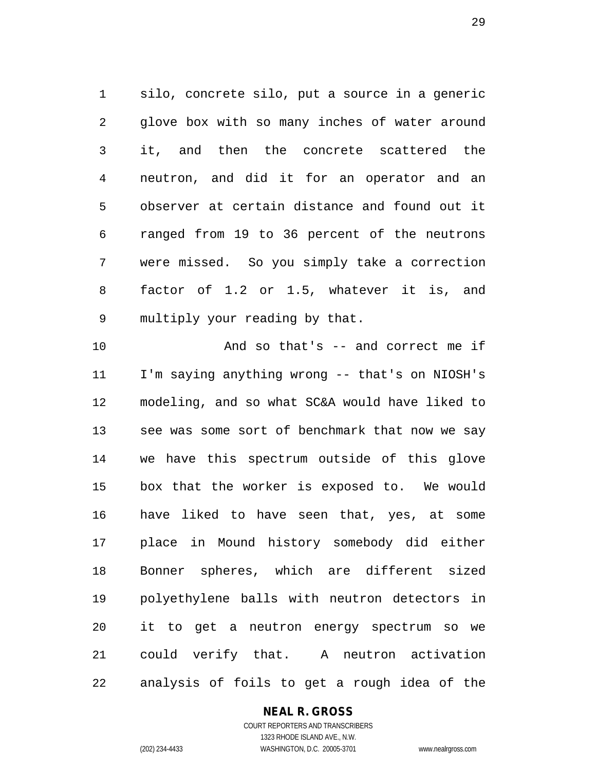silo, concrete silo, put a source in a generic glove box with so many inches of water around it, and then the concrete scattered the neutron, and did it for an operator and an observer at certain distance and found out it ranged from 19 to 36 percent of the neutrons were missed. So you simply take a correction factor of 1.2 or 1.5, whatever it is, and multiply your reading by that.

And so that's -- and correct me if I'm saying anything wrong -- that's on NIOSH's modeling, and so what SC&A would have liked to see was some sort of benchmark that now we say we have this spectrum outside of this glove box that the worker is exposed to. We would have liked to have seen that, yes, at some place in Mound history somebody did either Bonner spheres, which are different sized polyethylene balls with neutron detectors in it to get a neutron energy spectrum so we could verify that. A neutron activation analysis of foils to get a rough idea of the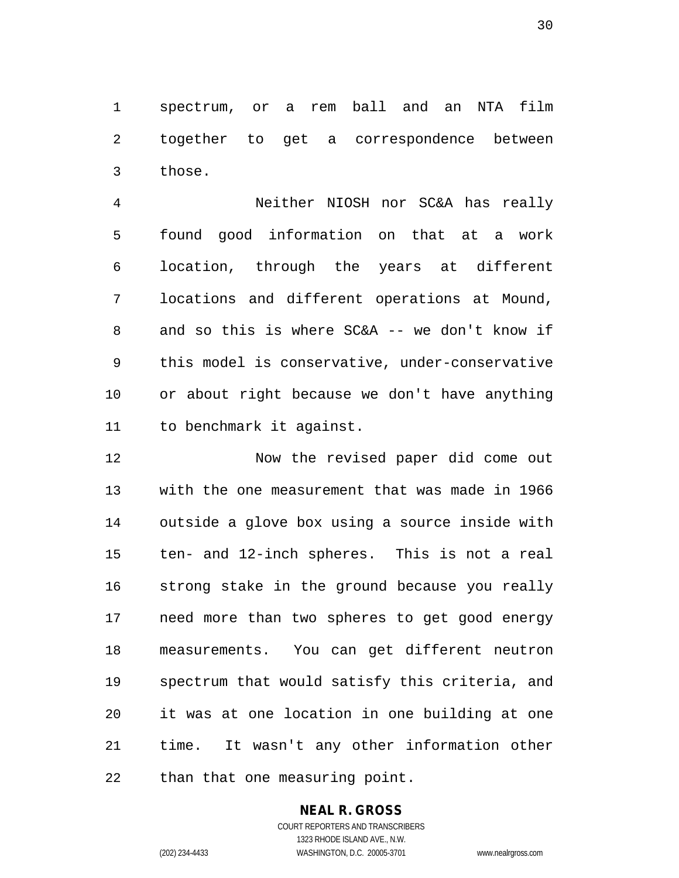spectrum, or a rem ball and an NTA film together to get a correspondence between those.

Neither NIOSH nor SC&A has really found good information on that at a work location, through the years at different locations and different operations at Mound, and so this is where SC&A -- we don't know if this model is conservative, under-conservative or about right because we don't have anything to benchmark it against.

Now the revised paper did come out with the one measurement that was made in 1966 outside a glove box using a source inside with ten- and 12-inch spheres. This is not a real strong stake in the ground because you really need more than two spheres to get good energy measurements. You can get different neutron spectrum that would satisfy this criteria, and it was at one location in one building at one time. It wasn't any other information other than that one measuring point.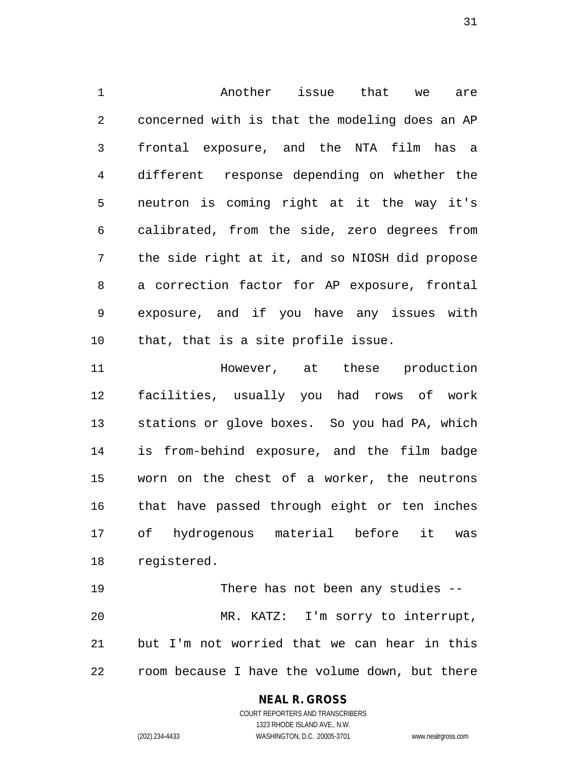Another issue that we are concerned with is that the modeling does an AP frontal exposure, and the NTA film has a different response depending on whether the neutron is coming right at it the way it's calibrated, from the side, zero degrees from the side right at it, and so NIOSH did propose a correction factor for AP exposure, frontal exposure, and if you have any issues with that, that is a site profile issue.

However, at these production facilities, usually you had rows of work stations or glove boxes. So you had PA, which is from-behind exposure, and the film badge worn on the chest of a worker, the neutrons that have passed through eight or ten inches of hydrogenous material before it was registered.

There has not been any studies --

MR. KATZ: I'm sorry to interrupt, but I'm not worried that we can hear in this room because I have the volume down, but there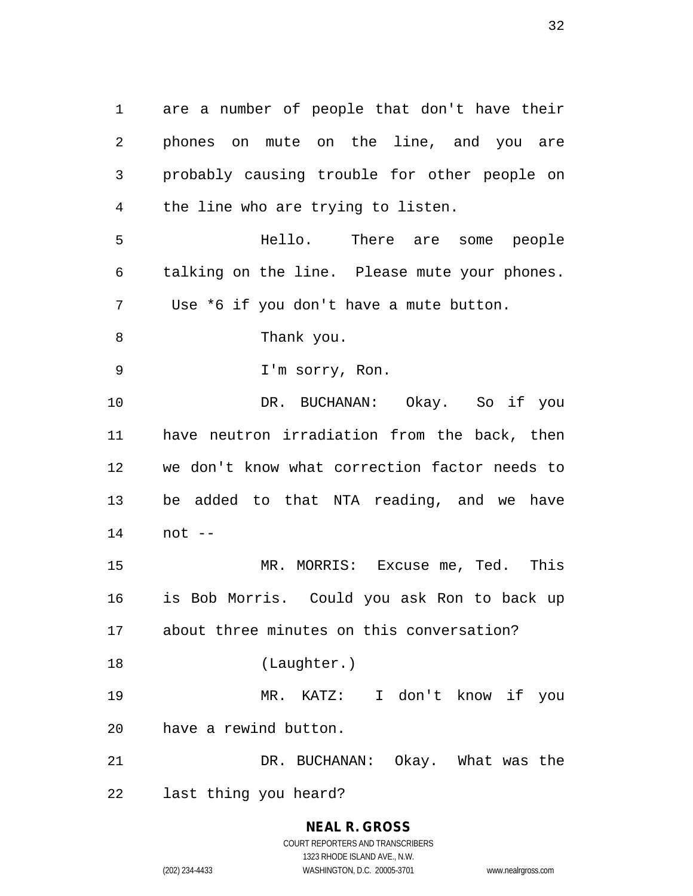are a number of people that don't have their phones on mute on the line, and you are probably causing trouble for other people on the line who are trying to listen.

Hello. There are some people talking on the line. Please mute your phones. Use *6 if you don't have a mute button.

Thank you.

I'm sorry, Ron.

DR. BUCHANAN: Okay. So if you have neutron irradiation from the back, then we don't know what correction factor needs to be added to that NTA reading, and we have not --

MR. MORRIS: Excuse me, Ted. This is Bob Morris. Could you ask Ron to back up about three minutes on this conversation?

(Laughter.)

MR. KATZ: I don't know if you have a rewind button.

DR. BUCHANAN: Okay. What was the last thing you heard?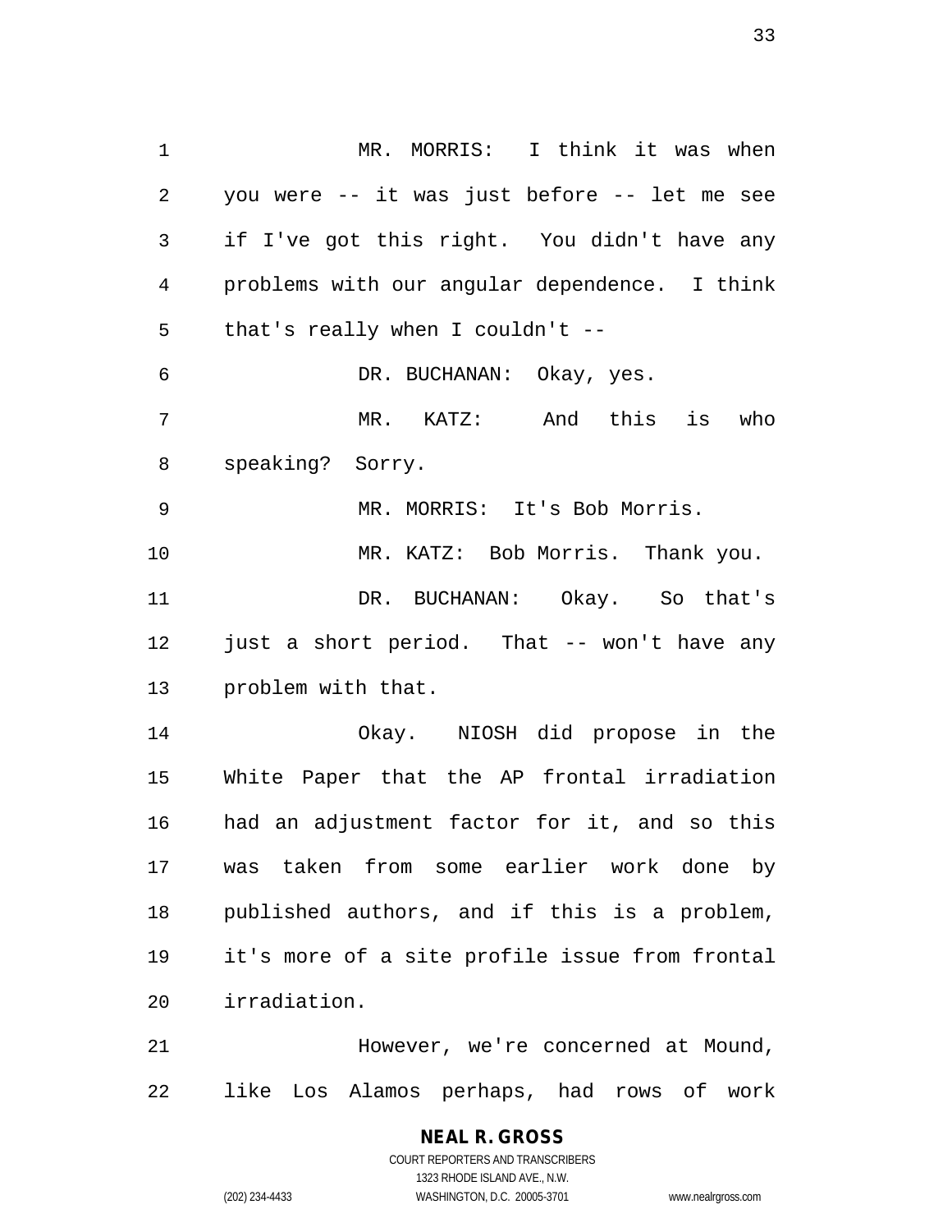MR. MORRIS: I think it was when you were -- it was just before -- let me see if I've got this right. You didn't have any problems with our angular dependence. I think that's really when I couldn't --

DR. BUCHANAN: Okay, yes.

MR. KATZ: And this is who speaking? Sorry.

MR. MORRIS: It's Bob Morris.

MR. KATZ: Bob Morris. Thank you.

DR. BUCHANAN: Okay. So that's just a short period. That -- won't have any problem with that.

Okay. NIOSH did propose in the White Paper that the AP frontal irradiation had an adjustment factor for it, and so this was taken from some earlier work done by published authors, and if this is a problem, it's more of a site profile issue from frontal irradiation.

However, we're concerned at Mound, like Los Alamos perhaps, had rows of work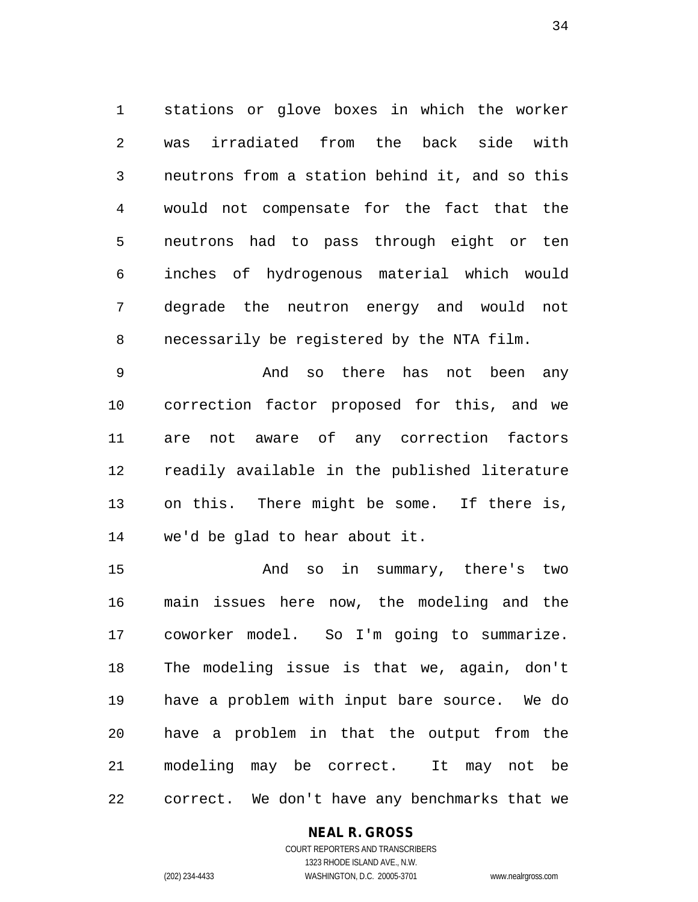stations or glove boxes in which the worker was irradiated from the back side with neutrons from a station behind it, and so this would not compensate for the fact that the neutrons had to pass through eight or ten inches of hydrogenous material which would degrade the neutron energy and would not necessarily be registered by the NTA film.

And so there has not been any correction factor proposed for this, and we are not aware of any correction factors readily available in the published literature on this. There might be some. If there is, we'd be glad to hear about it.

And so in summary, there's two main issues here now, the modeling and the coworker model. So I'm going to summarize. The modeling issue is that we, again, don't have a problem with input bare source. We do have a problem in that the output from the modeling may be correct. It may not be correct. We don't have any benchmarks that we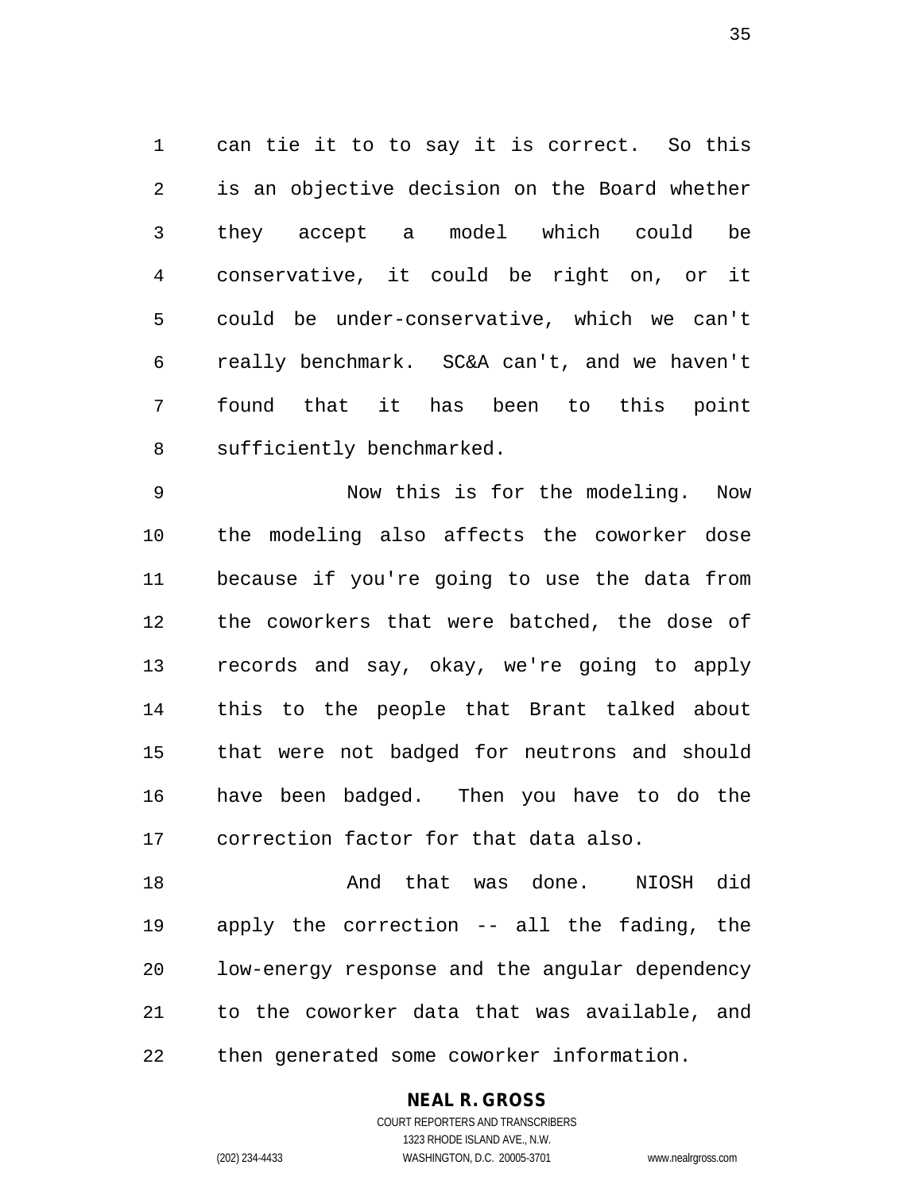can tie it to to say it is correct. So this is an objective decision on the Board whether they accept a model which could be conservative, it could be right on, or it could be under-conservative, which we can't really benchmark. SC&A can't, and we haven't found that it has been to this point sufficiently benchmarked.

Now this is for the modeling. Now the modeling also affects the coworker dose because if you're going to use the data from the coworkers that were batched, the dose of records and say, okay, we're going to apply this to the people that Brant talked about that were not badged for neutrons and should have been badged. Then you have to do the correction factor for that data also.

And that was done. NIOSH did apply the correction -- all the fading, the low-energy response and the angular dependency to the coworker data that was available, and then generated some coworker information.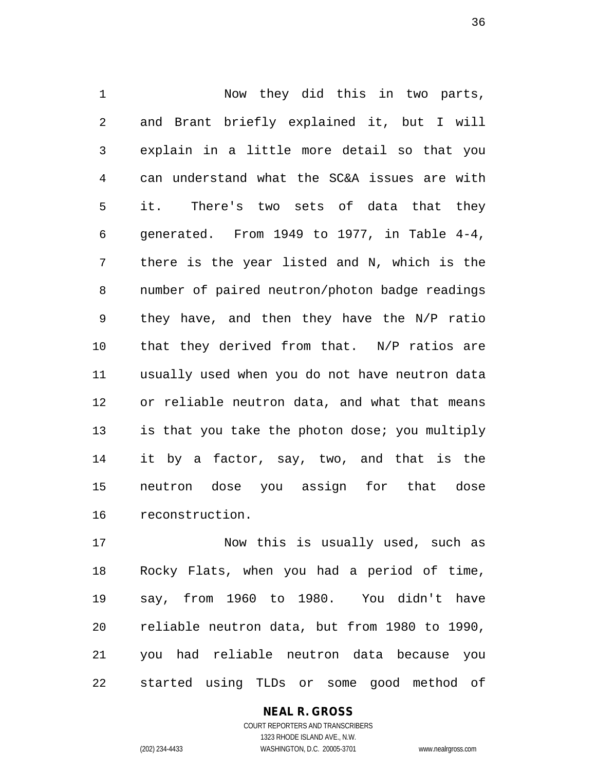Now they did this in two parts, and Brant briefly explained it, but I will explain in a little more detail so that you can understand what the SC&A issues are with it. There's two sets of data that they generated. From 1949 to 1977, in Table 4-4, there is the year listed and N, which is the number of paired neutron/photon badge readings they have, and then they have the N/P ratio that they derived from that. N/P ratios are usually used when you do not have neutron data or reliable neutron data, and what that means is that you take the photon dose; you multiply it by a factor, say, two, and that is the neutron dose you assign for that dose reconstruction.

Now this is usually used, such as Rocky Flats, when you had a period of time, say, from 1960 to 1980. You didn't have reliable neutron data, but from 1980 to 1990, you had reliable neutron data because you started using TLDs or some good method of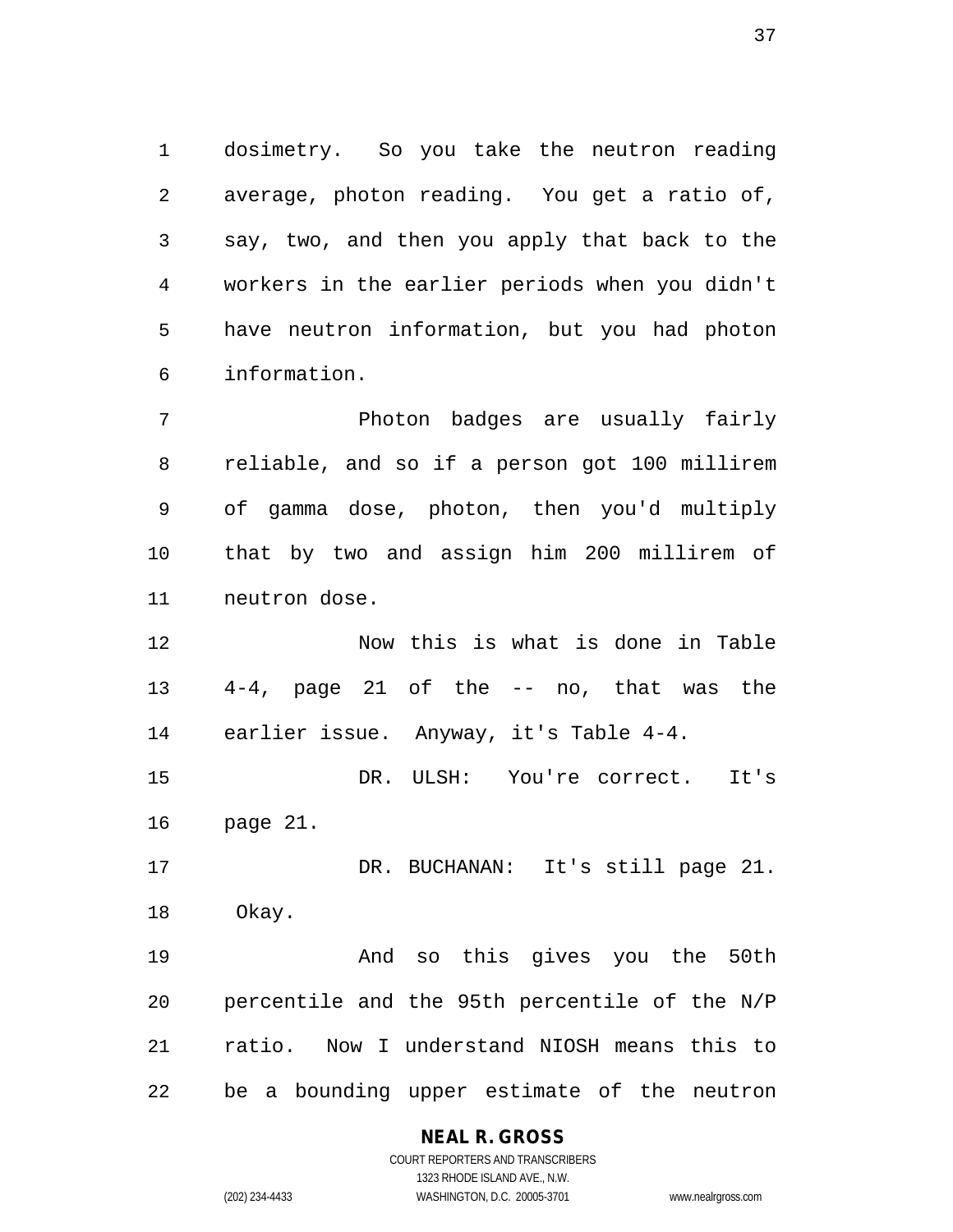dosimetry. So you take the neutron reading average, photon reading. You get a ratio of, say, two, and then you apply that back to the workers in the earlier periods when you didn't have neutron information, but you had photon information.

Photon badges are usually fairly reliable, and so if a person got 100 millirem of gamma dose, photon, then you'd multiply that by two and assign him 200 millirem of neutron dose.

Now this is what is done in Table 4-4, page 21 of the -- no, that was the earlier issue. Anyway, it's Table 4-4.

DR. ULSH: You're correct. It's page 21.

DR. BUCHANAN: It's still page 21. Okay.

And so this gives you the 50th percentile and the 95th percentile of the N/P ratio. Now I understand NIOSH means this to be a bounding upper estimate of the neutron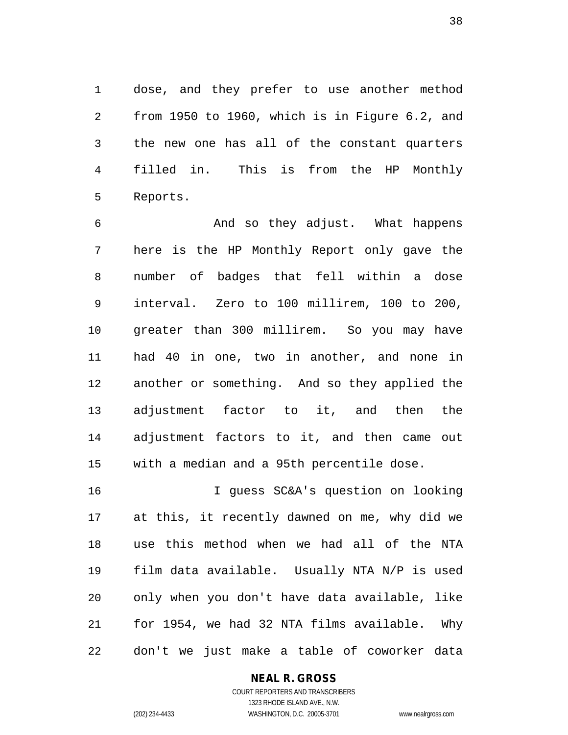dose, and they prefer to use another method from 1950 to 1960, which is in Figure 6.2, and the new one has all of the constant quarters filled in. This is from the HP Monthly Reports.

And so they adjust. What happens here is the HP Monthly Report only gave the number of badges that fell within a dose interval. Zero to 100 millirem, 100 to 200, greater than 300 millirem. So you may have had 40 in one, two in another, and none in another or something. And so they applied the adjustment factor to it, and then the adjustment factors to it, and then came out with a median and a 95th percentile dose.

I guess SC&A's question on looking at this, it recently dawned on me, why did we use this method when we had all of the NTA film data available. Usually NTA N/P is used only when you don't have data available, like for 1954, we had 32 NTA films available. Why don't we just make a table of coworker data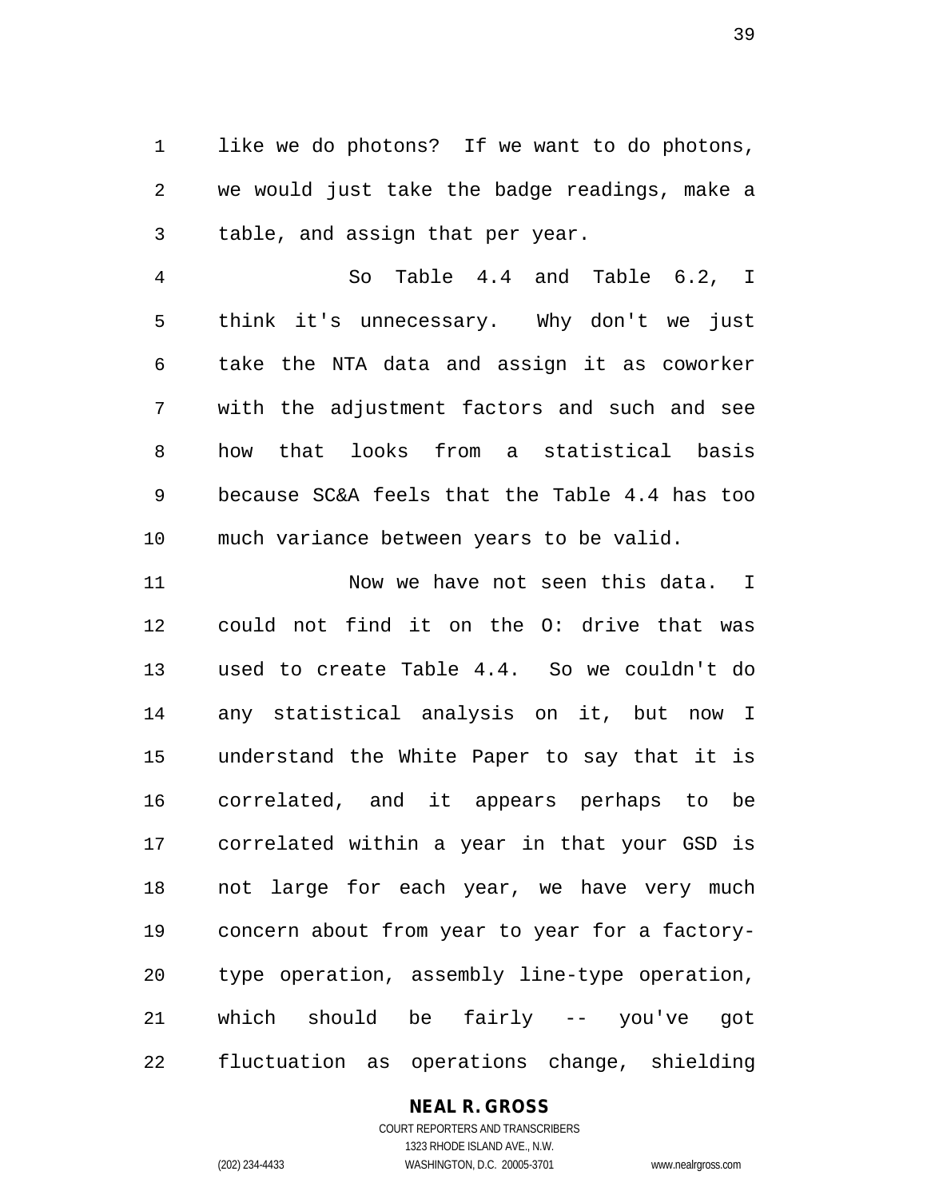like we do photons? If we want to do photons, we would just take the badge readings, make a table, and assign that per year.

So Table 4.4 and Table 6.2, I think it's unnecessary. Why don't we just take the NTA data and assign it as coworker with the adjustment factors and such and see how that looks from a statistical basis because SC&A feels that the Table 4.4 has too much variance between years to be valid.

Now we have not seen this data. I could not find it on the O: drive that was used to create Table 4.4. So we couldn't do any statistical analysis on it, but now I understand the White Paper to say that it is correlated, and it appears perhaps to be correlated within a year in that your GSD is not large for each year, we have very much concern about from year to year for a factory-type operation, assembly line-type operation, which should be fairly -- you've got fluctuation as operations change, shielding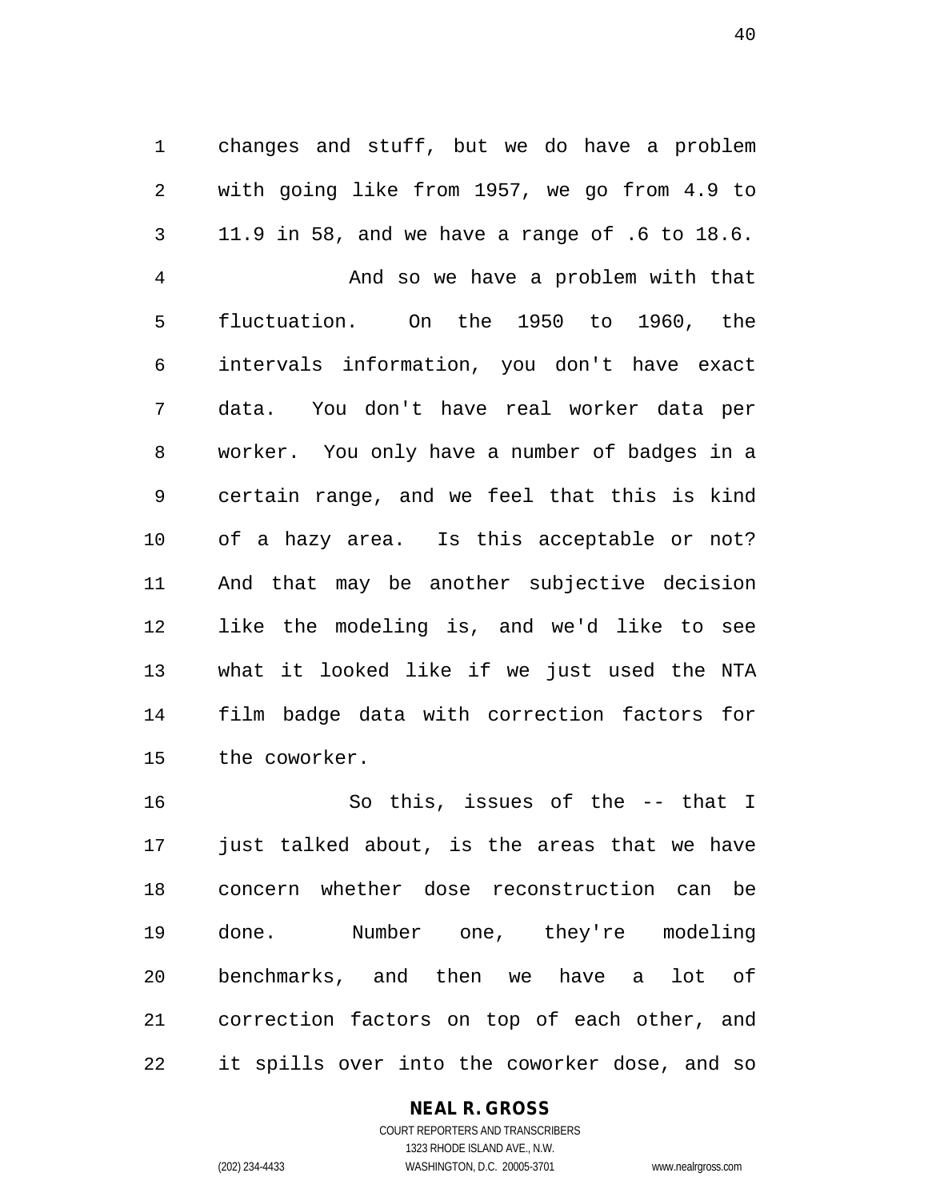changes and stuff, but we do have a problem with going like from 1957, we go from 4.9 to 11.9 in 58, and we have a range of .6 to 18.6.

And so we have a problem with that fluctuation. On the 1950 to 1960, the intervals information, you don't have exact data. You don't have real worker data per worker. You only have a number of badges in a certain range, and we feel that this is kind of a hazy area. Is this acceptable or not? And that may be another subjective decision like the modeling is, and we'd like to see what it looked like if we just used the NTA film badge data with correction factors for the coworker.

So this, issues of the -- that I just talked about, is the areas that we have concern whether dose reconstruction can be done. Number one, they're modeling benchmarks, and then we have a lot of correction factors on top of each other, and it spills over into the coworker dose, and so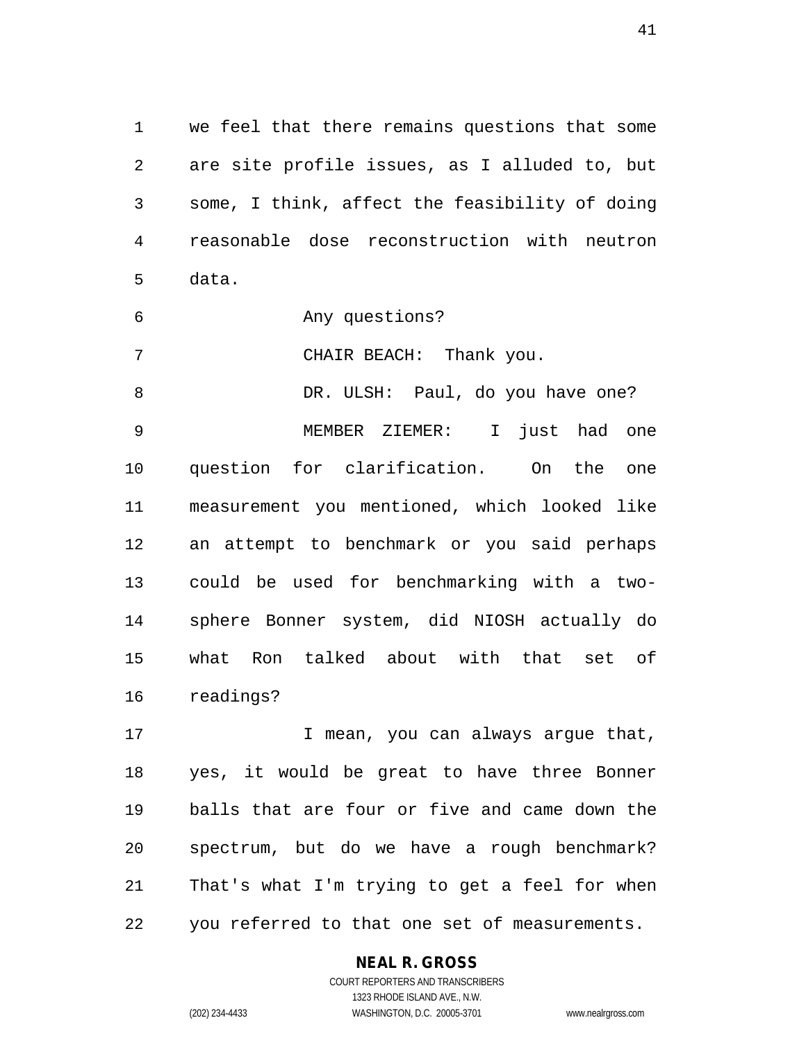we feel that there remains questions that some are site profile issues, as I alluded to, but some, I think, affect the feasibility of doing reasonable dose reconstruction with neutron data.

Any questions?

CHAIR BEACH: Thank you.

DR. ULSH: Paul, do you have one?

MEMBER ZIEMER: I just had one question for clarification. On the one measurement you mentioned, which looked like an attempt to benchmark or you said perhaps could be used for benchmarking with a two-sphere Bonner system, did NIOSH actually do what Ron talked about with that set of readings?

I mean, you can always argue that, yes, it would be great to have three Bonner balls that are four or five and came down the spectrum, but do we have a rough benchmark? That's what I'm trying to get a feel for when you referred to that one set of measurements.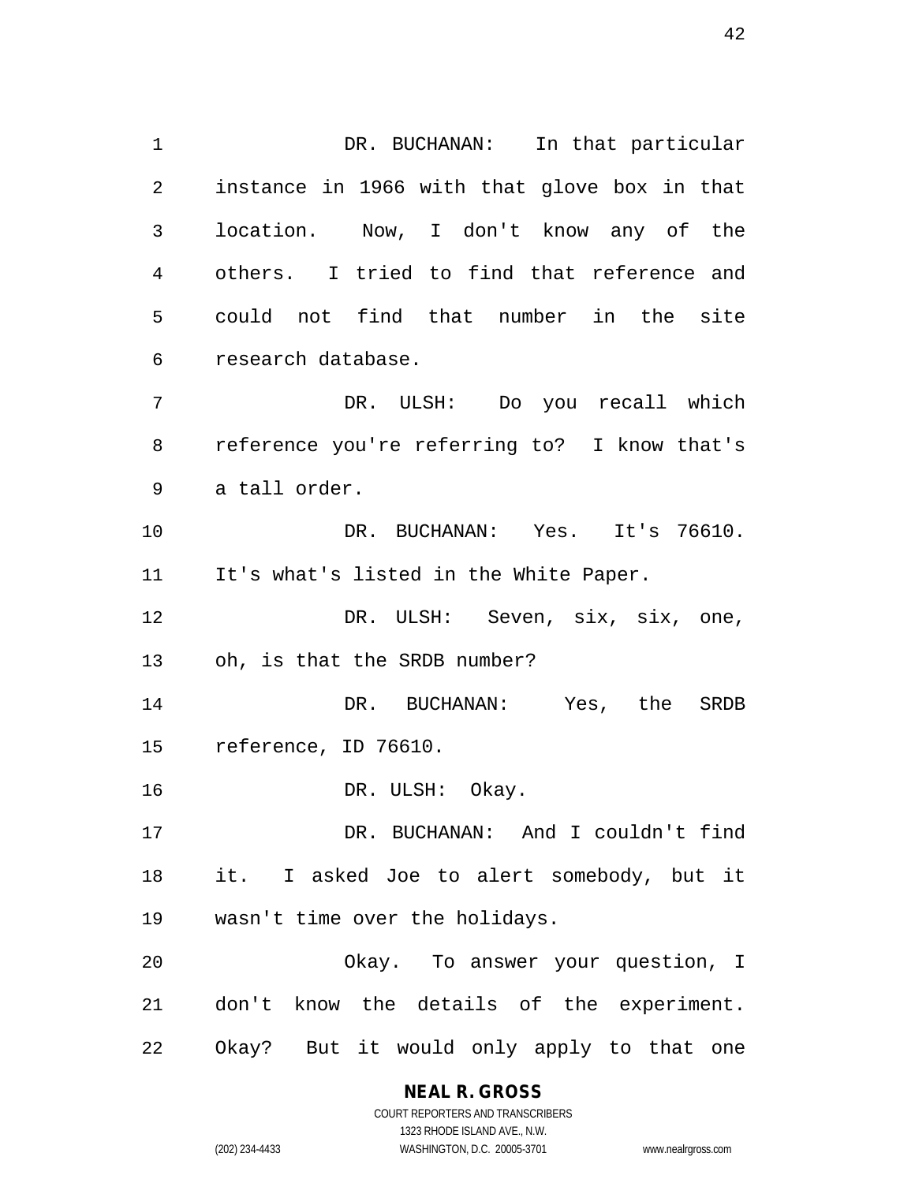DR. BUCHANAN: In that particular instance in 1966 with that glove box in that location. Now, I don't know any of the others. I tried to find that reference and could not find that number in the site research database.

DR. ULSH: Do you recall which reference you're referring to? I know that's a tall order.

DR. BUCHANAN: Yes. It's 76610. It's what's listed in the White Paper.

DR. ULSH: Seven, six, six, one, oh, is that the SRDB number?

DR. BUCHANAN: Yes, the SRDB reference, ID 76610.

DR. ULSH: Okay.

DR. BUCHANAN: And I couldn't find it. I asked Joe to alert somebody, but it wasn't time over the holidays.

Okay. To answer your question, I don't know the details of the experiment. Okay? But it would only apply to that one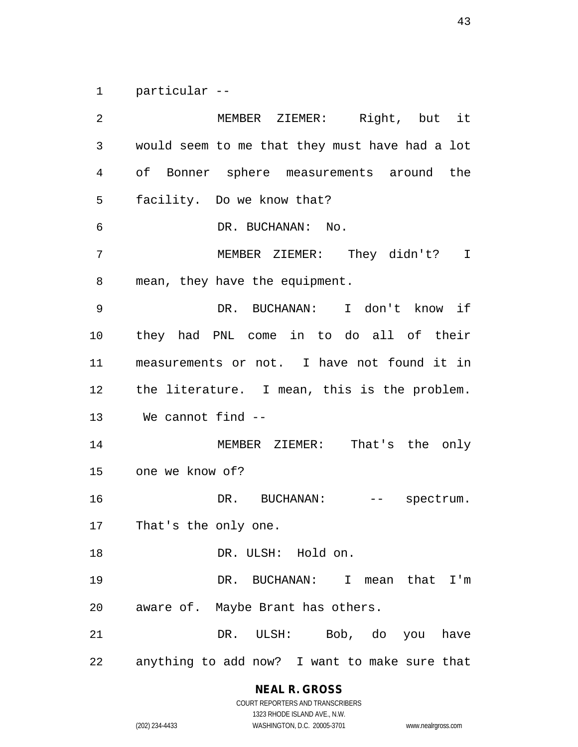particular --

MEMBER ZIEMER: Right, but it would seem to me that they must have had a lot of Bonner sphere measurements around the facility. Do we know that?

DR. BUCHANAN: No.

MEMBER ZIEMER: They didn't? I mean, they have the equipment.

DR. BUCHANAN: I don't know if they had PNL come in to do all of their measurements or not. I have not found it in the literature. I mean, this is the problem. We cannot find --

MEMBER ZIEMER: That's the only one we know of?

DR. BUCHANAN: -- spectrum. That's the only one.

DR. ULSH: Hold on.

DR. BUCHANAN: I mean that I'm aware of. Maybe Brant has others.

DR. ULSH: Bob, do you have anything to add now? I want to make sure that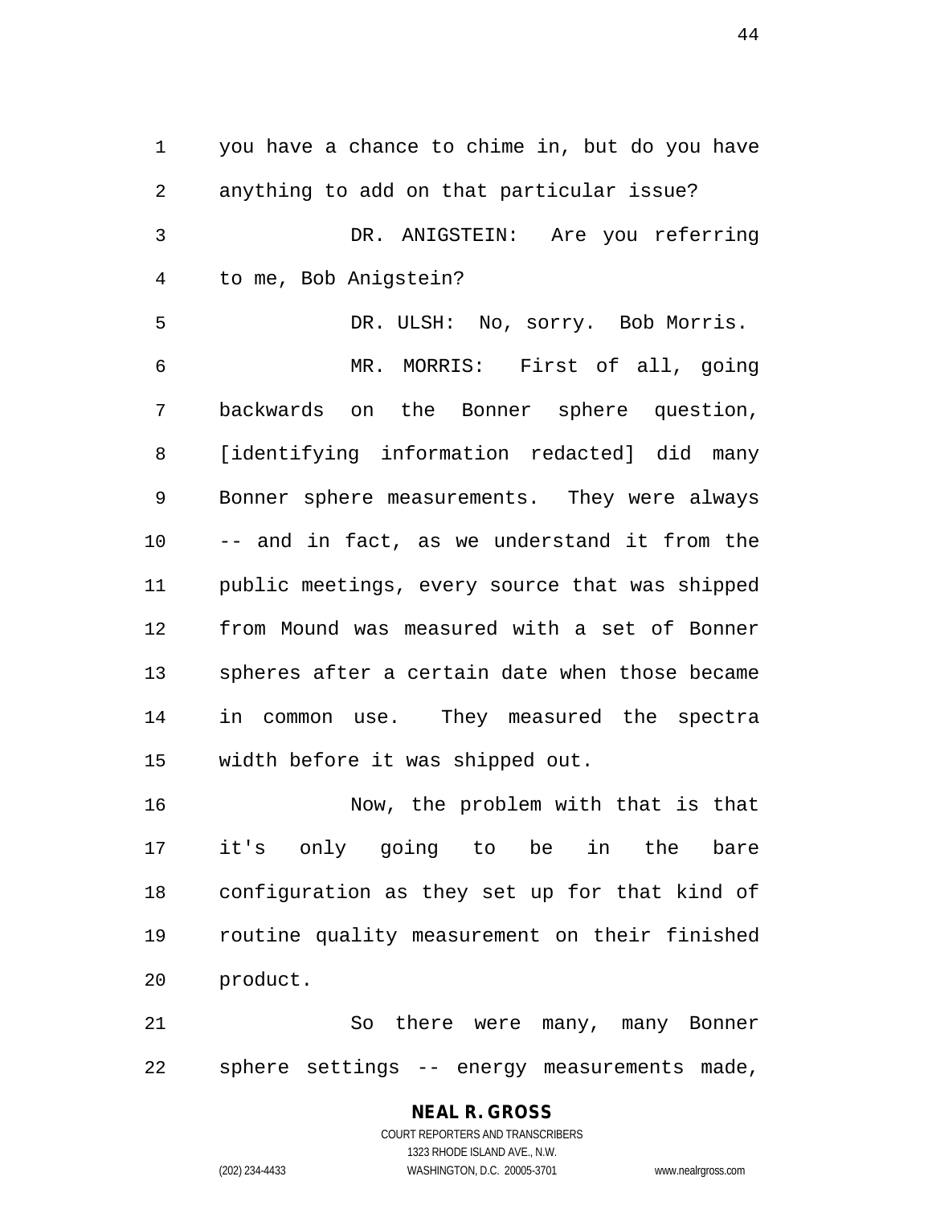you have a chance to chime in, but do you have anything to add on that particular issue?

DR. ANIGSTEIN: Are you referring to me, Bob Anigstein?

DR. ULSH: No, sorry. Bob Morris.

MR. MORRIS: First of all, going backwards on the Bonner sphere question, [identifying information redacted] did many Bonner sphere measurements. They were always -- and in fact, as we understand it from the public meetings, every source that was shipped from Mound was measured with a set of Bonner spheres after a certain date when those became in common use. They measured the spectra width before it was shipped out.

Now, the problem with that is that it's only going to be in the bare configuration as they set up for that kind of routine quality measurement on their finished product.

So there were many, many Bonner sphere settings -- energy measurements made,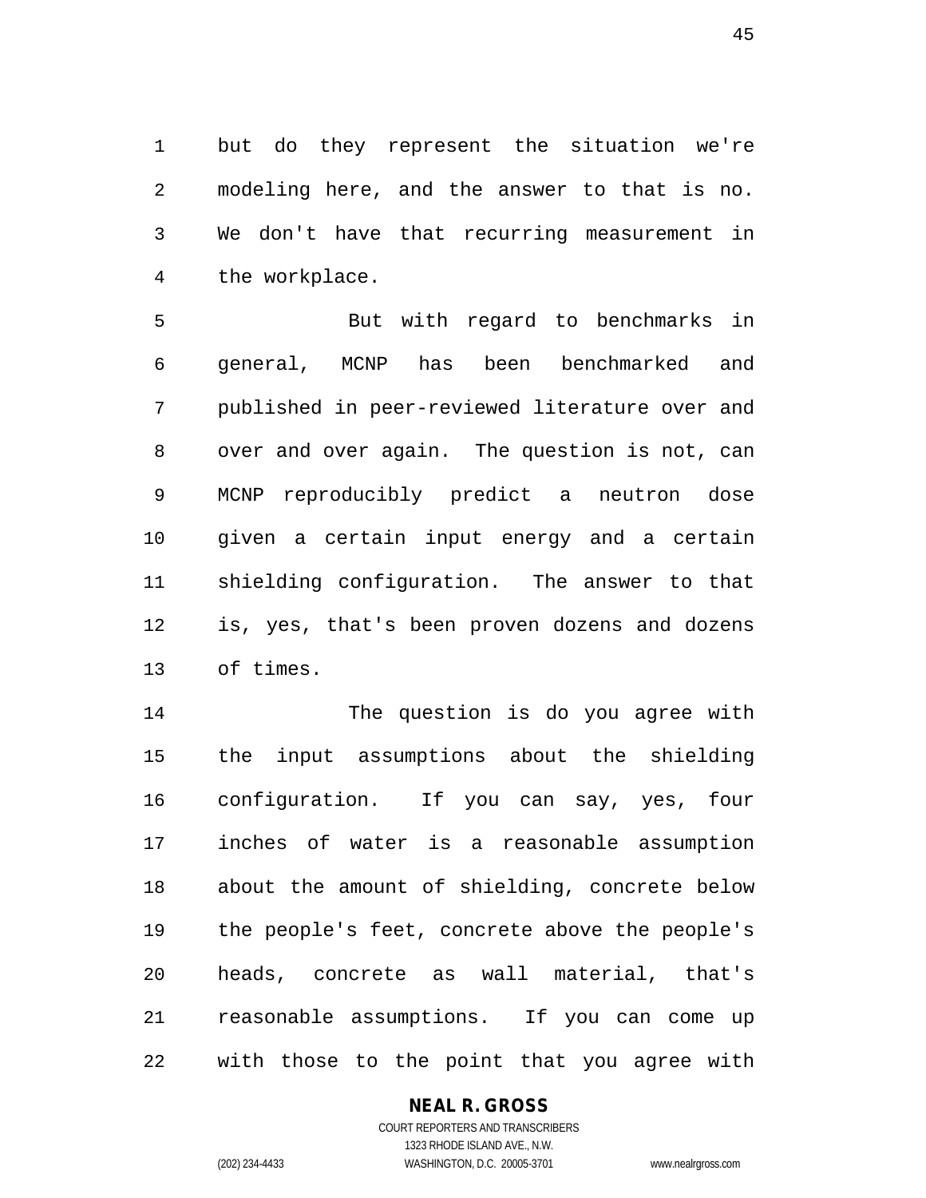but do they represent the situation we're modeling here, and the answer to that is no. We don't have that recurring measurement in the workplace.

But with regard to benchmarks in general, MCNP has been benchmarked and published in peer-reviewed literature over and over and over again. The question is not, can MCNP reproducibly predict a neutron dose given a certain input energy and a certain shielding configuration. The answer to that is, yes, that's been proven dozens and dozens of times.

The question is do you agree with the input assumptions about the shielding configuration. If you can say, yes, four inches of water is a reasonable assumption about the amount of shielding, concrete below the people's feet, concrete above the people's heads, concrete as wall material, that's reasonable assumptions. If you can come up with those to the point that you agree with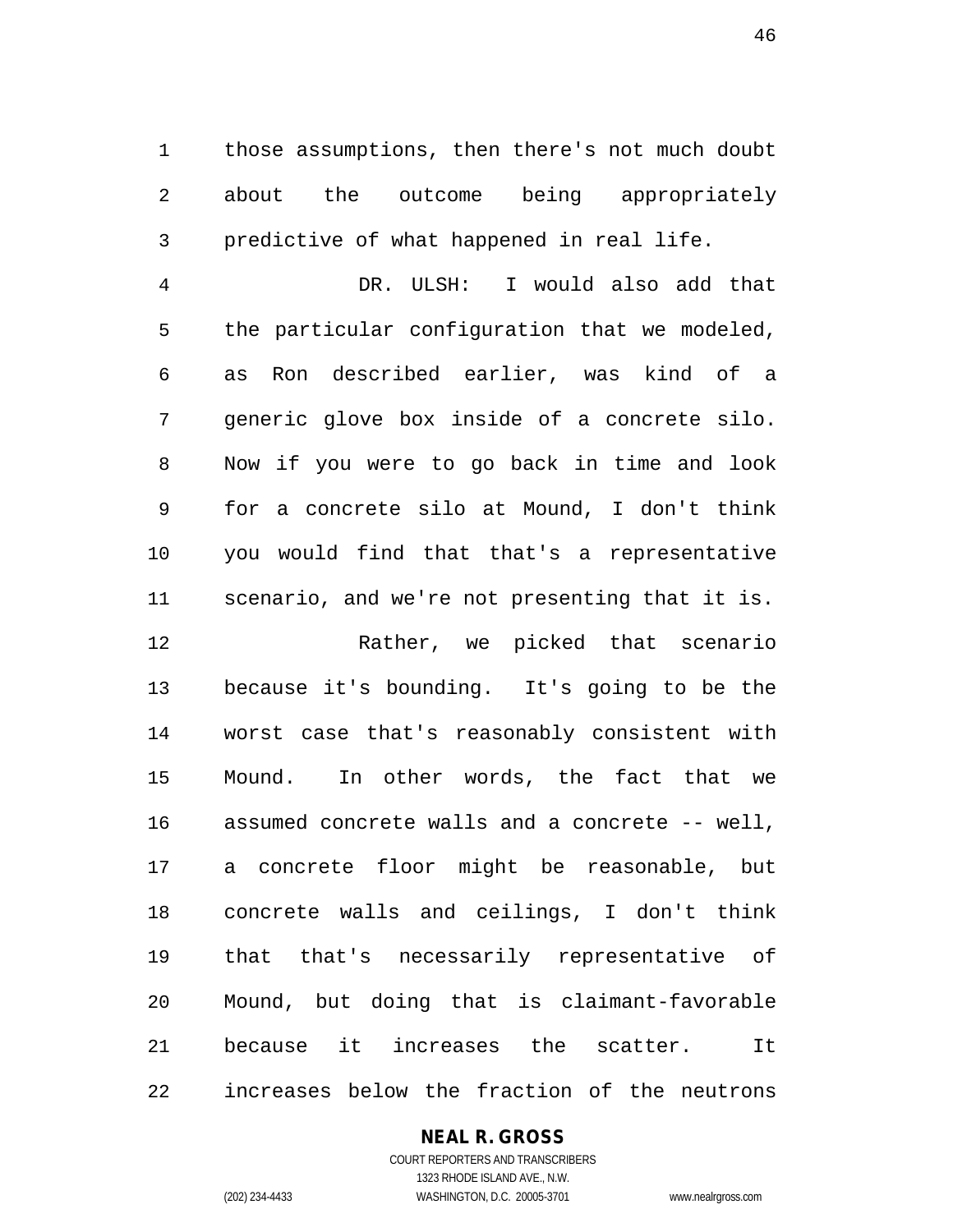those assumptions, then there's not much doubt about the outcome being appropriately predictive of what happened in real life.

DR. ULSH: I would also add that the particular configuration that we modeled, as Ron described earlier, was kind of a generic glove box inside of a concrete silo. Now if you were to go back in time and look for a concrete silo at Mound, I don't think you would find that that's a representative scenario, and we're not presenting that it is.

Rather, we picked that scenario because it's bounding. It's going to be the worst case that's reasonably consistent with Mound. In other words, the fact that we assumed concrete walls and a concrete -- well, a concrete floor might be reasonable, but concrete walls and ceilings, I don't think that that's necessarily representative of Mound, but doing that is claimant-favorable because it increases the scatter. It increases below the fraction of the neutrons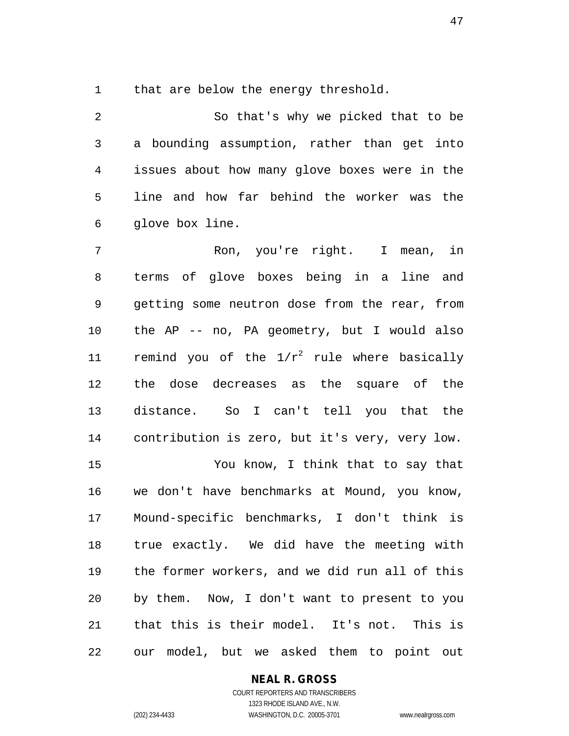that are below the energy threshold.

So that's why we picked that to be a bounding assumption, rather than get into issues about how many glove boxes were in the line and how far behind the worker was the glove box line.

Ron, you're right. I mean, in terms of glove boxes being in a line and getting some neutron dose from the rear, from the AP -- no, PA geometry, but I would also remind you of the $1/r^2$ rule where basically the dose decreases as the square of the distance. So I can't tell you that the contribution is zero, but it's very, very low.

You know, I think that to say that we don't have benchmarks at Mound, you know, Mound-specific benchmarks, I don't think is true exactly. We did have the meeting with the former workers, and we did run all of this by them. Now, I don't want to present to you that this is their model. It's not. This is our model, but we asked them to point out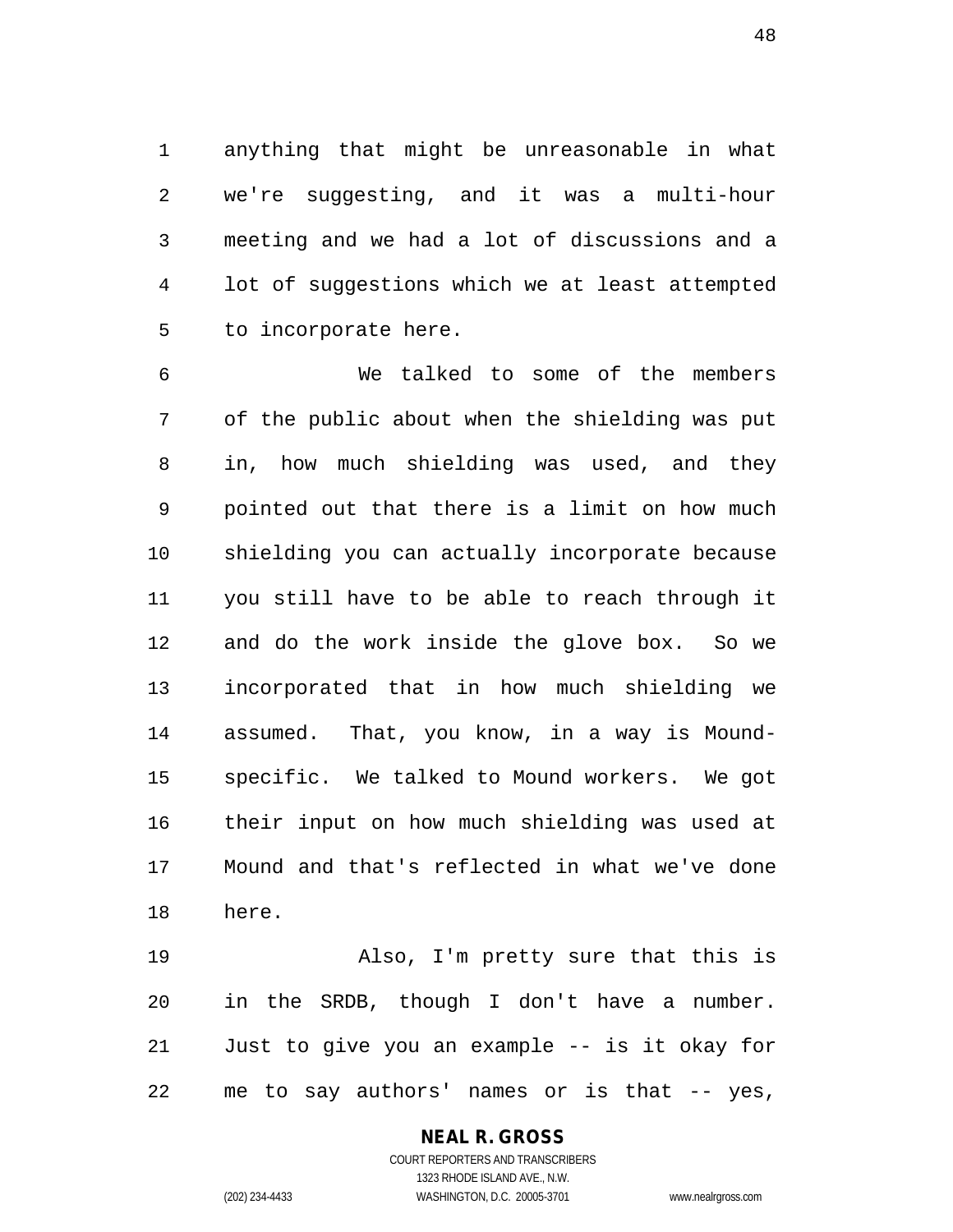anything that might be unreasonable in what we're suggesting, and it was a multi-hour meeting and we had a lot of discussions and a lot of suggestions which we at least attempted to incorporate here.

We talked to some of the members of the public about when the shielding was put in, how much shielding was used, and they pointed out that there is a limit on how much shielding you can actually incorporate because you still have to be able to reach through it and do the work inside the glove box. So we incorporated that in how much shielding we assumed. That, you know, in a way is Mound-specific. We talked to Mound workers. We got their input on how much shielding was used at Mound and that's reflected in what we've done here.

Also, I'm pretty sure that this is in the SRDB, though I don't have a number. Just to give you an example -- is it okay for me to say authors' names or is that -- yes,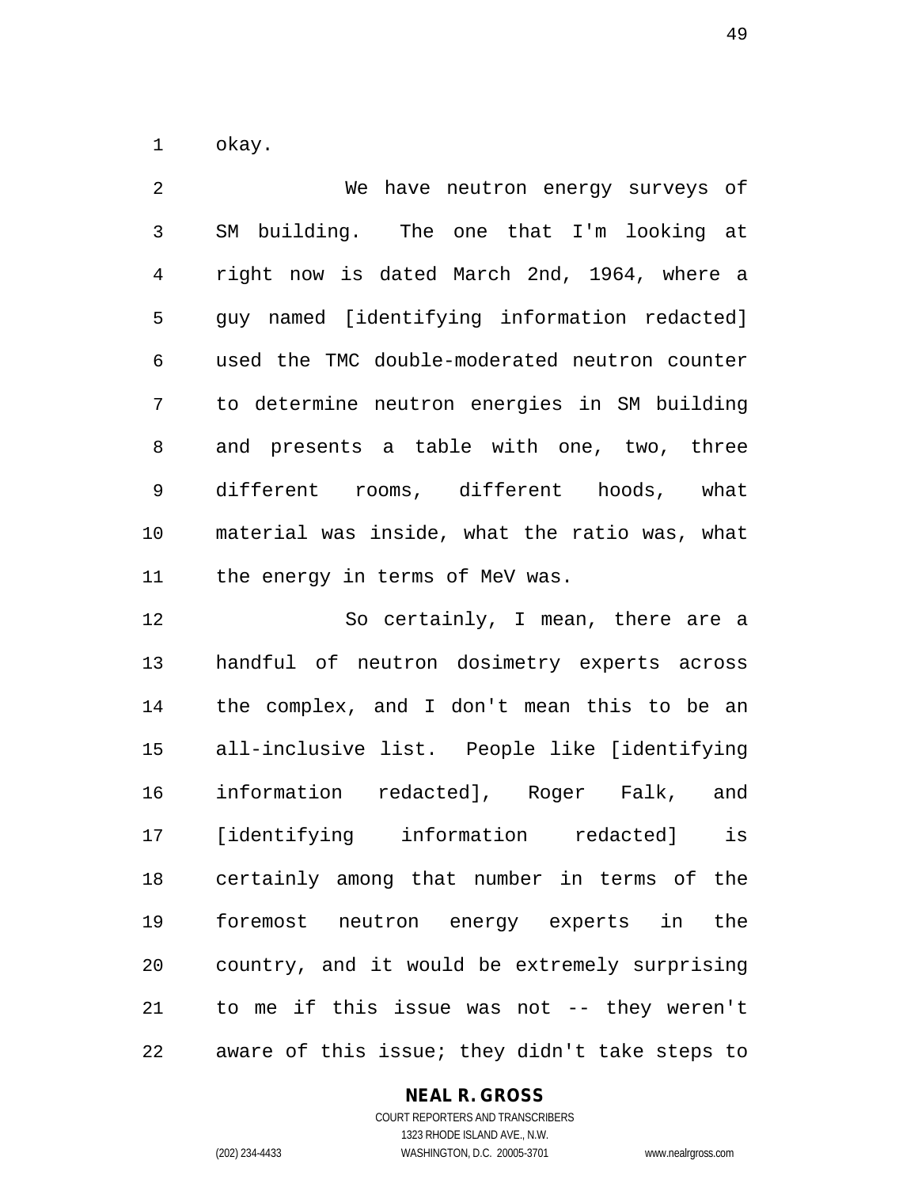okay.

We have neutron energy surveys of SM building. The one that I'm looking at right now is dated March 2nd, 1964, where a guy named [identifying information redacted] used the TMC double-moderated neutron counter to determine neutron energies in SM building and presents a table with one, two, three different rooms, different hoods, what material was inside, what the ratio was, what the energy in terms of MeV was.

So certainly, I mean, there are a handful of neutron dosimetry experts across the complex, and I don't mean this to be an all-inclusive list. People like [identifying information redacted], Roger Falk, and [identifying information redacted] is certainly among that number in terms of the foremost neutron energy experts in the country, and it would be extremely surprising to me if this issue was not -- they weren't aware of this issue; they didn't take steps to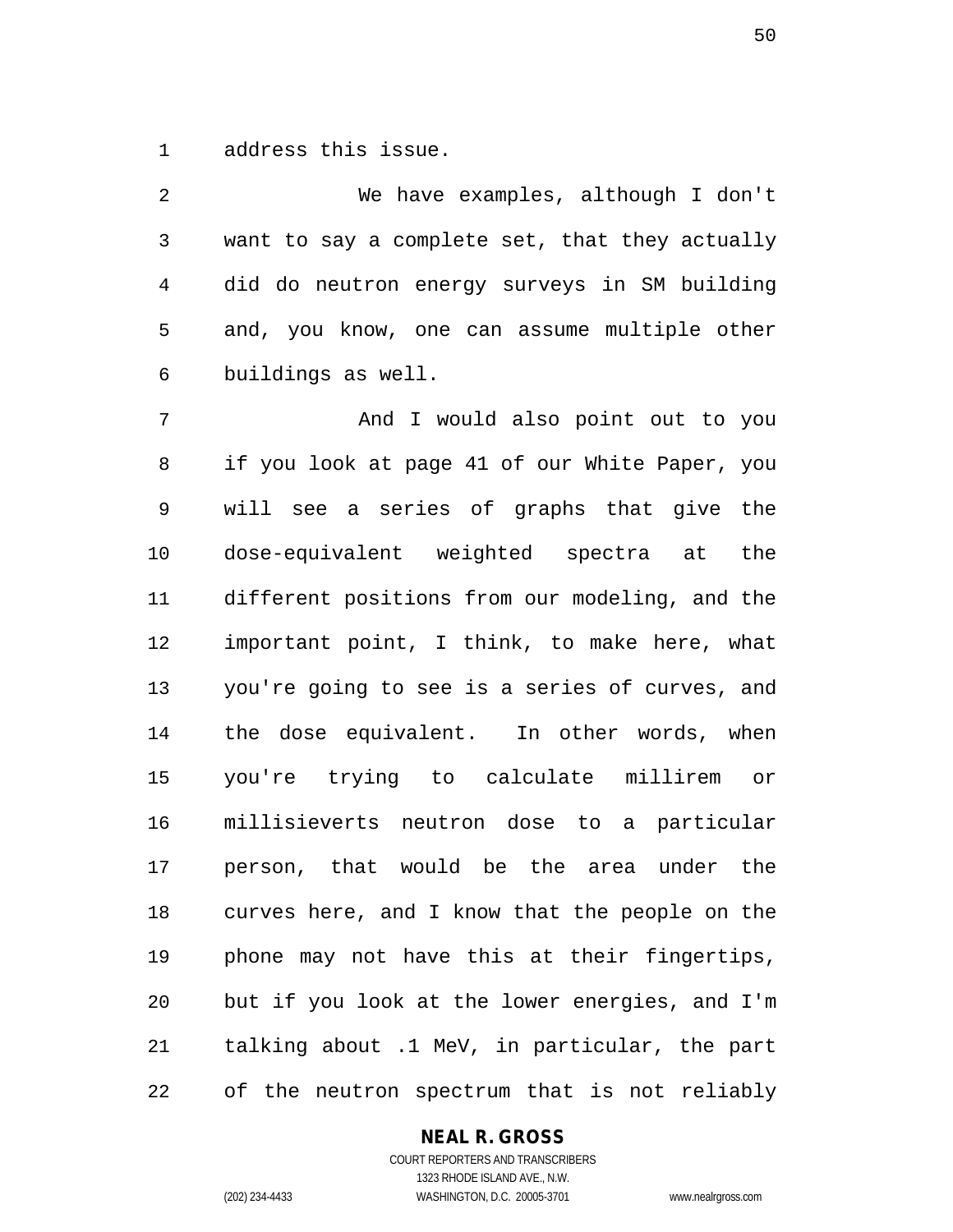address this issue.

We have examples, although I don't want to say a complete set, that they actually did do neutron energy surveys in SM building and, you know, one can assume multiple other buildings as well.

And I would also point out to you if you look at page 41 of our White Paper, you will see a series of graphs that give the dose-equivalent weighted spectra at the different positions from our modeling, and the important point, I think, to make here, what you're going to see is a series of curves, and the dose equivalent. In other words, when you're trying to calculate millirem or millisieverts neutron dose to a particular person, that would be the area under the curves here, and I know that the people on the phone may not have this at their fingertips, but if you look at the lower energies, and I'm talking about .1 MeV, in particular, the part of the neutron spectrum that is not reliably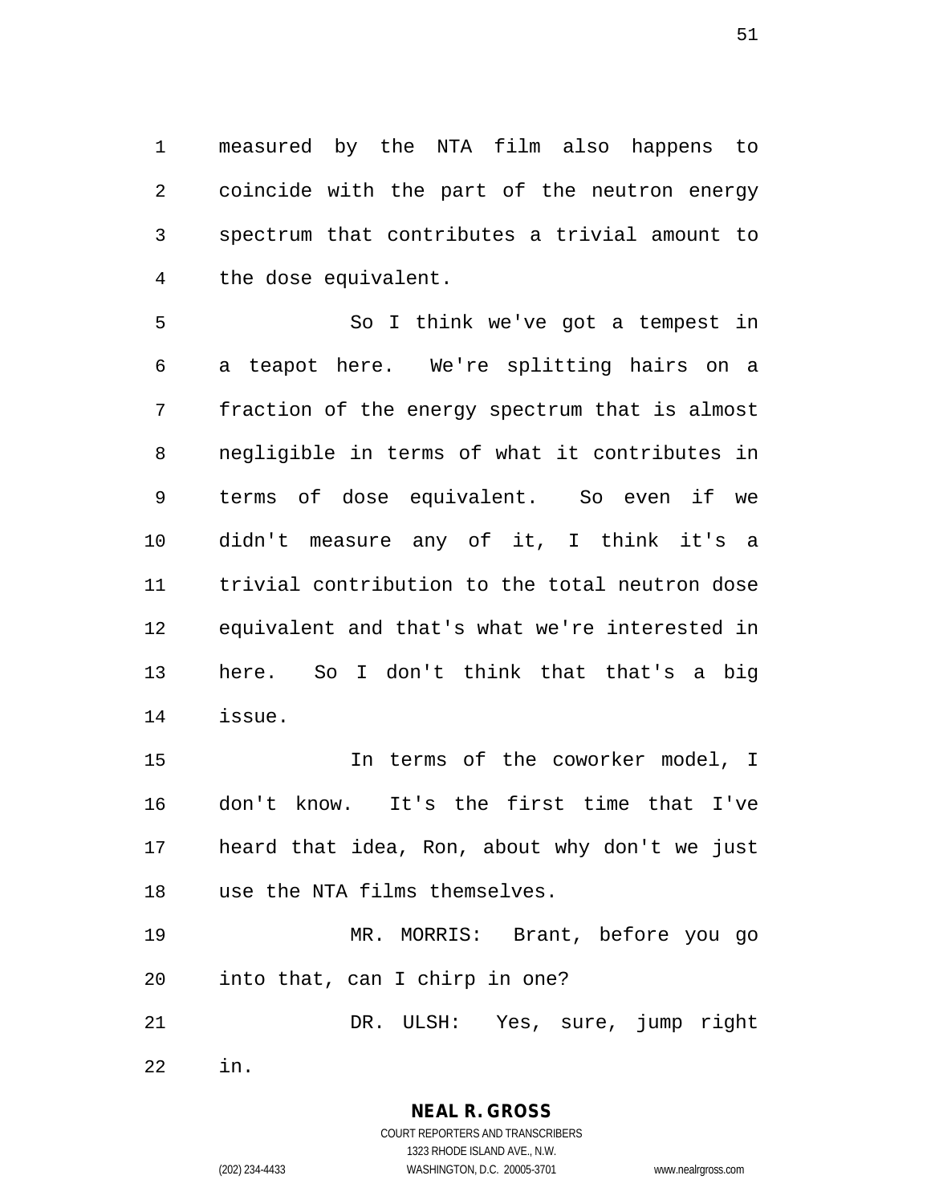measured by the NTA film also happens to coincide with the part of the neutron energy spectrum that contributes a trivial amount to the dose equivalent.

So I think we've got a tempest in a teapot here. We're splitting hairs on a fraction of the energy spectrum that is almost negligible in terms of what it contributes in terms of dose equivalent. So even if we didn't measure any of it, I think it's a trivial contribution to the total neutron dose equivalent and that's what we're interested in here. So I don't think that that's a big issue.

In terms of the coworker model, I don't know. It's the first time that I've heard that idea, Ron, about why don't we just use the NTA films themselves.

MR. MORRIS: Brant, before you go into that, can I chirp in one?

DR. ULSH: Yes, sure, jump right in.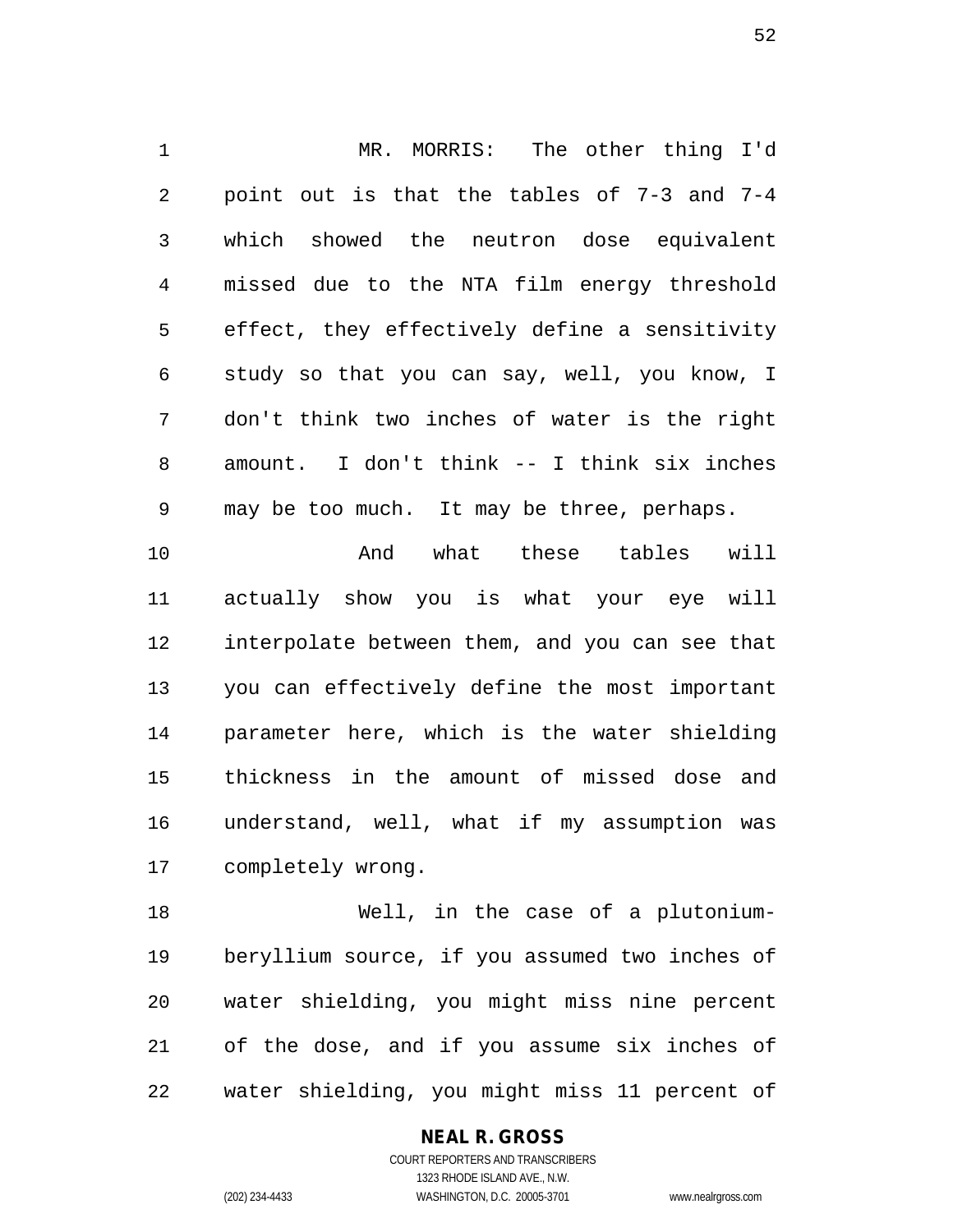MR. MORRIS: The other thing I'd point out is that the tables of 7-3 and 7-4 which showed the neutron dose equivalent missed due to the NTA film energy threshold effect, they effectively define a sensitivity study so that you can say, well, you know, I don't think two inches of water is the right amount. I don't think -- I think six inches may be too much. It may be three, perhaps.

And what these tables will actually show you is what your eye will interpolate between them, and you can see that you can effectively define the most important parameter here, which is the water shielding thickness in the amount of missed dose and understand, well, what if my assumption was completely wrong.

Well, in the case of a plutonium-beryllium source, if you assumed two inches of water shielding, you might miss nine percent of the dose, and if you assume six inches of water shielding, you might miss 11 percent of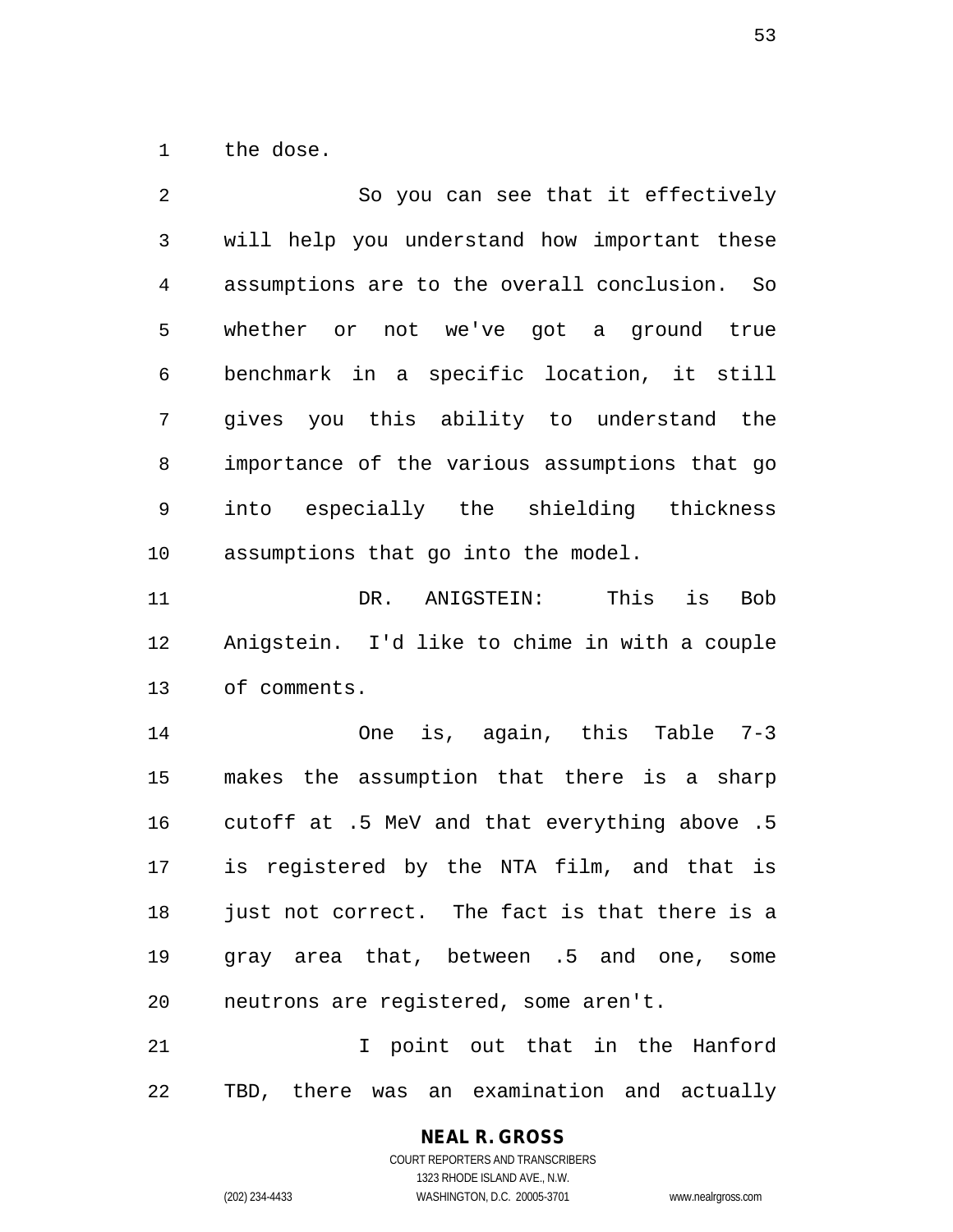the dose.

So you can see that it effectively will help you understand how important these assumptions are to the overall conclusion. So whether or not we've got a ground true benchmark in a specific location, it still gives you this ability to understand the importance of the various assumptions that go into especially the shielding thickness assumptions that go into the model.

DR. ANIGSTEIN: This is Bob Anigstein. I'd like to chime in with a couple of comments.

One is, again, this Table 7-3 makes the assumption that there is a sharp cutoff at .5 MeV and that everything above .5 is registered by the NTA film, and that is just not correct. The fact is that there is a gray area that, between .5 and one, some neutrons are registered, some aren't.

I point out that in the Hanford TBD, there was an examination and actually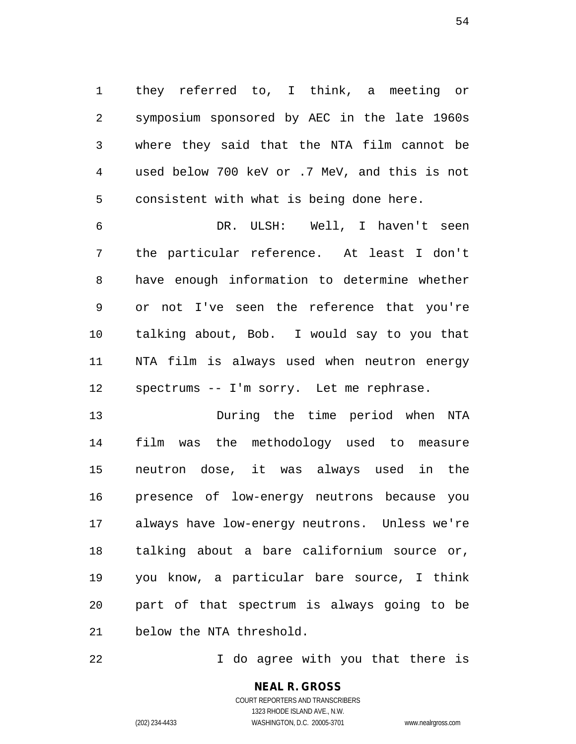they referred to, I think, a meeting or symposium sponsored by AEC in the late 1960s where they said that the NTA film cannot be used below 700 keV or .7 MeV, and this is not consistent with what is being done here.

DR. ULSH: Well, I haven't seen the particular reference. At least I don't have enough information to determine whether or not I've seen the reference that you're talking about, Bob. I would say to you that NTA film is always used when neutron energy spectrums -- I'm sorry. Let me rephrase.

During the time period when NTA film was the methodology used to measure neutron dose, it was always used in the presence of low-energy neutrons because you always have low-energy neutrons. Unless we're talking about a bare californium source or, you know, a particular bare source, I think part of that spectrum is always going to be below the NTA threshold.

I do agree with you that there is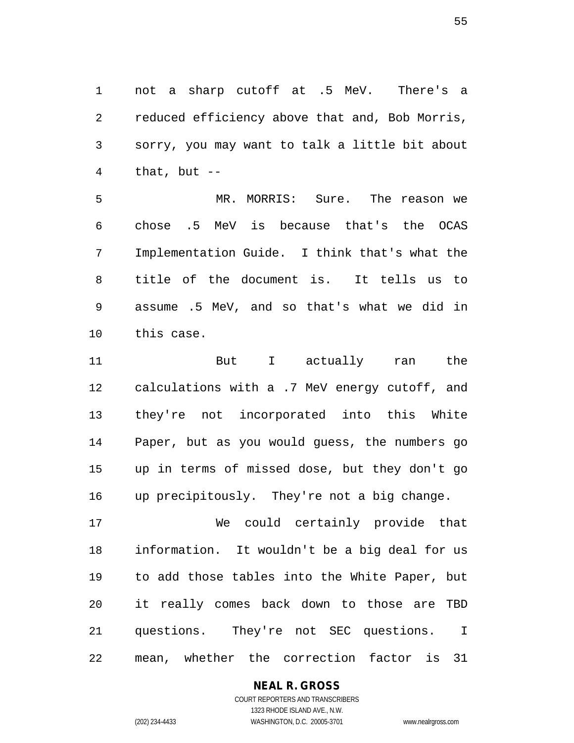not a sharp cutoff at .5 MeV. There's a reduced efficiency above that and, Bob Morris, sorry, you may want to talk a little bit about that, but --

MR. MORRIS: Sure. The reason we chose .5 MeV is because that's the OCAS Implementation Guide. I think that's what the title of the document is. It tells us to assume .5 MeV, and so that's what we did in this case.

But I actually ran the calculations with a .7 MeV energy cutoff, and they're not incorporated into this White Paper, but as you would guess, the numbers go up in terms of missed dose, but they don't go up precipitously. They're not a big change.

We could certainly provide that information. It wouldn't be a big deal for us to add those tables into the White Paper, but it really comes back down to those are TBD questions. They're not SEC questions. I mean, whether the correction factor is 31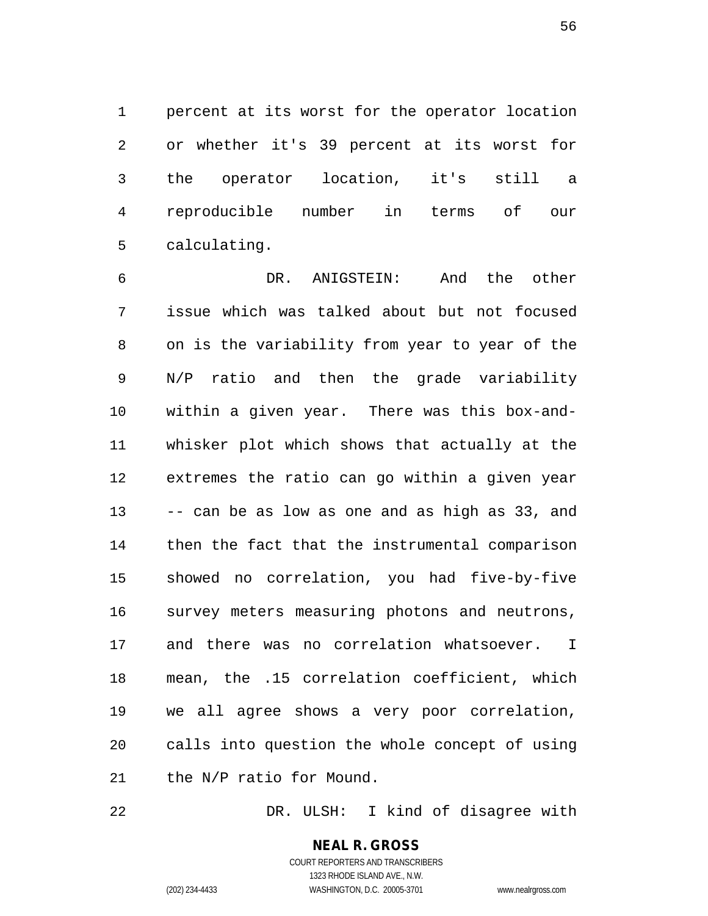percent at its worst for the operator location or whether it's 39 percent at its worst for the operator location, it's still a reproducible number in terms of our calculating.

DR. ANIGSTEIN: And the other issue which was talked about but not focused on is the variability from year to year of the N/P ratio and then the grade variability within a given year. There was this box-and-whisker plot which shows that actually at the extremes the ratio can go within a given year -- can be as low as one and as high as 33, and then the fact that the instrumental comparison showed no correlation, you had five-by-five survey meters measuring photons and neutrons, and there was no correlation whatsoever. I mean, the .15 correlation coefficient, which we all agree shows a very poor correlation, calls into question the whole concept of using the N/P ratio for Mound.

DR. ULSH: I kind of disagree with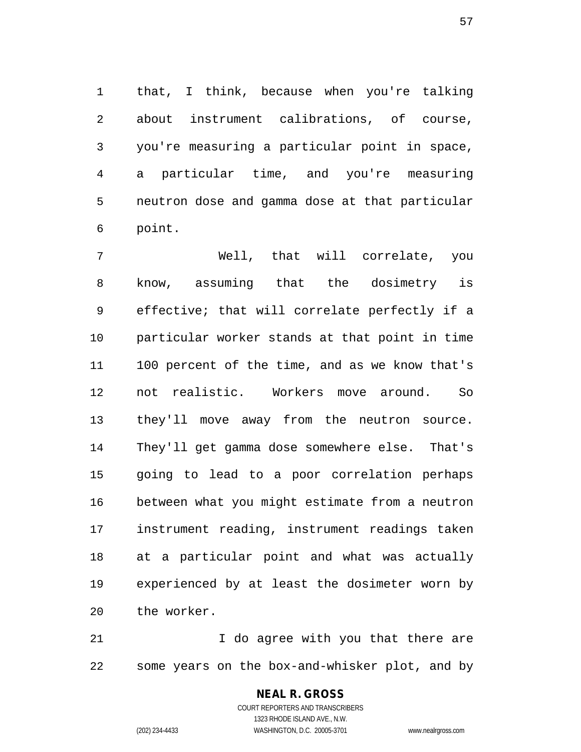that, I think, because when you're talking about instrument calibrations, of course, you're measuring a particular point in space, a particular time, and you're measuring neutron dose and gamma dose at that particular point.

Well, that will correlate, you know, assuming that the dosimetry is effective; that will correlate perfectly if a particular worker stands at that point in time 100 percent of the time, and as we know that's not realistic. Workers move around. So they'll move away from the neutron source. They'll get gamma dose somewhere else. That's going to lead to a poor correlation perhaps between what you might estimate from a neutron instrument reading, instrument readings taken at a particular point and what was actually experienced by at least the dosimeter worn by the worker.

I do agree with you that there are some years on the box-and-whisker plot, and by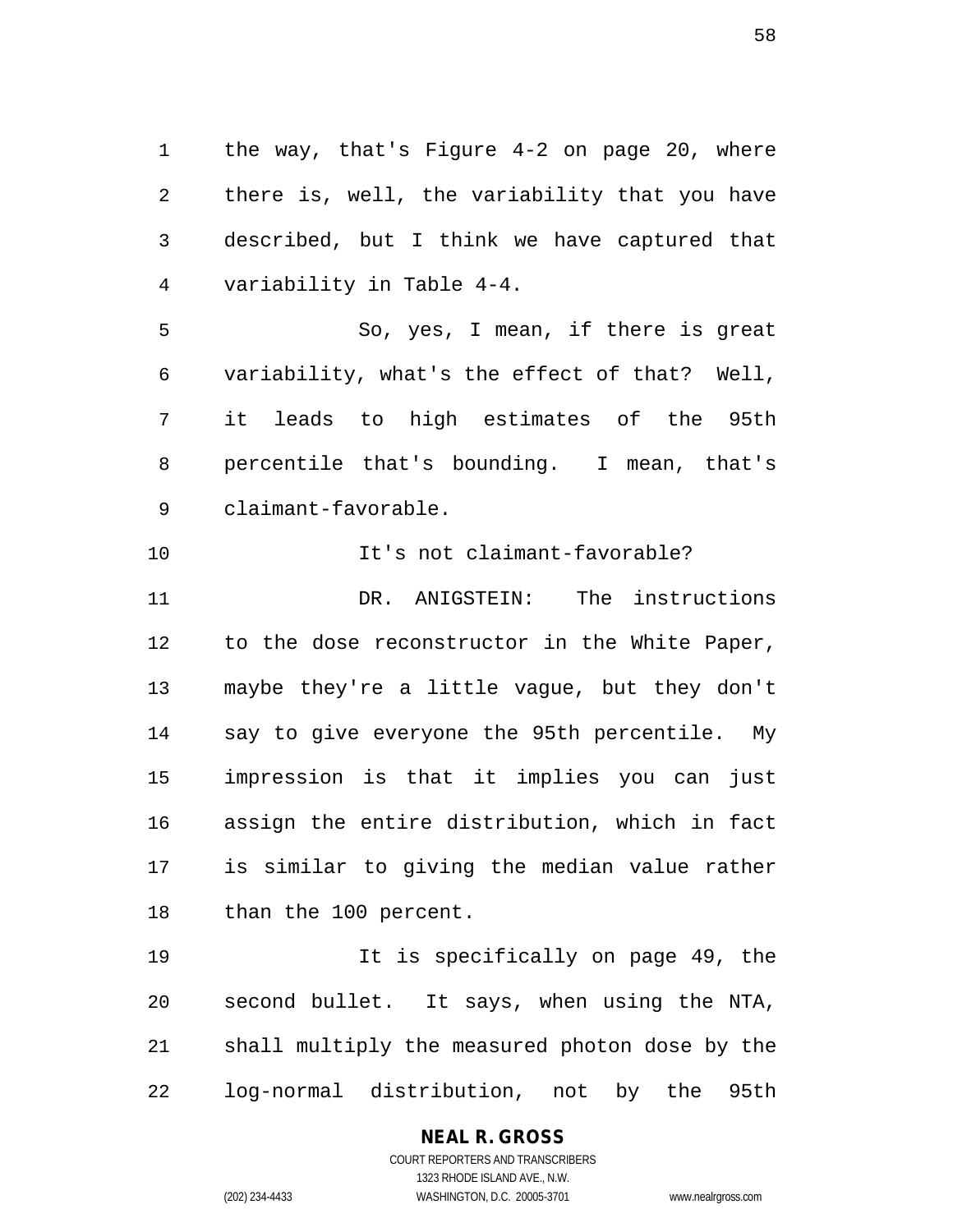the way, that's Figure 4-2 on page 20, where there is, well, the variability that you have described, but I think we have captured that variability in Table 4-4.

So, yes, I mean, if there is great variability, what's the effect of that? Well, it leads to high estimates of the 95th percentile that's bounding. I mean, that's claimant-favorable.

It's not claimant-favorable?

DR. ANIGSTEIN: The instructions to the dose reconstructor in the White Paper, maybe they're a little vague, but they don't say to give everyone the 95th percentile. My impression is that it implies you can just assign the entire distribution, which in fact is similar to giving the median value rather than the 100 percent.

It is specifically on page 49, the second bullet. It says, when using the NTA, shall multiply the measured photon dose by the log-normal distribution, not by the 95th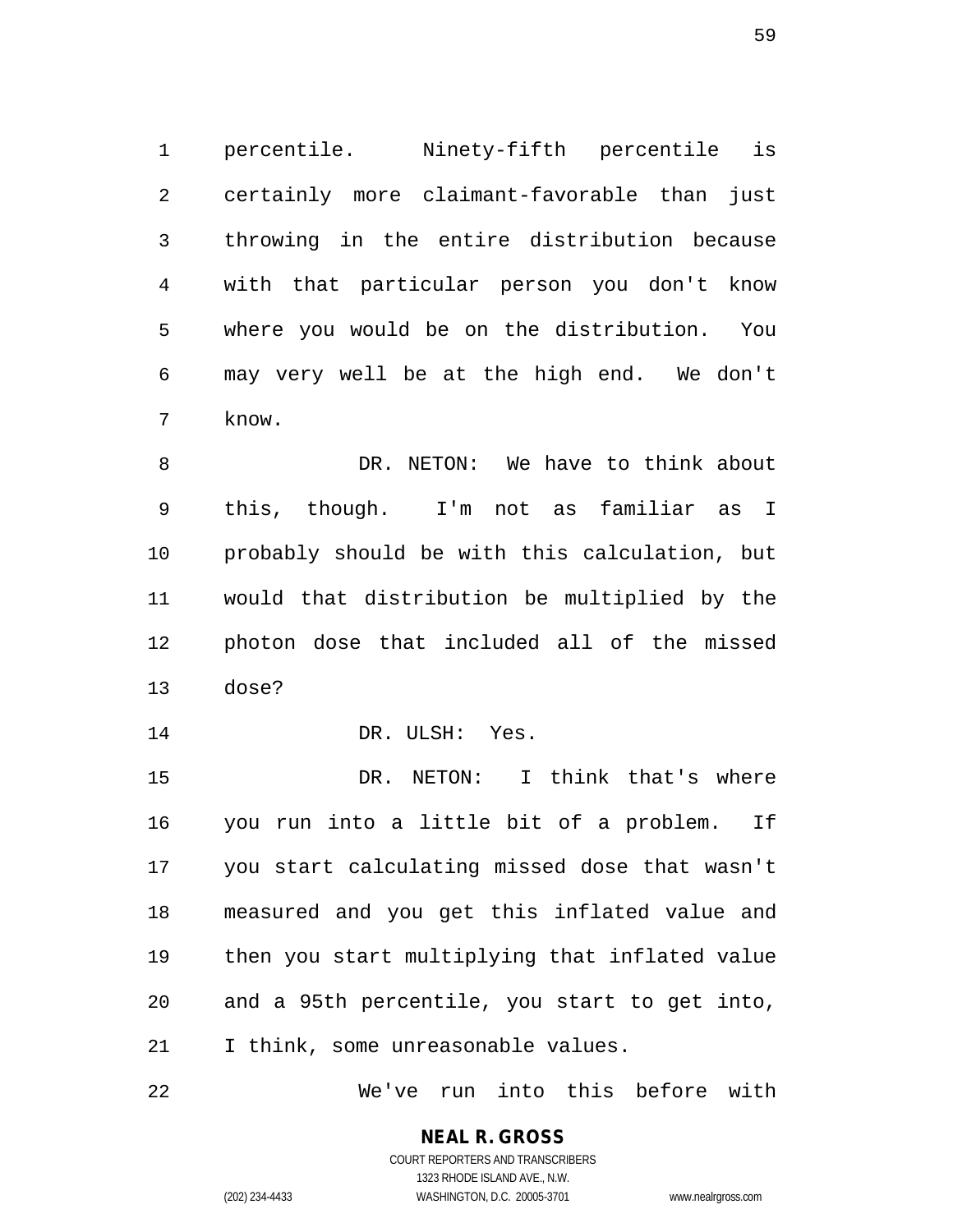percentile. Ninety-fifth percentile is certainly more claimant-favorable than just throwing in the entire distribution because with that particular person you don't know where you would be on the distribution. You may very well be at the high end. We don't know.

DR. NETON: We have to think about this, though. I'm not as familiar as I probably should be with this calculation, but would that distribution be multiplied by the photon dose that included all of the missed dose?

DR. ULSH: Yes.

DR. NETON: I think that's where you run into a little bit of a problem. If you start calculating missed dose that wasn't measured and you get this inflated value and then you start multiplying that inflated value and a 95th percentile, you start to get into, I think, some unreasonable values.

We've run into this before with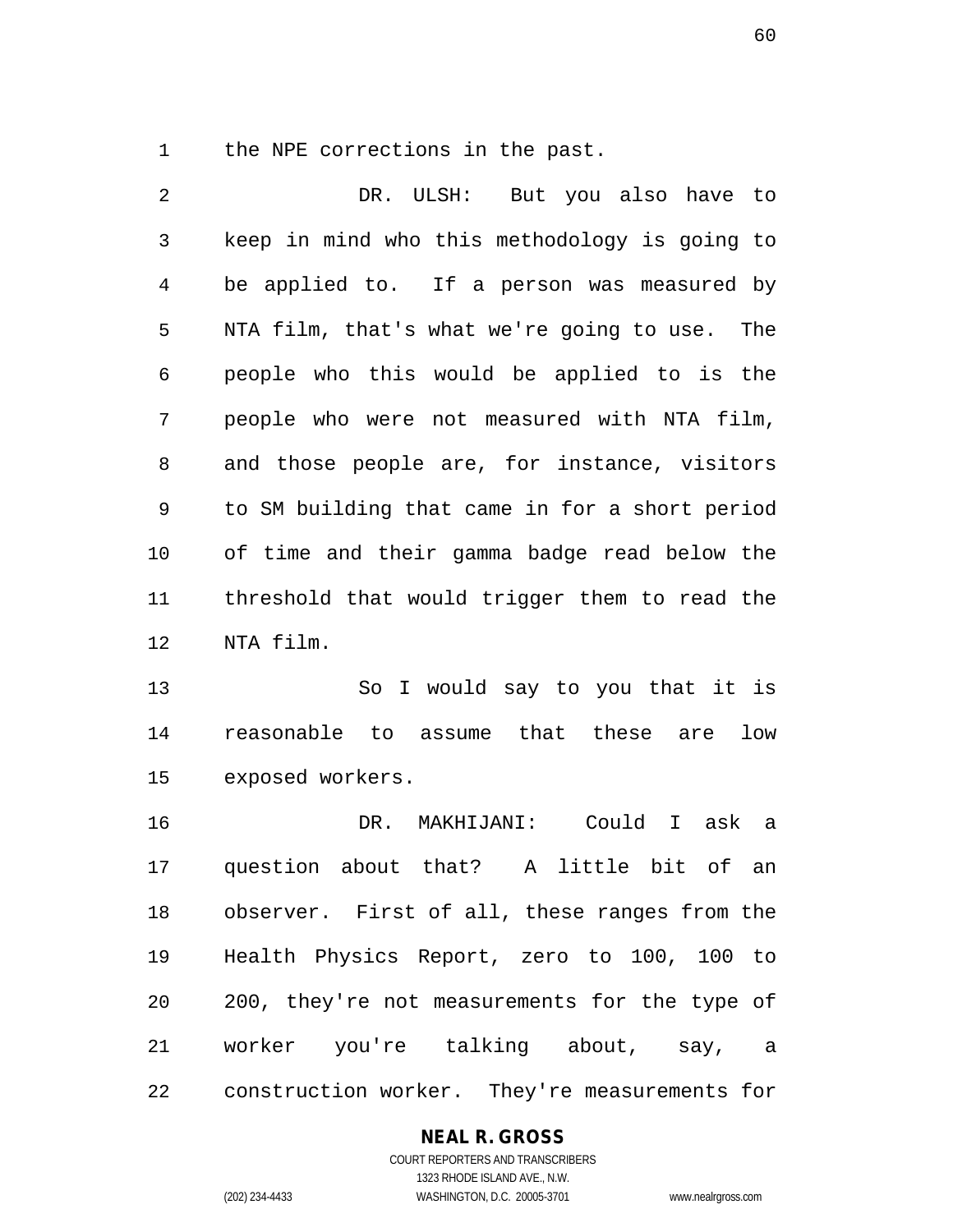the NPE corrections in the past.

DR. ULSH: But you also have to keep in mind who this methodology is going to be applied to. If a person was measured by NTA film, that's what we're going to use. The people who this would be applied to is the people who were not measured with NTA film, and those people are, for instance, visitors to SM building that came in for a short period of time and their gamma badge read below the threshold that would trigger them to read the NTA film.

So I would say to you that it is reasonable to assume that these are low exposed workers.

DR. MAKHIJANI: Could I ask a question about that? A little bit of an observer. First of all, these ranges from the Health Physics Report, zero to 100, 100 to 200, they're not measurements for the type of worker you're talking about, say, a construction worker. They're measurements for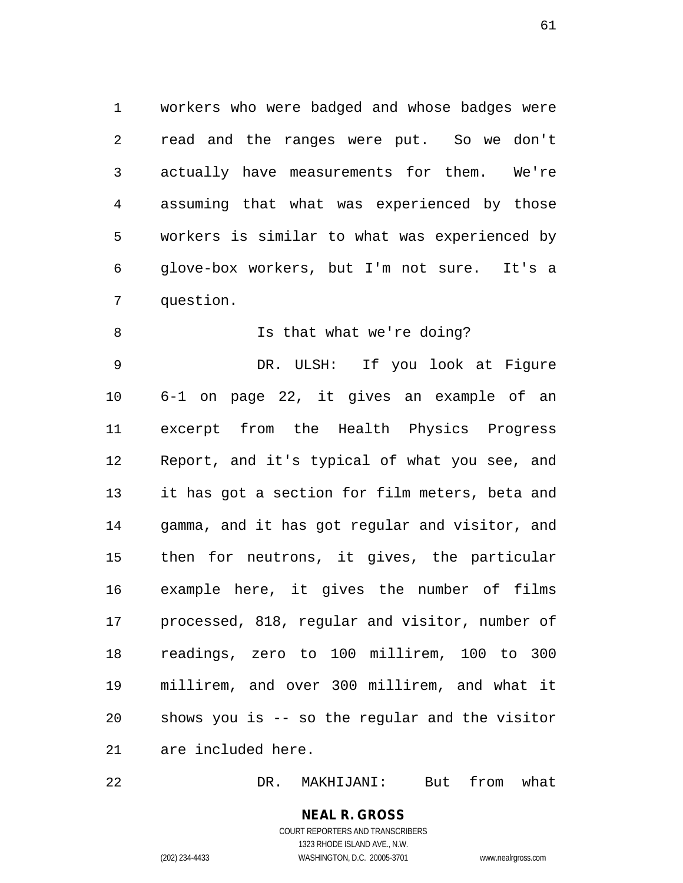workers who were badged and whose badges were read and the ranges were put. So we don't actually have measurements for them. We're assuming that what was experienced by those workers is similar to what was experienced by glove-box workers, but I'm not sure. It's a question.

Is that what we're doing?

DR. ULSH: If you look at Figure 6-1 on page 22, it gives an example of an excerpt from the Health Physics Progress Report, and it's typical of what you see, and it has got a section for film meters, beta and gamma, and it has got regular and visitor, and then for neutrons, it gives, the particular example here, it gives the number of films processed, 818, regular and visitor, number of readings, zero to 100 millirem, 100 to 300 millirem, and over 300 millirem, and what it shows you is -- so the regular and the visitor are included here.

DR. MAKHIJANI: But from what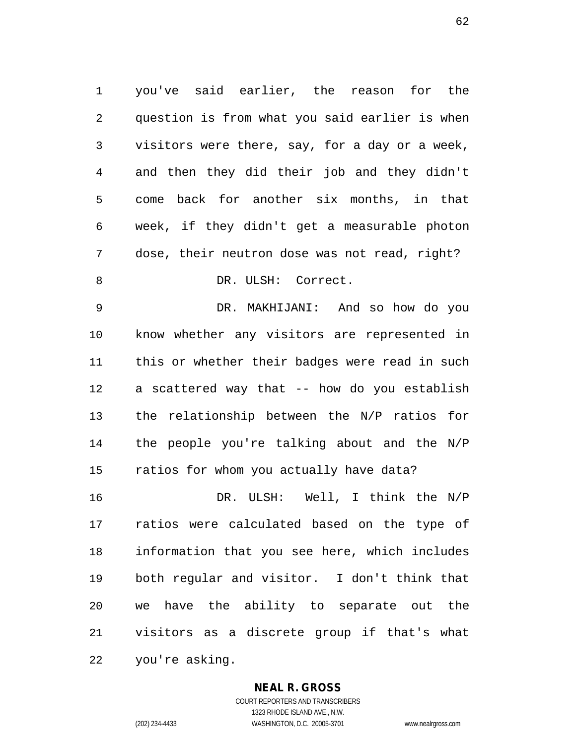you've said earlier, the reason for the question is from what you said earlier is when visitors were there, say, for a day or a week, and then they did their job and they didn't come back for another six months, in that week, if they didn't get a measurable photon dose, their neutron dose was not read, right?

DR. ULSH: Correct.

DR. MAKHIJANI: And so how do you know whether any visitors are represented in this or whether their badges were read in such a scattered way that -- how do you establish the relationship between the N/P ratios for the people you're talking about and the N/P ratios for whom you actually have data?

DR. ULSH: Well, I think the N/P ratios were calculated based on the type of information that you see here, which includes both regular and visitor. I don't think that we have the ability to separate out the visitors as a discrete group if that's what you're asking.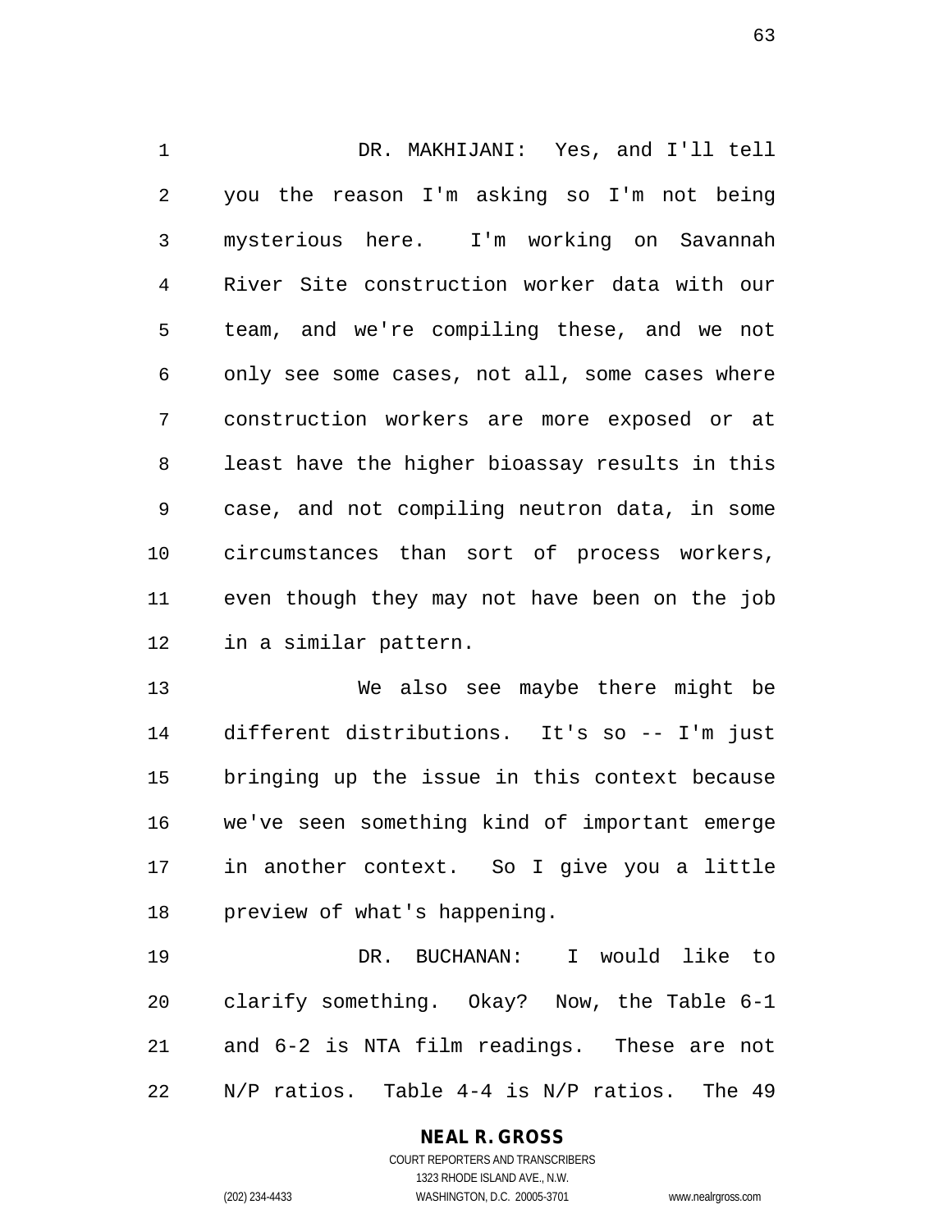DR. MAKHIJANI: Yes, and I'll tell you the reason I'm asking so I'm not being mysterious here. I'm working on Savannah River Site construction worker data with our team, and we're compiling these, and we not only see some cases, not all, some cases where construction workers are more exposed or at least have the higher bioassay results in this case, and not compiling neutron data, in some circumstances than sort of process workers, even though they may not have been on the job in a similar pattern.

We also see maybe there might be different distributions. It's so -- I'm just bringing up the issue in this context because we've seen something kind of important emerge in another context. So I give you a little preview of what's happening.

DR. BUCHANAN: I would like to clarify something. Okay? Now, the Table 6-1 and 6-2 is NTA film readings. These are not N/P ratios. Table 4-4 is N/P ratios. The 49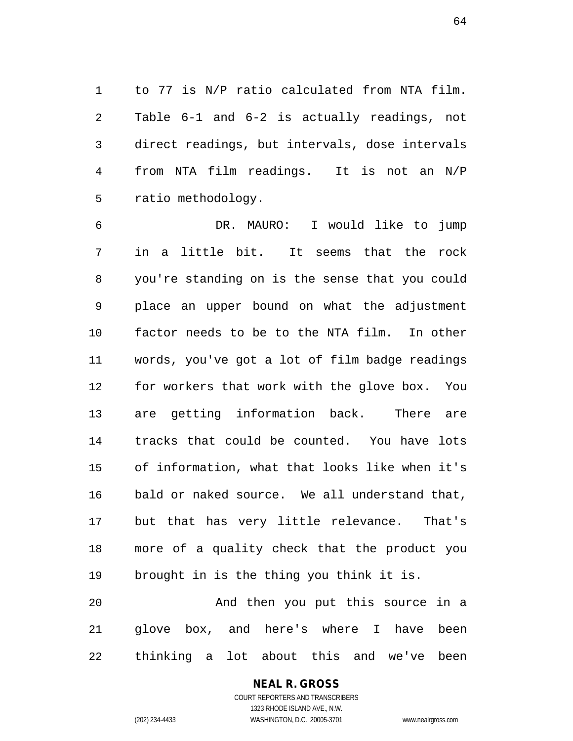to 77 is N/P ratio calculated from NTA film. Table 6-1 and 6-2 is actually readings, not direct readings, but intervals, dose intervals from NTA film readings. It is not an N/P ratio methodology.

DR. MAURO: I would like to jump in a little bit. It seems that the rock you're standing on is the sense that you could place an upper bound on what the adjustment factor needs to be to the NTA film. In other words, you've got a lot of film badge readings for workers that work with the glove box. You are getting information back. There are tracks that could be counted. You have lots of information, what that looks like when it's bald or naked source. We all understand that, but that has very little relevance. That's more of a quality check that the product you brought in is the thing you think it is.

And then you put this source in a glove box, and here's where I have been thinking a lot about this and we've been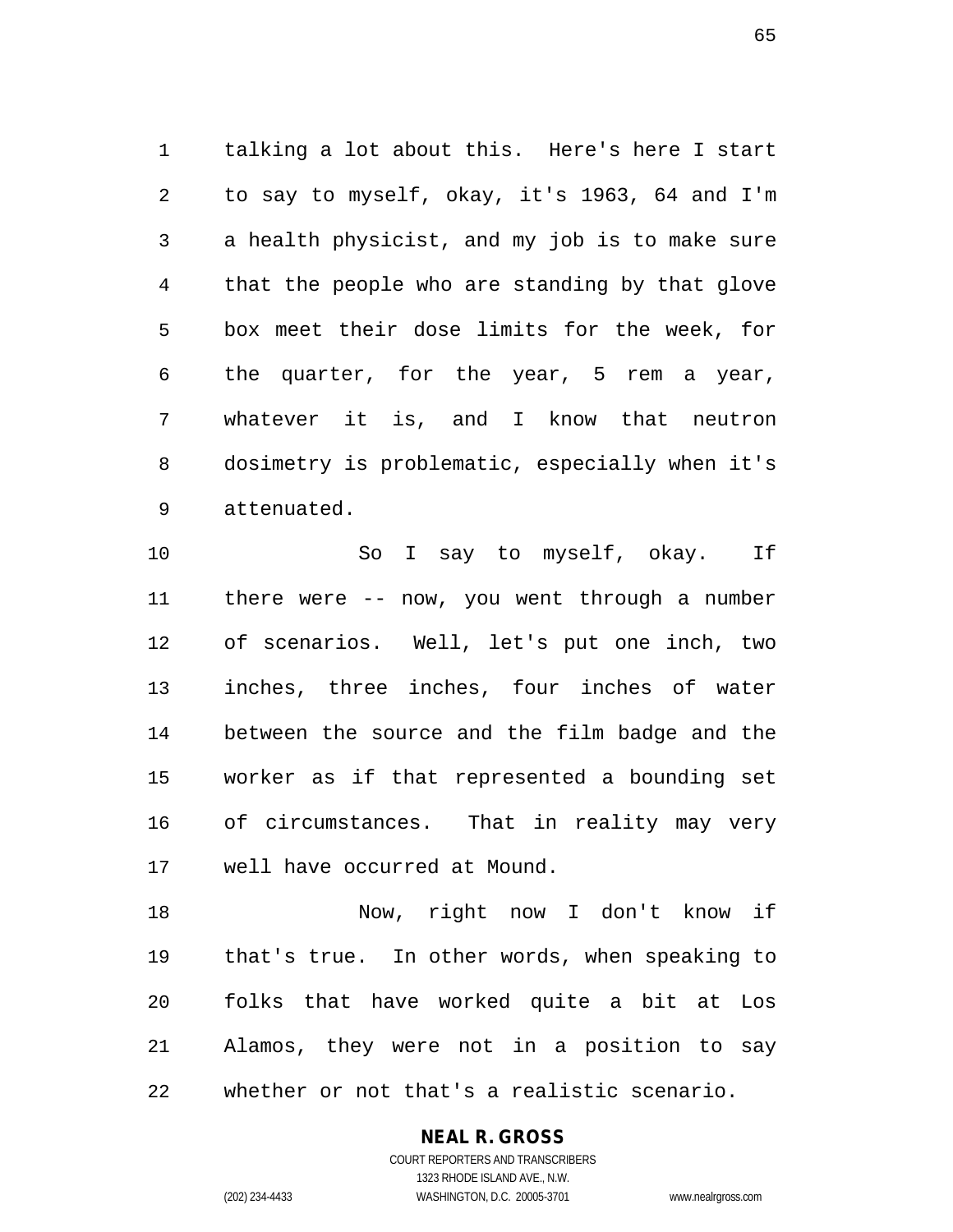talking a lot about this. Here's here I start to say to myself, okay, it's 1963, 64 and I'm a health physicist, and my job is to make sure that the people who are standing by that glove box meet their dose limits for the week, for the quarter, for the year, 5 rem a year, whatever it is, and I know that neutron dosimetry is problematic, especially when it's attenuated.

So I say to myself, okay. If there were -- now, you went through a number of scenarios. Well, let's put one inch, two inches, three inches, four inches of water between the source and the film badge and the worker as if that represented a bounding set of circumstances. That in reality may very well have occurred at Mound.

Now, right now I don't know if that's true. In other words, when speaking to folks that have worked quite a bit at Los Alamos, they were not in a position to say whether or not that's a realistic scenario.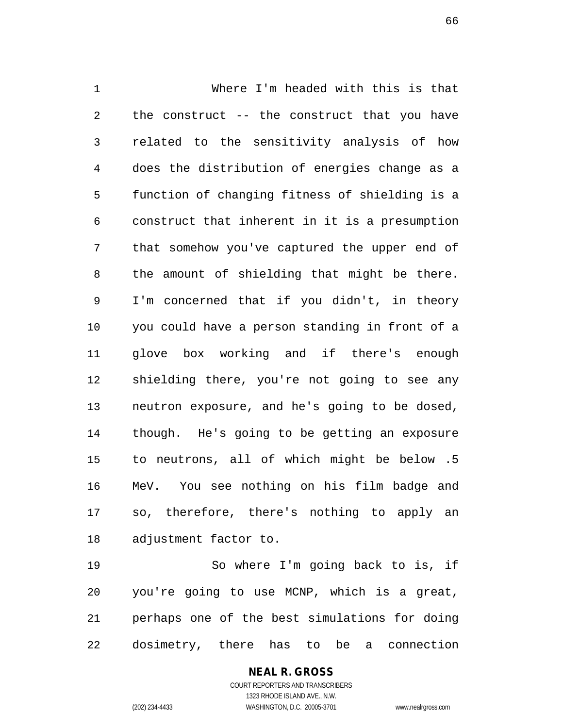Where I'm headed with this is that the construct -- the construct that you have related to the sensitivity analysis of how does the distribution of energies change as a function of changing fitness of shielding is a construct that inherent in it is a presumption that somehow you've captured the upper end of the amount of shielding that might be there. I'm concerned that if you didn't, in theory you could have a person standing in front of a glove box working and if there's enough shielding there, you're not going to see any neutron exposure, and he's going to be dosed, though. He's going to be getting an exposure to neutrons, all of which might be below .5 MeV. You see nothing on his film badge and so, therefore, there's nothing to apply an adjustment factor to.

So where I'm going back to is, if you're going to use MCNP, which is a great, perhaps one of the best simulations for doing dosimetry, there has to be a connection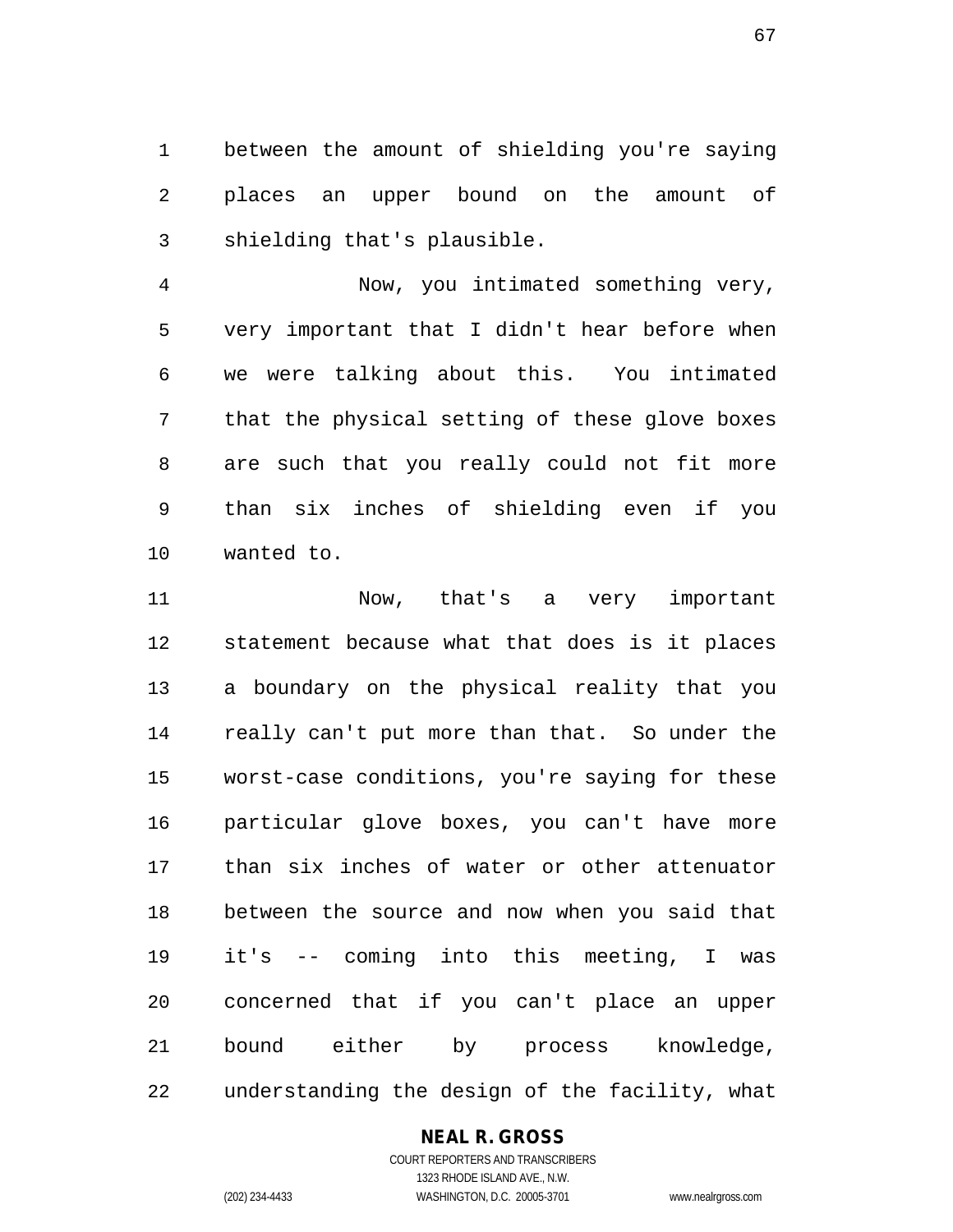1 between the amount of shielding you're saying
2 places an upper bound on the amount of
3 shielding that's plausible.

4 Now, you intimated something very,
5 very important that I didn't hear before when
6 we were talking about this. You intimated
7 that the physical setting of these glove boxes
8 are such that you really could not fit more
9 than six inches of shielding even if you
10 wanted to.

11 Now, that's a very important
12 statement because what that does is it places
13 a boundary on the physical reality that you
14 really can't put more than that. So under the
15 worst-case conditions, you're saying for these
16 particular glove boxes, you can't have more
17 than six inches of water or other attenuator
18 between the source and now when you said that
19 it's -- coming into this meeting, I was
20 concerned that if you can't place an upper
21 bound either by process knowledge,
22 understanding the design of the facility, what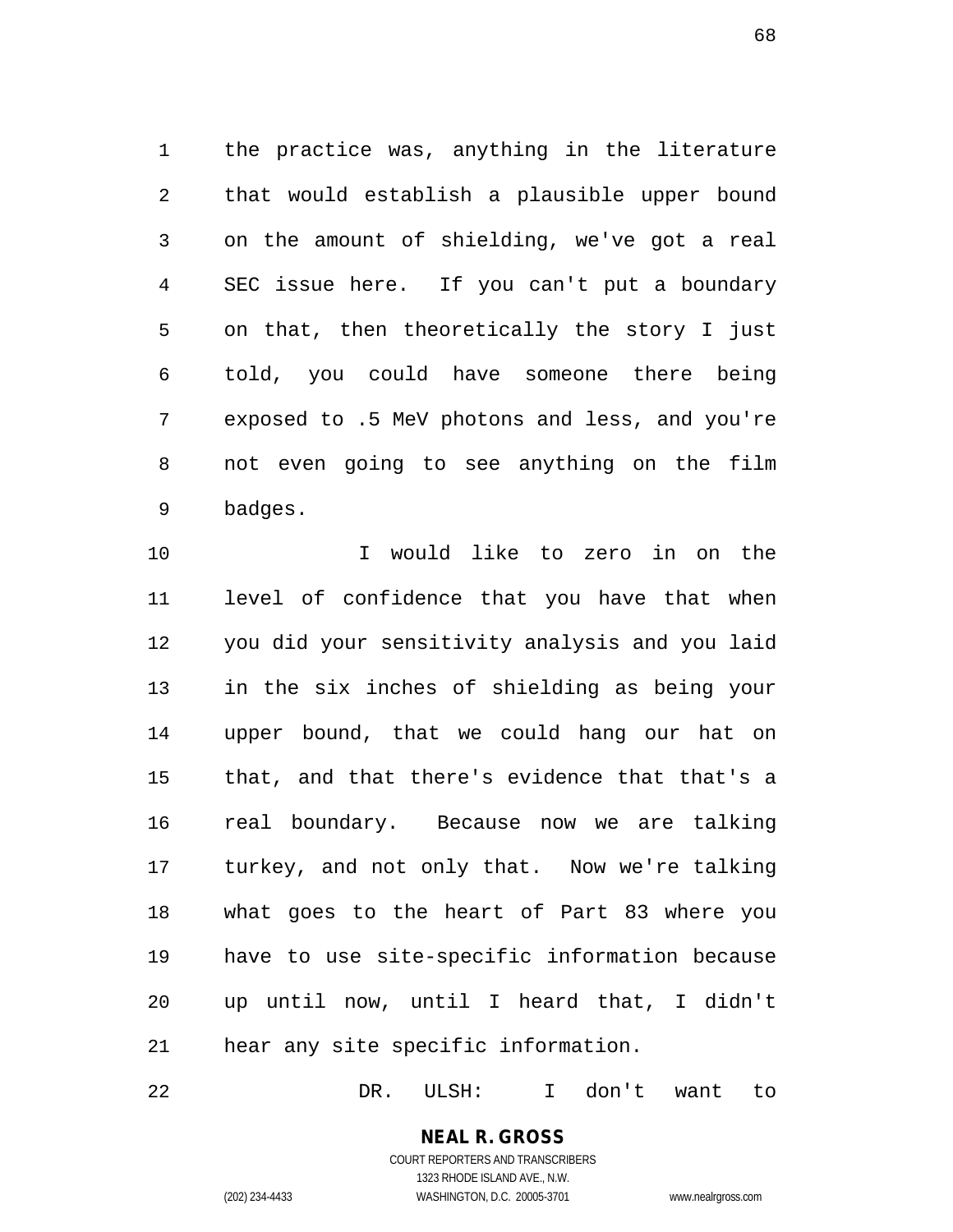the practice was, anything in the literature that would establish a plausible upper bound on the amount of shielding, we've got a real SEC issue here. If you can't put a boundary on that, then theoretically the story I just told, you could have someone there being exposed to .5 MeV photons and less, and you're not even going to see anything on the film badges.

I would like to zero in on the level of confidence that you have that when you did your sensitivity analysis and you laid in the six inches of shielding as being your upper bound, that we could hang our hat on that, and that there's evidence that that's a real boundary. Because now we are talking turkey, and not only that. Now we're talking what goes to the heart of Part 83 where you have to use site-specific information because up until now, until I heard that, I didn't hear any site specific information.

DR. ULSH: I don't want to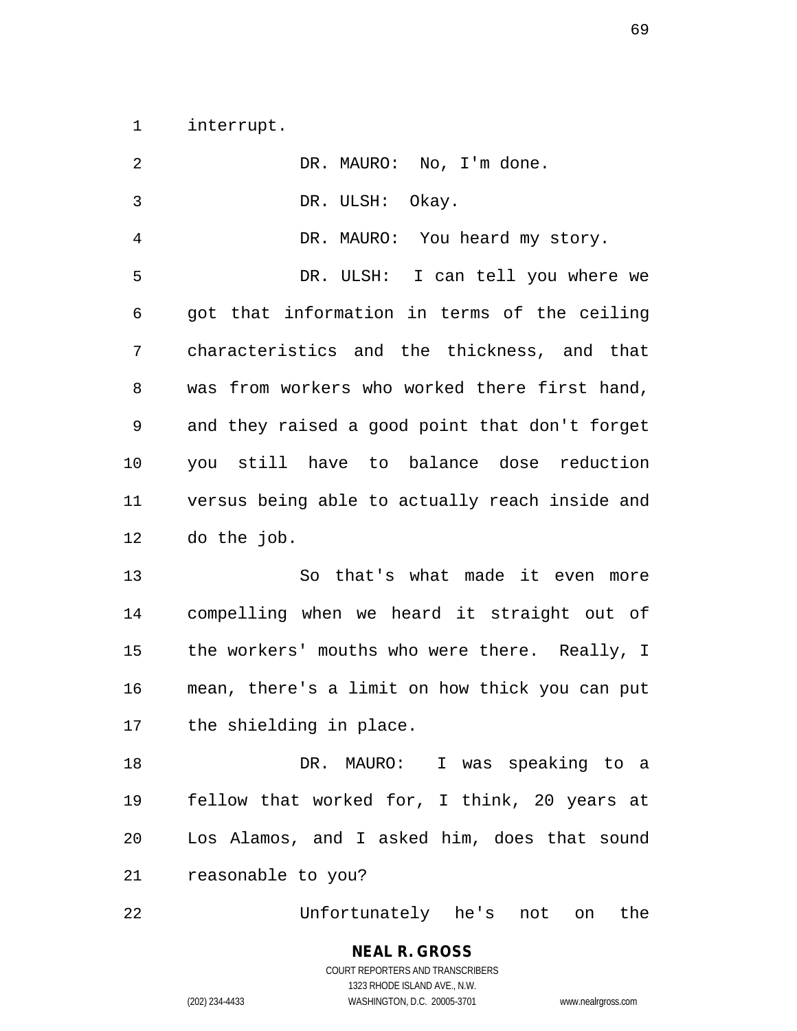interrupt.

DR. MAURO: No, I'm done.

DR. ULSH: Okay.

DR. MAURO: You heard my story.

DR. ULSH: I can tell you where we got that information in terms of the ceiling characteristics and the thickness, and that was from workers who worked there first hand, and they raised a good point that don't forget you still have to balance dose reduction versus being able to actually reach inside and do the job.

So that's what made it even more compelling when we heard it straight out of the workers' mouths who were there. Really, I mean, there's a limit on how thick you can put the shielding in place.

DR. MAURO: I was speaking to a fellow that worked for, I think, 20 years at Los Alamos, and I asked him, does that sound reasonable to you?

Unfortunately he's not on the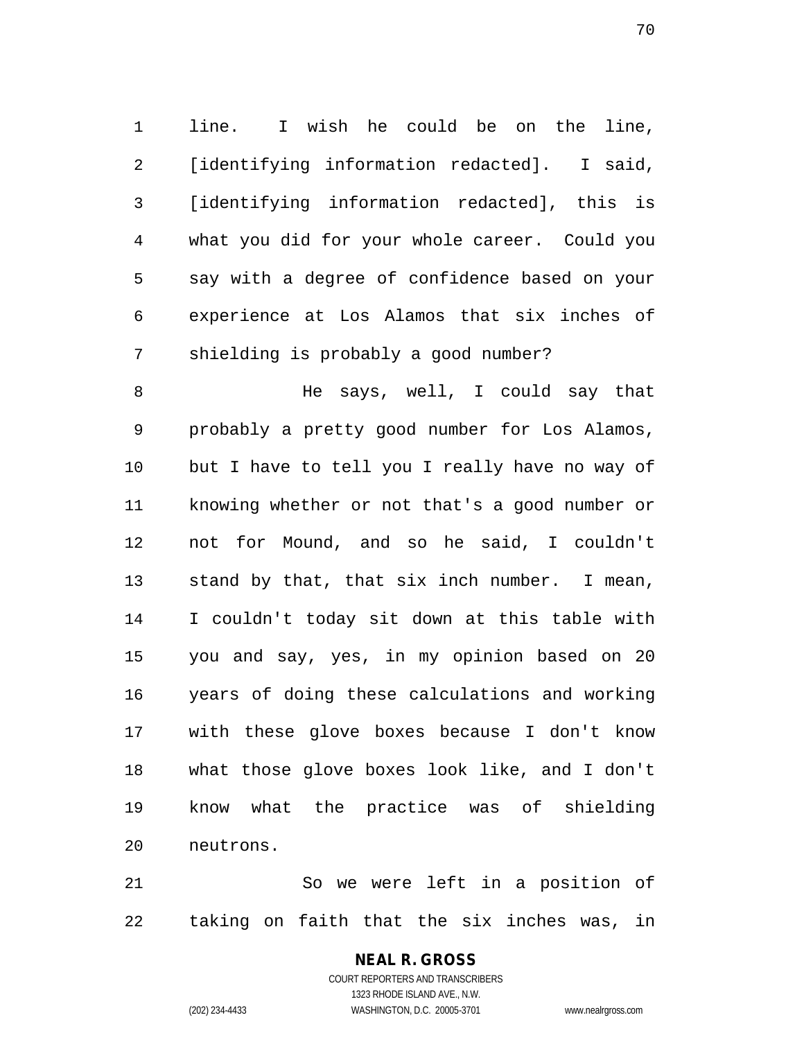line. I wish he could be on the line, [identifying information redacted]. I said, [identifying information redacted], this is what you did for your whole career. Could you say with a degree of confidence based on your experience at Los Alamos that six inches of shielding is probably a good number?

He says, well, I could say that probably a pretty good number for Los Alamos, but I have to tell you I really have no way of knowing whether or not that's a good number or not for Mound, and so he said, I couldn't stand by that, that six inch number. I mean, I couldn't today sit down at this table with you and say, yes, in my opinion based on 20 years of doing these calculations and working with these glove boxes because I don't know what those glove boxes look like, and I don't know what the practice was of shielding neutrons.

So we were left in a position of taking on faith that the six inches was, in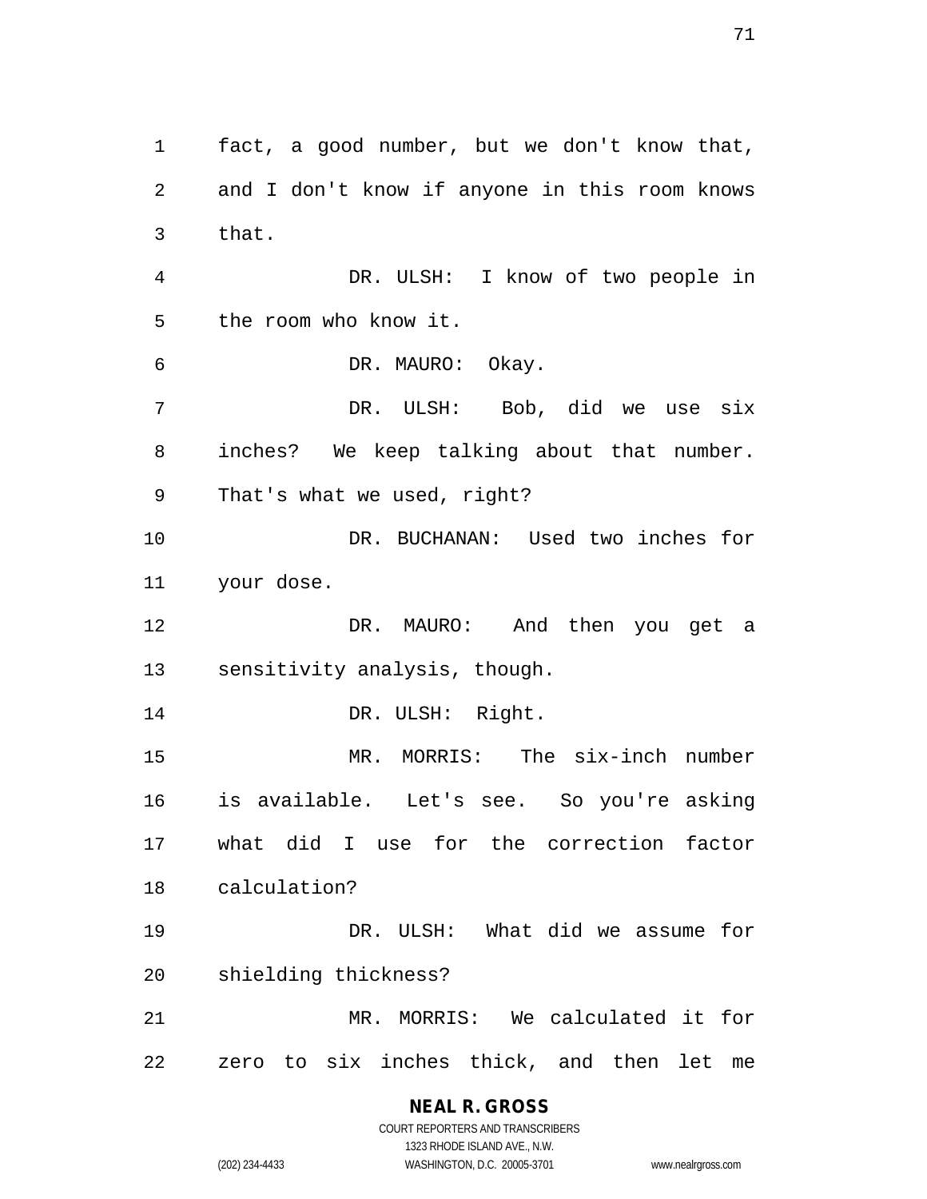fact, a good number, but we don't know that, and I don't know if anyone in this room knows that.

DR. ULSH: I know of two people in the room who know it.

DR. MAURO: Okay.

DR. ULSH: Bob, did we use six inches? We keep talking about that number. That's what we used, right?

DR. BUCHANAN: Used two inches for your dose.

DR. MAURO: And then you get a sensitivity analysis, though.

DR. ULSH: Right.

MR. MORRIS: The six-inch number is available. Let's see. So you're asking what did I use for the correction factor calculation?

DR. ULSH: What did we assume for shielding thickness?

MR. MORRIS: We calculated it for zero to six inches thick, and then let me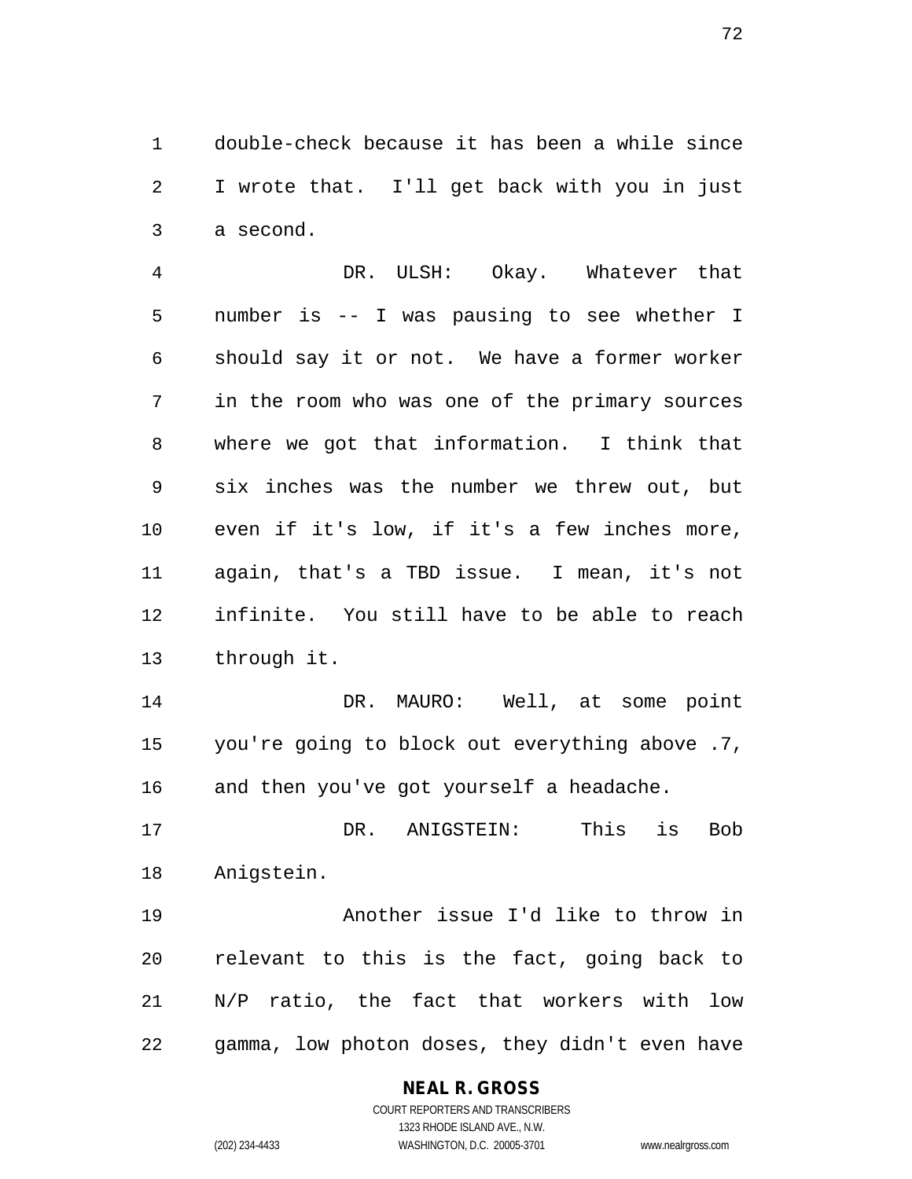double-check because it has been a while since I wrote that. I'll get back with you in just a second.

DR. ULSH: Okay. Whatever that number is -- I was pausing to see whether I should say it or not. We have a former worker in the room who was one of the primary sources where we got that information. I think that six inches was the number we threw out, but even if it's low, if it's a few inches more, again, that's a TBD issue. I mean, it's not infinite. You still have to be able to reach through it.

DR. MAURO: Well, at some point you're going to block out everything above .7, and then you've got yourself a headache.

DR. ANIGSTEIN: This is Bob Anigstein.

Another issue I'd like to throw in relevant to this is the fact, going back to N/P ratio, the fact that workers with low gamma, low photon doses, they didn't even have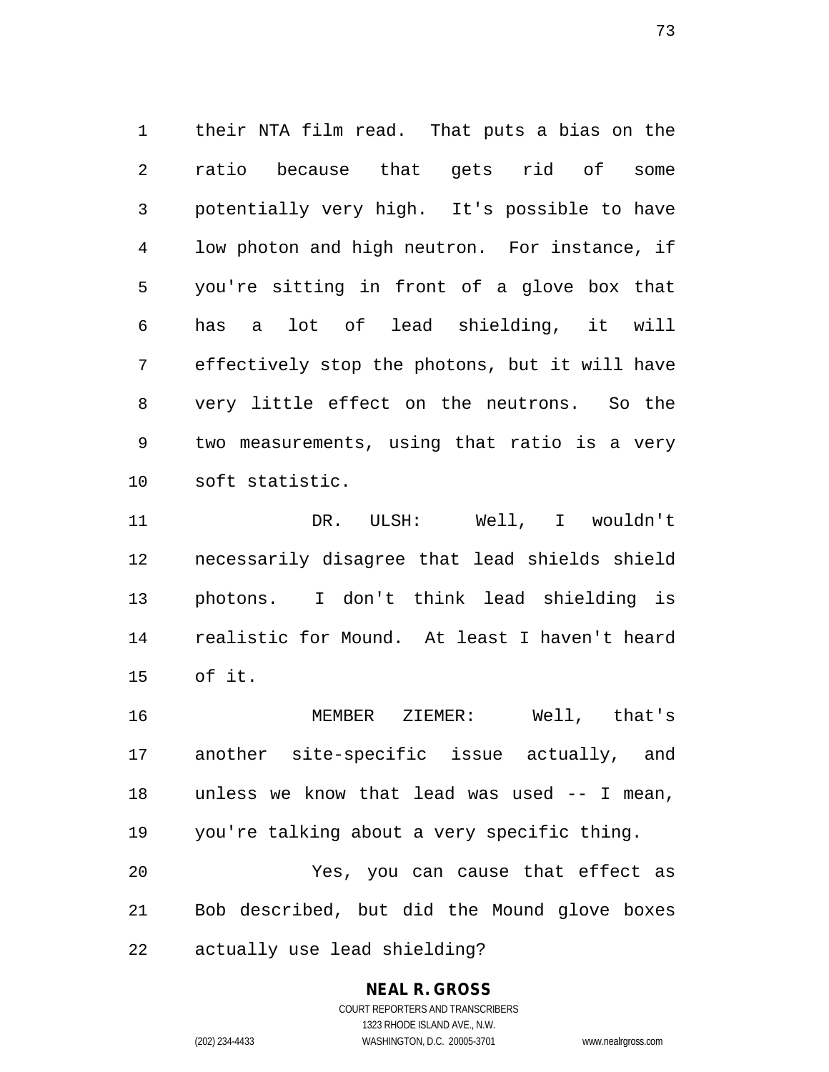their NTA film read. That puts a bias on the ratio because that gets rid of some potentially very high. It's possible to have low photon and high neutron. For instance, if you're sitting in front of a glove box that has a lot of lead shielding, it will effectively stop the photons, but it will have very little effect on the neutrons. So the two measurements, using that ratio is a very soft statistic.

DR. ULSH: Well, I wouldn't necessarily disagree that lead shields shield photons. I don't think lead shielding is realistic for Mound. At least I haven't heard of it.

MEMBER ZIEMER: Well, that's another site-specific issue actually, and unless we know that lead was used -- I mean, you're talking about a very specific thing.

Yes, you can cause that effect as Bob described, but did the Mound glove boxes actually use lead shielding?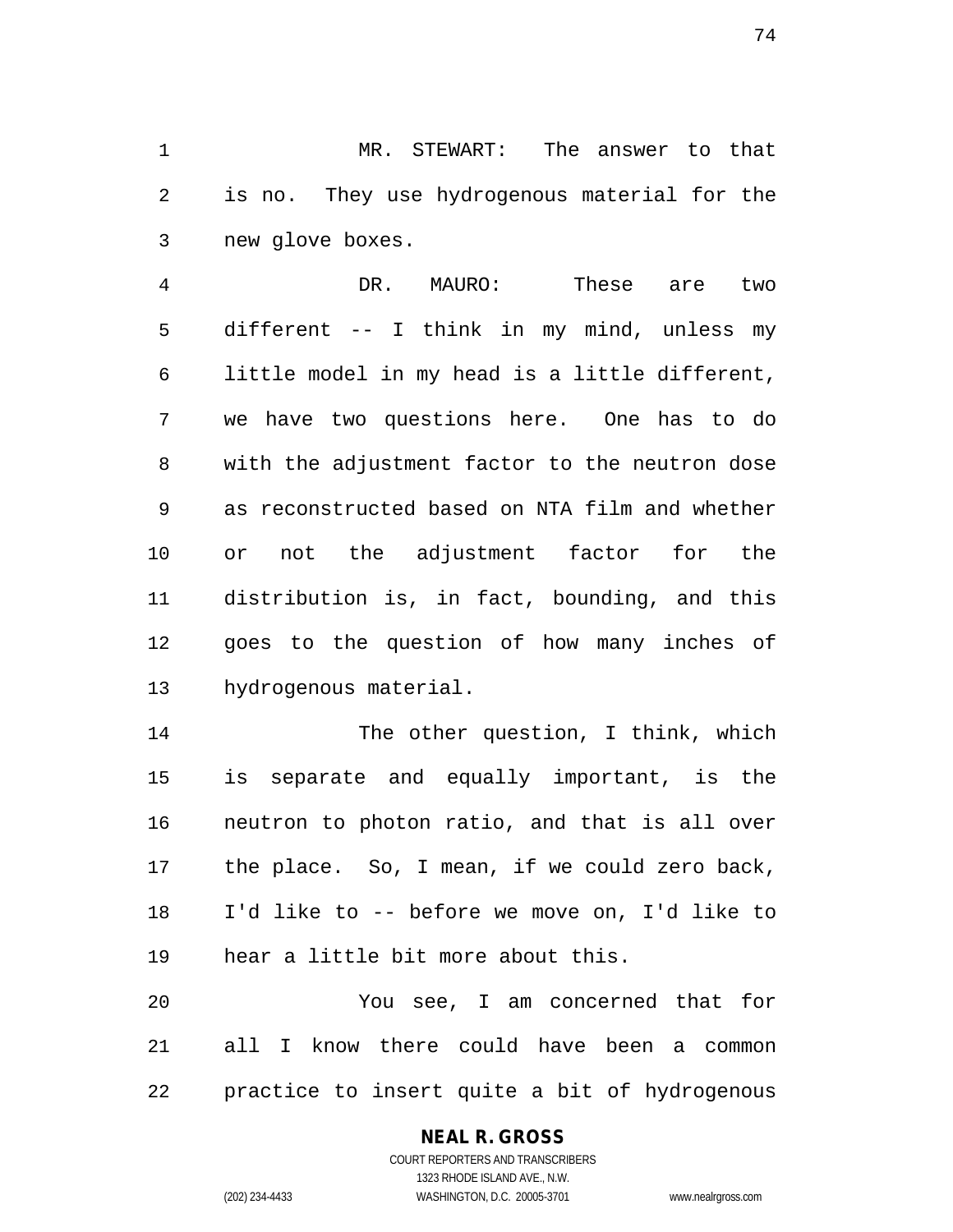MR. STEWART: The answer to that is no. They use hydrogenous material for the new glove boxes.

DR. MAURO: These are two different -- I think in my mind, unless my little model in my head is a little different, we have two questions here. One has to do with the adjustment factor to the neutron dose as reconstructed based on NTA film and whether or not the adjustment factor for the distribution is, in fact, bounding, and this goes to the question of how many inches of hydrogenous material.

The other question, I think, which is separate and equally important, is the neutron to photon ratio, and that is all over the place. So, I mean, if we could zero back, I'd like to -- before we move on, I'd like to hear a little bit more about this.

You see, I am concerned that for all I know there could have been a common practice to insert quite a bit of hydrogenous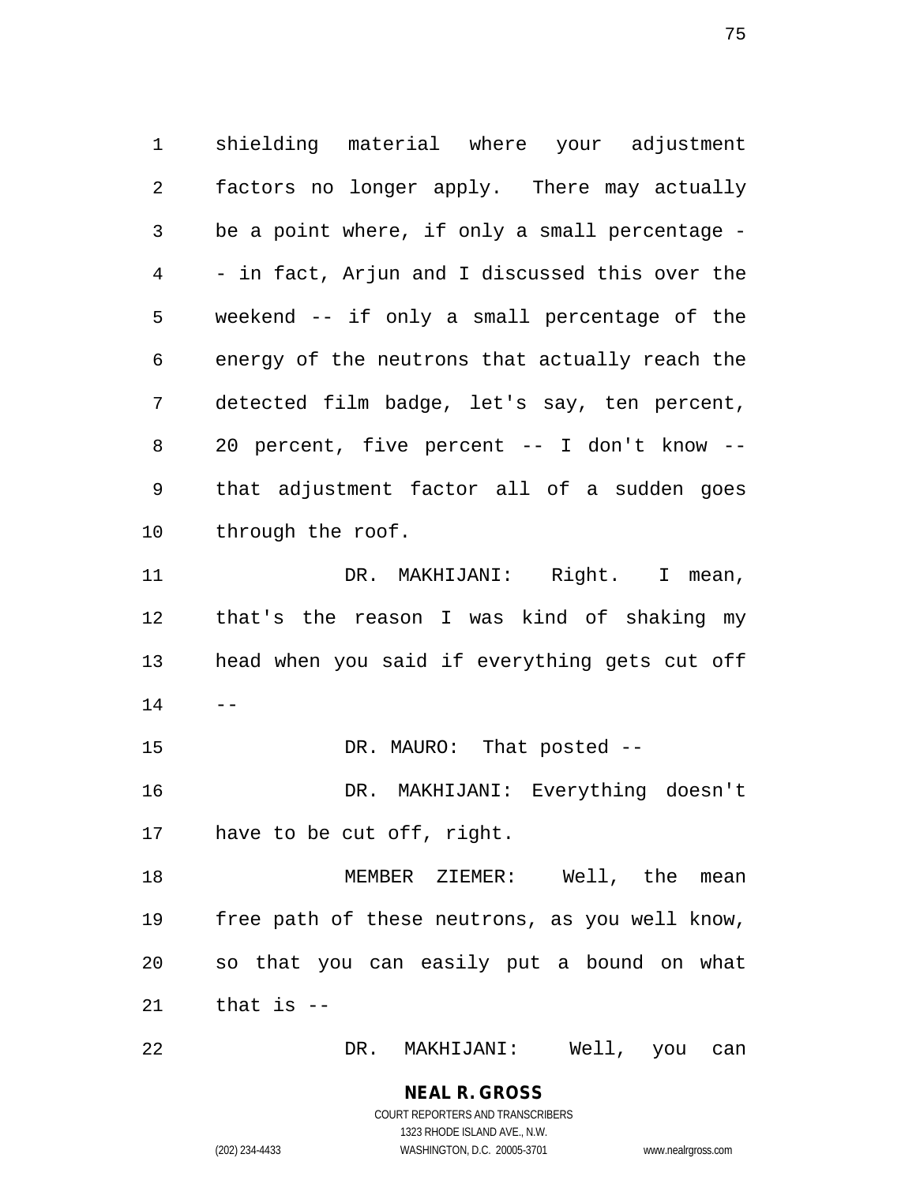shielding material where your adjustment factors no longer apply. There may actually be a point where, if only a small percentage -- in fact, Arjun and I discussed this over the weekend -- if only a small percentage of the energy of the neutrons that actually reach the detected film badge, let's say, ten percent, 20 percent, five percent -- I don't know -- that adjustment factor all of a sudden goes through the roof.

DR. MAKHIJANI: Right. I mean, that's the reason I was kind of shaking my head when you said if everything gets cut off --

DR. MAURO: That posted --

DR. MAKHIJANI: Everything doesn't have to be cut off, right.

MEMBER ZIEMER: Well, the mean free path of these neutrons, as you well know, so that you can easily put a bound on what that is --

DR. MAKHIJANI: Well, you can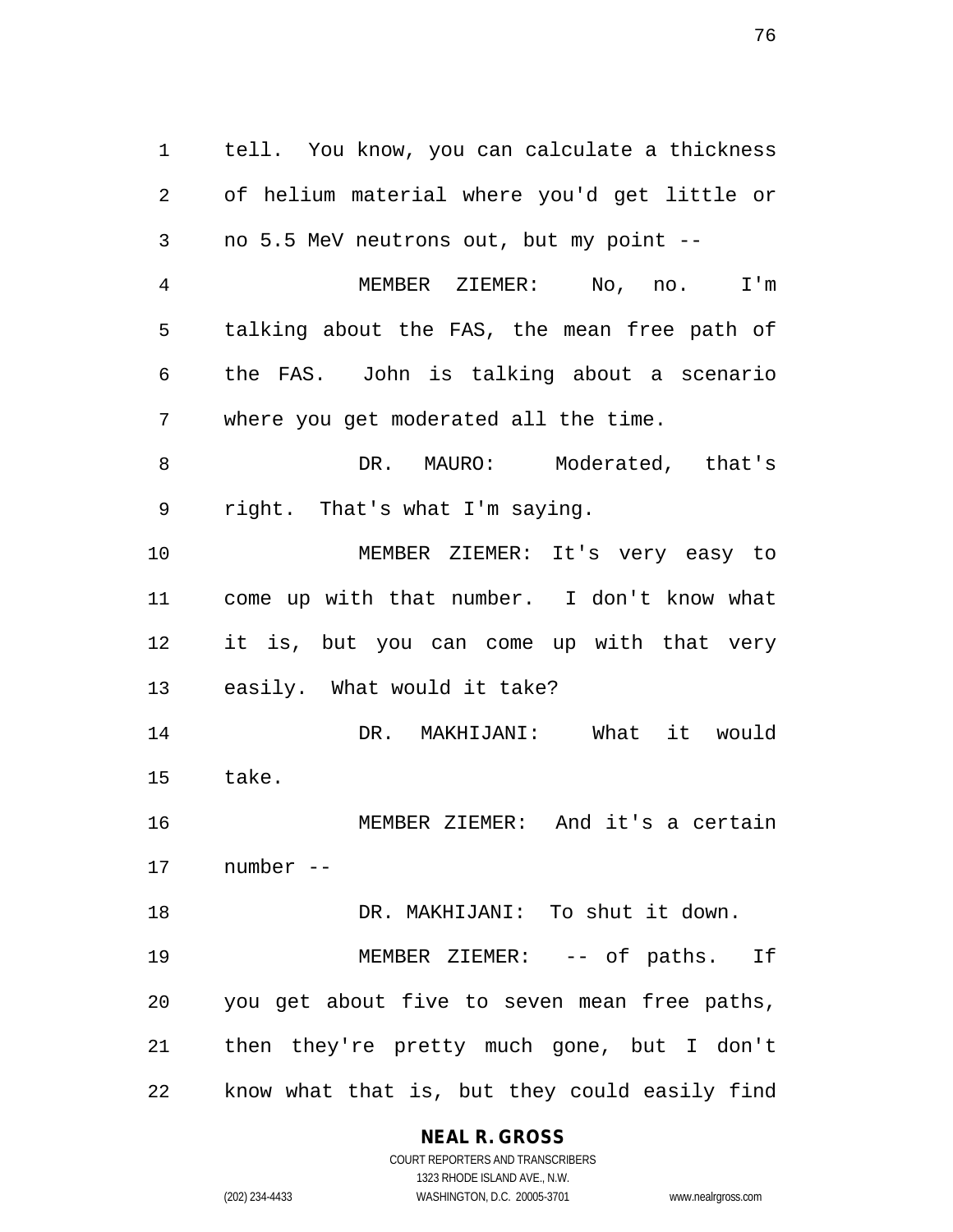tell. You know, you can calculate a thickness of helium material where you'd get little or no 5.5 MeV neutrons out, but my point --

MEMBER ZIEMER: No, no. I'm talking about the FAS, the mean free path of the FAS. John is talking about a scenario where you get moderated all the time.

DR. MAURO: Moderated, that's right. That's what I'm saying.

MEMBER ZIEMER: It's very easy to come up with that number. I don't know what it is, but you can come up with that very easily. What would it take?

DR. MAKHIJANI: What it would take.

MEMBER ZIEMER: And it's a certain number --

DR. MAKHIJANI: To shut it down.

MEMBER ZIEMER: -- of paths. If you get about five to seven mean free paths, then they're pretty much gone, but I don't know what that is, but they could easily find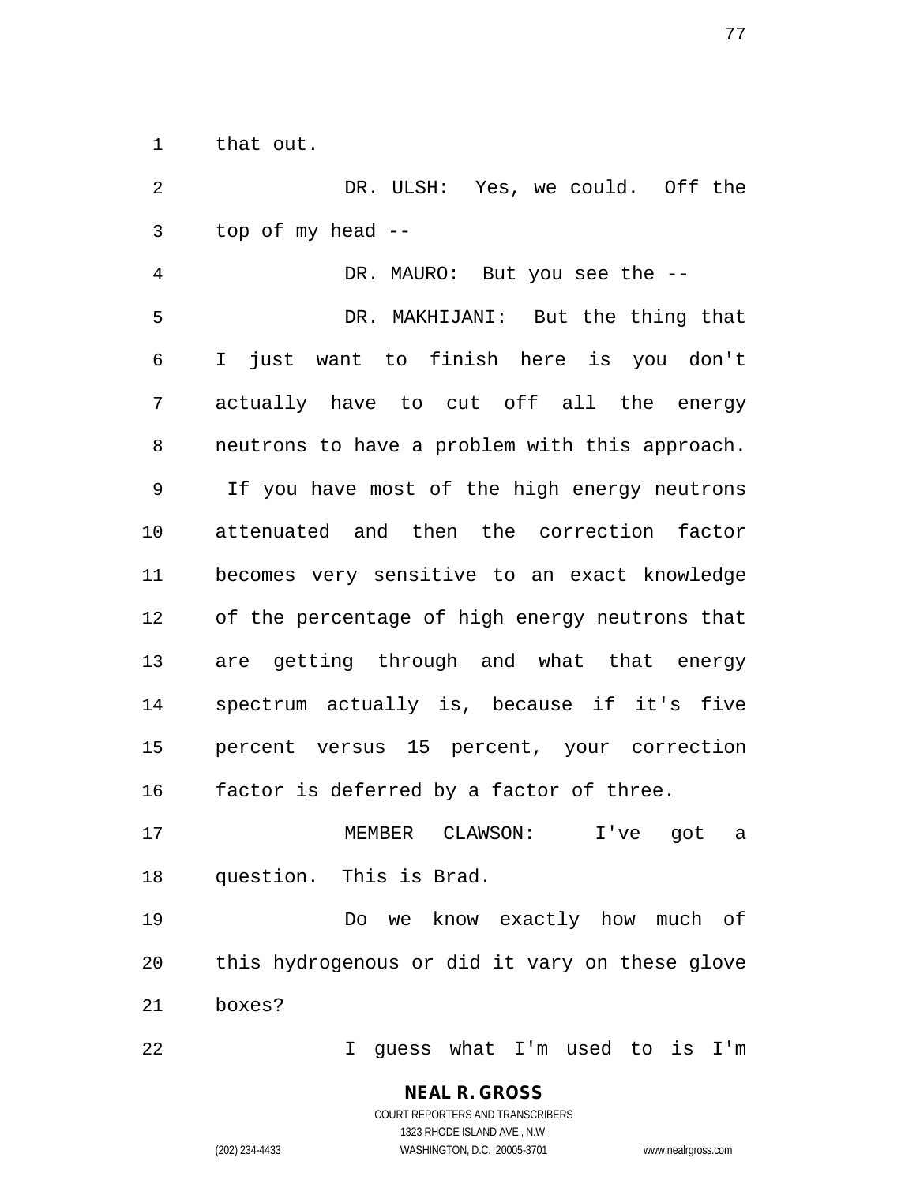that out.

DR. ULSH: Yes, we could. Off the top of my head --

DR. MAURO: But you see the --

DR. MAKHIJANI: But the thing that I just want to finish here is you don't actually have to cut off all the energy neutrons to have a problem with this approach. If you have most of the high energy neutrons attenuated and then the correction factor becomes very sensitive to an exact knowledge of the percentage of high energy neutrons that are getting through and what that energy spectrum actually is, because if it's five percent versus 15 percent, your correction factor is deferred by a factor of three.

MEMBER CLAWSON: I've got a question. This is Brad.

Do we know exactly how much of this hydrogenous or did it vary on these glove boxes?

I guess what I'm used to is I'm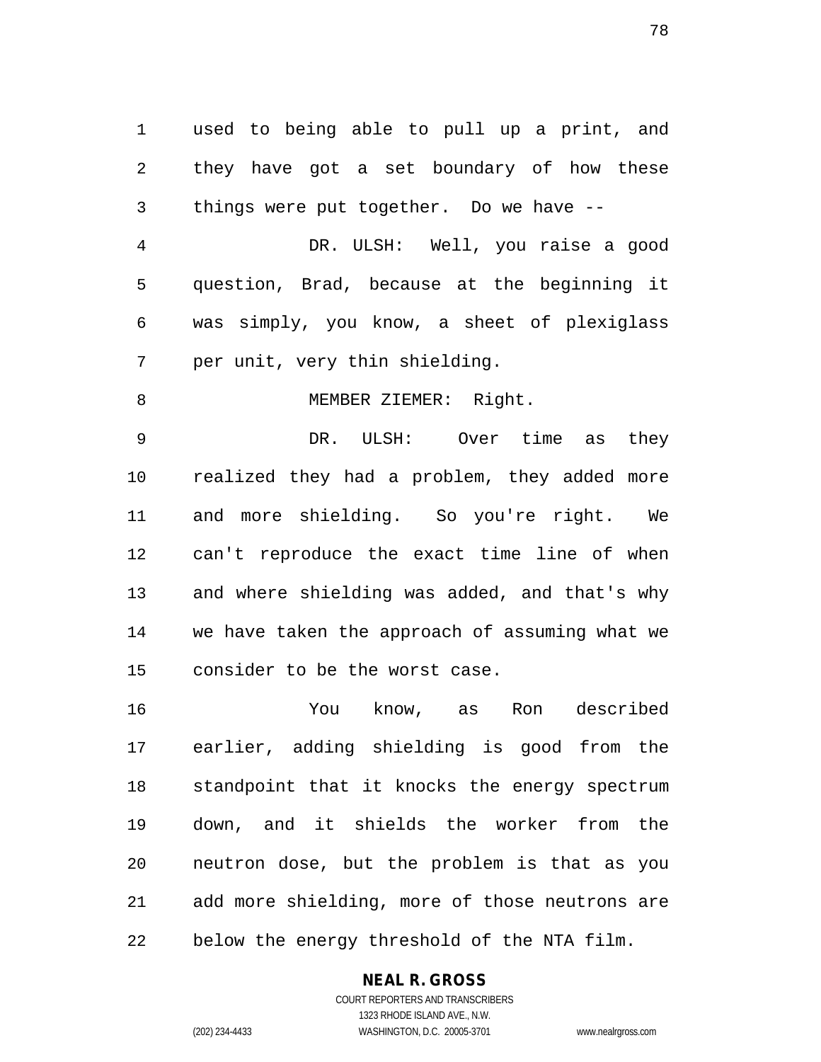used to being able to pull up a print, and they have got a set boundary of how these things were put together. Do we have --

DR. ULSH: Well, you raise a good question, Brad, because at the beginning it was simply, you know, a sheet of plexiglass per unit, very thin shielding.

MEMBER ZIEMER: Right.

DR. ULSH: Over time as they realized they had a problem, they added more and more shielding. So you're right. We can't reproduce the exact time line of when and where shielding was added, and that's why we have taken the approach of assuming what we consider to be the worst case.

You know, as Ron described earlier, adding shielding is good from the standpoint that it knocks the energy spectrum down, and it shields the worker from the neutron dose, but the problem is that as you add more shielding, more of those neutrons are below the energy threshold of the NTA film.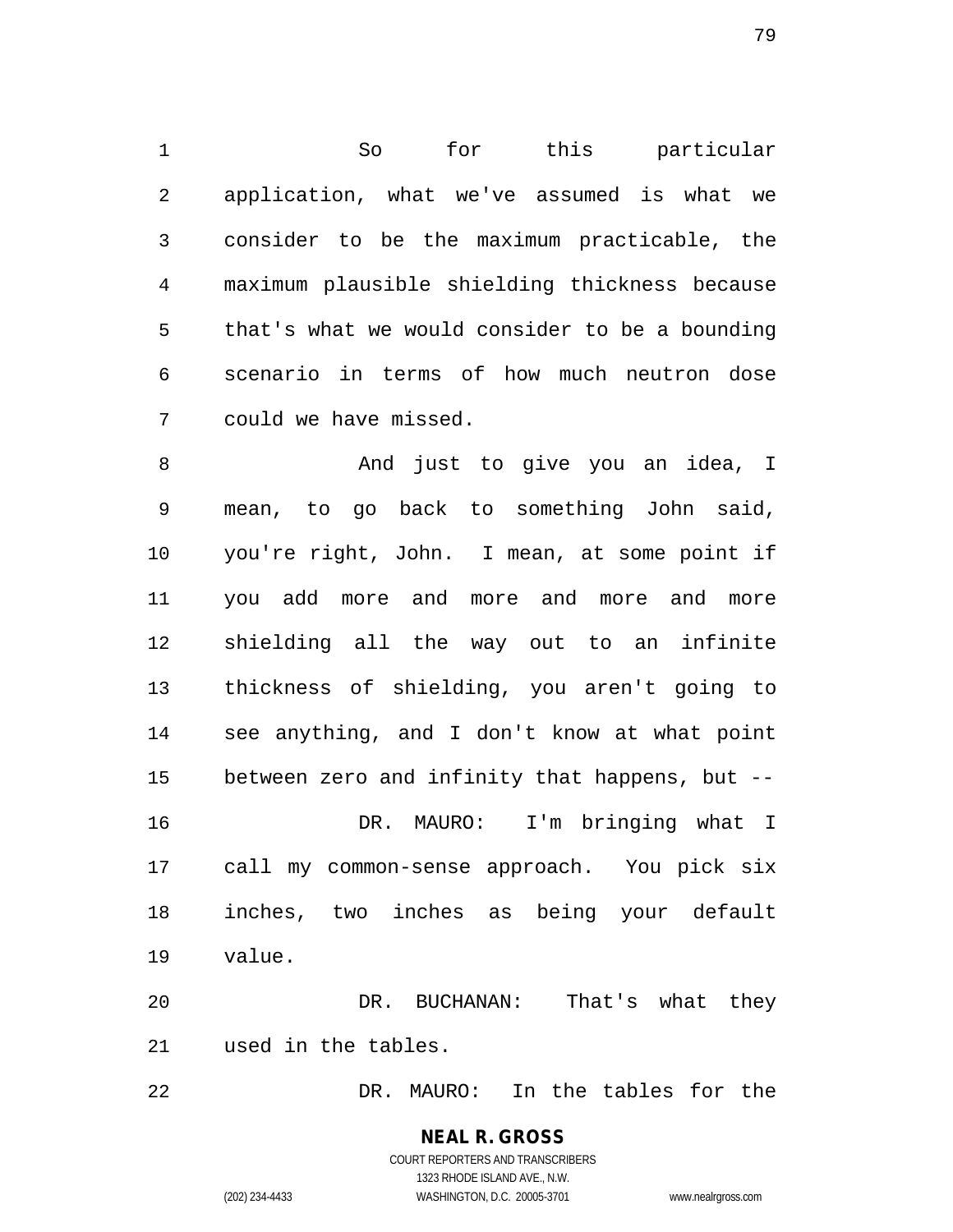So for this particular application, what we've assumed is what we consider to be the maximum practicable, the maximum plausible shielding thickness because that's what we would consider to be a bounding scenario in terms of how much neutron dose could we have missed.

And just to give you an idea, I mean, to go back to something John said, you're right, John. I mean, at some point if you add more and more and more and more shielding all the way out to an infinite thickness of shielding, you aren't going to see anything, and I don't know at what point between zero and infinity that happens, but --

DR. MAURO: I'm bringing what I call my common-sense approach. You pick six inches, two inches as being your default value.

DR. BUCHANAN: That's what they used in the tables.

DR. MAURO: In the tables for the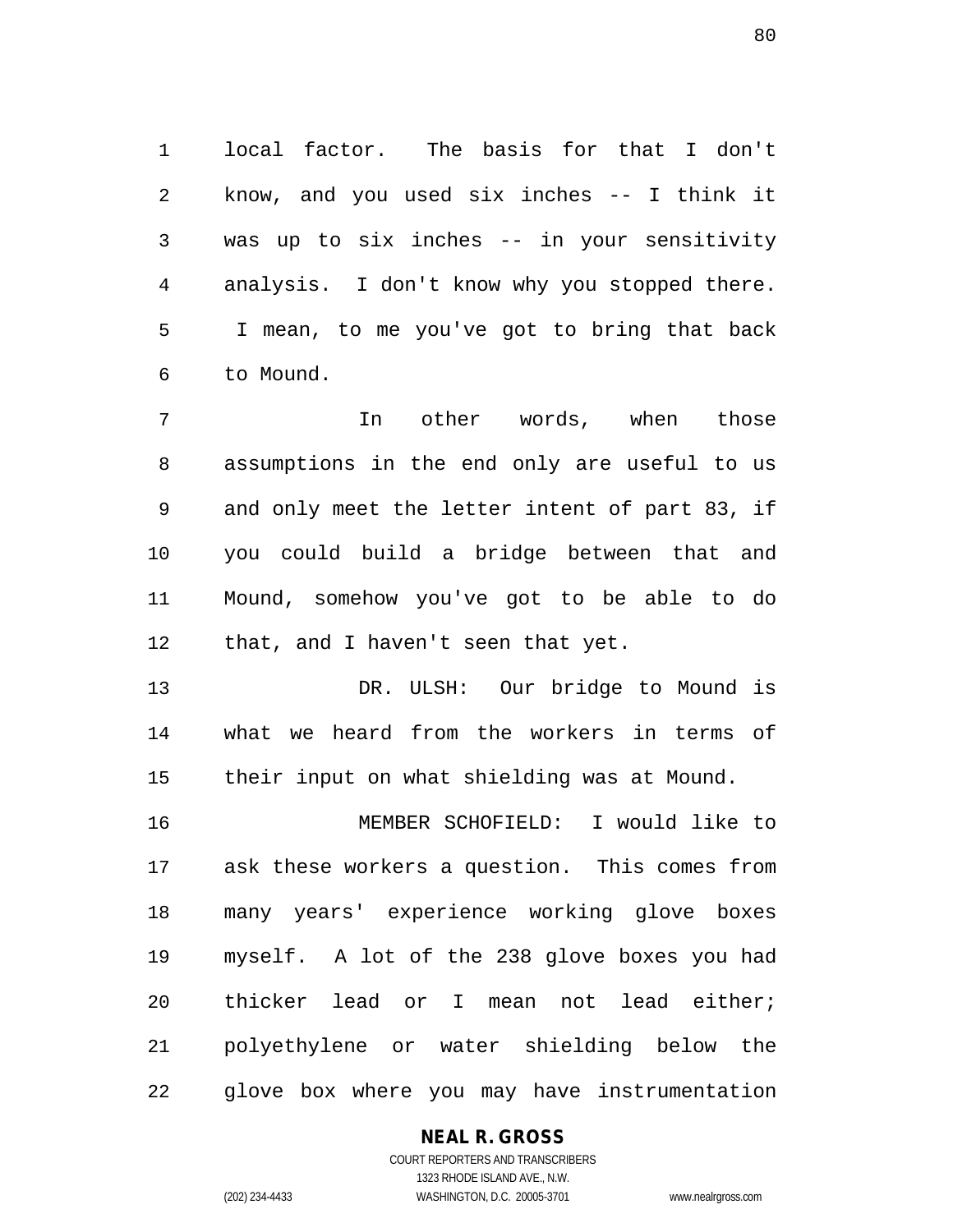local factor. The basis for that I don't know, and you used six inches -- I think it was up to six inches -- in your sensitivity analysis. I don't know why you stopped there. I mean, to me you've got to bring that back to Mound.

In other words, when those assumptions in the end only are useful to us and only meet the letter intent of part 83, if you could build a bridge between that and Mound, somehow you've got to be able to do that, and I haven't seen that yet.

DR. ULSH: Our bridge to Mound is what we heard from the workers in terms of their input on what shielding was at Mound.

MEMBER SCHOFIELD: I would like to ask these workers a question. This comes from many years' experience working glove boxes myself. A lot of the 238 glove boxes you had thicker lead or I mean not lead either; polyethylene or water shielding below the glove box where you may have instrumentation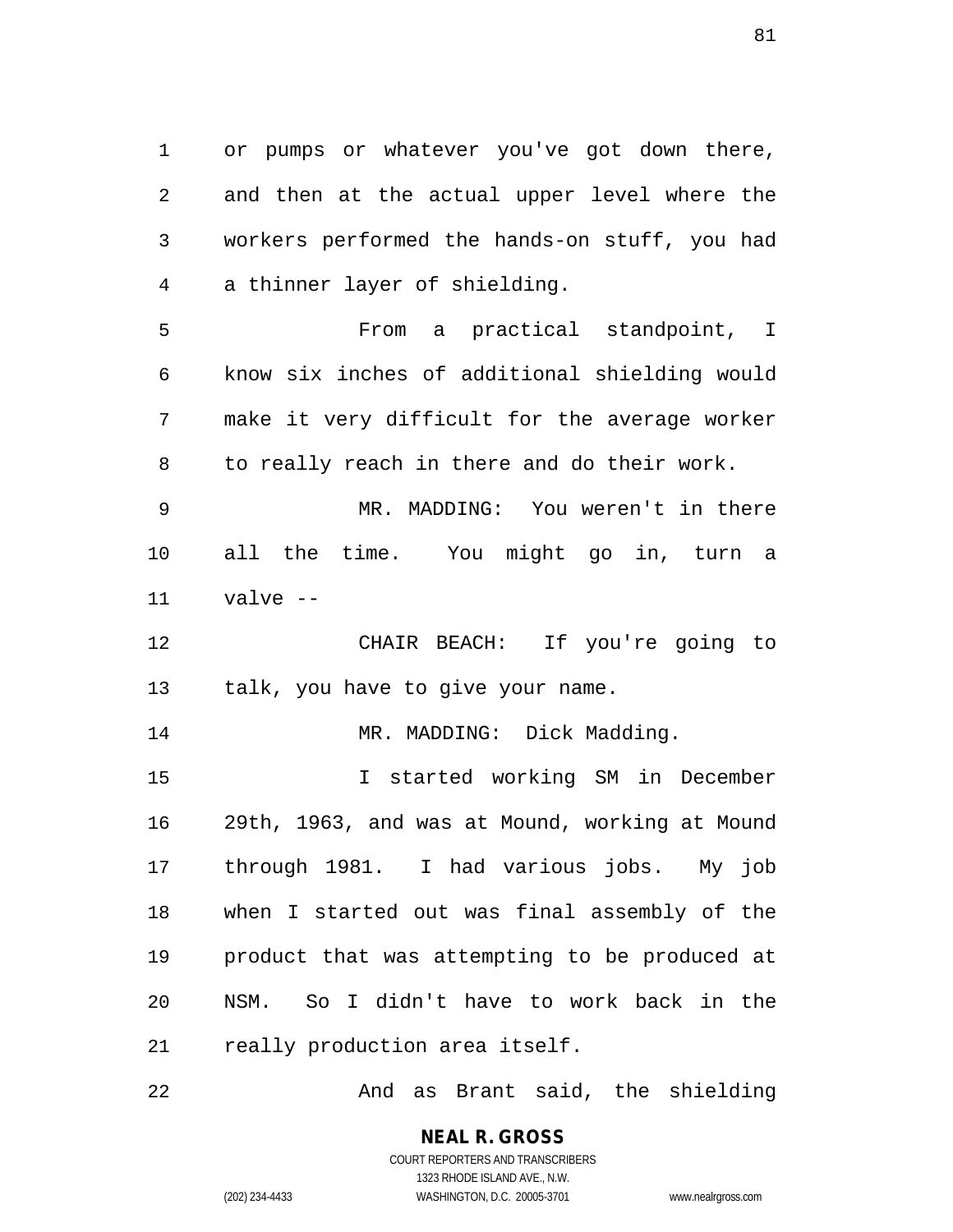or pumps or whatever you've got down there, and then at the actual upper level where the workers performed the hands-on stuff, you had a thinner layer of shielding.

From a practical standpoint, I know six inches of additional shielding would make it very difficult for the average worker to really reach in there and do their work.

MR. MADDING: You weren't in there all the time. You might go in, turn a valve --

CHAIR BEACH: If you're going to talk, you have to give your name.

MR. MADDING: Dick Madding.

I started working SM in December 29th, 1963, and was at Mound, working at Mound through 1981. I had various jobs. My job when I started out was final assembly of the product that was attempting to be produced at NSM. So I didn't have to work back in the really production area itself.

And as Brant said, the shielding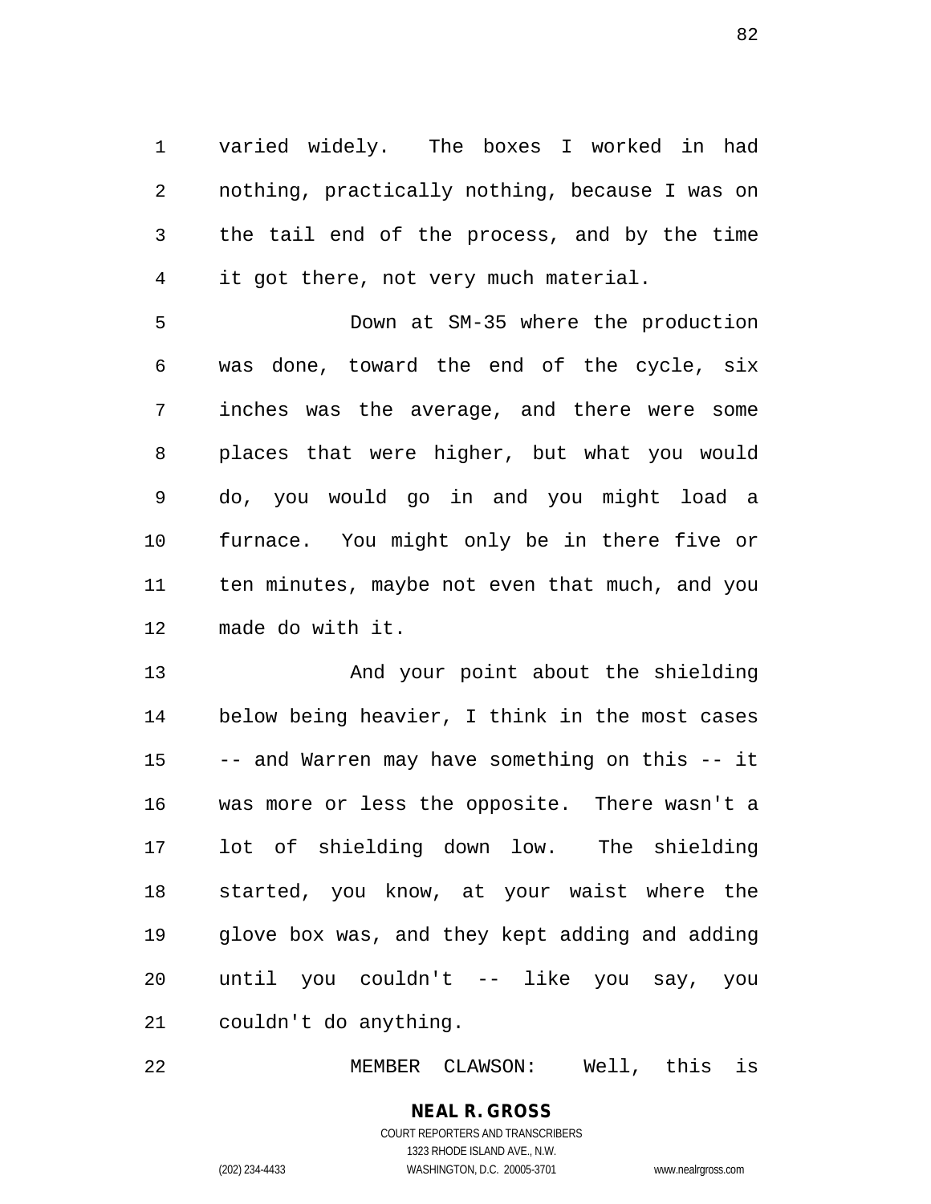varied widely. The boxes I worked in had nothing, practically nothing, because I was on the tail end of the process, and by the time it got there, not very much material.

Down at SM-35 where the production was done, toward the end of the cycle, six inches was the average, and there were some places that were higher, but what you would do, you would go in and you might load a furnace. You might only be in there five or ten minutes, maybe not even that much, and you made do with it.

And your point about the shielding below being heavier, I think in the most cases -- and Warren may have something on this -- it was more or less the opposite. There wasn't a lot of shielding down low. The shielding started, you know, at your waist where the glove box was, and they kept adding and adding until you couldn't -- like you say, you couldn't do anything.

MEMBER CLAWSON: Well, this is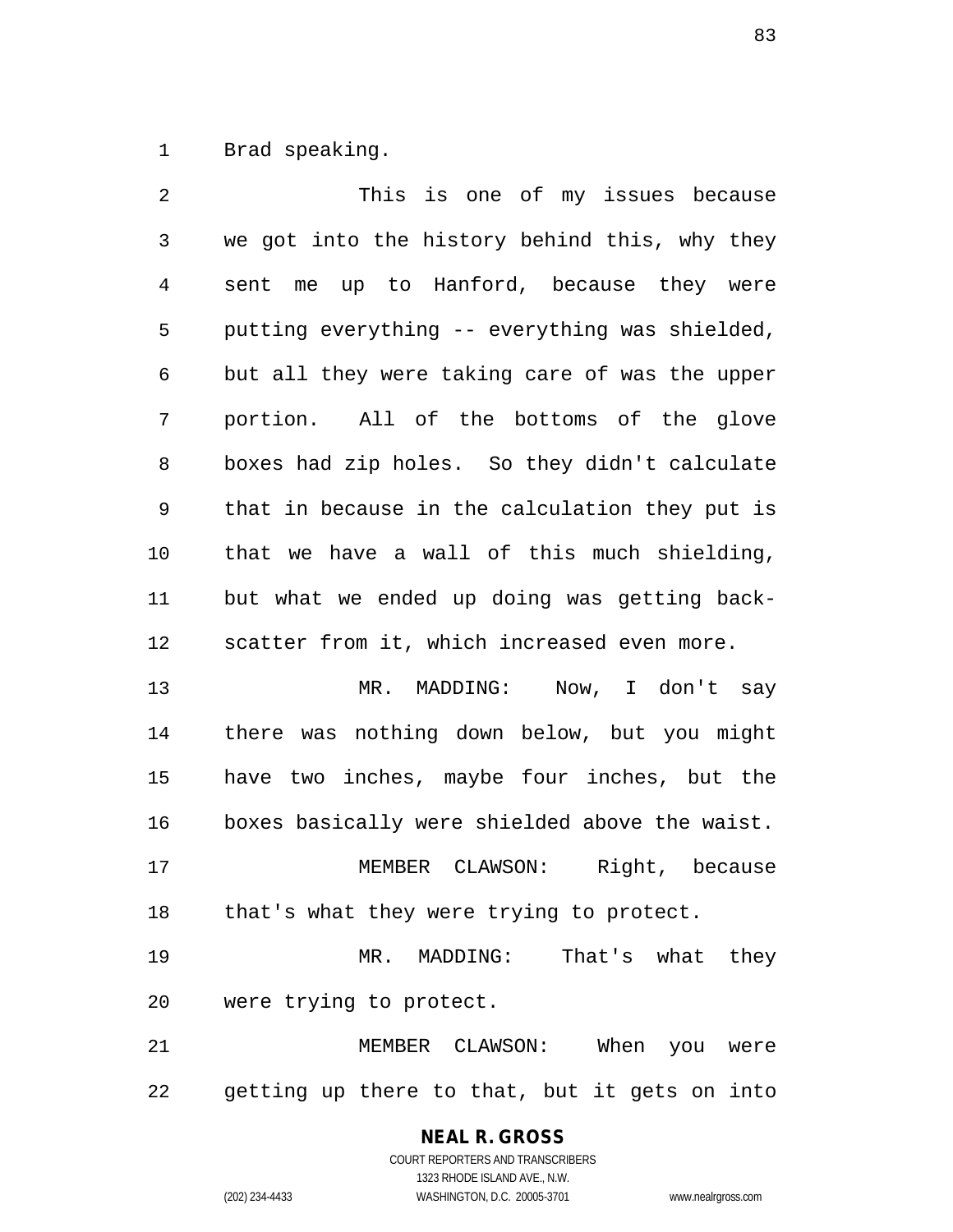Brad speaking.

This is one of my issues because we got into the history behind this, why they sent me up to Hanford, because they were putting everything -- everything was shielded, but all they were taking care of was the upper portion. All of the bottoms of the glove boxes had zip holes. So they didn't calculate that in because in the calculation they put is that we have a wall of this much shielding, but what we ended up doing was getting back-scatter from it, which increased even more.

MR. MADDING: Now, I don't say there was nothing down below, but you might have two inches, maybe four inches, but the boxes basically were shielded above the waist.

MEMBER CLAWSON: Right, because that's what they were trying to protect.

MR. MADDING: That's what they were trying to protect.

MEMBER CLAWSON: When you were getting up there to that, but it gets on into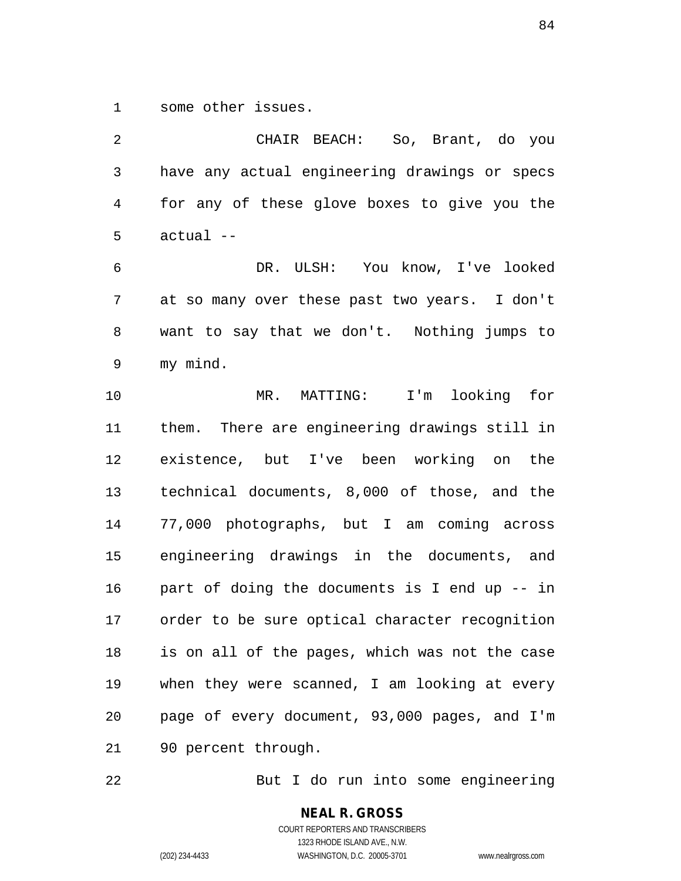some other issues.

CHAIR BEACH: So, Brant, do you have any actual engineering drawings or specs for any of these glove boxes to give you the actual --

DR. ULSH: You know, I've looked at so many over these past two years. I don't want to say that we don't. Nothing jumps to my mind.

MR. MATTING: I'm looking for them. There are engineering drawings still in existence, but I've been working on the technical documents, 8,000 of those, and the 77,000 photographs, but I am coming across engineering drawings in the documents, and part of doing the documents is I end up -- in order to be sure optical character recognition is on all of the pages, which was not the case when they were scanned, I am looking at every page of every document, 93,000 pages, and I'm 90 percent through.

But I do run into some engineering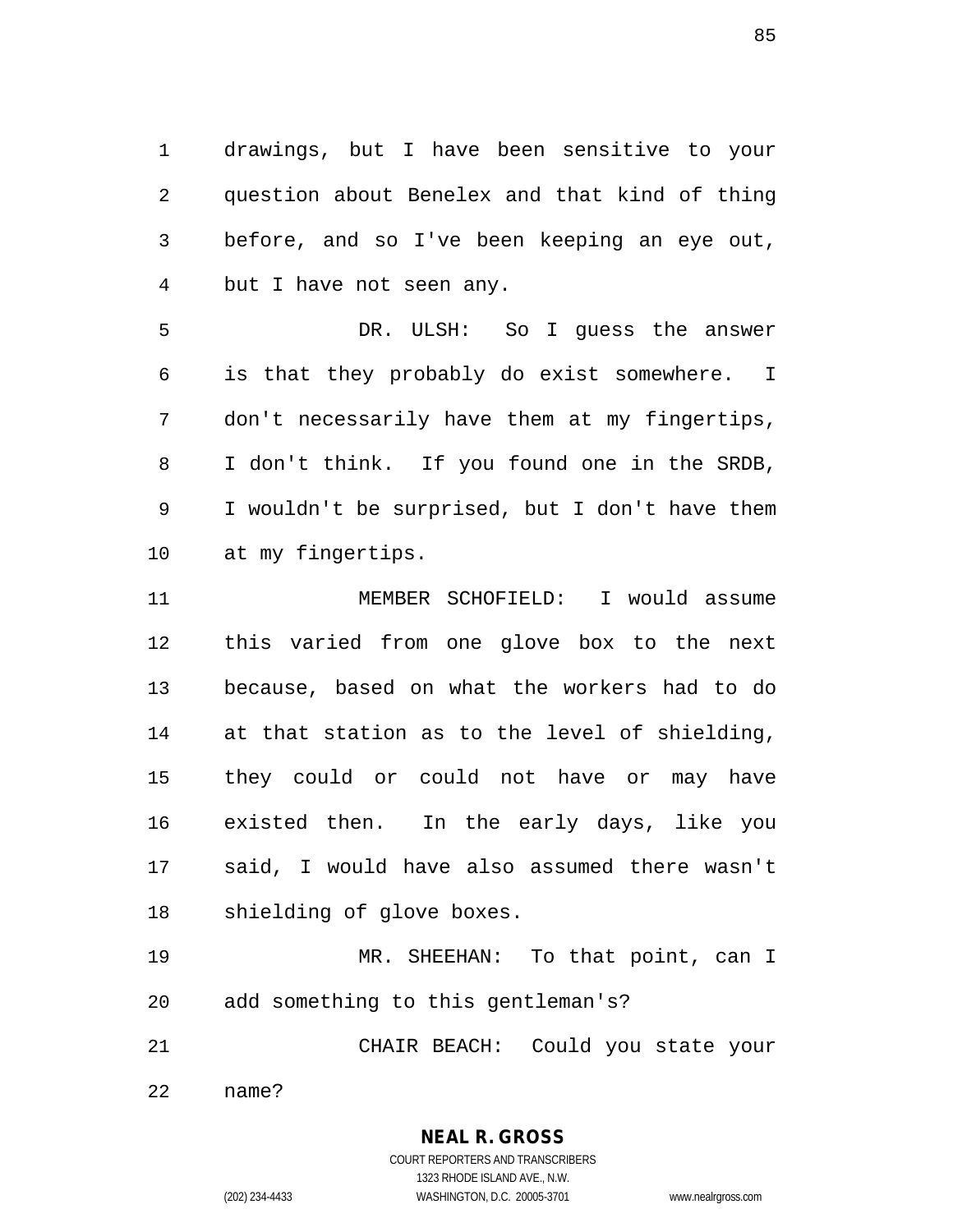drawings, but I have been sensitive to your question about Benelex and that kind of thing before, and so I've been keeping an eye out, but I have not seen any.

DR. ULSH: So I guess the answer is that they probably do exist somewhere. I don't necessarily have them at my fingertips, I don't think. If you found one in the SRDB, I wouldn't be surprised, but I don't have them at my fingertips.

MEMBER SCHOFIELD: I would assume this varied from one glove box to the next because, based on what the workers had to do at that station as to the level of shielding, they could or could not have or may have existed then. In the early days, like you said, I would have also assumed there wasn't shielding of glove boxes.

MR. SHEEHAN: To that point, can I add something to this gentleman's?

CHAIR BEACH: Could you state your name?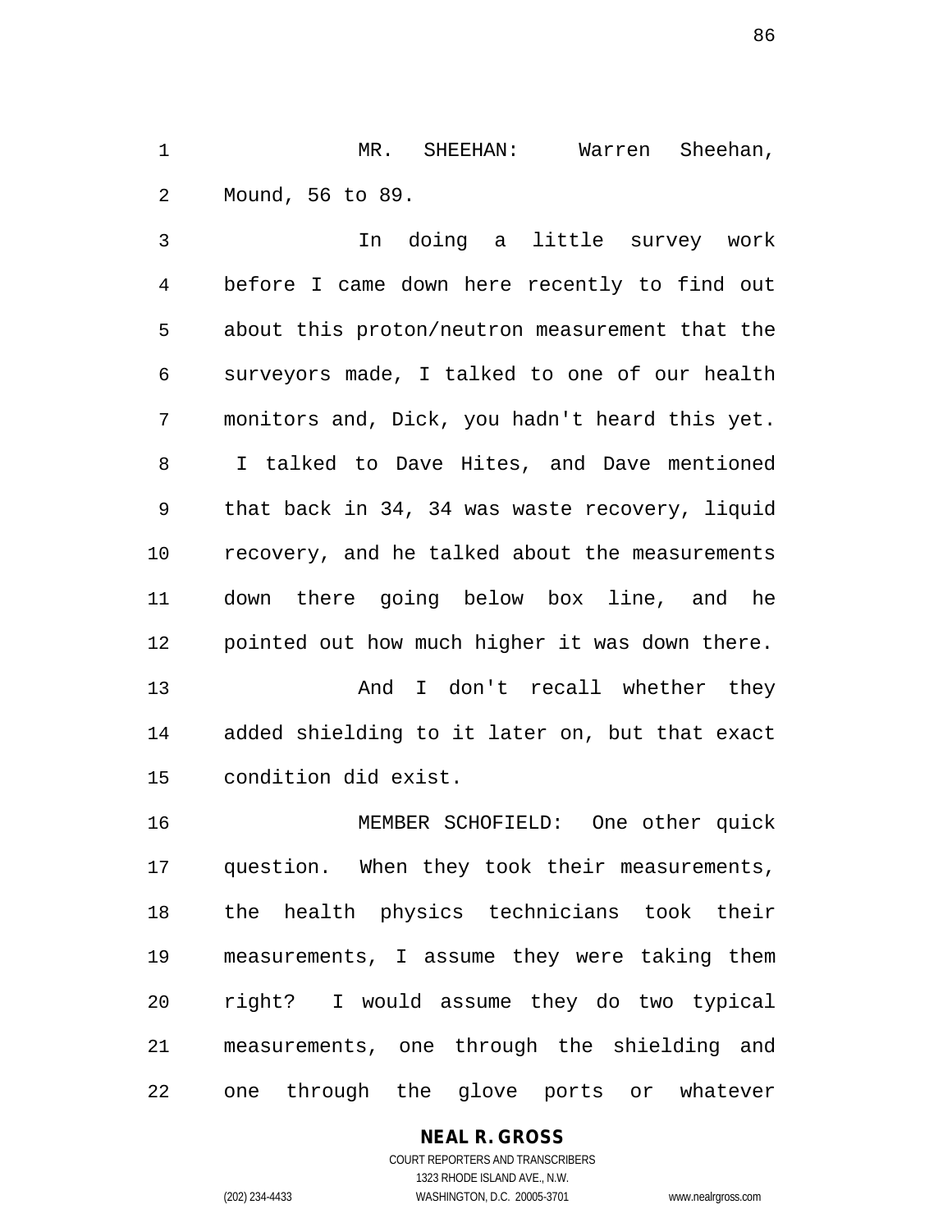MR. SHEEHAN: Warren Sheehan, Mound, 56 to 89.

In doing a little survey work before I came down here recently to find out about this proton/neutron measurement that the surveyors made, I talked to one of our health monitors and, Dick, you hadn't heard this yet. I talked to Dave Hites, and Dave mentioned that back in 34, 34 was waste recovery, liquid recovery, and he talked about the measurements down there going below box line, and he pointed out how much higher it was down there.

And I don't recall whether they added shielding to it later on, but that exact condition did exist.

MEMBER SCHOFIELD: One other quick question. When they took their measurements, the health physics technicians took their measurements, I assume they were taking them right? I would assume they do two typical measurements, one through the shielding and one through the glove ports or whatever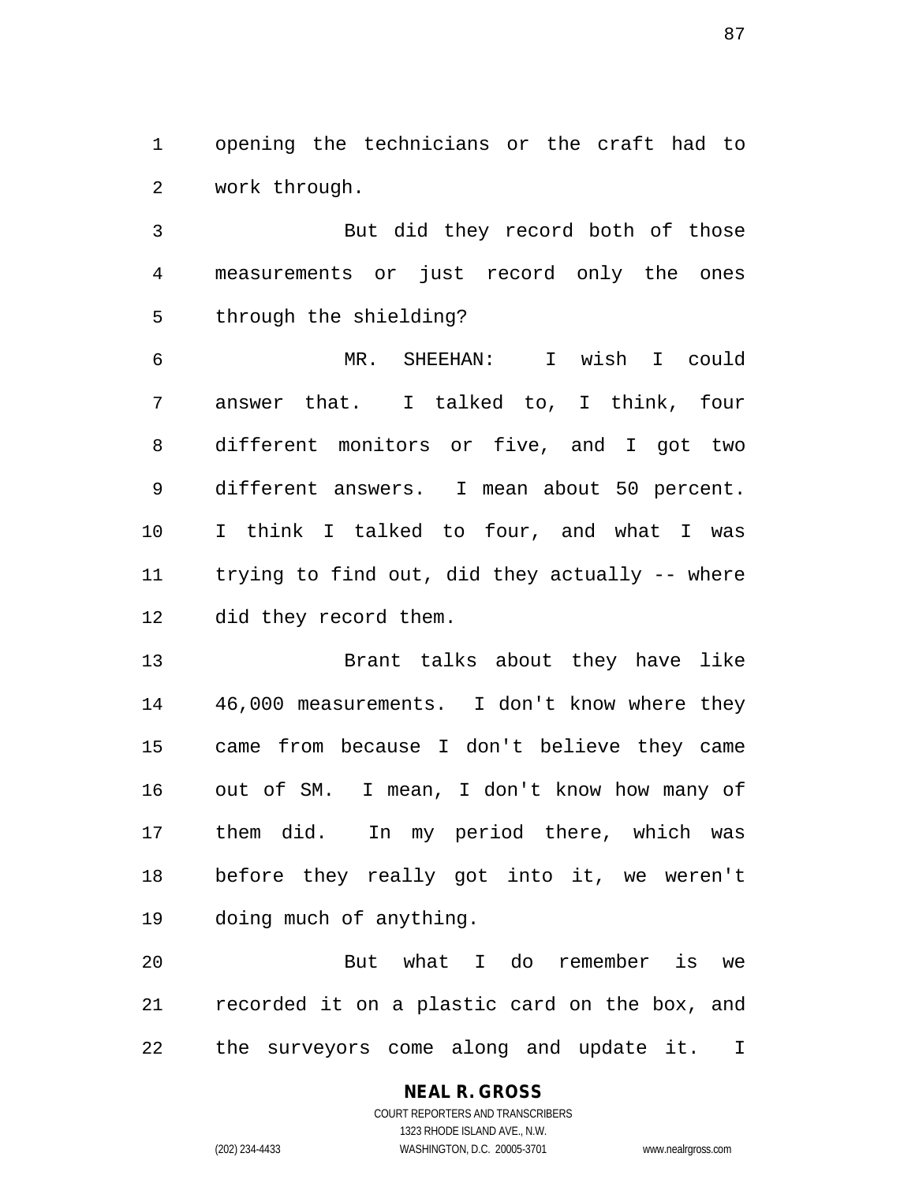opening the technicians or the craft had to work through.

But did they record both of those measurements or just record only the ones through the shielding?

MR. SHEEHAN: I wish I could answer that. I talked to, I think, four different monitors or five, and I got two different answers. I mean about 50 percent. I think I talked to four, and what I was trying to find out, did they actually -- where did they record them.

Brant talks about they have like 46,000 measurements. I don't know where they came from because I don't believe they came out of SM. I mean, I don't know how many of them did. In my period there, which was before they really got into it, we weren't doing much of anything.

But what I do remember is we recorded it on a plastic card on the box, and the surveyors come along and update it. I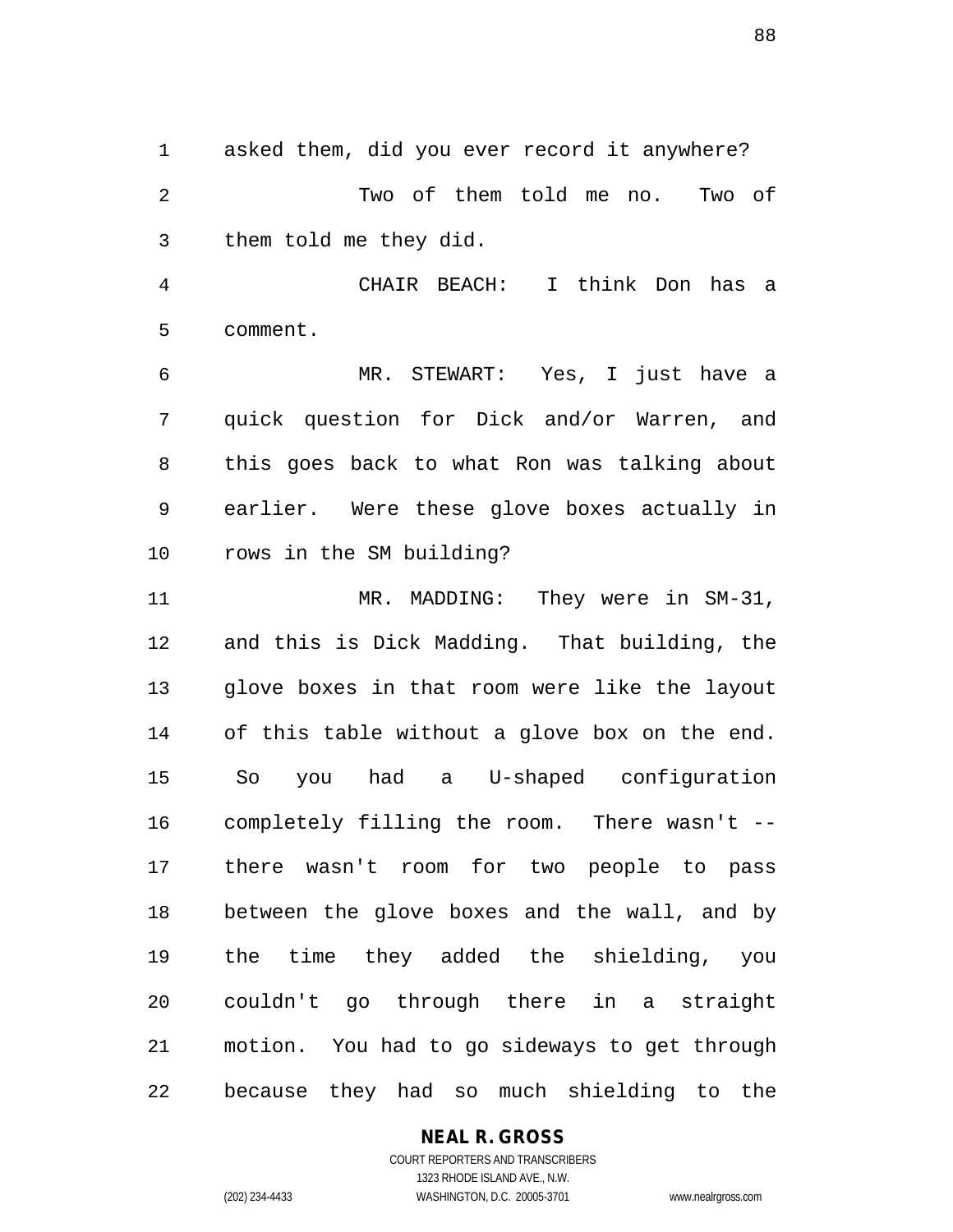asked them, did you ever record it anywhere?

Two of them told me no. Two of them told me they did.

CHAIR BEACH: I think Don has a comment.

MR. STEWART: Yes, I just have a quick question for Dick and/or Warren, and this goes back to what Ron was talking about earlier. Were these glove boxes actually in rows in the SM building?

MR. MADDING: They were in SM-31, and this is Dick Madding. That building, the glove boxes in that room were like the layout of this table without a glove box on the end. So you had a U-shaped configuration completely filling the room. There wasn't -- there wasn't room for two people to pass between the glove boxes and the wall, and by the time they added the shielding, you couldn't go through there in a straight motion. You had to go sideways to get through because they had so much shielding to the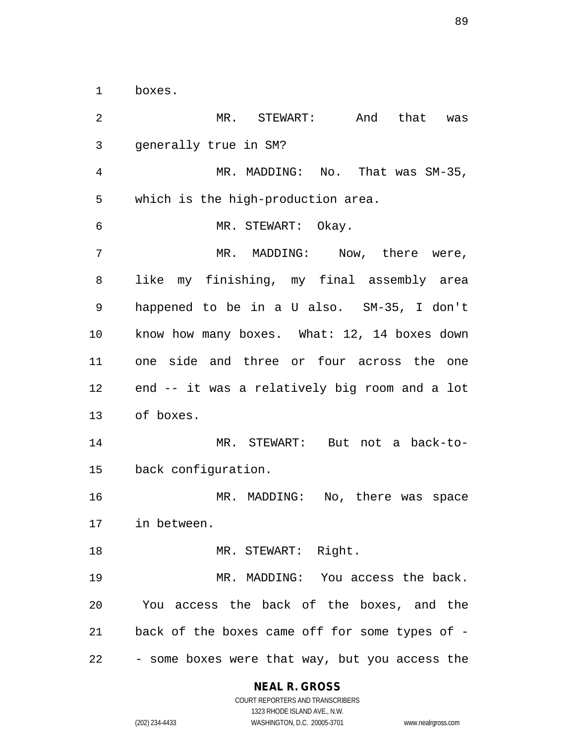boxes.

MR. STEWART: And that was generally true in SM?

MR. MADDING: No. That was SM-35, which is the high-production area.

MR. STEWART: Okay.

MR. MADDING: Now, there were, like my finishing, my final assembly area happened to be in a U also. SM-35, I don't know how many boxes. What: 12, 14 boxes down one side and three or four across the one end -- it was a relatively big room and a lot of boxes.

MR. STEWART: But not a back-to-back configuration.

MR. MADDING: No, there was space in between.

MR. STEWART: Right.

MR. MADDING: You access the back. You access the back of the boxes, and the back of the boxes came off for some types of -- some boxes were that way, but you access the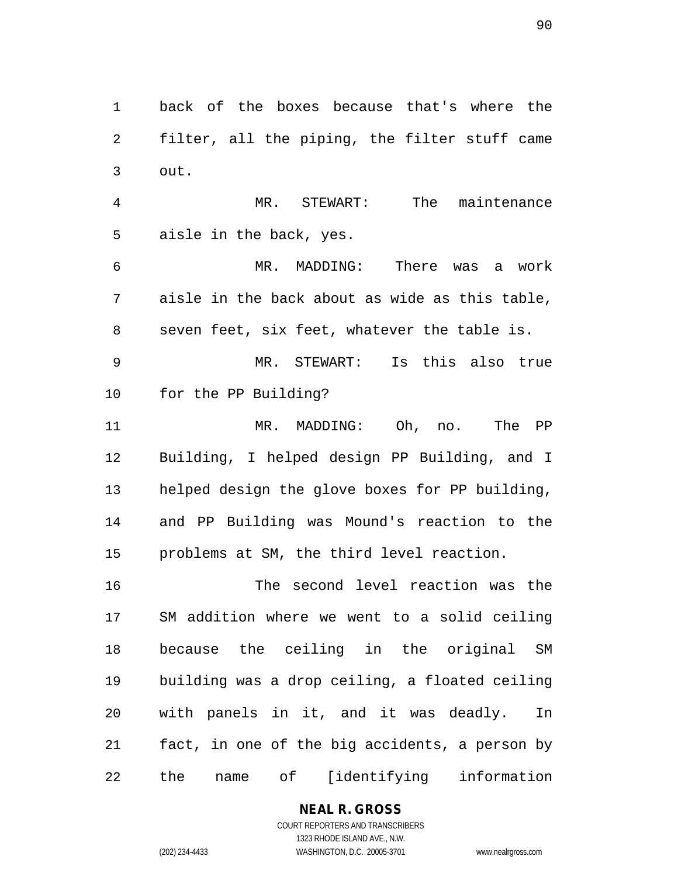back of the boxes because that's where the filter, all the piping, the filter stuff came out.

MR. STEWART: The maintenance aisle in the back, yes.

MR. MADDING: There was a work aisle in the back about as wide as this table, seven feet, six feet, whatever the table is.

MR. STEWART: Is this also true for the PP Building?

MR. MADDING: Oh, no. The PP Building, I helped design PP Building, and I helped design the glove boxes for PP building, and PP Building was Mound's reaction to the problems at SM, the third level reaction.

The second level reaction was the SM addition where we went to a solid ceiling because the ceiling in the original SM building was a drop ceiling, a floated ceiling with panels in it, and it was deadly. In fact, in one of the big accidents, a person by the name of [identifying information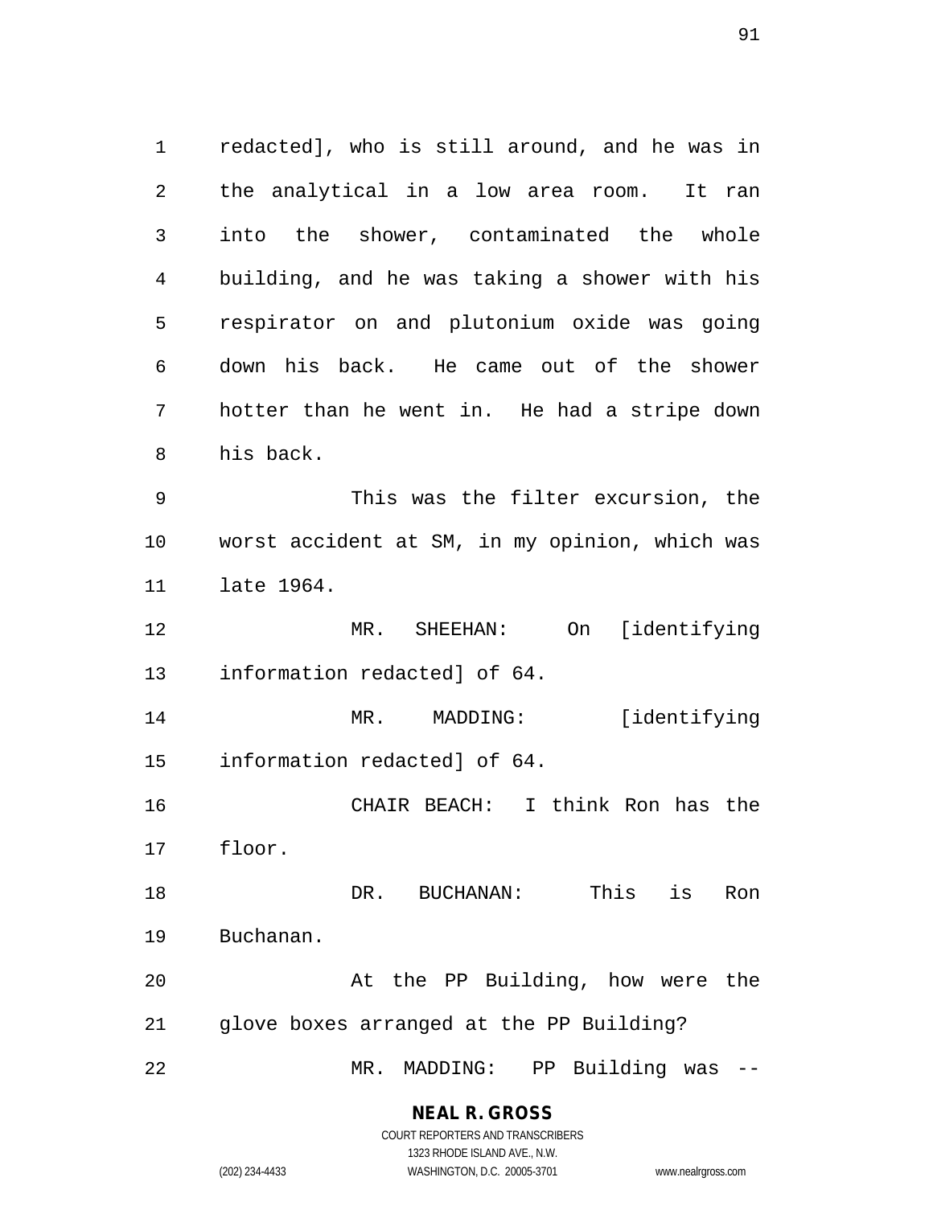redacted], who is still around, and he was in the analytical in a low area room. It ran into the shower, contaminated the whole building, and he was taking a shower with his respirator on and plutonium oxide was going down his back. He came out of the shower hotter than he went in. He had a stripe down his back.

This was the filter excursion, the worst accident at SM, in my opinion, which was late 1964.

MR. SHEEHAN: On [identifying information redacted] of 64.

MR. MADDING: [identifying information redacted] of 64.

CHAIR BEACH: I think Ron has the floor.

DR. BUCHANAN: This is Ron Buchanan.

At the PP Building, how were the glove boxes arranged at the PP Building?

MR. MADDING: PP Building was --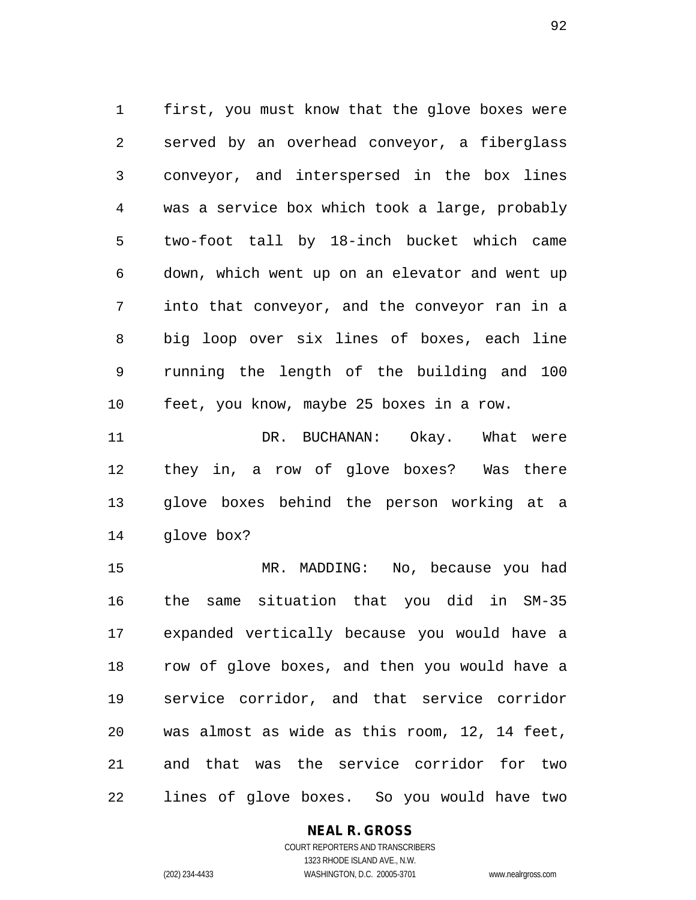first, you must know that the glove boxes were served by an overhead conveyor, a fiberglass conveyor, and interspersed in the box lines was a service box which took a large, probably two-foot tall by 18-inch bucket which came down, which went up on an elevator and went up into that conveyor, and the conveyor ran in a big loop over six lines of boxes, each line running the length of the building and 100 feet, you know, maybe 25 boxes in a row.

DR. BUCHANAN: Okay. What were they in, a row of glove boxes? Was there glove boxes behind the person working at a glove box?

MR. MADDING: No, because you had the same situation that you did in SM-35 expanded vertically because you would have a row of glove boxes, and then you would have a service corridor, and that service corridor was almost as wide as this room, 12, 14 feet, and that was the service corridor for two lines of glove boxes. So you would have two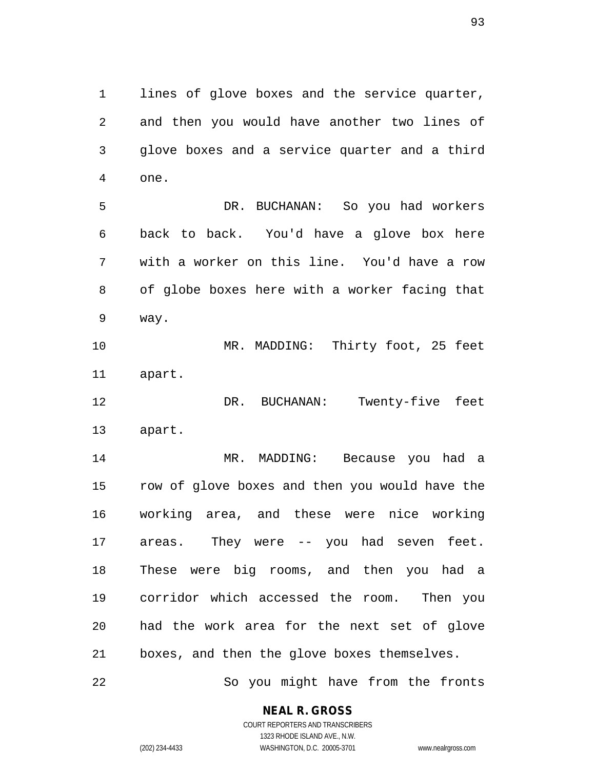lines of glove boxes and the service quarter, and then you would have another two lines of glove boxes and a service quarter and a third one.

DR. BUCHANAN: So you had workers back to back. You'd have a glove box here with a worker on this line. You'd have a row of globe boxes here with a worker facing that way.

MR. MADDING: Thirty foot, 25 feet apart.

DR. BUCHANAN: Twenty-five feet apart.

MR. MADDING: Because you had a row of glove boxes and then you would have the working area, and these were nice working areas. They were -- you had seven feet. These were big rooms, and then you had a corridor which accessed the room. Then you had the work area for the next set of glove boxes, and then the glove boxes themselves.

So you might have from the fronts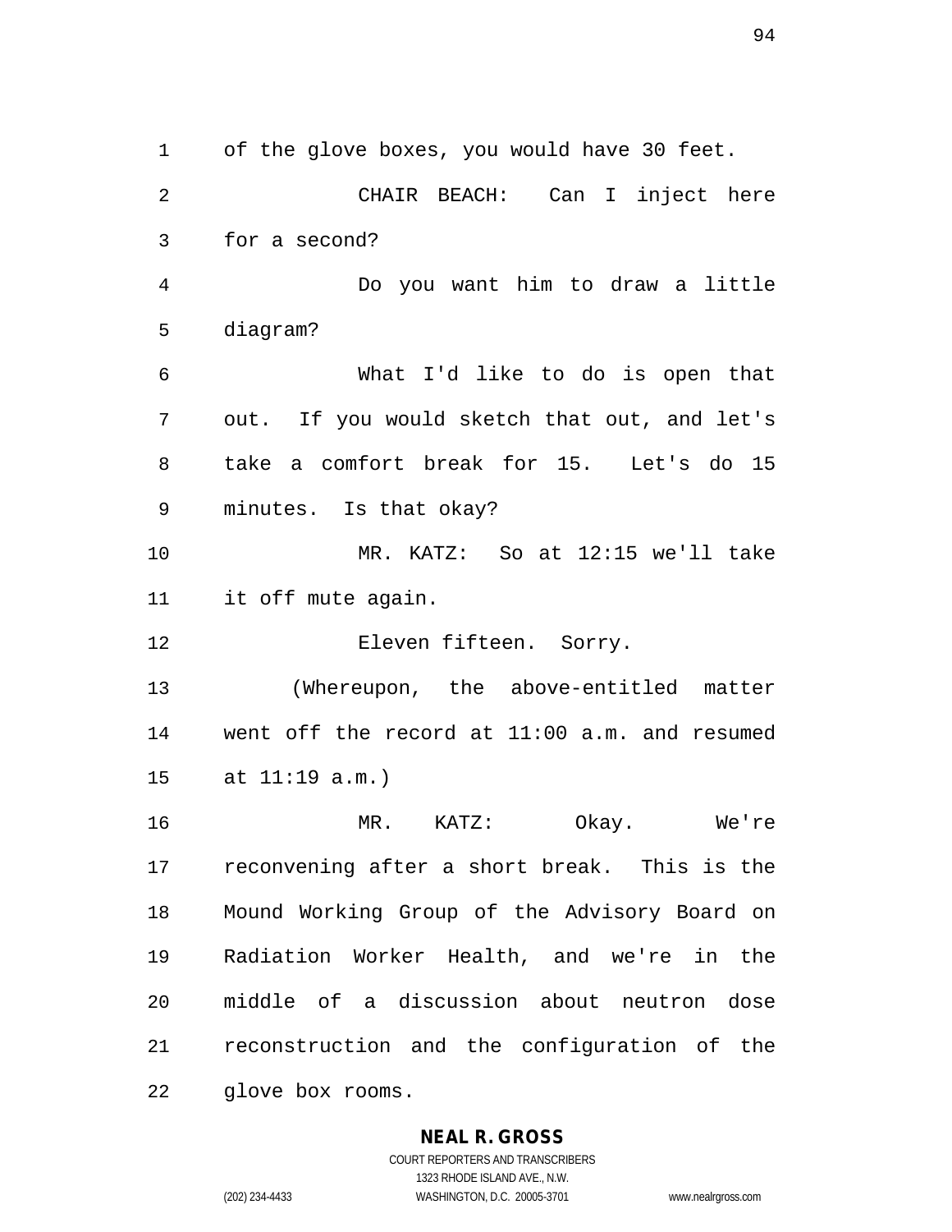of the glove boxes, you would have 30 feet.

CHAIR BEACH: Can I inject here for a second?

Do you want him to draw a little diagram?

What I'd like to do is open that out. If you would sketch that out, and let's take a comfort break for 15. Let's do 15 minutes. Is that okay?

MR. KATZ: So at 12:15 we'll take it off mute again.

Eleven fifteen. Sorry.

(Whereupon, the above-entitled matter went off the record at 11:00 a.m. and resumed at 11:19 a.m.)

MR. KATZ: Okay. We're reconvening after a short break. This is the Mound Working Group of the Advisory Board on Radiation Worker Health, and we're in the middle of a discussion about neutron dose reconstruction and the configuration of the glove box rooms.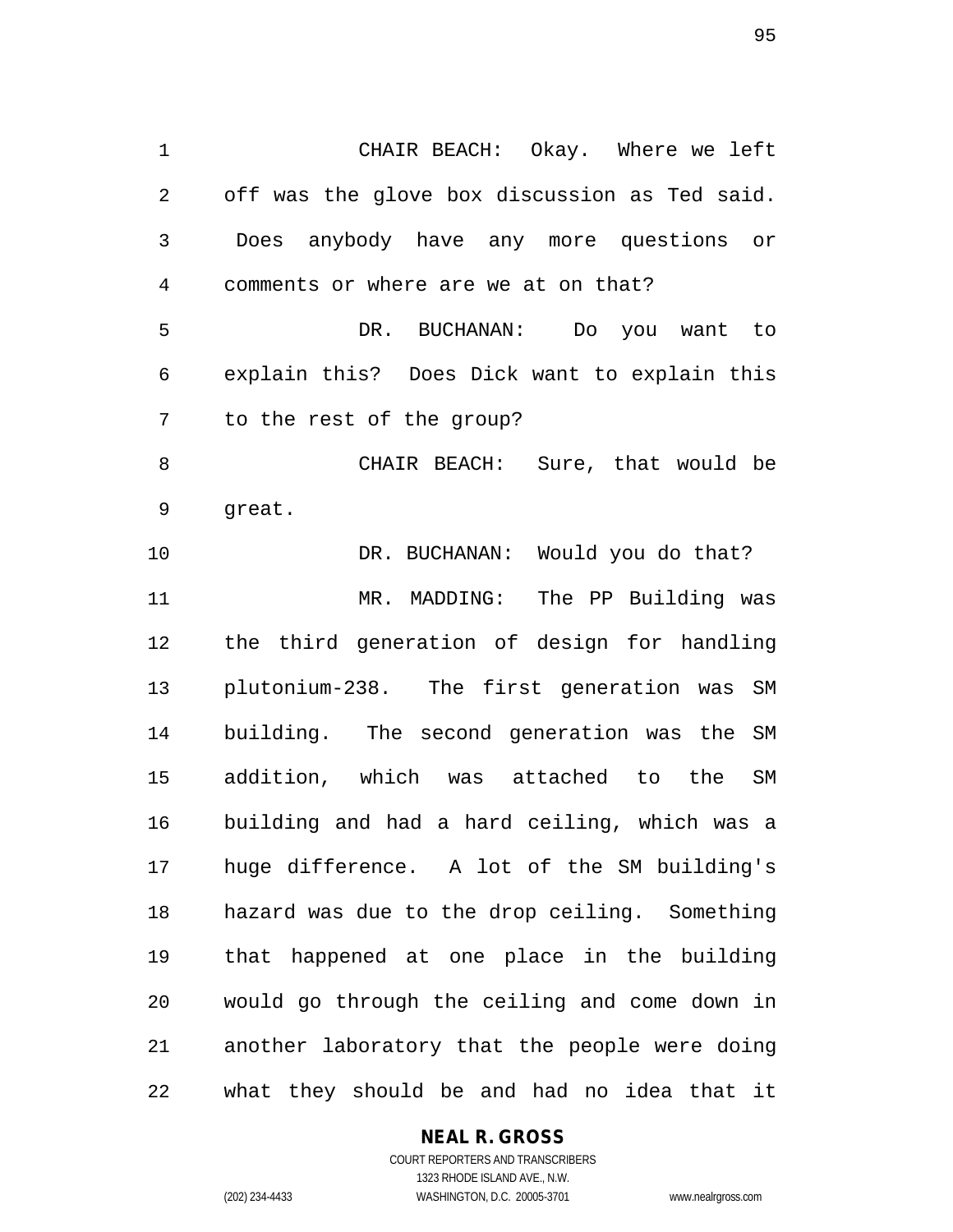CHAIR BEACH: Okay. Where we left off was the glove box discussion as Ted said. Does anybody have any more questions or comments or where are we at on that?

DR. BUCHANAN: Do you want to explain this? Does Dick want to explain this to the rest of the group?

CHAIR BEACH: Sure, that would be great.

DR. BUCHANAN: Would you do that?

MR. MADDING: The PP Building was the third generation of design for handling plutonium-238. The first generation was SM building. The second generation was the SM addition, which was attached to the SM building and had a hard ceiling, which was a huge difference. A lot of the SM building's hazard was due to the drop ceiling. Something that happened at one place in the building would go through the ceiling and come down in another laboratory that the people were doing what they should be and had no idea that it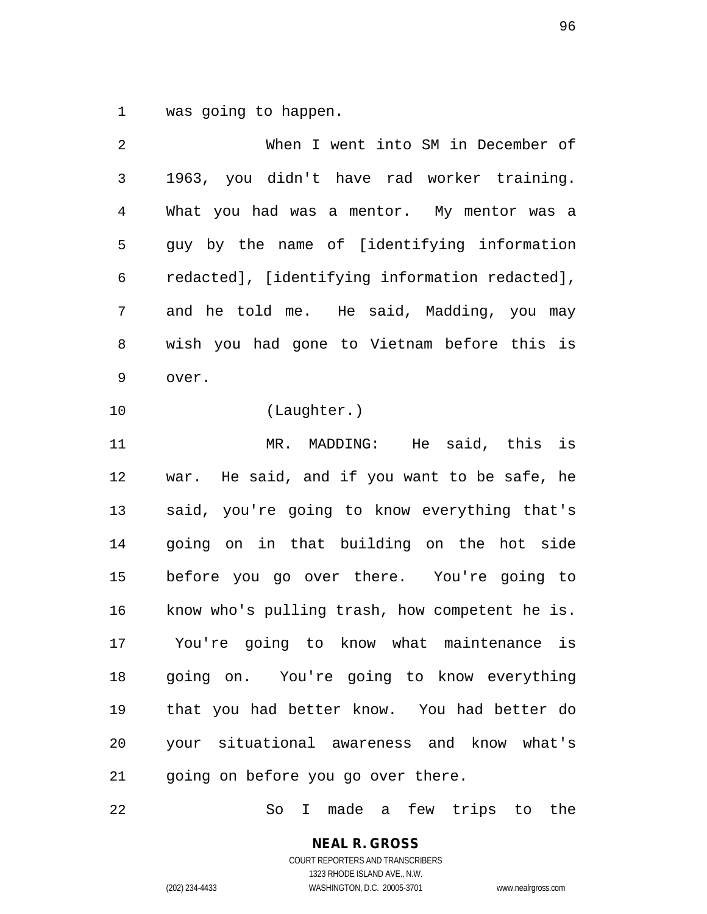was going to happen.

When I went into SM in December of 1963, you didn't have rad worker training. What you had was a mentor. My mentor was a guy by the name of [identifying information redacted], [identifying information redacted], and he told me. He said, Madding, you may wish you had gone to Vietnam before this is over.

(Laughter.)

MR. MADDING: He said, this is war. He said, and if you want to be safe, he said, you're going to know everything that's going on in that building on the hot side before you go over there. You're going to know who's pulling trash, how competent he is. You're going to know what maintenance is going on. You're going to know everything that you had better know. You had better do your situational awareness and know what's going on before you go over there.

So I made a few trips to the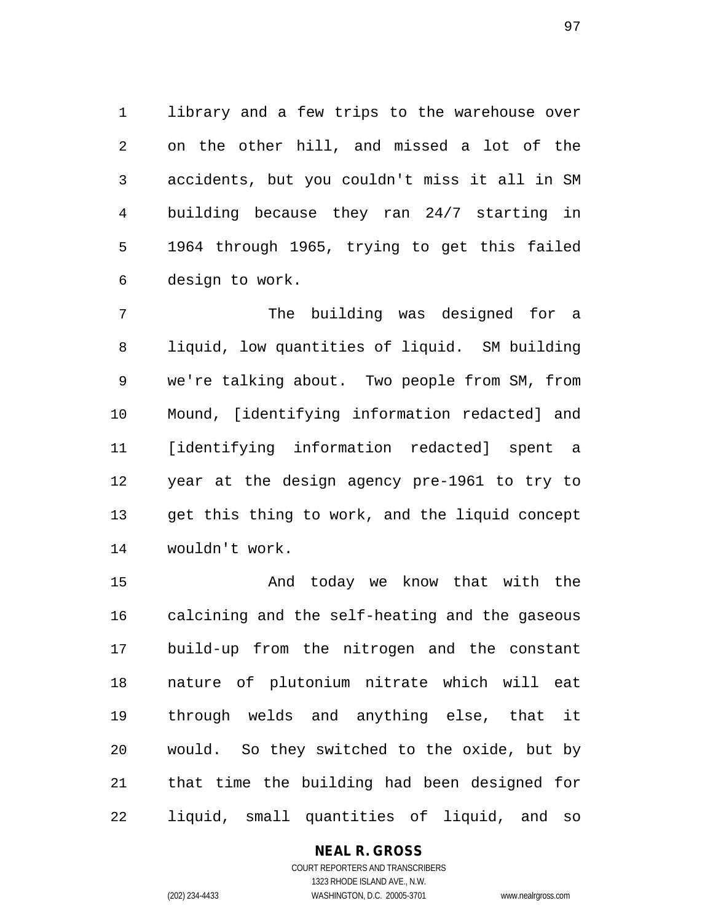library and a few trips to the warehouse over on the other hill, and missed a lot of the accidents, but you couldn't miss it all in SM building because they ran 24/7 starting in 1964 through 1965, trying to get this failed design to work.

The building was designed for a liquid, low quantities of liquid. SM building we're talking about. Two people from SM, from Mound, [identifying information redacted] and [identifying information redacted] spent a year at the design agency pre-1961 to try to get this thing to work, and the liquid concept wouldn't work.

And today we know that with the calcining and the self-heating and the gaseous build-up from the nitrogen and the constant nature of plutonium nitrate which will eat through welds and anything else, that it would. So they switched to the oxide, but by that time the building had been designed for liquid, small quantities of liquid, and so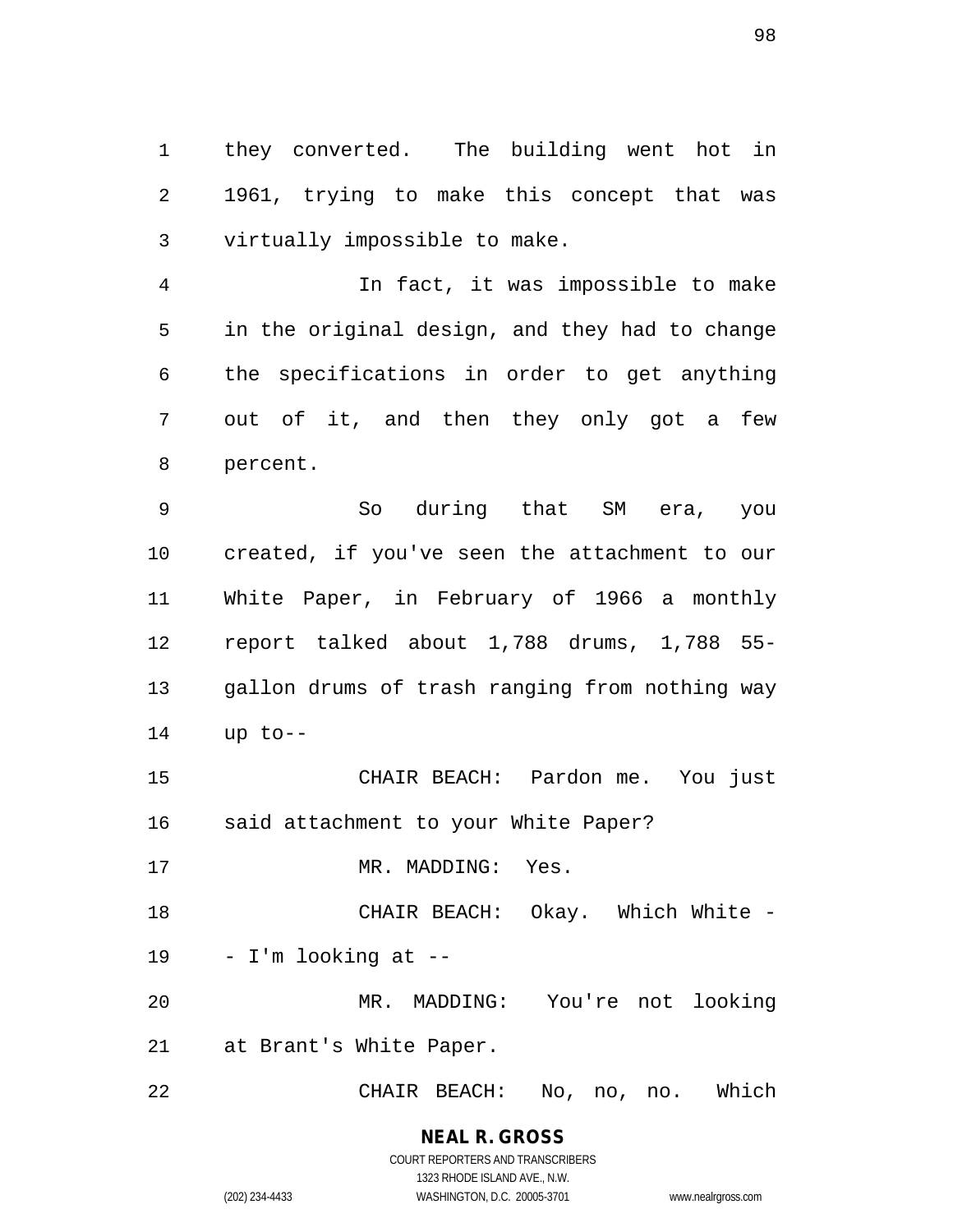they converted. The building went hot in 1961, trying to make this concept that was virtually impossible to make.

In fact, it was impossible to make in the original design, and they had to change the specifications in order to get anything out of it, and then they only got a few percent.

So during that SM era, you created, if you've seen the attachment to our White Paper, in February of 1966 a monthly report talked about 1,788 drums, 1,788 55-gallon drums of trash ranging from nothing way up to--

CHAIR BEACH: Pardon me. You just said attachment to your White Paper?

MR. MADDING: Yes.

CHAIR BEACH: Okay. Which White -- I'm looking at --

MR. MADDING: You're not looking at Brant's White Paper.

CHAIR BEACH: No, no, no. Which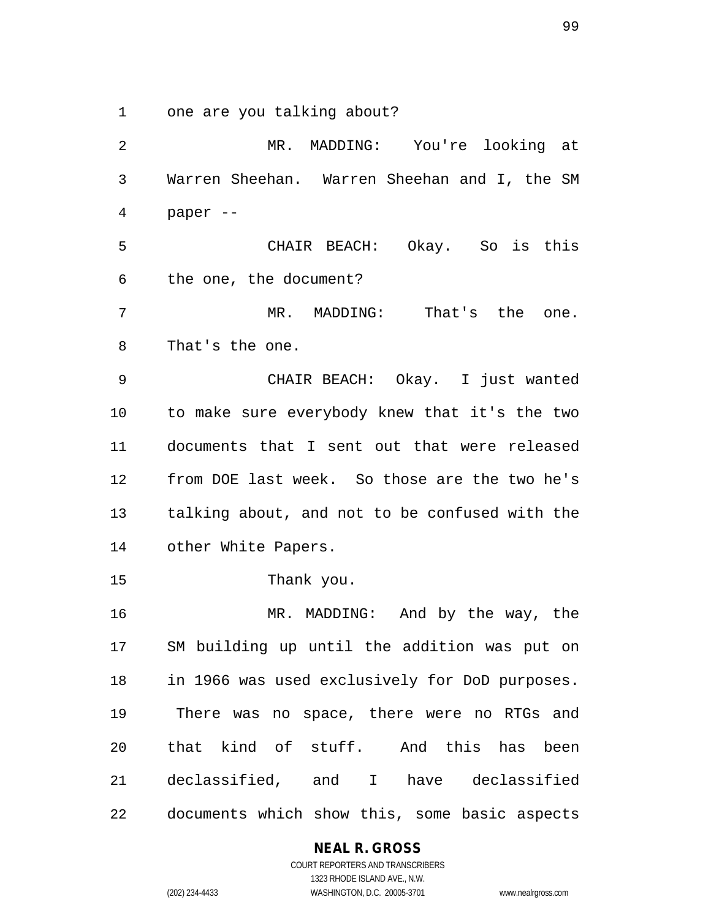one are you talking about?

MR. MADDING: You're looking at Warren Sheehan. Warren Sheehan and I, the SM paper --

CHAIR BEACH: Okay. So is this the one, the document?

MR. MADDING: That's the one. That's the one.

CHAIR BEACH: Okay. I just wanted to make sure everybody knew that it's the two documents that I sent out that were released from DOE last week. So those are the two he's talking about, and not to be confused with the other White Papers.

Thank you.

MR. MADDING: And by the way, the SM building up until the addition was put on in 1966 was used exclusively for DoD purposes. There was no space, there were no RTGs and that kind of stuff. And this has been declassified, and I have declassified documents which show this, some basic aspects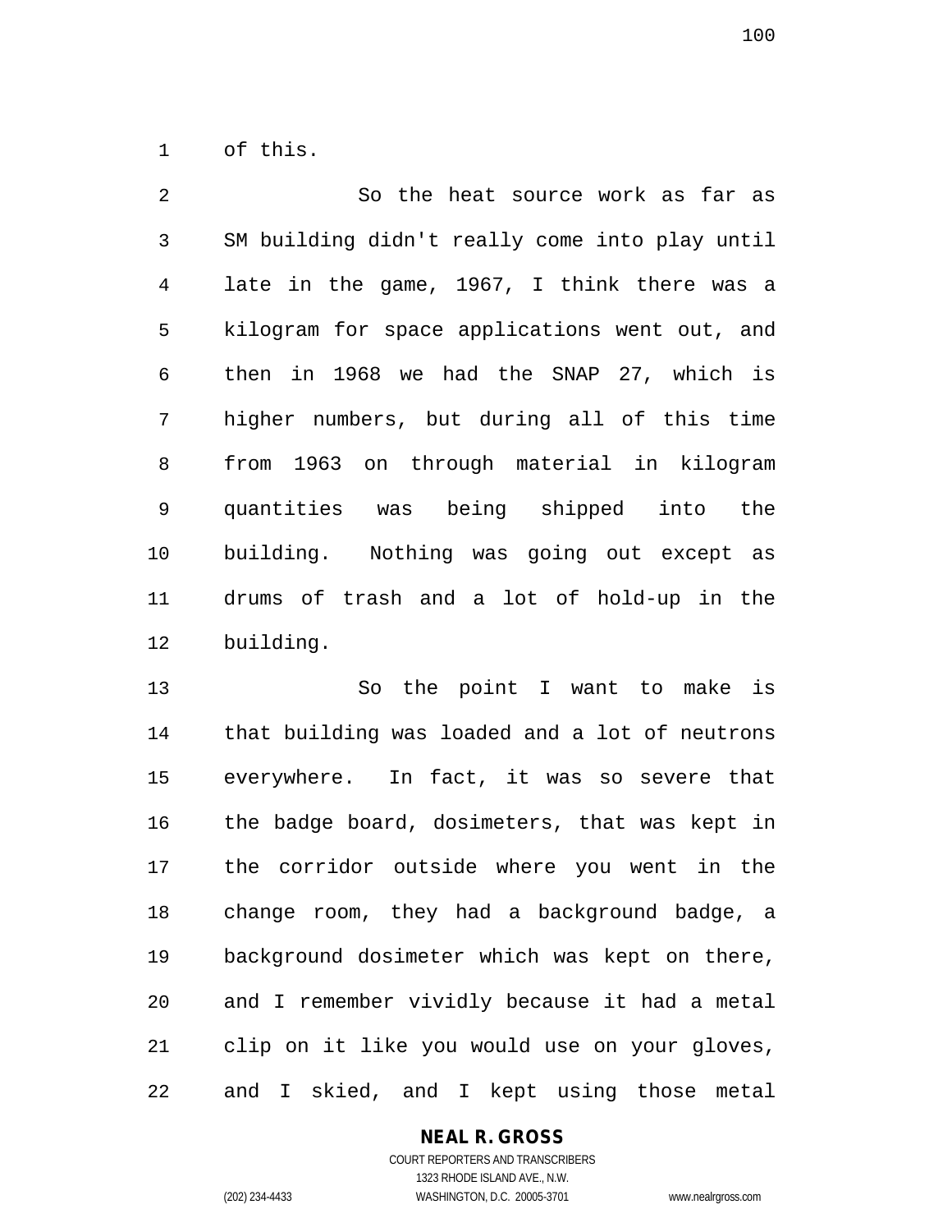of this.

So the heat source work as far as SM building didn't really come into play until late in the game, 1967, I think there was a kilogram for space applications went out, and then in 1968 we had the SNAP 27, which is higher numbers, but during all of this time from 1963 on through material in kilogram quantities was being shipped into the building. Nothing was going out except as drums of trash and a lot of hold-up in the building.

So the point I want to make is that building was loaded and a lot of neutrons everywhere. In fact, it was so severe that the badge board, dosimeters, that was kept in the corridor outside where you went in the change room, they had a background badge, a background dosimeter which was kept on there, and I remember vividly because it had a metal clip on it like you would use on your gloves, and I skied, and I kept using those metal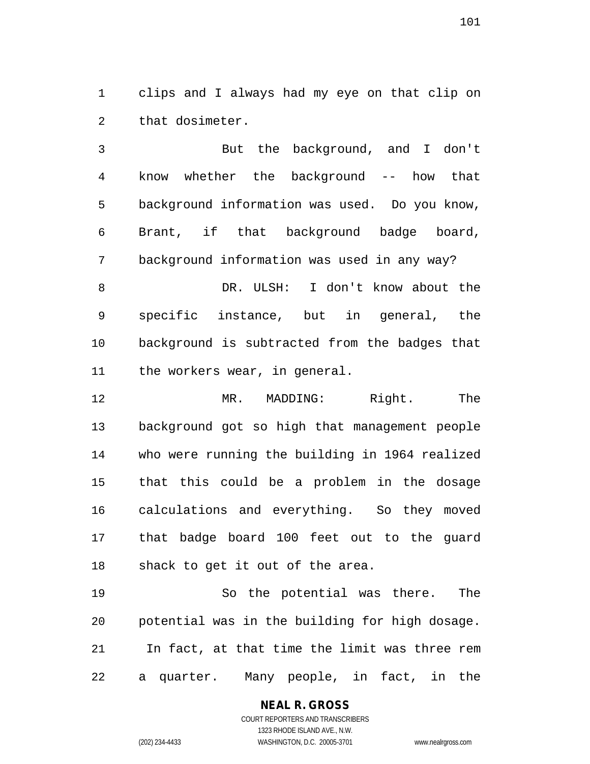clips and I always had my eye on that clip on that dosimeter.

But the background, and I don't know whether the background -- how that background information was used. Do you know, Brant, if that background badge board, background information was used in any way?

DR. ULSH: I don't know about the specific instance, but in general, the background is subtracted from the badges that the workers wear, in general.

MR. MADDING: Right. The background got so high that management people who were running the building in 1964 realized that this could be a problem in the dosage calculations and everything. So they moved that badge board 100 feet out to the guard shack to get it out of the area.

So the potential was there. The potential was in the building for high dosage. In fact, at that time the limit was three rem a quarter. Many people, in fact, in the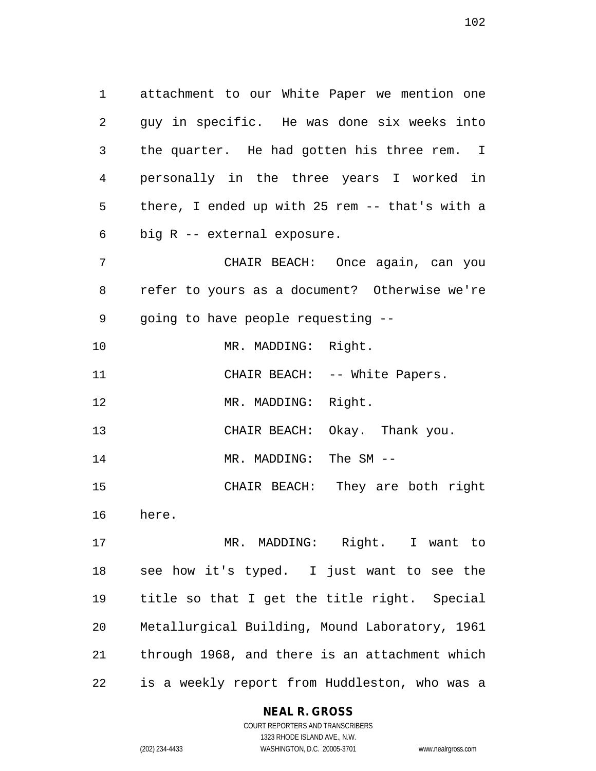attachment to our White Paper we mention one guy in specific. He was done six weeks into the quarter. He had gotten his three rem. I personally in the three years I worked in there, I ended up with 25 rem -- that's with a big R -- external exposure.

CHAIR BEACH: Once again, can you refer to yours as a document? Otherwise we're going to have people requesting --

MR. MADDING: Right.

CHAIR BEACH: -- White Papers.

MR. MADDING: Right.

CHAIR BEACH: Okay. Thank you.

MR. MADDING: The SM --

CHAIR BEACH: They are both right here.

MR. MADDING: Right. I want to see how it's typed. I just want to see the title so that I get the title right. Special Metallurgical Building, Mound Laboratory, 1961 through 1968, and there is an attachment which is a weekly report from Huddleston, who was a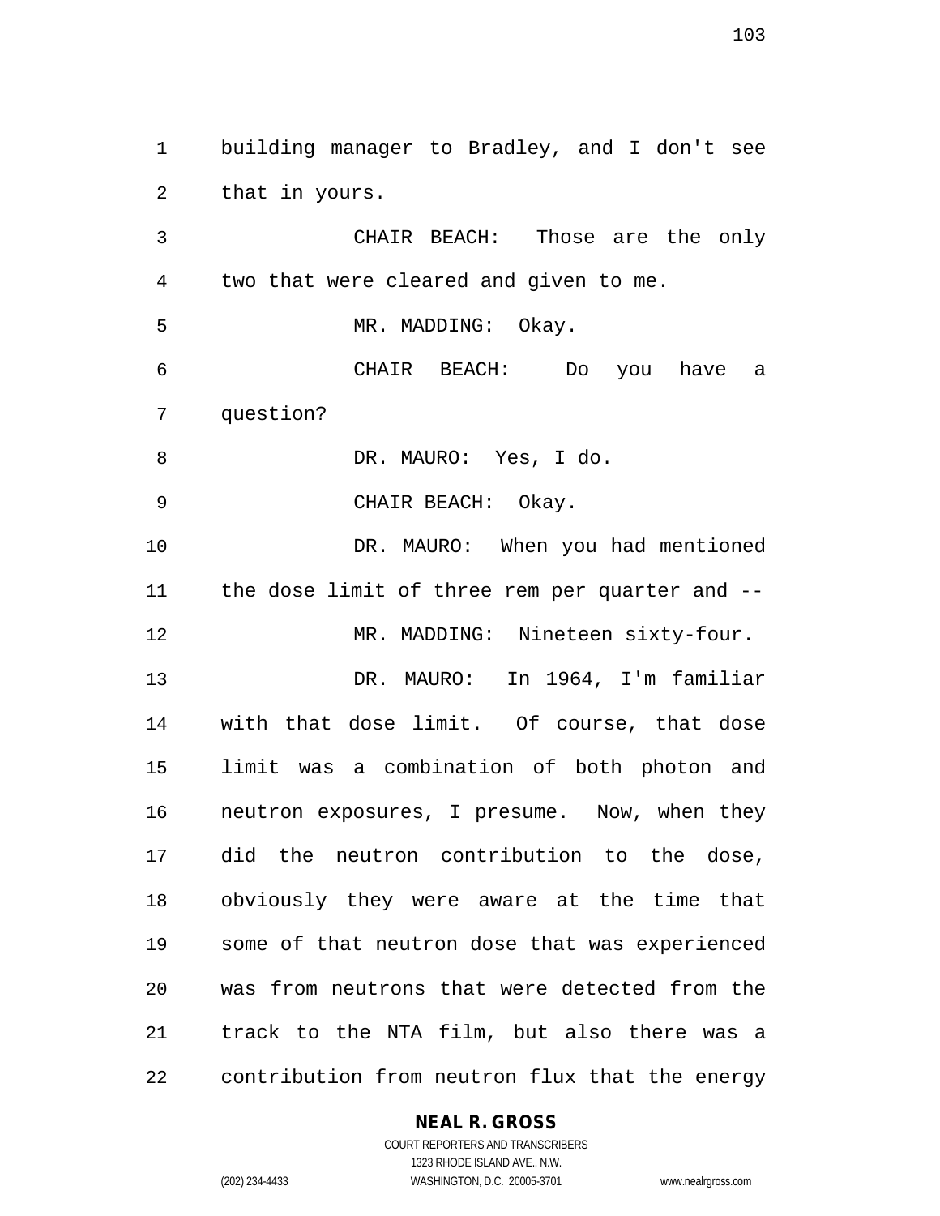building manager to Bradley, and I don't see that in yours.

CHAIR BEACH: Those are the only two that were cleared and given to me.

MR. MADDING: Okay.

CHAIR BEACH: Do you have a question?

DR. MAURO: Yes, I do.

CHAIR BEACH: Okay.

DR. MAURO: When you had mentioned the dose limit of three rem per quarter and --

MR. MADDING: Nineteen sixty-four.

DR. MAURO: In 1964, I'm familiar with that dose limit. Of course, that dose limit was a combination of both photon and neutron exposures, I presume. Now, when they did the neutron contribution to the dose, obviously they were aware at the time that some of that neutron dose that was experienced was from neutrons that were detected from the track to the NTA film, but also there was a contribution from neutron flux that the energy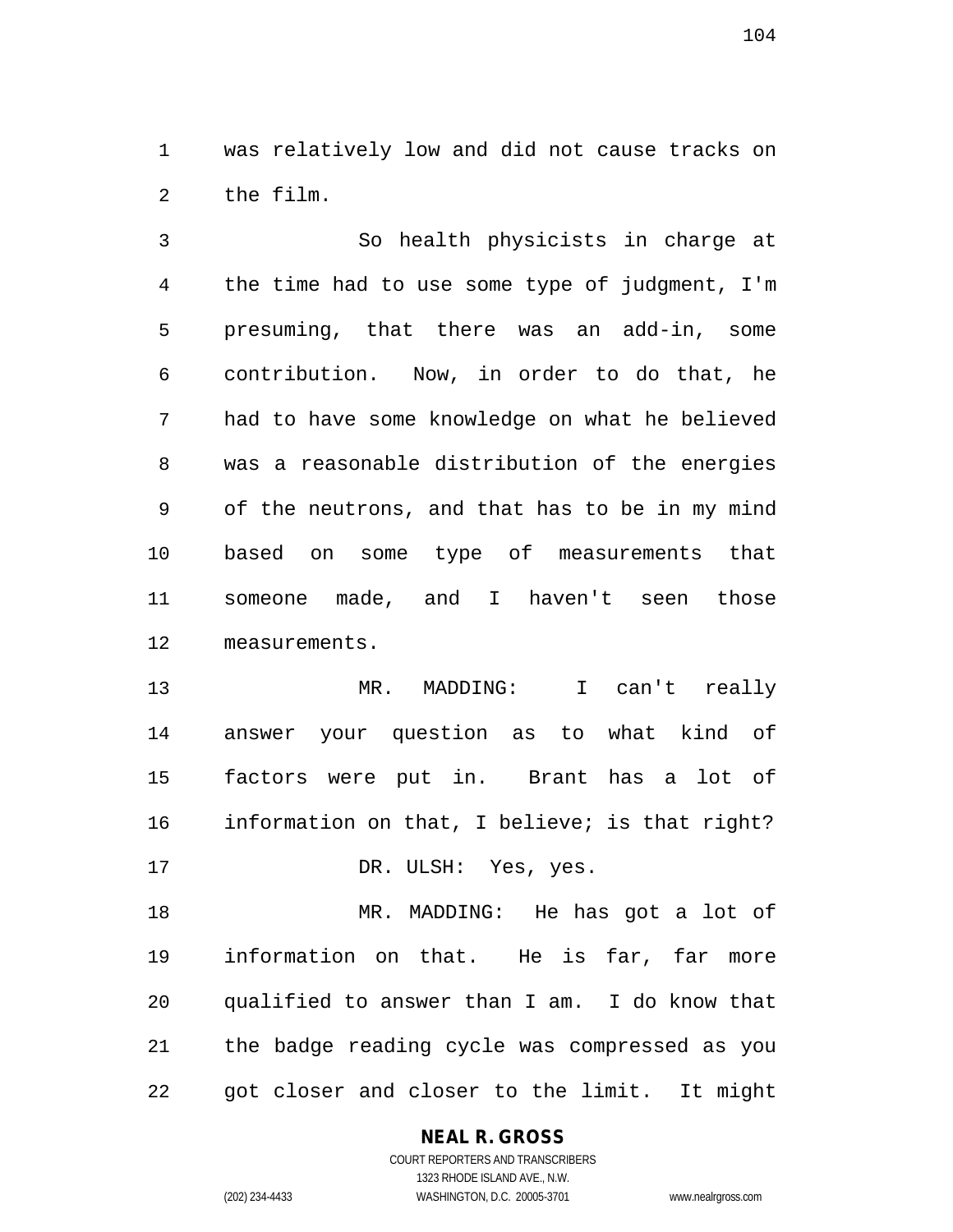was relatively low and did not cause tracks on the film.

So health physicists in charge at the time had to use some type of judgment, I'm presuming, that there was an add-in, some contribution. Now, in order to do that, he had to have some knowledge on what he believed was a reasonable distribution of the energies of the neutrons, and that has to be in my mind based on some type of measurements that someone made, and I haven't seen those measurements.

MR. MADDING: I can't really answer your question as to what kind of factors were put in. Brant has a lot of information on that, I believe; is that right?

DR. ULSH: Yes, yes.

MR. MADDING: He has got a lot of information on that. He is far, far more qualified to answer than I am. I do know that the badge reading cycle was compressed as you got closer and closer to the limit. It might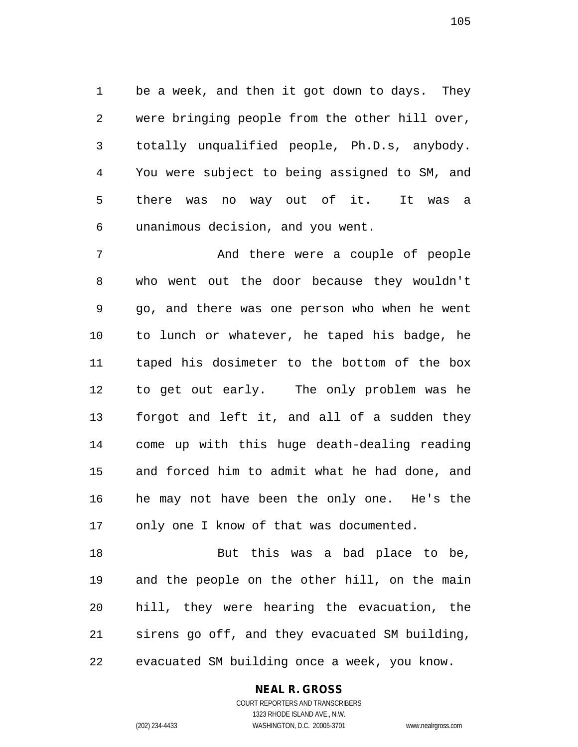be a week, and then it got down to days. They were bringing people from the other hill over, totally unqualified people, Ph.D.s, anybody. You were subject to being assigned to SM, and there was no way out of it. It was a unanimous decision, and you went.

And there were a couple of people who went out the door because they wouldn't go, and there was one person who when he went to lunch or whatever, he taped his badge, he taped his dosimeter to the bottom of the box to get out early. The only problem was he forgot and left it, and all of a sudden they come up with this huge death-dealing reading and forced him to admit what he had done, and he may not have been the only one. He's the only one I know of that was documented.

But this was a bad place to be, and the people on the other hill, on the main hill, they were hearing the evacuation, the sirens go off, and they evacuated SM building, evacuated SM building once a week, you know.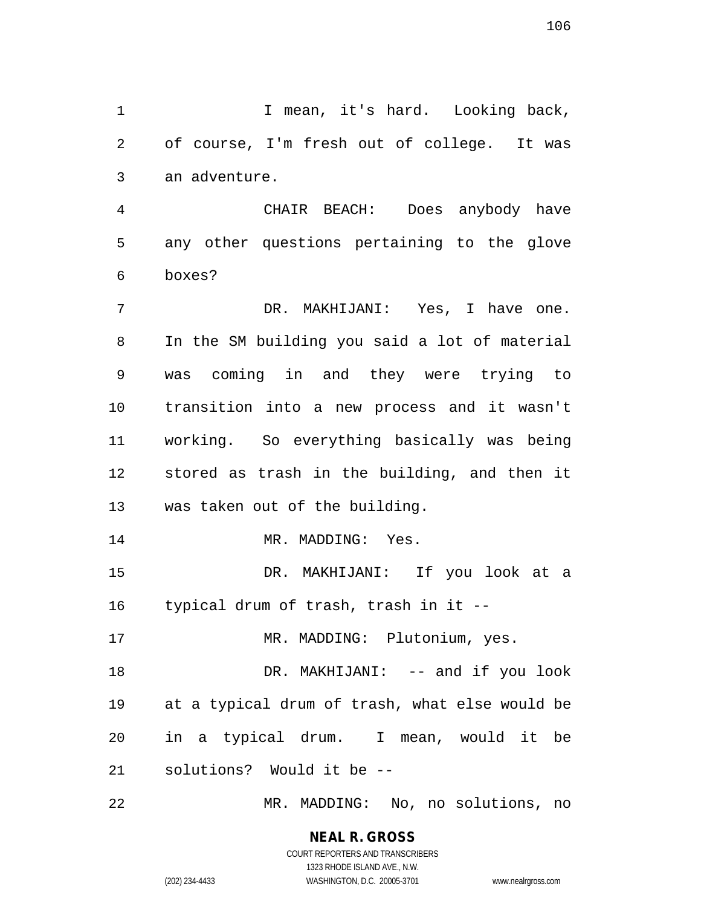I mean, it's hard. Looking back, of course, I'm fresh out of college. It was an adventure.

CHAIR BEACH: Does anybody have any other questions pertaining to the glove boxes?

DR. MAKHIJANI: Yes, I have one. In the SM building you said a lot of material was coming in and they were trying to transition into a new process and it wasn't working. So everything basically was being stored as trash in the building, and then it was taken out of the building.

MR. MADDING: Yes.

DR. MAKHIJANI: If you look at a typical drum of trash, trash in it --

MR. MADDING: Plutonium, yes.

DR. MAKHIJANI: -- and if you look at a typical drum of trash, what else would be in a typical drum. I mean, would it be solutions? Would it be --

MR. MADDING: No, no solutions, no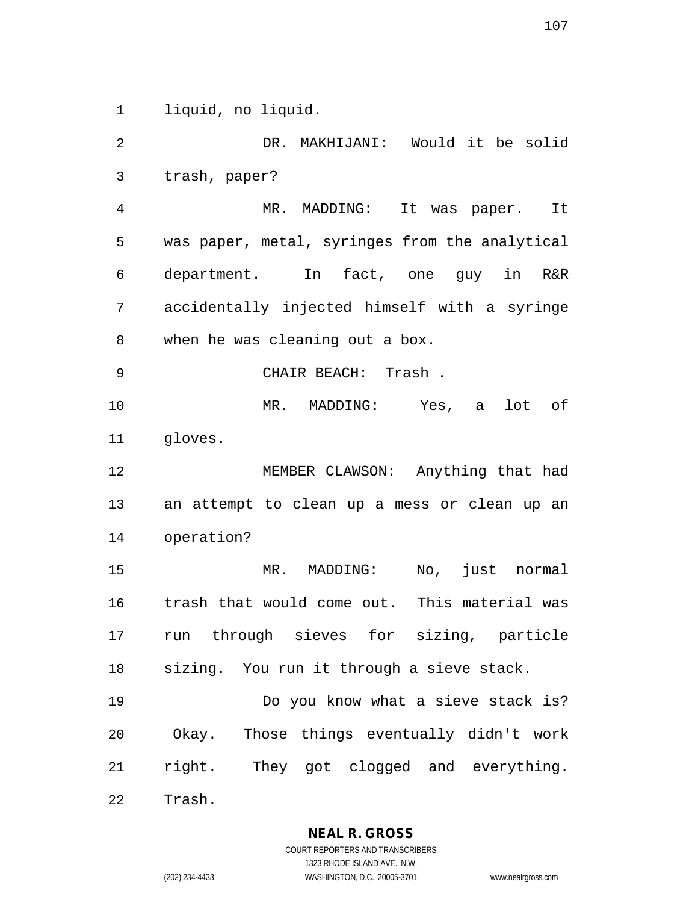liquid, no liquid.

DR. MAKHIJANI: Would it be solid trash, paper?

MR. MADDING: It was paper. It was paper, metal, syringes from the analytical department. In fact, one guy in R&R accidentally injected himself with a syringe when he was cleaning out a box.

CHAIR BEACH: Trash .

MR. MADDING: Yes, a lot of gloves.

MEMBER CLAWSON: Anything that had an attempt to clean up a mess or clean up an operation?

MR. MADDING: No, just normal trash that would come out. This material was run through sieves for sizing, particle sizing. You run it through a sieve stack.

Do you know what a sieve stack is? Okay. Those things eventually didn't work right. They got clogged and everything. Trash.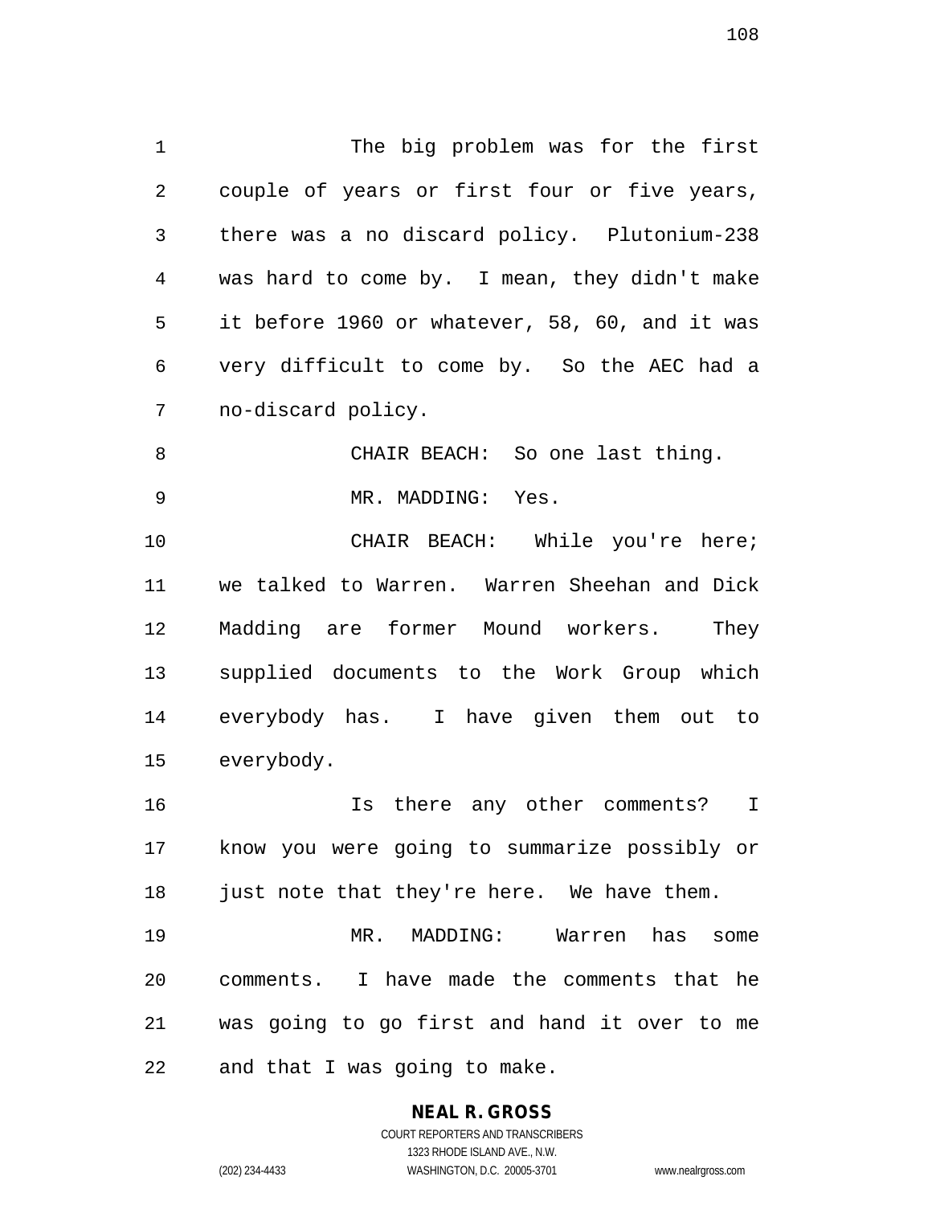The big problem was for the first couple of years or first four or five years, there was a no discard policy. Plutonium-238 was hard to come by. I mean, they didn't make it before 1960 or whatever, 58, 60, and it was very difficult to come by. So the AEC had a no-discard policy.

CHAIR BEACH: So one last thing.

MR. MADDING: Yes.

CHAIR BEACH: While you're here; we talked to Warren. Warren Sheehan and Dick Madding are former Mound workers. They supplied documents to the Work Group which everybody has. I have given them out to everybody.

Is there any other comments? I know you were going to summarize possibly or just note that they're here. We have them.

MR. MADDING: Warren has some comments. I have made the comments that he was going to go first and hand it over to me and that I was going to make.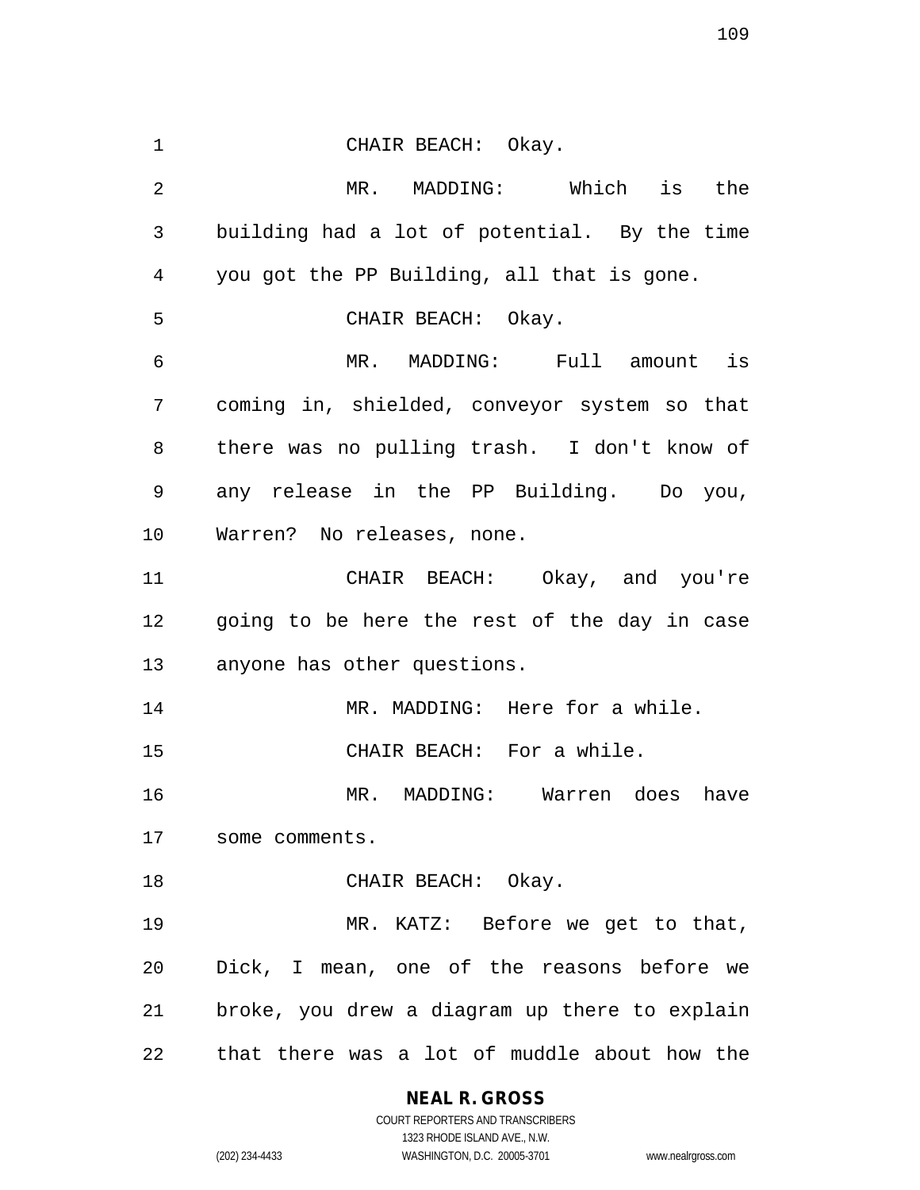CHAIR BEACH: Okay.

MR. MADDING: Which is the building had a lot of potential. By the time you got the PP Building, all that is gone.

CHAIR BEACH: Okay.

MR. MADDING: Full amount is coming in, shielded, conveyor system so that there was no pulling trash. I don't know of any release in the PP Building. Do you, Warren? No releases, none.

CHAIR BEACH: Okay, and you're going to be here the rest of the day in case anyone has other questions.

MR. MADDING: Here for a while.

CHAIR BEACH: For a while.

MR. MADDING: Warren does have some comments.

CHAIR BEACH: Okay.

MR. KATZ: Before we get to that, Dick, I mean, one of the reasons before we broke, you drew a diagram up there to explain that there was a lot of muddle about how the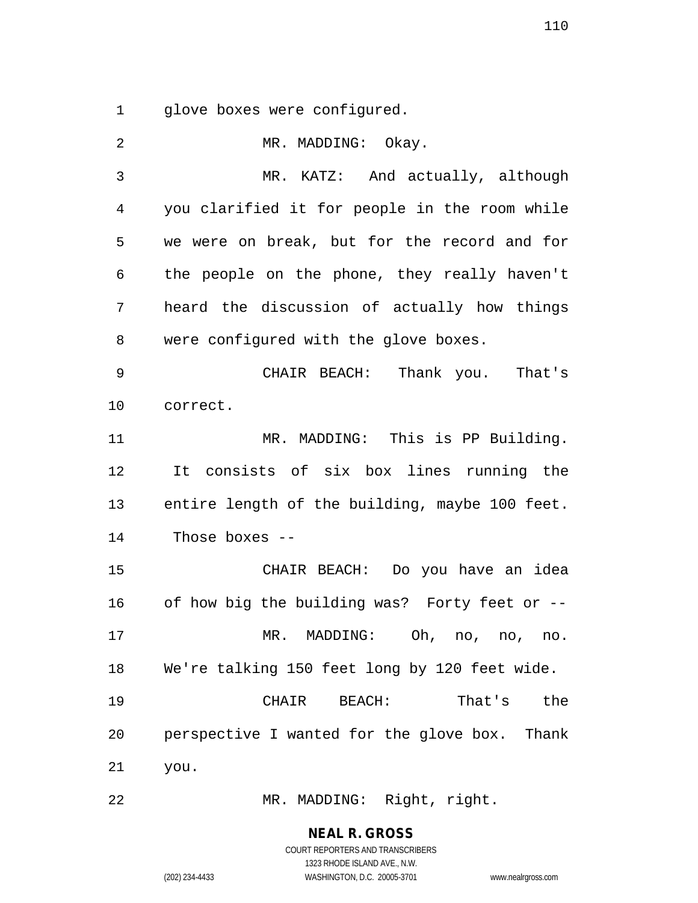glove boxes were configured.

MR. MADDING: Okay.

MR. KATZ: And actually, although you clarified it for people in the room while we were on break, but for the record and for the people on the phone, they really haven't heard the discussion of actually how things were configured with the glove boxes.

CHAIR BEACH: Thank you. That's correct.

MR. MADDING: This is PP Building. It consists of six box lines running the entire length of the building, maybe 100 feet. Those boxes --

CHAIR BEACH: Do you have an idea of how big the building was? Forty feet or --

MR. MADDING: Oh, no, no, no. We're talking 150 feet long by 120 feet wide.

CHAIR BEACH: That's the perspective I wanted for the glove box. Thank you.

MR. MADDING: Right, right.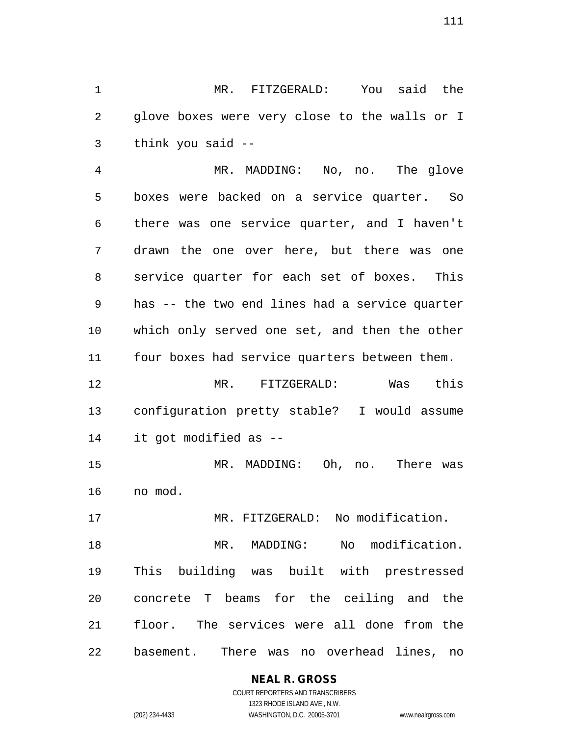MR. FITZGERALD: You said the glove boxes were very close to the walls or I think you said --

MR. MADDING: No, no. The glove boxes were backed on a service quarter. So there was one service quarter, and I haven't drawn the one over here, but there was one service quarter for each set of boxes. This has -- the two end lines had a service quarter which only served one set, and then the other four boxes had service quarters between them.

MR. FITZGERALD: Was this configuration pretty stable? I would assume it got modified as --

MR. MADDING: Oh, no. There was no mod.

MR. FITZGERALD: No modification.

MR. MADDING: No modification. This building was built with prestressed concrete T beams for the ceiling and the floor. The services were all done from the basement. There was no overhead lines, no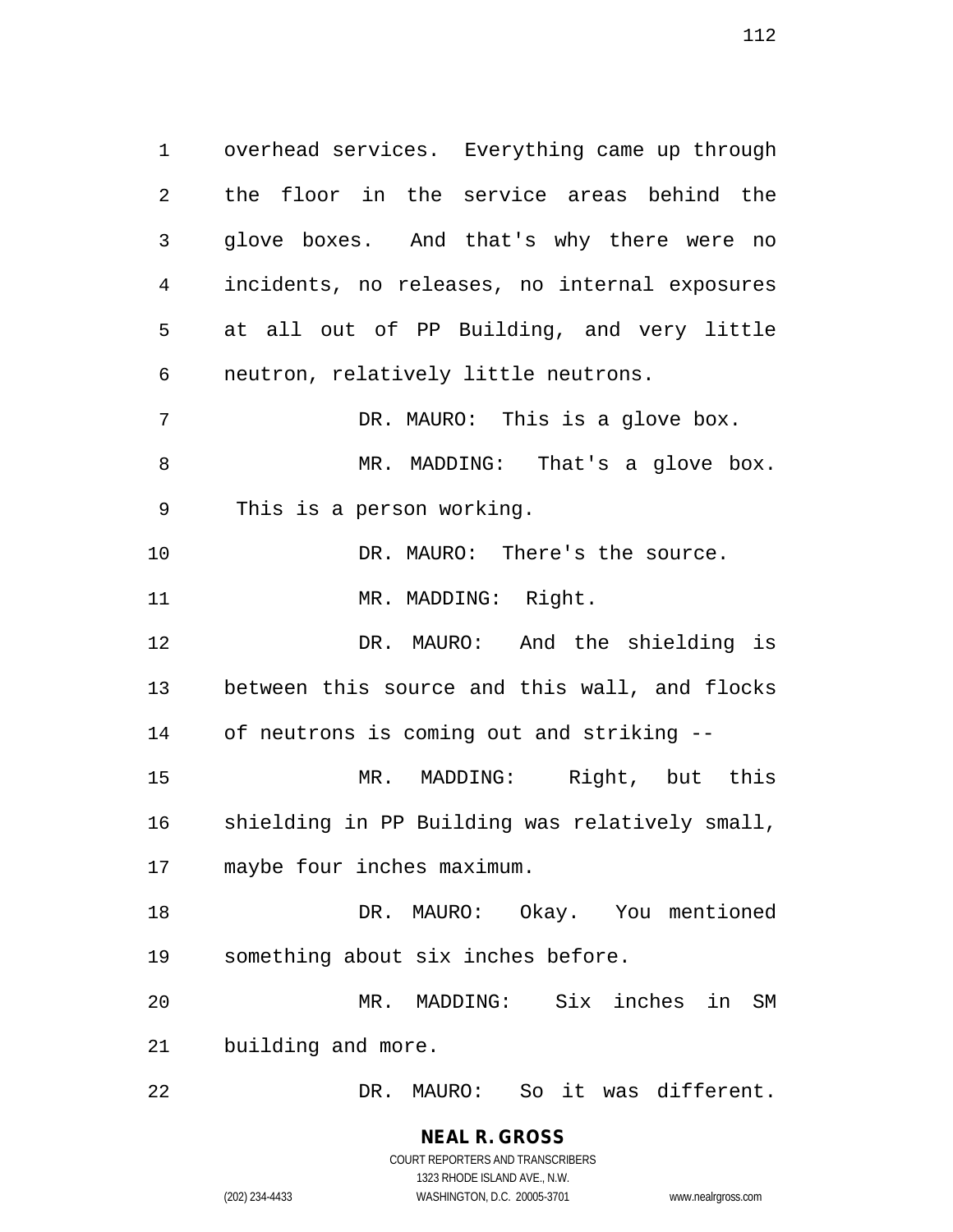overhead services. Everything came up through the floor in the service areas behind the glove boxes. And that's why there were no incidents, no releases, no internal exposures at all out of PP Building, and very little neutron, relatively little neutrons.

DR. MAURO: This is a glove box.

MR. MADDING: That's a glove box. This is a person working.

DR. MAURO: There's the source.

MR. MADDING: Right.

DR. MAURO: And the shielding is between this source and this wall, and flocks of neutrons is coming out and striking --

MR. MADDING: Right, but this shielding in PP Building was relatively small, maybe four inches maximum.

DR. MAURO: Okay. You mentioned something about six inches before.

MR. MADDING: Six inches in SM building and more.

DR. MAURO: So it was different.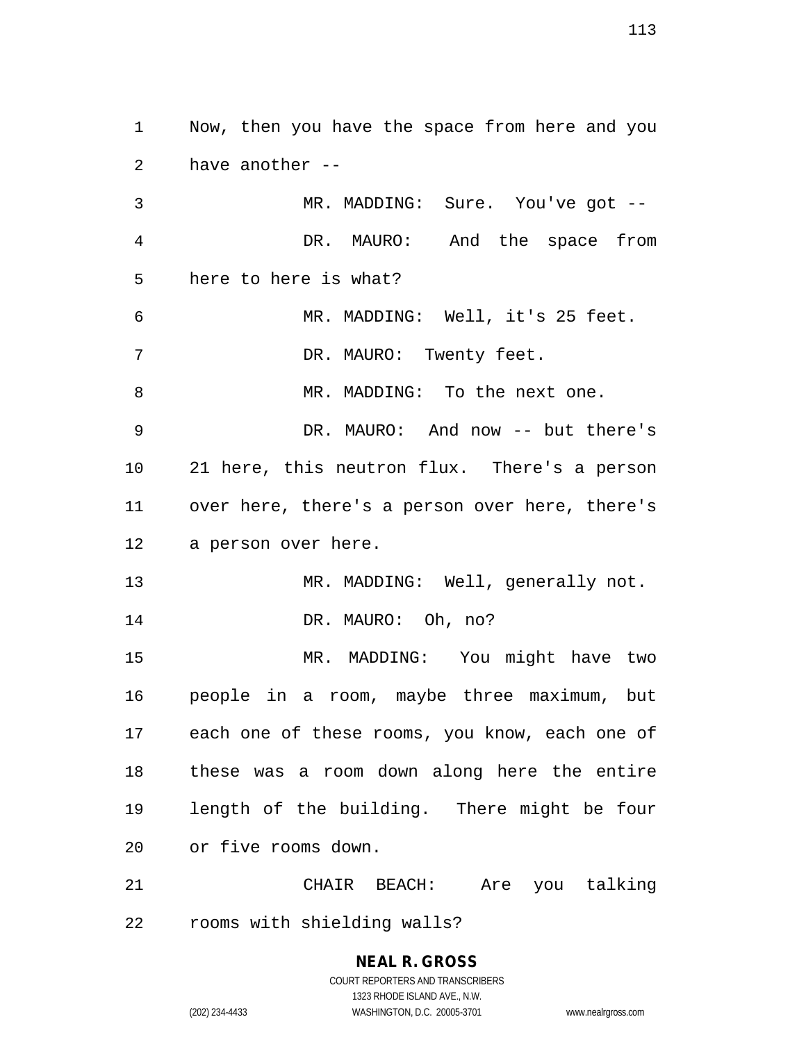Now, then you have the space from here and you have another --

MR. MADDING: Sure. You've got --

DR. MAURO: And the space from here to here is what?

MR. MADDING: Well, it's 25 feet.

DR. MAURO: Twenty feet.

MR. MADDING: To the next one.

DR. MAURO: And now -- but there's 21 here, this neutron flux. There's a person over here, there's a person over here, there's a person over here.

MR. MADDING: Well, generally not.

DR. MAURO: Oh, no?

MR. MADDING: You might have two people in a room, maybe three maximum, but each one of these rooms, you know, each one of these was a room down along here the entire length of the building. There might be four or five rooms down.

CHAIR BEACH: Are you talking rooms with shielding walls?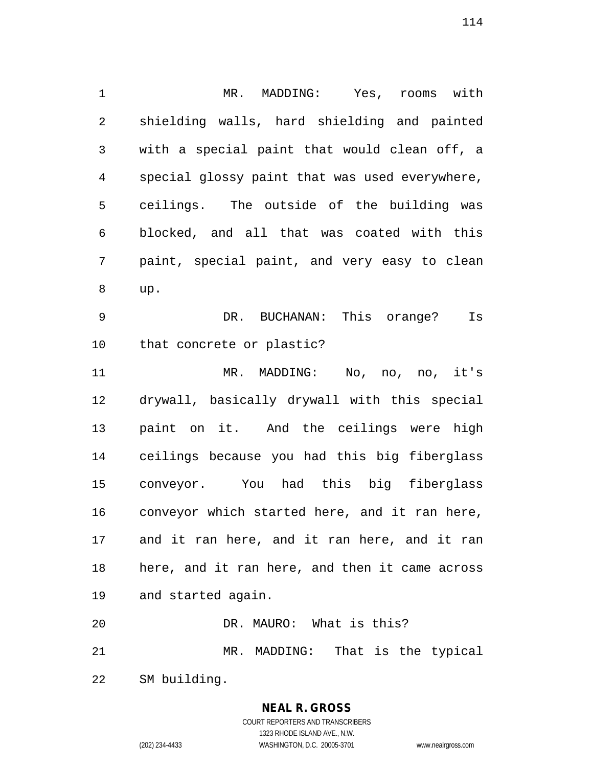MR. MADDING: Yes, rooms with shielding walls, hard shielding and painted with a special paint that would clean off, a special glossy paint that was used everywhere, ceilings. The outside of the building was blocked, and all that was coated with this paint, special paint, and very easy to clean up.

DR. BUCHANAN: This orange? Is that concrete or plastic?

MR. MADDING: No, no, no, it's drywall, basically drywall with this special paint on it. And the ceilings were high ceilings because you had this big fiberglass conveyor. You had this big fiberglass conveyor which started here, and it ran here, and it ran here, and it ran here, and it ran here, and it ran here, and then it came across and started again.

DR. MAURO: What is this?

MR. MADDING: That is the typical SM building.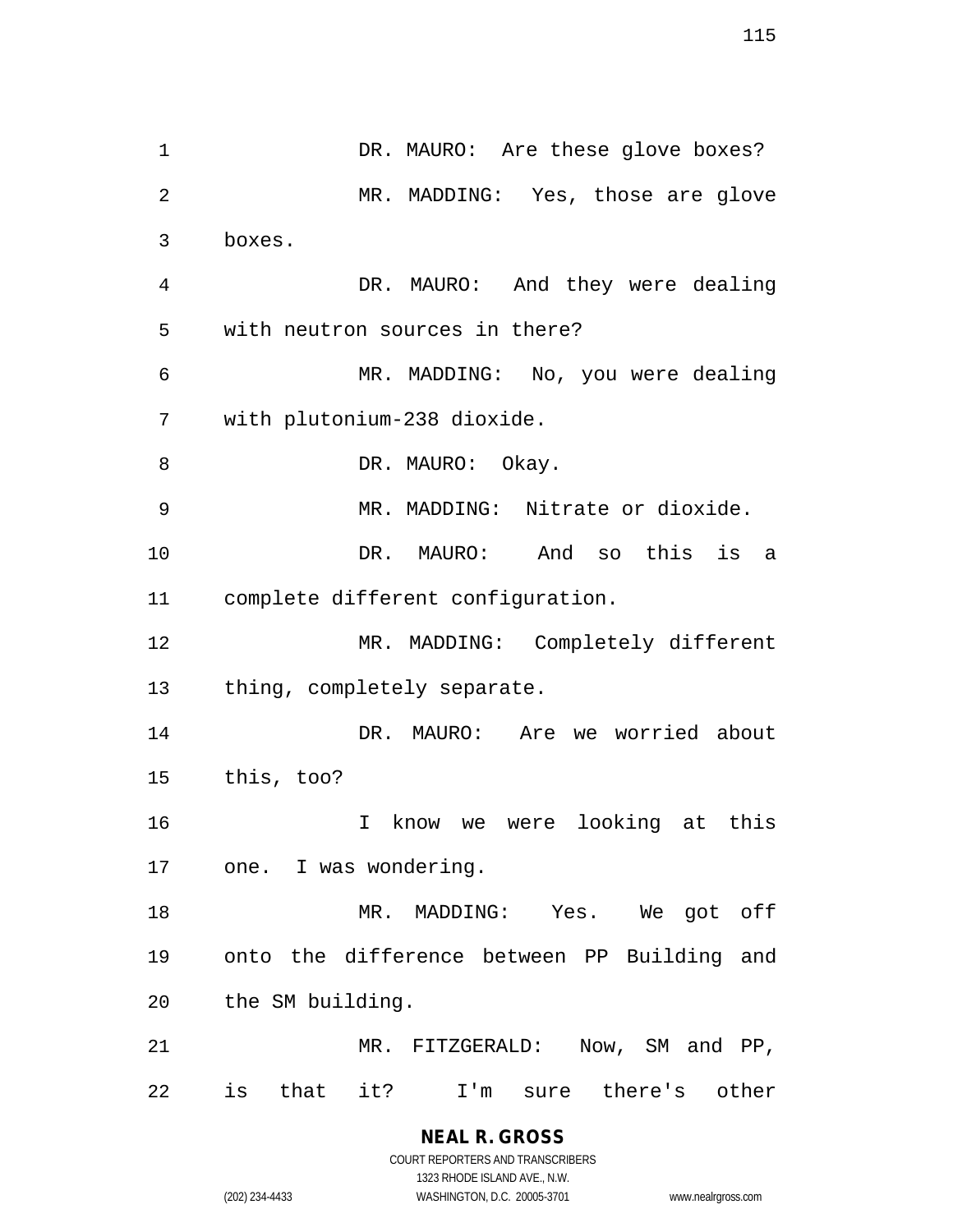DR. MAURO: Are these glove boxes?

MR. MADDING: Yes, those are glove boxes.

DR. MAURO: And they were dealing with neutron sources in there?

MR. MADDING: No, you were dealing with plutonium-238 dioxide.

DR. MAURO: Okay.

MR. MADDING: Nitrate or dioxide.

DR. MAURO: And so this is a complete different configuration.

MR. MADDING: Completely different thing, completely separate.

DR. MAURO: Are we worried about this, too?

I know we were looking at this one. I was wondering.

MR. MADDING: Yes. We got off onto the difference between PP Building and the SM building.

MR. FITZGERALD: Now, SM and PP, is that it? I'm sure there's other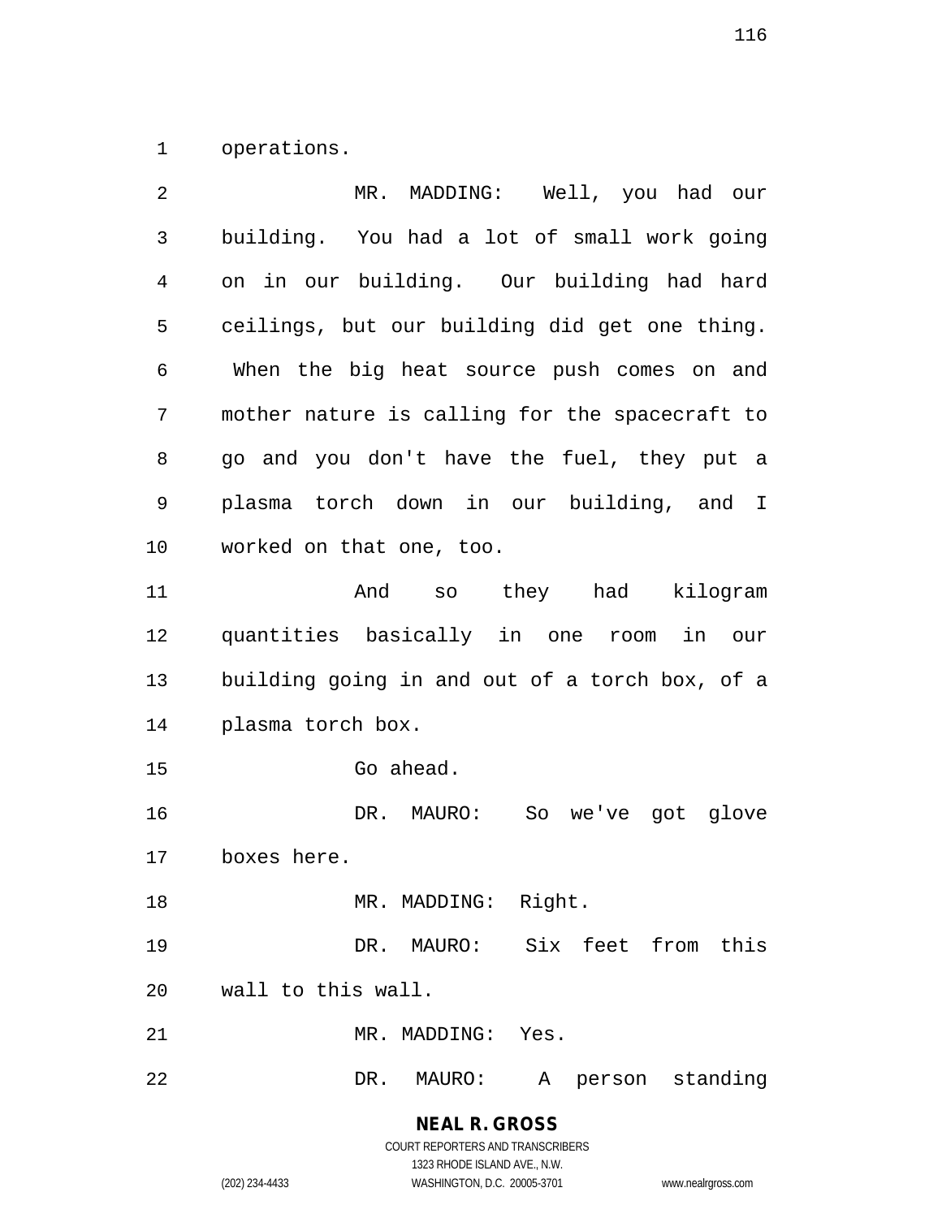operations.

MR. MADDING: Well, you had our building. You had a lot of small work going on in our building. Our building had hard ceilings, but our building did get one thing. When the big heat source push comes on and mother nature is calling for the spacecraft to go and you don't have the fuel, they put a plasma torch down in our building, and I worked on that one, too.

And so they had kilogram quantities basically in one room in our building going in and out of a torch box, of a plasma torch box.

Go ahead.

DR. MAURO: So we've got glove boxes here.

MR. MADDING: Right.

DR. MAURO: Six feet from this wall to this wall.

MR. MADDING: Yes.

DR. MAURO: A person standing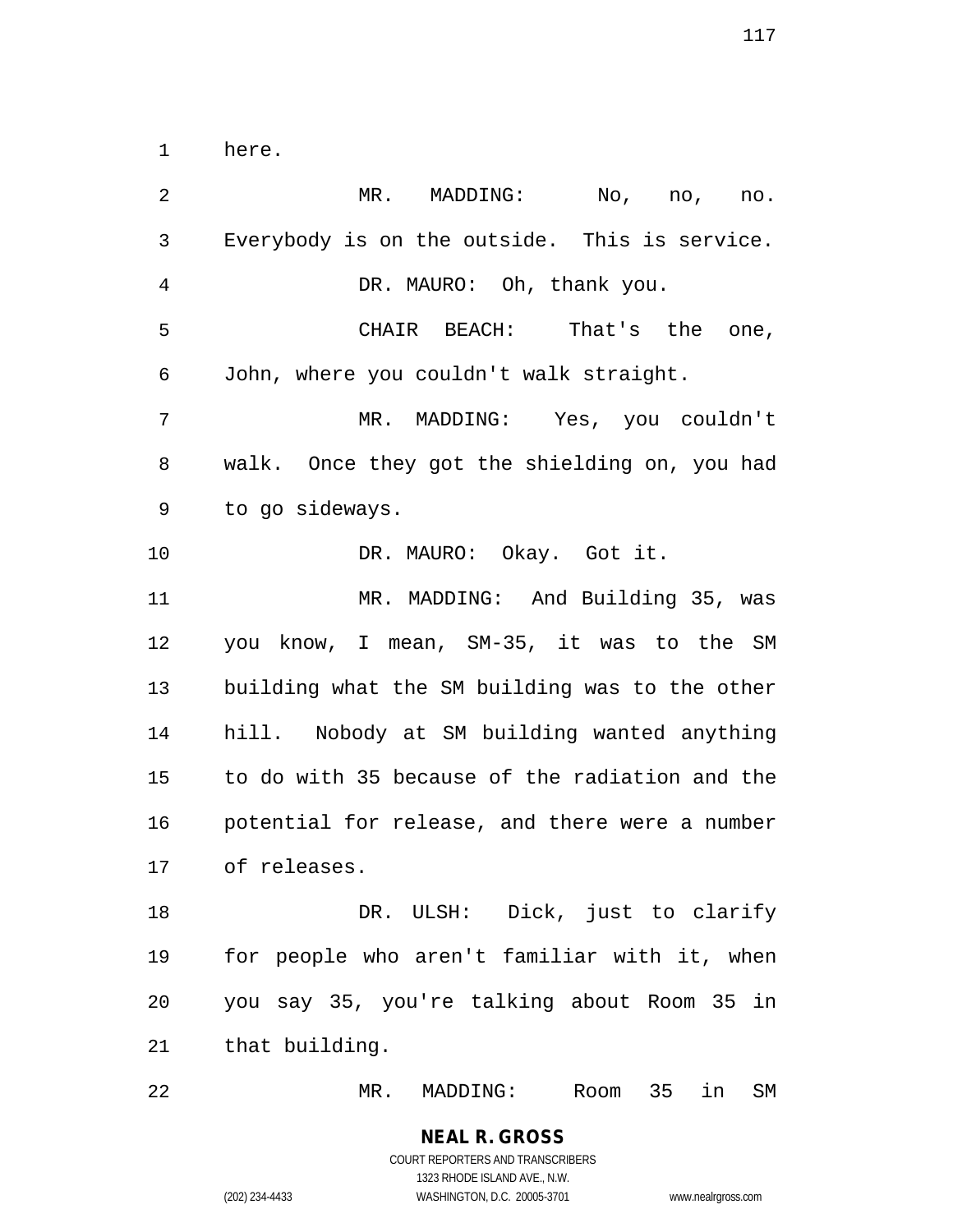here.

MR. MADDING: No, no, no. Everybody is on the outside. This is service.

DR. MAURO: Oh, thank you.

CHAIR BEACH: That's the one, John, where you couldn't walk straight.

MR. MADDING: Yes, you couldn't walk. Once they got the shielding on, you had to go sideways.

DR. MAURO: Okay. Got it.

MR. MADDING: And Building 35, was you know, I mean, SM-35, it was to the SM building what the SM building was to the other hill. Nobody at SM building wanted anything to do with 35 because of the radiation and the potential for release, and there were a number of releases.

DR. ULSH: Dick, just to clarify for people who aren't familiar with it, when you say 35, you're talking about Room 35 in that building.

MR. MADDING: Room 35 in SM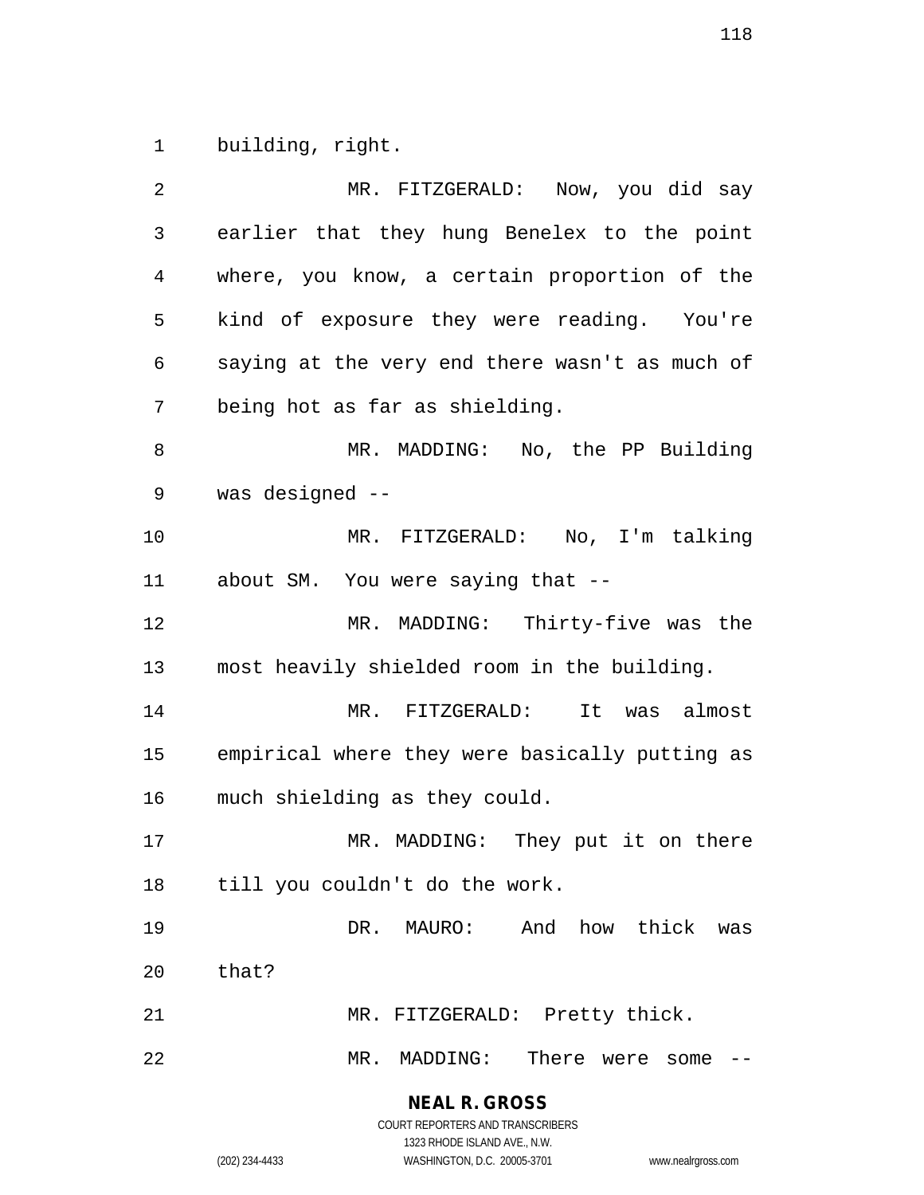building, right.

MR. FITZGERALD: Now, you did say earlier that they hung Benelex to the point where, you know, a certain proportion of the kind of exposure they were reading. You're saying at the very end there wasn't as much of being hot as far as shielding.

MR. MADDING: No, the PP Building was designed --

MR. FITZGERALD: No, I'm talking about SM. You were saying that --

MR. MADDING: Thirty-five was the most heavily shielded room in the building.

MR. FITZGERALD: It was almost empirical where they were basically putting as much shielding as they could.

MR. MADDING: They put it on there till you couldn't do the work.

DR. MAURO: And how thick was that?

MR. FITZGERALD: Pretty thick.

MR. MADDING: There were some --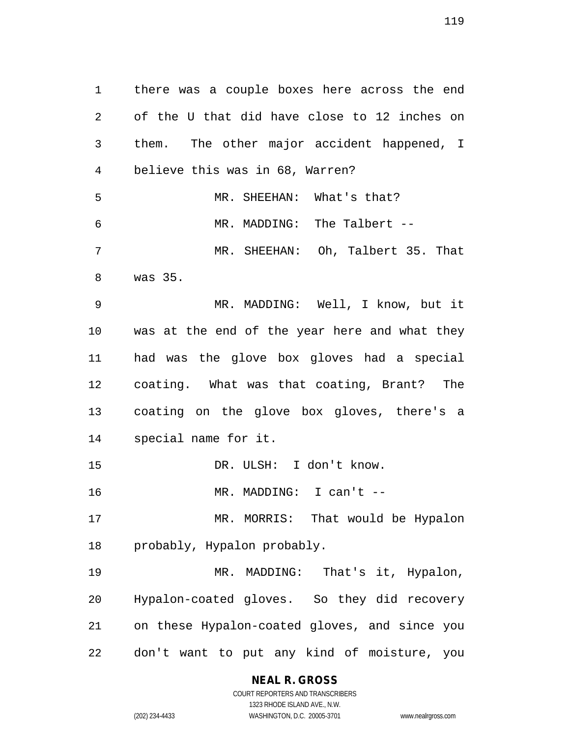there was a couple boxes here across the end of the U that did have close to 12 inches on them. The other major accident happened, I believe this was in 68, Warren?

MR. SHEEHAN: What's that?

MR. MADDING: The Talbert --

MR. SHEEHAN: Oh, Talbert 35. That was 35.

MR. MADDING: Well, I know, but it was at the end of the year here and what they had was the glove box gloves had a special coating. What was that coating, Brant? The coating on the glove box gloves, there's a special name for it.

DR. ULSH: I don't know.

MR. MADDING: I can't --

MR. MORRIS: That would be Hypalon probably, Hypalon probably.

MR. MADDING: That's it, Hypalon, Hypalon-coated gloves. So they did recovery on these Hypalon-coated gloves, and since you don't want to put any kind of moisture, you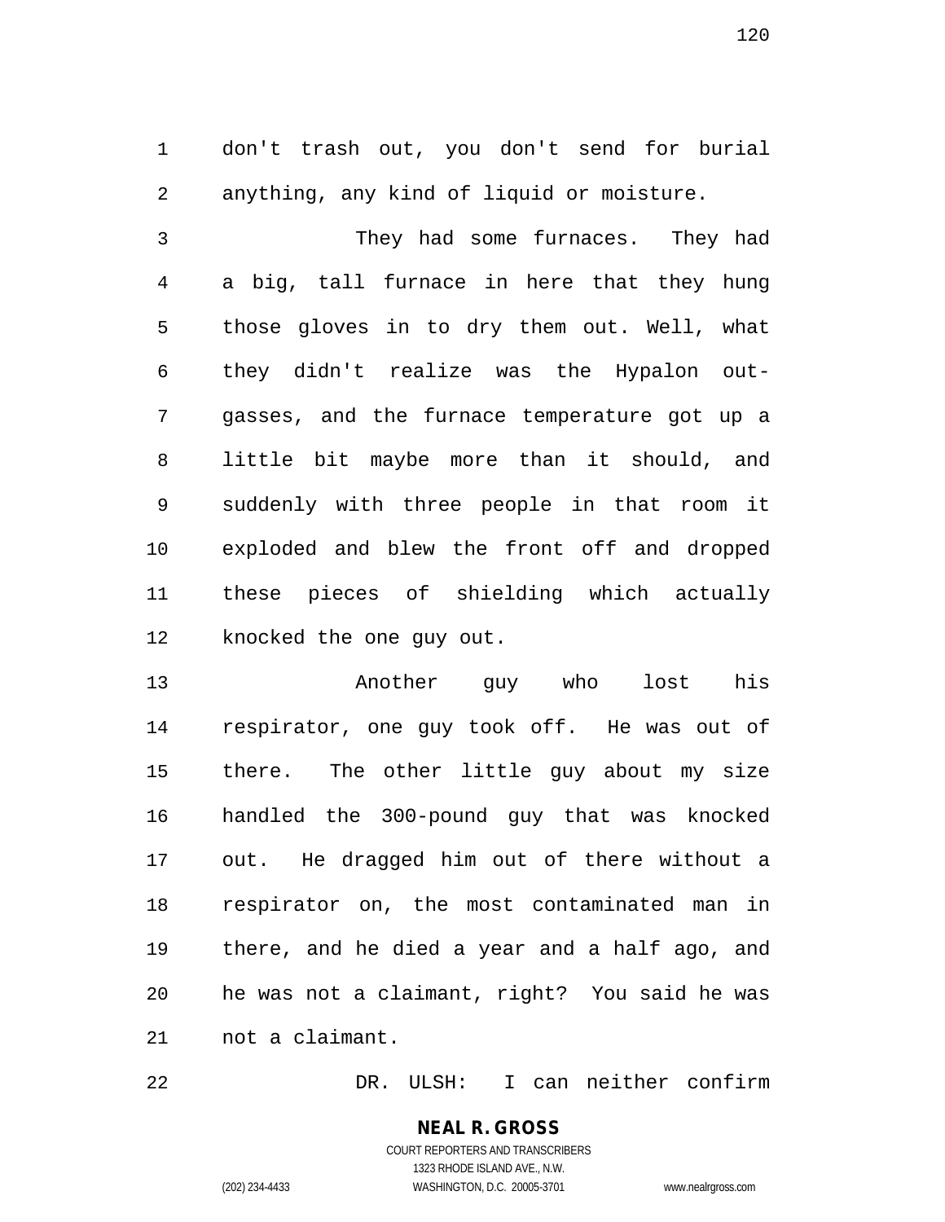don't trash out, you don't send for burial anything, any kind of liquid or moisture.

They had some furnaces. They had a big, tall furnace in here that they hung those gloves in to dry them out. Well, what they didn't realize was the Hypalon out-gasses, and the furnace temperature got up a little bit maybe more than it should, and suddenly with three people in that room it exploded and blew the front off and dropped these pieces of shielding which actually knocked the one guy out.

Another guy who lost his respirator, one guy took off. He was out of there. The other little guy about my size handled the 300-pound guy that was knocked out. He dragged him out of there without a respirator on, the most contaminated man in there, and he died a year and a half ago, and he was not a claimant, right? You said he was not a claimant.

DR. ULSH: I can neither confirm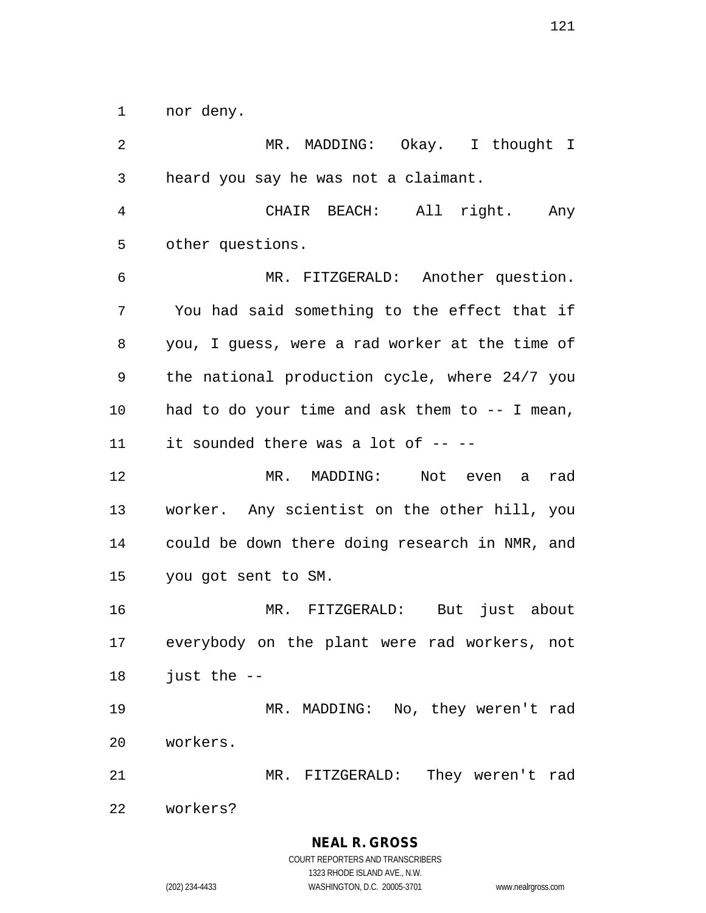nor deny.

MR. MADDING: Okay. I thought I heard you say he was not a claimant.

CHAIR BEACH: All right. Any other questions.

MR. FITZGERALD: Another question. You had said something to the effect that if you, I guess, were a rad worker at the time of the national production cycle, where 24/7 you had to do your time and ask them to -- I mean, it sounded there was a lot of -- --

MR. MADDING: Not even a rad worker. Any scientist on the other hill, you could be down there doing research in NMR, and you got sent to SM.

MR. FITZGERALD: But just about everybody on the plant were rad workers, not just the --

MR. MADDING: No, they weren't rad workers.

MR. FITZGERALD: They weren't rad workers?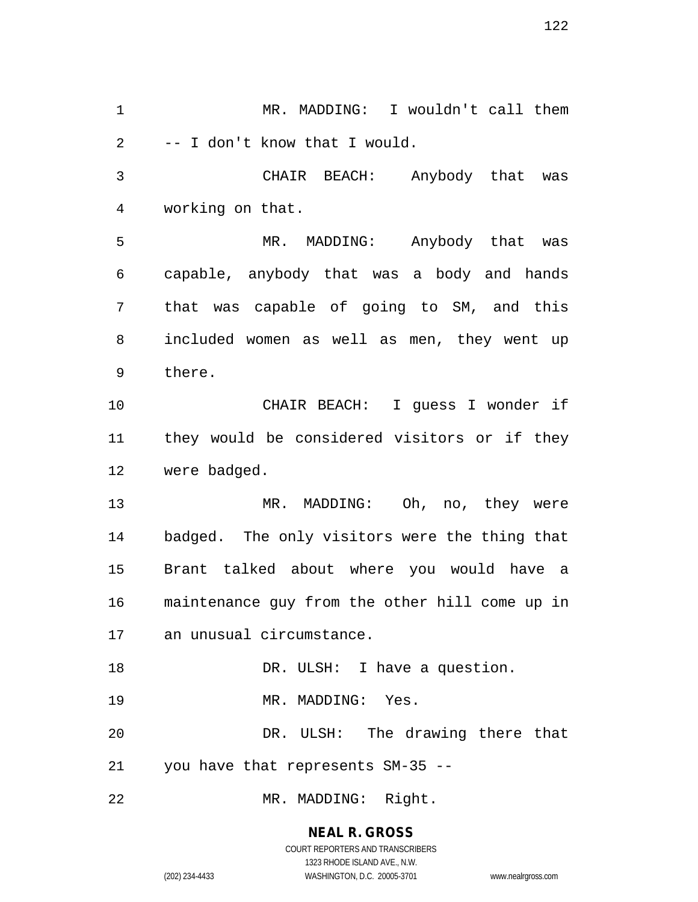MR. MADDING: I wouldn't call them -- I don't know that I would.

CHAIR BEACH: Anybody that was working on that.

MR. MADDING: Anybody that was capable, anybody that was a body and hands that was capable of going to SM, and this included women as well as men, they went up there.

CHAIR BEACH: I guess I wonder if they would be considered visitors or if they were badged.

MR. MADDING: Oh, no, they were badged. The only visitors were the thing that Brant talked about where you would have a maintenance guy from the other hill come up in an unusual circumstance.

DR. ULSH: I have a question.

MR. MADDING: Yes.

DR. ULSH: The drawing there that you have that represents SM-35 --

MR. MADDING: Right.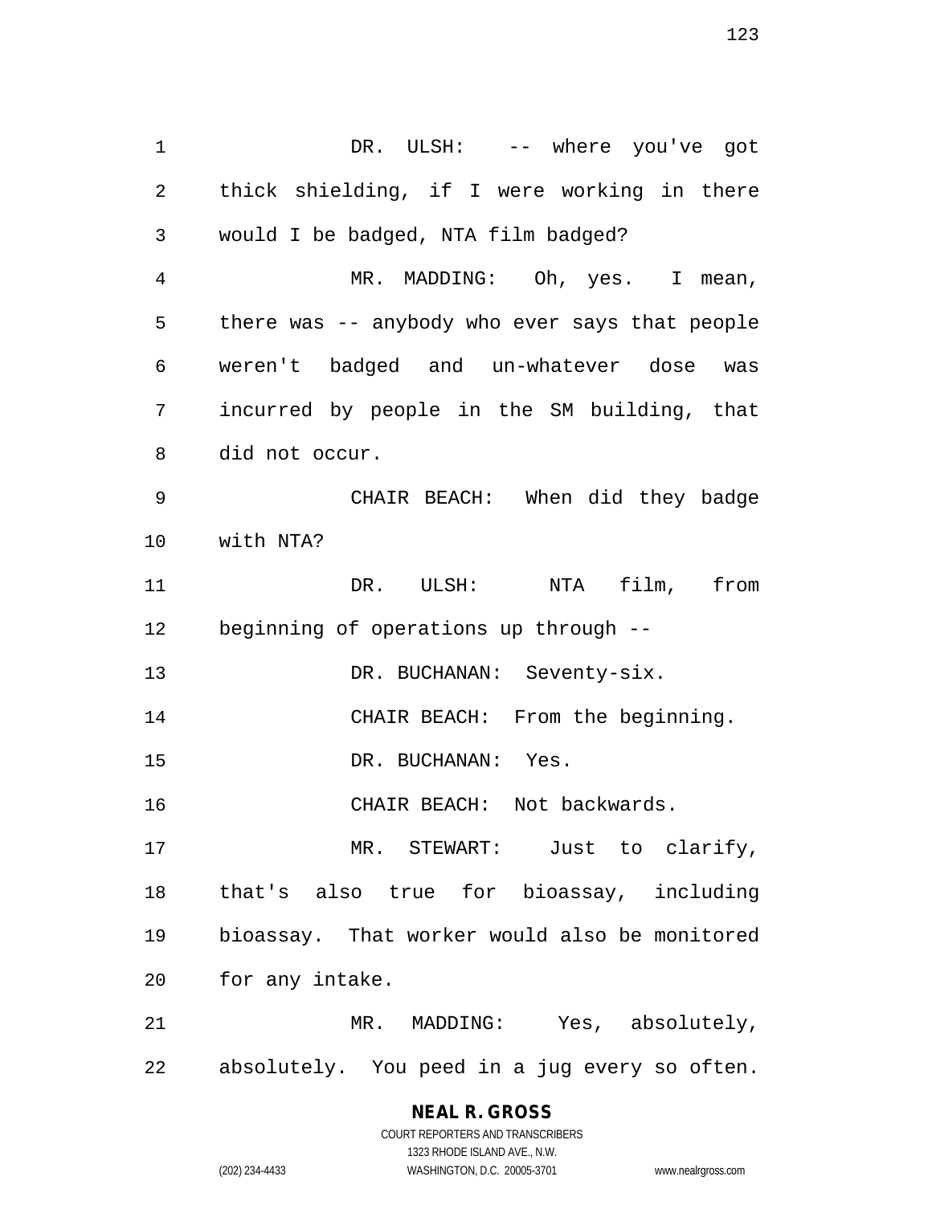DR. ULSH: -- where you've got thick shielding, if I were working in there would I be badged, NTA film badged?

MR. MADDING: Oh, yes. I mean, there was -- anybody who ever says that people weren't badged and un-whatever dose was incurred by people in the SM building, that did not occur.

CHAIR BEACH: When did they badge with NTA?

DR. ULSH: NTA film, from beginning of operations up through --

DR. BUCHANAN: Seventy-six.

CHAIR BEACH: From the beginning.

DR. BUCHANAN: Yes.

CHAIR BEACH: Not backwards.

MR. STEWART: Just to clarify, that's also true for bioassay, including bioassay. That worker would also be monitored for any intake.

MR. MADDING: Yes, absolutely, absolutely. You peed in a jug every so often.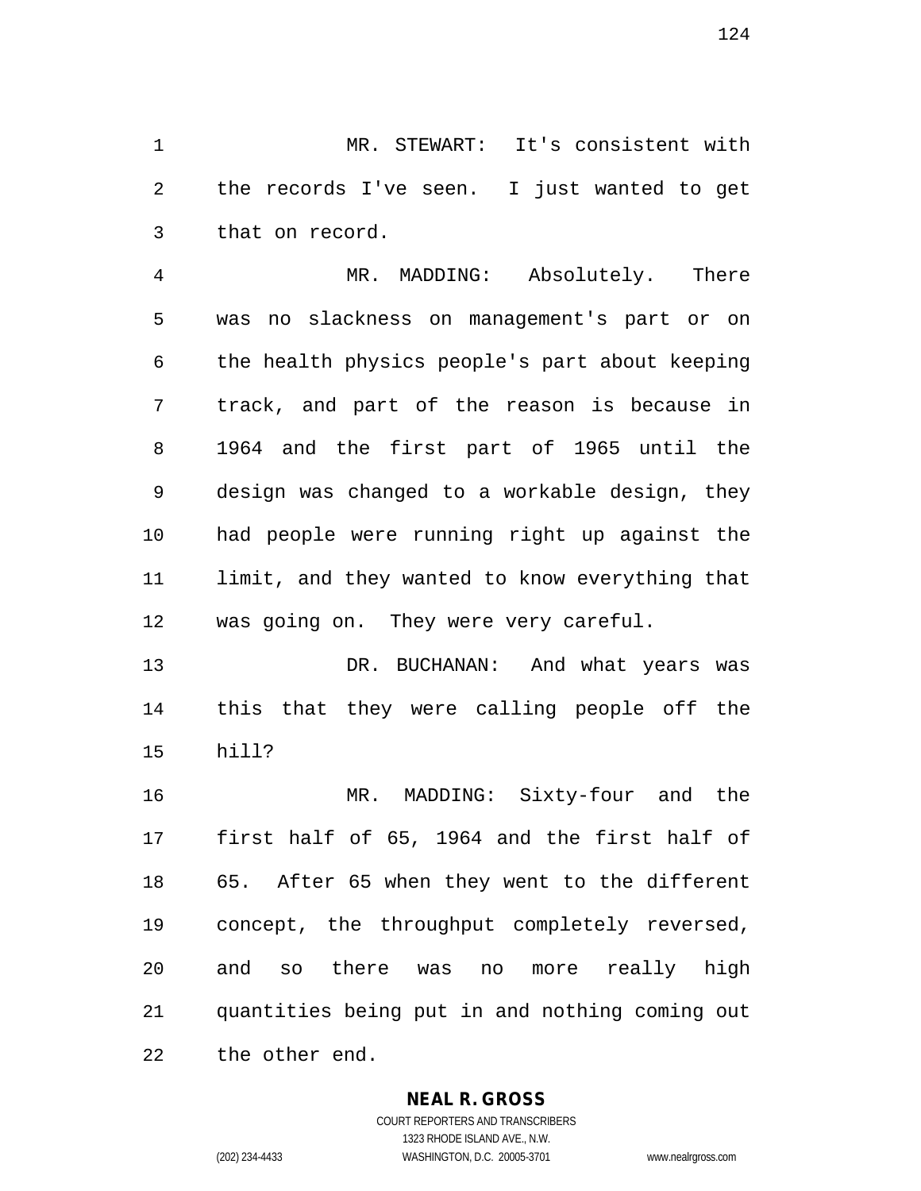MR. STEWART: It's consistent with the records I've seen. I just wanted to get that on record.

MR. MADDING: Absolutely. There was no slackness on management's part or on the health physics people's part about keeping track, and part of the reason is because in 1964 and the first part of 1965 until the design was changed to a workable design, they had people were running right up against the limit, and they wanted to know everything that was going on. They were very careful.

DR. BUCHANAN: And what years was this that they were calling people off the hill?

MR. MADDING: Sixty-four and the first half of 65, 1964 and the first half of 65. After 65 when they went to the different concept, the throughput completely reversed, and so there was no more really high quantities being put in and nothing coming out the other end.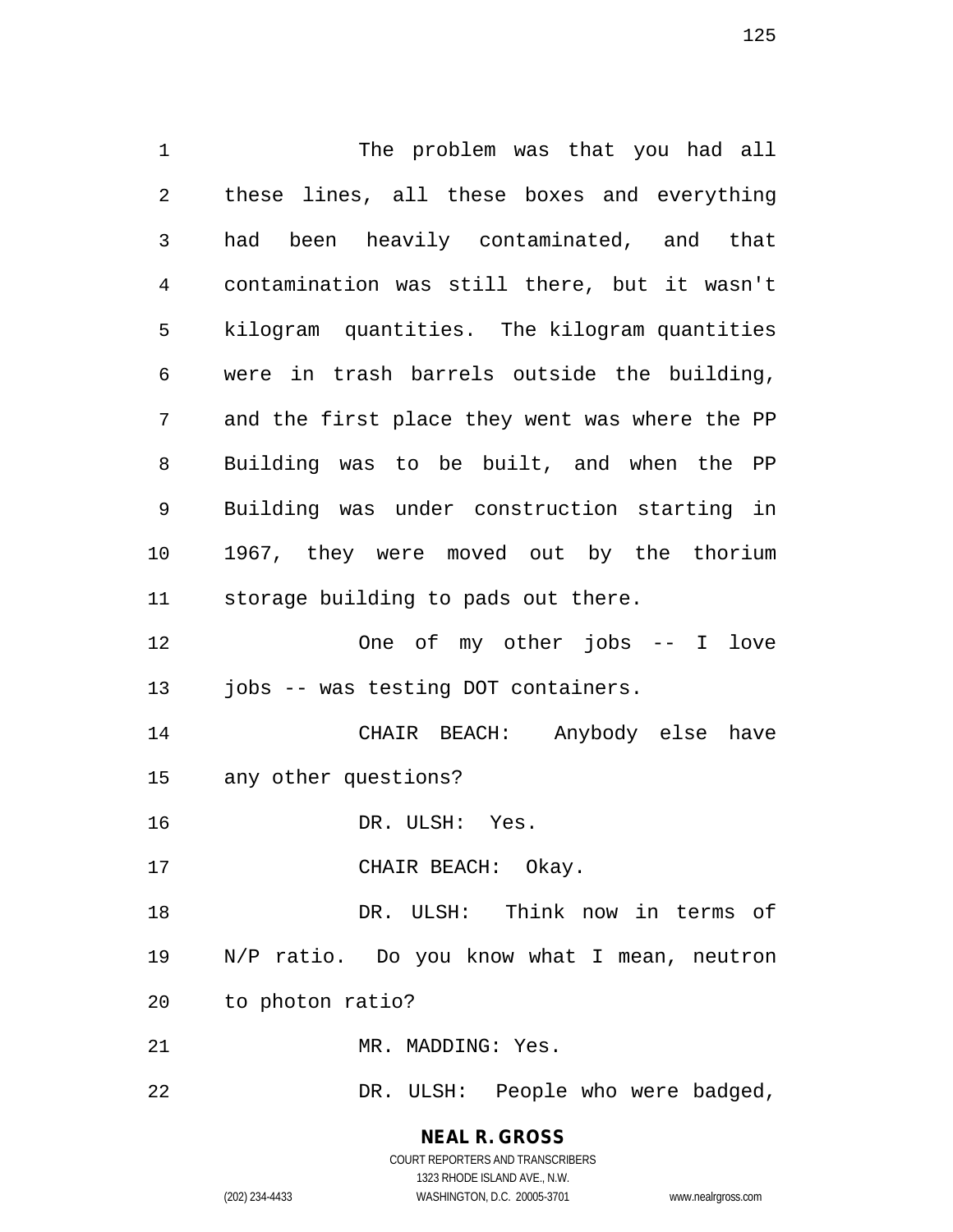The problem was that you had all these lines, all these boxes and everything had been heavily contaminated, and that contamination was still there, but it wasn't kilogram quantities. The kilogram quantities were in trash barrels outside the building, and the first place they went was where the PP Building was to be built, and when the PP Building was under construction starting in 1967, they were moved out by the thorium storage building to pads out there.

One of my other jobs -- I love jobs -- was testing DOT containers.

CHAIR BEACH: Anybody else have any other questions?

DR. ULSH: Yes.

CHAIR BEACH: Okay.

DR. ULSH: Think now in terms of N/P ratio. Do you know what I mean, neutron to photon ratio?

MR. MADDING: Yes.

DR. ULSH: People who were badged,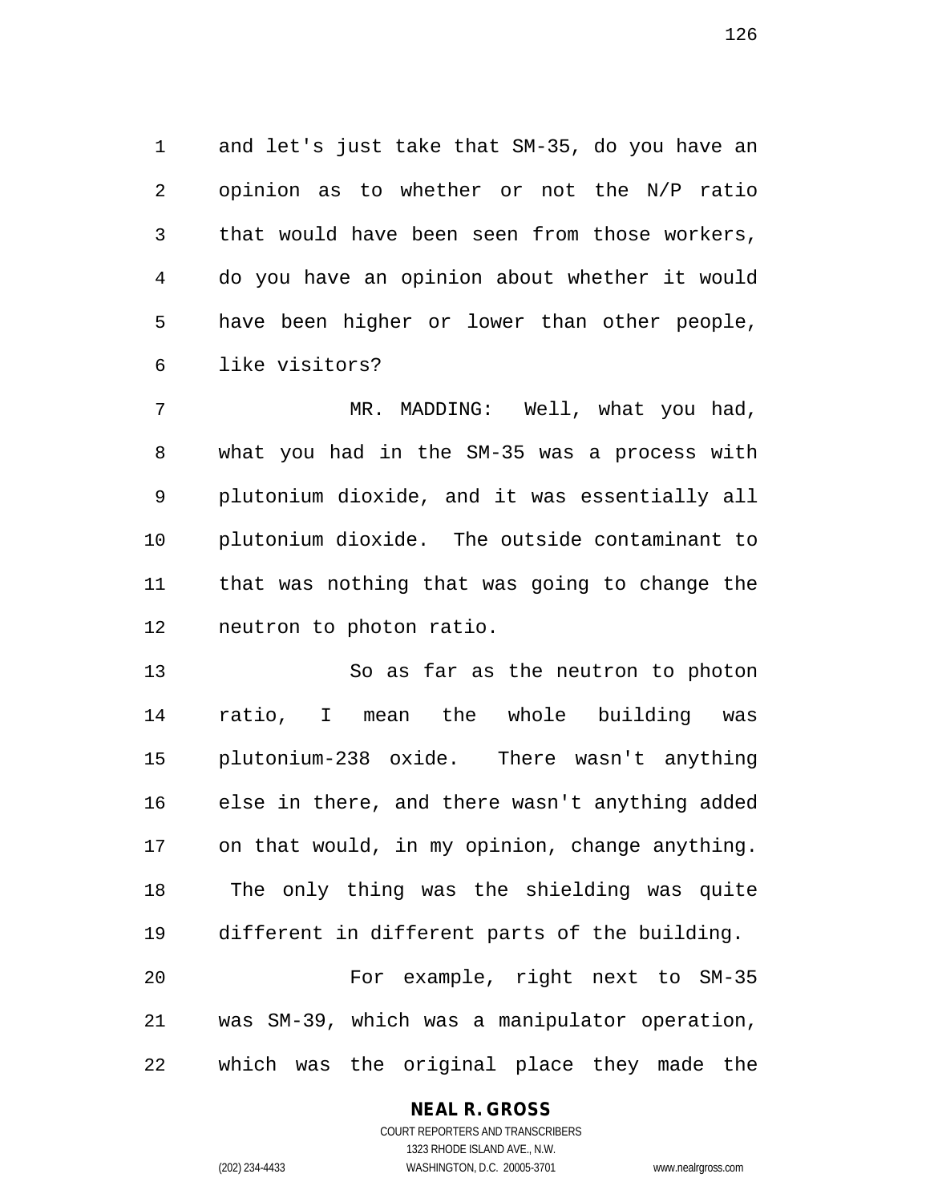and let's just take that SM-35, do you have an opinion as to whether or not the N/P ratio that would have been seen from those workers, do you have an opinion about whether it would have been higher or lower than other people, like visitors?

MR. MADDING: Well, what you had, what you had in the SM-35 was a process with plutonium dioxide, and it was essentially all plutonium dioxide. The outside contaminant to that was nothing that was going to change the neutron to photon ratio.

So as far as the neutron to photon ratio, I mean the whole building was plutonium-238 oxide. There wasn't anything else in there, and there wasn't anything added on that would, in my opinion, change anything. The only thing was the shielding was quite different in different parts of the building.

For example, right next to SM-35 was SM-39, which was a manipulator operation, which was the original place they made the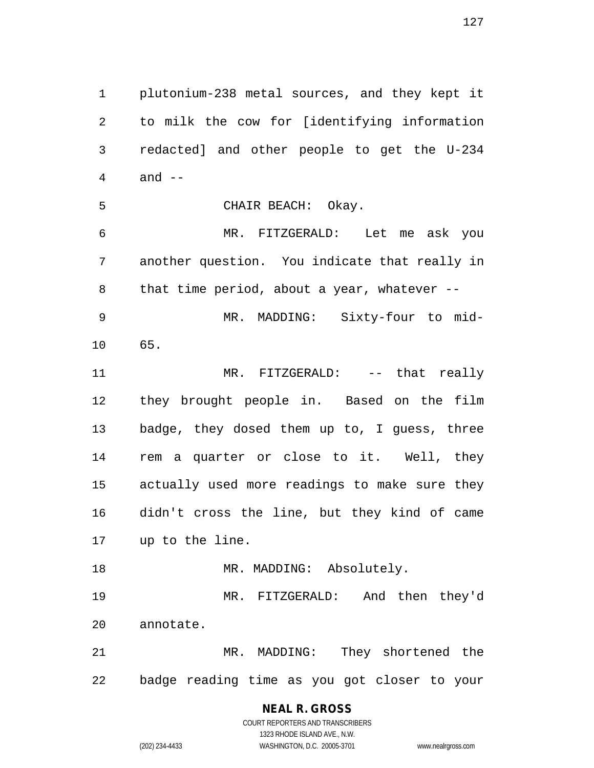plutonium-238 metal sources, and they kept it to milk the cow for [identifying information redacted] and other people to get the U-234 and --

CHAIR BEACH: Okay.

MR. FITZGERALD: Let me ask you another question. You indicate that really in that time period, about a year, whatever --

MR. MADDING: Sixty-four to mid-65.

MR. FITZGERALD: -- that really they brought people in. Based on the film badge, they dosed them up to, I guess, three rem a quarter or close to it. Well, they actually used more readings to make sure they didn't cross the line, but they kind of came up to the line.

MR. MADDING: Absolutely.

MR. FITZGERALD: And then they'd annotate.

MR. MADDING: They shortened the badge reading time as you got closer to your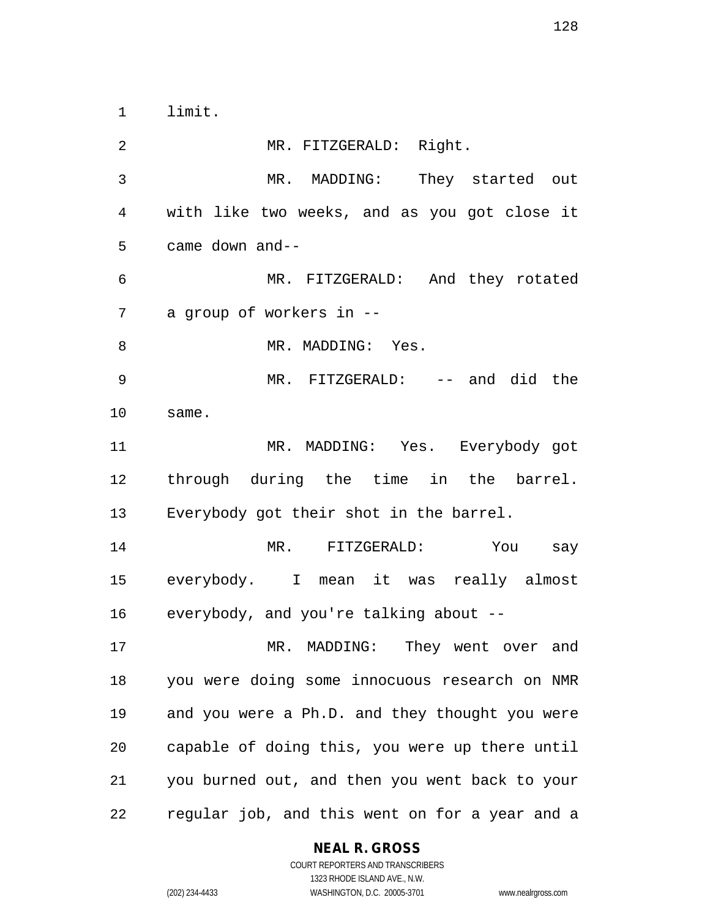limit.

MR. FITZGERALD: Right.

MR. MADDING: They started out with like two weeks, and as you got close it came down and--

MR. FITZGERALD: And they rotated a group of workers in --

MR. MADDING: Yes.

MR. FITZGERALD: -- and did the same.

MR. MADDING: Yes. Everybody got through during the time in the barrel. Everybody got their shot in the barrel.

MR. FITZGERALD: You say everybody. I mean it was really almost everybody, and you're talking about --

MR. MADDING: They went over and you were doing some innocuous research on NMR and you were a Ph.D. and they thought you were capable of doing this, you were up there until you burned out, and then you went back to your regular job, and this went on for a year and a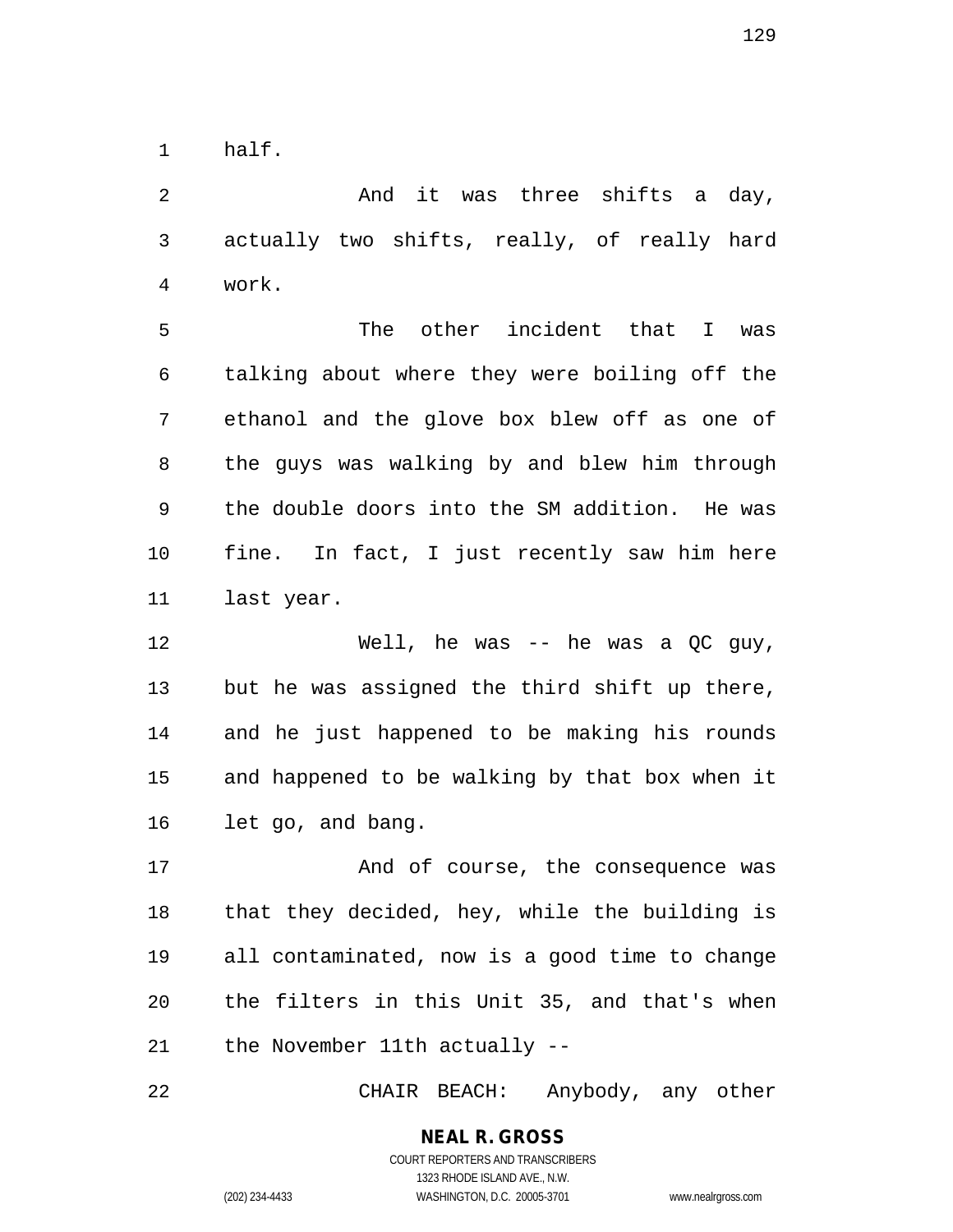half.

And it was three shifts a day, actually two shifts, really, of really hard work.

The other incident that I was talking about where they were boiling off the ethanol and the glove box blew off as one of the guys was walking by and blew him through the double doors into the SM addition. He was fine. In fact, I just recently saw him here last year.

Well, he was -- he was a QC guy, but he was assigned the third shift up there, and he just happened to be making his rounds and happened to be walking by that box when it let go, and bang.

And of course, the consequence was that they decided, hey, while the building is all contaminated, now is a good time to change the filters in this Unit 35, and that's when the November 11th actually --

CHAIR BEACH: Anybody, any other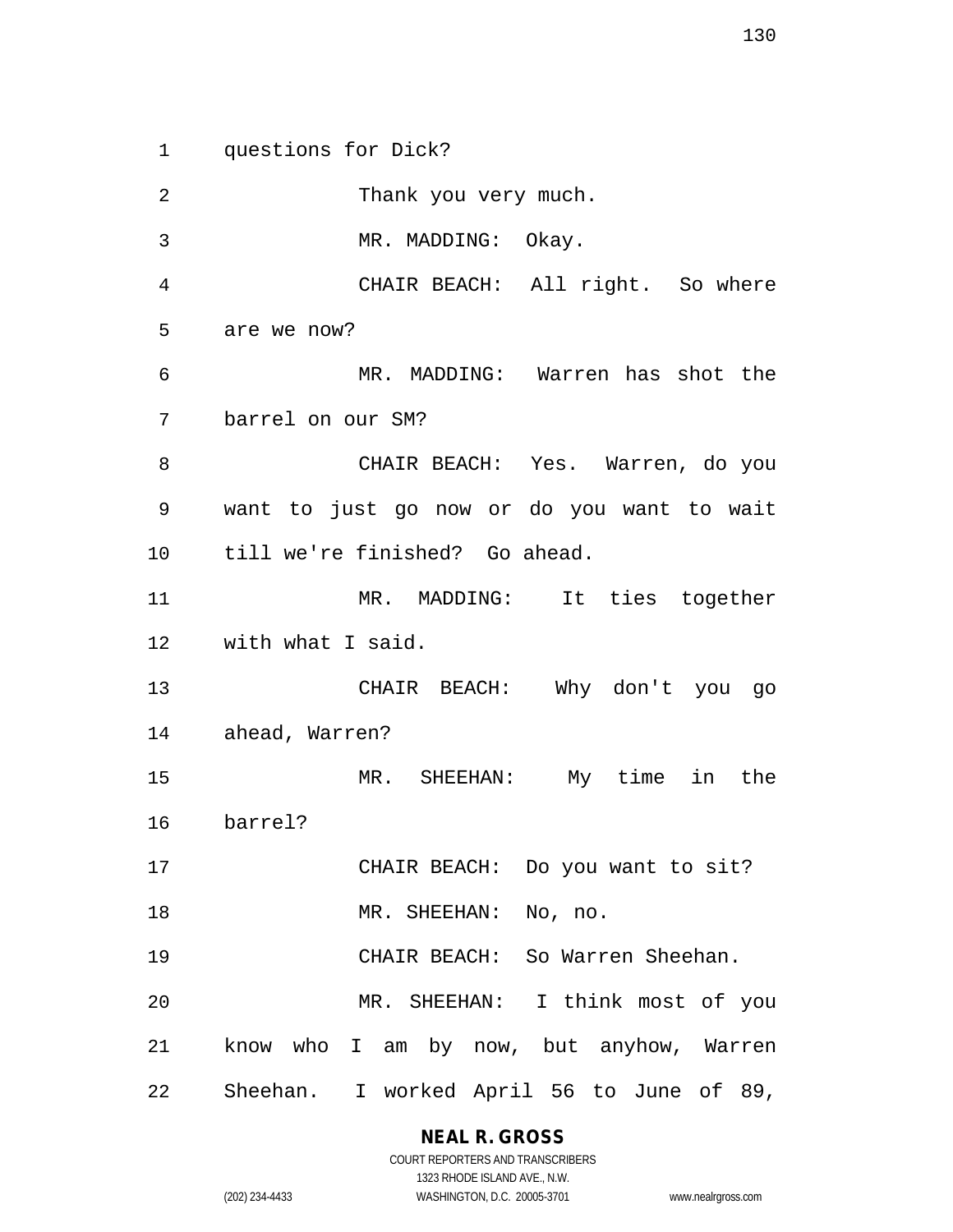questions for Dick?

Thank you very much.

MR. MADDING: Okay.

CHAIR BEACH: All right. So where are we now?

MR. MADDING: Warren has shot the barrel on our SM?

CHAIR BEACH: Yes. Warren, do you want to just go now or do you want to wait till we're finished? Go ahead.

MR. MADDING: It ties together with what I said.

CHAIR BEACH: Why don't you go ahead, Warren?

MR. SHEEHAN: My time in the barrel?

CHAIR BEACH: Do you want to sit?

MR. SHEEHAN: No, no.

CHAIR BEACH: So Warren Sheehan.

MR. SHEEHAN: I think most of you know who I am by now, but anyhow, Warren Sheehan. I worked April 56 to June of 89,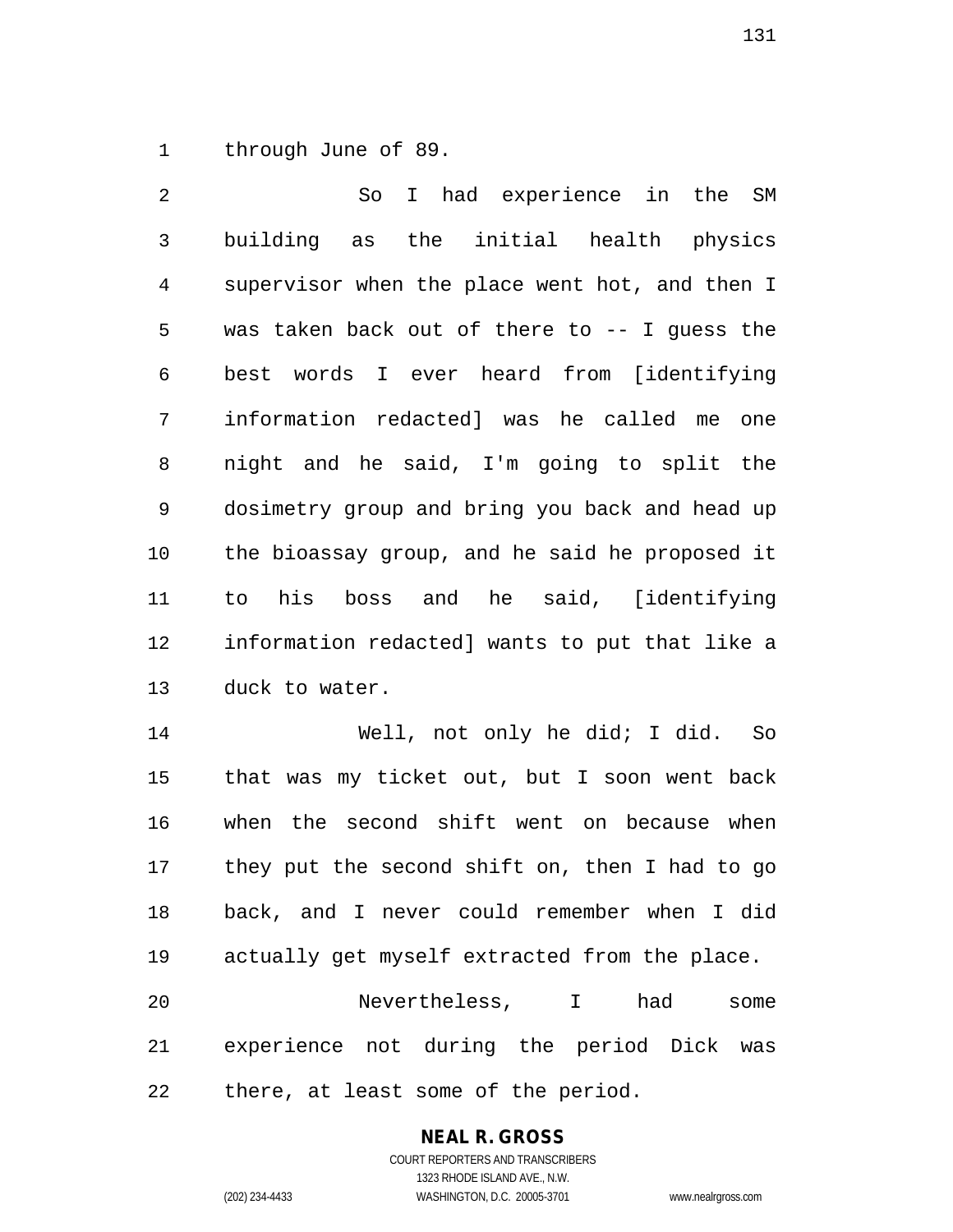through June of 89.

So I had experience in the SM building as the initial health physics supervisor when the place went hot, and then I was taken back out of there to -- I guess the best words I ever heard from [identifying information redacted] was he called me one night and he said, I'm going to split the dosimetry group and bring you back and head up the bioassay group, and he said he proposed it to his boss and he said, [identifying information redacted] wants to put that like a duck to water.

Well, not only he did; I did. So that was my ticket out, but I soon went back when the second shift went on because when they put the second shift on, then I had to go back, and I never could remember when I did actually get myself extracted from the place.

Nevertheless, I had some experience not during the period Dick was there, at least some of the period.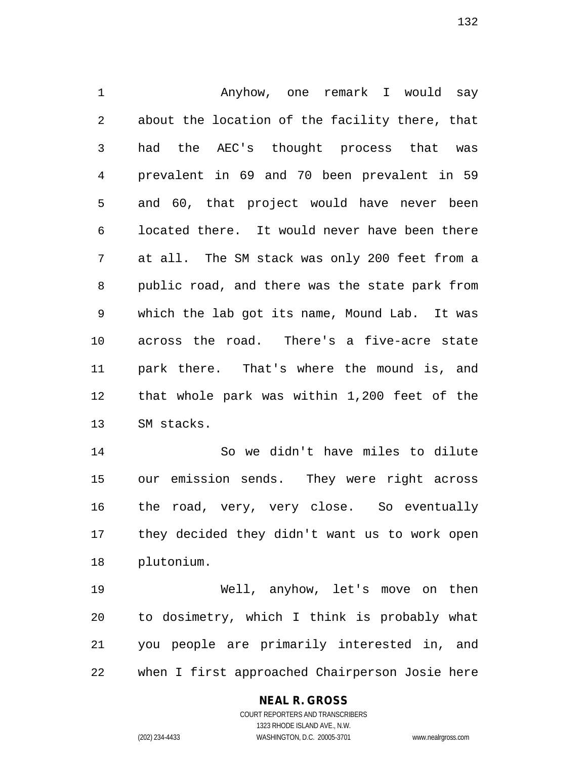Anyhow, one remark I would say about the location of the facility there, that had the AEC's thought process that was prevalent in 69 and 70 been prevalent in 59 and 60, that project would have never been located there. It would never have been there at all. The SM stack was only 200 feet from a public road, and there was the state park from which the lab got its name, Mound Lab. It was across the road. There's a five-acre state park there. That's where the mound is, and that whole park was within 1,200 feet of the SM stacks.

So we didn't have miles to dilute our emission sends. They were right across the road, very, very close. So eventually they decided they didn't want us to work open plutonium.

Well, anyhow, let's move on then to dosimetry, which I think is probably what you people are primarily interested in, and when I first approached Chairperson Josie here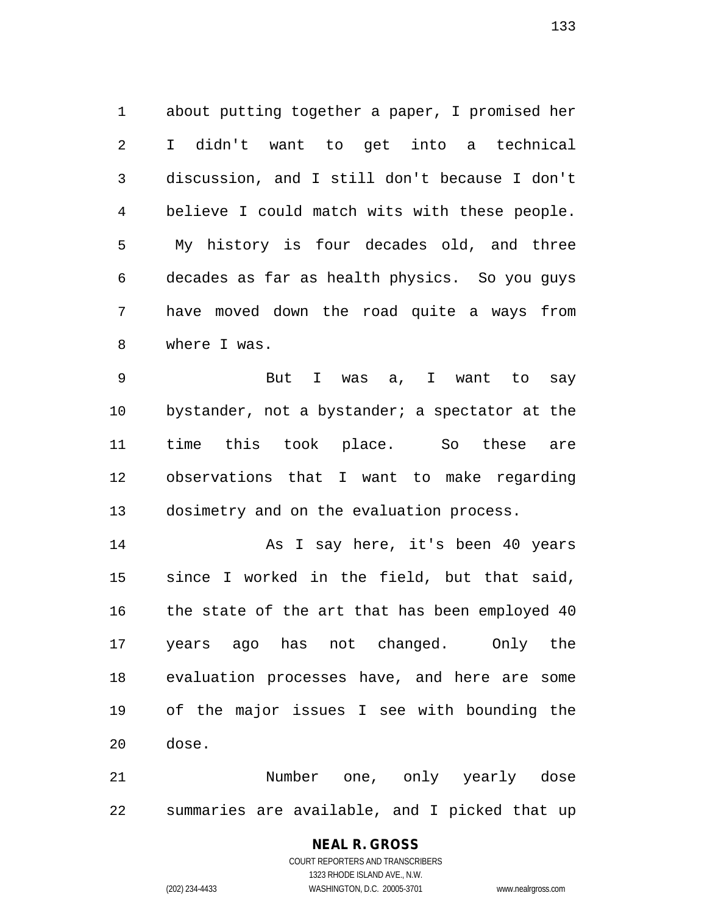about putting together a paper, I promised her I didn't want to get into a technical discussion, and I still don't because I don't believe I could match wits with these people. My history is four decades old, and three decades as far as health physics. So you guys have moved down the road quite a ways from where I was.

But I was a, I want to say bystander, not a bystander; a spectator at the time this took place. So these are observations that I want to make regarding dosimetry and on the evaluation process.

As I say here, it's been 40 years since I worked in the field, but that said, the state of the art that has been employed 40 years ago has not changed. Only the evaluation processes have, and here are some of the major issues I see with bounding the dose.

Number one, only yearly dose summaries are available, and I picked that up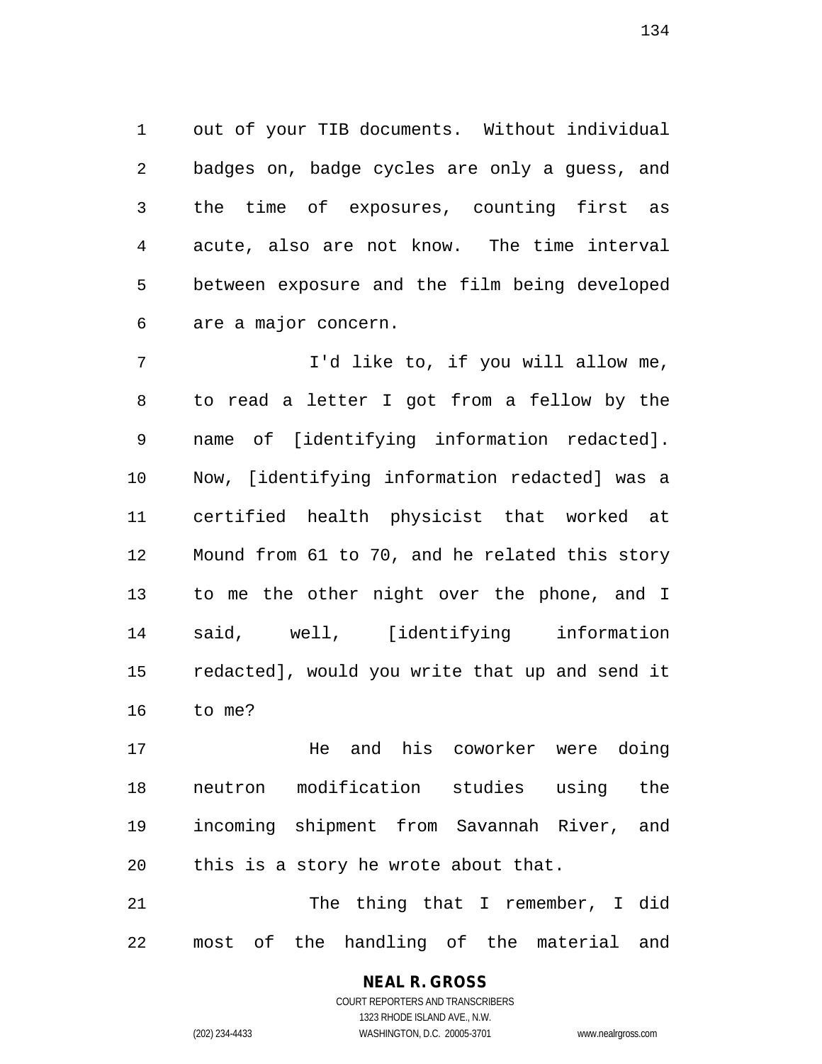out of your TIB documents. Without individual badges on, badge cycles are only a guess, and the time of exposures, counting first as acute, also are not know. The time interval between exposure and the film being developed are a major concern.

I'd like to, if you will allow me, to read a letter I got from a fellow by the name of [identifying information redacted]. Now, [identifying information redacted] was a certified health physicist that worked at Mound from 61 to 70, and he related this story to me the other night over the phone, and I said, well, [identifying information redacted], would you write that up and send it to me?

He and his coworker were doing neutron modification studies using the incoming shipment from Savannah River, and this is a story he wrote about that.

The thing that I remember, I did most of the handling of the material and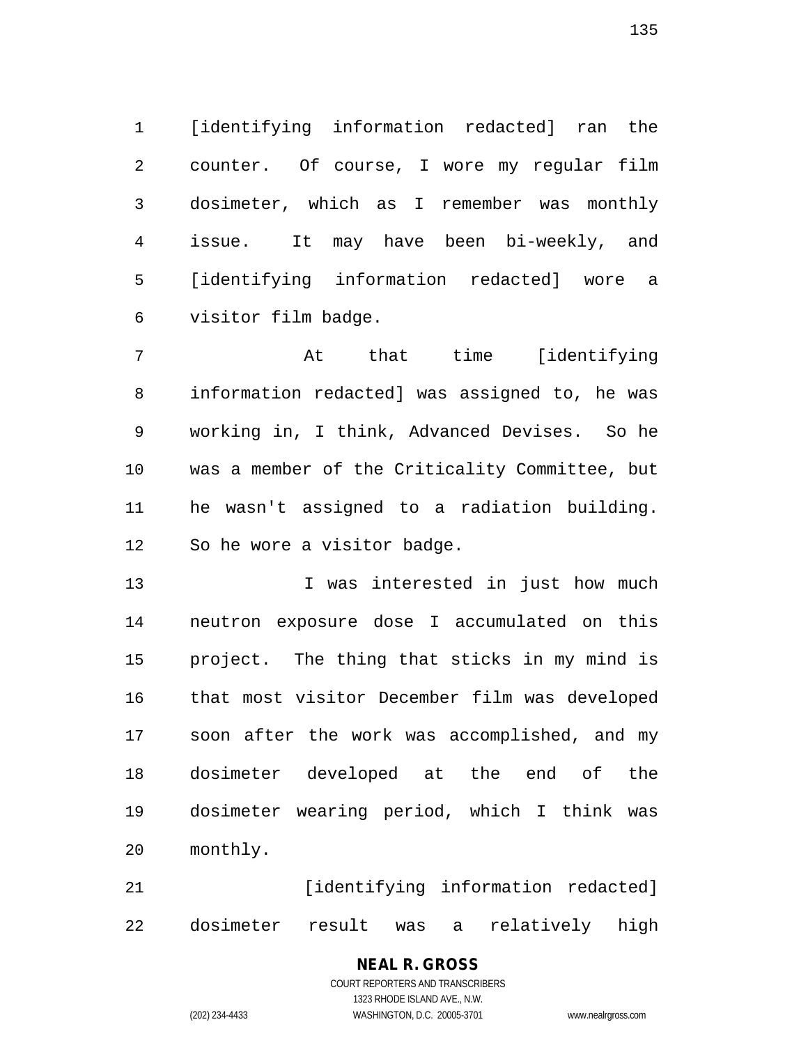[identifying information redacted] ran the counter. Of course, I wore my regular film dosimeter, which as I remember was monthly issue. It may have been bi-weekly, and [identifying information redacted] wore a visitor film badge.

At that time [identifying information redacted] was assigned to, he was working in, I think, Advanced Devises. So he was a member of the Criticality Committee, but he wasn't assigned to a radiation building. So he wore a visitor badge.

I was interested in just how much neutron exposure dose I accumulated on this project. The thing that sticks in my mind is that most visitor December film was developed soon after the work was accomplished, and my dosimeter developed at the end of the dosimeter wearing period, which I think was monthly.

[identifying information redacted] dosimeter result was a relatively high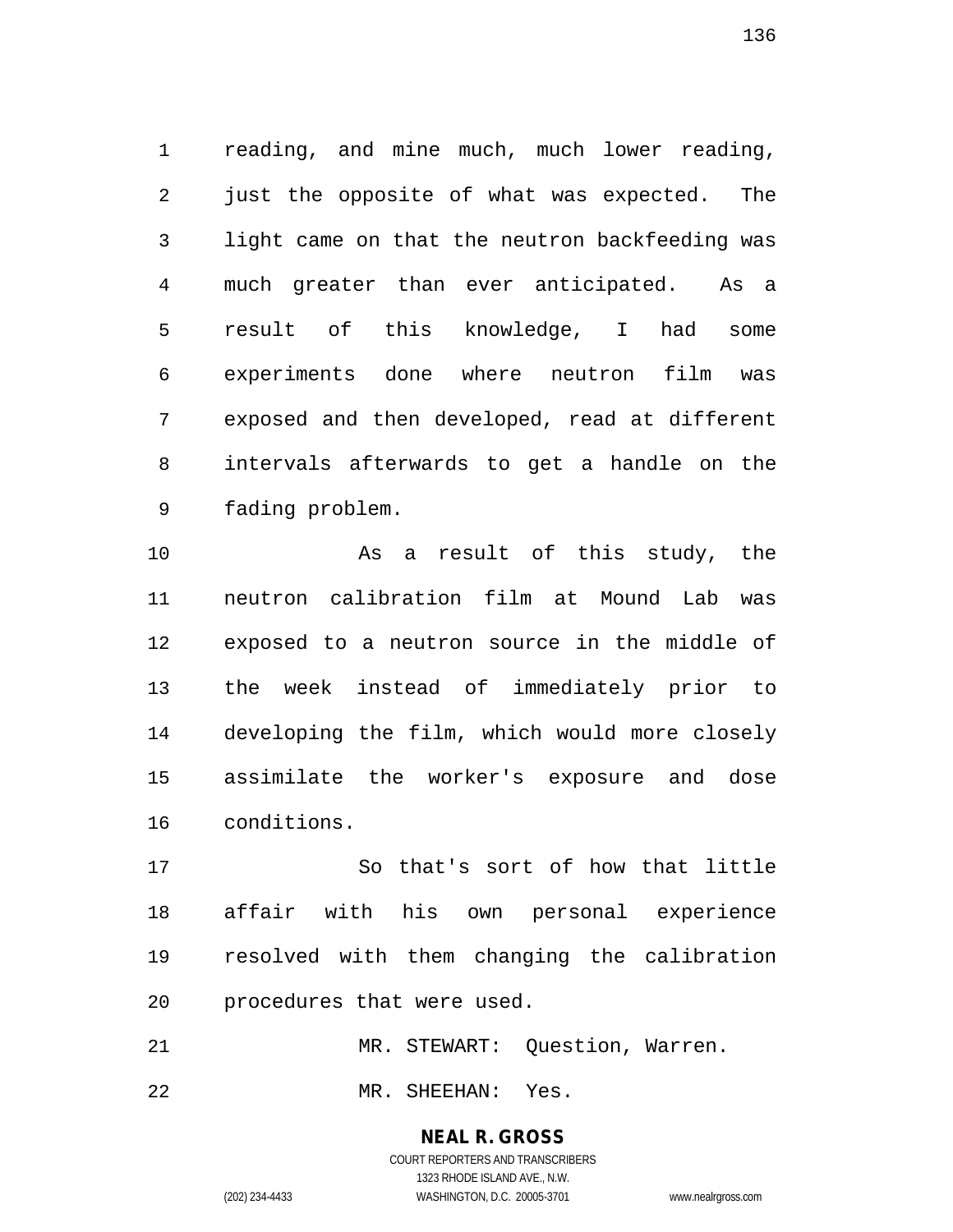reading, and mine much, much lower reading, just the opposite of what was expected. The light came on that the neutron backfeeding was much greater than ever anticipated. As a result of this knowledge, I had some experiments done where neutron film was exposed and then developed, read at different intervals afterwards to get a handle on the fading problem.

As a result of this study, the neutron calibration film at Mound Lab was exposed to a neutron source in the middle of the week instead of immediately prior to developing the film, which would more closely assimilate the worker's exposure and dose conditions.

So that's sort of how that little affair with his own personal experience resolved with them changing the calibration procedures that were used.

MR. STEWART: Question, Warren.

MR. SHEEHAN: Yes.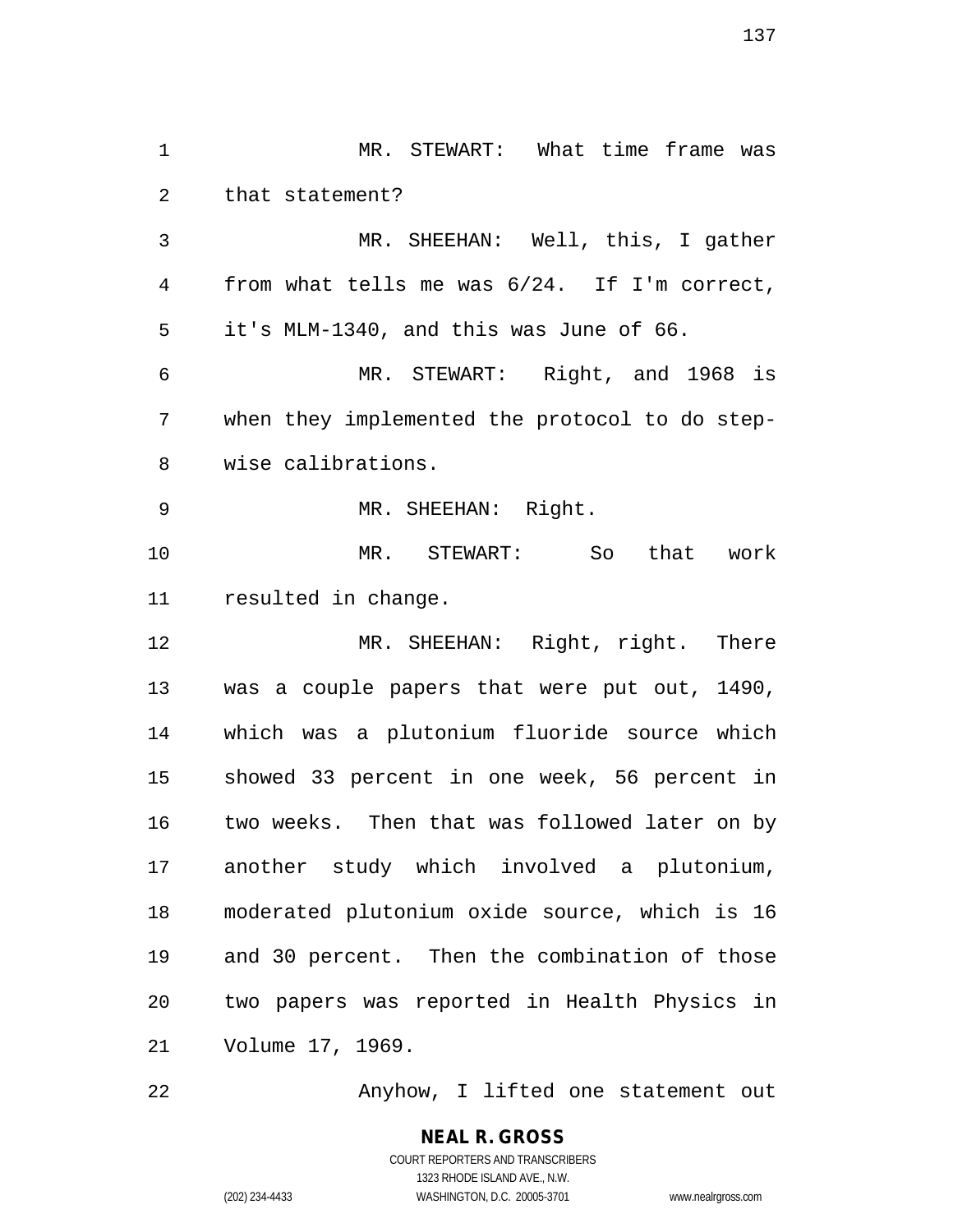MR. STEWART: What time frame was that statement?

MR. SHEEHAN: Well, this, I gather from what tells me was 6/24. If I'm correct, it's MLM-1340, and this was June of 66.

MR. STEWART: Right, and 1968 is when they implemented the protocol to do step-wise calibrations.

MR. SHEEHAN: Right.

MR. STEWART: So that work resulted in change.

MR. SHEEHAN: Right, right. There was a couple papers that were put out, 1490, which was a plutonium fluoride source which showed 33 percent in one week, 56 percent in two weeks. Then that was followed later on by another study which involved a plutonium, moderated plutonium oxide source, which is 16 and 30 percent. Then the combination of those two papers was reported in Health Physics in Volume 17, 1969.

Anyhow, I lifted one statement out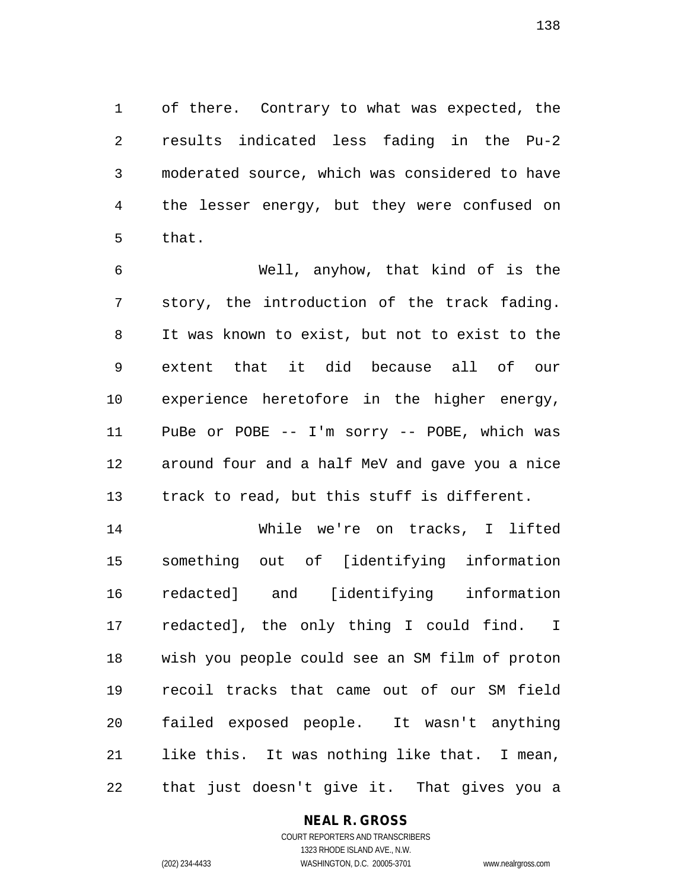of there. Contrary to what was expected, the results indicated less fading in the Pu-2 moderated source, which was considered to have the lesser energy, but they were confused on that.

Well, anyhow, that kind of is the story, the introduction of the track fading. It was known to exist, but not to exist to the extent that it did because all of our experience heretofore in the higher energy, PuBe or POBE -- I'm sorry -- POBE, which was around four and a half MeV and gave you a nice track to read, but this stuff is different.

While we're on tracks, I lifted something out of [identifying information redacted] and [identifying information redacted], the only thing I could find. I wish you people could see an SM film of proton recoil tracks that came out of our SM field failed exposed people. It wasn't anything like this. It was nothing like that. I mean, that just doesn't give it. That gives you a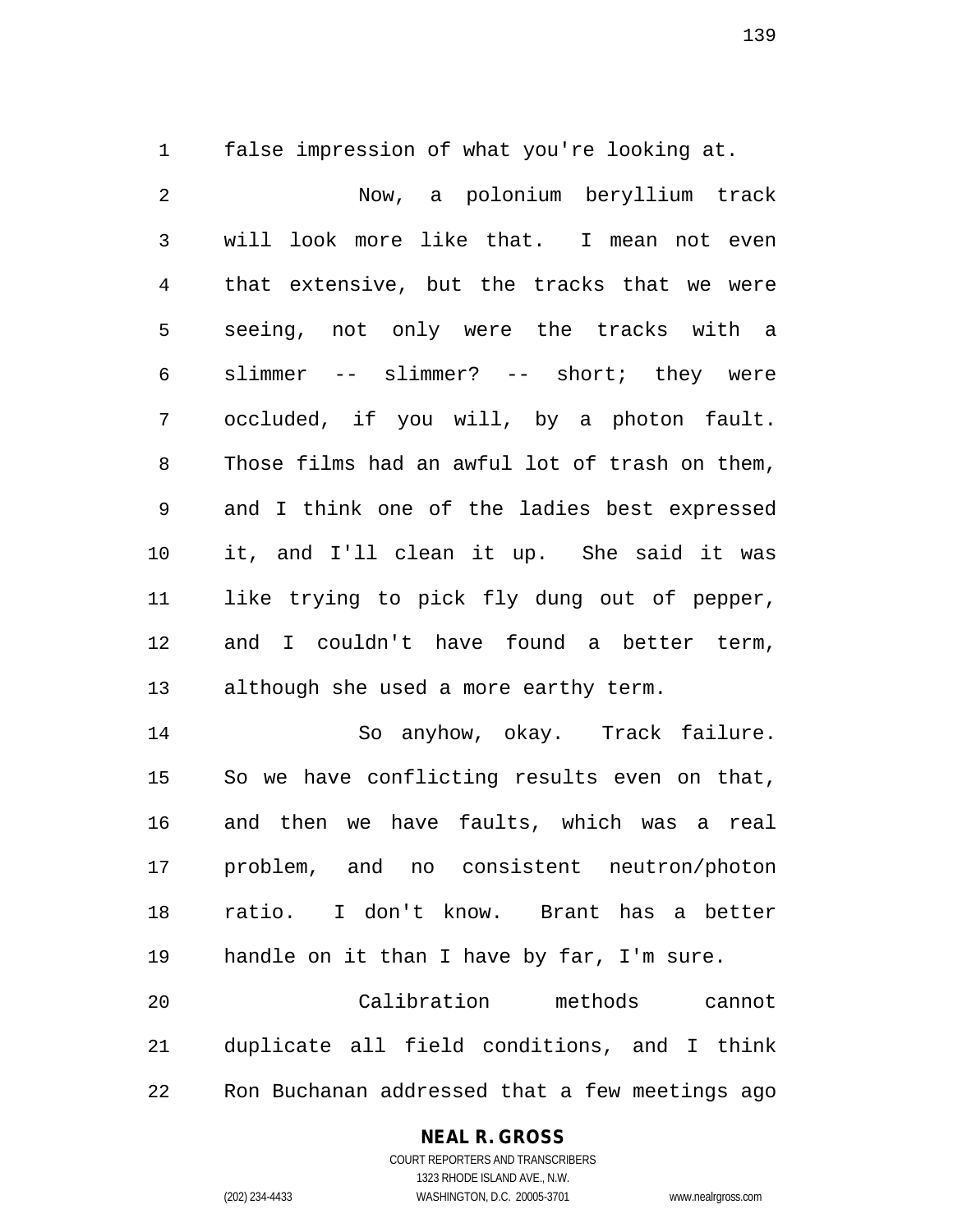false impression of what you're looking at.

Now, a polonium beryllium track will look more like that. I mean not even that extensive, but the tracks that we were seeing, not only were the tracks with a slimmer -- slimmer? -- short; they were occluded, if you will, by a photon fault. Those films had an awful lot of trash on them, and I think one of the ladies best expressed it, and I'll clean it up. She said it was like trying to pick fly dung out of pepper, and I couldn't have found a better term, although she used a more earthy term.

So anyhow, okay. Track failure. So we have conflicting results even on that, and then we have faults, which was a real problem, and no consistent neutron/photon ratio. I don't know. Brant has a better handle on it than I have by far, I'm sure.

Calibration methods cannot duplicate all field conditions, and I think Ron Buchanan addressed that a few meetings ago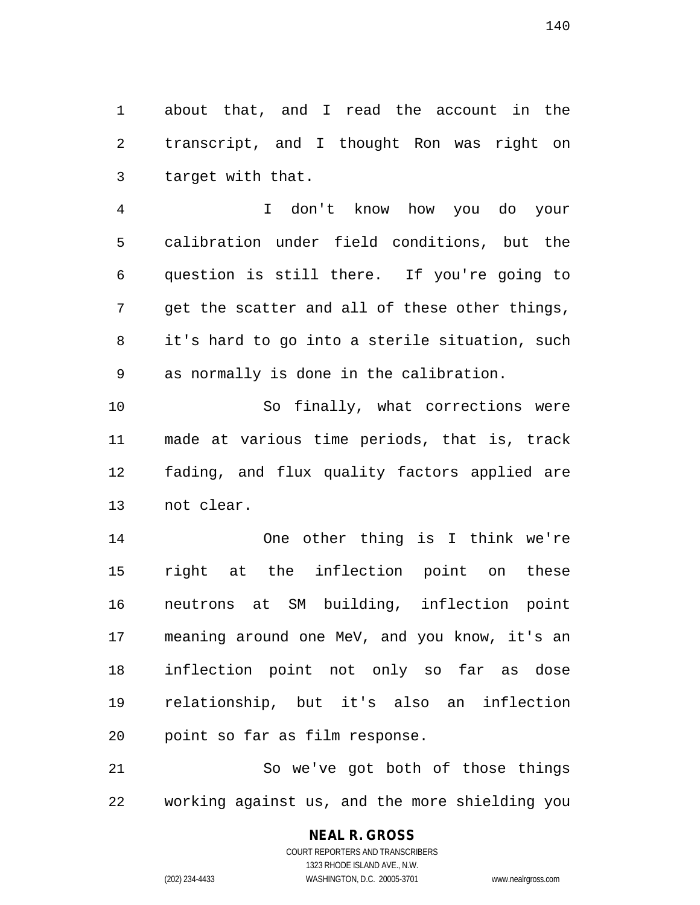about that, and I read the account in the transcript, and I thought Ron was right on target with that.

I don't know how you do your calibration under field conditions, but the question is still there. If you're going to get the scatter and all of these other things, it's hard to go into a sterile situation, such as normally is done in the calibration.

So finally, what corrections were made at various time periods, that is, track fading, and flux quality factors applied are not clear.

One other thing is I think we're right at the inflection point on these neutrons at SM building, inflection point meaning around one MeV, and you know, it's an inflection point not only so far as dose relationship, but it's also an inflection point so far as film response.

So we've got both of those things working against us, and the more shielding you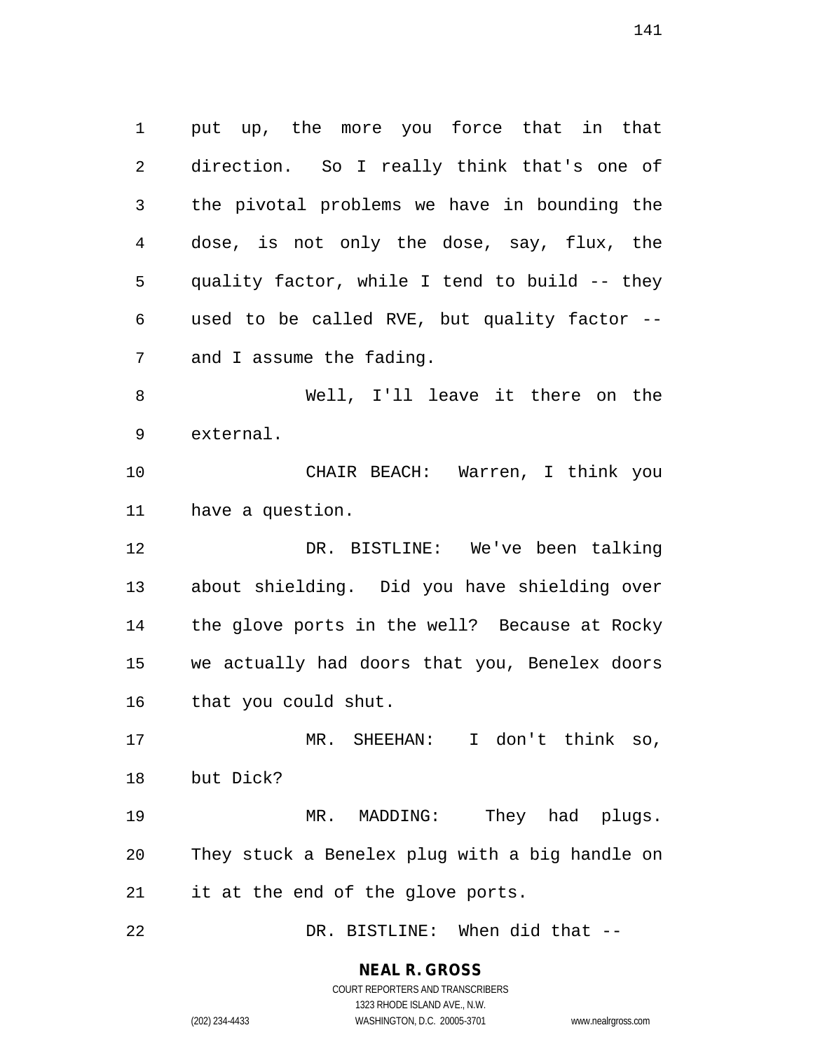put up, the more you force that in that direction. So I really think that's one of the pivotal problems we have in bounding the dose, is not only the dose, say, flux, the quality factor, while I tend to build -- they used to be called RVE, but quality factor -- and I assume the fading.

Well, I'll leave it there on the external.

CHAIR BEACH: Warren, I think you have a question.

DR. BISTLINE: We've been talking about shielding. Did you have shielding over the glove ports in the well? Because at Rocky we actually had doors that you, Benelex doors that you could shut.

MR. SHEEHAN: I don't think so, but Dick?

MR. MADDING: They had plugs. They stuck a Benelex plug with a big handle on it at the end of the glove ports.

DR. BISTLINE: When did that --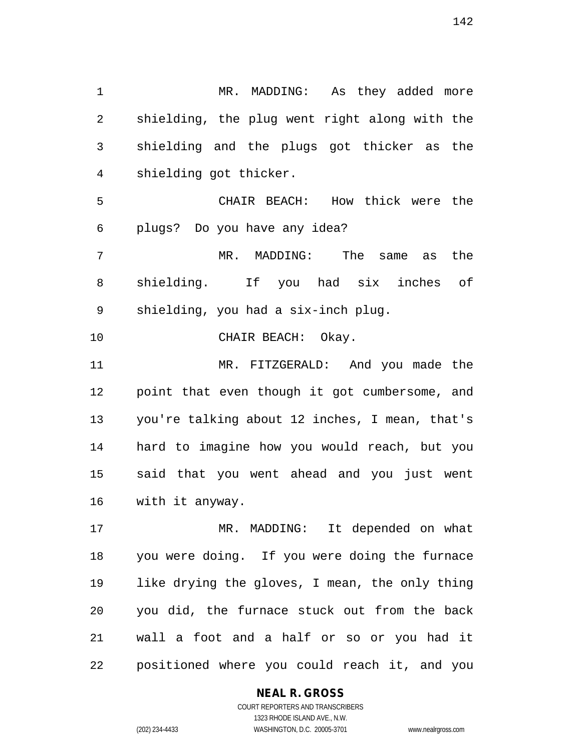MR. MADDING: As they added more shielding, the plug went right along with the shielding and the plugs got thicker as the shielding got thicker.

CHAIR BEACH: How thick were the plugs? Do you have any idea?

MR. MADDING: The same as the shielding. If you had six inches of shielding, you had a six-inch plug.

CHAIR BEACH: Okay.

MR. FITZGERALD: And you made the point that even though it got cumbersome, and you're talking about 12 inches, I mean, that's hard to imagine how you would reach, but you said that you went ahead and you just went with it anyway.

MR. MADDING: It depended on what you were doing. If you were doing the furnace like drying the gloves, I mean, the only thing you did, the furnace stuck out from the back wall a foot and a half or so or you had it positioned where you could reach it, and you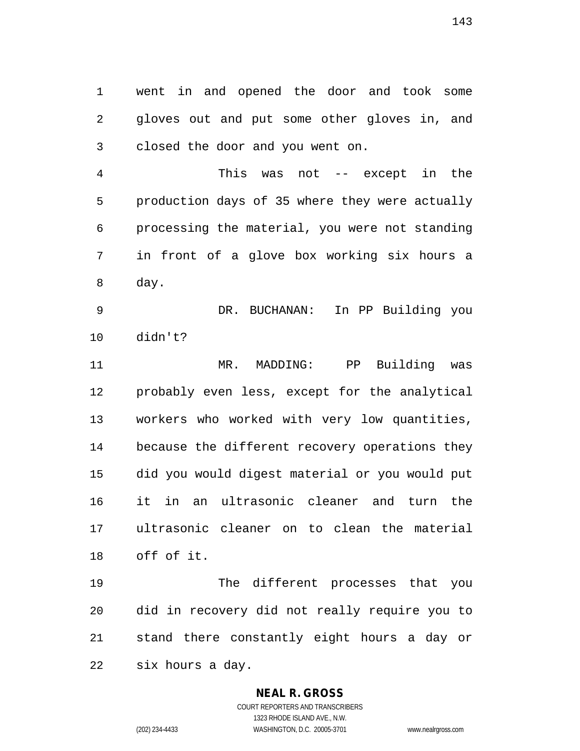went in and opened the door and took some gloves out and put some other gloves in, and closed the door and you went on.

This was not -- except in the production days of 35 where they were actually processing the material, you were not standing in front of a glove box working six hours a day.

DR. BUCHANAN: In PP Building you didn't?

MR. MADDING: PP Building was probably even less, except for the analytical workers who worked with very low quantities, because the different recovery operations they did you would digest material or you would put it in an ultrasonic cleaner and turn the ultrasonic cleaner on to clean the material off of it.

The different processes that you did in recovery did not really require you to stand there constantly eight hours a day or six hours a day.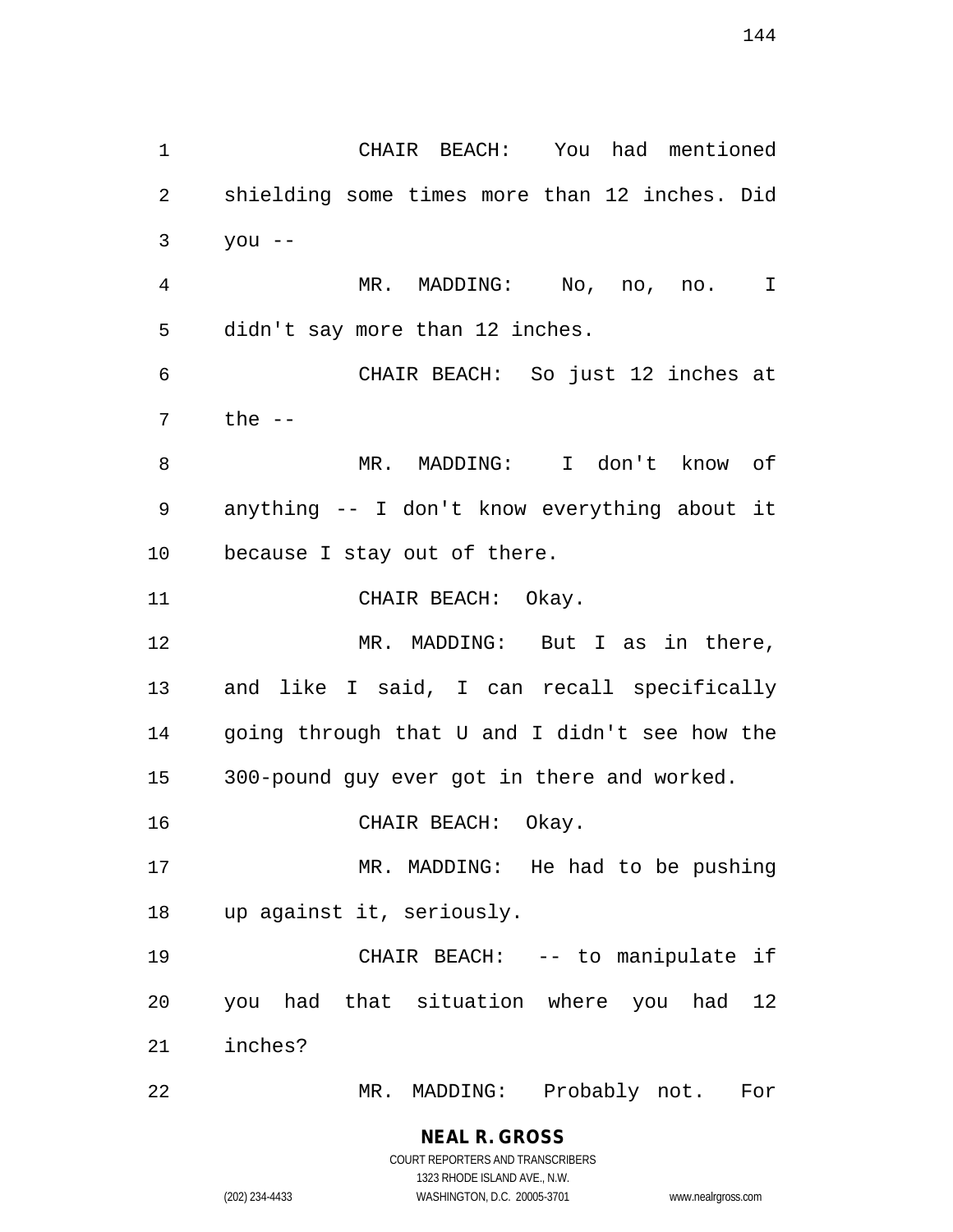CHAIR BEACH: You had mentioned shielding some times more than 12 inches. Did you --

MR. MADDING: No, no, no. I didn't say more than 12 inches.

CHAIR BEACH: So just 12 inches at the --

MR. MADDING: I don't know of anything -- I don't know everything about it because I stay out of there.

CHAIR BEACH: Okay.

MR. MADDING: But I as in there, and like I said, I can recall specifically going through that U and I didn't see how the 300-pound guy ever got in there and worked.

CHAIR BEACH: Okay.

MR. MADDING: He had to be pushing up against it, seriously.

CHAIR BEACH: -- to manipulate if you had that situation where you had 12 inches?

MR. MADDING: Probably not. For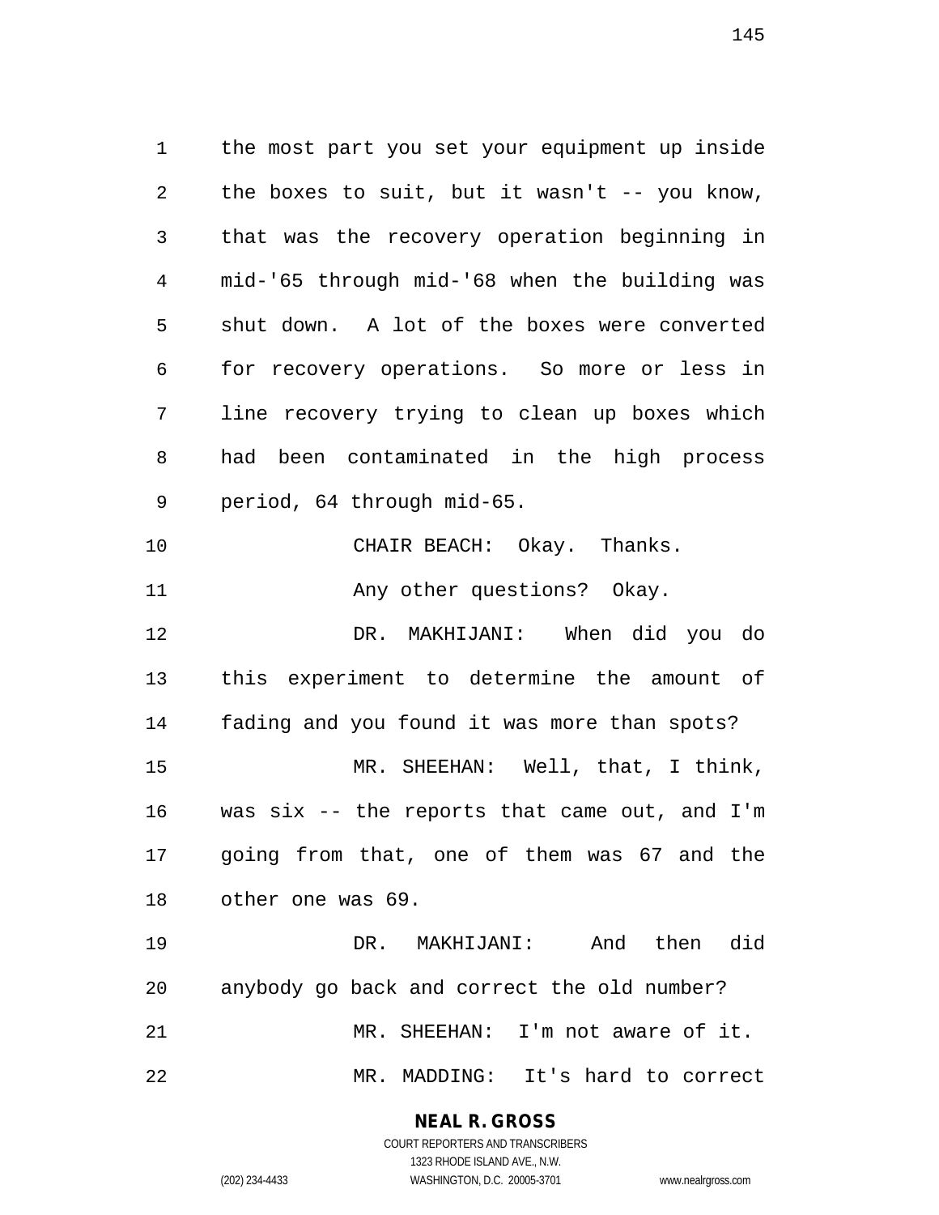the most part you set your equipment up inside the boxes to suit, but it wasn't -- you know, that was the recovery operation beginning in mid-'65 through mid-'68 when the building was shut down. A lot of the boxes were converted for recovery operations. So more or less in line recovery trying to clean up boxes which had been contaminated in the high process period, 64 through mid-65.

CHAIR BEACH: Okay. Thanks.

Any other questions? Okay.

DR. MAKHIJANI: When did you do this experiment to determine the amount of fading and you found it was more than spots?

MR. SHEEHAN: Well, that, I think, was six -- the reports that came out, and I'm going from that, one of them was 67 and the other one was 69.

DR. MAKHIJANI: And then did anybody go back and correct the old number?

MR. SHEEHAN: I'm not aware of it.

MR. MADDING: It's hard to correct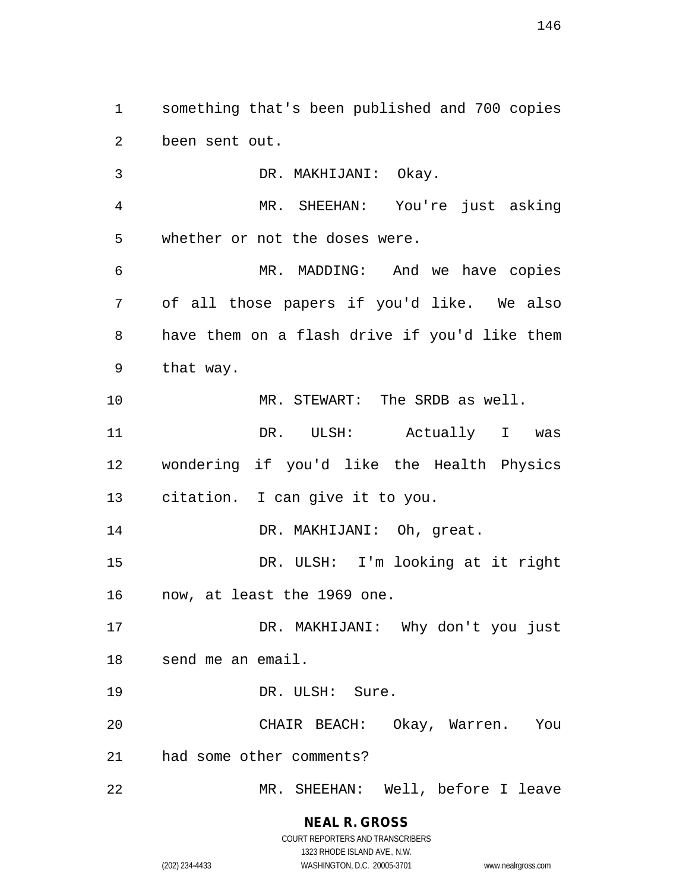something that's been published and 700 copies been sent out.

DR. MAKHIJANI: Okay.

MR. SHEEHAN: You're just asking whether or not the doses were.

MR. MADDING: And we have copies of all those papers if you'd like. We also have them on a flash drive if you'd like them that way.

MR. STEWART: The SRDB as well.

DR. ULSH: Actually I was wondering if you'd like the Health Physics citation. I can give it to you.

DR. MAKHIJANI: Oh, great.

DR. ULSH: I'm looking at it right now, at least the 1969 one.

DR. MAKHIJANI: Why don't you just send me an email.

DR. ULSH: Sure.

CHAIR BEACH: Okay, Warren. You had some other comments?

MR. SHEEHAN: Well, before I leave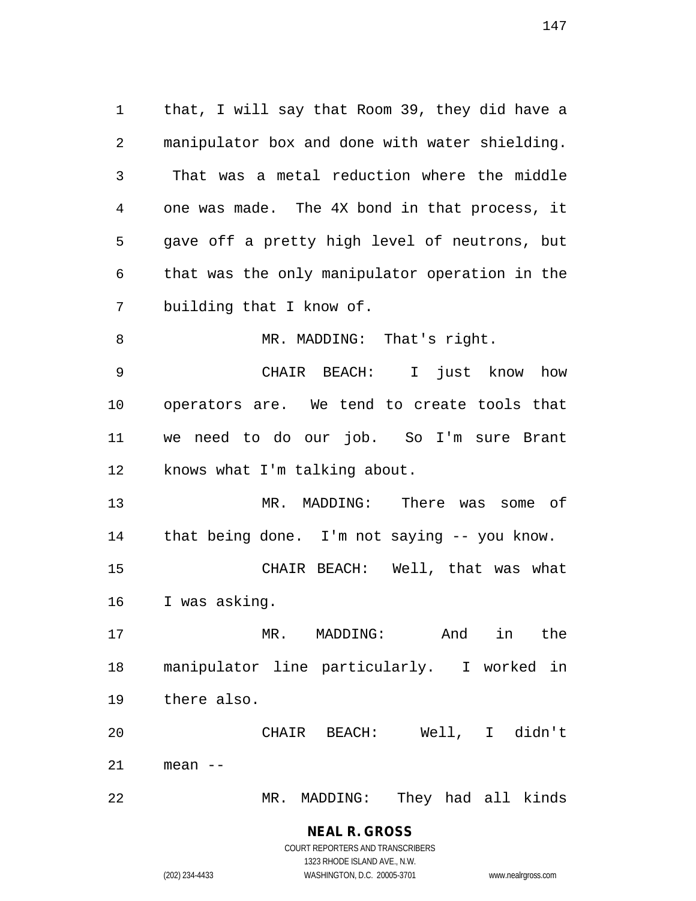that, I will say that Room 39, they did have a manipulator box and done with water shielding. That was a metal reduction where the middle one was made. The 4X bond in that process, it gave off a pretty high level of neutrons, but that was the only manipulator operation in the building that I know of.

MR. MADDING: That's right.

CHAIR BEACH: I just know how operators are. We tend to create tools that we need to do our job. So I'm sure Brant knows what I'm talking about.

MR. MADDING: There was some of that being done. I'm not saying -- you know.

CHAIR BEACH: Well, that was what I was asking.

MR. MADDING: And in the manipulator line particularly. I worked in there also.

CHAIR BEACH: Well, I didn't mean --

MR. MADDING: They had all kinds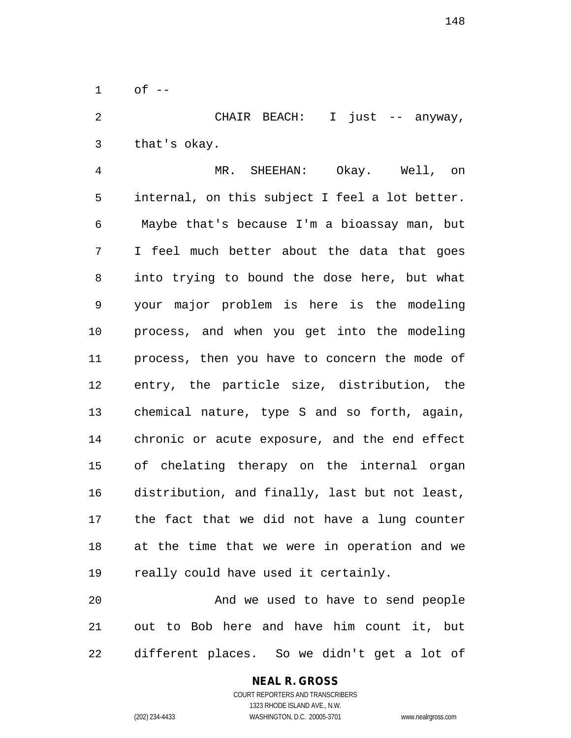of --

CHAIR BEACH: I just -- anyway, that's okay.

MR. SHEEHAN: Okay. Well, on internal, on this subject I feel a lot better. Maybe that's because I'm a bioassay man, but I feel much better about the data that goes into trying to bound the dose here, but what your major problem is here is the modeling process, and when you get into the modeling process, then you have to concern the mode of entry, the particle size, distribution, the chemical nature, type S and so forth, again, chronic or acute exposure, and the end effect of chelating therapy on the internal organ distribution, and finally, last but not least, the fact that we did not have a lung counter at the time that we were in operation and we really could have used it certainly.

And we used to have to send people out to Bob here and have him count it, but different places. So we didn't get a lot of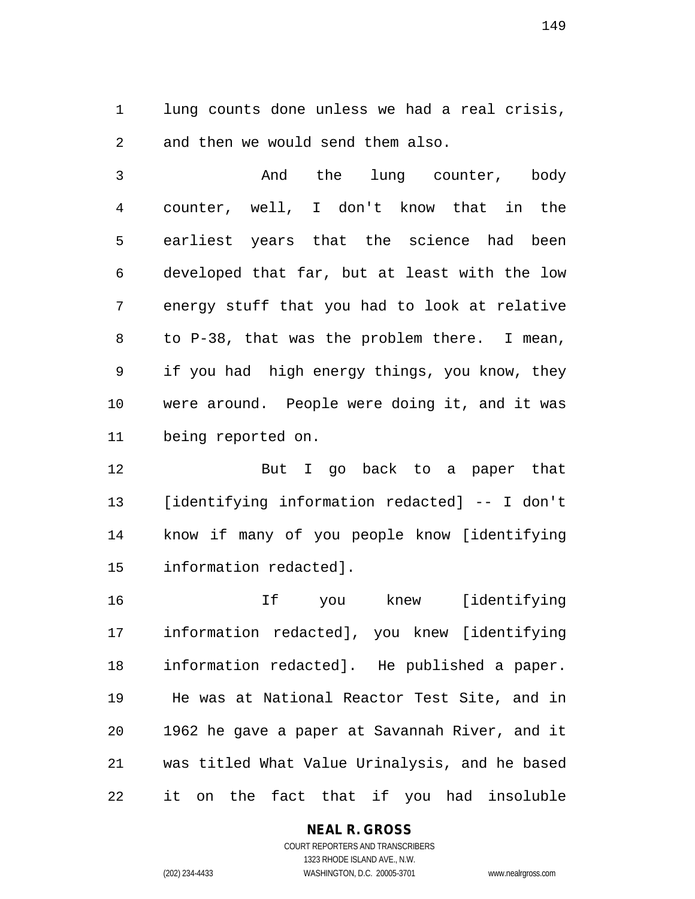lung counts done unless we had a real crisis, and then we would send them also.

And the lung counter, body counter, well, I don't know that in the earliest years that the science had been developed that far, but at least with the low energy stuff that you had to look at relative to P-38, that was the problem there. I mean, if you had high energy things, you know, they were around. People were doing it, and it was being reported on.

But I go back to a paper that [identifying information redacted] -- I don't know if many of you people know [identifying information redacted].

If you knew [identifying information redacted], you knew [identifying information redacted]. He published a paper. He was at National Reactor Test Site, and in 1962 he gave a paper at Savannah River, and it was titled What Value Urinalysis, and he based it on the fact that if you had insoluble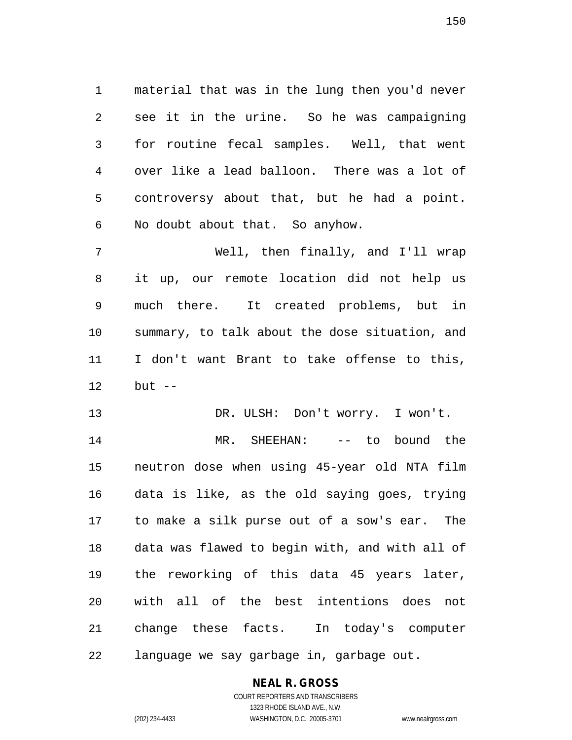material that was in the lung then you'd never see it in the urine. So he was campaigning for routine fecal samples. Well, that went over like a lead balloon. There was a lot of controversy about that, but he had a point. No doubt about that. So anyhow.

Well, then finally, and I'll wrap it up, our remote location did not help us much there. It created problems, but in summary, to talk about the dose situation, and I don't want Brant to take offense to this, but --

DR. ULSH: Don't worry. I won't.

MR. SHEEHAN: -- to bound the neutron dose when using 45-year old NTA film data is like, as the old saying goes, trying to make a silk purse out of a sow's ear. The data was flawed to begin with, and with all of the reworking of this data 45 years later, with all of the best intentions does not change these facts. In today's computer language we say garbage in, garbage out.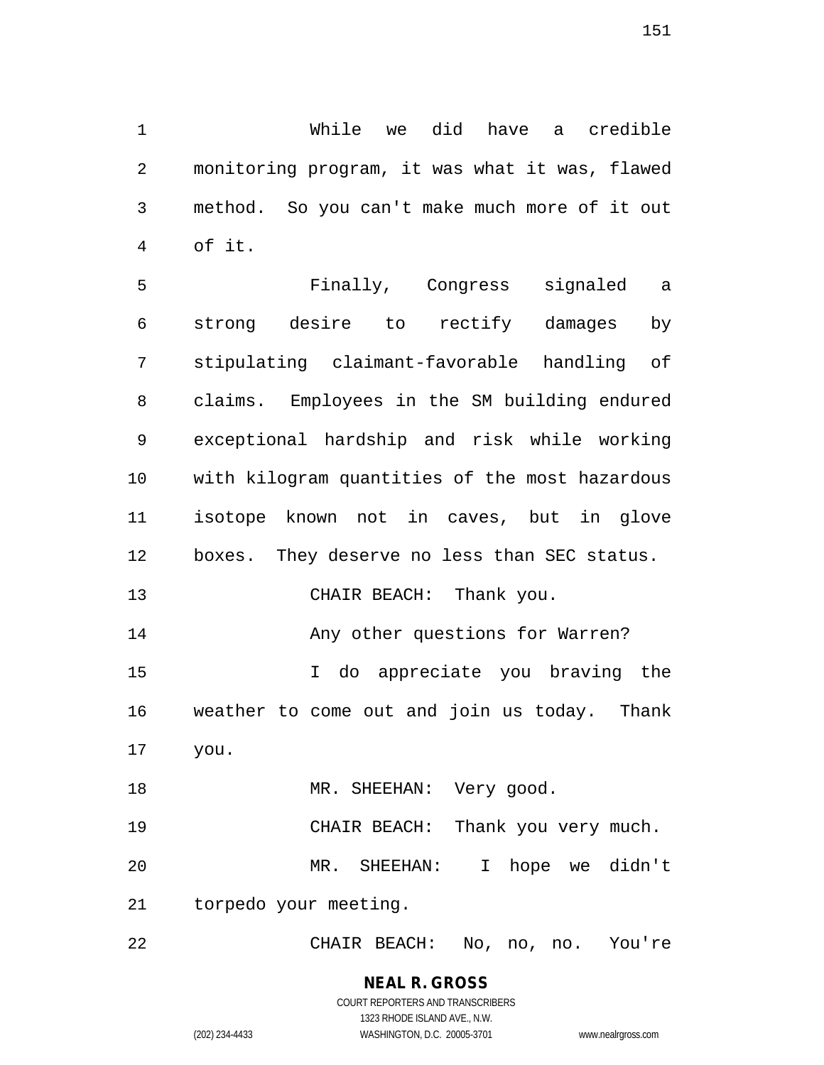While we did have a credible monitoring program, it was what it was, flawed method. So you can't make much more of it out of it.

Finally, Congress signaled a strong desire to rectify damages by stipulating claimant-favorable handling of claims. Employees in the SM building endured exceptional hardship and risk while working with kilogram quantities of the most hazardous isotope known not in caves, but in glove boxes. They deserve no less than SEC status.

CHAIR BEACH: Thank you.

Any other questions for Warren?

I do appreciate you braving the weather to come out and join us today. Thank you.

MR. SHEEHAN: Very good.

CHAIR BEACH: Thank you very much.

MR. SHEEHAN: I hope we didn't torpedo your meeting.

CHAIR BEACH: No, no, no. You're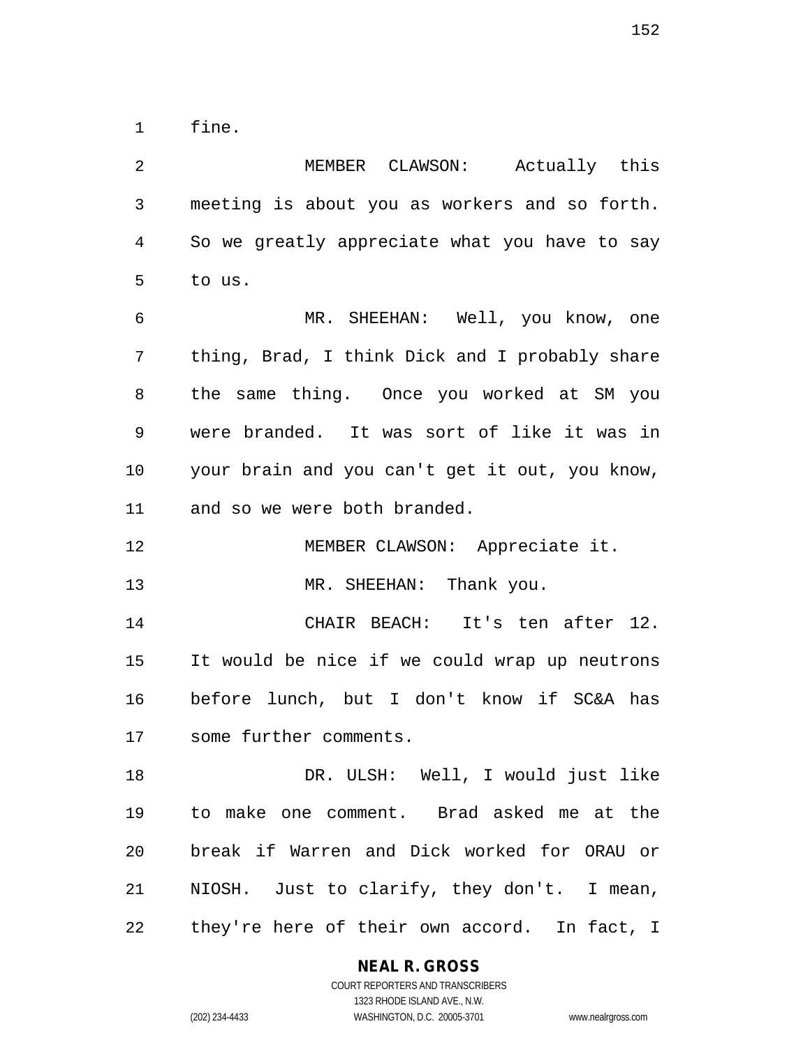fine.

MEMBER CLAWSON: Actually this meeting is about you as workers and so forth. So we greatly appreciate what you have to say to us.

MR. SHEEHAN: Well, you know, one thing, Brad, I think Dick and I probably share the same thing. Once you worked at SM you were branded. It was sort of like it was in your brain and you can't get it out, you know, and so we were both branded.

MEMBER CLAWSON: Appreciate it.

MR. SHEEHAN: Thank you.

CHAIR BEACH: It's ten after 12. It would be nice if we could wrap up neutrons before lunch, but I don't know if SC&A has some further comments.

DR. ULSH: Well, I would just like to make one comment. Brad asked me at the break if Warren and Dick worked for ORAU or NIOSH. Just to clarify, they don't. I mean, they're here of their own accord. In fact, I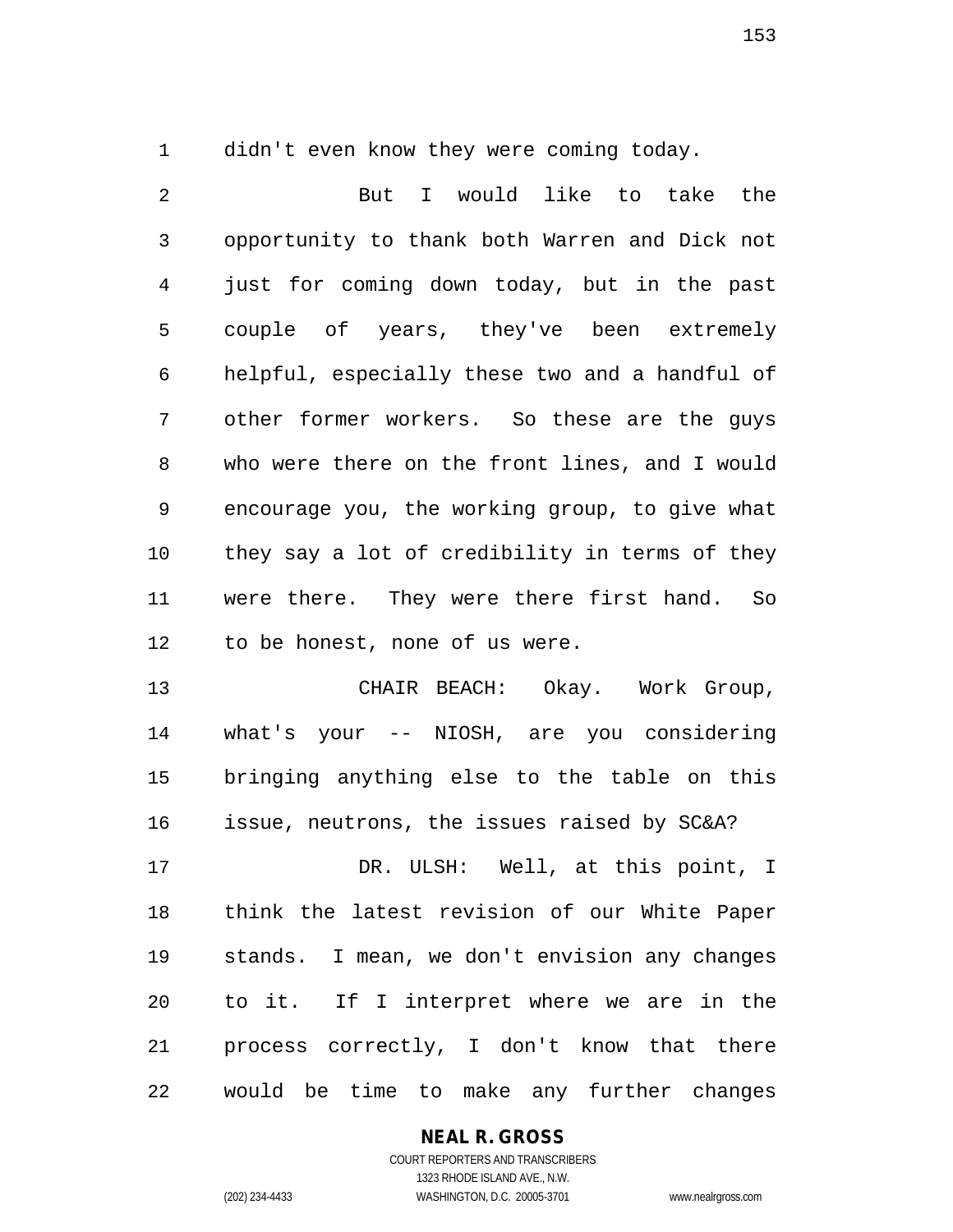didn't even know they were coming today.

But I would like to take the opportunity to thank both Warren and Dick not just for coming down today, but in the past couple of years, they've been extremely helpful, especially these two and a handful of other former workers. So these are the guys who were there on the front lines, and I would encourage you, the working group, to give what they say a lot of credibility in terms of they were there. They were there first hand. So to be honest, none of us were.

CHAIR BEACH: Okay. Work Group, what's your -- NIOSH, are you considering bringing anything else to the table on this issue, neutrons, the issues raised by SC&A?

DR. ULSH: Well, at this point, I think the latest revision of our White Paper stands. I mean, we don't envision any changes to it. If I interpret where we are in the process correctly, I don't know that there would be time to make any further changes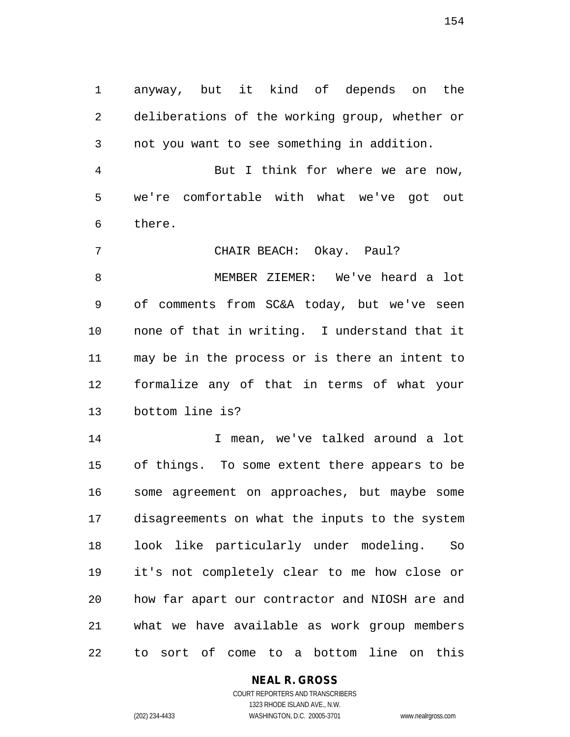anyway, but it kind of depends on the deliberations of the working group, whether or not you want to see something in addition.

But I think for where we are now, we're comfortable with what we've got out there.

CHAIR BEACH: Okay. Paul?

MEMBER ZIEMER: We've heard a lot of comments from SC&A today, but we've seen none of that in writing. I understand that it may be in the process or is there an intent to formalize any of that in terms of what your bottom line is?

I mean, we've talked around a lot of things. To some extent there appears to be some agreement on approaches, but maybe some disagreements on what the inputs to the system look like particularly under modeling. So it's not completely clear to me how close or how far apart our contractor and NIOSH are and what we have available as work group members to sort of come to a bottom line on this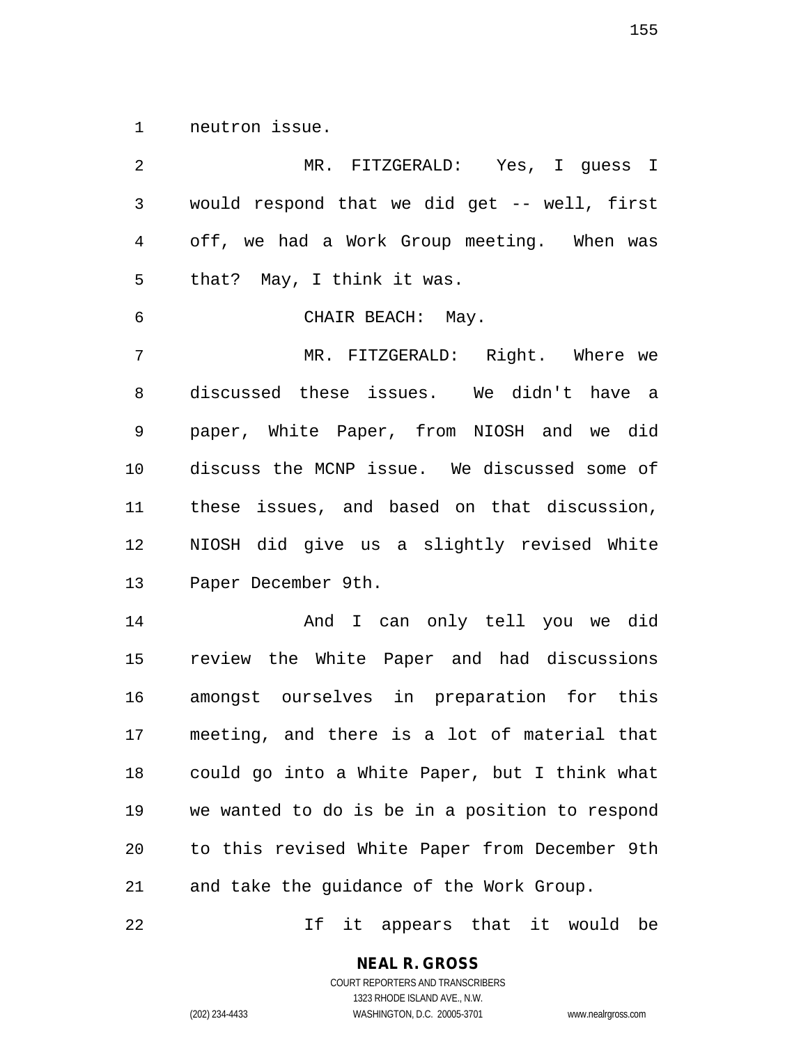neutron issue.

MR. FITZGERALD: Yes, I guess I would respond that we did get -- well, first off, we had a Work Group meeting. When was that? May, I think it was.

CHAIR BEACH: May.

MR. FITZGERALD: Right. Where we discussed these issues. We didn't have a paper, White Paper, from NIOSH and we did discuss the MCNP issue. We discussed some of these issues, and based on that discussion, NIOSH did give us a slightly revised White Paper December 9th.

And I can only tell you we did review the White Paper and had discussions amongst ourselves in preparation for this meeting, and there is a lot of material that could go into a White Paper, but I think what we wanted to do is be in a position to respond to this revised White Paper from December 9th and take the guidance of the Work Group.

If it appears that it would be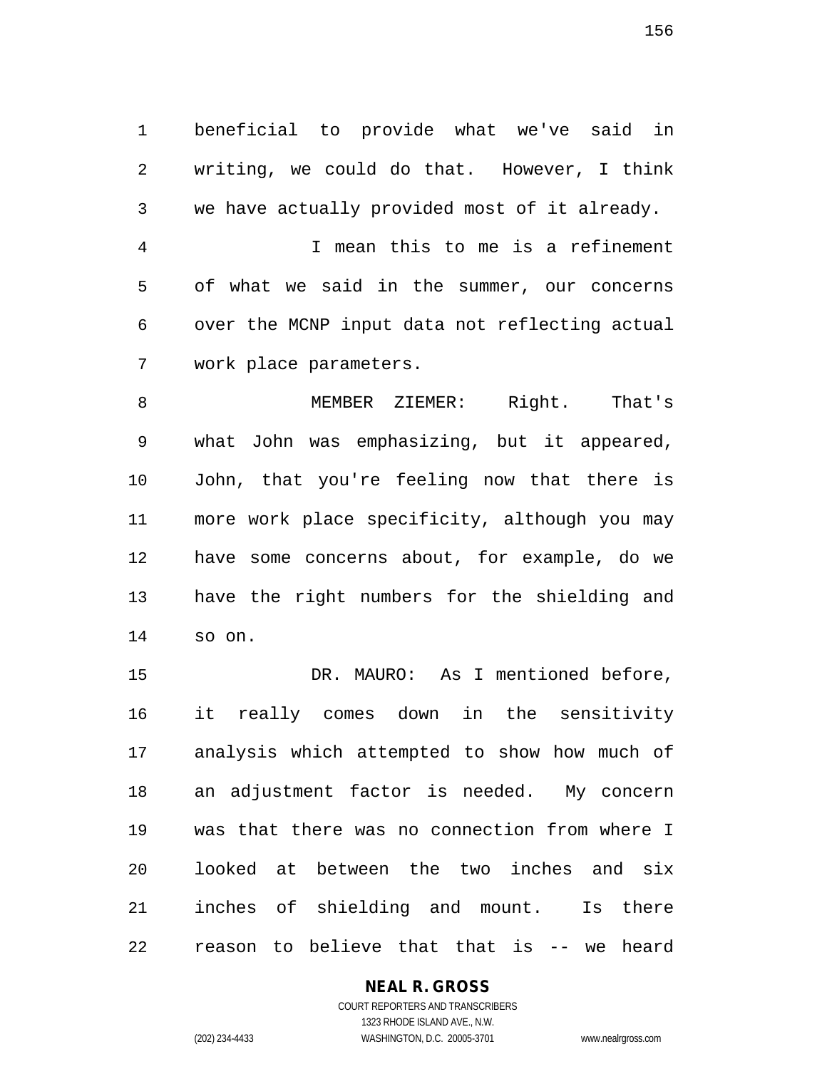beneficial to provide what we've said in writing, we could do that. However, I think we have actually provided most of it already.

I mean this to me is a refinement of what we said in the summer, our concerns over the MCNP input data not reflecting actual work place parameters.

MEMBER ZIEMER: Right. That's what John was emphasizing, but it appeared, John, that you're feeling now that there is more work place specificity, although you may have some concerns about, for example, do we have the right numbers for the shielding and so on.

DR. MAURO: As I mentioned before, it really comes down in the sensitivity analysis which attempted to show how much of an adjustment factor is needed. My concern was that there was no connection from where I looked at between the two inches and six inches of shielding and mount. Is there reason to believe that that is -- we heard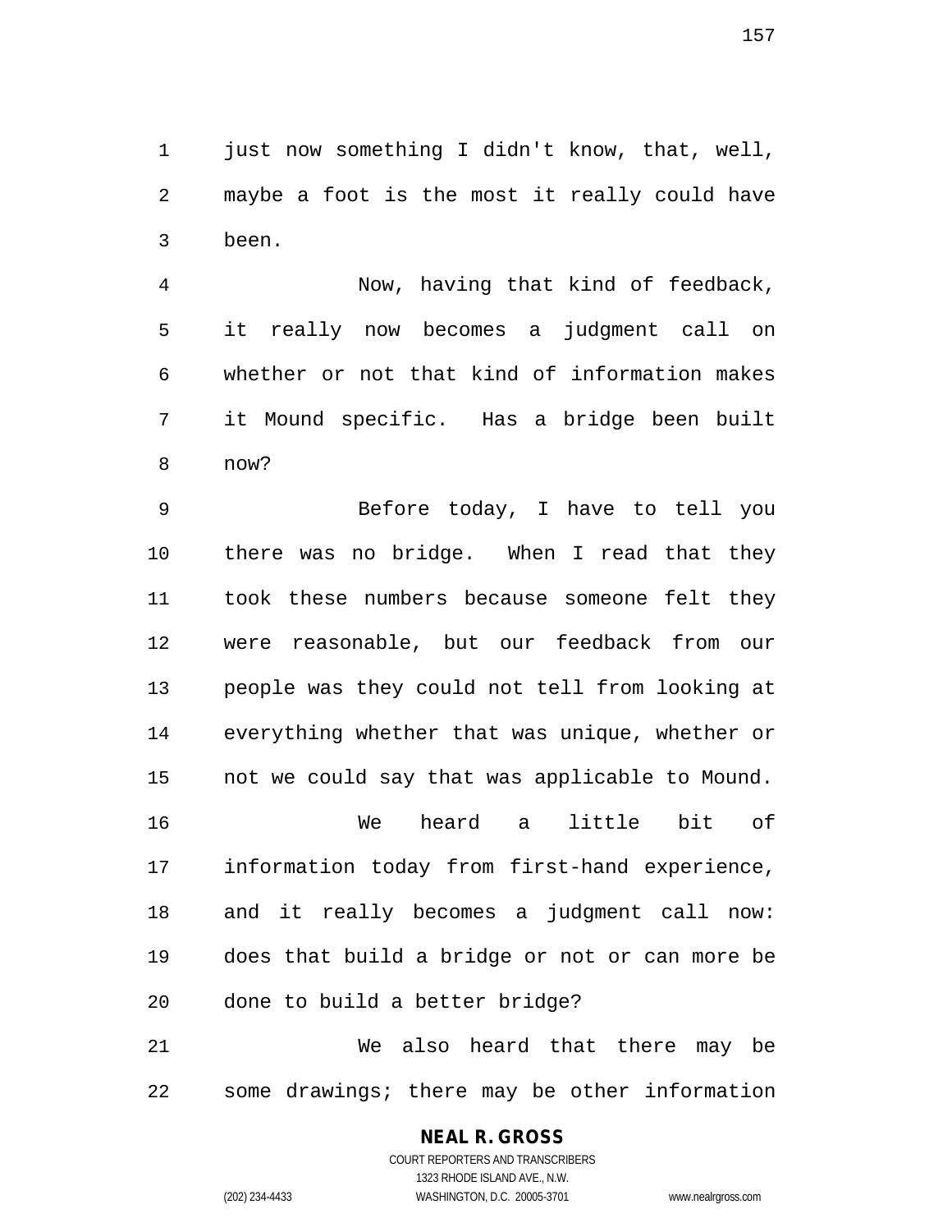just now something I didn't know, that, well, maybe a foot is the most it really could have been.

Now, having that kind of feedback, it really now becomes a judgment call on whether or not that kind of information makes it Mound specific. Has a bridge been built now?

Before today, I have to tell you there was no bridge. When I read that they took these numbers because someone felt they were reasonable, but our feedback from our people was they could not tell from looking at everything whether that was unique, whether or not we could say that was applicable to Mound.

We heard a little bit of information today from first-hand experience, and it really becomes a judgment call now: does that build a bridge or not or can more be done to build a better bridge?

We also heard that there may be some drawings; there may be other information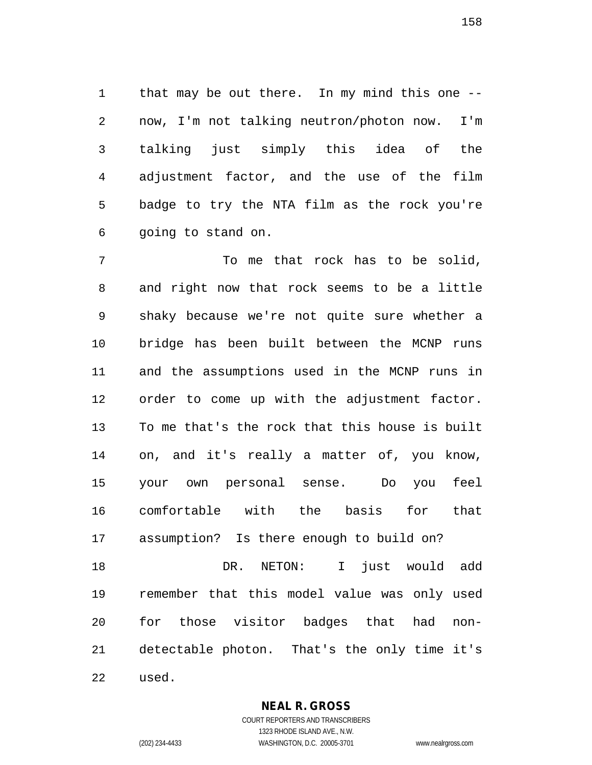that may be out there. In my mind this one -- now, I'm not talking neutron/photon now. I'm talking just simply this idea of the adjustment factor, and the use of the film badge to try the NTA film as the rock you're going to stand on.

To me that rock has to be solid, and right now that rock seems to be a little shaky because we're not quite sure whether a bridge has been built between the MCNP runs and the assumptions used in the MCNP runs in order to come up with the adjustment factor. To me that's the rock that this house is built on, and it's really a matter of, you know, your own personal sense. Do you feel comfortable with the basis for that assumption? Is there enough to build on?

DR. NETON: I just would add remember that this model value was only used for those visitor badges that had non-detectable photon. That's the only time it's used.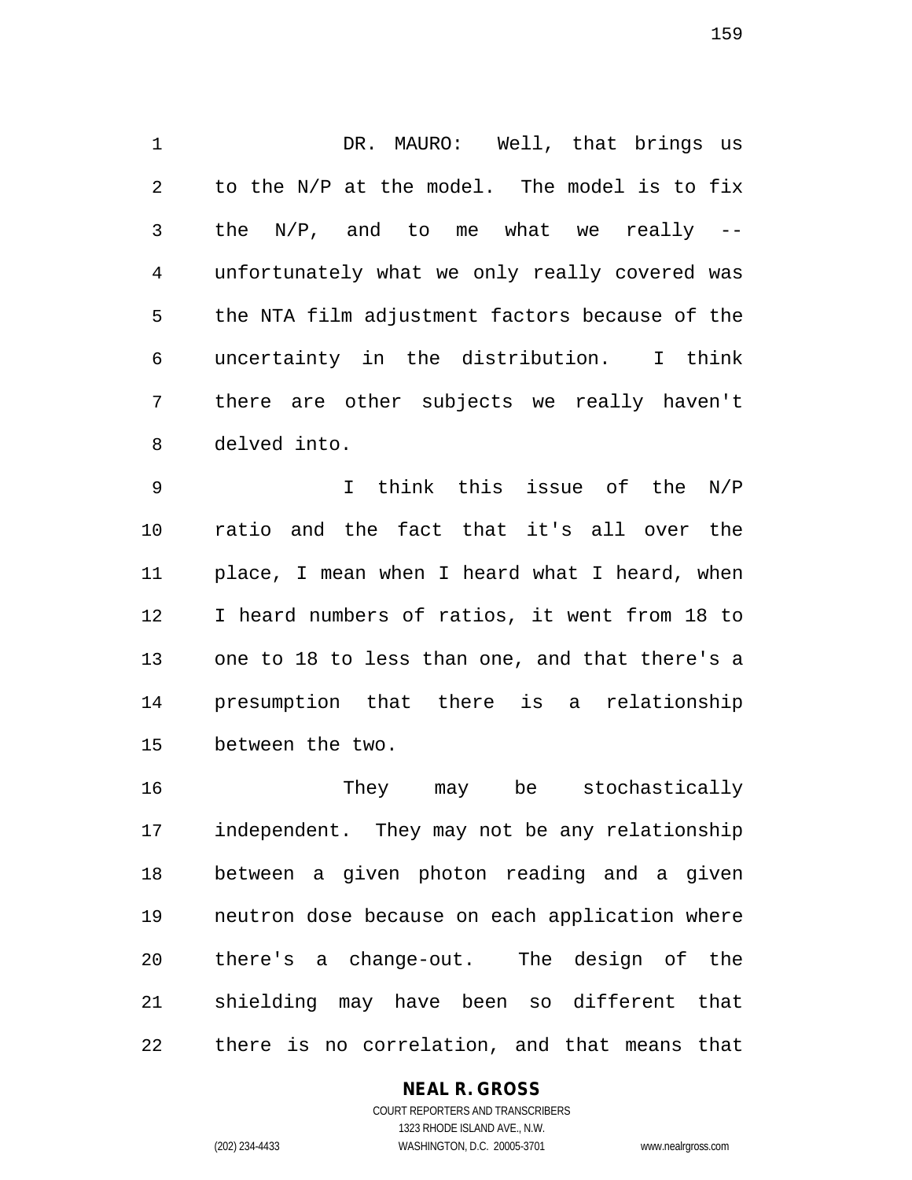DR. MAURO: Well, that brings us to the N/P at the model. The model is to fix the N/P, and to me what we really -- unfortunately what we only really covered was the NTA film adjustment factors because of the uncertainty in the distribution. I think there are other subjects we really haven't delved into.

I think this issue of the N/P ratio and the fact that it's all over the place, I mean when I heard what I heard, when I heard numbers of ratios, it went from 18 to one to 18 to less than one, and that there's a presumption that there is a relationship between the two.

They may be stochastically independent. They may not be any relationship between a given photon reading and a given neutron dose because on each application where there's a change-out. The design of the shielding may have been so different that there is no correlation, and that means that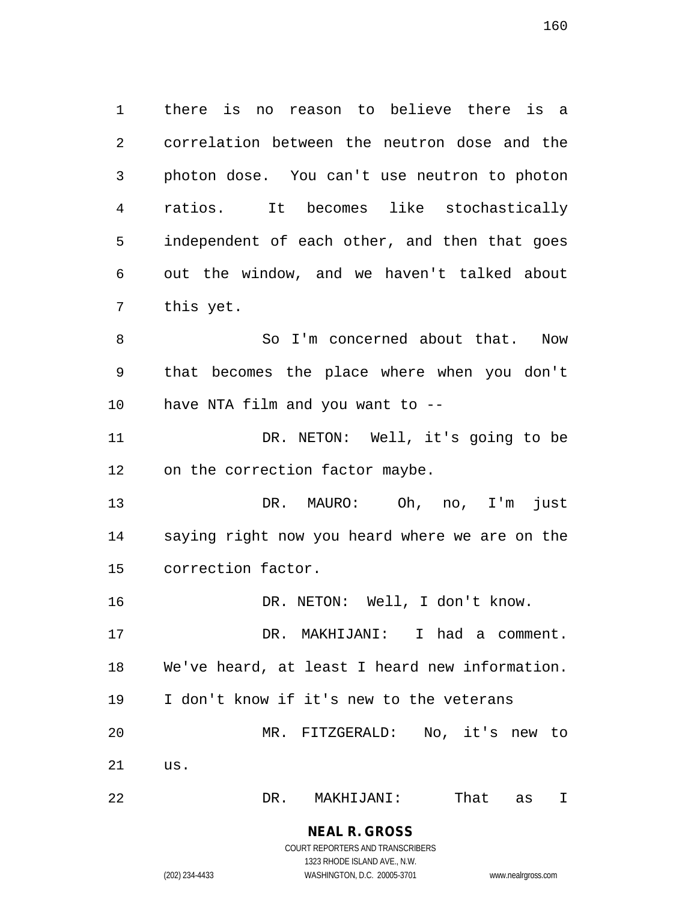there is no reason to believe there is a correlation between the neutron dose and the photon dose. You can't use neutron to photon ratios. It becomes like stochastically independent of each other, and then that goes out the window, and we haven't talked about this yet.

So I'm concerned about that. Now that becomes the place where when you don't have NTA film and you want to --

DR. NETON: Well, it's going to be on the correction factor maybe.

DR. MAURO: Oh, no, I'm just saying right now you heard where we are on the correction factor.

DR. NETON: Well, I don't know.

DR. MAKHIJANI: I had a comment. We've heard, at least I heard new information. I don't know if it's new to the veterans

MR. FITZGERALD: No, it's new to us.

DR. MAKHIJANI: That as I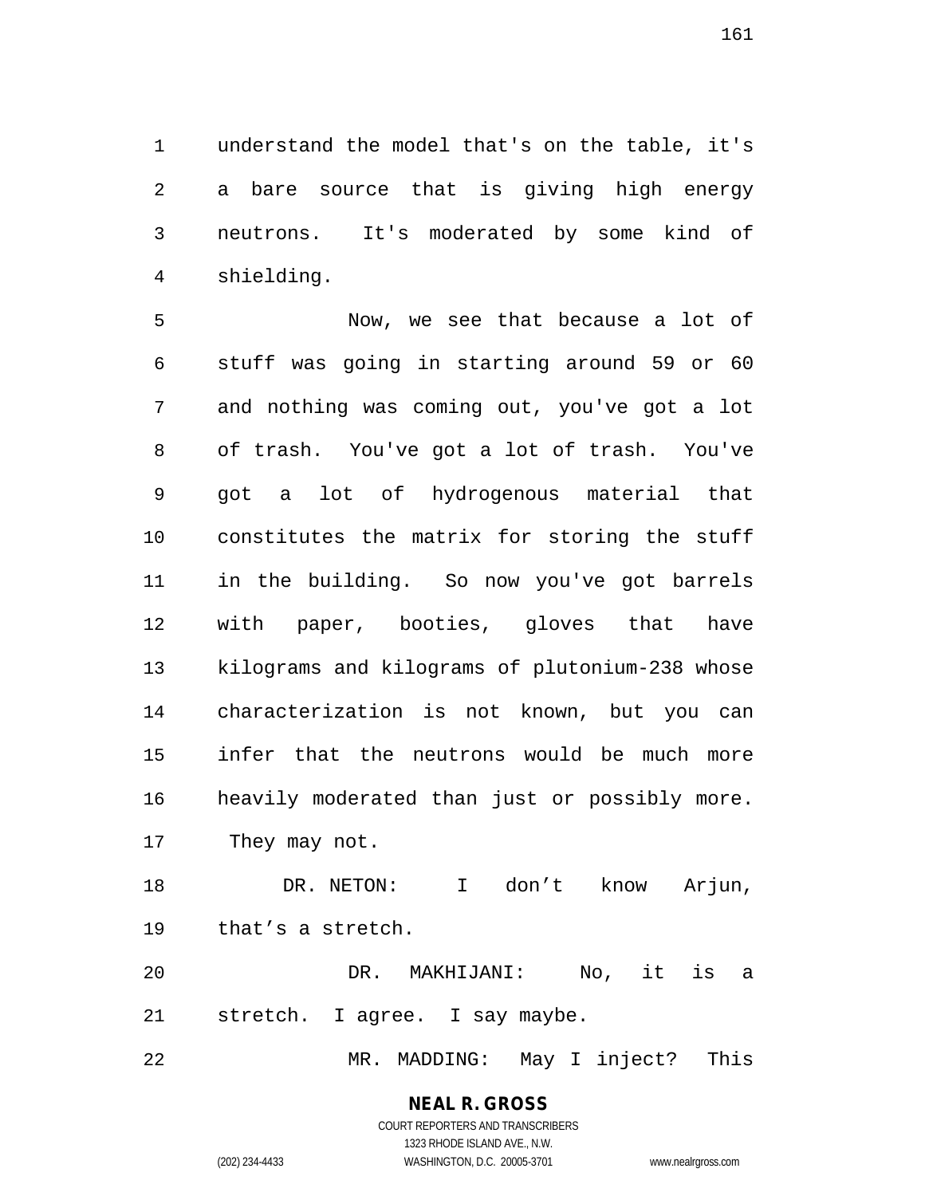understand the model that's on the table, it's a bare source that is giving high energy neutrons. It's moderated by some kind of shielding.

Now, we see that because a lot of stuff was going in starting around 59 or 60 and nothing was coming out, you've got a lot of trash. You've got a lot of trash. You've got a lot of hydrogenous material that constitutes the matrix for storing the stuff in the building. So now you've got barrels with paper, booties, gloves that have kilograms and kilograms of plutonium-238 whose characterization is not known, but you can infer that the neutrons would be much more heavily moderated than just or possibly more. They may not.

DR. NETON: I don't know Arjun, that's a stretch.

DR. MAKHIJANI: No, it is a stretch. I agree. I say maybe.

MR. MADDING: May I inject? This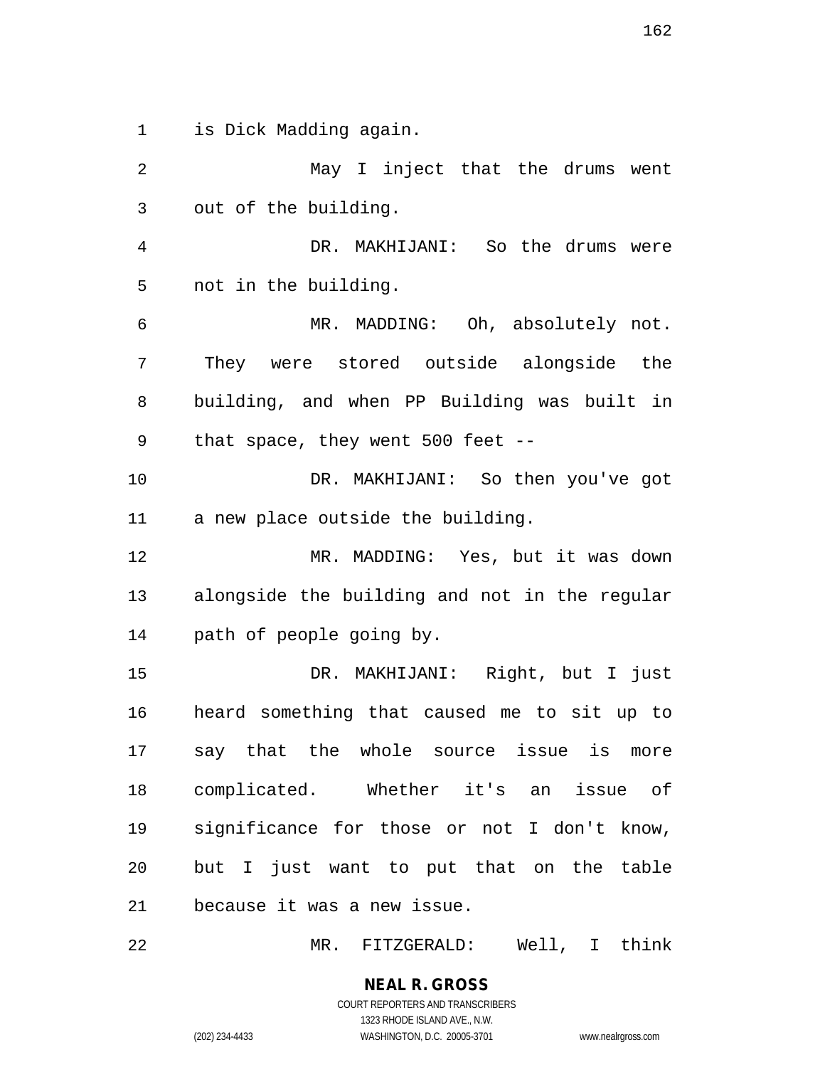is Dick Madding again.

May I inject that the drums went out of the building.

DR. MAKHIJANI: So the drums were not in the building.

MR. MADDING: Oh, absolutely not. They were stored outside alongside the building, and when PP Building was built in that space, they went 500 feet --

DR. MAKHIJANI: So then you've got a new place outside the building.

MR. MADDING: Yes, but it was down alongside the building and not in the regular path of people going by.

DR. MAKHIJANI: Right, but I just heard something that caused me to sit up to say that the whole source issue is more complicated. Whether it's an issue of significance for those or not I don't know, but I just want to put that on the table because it was a new issue.

MR. FITZGERALD: Well, I think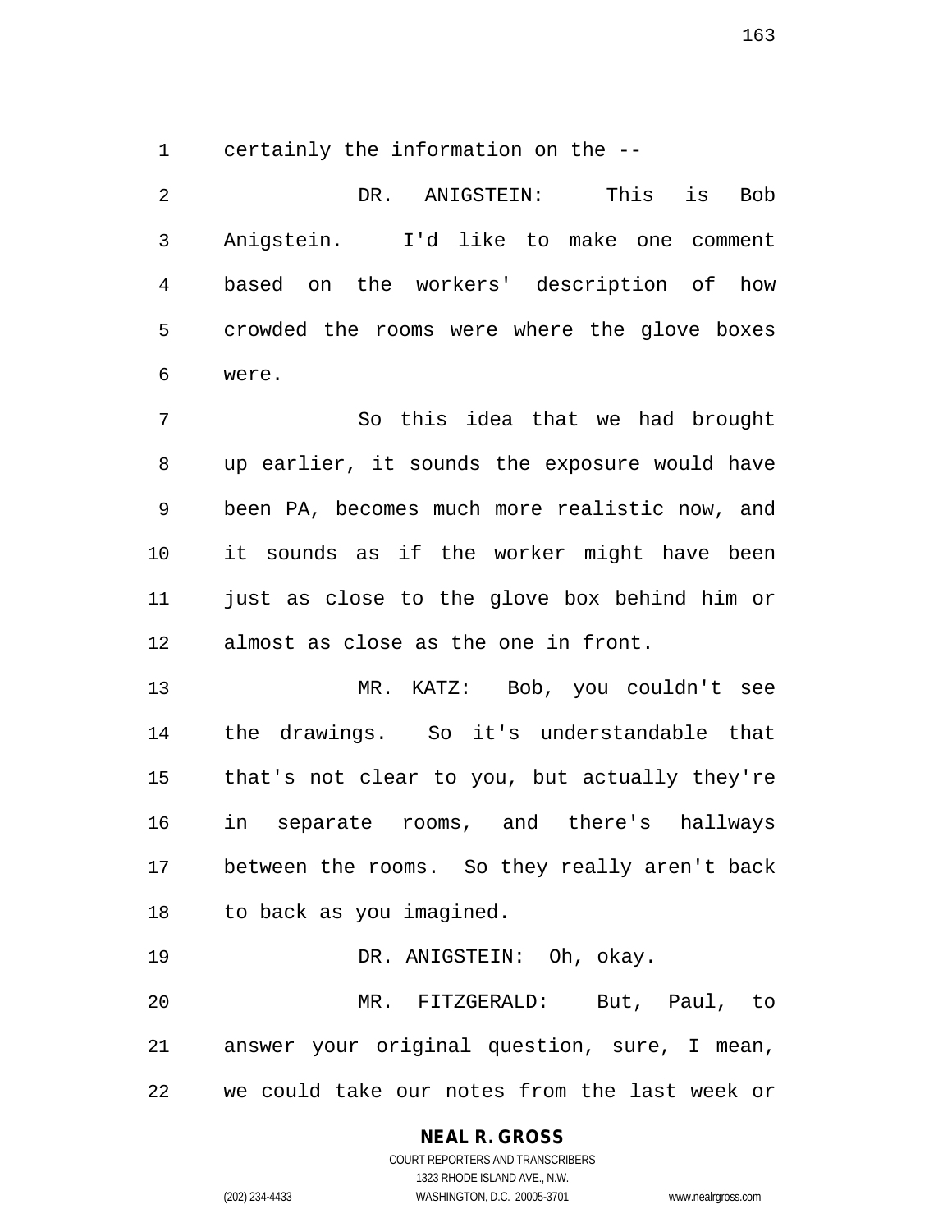certainly the information on the --

DR. ANIGSTEIN: This is Bob Anigstein. I'd like to make one comment based on the workers' description of how crowded the rooms were where the glove boxes were.

So this idea that we had brought up earlier, it sounds the exposure would have been PA, becomes much more realistic now, and it sounds as if the worker might have been just as close to the glove box behind him or almost as close as the one in front.

MR. KATZ: Bob, you couldn't see the drawings. So it's understandable that that's not clear to you, but actually they're in separate rooms, and there's hallways between the rooms. So they really aren't back to back as you imagined.

DR. ANIGSTEIN: Oh, okay.

MR. FITZGERALD: But, Paul, to answer your original question, sure, I mean, we could take our notes from the last week or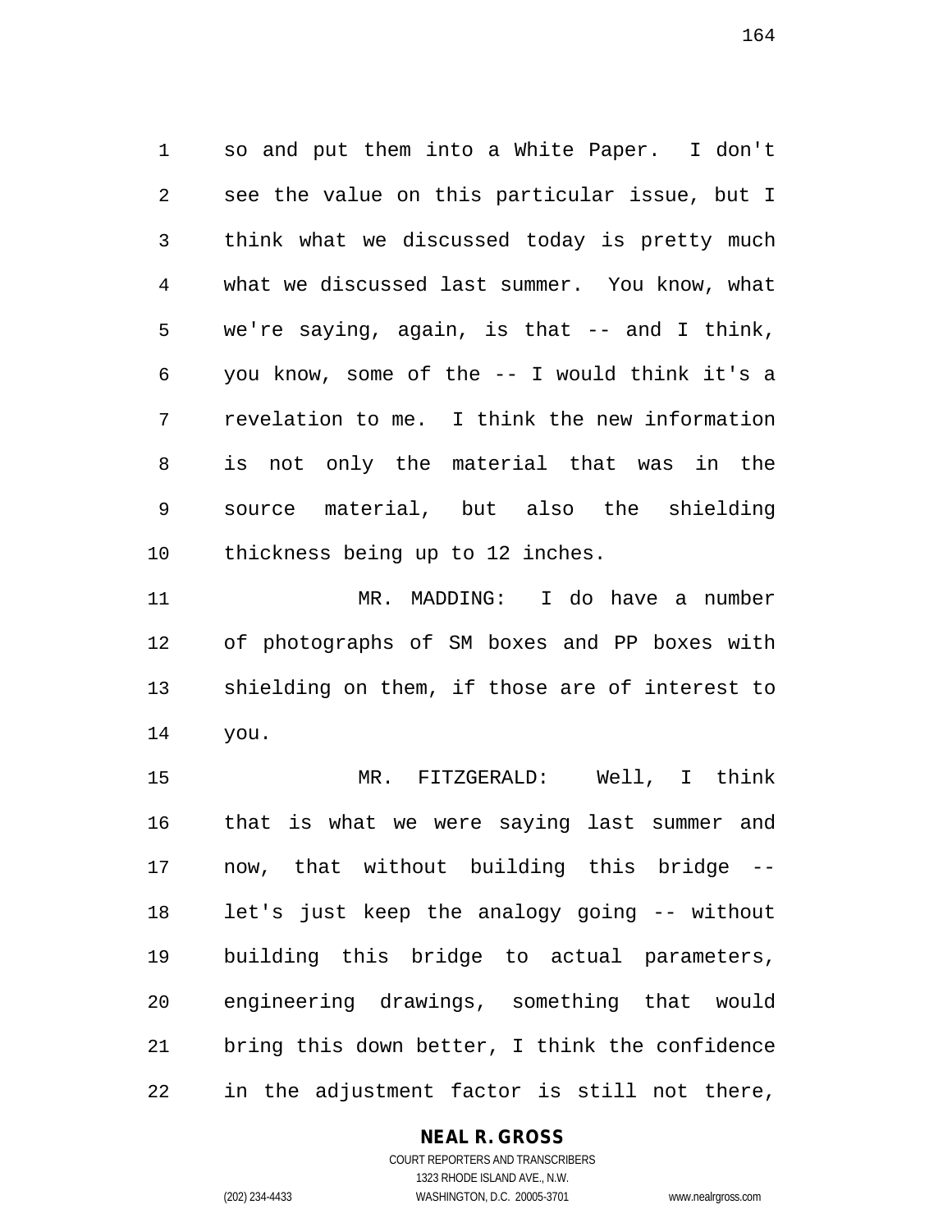so and put them into a White Paper. I don't see the value on this particular issue, but I think what we discussed today is pretty much what we discussed last summer. You know, what we're saying, again, is that -- and I think, you know, some of the -- I would think it's a revelation to me. I think the new information is not only the material that was in the source material, but also the shielding thickness being up to 12 inches.

MR. MADDING: I do have a number of photographs of SM boxes and PP boxes with shielding on them, if those are of interest to you.

MR. FITZGERALD: Well, I think that is what we were saying last summer and now, that without building this bridge -- let's just keep the analogy going -- without building this bridge to actual parameters, engineering drawings, something that would bring this down better, I think the confidence in the adjustment factor is still not there,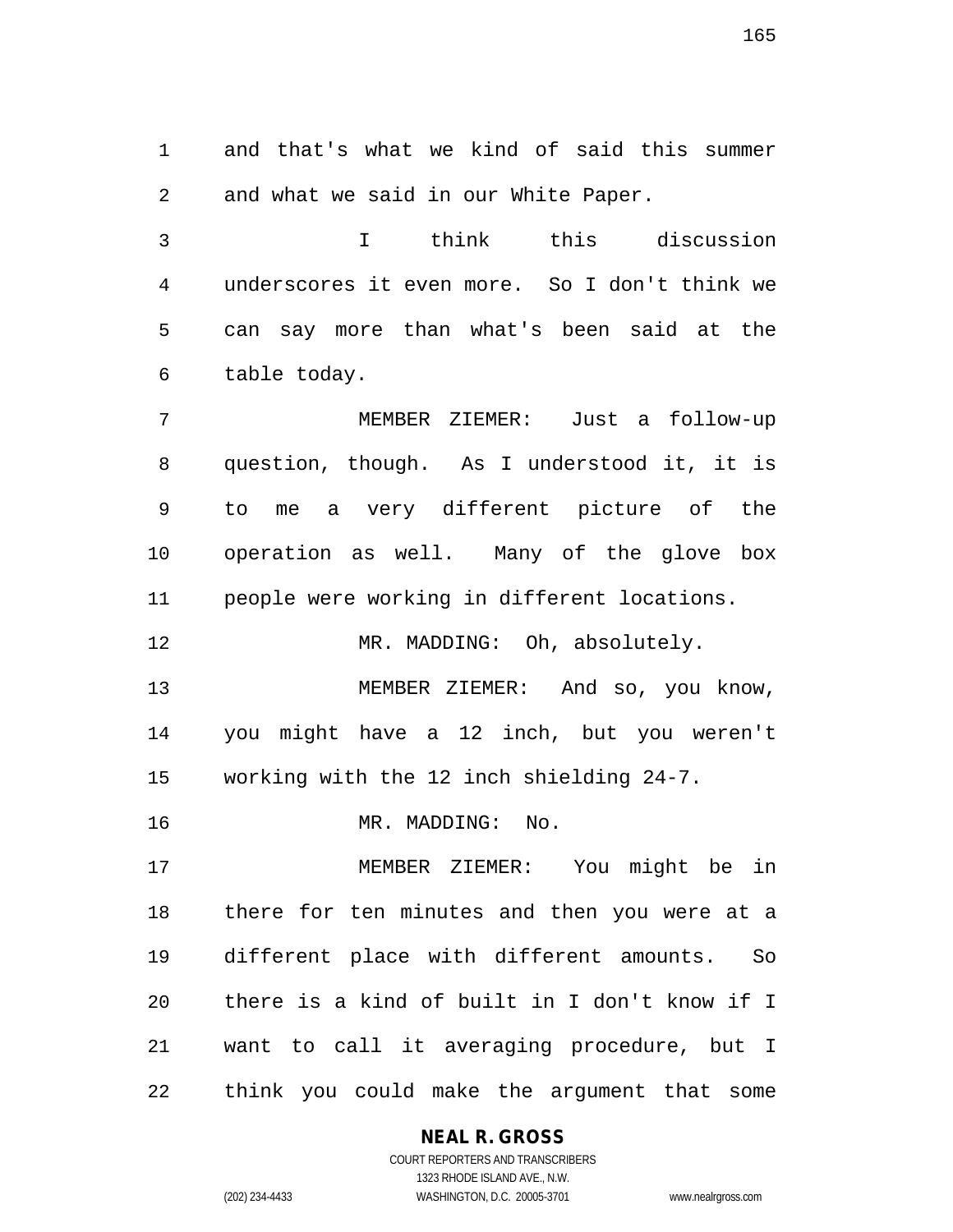and that's what we kind of said this summer and what we said in our White Paper.

I think this discussion underscores it even more. So I don't think we can say more than what's been said at the table today.

MEMBER ZIEMER: Just a follow-up question, though. As I understood it, it is to me a very different picture of the operation as well. Many of the glove box people were working in different locations.

MR. MADDING: Oh, absolutely.

MEMBER ZIEMER: And so, you know, you might have a 12 inch, but you weren't working with the 12 inch shielding 24-7.

MR. MADDING: No.

MEMBER ZIEMER: You might be in there for ten minutes and then you were at a different place with different amounts. So there is a kind of built in I don't know if I want to call it averaging procedure, but I think you could make the argument that some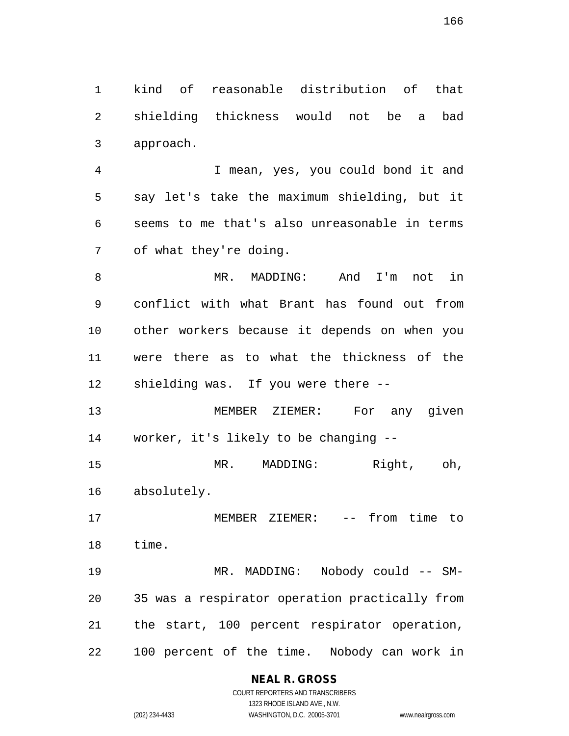kind of reasonable distribution of that shielding thickness would not be a bad approach.

I mean, yes, you could bond it and say let's take the maximum shielding, but it seems to me that's also unreasonable in terms of what they're doing.

MR. MADDING: And I'm not in conflict with what Brant has found out from other workers because it depends on when you were there as to what the thickness of the shielding was. If you were there --

MEMBER ZIEMER: For any given worker, it's likely to be changing --

MR. MADDING: Right, oh, absolutely.

MEMBER ZIEMER: -- from time to time.

MR. MADDING: Nobody could -- SM-35 was a respirator operation practically from the start, 100 percent respirator operation, 100 percent of the time. Nobody can work in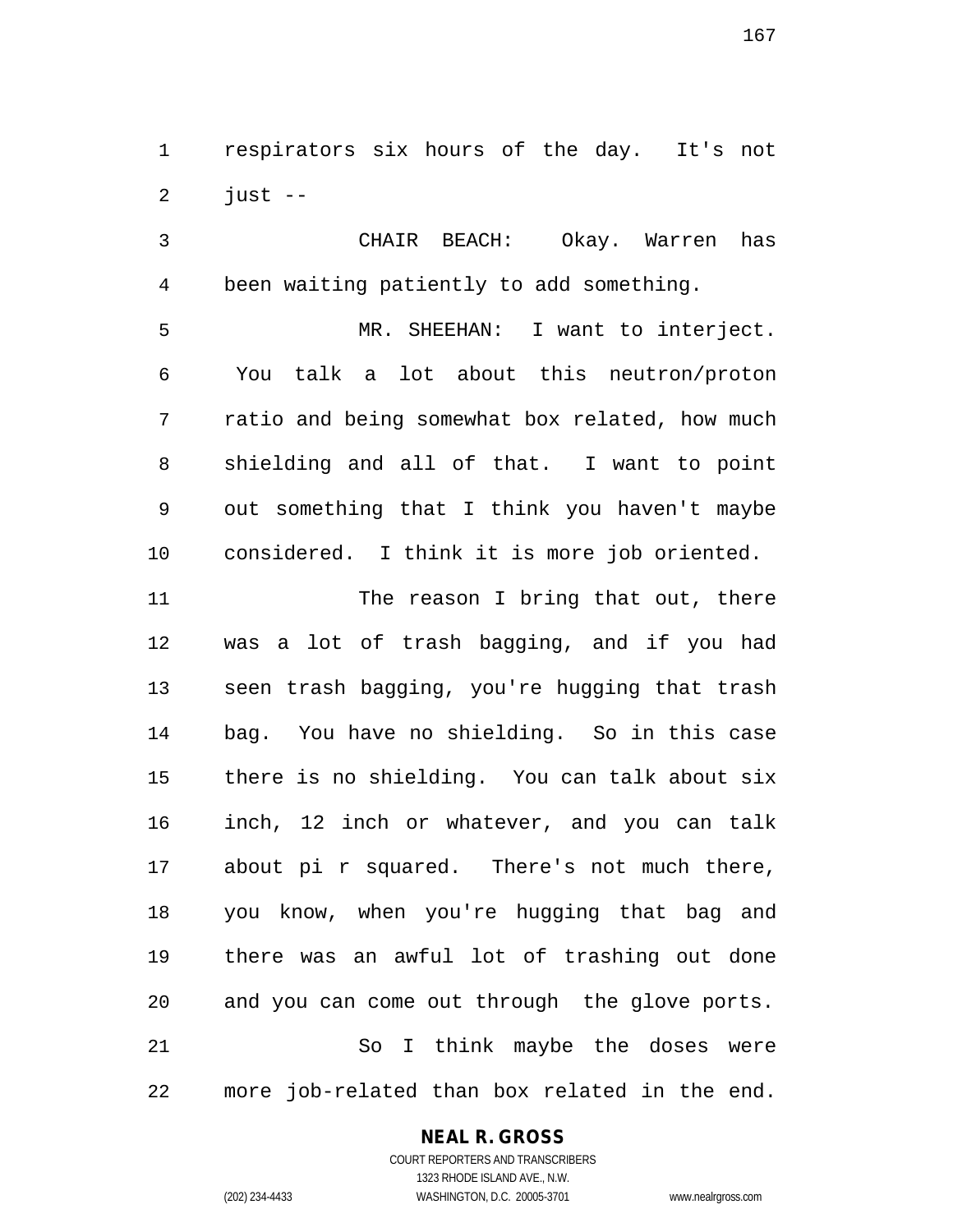respirators six hours of the day. It's not just --

CHAIR BEACH: Okay. Warren has been waiting patiently to add something.

MR. SHEEHAN: I want to interject. You talk a lot about this neutron/proton ratio and being somewhat box related, how much shielding and all of that. I want to point out something that I think you haven't maybe considered. I think it is more job oriented.

The reason I bring that out, there was a lot of trash bagging, and if you had seen trash bagging, you're hugging that trash bag. You have no shielding. So in this case there is no shielding. You can talk about six inch, 12 inch or whatever, and you can talk about pi r squared. There's not much there, you know, when you're hugging that bag and there was an awful lot of trashing out done and you can come out through the glove ports.

So I think maybe the doses were more job-related than box related in the end.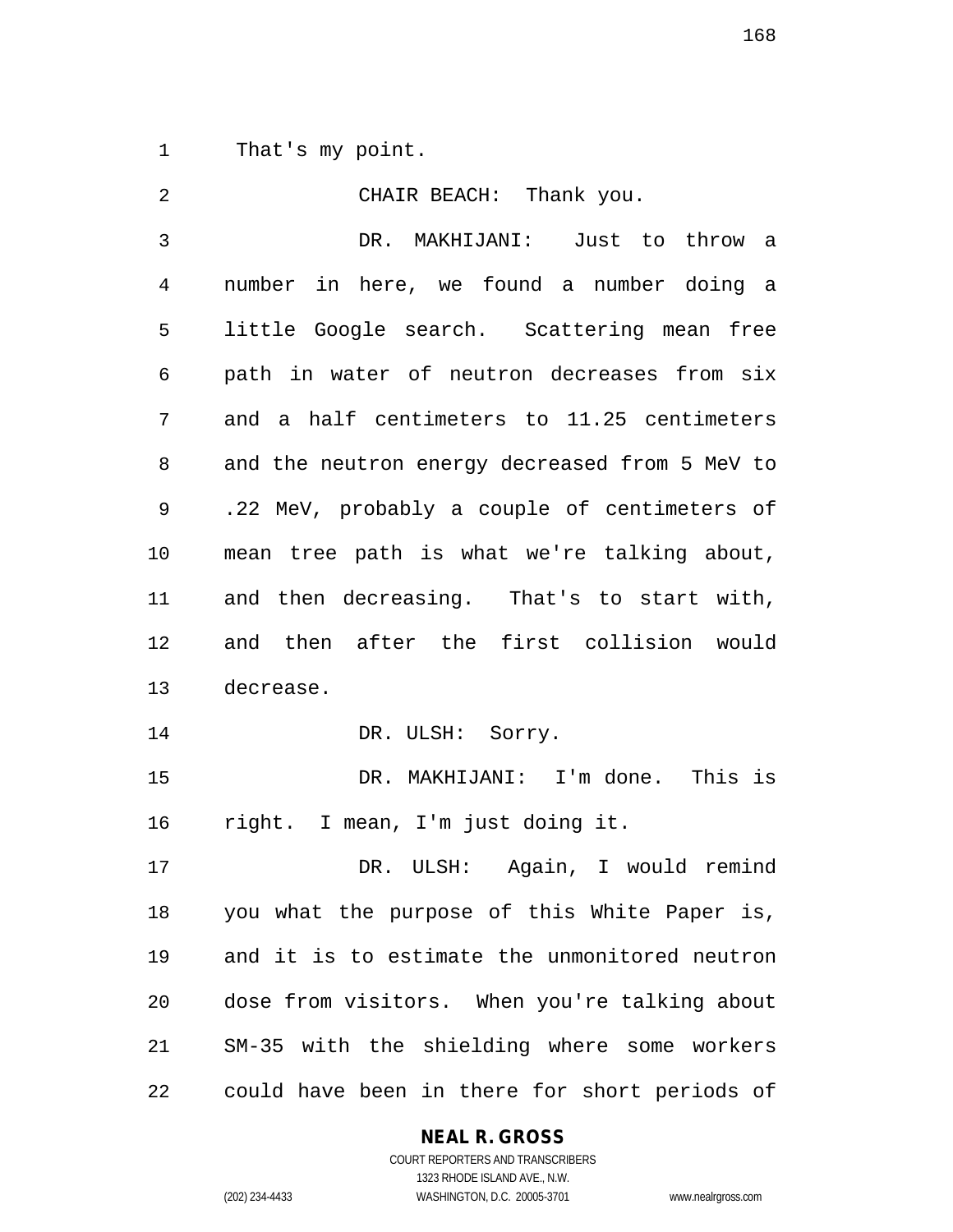That's my point.

CHAIR BEACH: Thank you.

DR. MAKHIJANI: Just to throw a number in here, we found a number doing a little Google search. Scattering mean free path in water of neutron decreases from six and a half centimeters to 11.25 centimeters and the neutron energy decreased from 5 MeV to .22 MeV, probably a couple of centimeters of mean tree path is what we're talking about, and then decreasing. That's to start with, and then after the first collision would decrease.

DR. ULSH: Sorry.

DR. MAKHIJANI: I'm done. This is right. I mean, I'm just doing it.

DR. ULSH: Again, I would remind you what the purpose of this White Paper is, and it is to estimate the unmonitored neutron dose from visitors. When you're talking about SM-35 with the shielding where some workers could have been in there for short periods of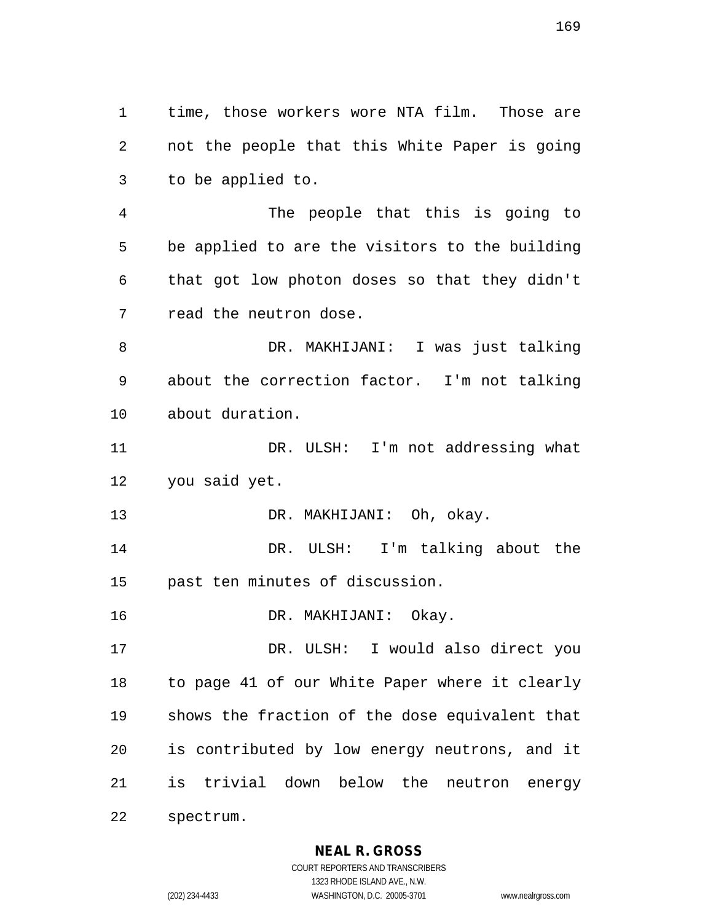time, those workers wore NTA film. Those are not the people that this White Paper is going to be applied to.

The people that this is going to be applied to are the visitors to the building that got low photon doses so that they didn't read the neutron dose.

DR. MAKHIJANI: I was just talking about the correction factor. I'm not talking about duration.

DR. ULSH: I'm not addressing what you said yet.

DR. MAKHIJANI: Oh, okay.

DR. ULSH: I'm talking about the past ten minutes of discussion.

DR. MAKHIJANI: Okay.

DR. ULSH: I would also direct you to page 41 of our White Paper where it clearly shows the fraction of the dose equivalent that is contributed by low energy neutrons, and it is trivial down below the neutron energy spectrum.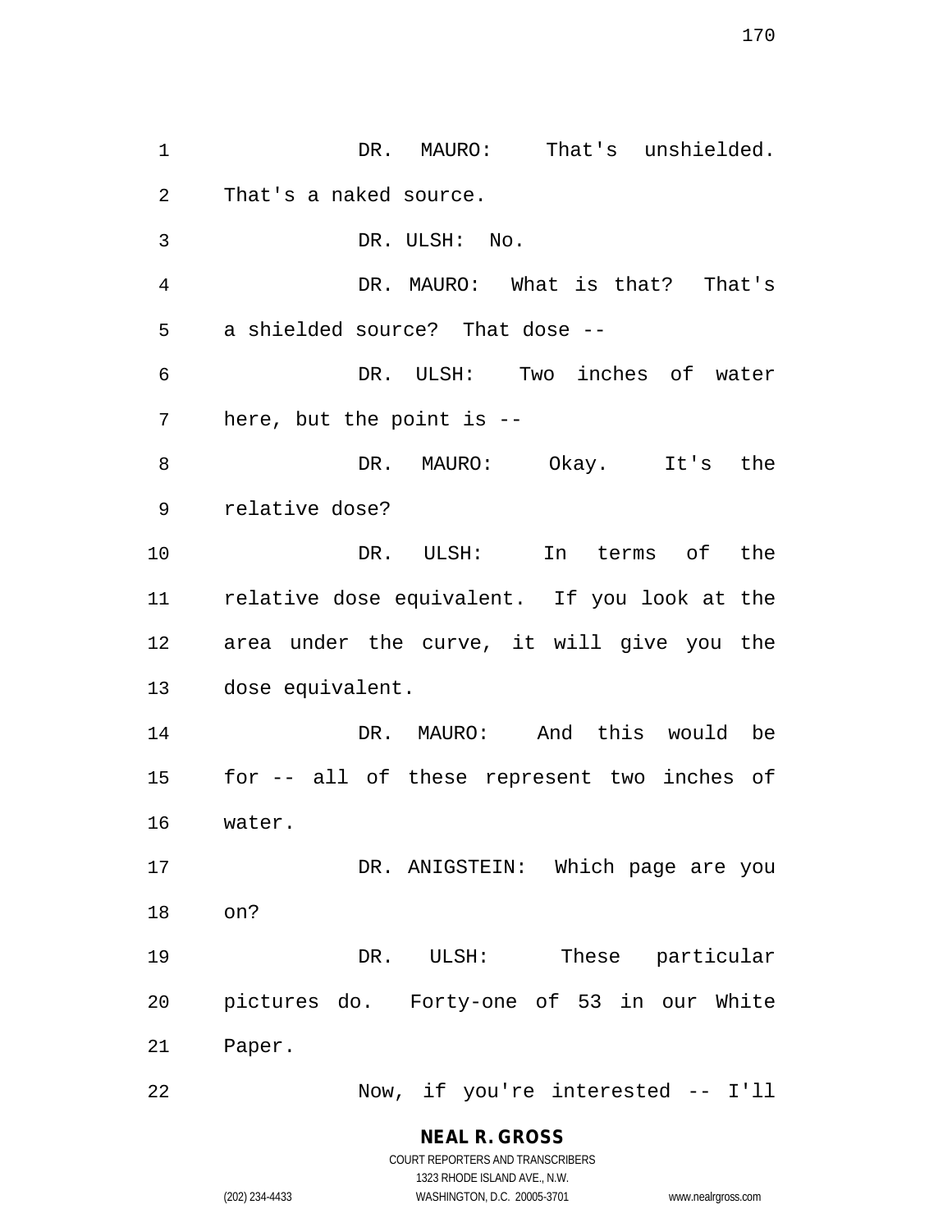DR. MAURO: That's unshielded. That's a naked source.

DR. ULSH: No.

DR. MAURO: What is that? That's a shielded source? That dose --

DR. ULSH: Two inches of water here, but the point is --

DR. MAURO: Okay. It's the relative dose?

DR. ULSH: In terms of the relative dose equivalent. If you look at the area under the curve, it will give you the dose equivalent.

DR. MAURO: And this would be for -- all of these represent two inches of water.

DR. ANIGSTEIN: Which page are you on?

DR. ULSH: These particular pictures do. Forty-one of 53 in our White Paper.

Now, if you're interested -- I'll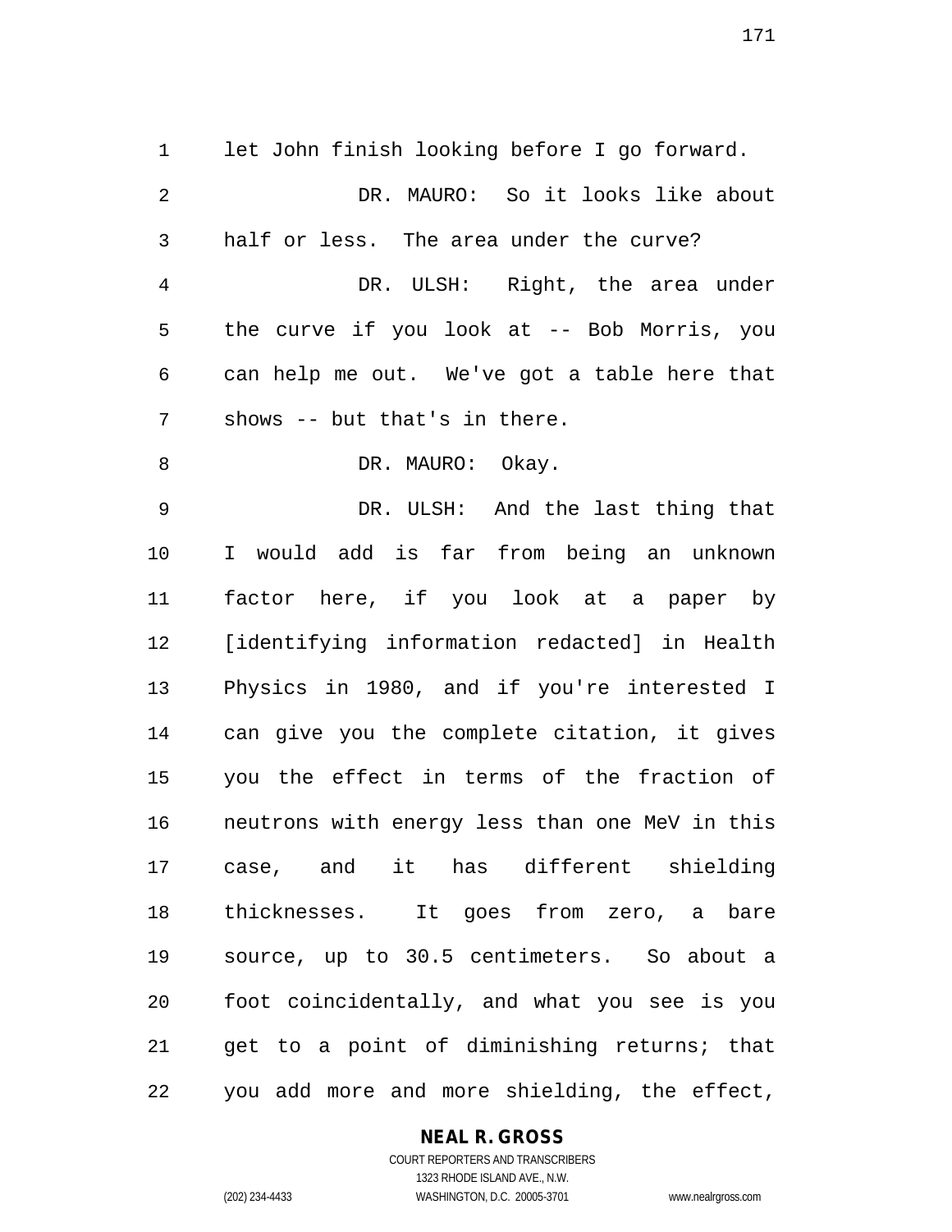let John finish looking before I go forward.

DR. MAURO: So it looks like about half or less. The area under the curve?

DR. ULSH: Right, the area under the curve if you look at -- Bob Morris, you can help me out. We've got a table here that shows -- but that's in there.

DR. MAURO: Okay.

DR. ULSH: And the last thing that I would add is far from being an unknown factor here, if you look at a paper by [identifying information redacted] in Health Physics in 1980, and if you're interested I can give you the complete citation, it gives you the effect in terms of the fraction of neutrons with energy less than one MeV in this case, and it has different shielding thicknesses. It goes from zero, a bare source, up to 30.5 centimeters. So about a foot coincidentally, and what you see is you get to a point of diminishing returns; that you add more and more shielding, the effect,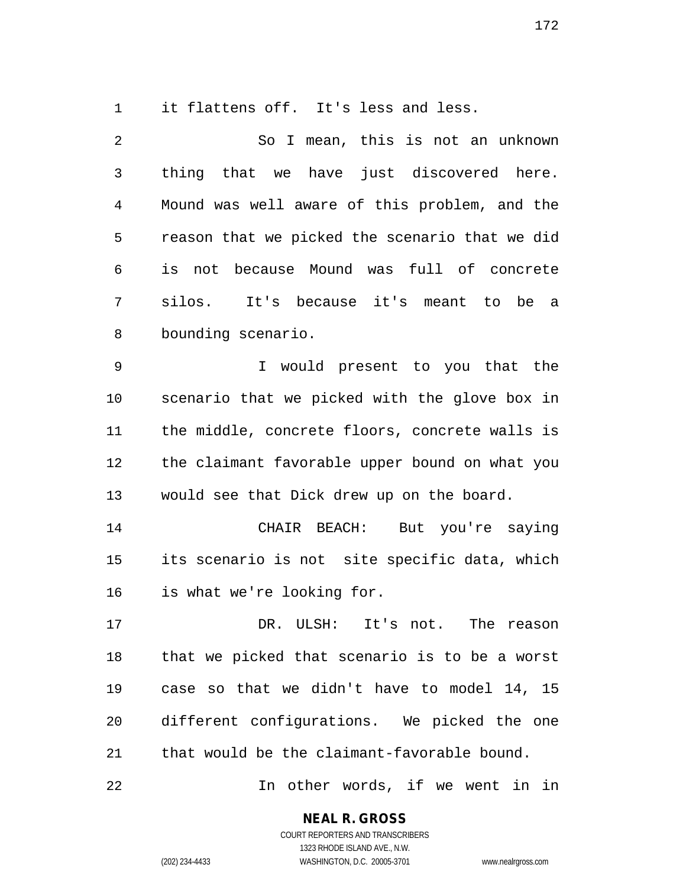it flattens off. It's less and less.

So I mean, this is not an unknown thing that we have just discovered here. Mound was well aware of this problem, and the reason that we picked the scenario that we did is not because Mound was full of concrete silos. It's because it's meant to be a bounding scenario.

I would present to you that the scenario that we picked with the glove box in the middle, concrete floors, concrete walls is the claimant favorable upper bound on what you would see that Dick drew up on the board.

CHAIR BEACH: But you're saying its scenario is not site specific data, which is what we're looking for.

DR. ULSH: It's not. The reason that we picked that scenario is to be a worst case so that we didn't have to model 14, 15 different configurations. We picked the one that would be the claimant-favorable bound.

In other words, if we went in in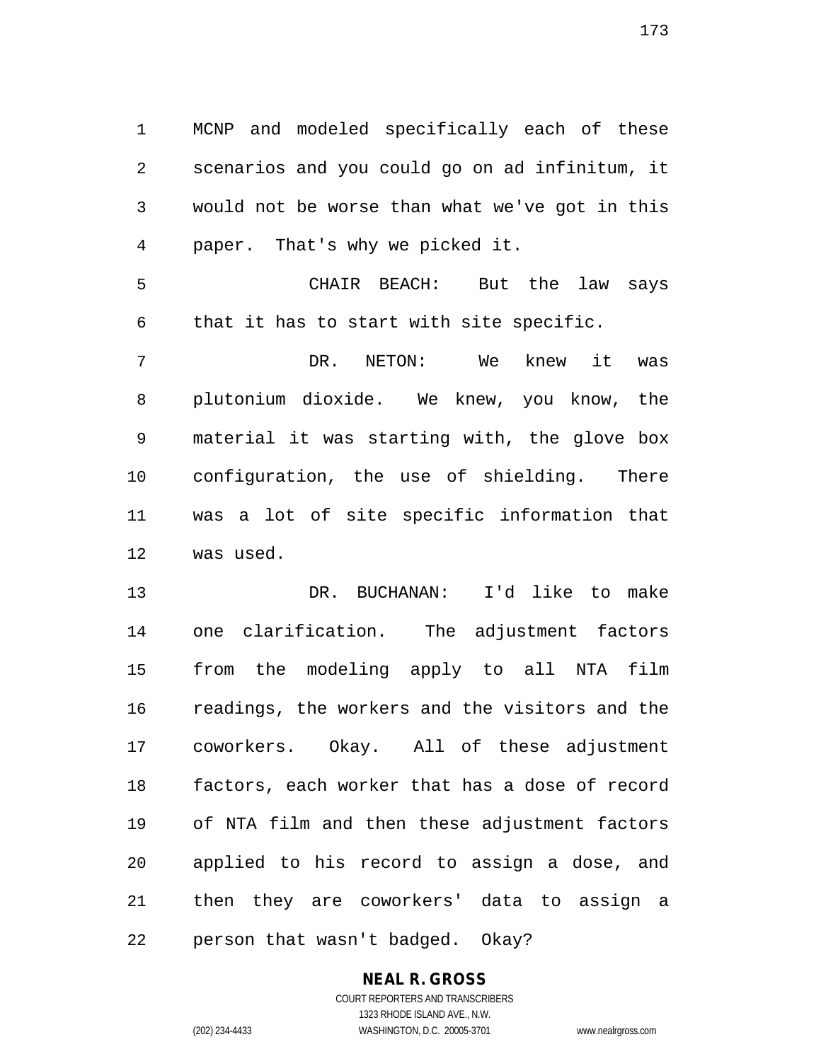MCNP and modeled specifically each of these scenarios and you could go on ad infinitum, it would not be worse than what we've got in this paper. That's why we picked it.

CHAIR BEACH: But the law says that it has to start with site specific.

DR. NETON: We knew it was plutonium dioxide. We knew, you know, the material it was starting with, the glove box configuration, the use of shielding. There was a lot of site specific information that was used.

DR. BUCHANAN: I'd like to make one clarification. The adjustment factors from the modeling apply to all NTA film readings, the workers and the visitors and the coworkers. Okay. All of these adjustment factors, each worker that has a dose of record of NTA film and then these adjustment factors applied to his record to assign a dose, and then they are coworkers' data to assign a person that wasn't badged. Okay?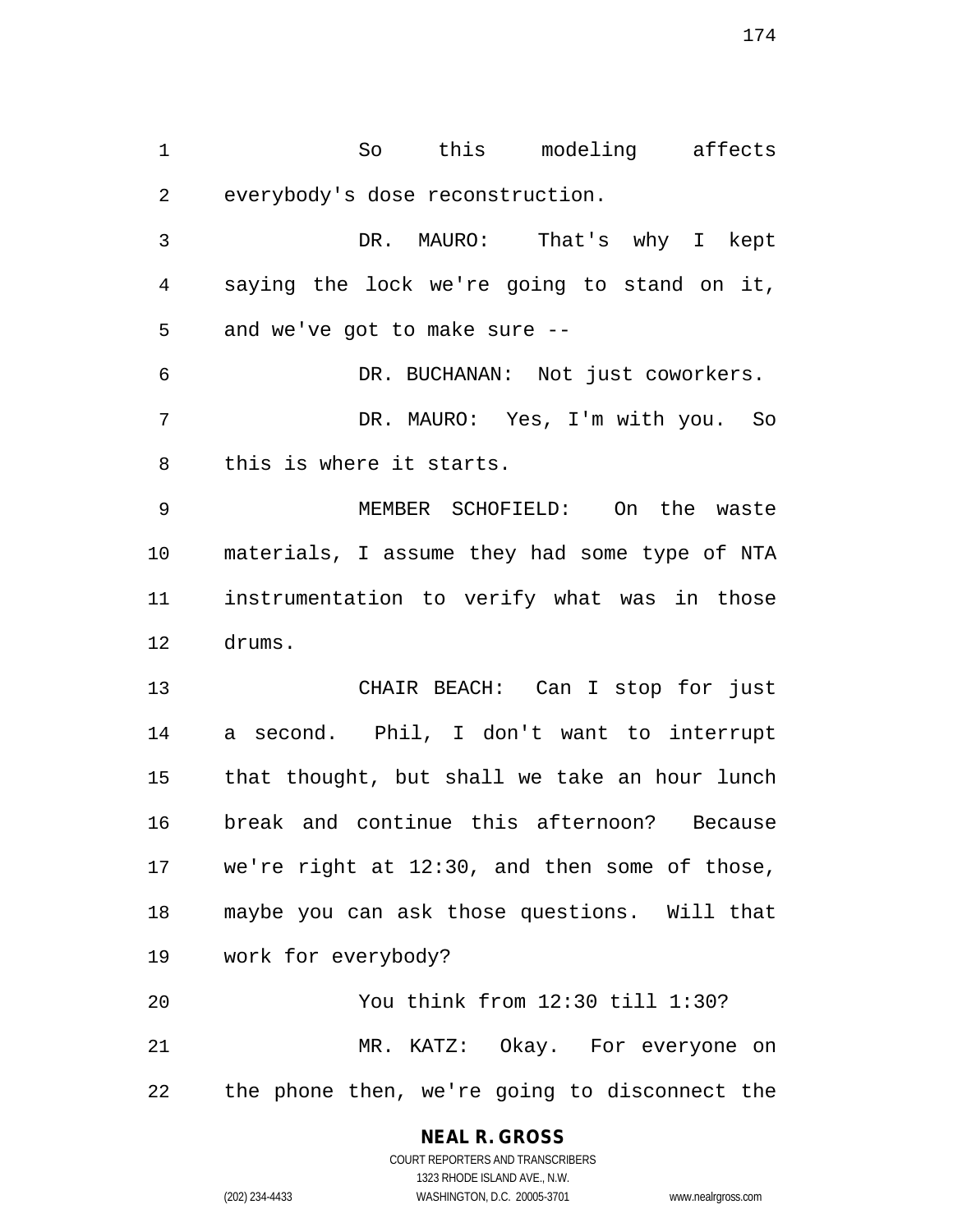So this modeling affects everybody's dose reconstruction.

DR. MAURO: That's why I kept saying the lock we're going to stand on it, and we've got to make sure --

DR. BUCHANAN: Not just coworkers.

DR. MAURO: Yes, I'm with you. So this is where it starts.

MEMBER SCHOFIELD: On the waste materials, I assume they had some type of NTA instrumentation to verify what was in those drums.

CHAIR BEACH: Can I stop for just a second. Phil, I don't want to interrupt that thought, but shall we take an hour lunch break and continue this afternoon? Because we're right at 12:30, and then some of those, maybe you can ask those questions. Will that work for everybody?

You think from 12:30 till 1:30?

MR. KATZ: Okay. For everyone on the phone then, we're going to disconnect the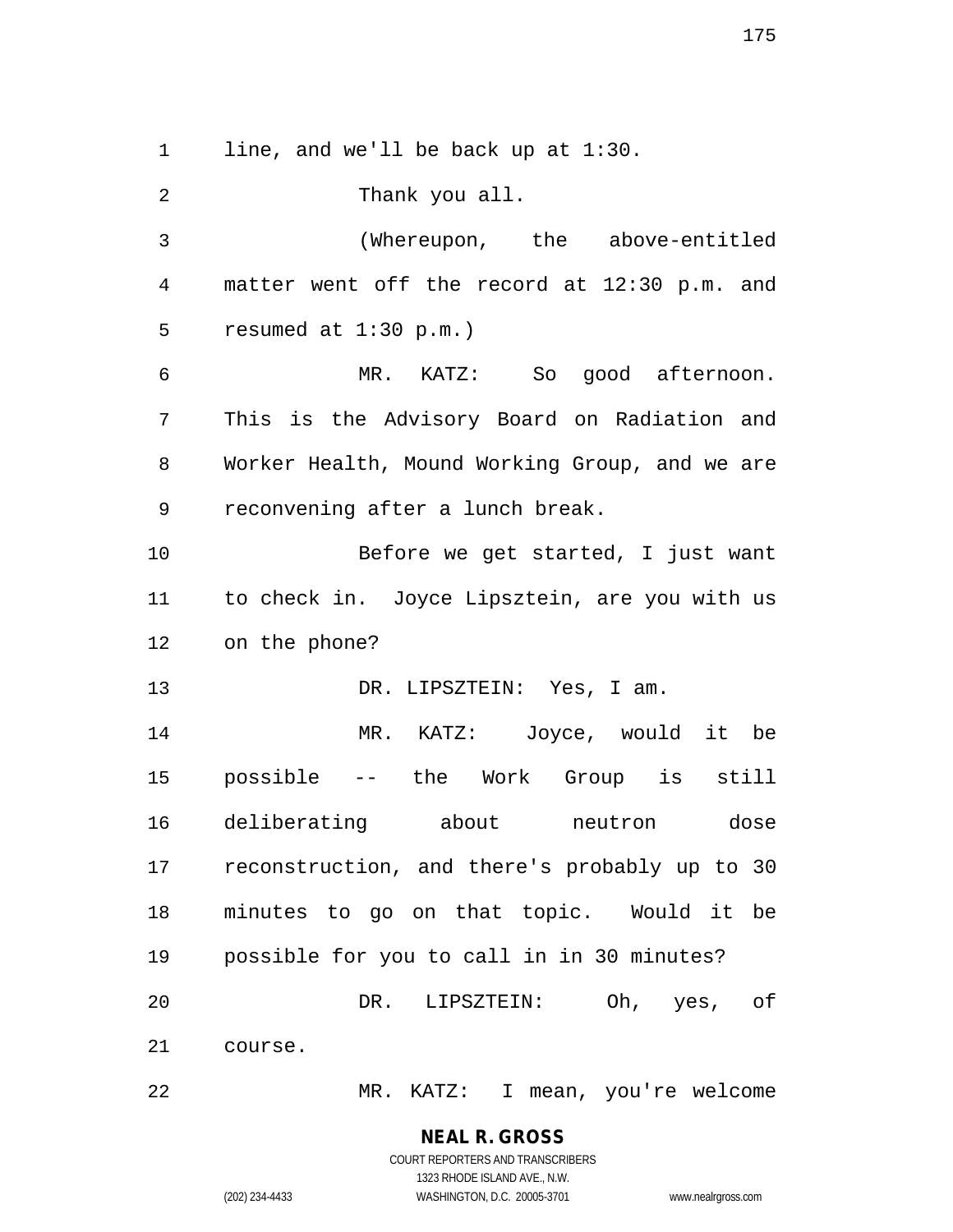line, and we'll be back up at 1:30.

Thank you all.

(Whereupon, the above-entitled matter went off the record at 12:30 p.m. and resumed at 1:30 p.m.)

MR. KATZ: So good afternoon. This is the Advisory Board on Radiation and Worker Health, Mound Working Group, and we are reconvening after a lunch break.

Before we get started, I just want to check in. Joyce Lipsztein, are you with us on the phone?

DR. LIPSZTEIN: Yes, I am.

MR. KATZ: Joyce, would it be possible -- the Work Group is still deliberating about neutron dose reconstruction, and there's probably up to 30 minutes to go on that topic. Would it be possible for you to call in in 30 minutes?

DR. LIPSZTEIN: Oh, yes, of course.

MR. KATZ: I mean, you're welcome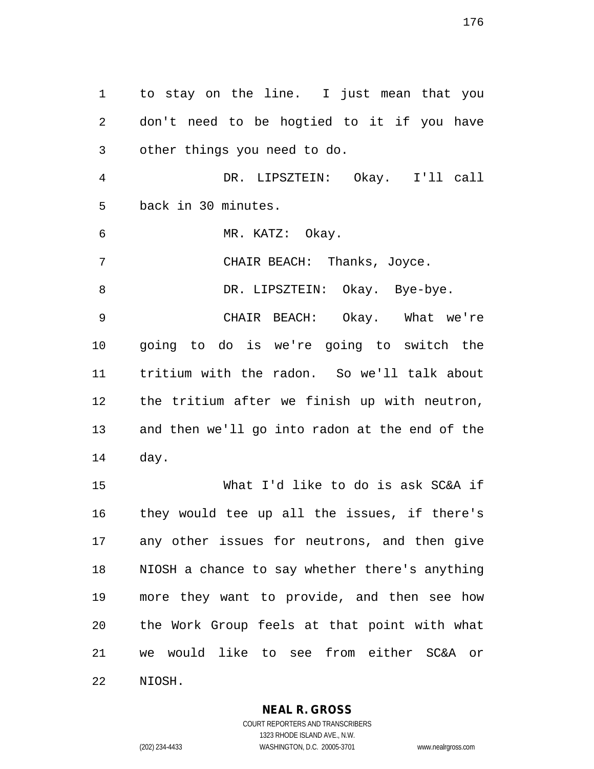to stay on the line. I just mean that you don't need to be hogtied to it if you have other things you need to do.

DR. LIPSZTEIN: Okay. I'll call back in 30 minutes.

MR. KATZ: Okay.

CHAIR BEACH: Thanks, Joyce.

DR. LIPSZTEIN: Okay. Bye-bye.

CHAIR BEACH: Okay. What we're going to do is we're going to switch the tritium with the radon. So we'll talk about the tritium after we finish up with neutron, and then we'll go into radon at the end of the day.

What I'd like to do is ask SC&A if they would tee up all the issues, if there's any other issues for neutrons, and then give NIOSH a chance to say whether there's anything more they want to provide, and then see how the Work Group feels at that point with what we would like to see from either SC&A or NIOSH.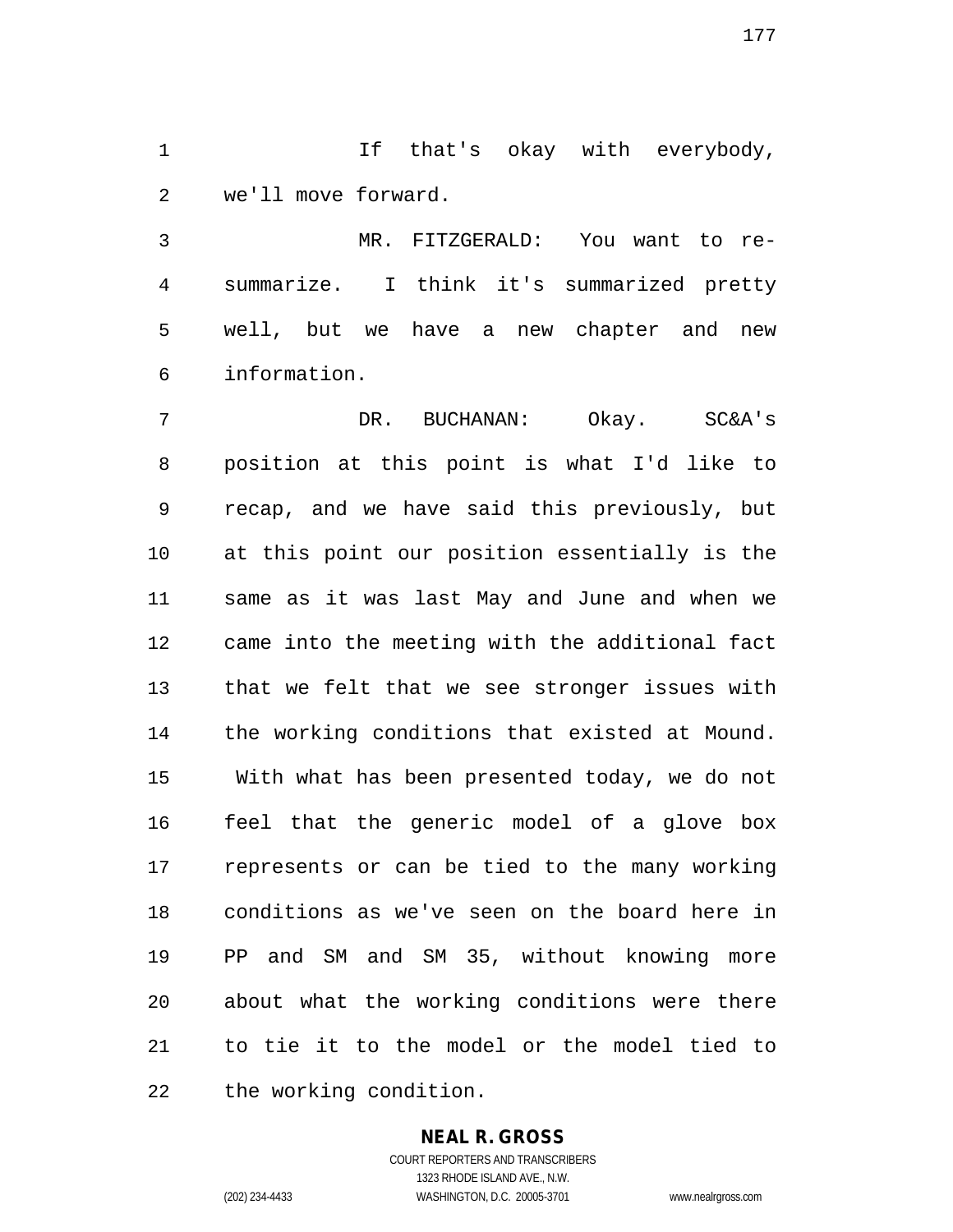If that's okay with everybody, we'll move forward.

MR. FITZGERALD: You want to re-summarize. I think it's summarized pretty well, but we have a new chapter and new information.

DR. BUCHANAN: Okay. SC&A's position at this point is what I'd like to recap, and we have said this previously, but at this point our position essentially is the same as it was last May and June and when we came into the meeting with the additional fact that we felt that we see stronger issues with the working conditions that existed at Mound. With what has been presented today, we do not feel that the generic model of a glove box represents or can be tied to the many working conditions as we've seen on the board here in PP and SM and SM 35, without knowing more about what the working conditions were there to tie it to the model or the model tied to the working condition.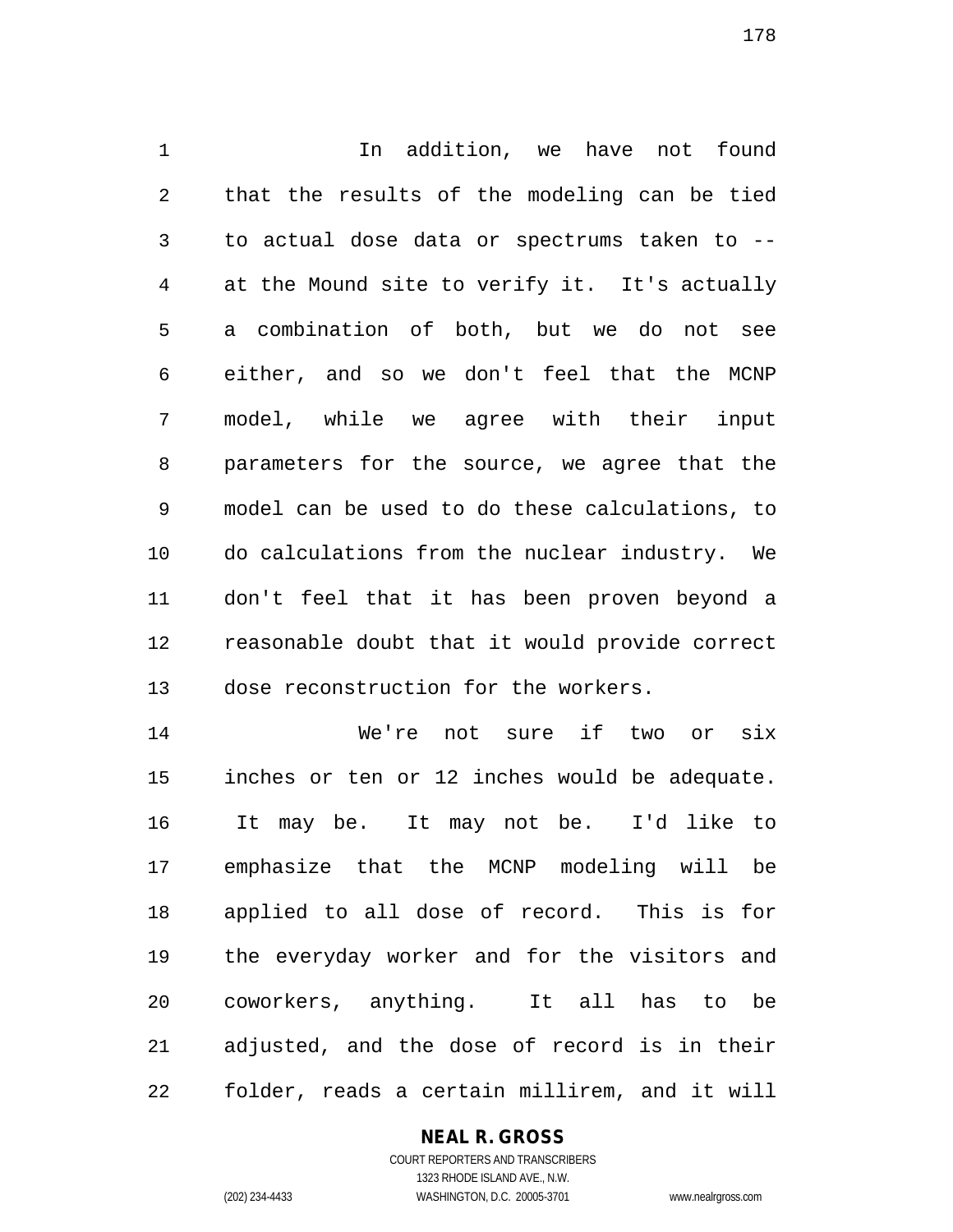In addition, we have not found that the results of the modeling can be tied to actual dose data or spectrums taken to -- at the Mound site to verify it. It's actually a combination of both, but we do not see either, and so we don't feel that the MCNP model, while we agree with their input parameters for the source, we agree that the model can be used to do these calculations, to do calculations from the nuclear industry. We don't feel that it has been proven beyond a reasonable doubt that it would provide correct dose reconstruction for the workers.

We're not sure if two or six inches or ten or 12 inches would be adequate. It may be. It may not be. I'd like to emphasize that the MCNP modeling will be applied to all dose of record. This is for the everyday worker and for the visitors and coworkers, anything. It all has to be adjusted, and the dose of record is in their folder, reads a certain millirem, and it will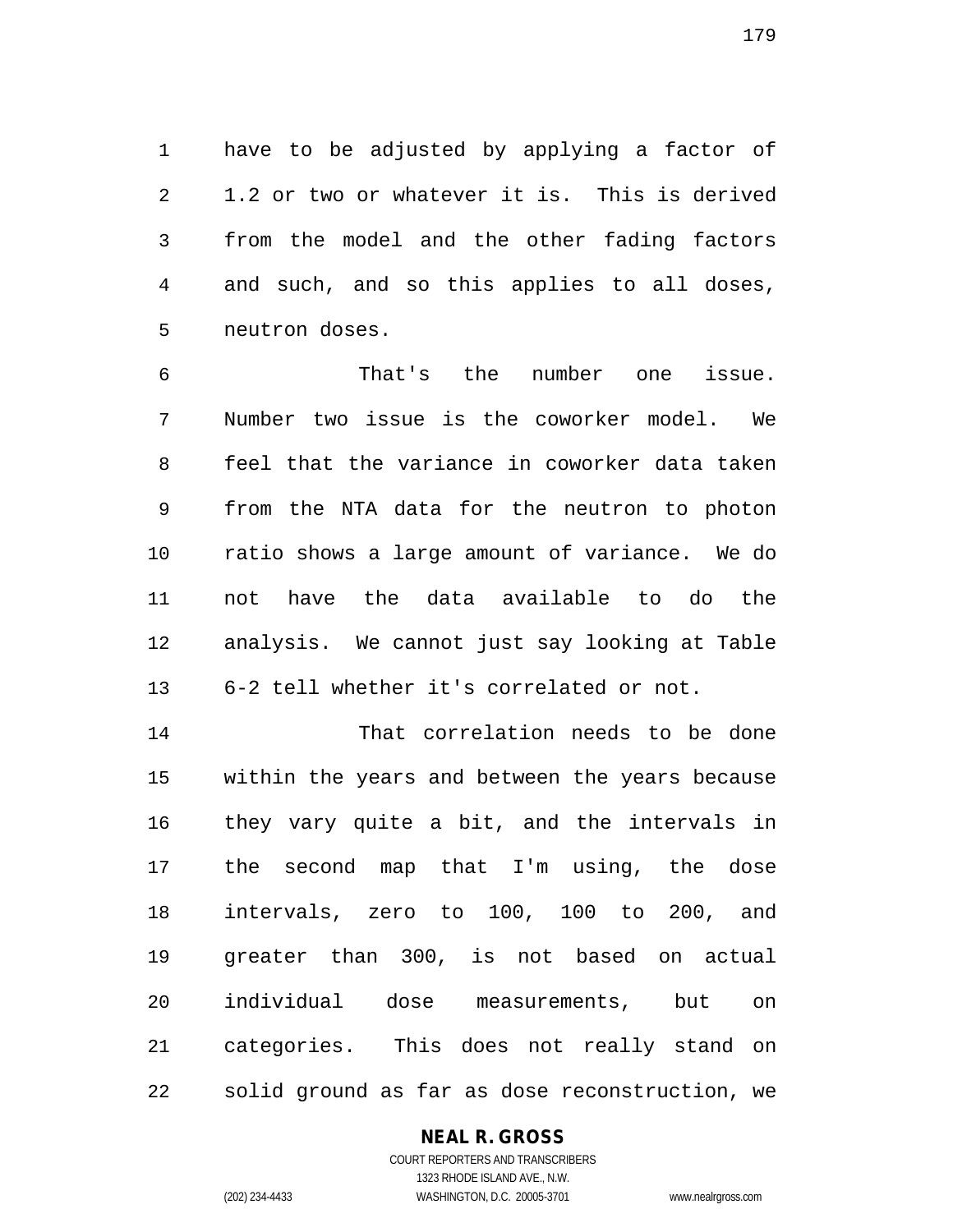have to be adjusted by applying a factor of 1.2 or two or whatever it is. This is derived from the model and the other fading factors and such, and so this applies to all doses, neutron doses.

That's the number one issue. Number two issue is the coworker model. We feel that the variance in coworker data taken from the NTA data for the neutron to photon ratio shows a large amount of variance. We do not have the data available to do the analysis. We cannot just say looking at Table 6-2 tell whether it's correlated or not.

That correlation needs to be done within the years and between the years because they vary quite a bit, and the intervals in the second map that I'm using, the dose intervals, zero to 100, 100 to 200, and greater than 300, is not based on actual individual dose measurements, but on categories. This does not really stand on solid ground as far as dose reconstruction, we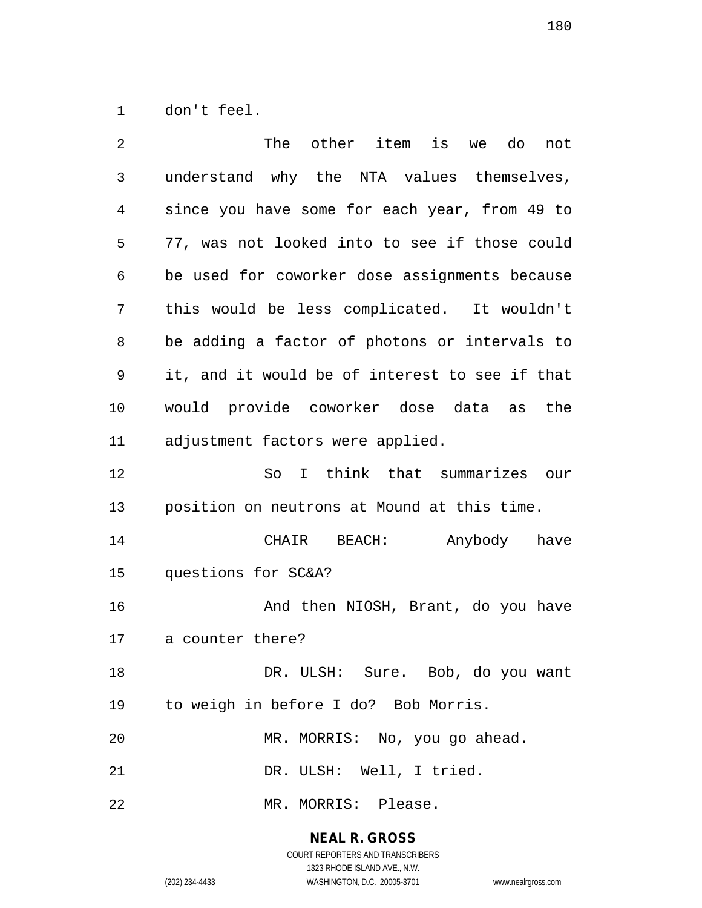don't feel.

The other item is we do not understand why the NTA values themselves, since you have some for each year, from 49 to 77, was not looked into to see if those could be used for coworker dose assignments because this would be less complicated. It wouldn't be adding a factor of photons or intervals to it, and it would be of interest to see if that would provide coworker dose data as the adjustment factors were applied.

So I think that summarizes our position on neutrons at Mound at this time.

CHAIR BEACH: Anybody have questions for SC&A?

And then NIOSH, Brant, do you have a counter there?

DR. ULSH: Sure. Bob, do you want to weigh in before I do? Bob Morris.

MR. MORRIS: No, you go ahead.

DR. ULSH: Well, I tried.

MR. MORRIS: Please.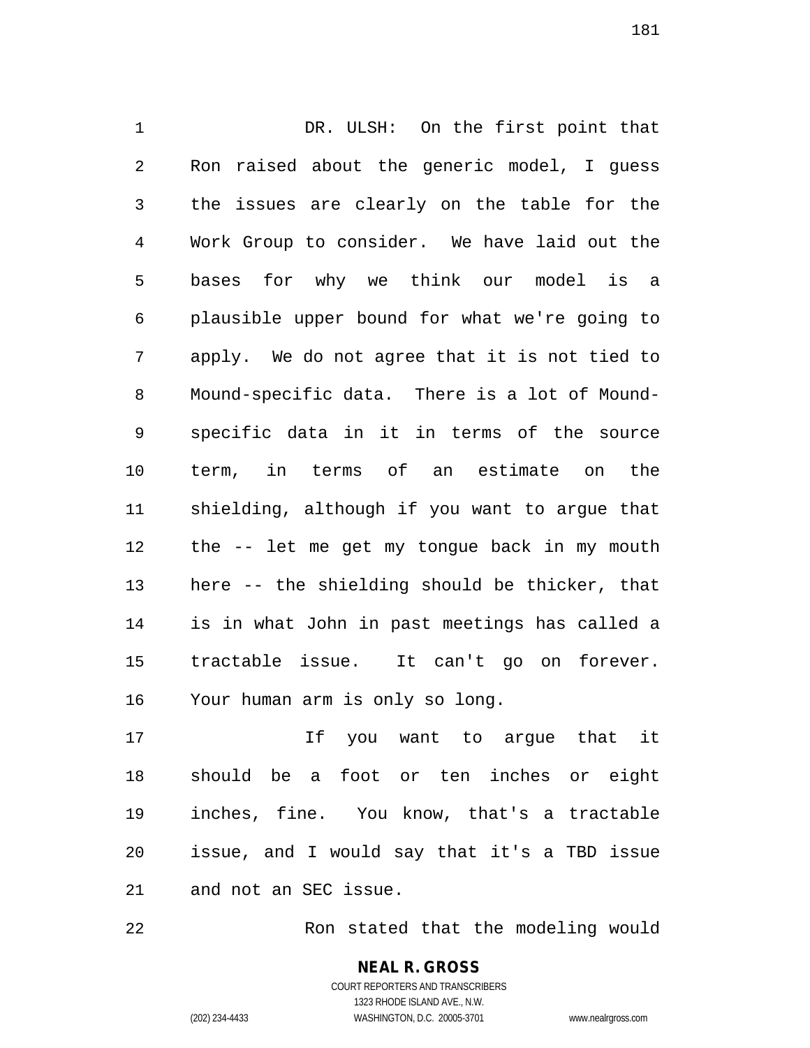DR. ULSH: On the first point that Ron raised about the generic model, I guess the issues are clearly on the table for the Work Group to consider. We have laid out the bases for why we think our model is a plausible upper bound for what we're going to apply. We do not agree that it is not tied to Mound-specific data. There is a lot of Mound-specific data in it in terms of the source term, in terms of an estimate on the shielding, although if you want to argue that the -- let me get my tongue back in my mouth here -- the shielding should be thicker, that is in what John in past meetings has called a tractable issue. It can't go on forever. Your human arm is only so long.

If you want to argue that it should be a foot or ten inches or eight inches, fine. You know, that's a tractable issue, and I would say that it's a TBD issue and not an SEC issue.

Ron stated that the modeling would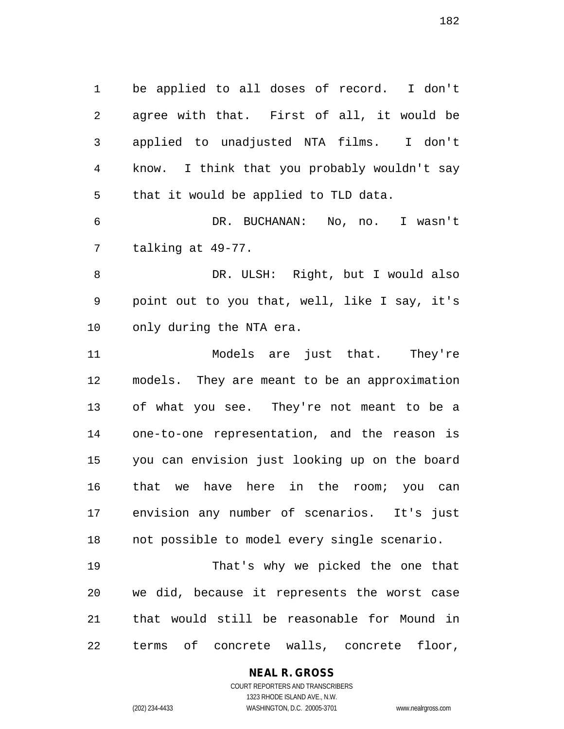be applied to all doses of record. I don't agree with that. First of all, it would be applied to unadjusted NTA films. I don't know. I think that you probably wouldn't say that it would be applied to TLD data.

DR. BUCHANAN: No, no. I wasn't talking at 49-77.

DR. ULSH: Right, but I would also point out to you that, well, like I say, it's only during the NTA era.

Models are just that. They're models. They are meant to be an approximation of what you see. They're not meant to be a one-to-one representation, and the reason is you can envision just looking up on the board that we have here in the room; you can envision any number of scenarios. It's just not possible to model every single scenario.

That's why we picked the one that we did, because it represents the worst case that would still be reasonable for Mound in terms of concrete walls, concrete floor,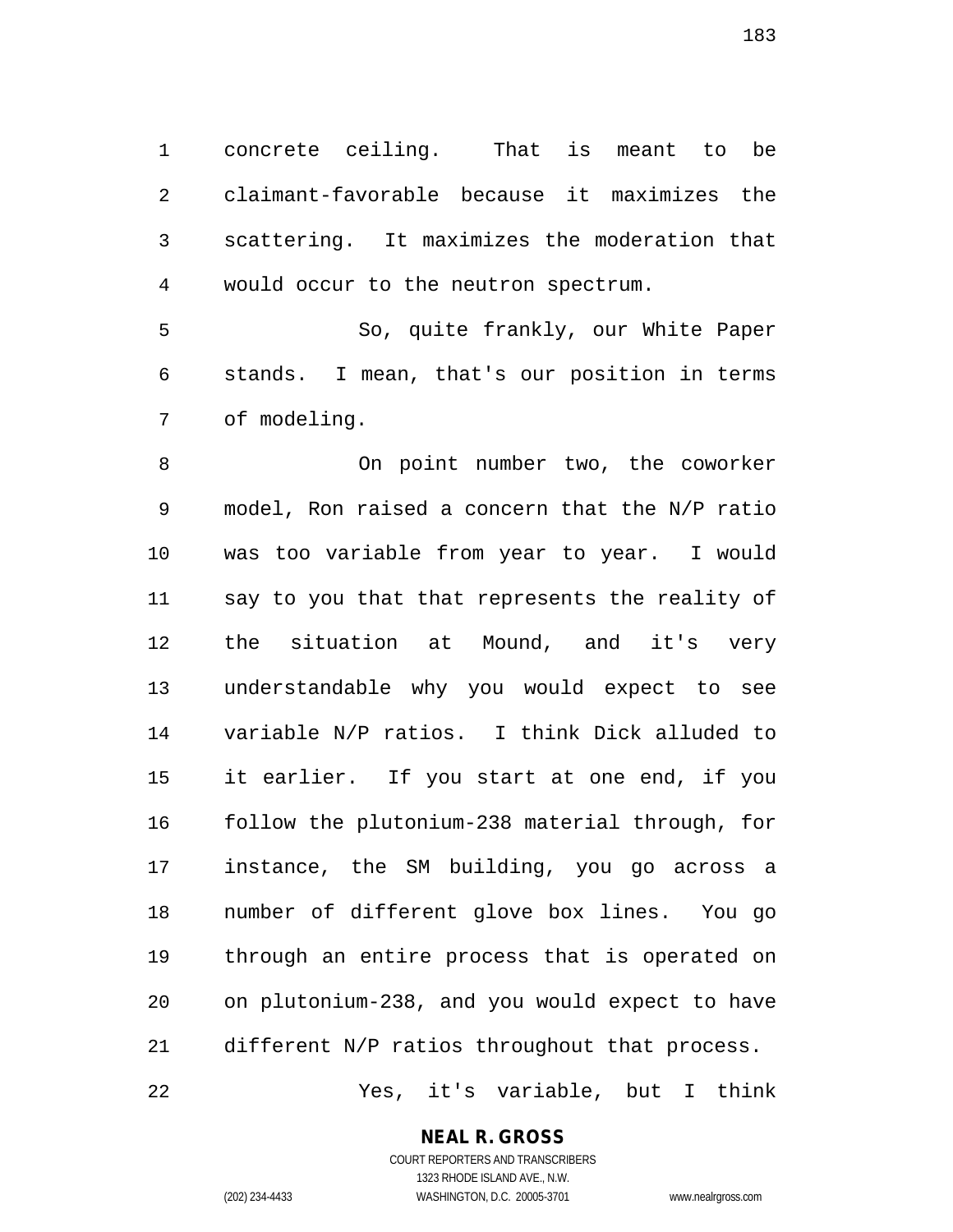concrete ceiling. That is meant to be claimant-favorable because it maximizes the scattering. It maximizes the moderation that would occur to the neutron spectrum.

So, quite frankly, our White Paper stands. I mean, that's our position in terms of modeling.

On point number two, the coworker model, Ron raised a concern that the N/P ratio was too variable from year to year. I would say to you that that represents the reality of the situation at Mound, and it's very understandable why you would expect to see variable N/P ratios. I think Dick alluded to it earlier. If you start at one end, if you follow the plutonium-238 material through, for instance, the SM building, you go across a number of different glove box lines. You go through an entire process that is operated on on plutonium-238, and you would expect to have different N/P ratios throughout that process.

Yes, it's variable, but I think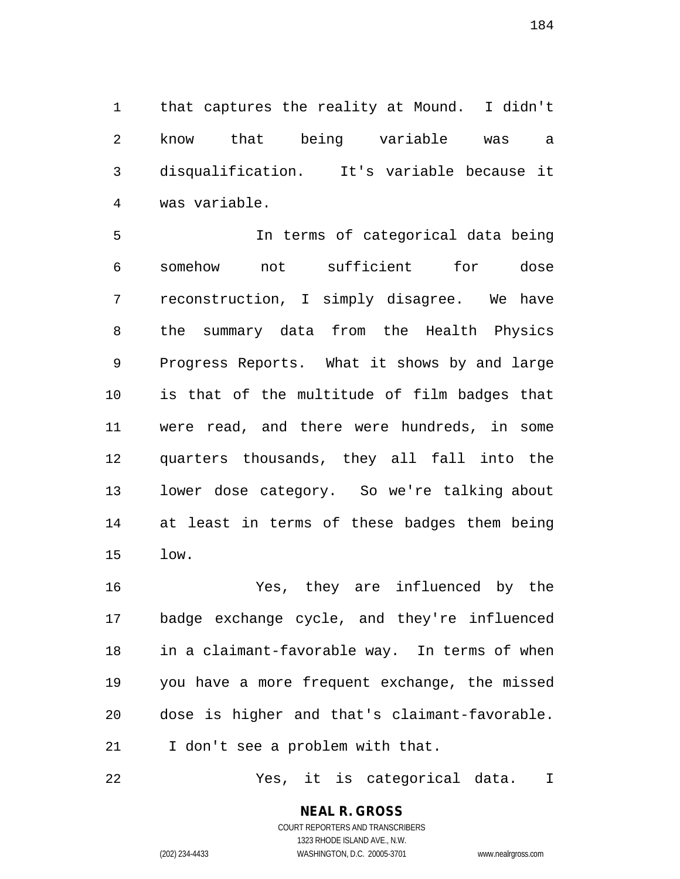that captures the reality at Mound. I didn't know that being variable was a disqualification. It's variable because it was variable.

In terms of categorical data being somehow not sufficient for dose reconstruction, I simply disagree. We have the summary data from the Health Physics Progress Reports. What it shows by and large is that of the multitude of film badges that were read, and there were hundreds, in some quarters thousands, they all fall into the lower dose category. So we're talking about at least in terms of these badges them being low.

Yes, they are influenced by the badge exchange cycle, and they're influenced in a claimant-favorable way. In terms of when you have a more frequent exchange, the missed dose is higher and that's claimant-favorable. I don't see a problem with that.

Yes, it is categorical data. I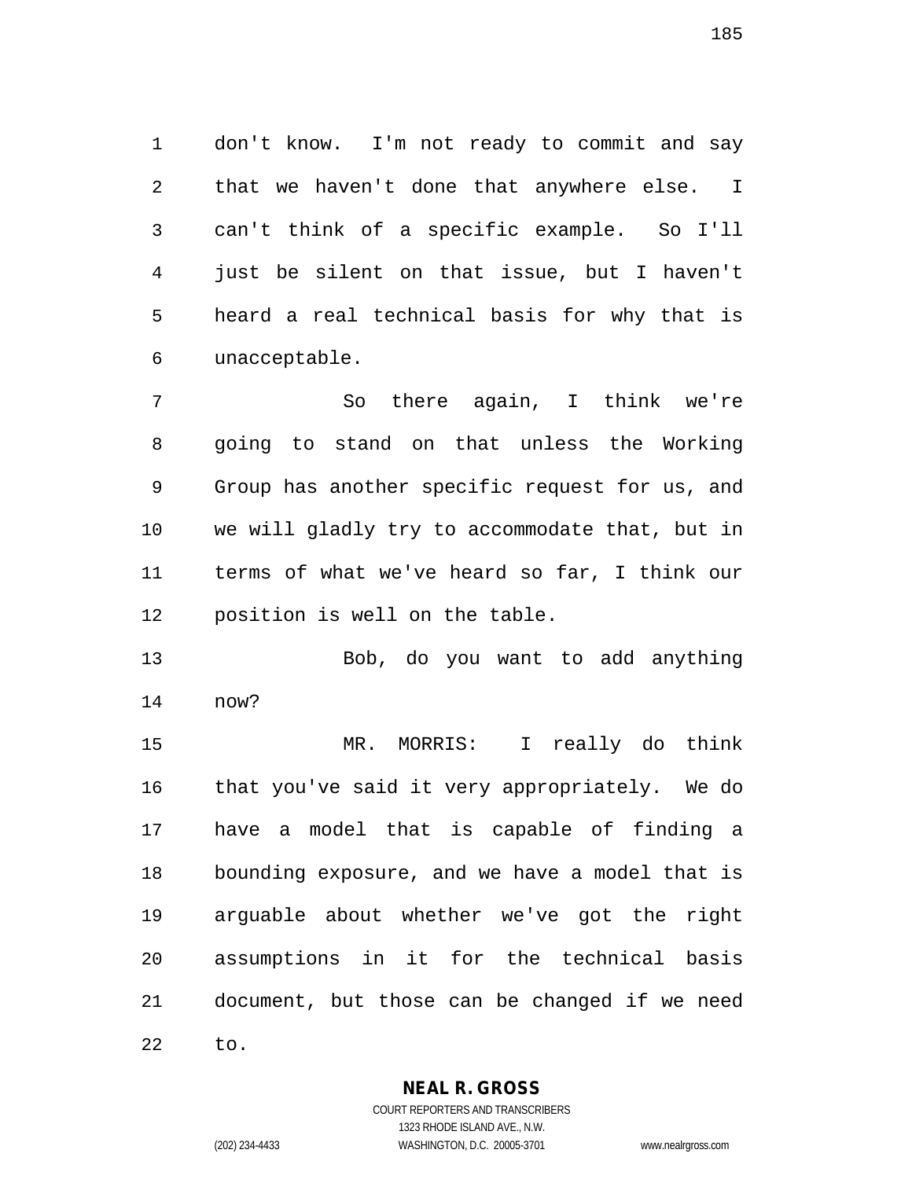don't know. I'm not ready to commit and say that we haven't done that anywhere else. I can't think of a specific example. So I'll just be silent on that issue, but I haven't heard a real technical basis for why that is unacceptable.

So there again, I think we're going to stand on that unless the Working Group has another specific request for us, and we will gladly try to accommodate that, but in terms of what we've heard so far, I think our position is well on the table.

Bob, do you want to add anything now?

MR. MORRIS: I really do think that you've said it very appropriately. We do have a model that is capable of finding a bounding exposure, and we have a model that is arguable about whether we've got the right assumptions in it for the technical basis document, but those can be changed if we need to.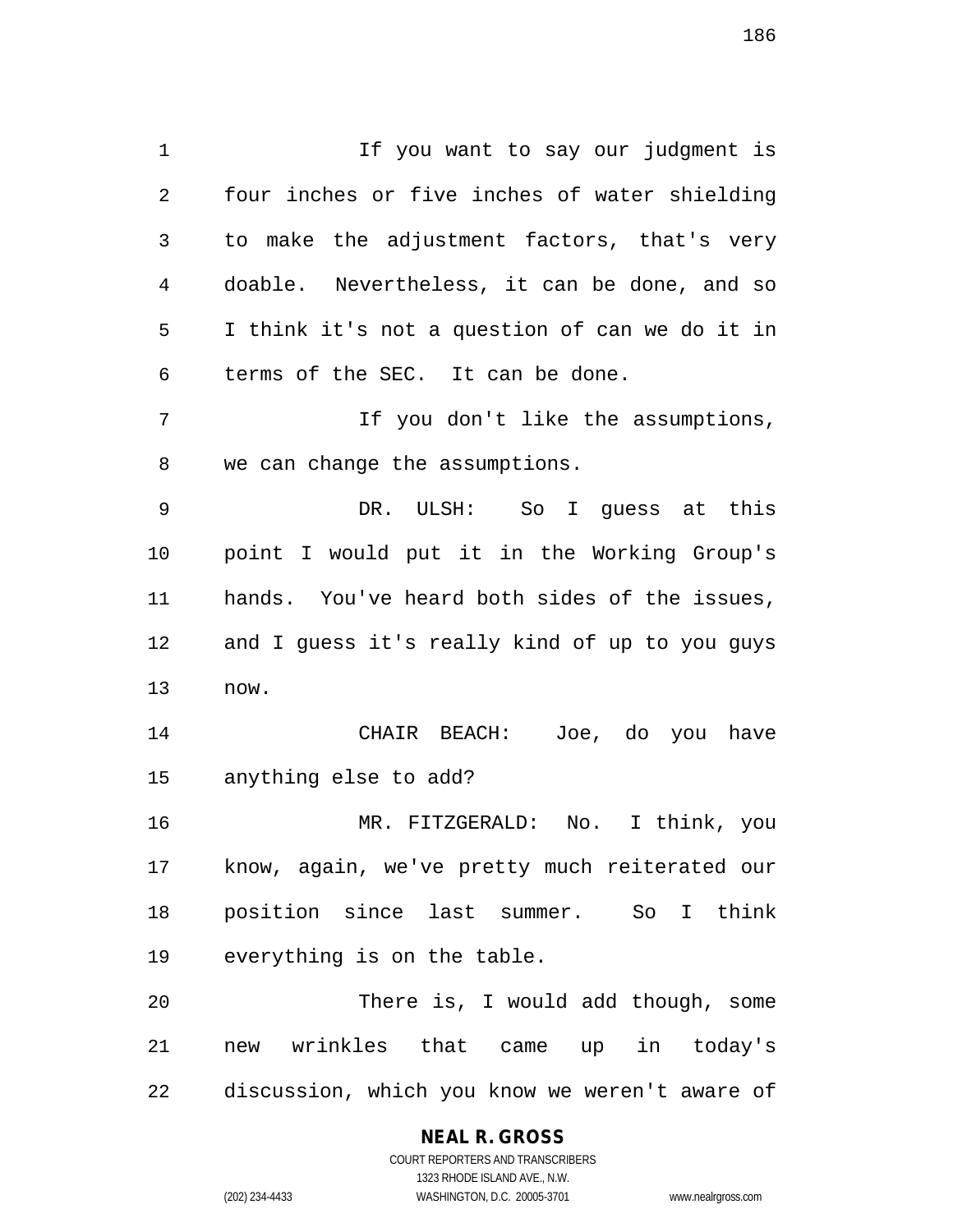If you want to say our judgment is four inches or five inches of water shielding to make the adjustment factors, that's very doable. Nevertheless, it can be done, and so I think it's not a question of can we do it in terms of the SEC. It can be done.

If you don't like the assumptions, we can change the assumptions.

DR. ULSH: So I guess at this point I would put it in the Working Group's hands. You've heard both sides of the issues, and I guess it's really kind of up to you guys now.

CHAIR BEACH: Joe, do you have anything else to add?

MR. FITZGERALD: No. I think, you know, again, we've pretty much reiterated our position since last summer. So I think everything is on the table.

There is, I would add though, some new wrinkles that came up in today's discussion, which you know we weren't aware of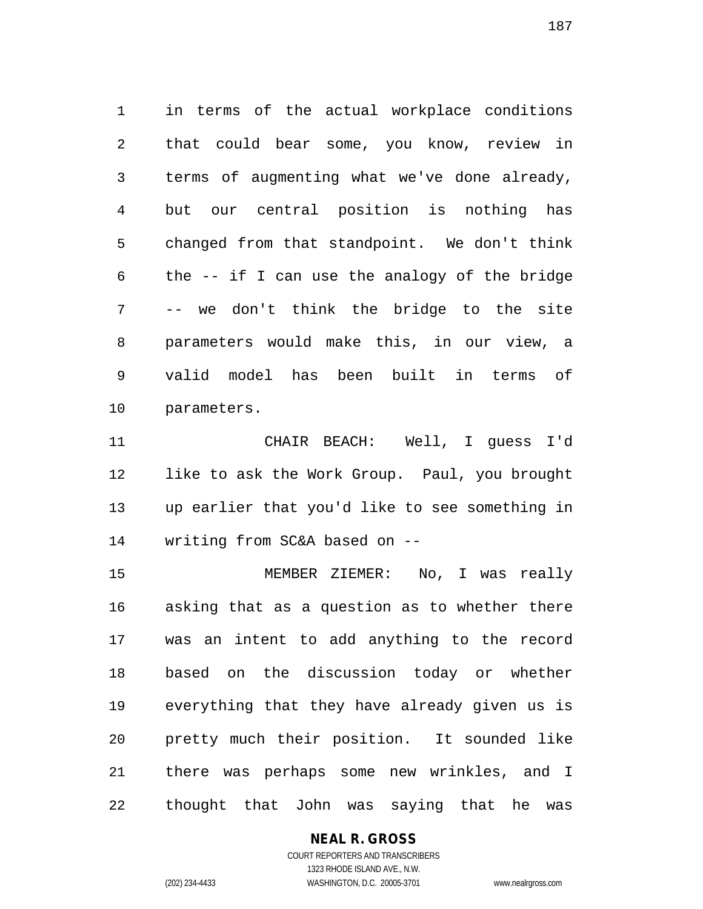in terms of the actual workplace conditions that could bear some, you know, review in terms of augmenting what we've done already, but our central position is nothing has changed from that standpoint. We don't think the -- if I can use the analogy of the bridge -- we don't think the bridge to the site parameters would make this, in our view, a valid model has been built in terms of parameters.

CHAIR BEACH: Well, I guess I'd like to ask the Work Group. Paul, you brought up earlier that you'd like to see something in writing from SC&A based on --

MEMBER ZIEMER: No, I was really asking that as a question as to whether there was an intent to add anything to the record based on the discussion today or whether everything that they have already given us is pretty much their position. It sounded like there was perhaps some new wrinkles, and I thought that John was saying that he was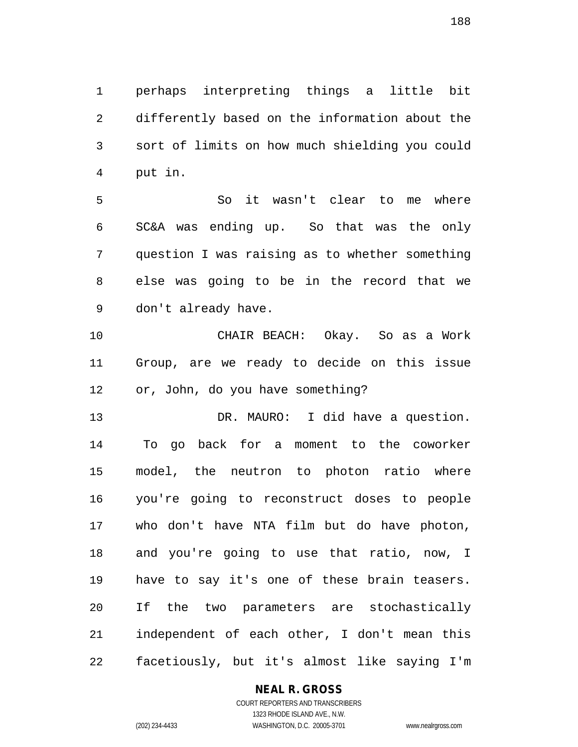perhaps interpreting things a little bit differently based on the information about the sort of limits on how much shielding you could put in.

So it wasn't clear to me where SC&A was ending up. So that was the only question I was raising as to whether something else was going to be in the record that we don't already have.

CHAIR BEACH: Okay. So as a Work Group, are we ready to decide on this issue or, John, do you have something?

DR. MAURO: I did have a question. To go back for a moment to the coworker model, the neutron to photon ratio where you're going to reconstruct doses to people who don't have NTA film but do have photon, and you're going to use that ratio, now, I have to say it's one of these brain teasers. If the two parameters are stochastically independent of each other, I don't mean this facetiously, but it's almost like saying I'm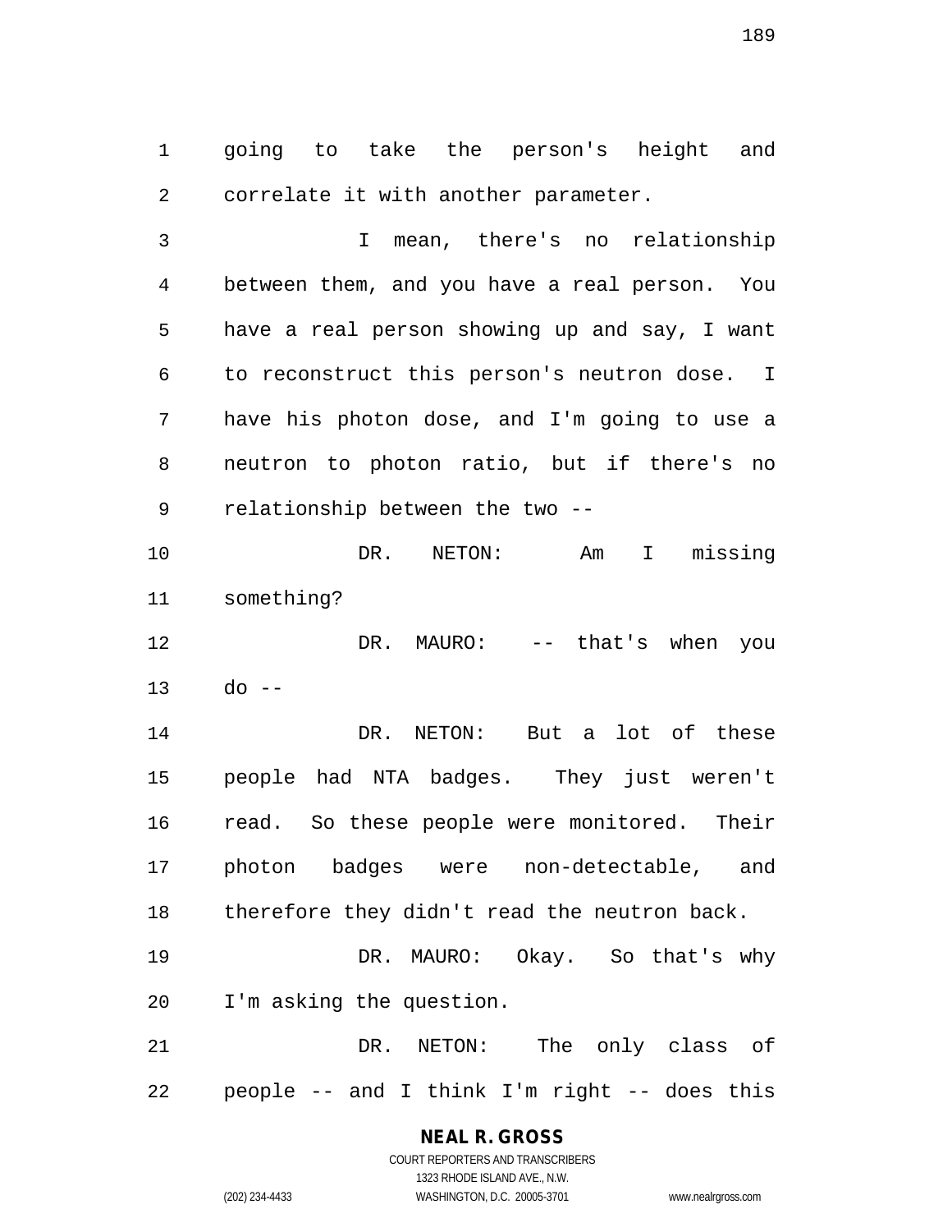going to take the person's height and correlate it with another parameter.

I mean, there's no relationship between them, and you have a real person. You have a real person showing up and say, I want to reconstruct this person's neutron dose. I have his photon dose, and I'm going to use a neutron to photon ratio, but if there's no relationship between the two --

DR. NETON: Am I missing something?

DR. MAURO: -- that's when you do --

DR. NETON: But a lot of these people had NTA badges. They just weren't read. So these people were monitored. Their photon badges were non-detectable, and therefore they didn't read the neutron back.

DR. MAURO: Okay. So that's why I'm asking the question.

DR. NETON: The only class of people -- and I think I'm right -- does this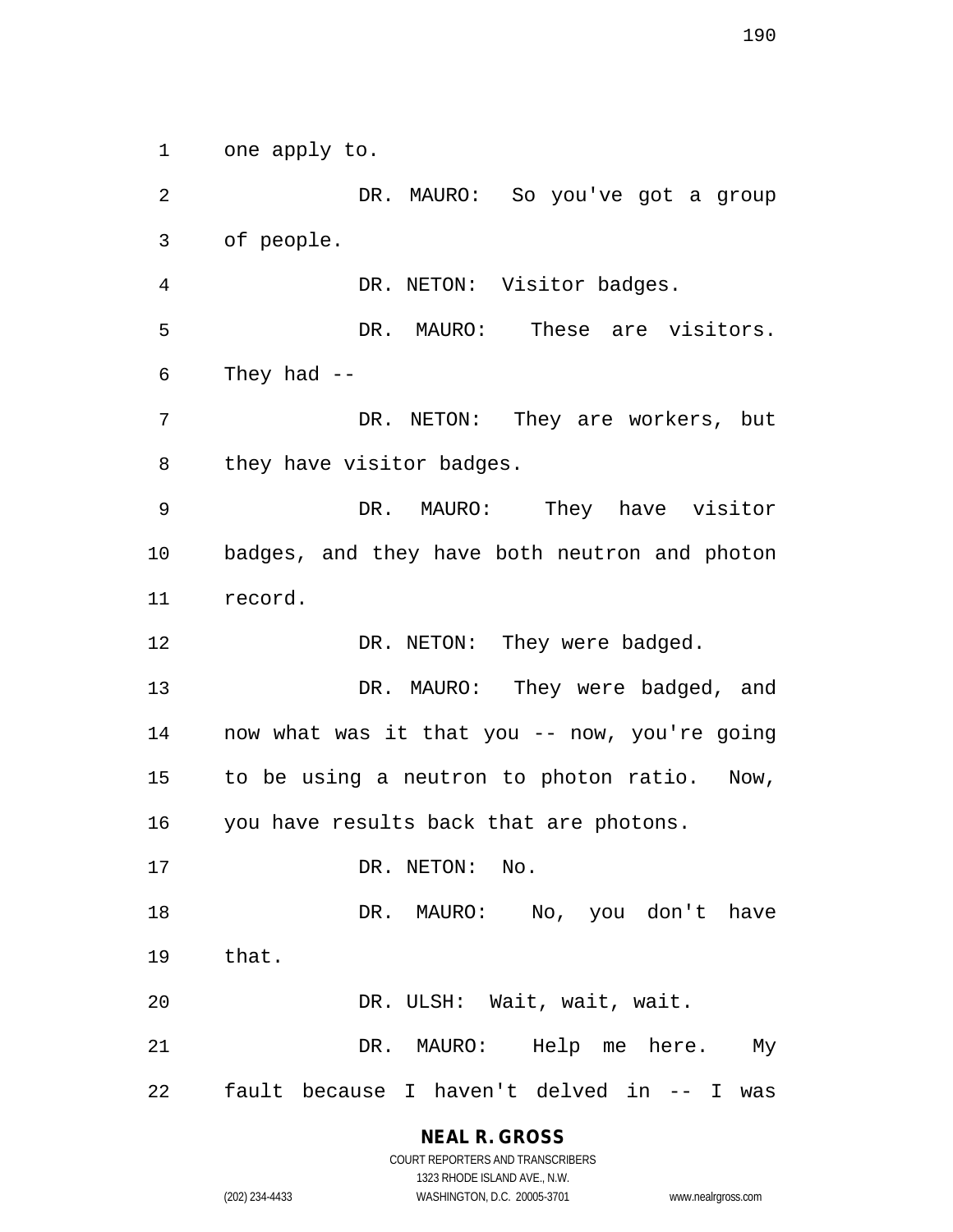one apply to.

DR. MAURO: So you've got a group of people.

DR. NETON: Visitor badges.

DR. MAURO: These are visitors. They had --

DR. NETON: They are workers, but they have visitor badges.

DR. MAURO: They have visitor badges, and they have both neutron and photon record.

DR. NETON: They were badged.

DR. MAURO: They were badged, and now what was it that you -- now, you're going to be using a neutron to photon ratio. Now, you have results back that are photons.

DR. NETON: No.

DR. MAURO: No, you don't have that.

DR. ULSH: Wait, wait, wait.

DR. MAURO: Help me here. My fault because I haven't delved in -- I was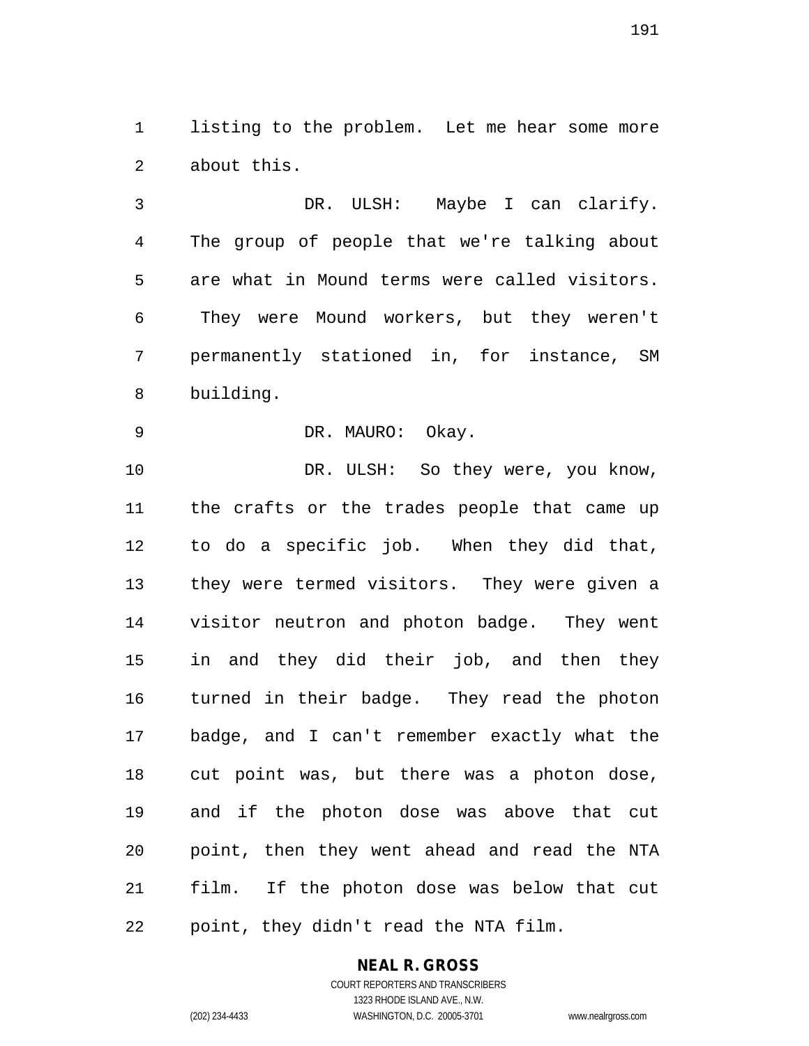listing to the problem. Let me hear some more about this.

DR. ULSH: Maybe I can clarify. The group of people that we're talking about are what in Mound terms were called visitors. They were Mound workers, but they weren't permanently stationed in, for instance, SM building.

DR. MAURO: Okay.

DR. ULSH: So they were, you know, the crafts or the trades people that came up to do a specific job. When they did that, they were termed visitors. They were given a visitor neutron and photon badge. They went in and they did their job, and then they turned in their badge. They read the photon badge, and I can't remember exactly what the cut point was, but there was a photon dose, and if the photon dose was above that cut point, then they went ahead and read the NTA film. If the photon dose was below that cut point, they didn't read the NTA film.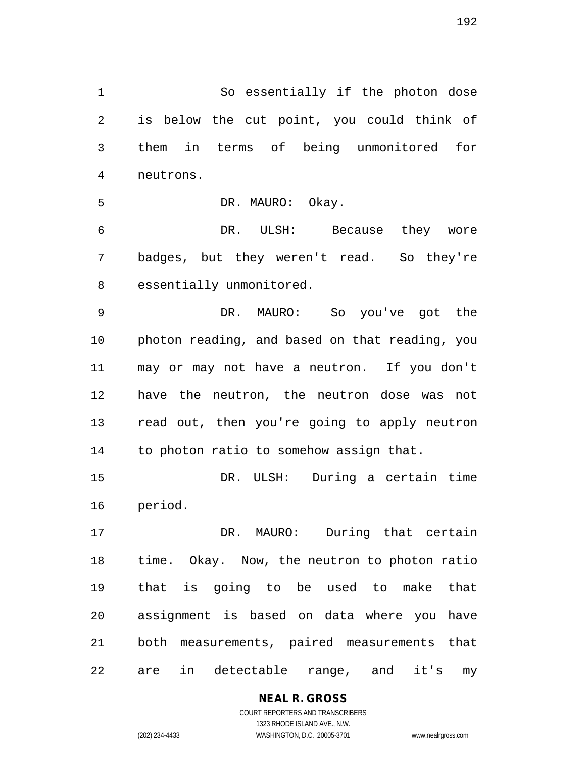So essentially if the photon dose is below the cut point, you could think of them in terms of being unmonitored for neutrons.

DR. MAURO: Okay.

DR. ULSH: Because they wore badges, but they weren't read. So they're essentially unmonitored.

DR. MAURO: So you've got the photon reading, and based on that reading, you may or may not have a neutron. If you don't have the neutron, the neutron dose was not read out, then you're going to apply neutron to photon ratio to somehow assign that.

DR. ULSH: During a certain time period.

DR. MAURO: During that certain time. Okay. Now, the neutron to photon ratio that is going to be used to make that assignment is based on data where you have both measurements, paired measurements that are in detectable range, and it's my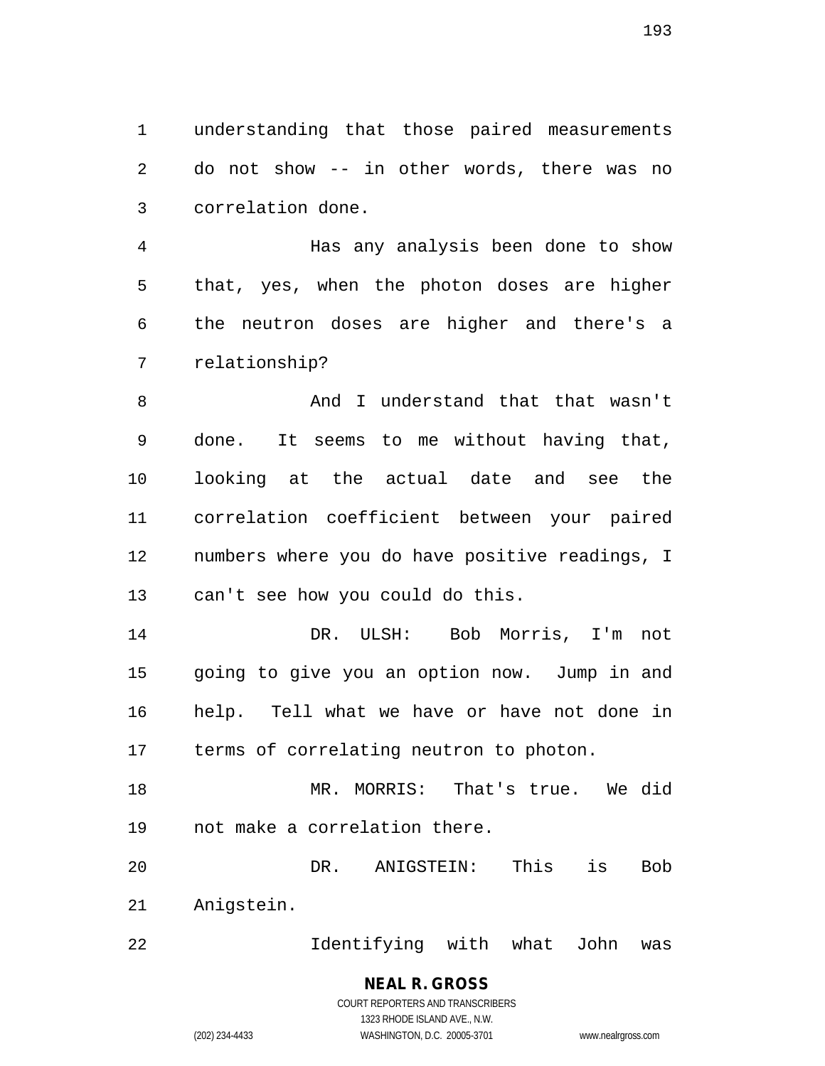understanding that those paired measurements do not show -- in other words, there was no correlation done.

Has any analysis been done to show that, yes, when the photon doses are higher the neutron doses are higher and there's a relationship?

And I understand that that wasn't done. It seems to me without having that, looking at the actual date and see the correlation coefficient between your paired numbers where you do have positive readings, I can't see how you could do this.

DR. ULSH: Bob Morris, I'm not going to give you an option now. Jump in and help. Tell what we have or have not done in terms of correlating neutron to photon.

MR. MORRIS: That's true. We did not make a correlation there.

DR. ANIGSTEIN: This is Bob Anigstein.

Identifying with what John was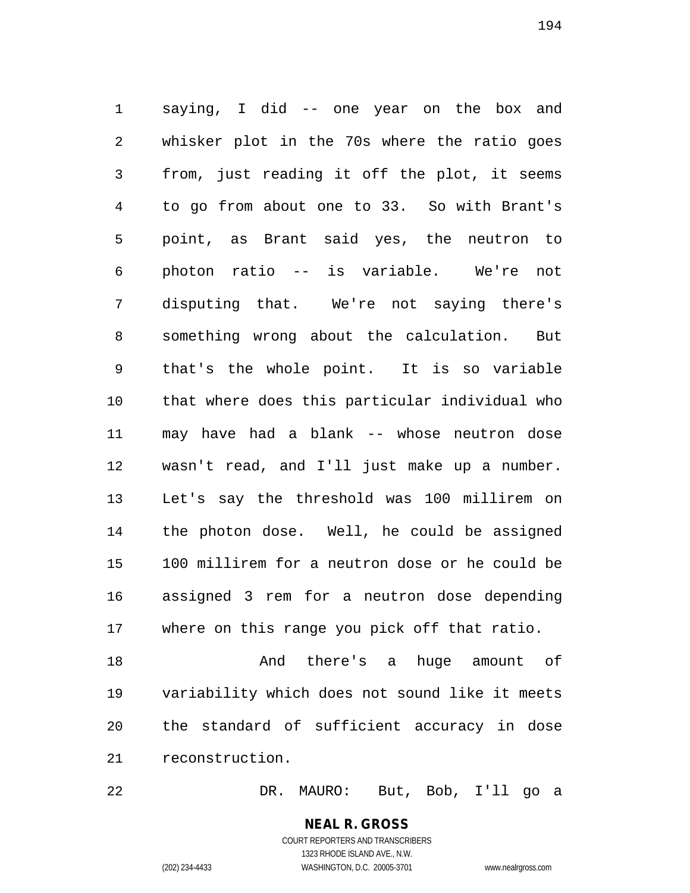saying, I did -- one year on the box and whisker plot in the 70s where the ratio goes from, just reading it off the plot, it seems to go from about one to 33. So with Brant's point, as Brant said yes, the neutron to photon ratio -- is variable. We're not disputing that. We're not saying there's something wrong about the calculation. But that's the whole point. It is so variable that where does this particular individual who may have had a blank -- whose neutron dose wasn't read, and I'll just make up a number. Let's say the threshold was 100 millirem on the photon dose. Well, he could be assigned 100 millirem for a neutron dose or he could be assigned 3 rem for a neutron dose depending where on this range you pick off that ratio.

And there's a huge amount of variability which does not sound like it meets the standard of sufficient accuracy in dose reconstruction.

DR. MAURO: But, Bob, I'll go a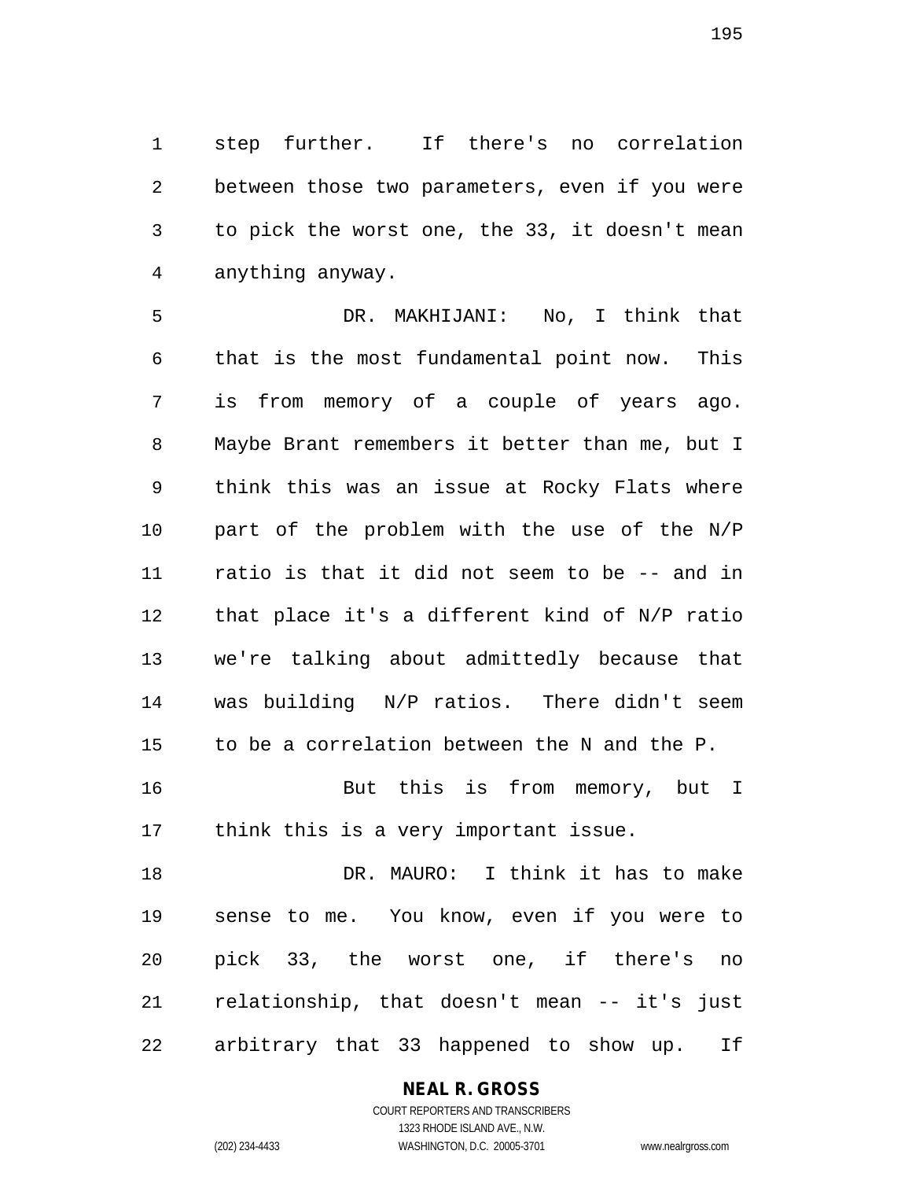step further. If there's no correlation between those two parameters, even if you were to pick the worst one, the 33, it doesn't mean anything anyway.

DR. MAKHIJANI: No, I think that that is the most fundamental point now. This is from memory of a couple of years ago. Maybe Brant remembers it better than me, but I think this was an issue at Rocky Flats where part of the problem with the use of the N/P ratio is that it did not seem to be -- and in that place it's a different kind of N/P ratio we're talking about admittedly because that was building N/P ratios. There didn't seem to be a correlation between the N and the P.

But this is from memory, but I think this is a very important issue.

DR. MAURO: I think it has to make sense to me. You know, even if you were to pick 33, the worst one, if there's no relationship, that doesn't mean -- it's just arbitrary that 33 happened to show up. If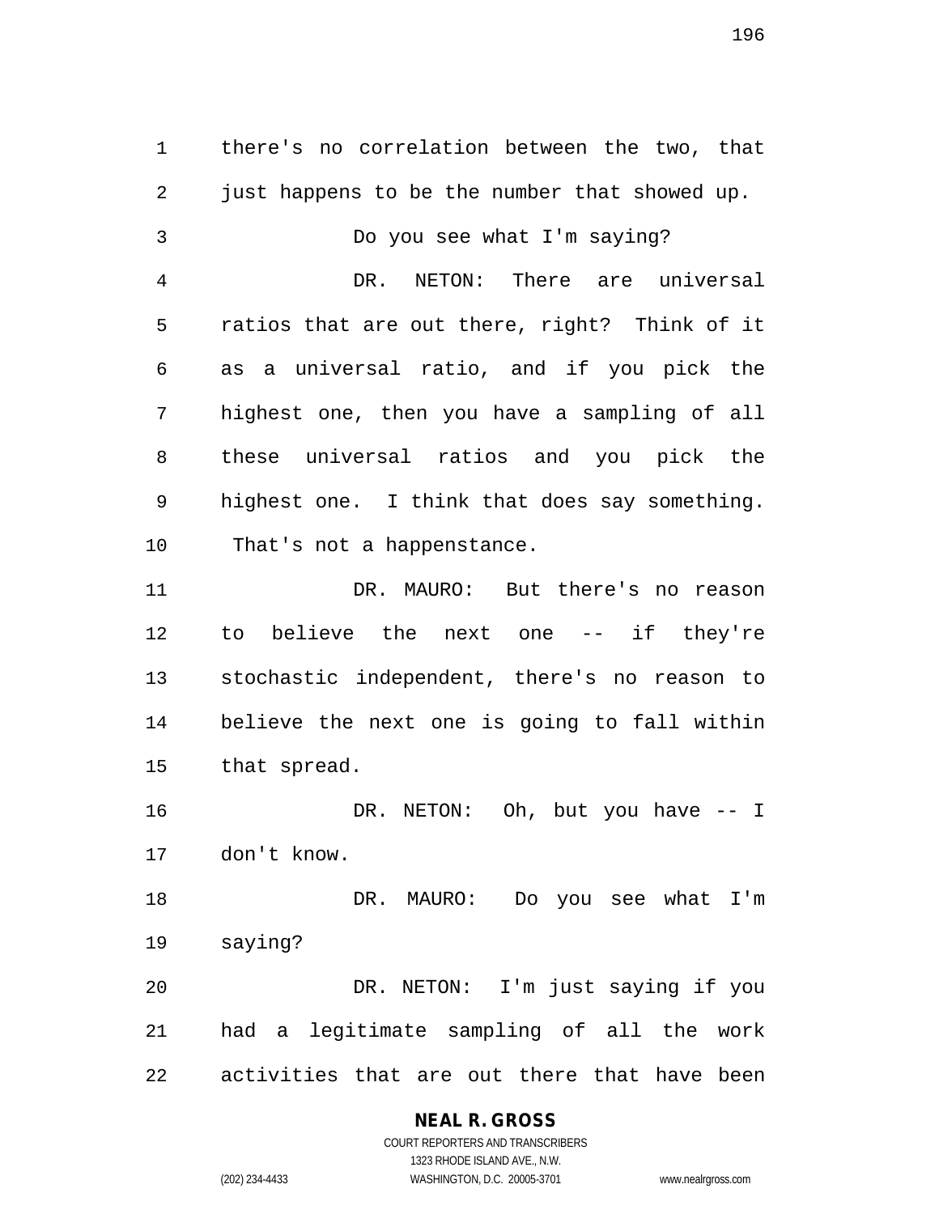there's no correlation between the two, that just happens to be the number that showed up.

Do you see what I'm saying?

DR. NETON: There are universal ratios that are out there, right? Think of it as a universal ratio, and if you pick the highest one, then you have a sampling of all these universal ratios and you pick the highest one. I think that does say something. That's not a happenstance.

DR. MAURO: But there's no reason to believe the next one -- if they're stochastic independent, there's no reason to believe the next one is going to fall within that spread.

DR. NETON: Oh, but you have -- I don't know.

DR. MAURO: Do you see what I'm saying?

DR. NETON: I'm just saying if you had a legitimate sampling of all the work activities that are out there that have been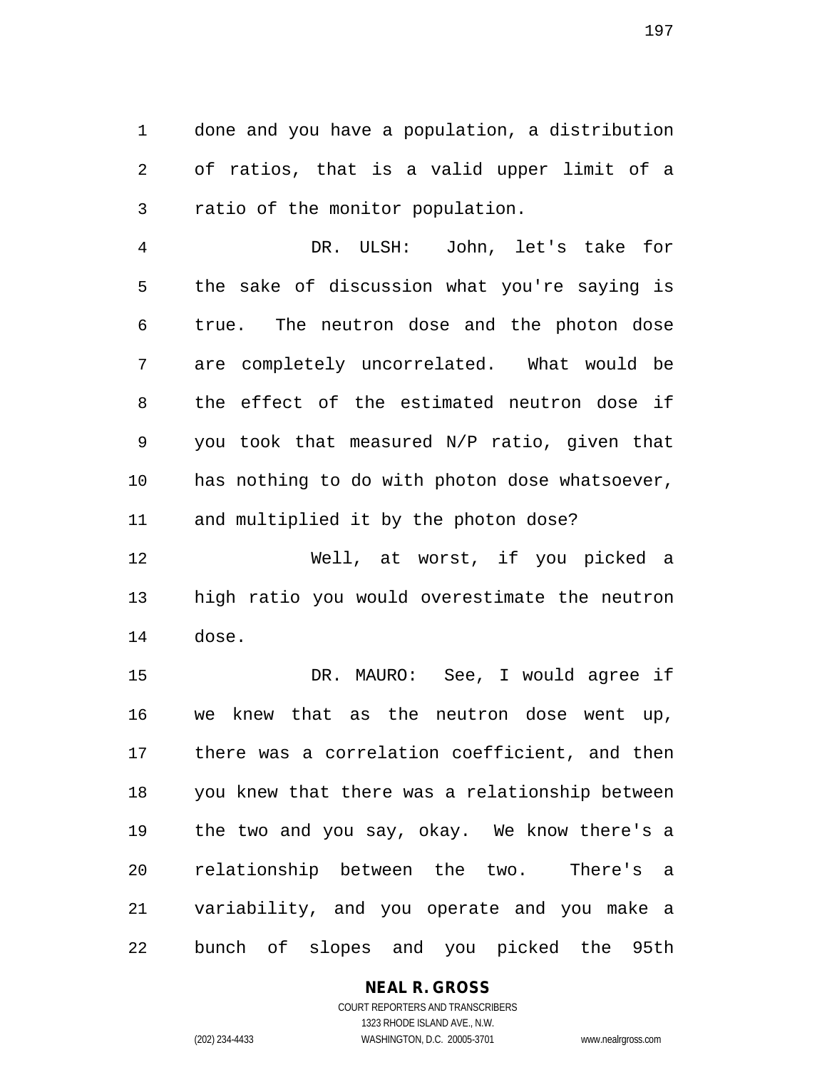done and you have a population, a distribution of ratios, that is a valid upper limit of a ratio of the monitor population.

DR. ULSH: John, let's take for the sake of discussion what you're saying is true. The neutron dose and the photon dose are completely uncorrelated. What would be the effect of the estimated neutron dose if you took that measured N/P ratio, given that has nothing to do with photon dose whatsoever, and multiplied it by the photon dose?

Well, at worst, if you picked a high ratio you would overestimate the neutron dose.

DR. MAURO: See, I would agree if we knew that as the neutron dose went up, there was a correlation coefficient, and then you knew that there was a relationship between the two and you say, okay. We know there's a relationship between the two. There's a variability, and you operate and you make a bunch of slopes and you picked the 95th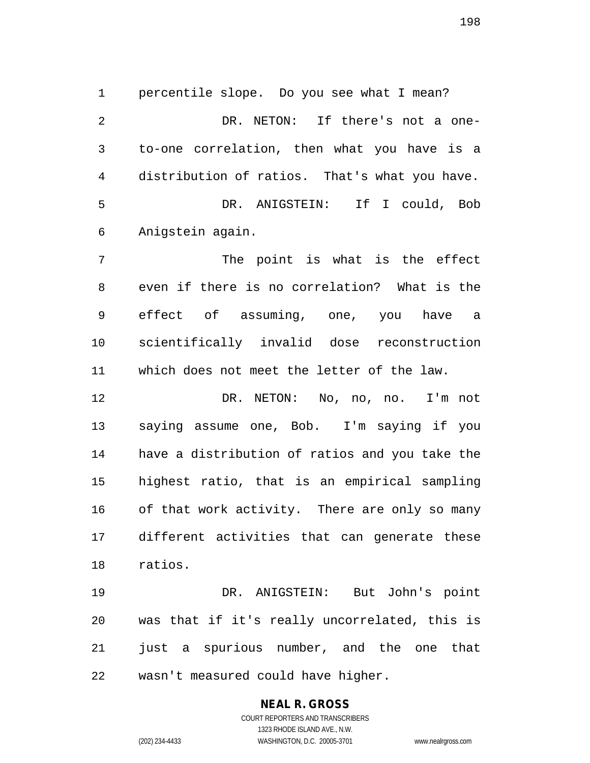percentile slope. Do you see what I mean?

DR. NETON: If there's not a one-to-one correlation, then what you have is a distribution of ratios. That's what you have.

DR. ANIGSTEIN: If I could, Bob Anigstein again.

The point is what is the effect even if there is no correlation? What is the effect of assuming, one, you have a scientifically invalid dose reconstruction which does not meet the letter of the law.

DR. NETON: No, no, no. I'm not saying assume one, Bob. I'm saying if you have a distribution of ratios and you take the highest ratio, that is an empirical sampling of that work activity. There are only so many different activities that can generate these ratios.

DR. ANIGSTEIN: But John's point was that if it's really uncorrelated, this is just a spurious number, and the one that wasn't measured could have higher.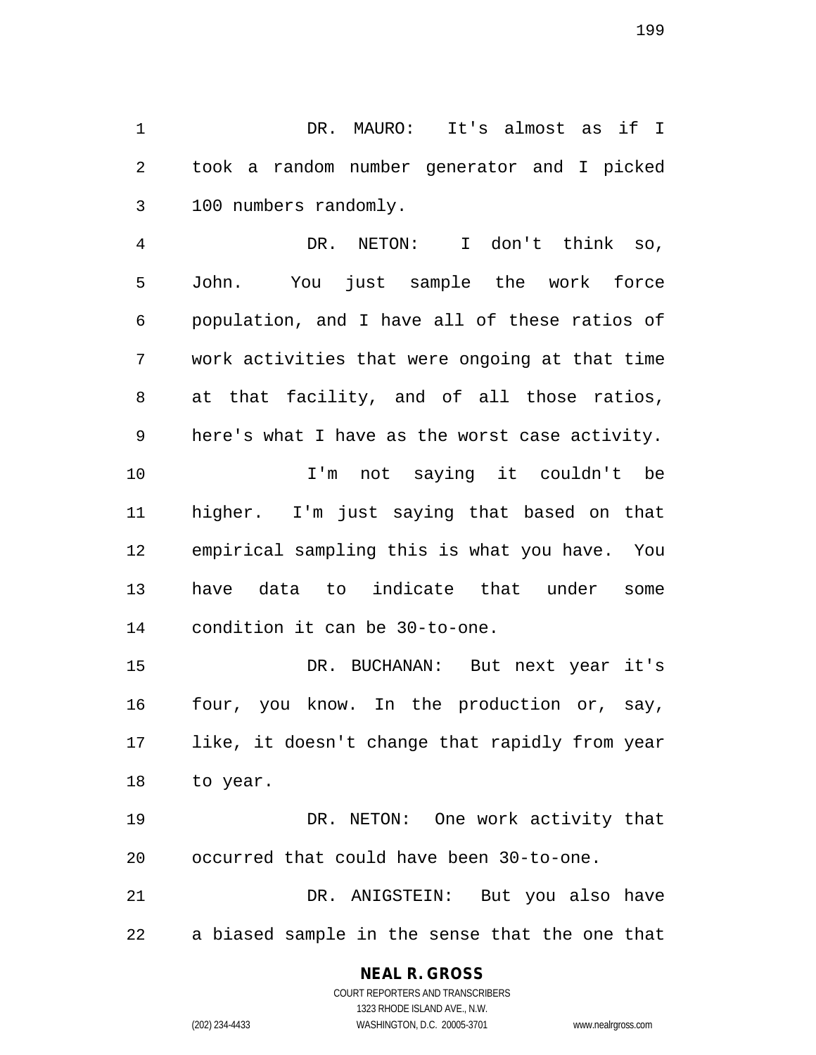DR. MAURO: It's almost as if I took a random number generator and I picked 100 numbers randomly.

DR. NETON: I don't think so, John. You just sample the work force population, and I have all of these ratios of work activities that were ongoing at that time at that facility, and of all those ratios, here's what I have as the worst case activity.

I'm not saying it couldn't be higher. I'm just saying that based on that empirical sampling this is what you have. You have data to indicate that under some condition it can be 30-to-one.

DR. BUCHANAN: But next year it's four, you know. In the production or, say, like, it doesn't change that rapidly from year to year.

DR. NETON: One work activity that occurred that could have been 30-to-one.

DR. ANIGSTEIN: But you also have a biased sample in the sense that the one that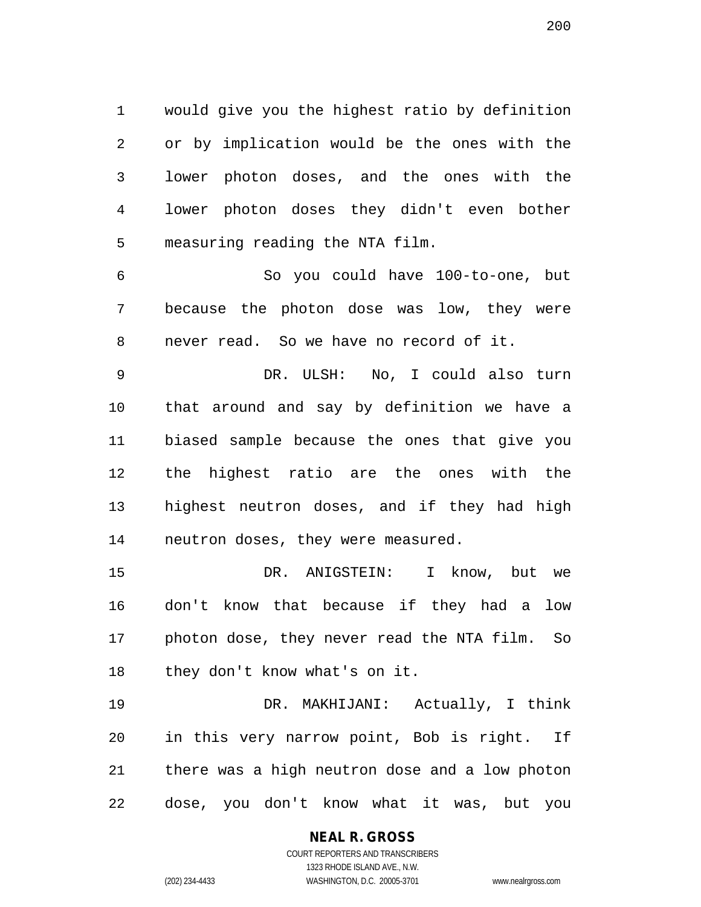would give you the highest ratio by definition or by implication would be the ones with the lower photon doses, and the ones with the lower photon doses they didn't even bother measuring reading the NTA film.

So you could have 100-to-one, but because the photon dose was low, they were never read. So we have no record of it.

DR. ULSH: No, I could also turn that around and say by definition we have a biased sample because the ones that give you the highest ratio are the ones with the highest neutron doses, and if they had high neutron doses, they were measured.

DR. ANIGSTEIN: I know, but we don't know that because if they had a low photon dose, they never read the NTA film. So they don't know what's on it.

DR. MAKHIJANI: Actually, I think in this very narrow point, Bob is right. If there was a high neutron dose and a low photon dose, you don't know what it was, but you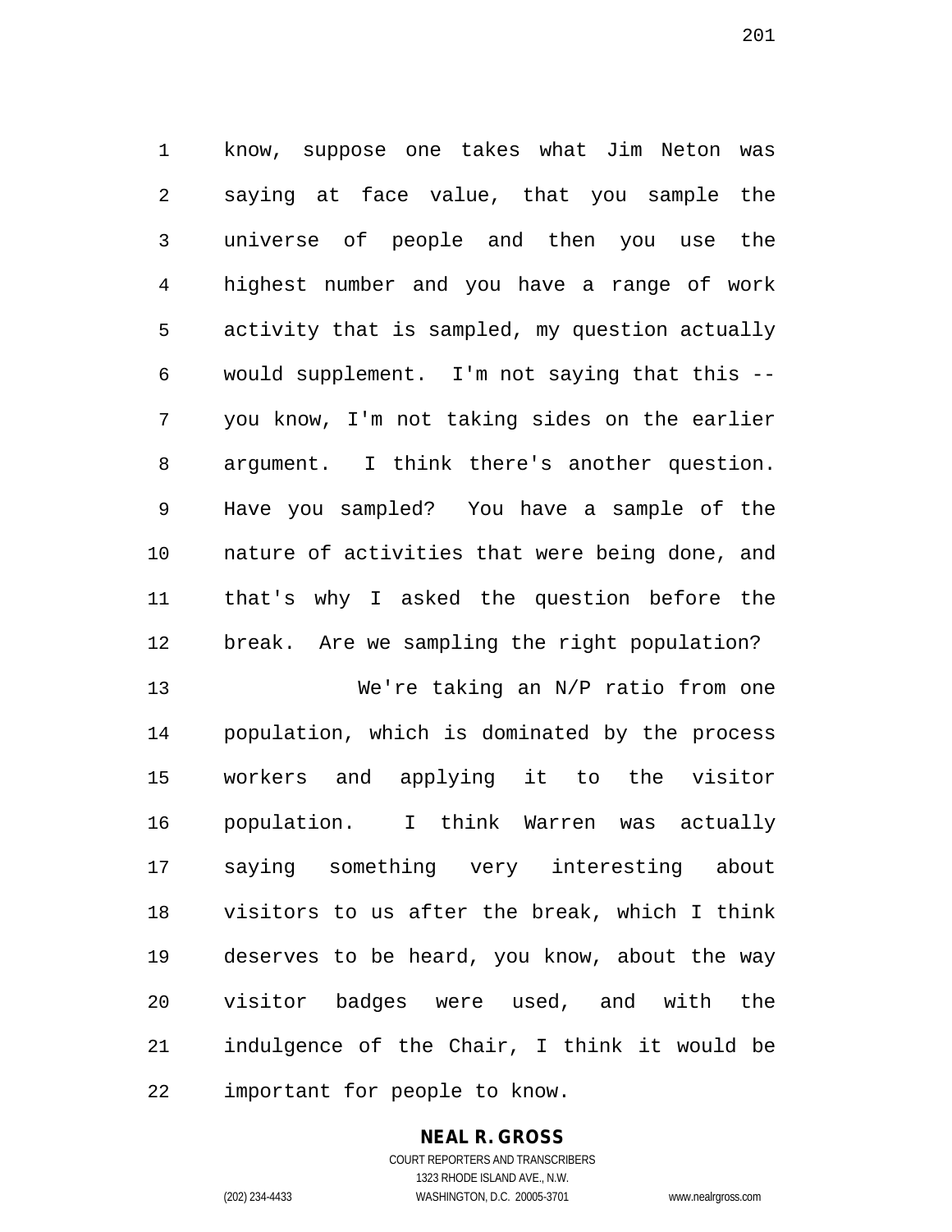know, suppose one takes what Jim Neton was saying at face value, that you sample the universe of people and then you use the highest number and you have a range of work activity that is sampled, my question actually would supplement. I'm not saying that this -- you know, I'm not taking sides on the earlier argument. I think there's another question. Have you sampled? You have a sample of the nature of activities that were being done, and that's why I asked the question before the break. Are we sampling the right population?

We're taking an N/P ratio from one population, which is dominated by the process workers and applying it to the visitor population. I think Warren was actually saying something very interesting about visitors to us after the break, which I think deserves to be heard, you know, about the way visitor badges were used, and with the indulgence of the Chair, I think it would be important for people to know.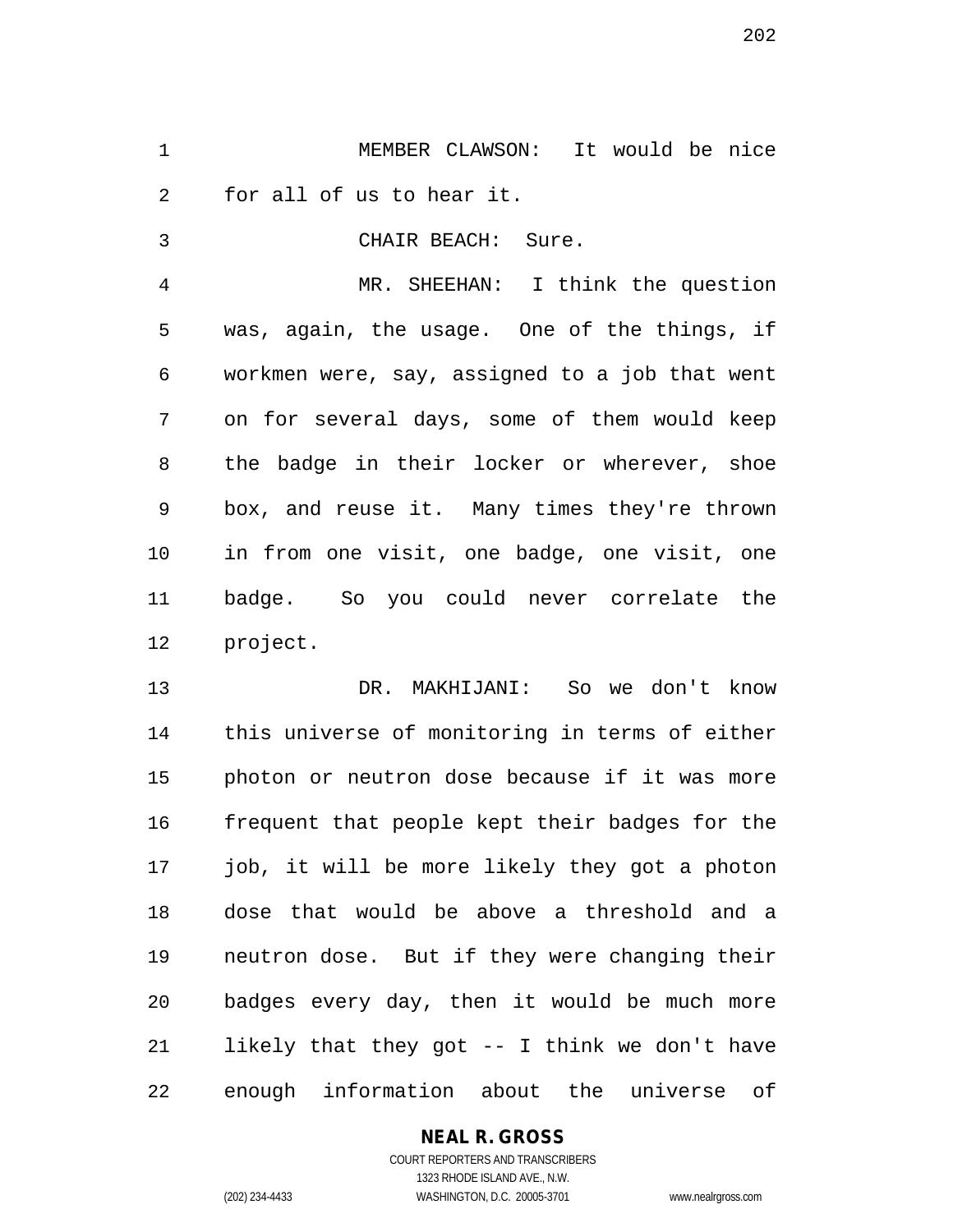MEMBER CLAWSON: It would be nice for all of us to hear it.

CHAIR BEACH: Sure.

MR. SHEEHAN: I think the question was, again, the usage. One of the things, if workmen were, say, assigned to a job that went on for several days, some of them would keep the badge in their locker or wherever, shoe box, and reuse it. Many times they're thrown in from one visit, one badge, one visit, one badge. So you could never correlate the project.

DR. MAKHIJANI: So we don't know this universe of monitoring in terms of either photon or neutron dose because if it was more frequent that people kept their badges for the job, it will be more likely they got a photon dose that would be above a threshold and a neutron dose. But if they were changing their badges every day, then it would be much more likely that they got -- I think we don't have enough information about the universe of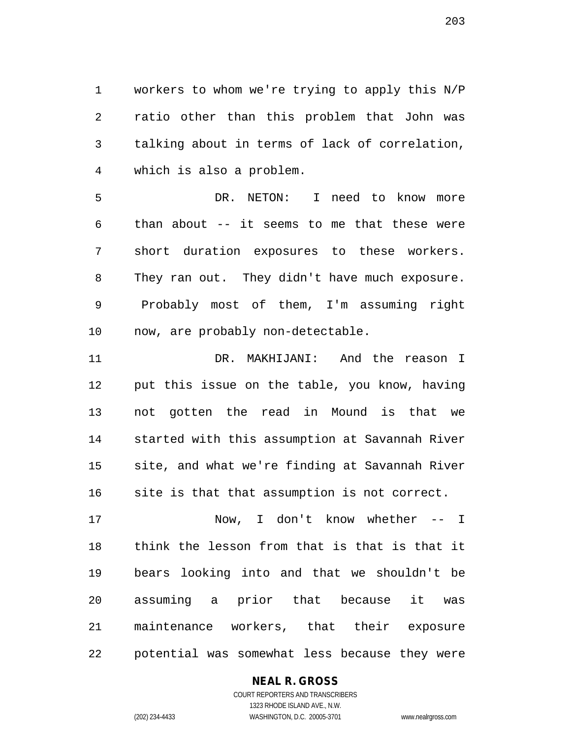workers to whom we're trying to apply this N/P ratio other than this problem that John was talking about in terms of lack of correlation, which is also a problem.

DR. NETON: I need to know more than about -- it seems to me that these were short duration exposures to these workers. They ran out. They didn't have much exposure. Probably most of them, I'm assuming right now, are probably non-detectable.

DR. MAKHIJANI: And the reason I put this issue on the table, you know, having not gotten the read in Mound is that we started with this assumption at Savannah River site, and what we're finding at Savannah River site is that that assumption is not correct.

Now, I don't know whether -- I think the lesson from that is that is that it bears looking into and that we shouldn't be assuming a prior that because it was maintenance workers, that their exposure potential was somewhat less because they were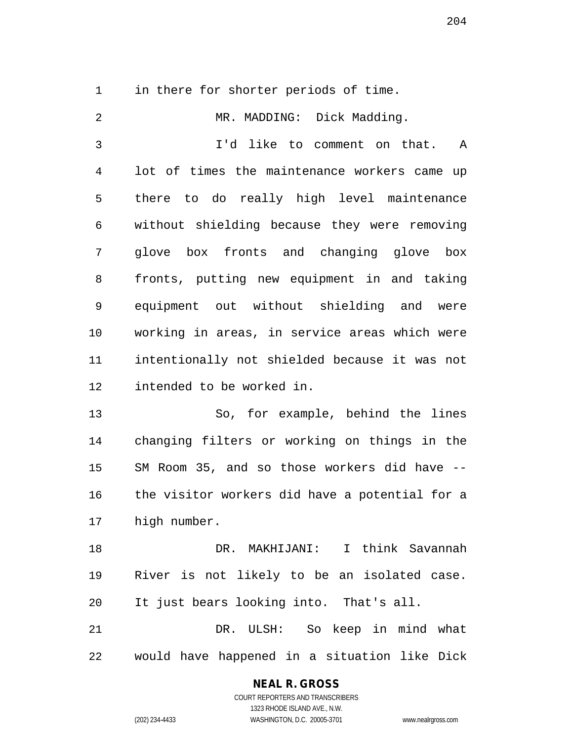in there for shorter periods of time.

MR. MADDING: Dick Madding.

I'd like to comment on that. A lot of times the maintenance workers came up there to do really high level maintenance without shielding because they were removing glove box fronts and changing glove box fronts, putting new equipment in and taking equipment out without shielding and were working in areas, in service areas which were intentionally not shielded because it was not intended to be worked in.

So, for example, behind the lines changing filters or working on things in the SM Room 35, and so those workers did have -- the visitor workers did have a potential for a high number.

DR. MAKHIJANI: I think Savannah River is not likely to be an isolated case. It just bears looking into. That's all.

DR. ULSH: So keep in mind what would have happened in a situation like Dick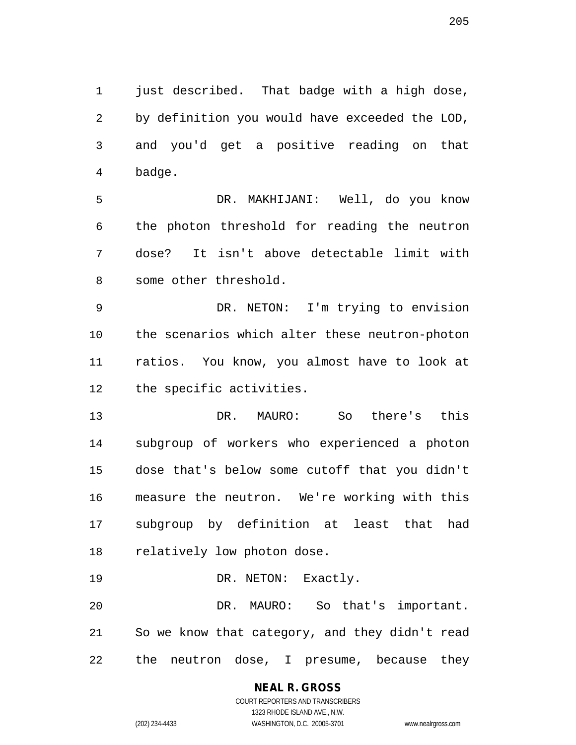just described. That badge with a high dose, by definition you would have exceeded the LOD, and you'd get a positive reading on that badge.

DR. MAKHIJANI: Well, do you know the photon threshold for reading the neutron dose? It isn't above detectable limit with some other threshold.

DR. NETON: I'm trying to envision the scenarios which alter these neutron-photon ratios. You know, you almost have to look at the specific activities.

DR. MAURO: So there's this subgroup of workers who experienced a photon dose that's below some cutoff that you didn't measure the neutron. We're working with this subgroup by definition at least that had relatively low photon dose.

DR. NETON: Exactly.

DR. MAURO: So that's important. So we know that category, and they didn't read the neutron dose, I presume, because they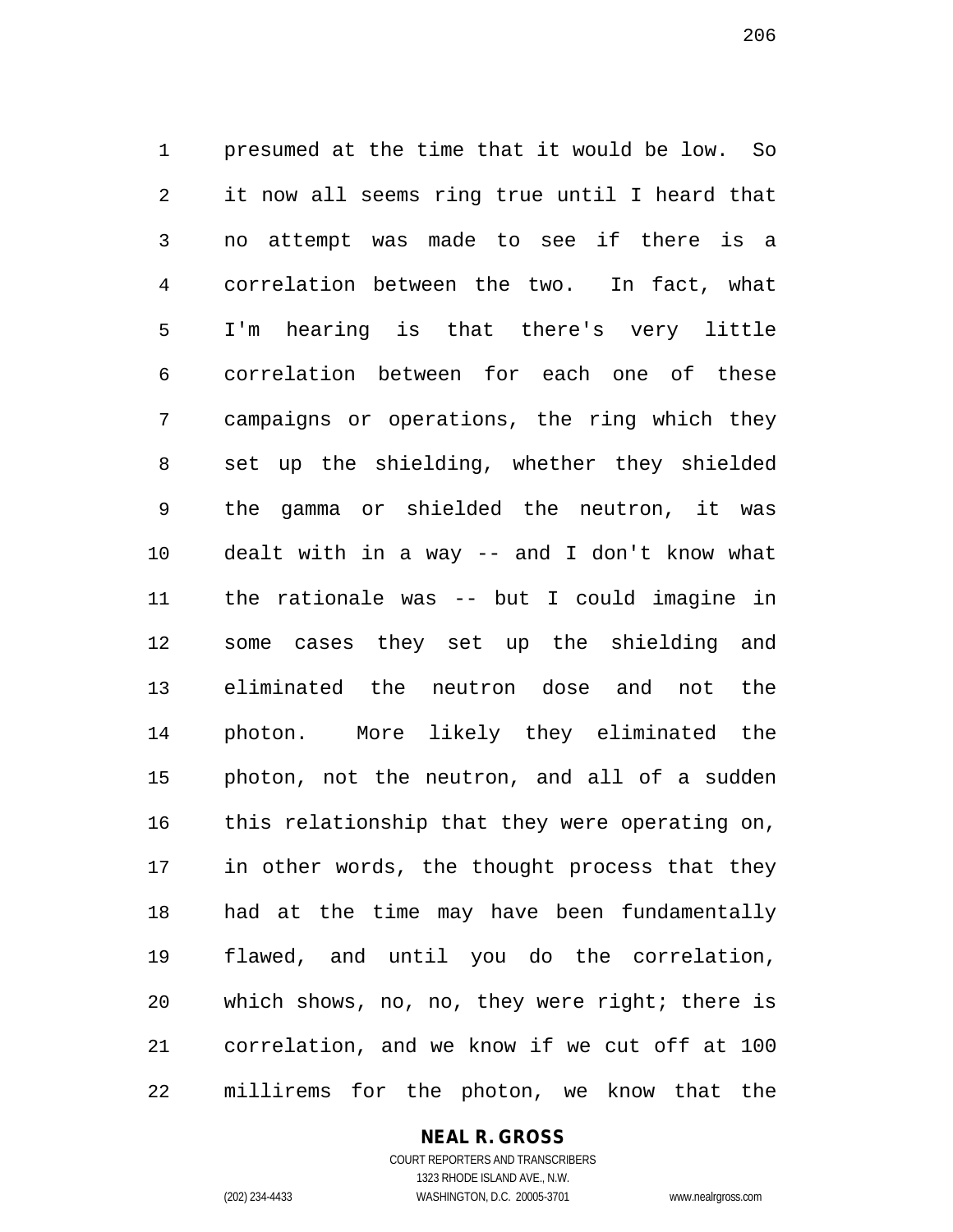presumed at the time that it would be low. So it now all seems ring true until I heard that no attempt was made to see if there is a correlation between the two. In fact, what I'm hearing is that there's very little correlation between for each one of these campaigns or operations, the ring which they set up the shielding, whether they shielded the gamma or shielded the neutron, it was dealt with in a way -- and I don't know what the rationale was -- but I could imagine in some cases they set up the shielding and eliminated the neutron dose and not the photon. More likely they eliminated the photon, not the neutron, and all of a sudden this relationship that they were operating on, in other words, the thought process that they had at the time may have been fundamentally flawed, and until you do the correlation, which shows, no, no, they were right; there is correlation, and we know if we cut off at 100 millirems for the photon, we know that the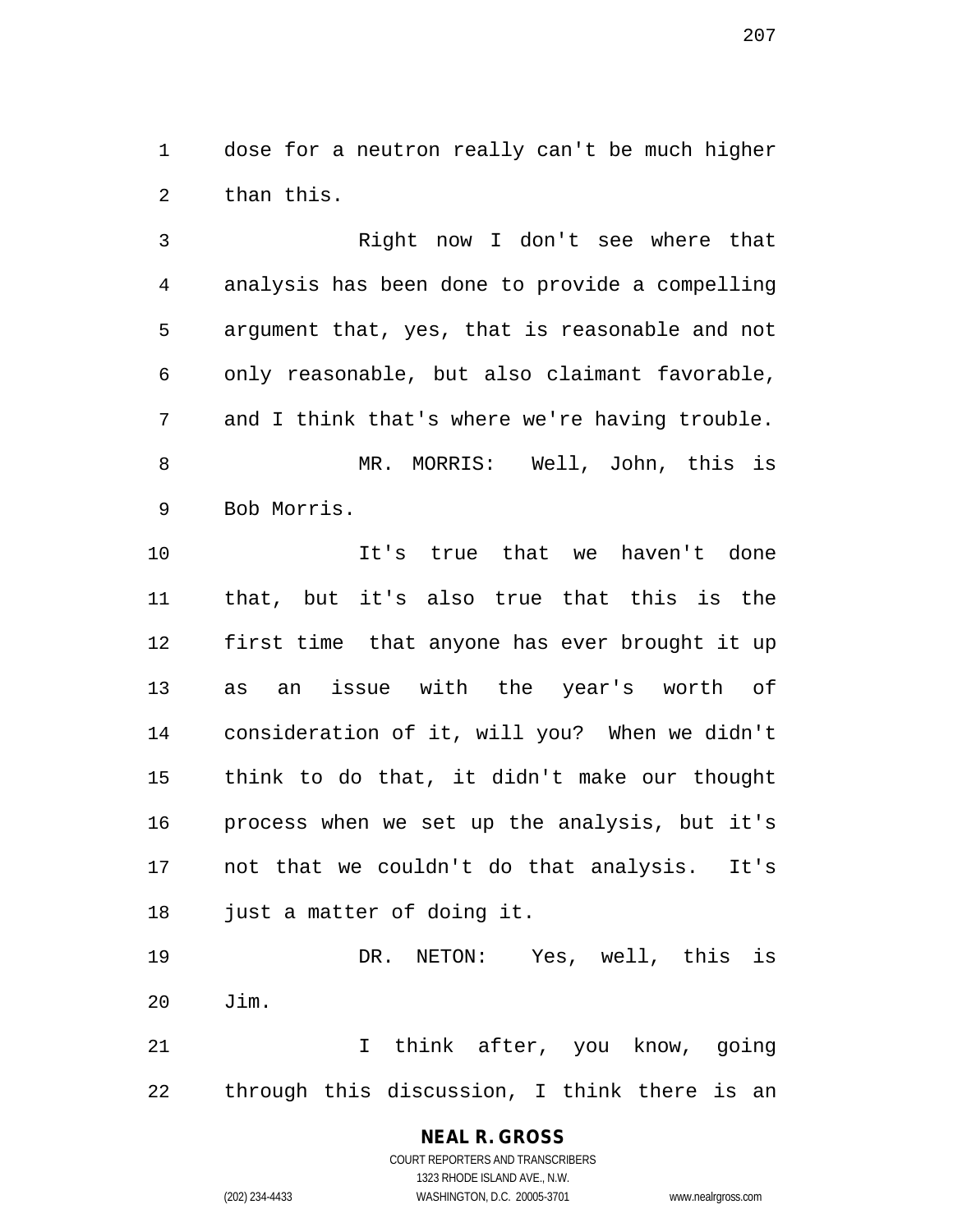dose for a neutron really can't be much higher than this.

Right now I don't see where that analysis has been done to provide a compelling argument that, yes, that is reasonable and not only reasonable, but also claimant favorable, and I think that's where we're having trouble.

MR. MORRIS: Well, John, this is Bob Morris.

It's true that we haven't done that, but it's also true that this is the first time anyone has ever brought it up as an issue with the year's worth of consideration of it, will you? When we didn't think to do that, it didn't make our thought process when we set up the analysis, but it's not that we couldn't do that analysis. It's just a matter of doing it.

DR. NETON: Yes, well, this is Jim.

I think after, you know, going through this discussion, I think there is an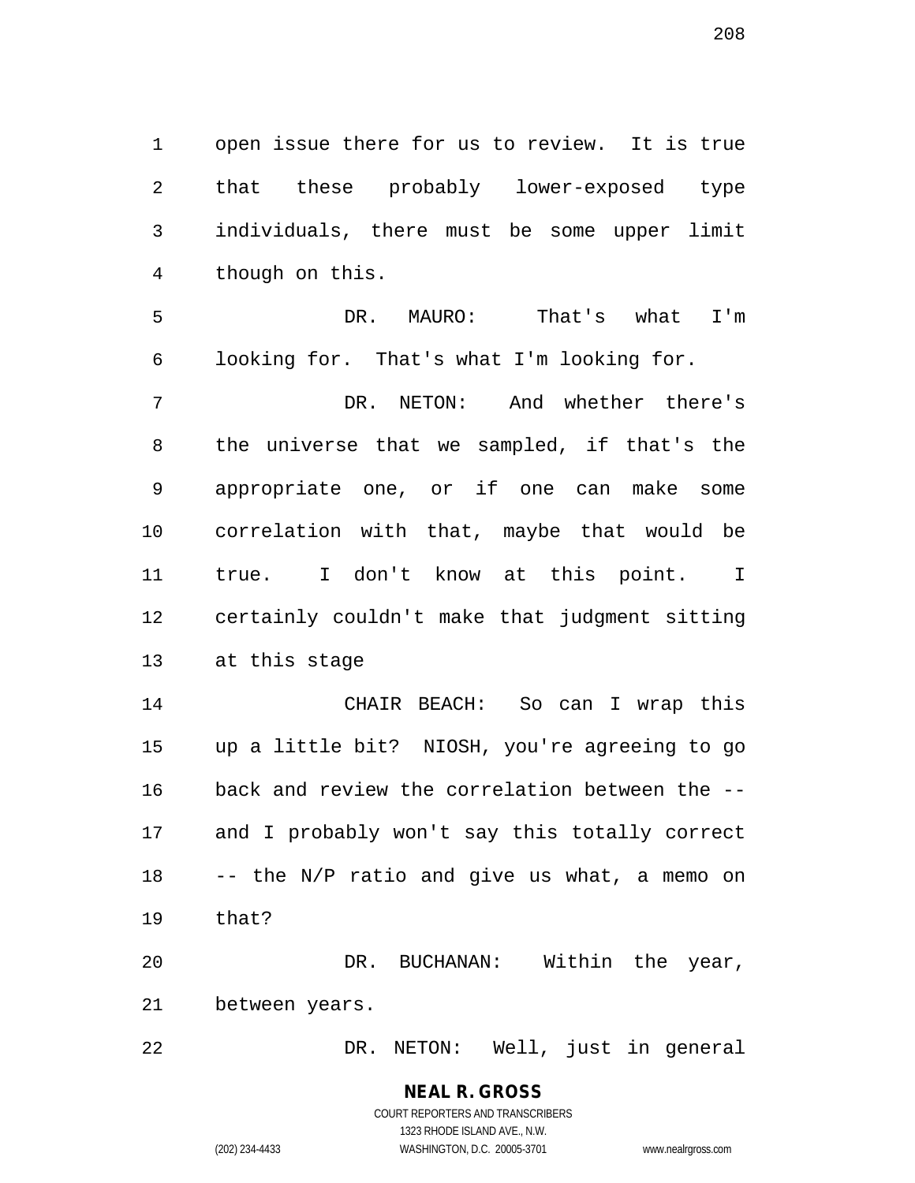open issue there for us to review. It is true that these probably lower-exposed type individuals, there must be some upper limit though on this.

DR. MAURO: That's what I'm looking for. That's what I'm looking for.

DR. NETON: And whether there's the universe that we sampled, if that's the appropriate one, or if one can make some correlation with that, maybe that would be true. I don't know at this point. I certainly couldn't make that judgment sitting at this stage

CHAIR BEACH: So can I wrap this up a little bit? NIOSH, you're agreeing to go back and review the correlation between the -- and I probably won't say this totally correct -- the N/P ratio and give us what, a memo on that?

DR. BUCHANAN: Within the year, between years.

DR. NETON: Well, just in general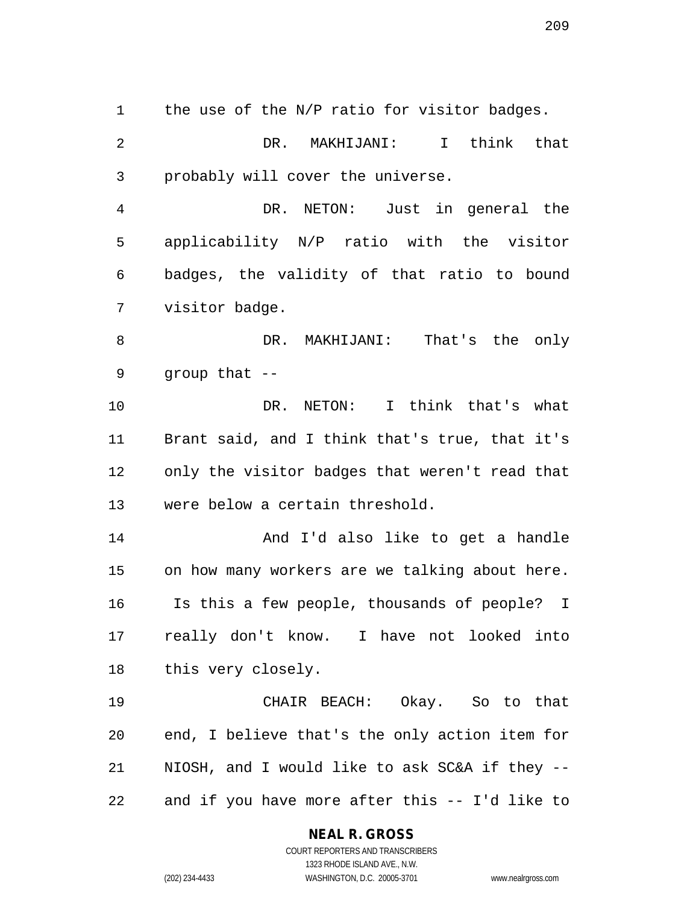the use of the N/P ratio for visitor badges.

DR. MAKHIJANI: I think that probably will cover the universe.

DR. NETON: Just in general the applicability N/P ratio with the visitor badges, the validity of that ratio to bound visitor badge.

DR. MAKHIJANI: That's the only group that --

DR. NETON: I think that's what Brant said, and I think that's true, that it's only the visitor badges that weren't read that were below a certain threshold.

And I'd also like to get a handle on how many workers are we talking about here. Is this a few people, thousands of people? I really don't know. I have not looked into this very closely.

CHAIR BEACH: Okay. So to that end, I believe that's the only action item for NIOSH, and I would like to ask SC&A if they -- and if you have more after this -- I'd like to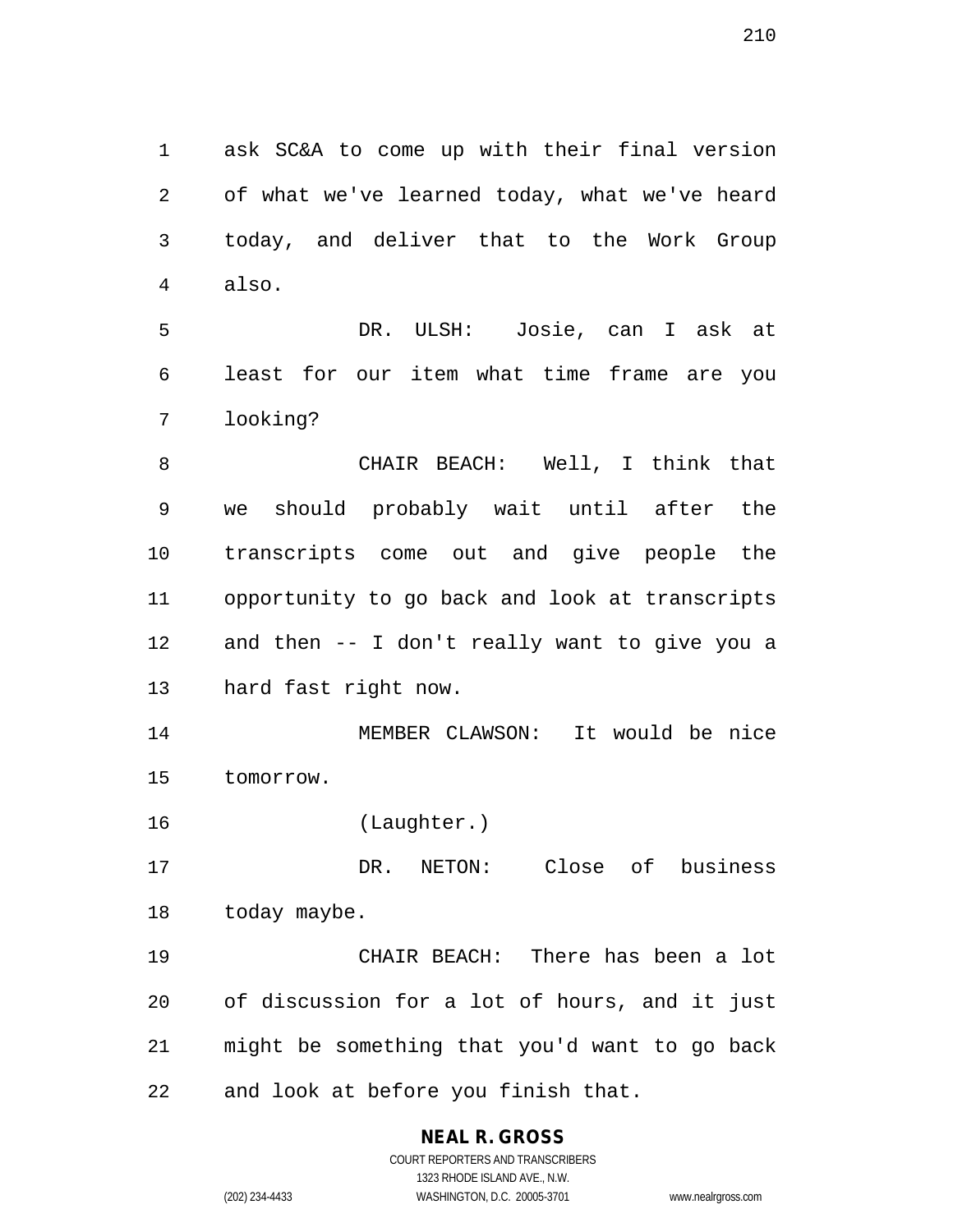ask SC&A to come up with their final version of what we've learned today, what we've heard today, and deliver that to the Work Group also.

DR. ULSH: Josie, can I ask at least for our item what time frame are you looking?

CHAIR BEACH: Well, I think that we should probably wait until after the transcripts come out and give people the opportunity to go back and look at transcripts and then -- I don't really want to give you a hard fast right now.

MEMBER CLAWSON: It would be nice tomorrow.

(Laughter.)

DR. NETON: Close of business today maybe.

CHAIR BEACH: There has been a lot of discussion for a lot of hours, and it just might be something that you'd want to go back and look at before you finish that.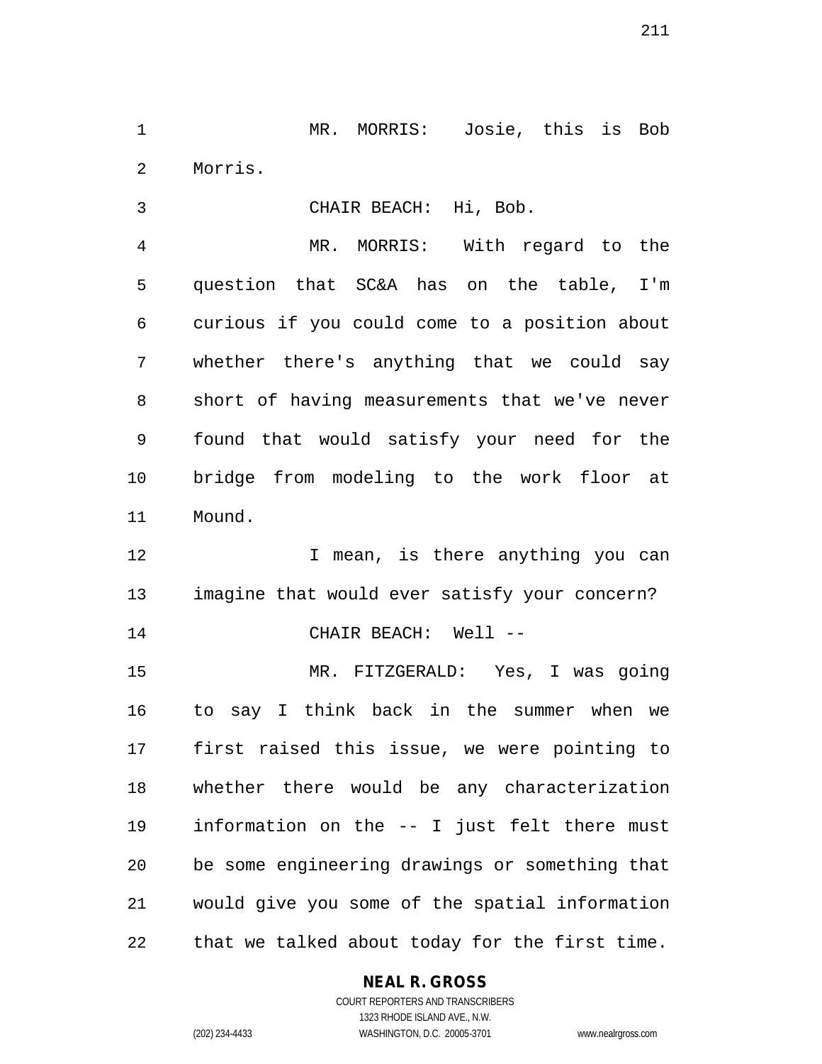MR. MORRIS: Josie, this is Bob Morris.

CHAIR BEACH: Hi, Bob.

MR. MORRIS: With regard to the question that SC&A has on the table, I'm curious if you could come to a position about whether there's anything that we could say short of having measurements that we've never found that would satisfy your need for the bridge from modeling to the work floor at Mound.

I mean, is there anything you can imagine that would ever satisfy your concern?

CHAIR BEACH: Well --

MR. FITZGERALD: Yes, I was going to say I think back in the summer when we first raised this issue, we were pointing to whether there would be any characterization information on the -- I just felt there must be some engineering drawings or something that would give you some of the spatial information that we talked about today for the first time.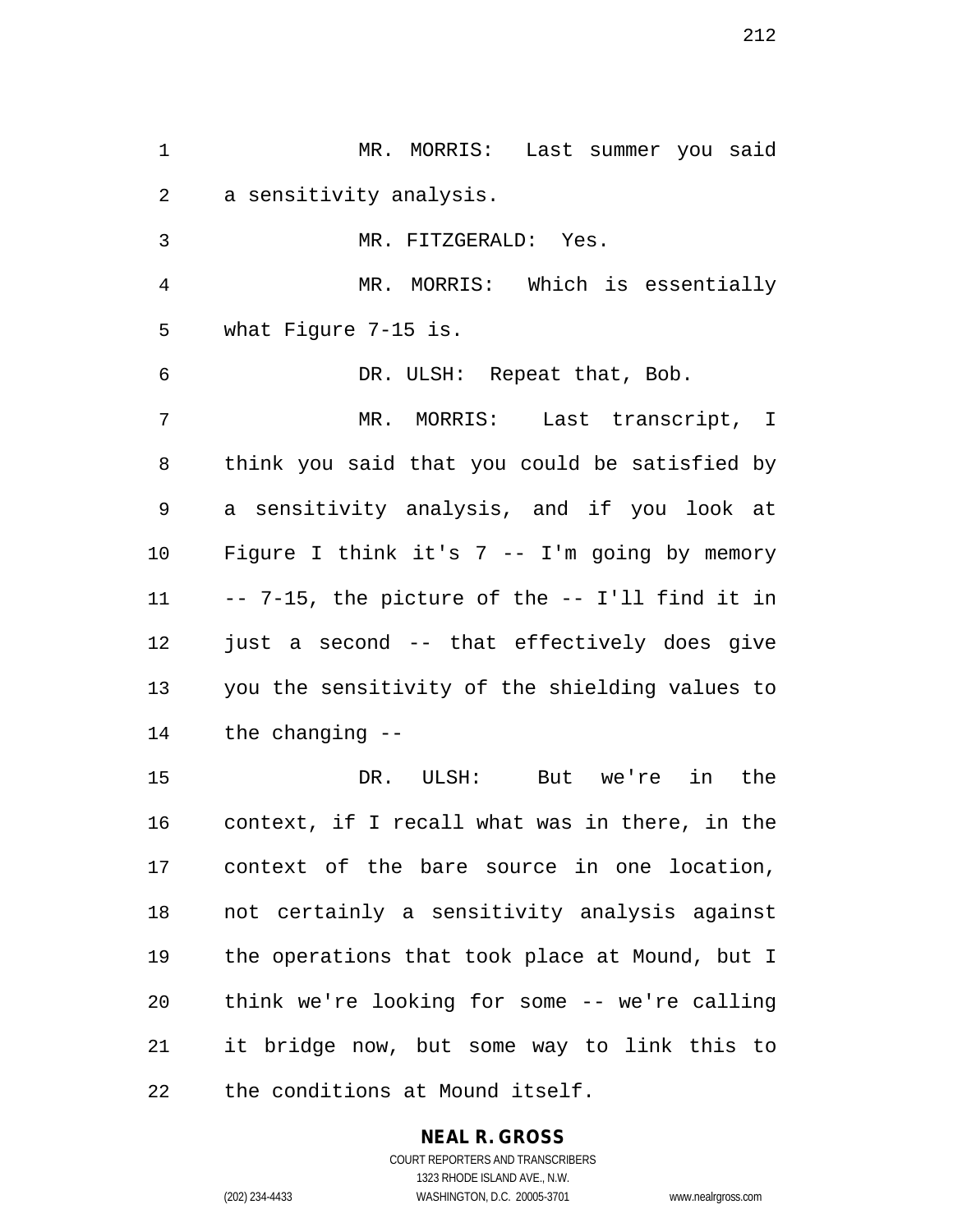MR. MORRIS: Last summer you said a sensitivity analysis.

MR. FITZGERALD: Yes.

MR. MORRIS: Which is essentially what Figure 7-15 is.

DR. ULSH: Repeat that, Bob.

MR. MORRIS: Last transcript, I think you said that you could be satisfied by a sensitivity analysis, and if you look at Figure I think it's 7 -- I'm going by memory -- 7-15, the picture of the -- I'll find it in just a second -- that effectively does give you the sensitivity of the shielding values to the changing --

DR. ULSH: But we're in the context, if I recall what was in there, in the context of the bare source in one location, not certainly a sensitivity analysis against the operations that took place at Mound, but I think we're looking for some -- we're calling it bridge now, but some way to link this to the conditions at Mound itself.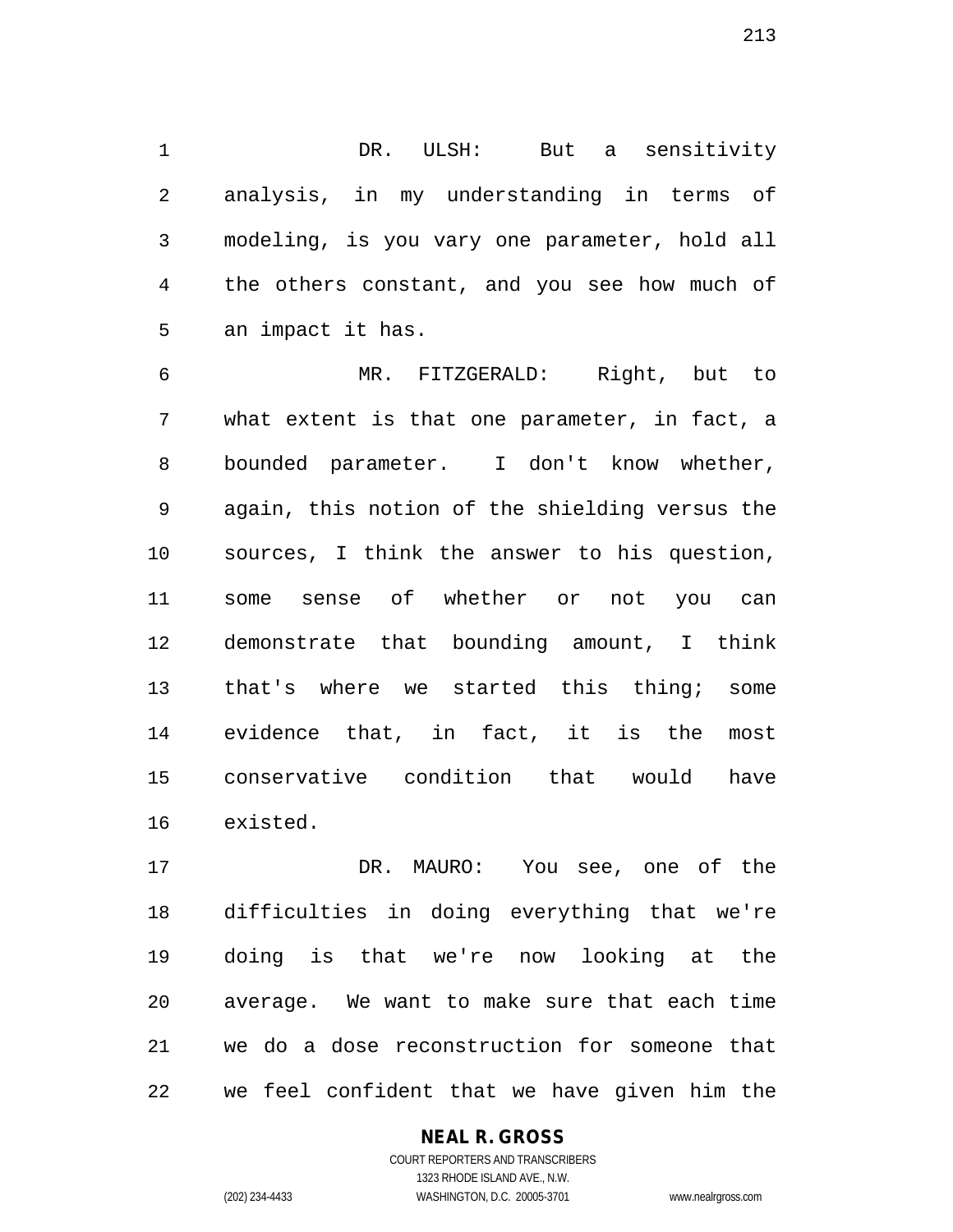DR. ULSH: But a sensitivity analysis, in my understanding in terms of modeling, is you vary one parameter, hold all the others constant, and you see how much of an impact it has.

MR. FITZGERALD: Right, but to what extent is that one parameter, in fact, a bounded parameter. I don't know whether, again, this notion of the shielding versus the sources, I think the answer to his question, some sense of whether or not you can demonstrate that bounding amount, I think that's where we started this thing; some evidence that, in fact, it is the most conservative condition that would have existed.

DR. MAURO: You see, one of the difficulties in doing everything that we're doing is that we're now looking at the average. We want to make sure that each time we do a dose reconstruction for someone that we feel confident that we have given him the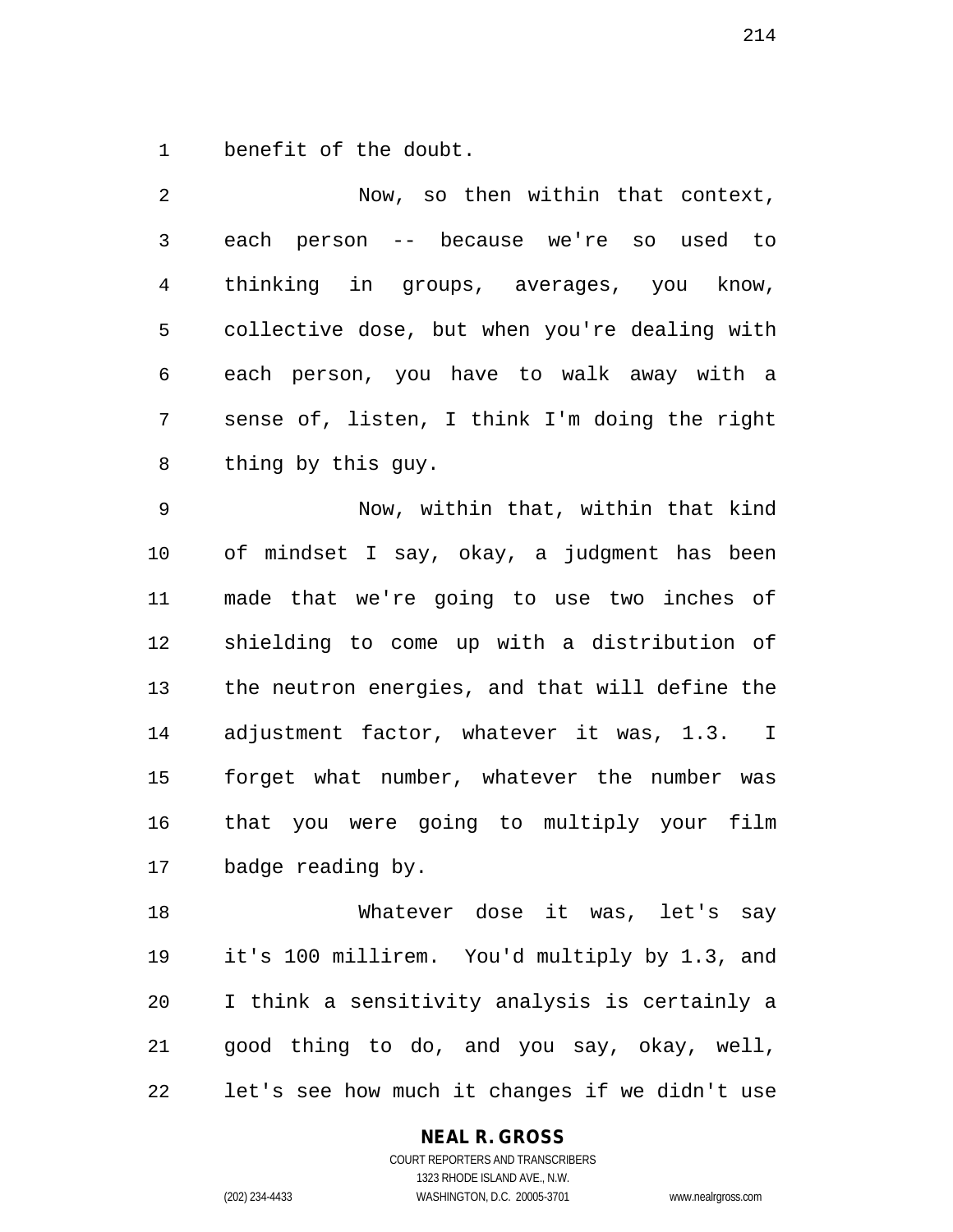benefit of the doubt.

Now, so then within that context, each person -- because we're so used to thinking in groups, averages, you know, collective dose, but when you're dealing with each person, you have to walk away with a sense of, listen, I think I'm doing the right thing by this guy.

Now, within that, within that kind of mindset I say, okay, a judgment has been made that we're going to use two inches of shielding to come up with a distribution of the neutron energies, and that will define the adjustment factor, whatever it was, 1.3. I forget what number, whatever the number was that you were going to multiply your film badge reading by.

Whatever dose it was, let's say it's 100 millirem. You'd multiply by 1.3, and I think a sensitivity analysis is certainly a good thing to do, and you say, okay, well, let's see how much it changes if we didn't use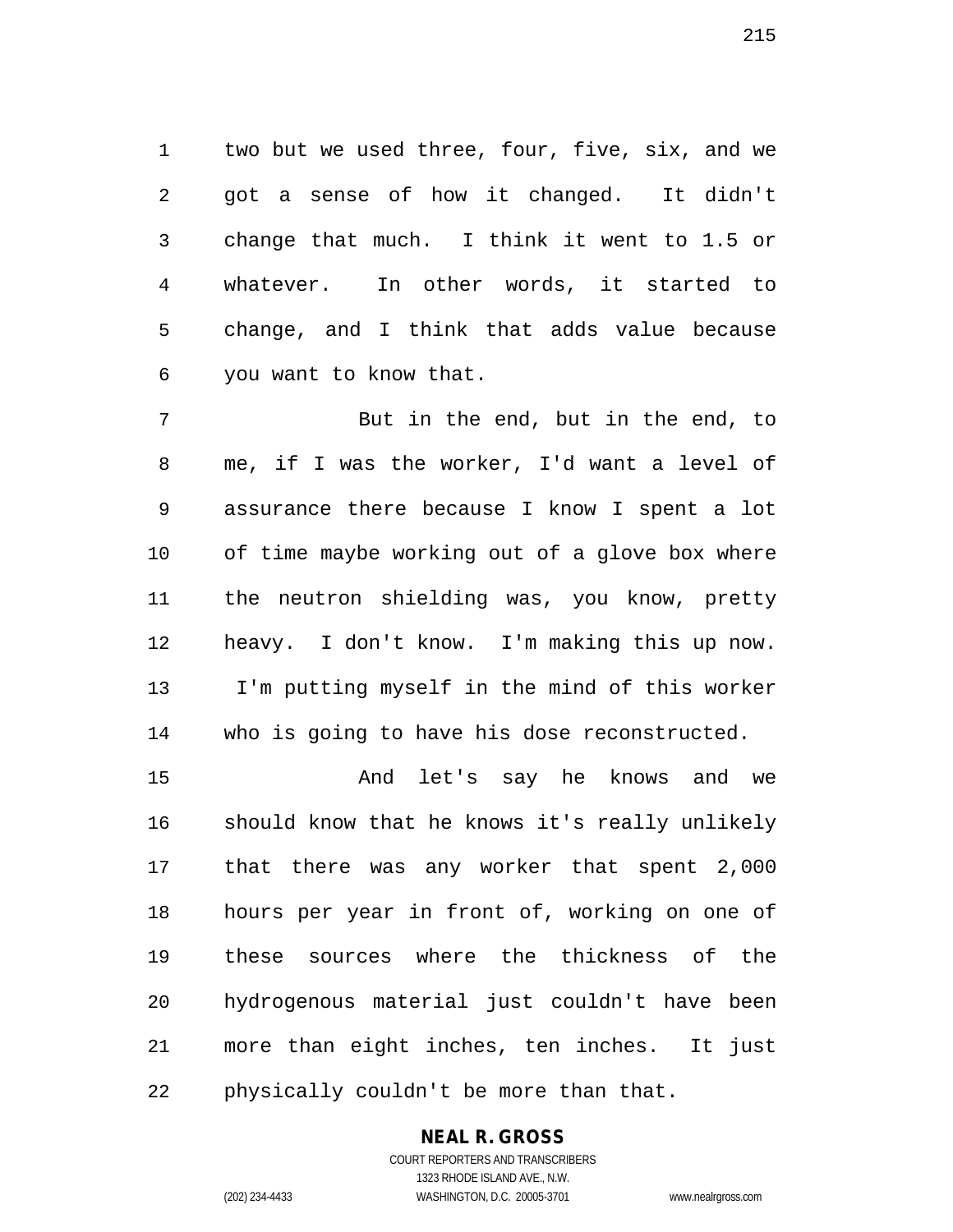two but we used three, four, five, six, and we got a sense of how it changed. It didn't change that much. I think it went to 1.5 or whatever. In other words, it started to change, and I think that adds value because you want to know that.

But in the end, but in the end, to me, if I was the worker, I'd want a level of assurance there because I know I spent a lot of time maybe working out of a glove box where the neutron shielding was, you know, pretty heavy. I don't know. I'm making this up now. I'm putting myself in the mind of this worker who is going to have his dose reconstructed.

And let's say he knows and we should know that he knows it's really unlikely that there was any worker that spent 2,000 hours per year in front of, working on one of these sources where the thickness of the hydrogenous material just couldn't have been more than eight inches, ten inches. It just physically couldn't be more than that.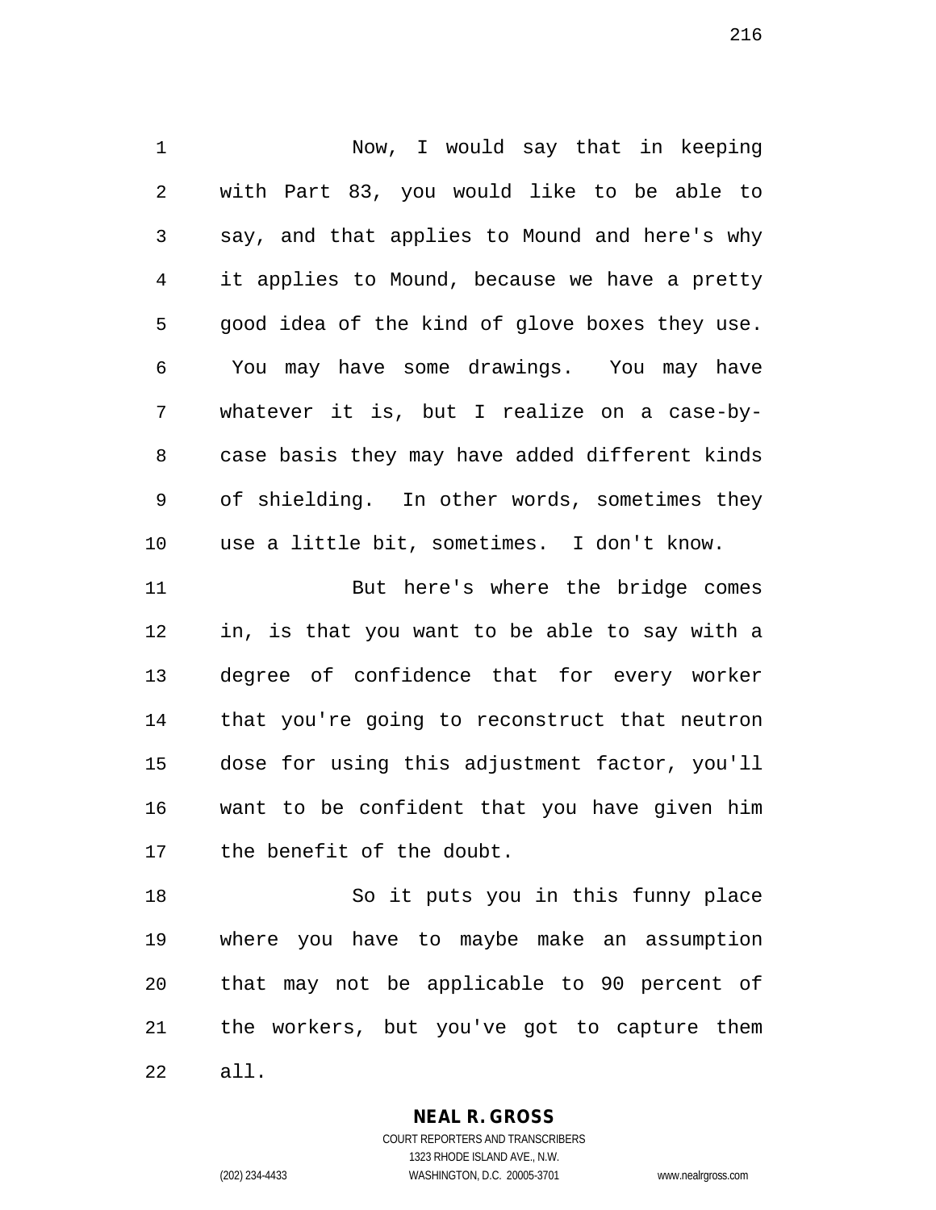Now, I would say that in keeping with Part 83, you would like to be able to say, and that applies to Mound and here's why it applies to Mound, because we have a pretty good idea of the kind of glove boxes they use. You may have some drawings. You may have whatever it is, but I realize on a case-by-case basis they may have added different kinds of shielding. In other words, sometimes they use a little bit, sometimes. I don't know.

But here's where the bridge comes in, is that you want to be able to say with a degree of confidence that for every worker that you're going to reconstruct that neutron dose for using this adjustment factor, you'll want to be confident that you have given him the benefit of the doubt.

So it puts you in this funny place where you have to maybe make an assumption that may not be applicable to 90 percent of the workers, but you've got to capture them all.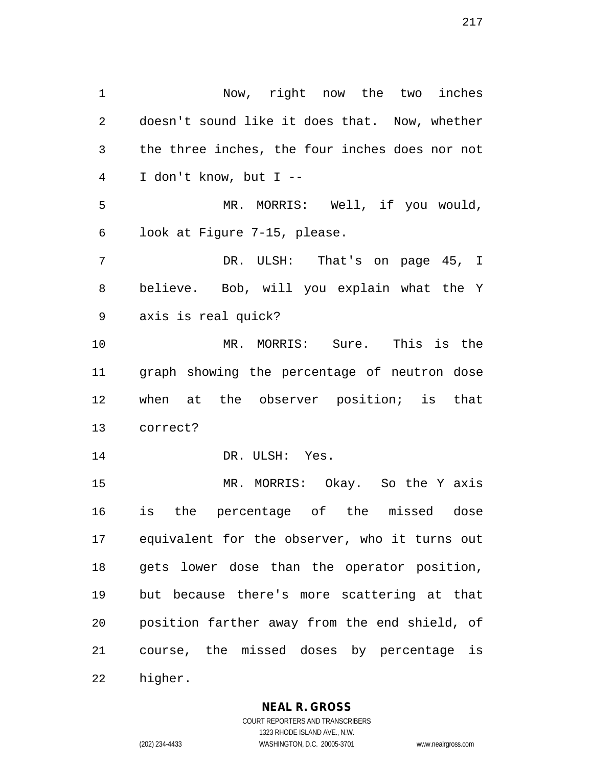Now, right now the two inches doesn't sound like it does that. Now, whether the three inches, the four inches does nor not I don't know, but I --

MR. MORRIS: Well, if you would, look at Figure 7-15, please.

DR. ULSH: That's on page 45, I believe. Bob, will you explain what the Y axis is real quick?

MR. MORRIS: Sure. This is the graph showing the percentage of neutron dose when at the observer position; is that correct?

DR. ULSH: Yes.

MR. MORRIS: Okay. So the Y axis is the percentage of the missed dose equivalent for the observer, who it turns out gets lower dose than the operator position, but because there's more scattering at that position farther away from the end shield, of course, the missed doses by percentage is higher.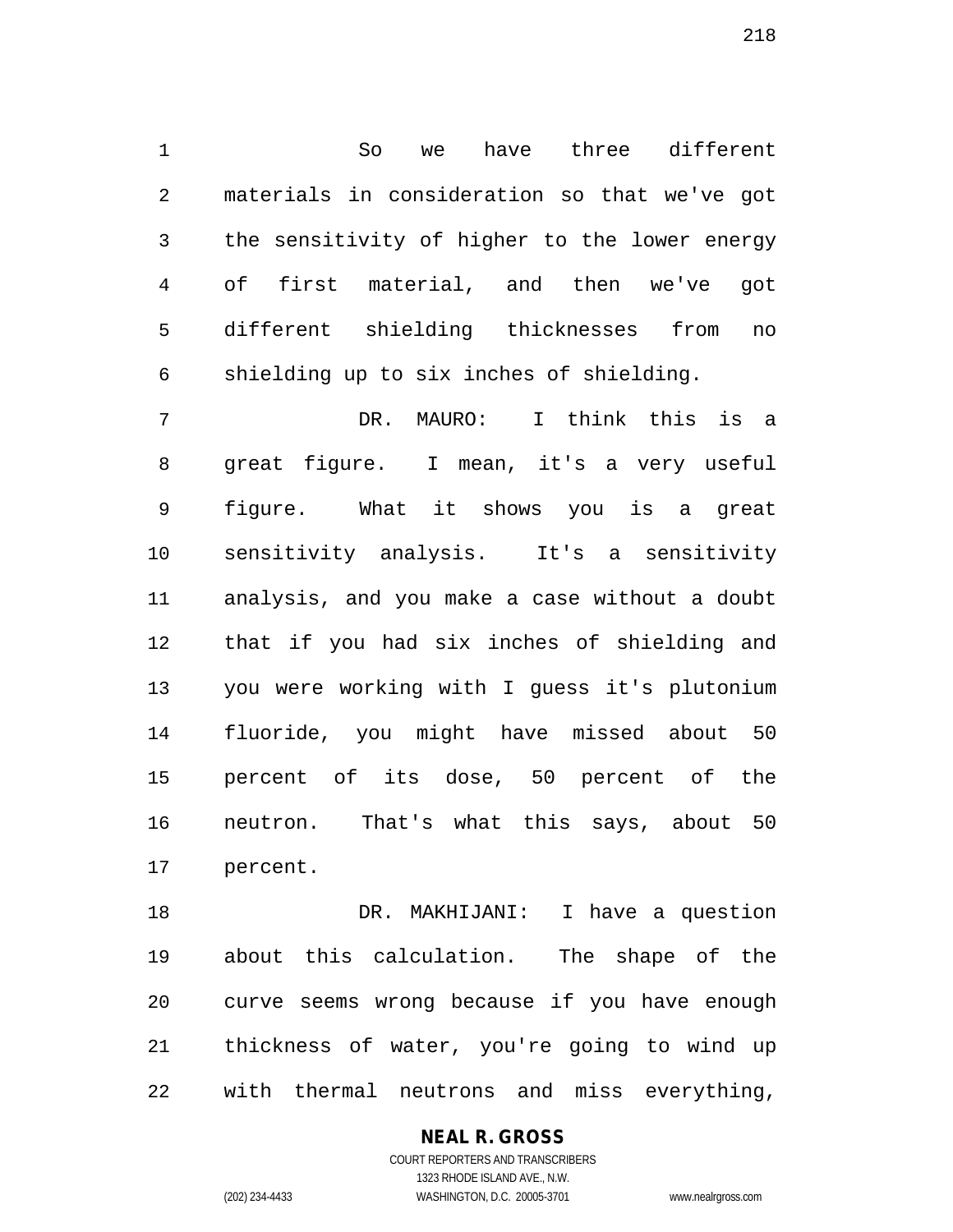So we have three different materials in consideration so that we've got the sensitivity of higher to the lower energy of first material, and then we've got different shielding thicknesses from no shielding up to six inches of shielding.

DR. MAURO: I think this is a great figure. I mean, it's a very useful figure. What it shows you is a great sensitivity analysis. It's a sensitivity analysis, and you make a case without a doubt that if you had six inches of shielding and you were working with I guess it's plutonium fluoride, you might have missed about 50 percent of its dose, 50 percent of the neutron. That's what this says, about 50 percent.

DR. MAKHIJANI: I have a question about this calculation. The shape of the curve seems wrong because if you have enough thickness of water, you're going to wind up with thermal neutrons and miss everything,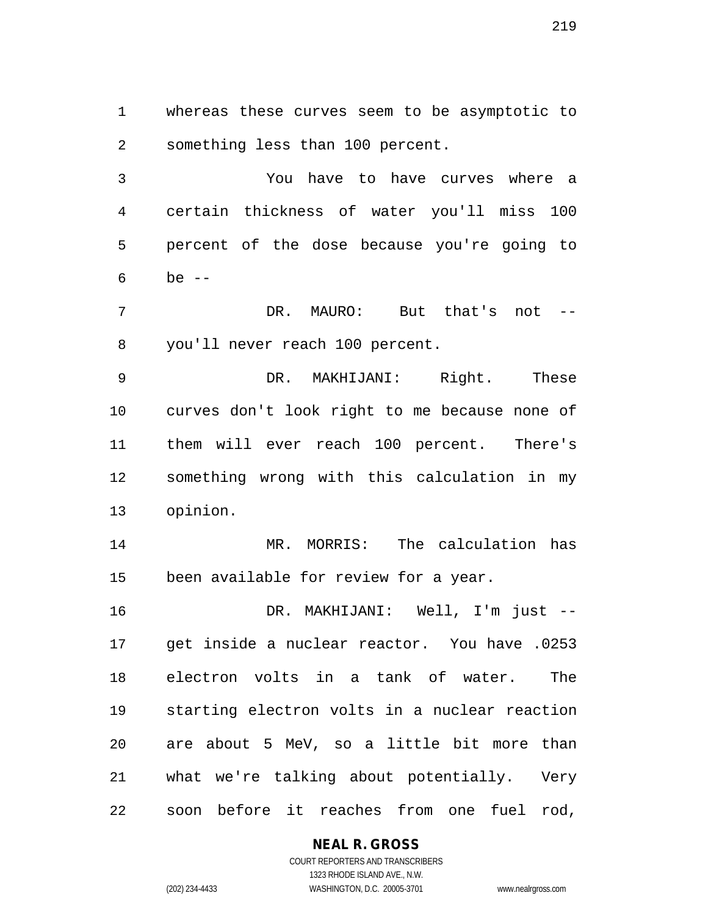whereas these curves seem to be asymptotic to something less than 100 percent.

You have to have curves where a certain thickness of water you'll miss 100 percent of the dose because you're going to be --

DR. MAURO: But that's not -- you'll never reach 100 percent.

DR. MAKHIJANI: Right. These curves don't look right to me because none of them will ever reach 100 percent. There's something wrong with this calculation in my opinion.

MR. MORRIS: The calculation has been available for review for a year.

DR. MAKHIJANI: Well, I'm just -- get inside a nuclear reactor. You have .0253 electron volts in a tank of water. The starting electron volts in a nuclear reaction are about 5 MeV, so a little bit more than what we're talking about potentially. Very soon before it reaches from one fuel rod,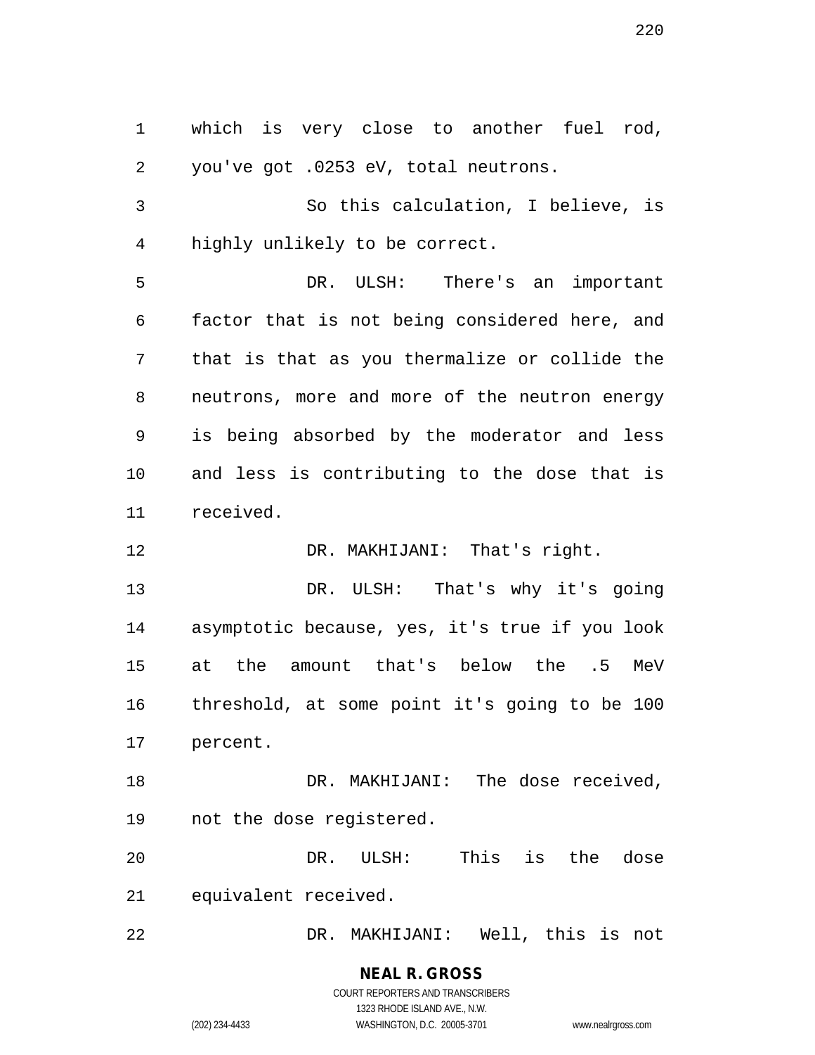which is very close to another fuel rod, you've got .0253 eV, total neutrons.

So this calculation, I believe, is highly unlikely to be correct.

DR. ULSH: There's an important factor that is not being considered here, and that is that as you thermalize or collide the neutrons, more and more of the neutron energy is being absorbed by the moderator and less and less is contributing to the dose that is received.

DR. MAKHIJANI: That's right.

DR. ULSH: That's why it's going asymptotic because, yes, it's true if you look at the amount that's below the .5 MeV threshold, at some point it's going to be 100 percent.

DR. MAKHIJANI: The dose received, not the dose registered.

DR. ULSH: This is the dose equivalent received.

DR. MAKHIJANI: Well, this is not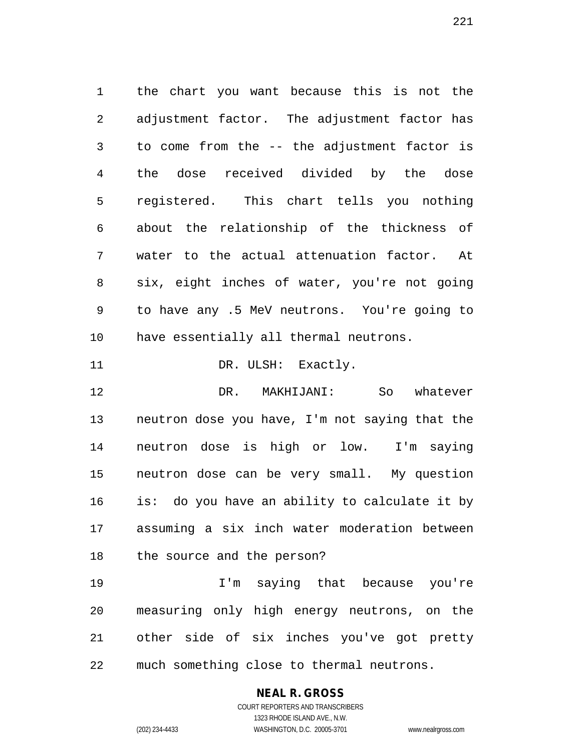the chart you want because this is not the adjustment factor. The adjustment factor has to come from the -- the adjustment factor is the dose received divided by the dose registered. This chart tells you nothing about the relationship of the thickness of water to the actual attenuation factor. At six, eight inches of water, you're not going to have any .5 MeV neutrons. You're going to have essentially all thermal neutrons.

DR. ULSH: Exactly.

DR. MAKHIJANI: So whatever neutron dose you have, I'm not saying that the neutron dose is high or low. I'm saying neutron dose can be very small. My question is: do you have an ability to calculate it by assuming a six inch water moderation between the source and the person?

I'm saying that because you're measuring only high energy neutrons, on the other side of six inches you've got pretty much something close to thermal neutrons.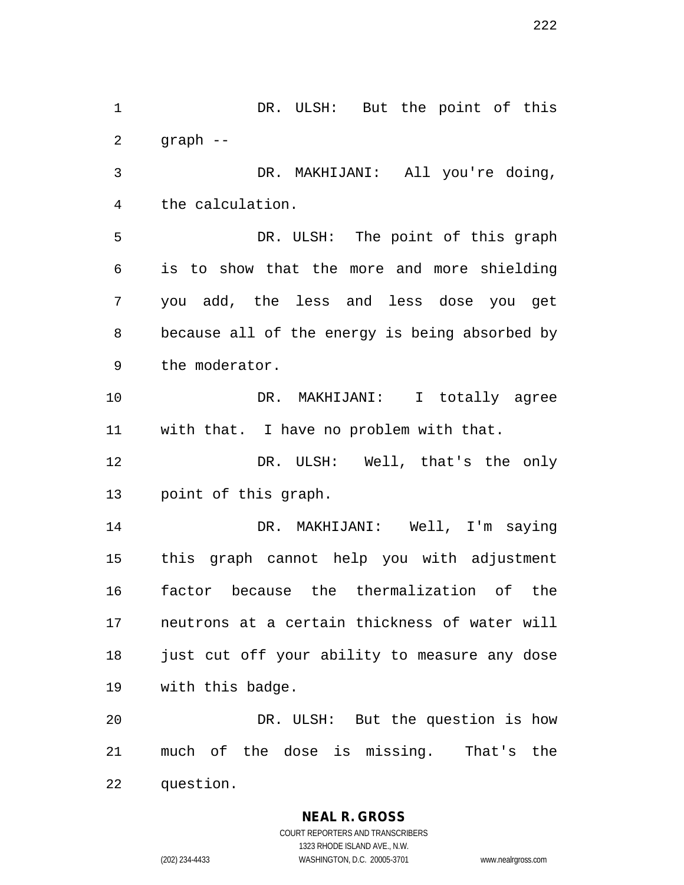DR. ULSH: But the point of this graph --

DR. MAKHIJANI: All you're doing, the calculation.

DR. ULSH: The point of this graph is to show that the more and more shielding you add, the less and less dose you get because all of the energy is being absorbed by the moderator.

DR. MAKHIJANI: I totally agree with that. I have no problem with that.

DR. ULSH: Well, that's the only point of this graph.

DR. MAKHIJANI: Well, I'm saying this graph cannot help you with adjustment factor because the thermalization of the neutrons at a certain thickness of water will just cut off your ability to measure any dose with this badge.

DR. ULSH: But the question is how much of the dose is missing. That's the question.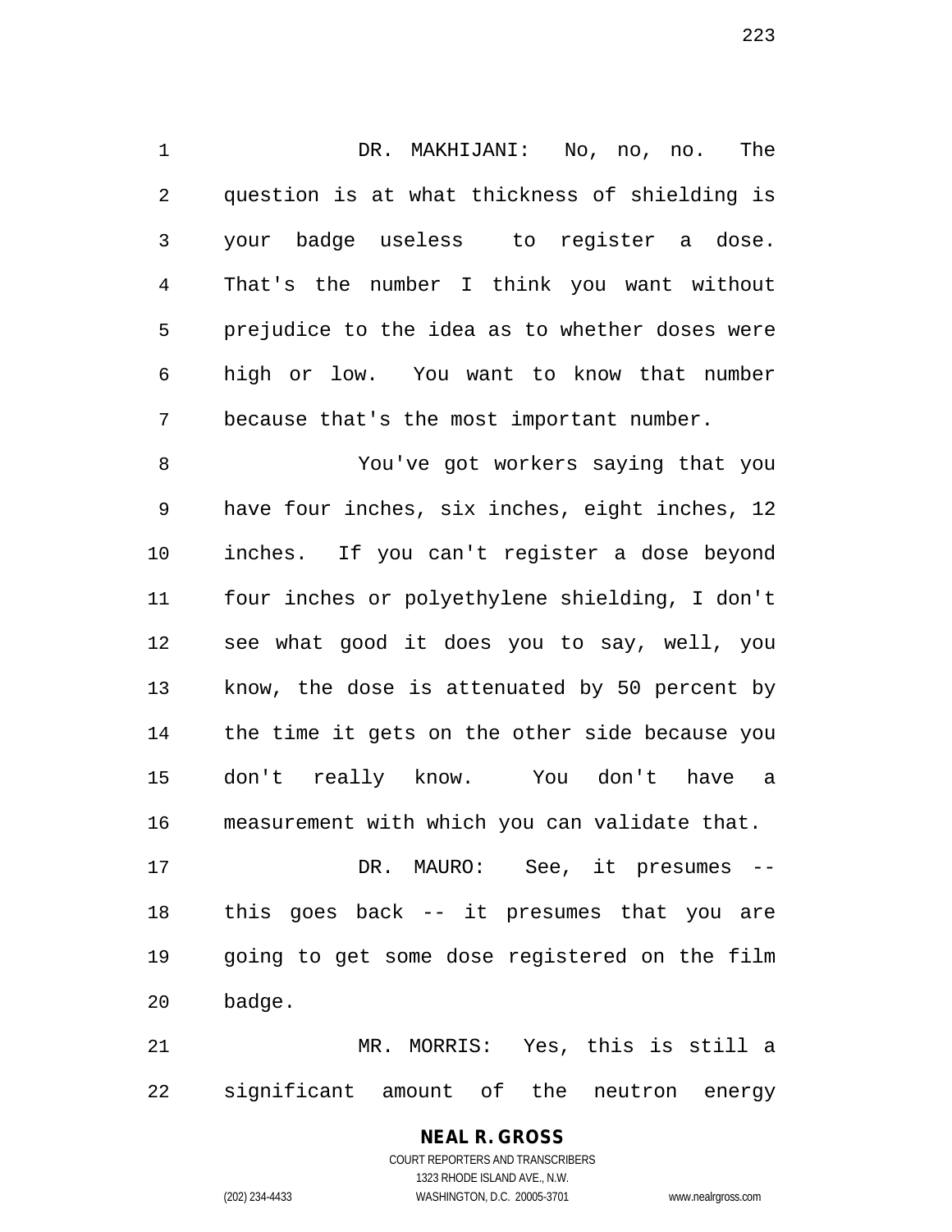DR. MAKHIJANI: No, no, no. The question is at what thickness of shielding is your badge useless to register a dose. That's the number I think you want without prejudice to the idea as to whether doses were high or low. You want to know that number because that's the most important number.

You've got workers saying that you have four inches, six inches, eight inches, 12 inches. If you can't register a dose beyond four inches or polyethylene shielding, I don't see what good it does you to say, well, you know, the dose is attenuated by 50 percent by the time it gets on the other side because you don't really know. You don't have a measurement with which you can validate that.

DR. MAURO: See, it presumes -- this goes back -- it presumes that you are going to get some dose registered on the film badge.

MR. MORRIS: Yes, this is still a significant amount of the neutron energy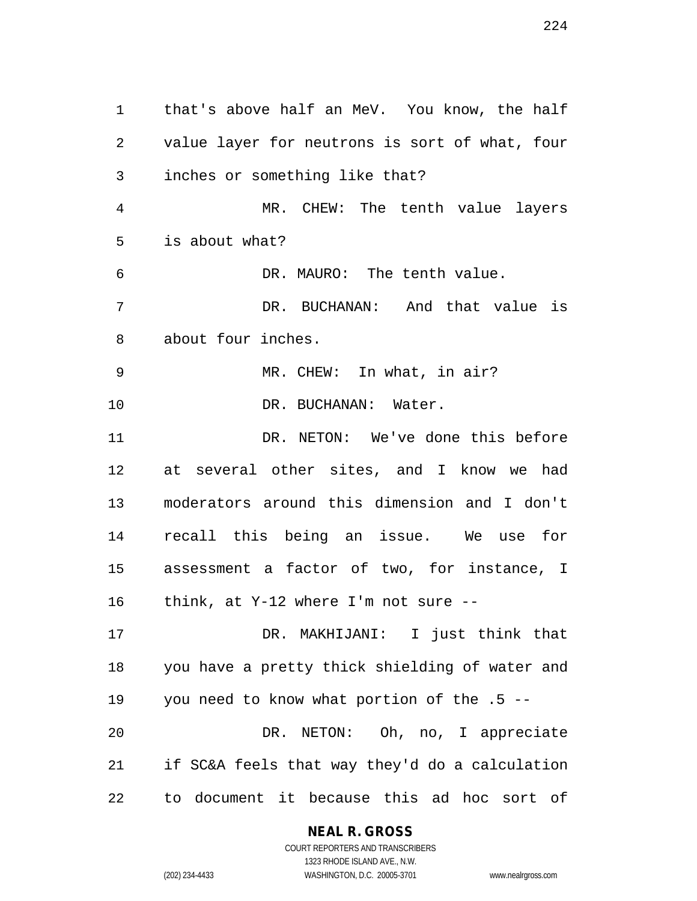that's above half an MeV. You know, the half value layer for neutrons is sort of what, four inches or something like that?

MR. CHEW: The tenth value layers is about what?

DR. MAURO: The tenth value.

DR. BUCHANAN: And that value is about four inches.

MR. CHEW: In what, in air?

DR. BUCHANAN: Water.

DR. NETON: We've done this before at several other sites, and I know we had moderators around this dimension and I don't recall this being an issue. We use for assessment a factor of two, for instance, I think, at Y-12 where I'm not sure --

DR. MAKHIJANI: I just think that you have a pretty thick shielding of water and you need to know what portion of the .5 --

DR. NETON: Oh, no, I appreciate if SC&A feels that way they'd do a calculation to document it because this ad hoc sort of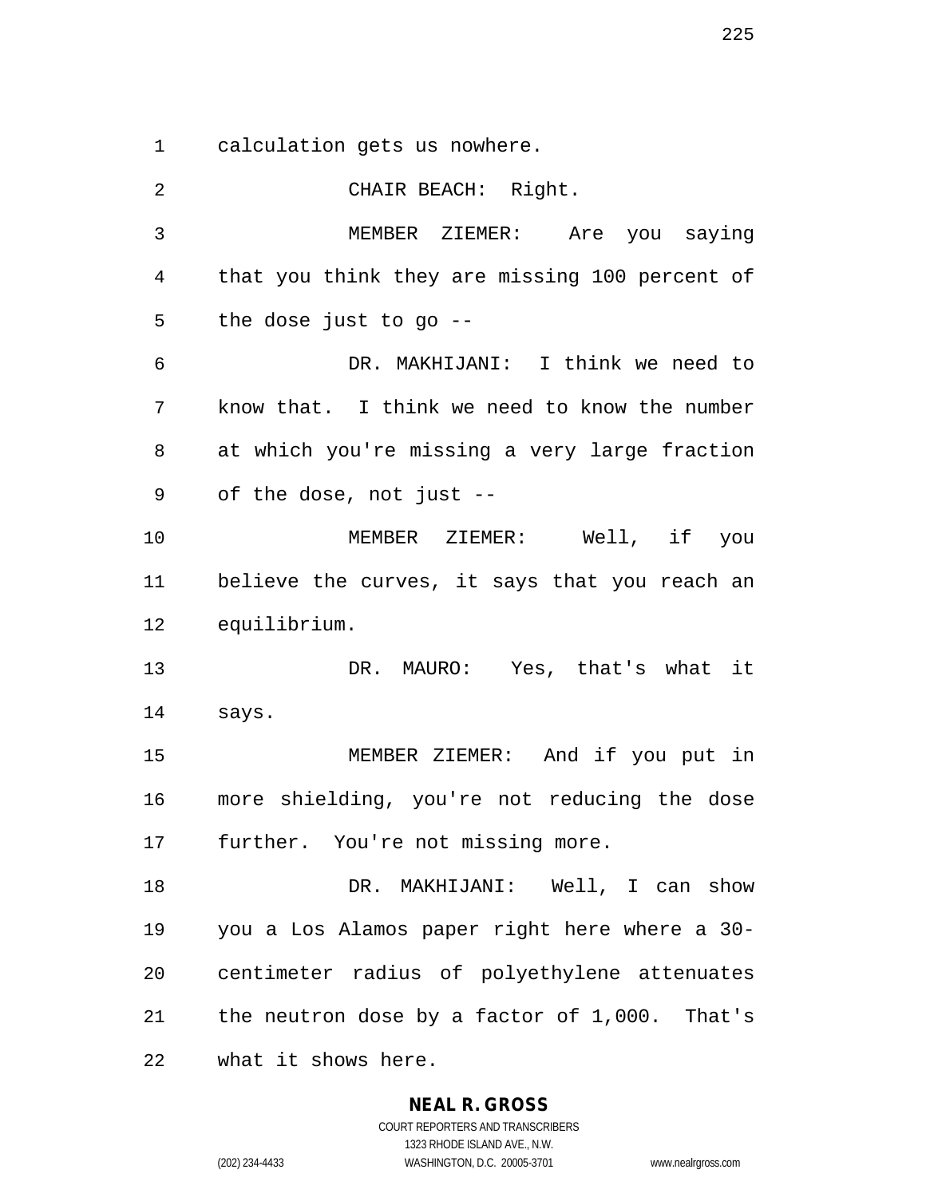calculation gets us nowhere.

CHAIR BEACH: Right.

MEMBER ZIEMER: Are you saying that you think they are missing 100 percent of the dose just to go --

DR. MAKHIJANI: I think we need to know that. I think we need to know the number at which you're missing a very large fraction of the dose, not just --

MEMBER ZIEMER: Well, if you believe the curves, it says that you reach an equilibrium.

DR. MAURO: Yes, that's what it says.

MEMBER ZIEMER: And if you put in more shielding, you're not reducing the dose further. You're not missing more.

DR. MAKHIJANI: Well, I can show you a Los Alamos paper right here where a 30-centimeter radius of polyethylene attenuates the neutron dose by a factor of 1,000. That's what it shows here.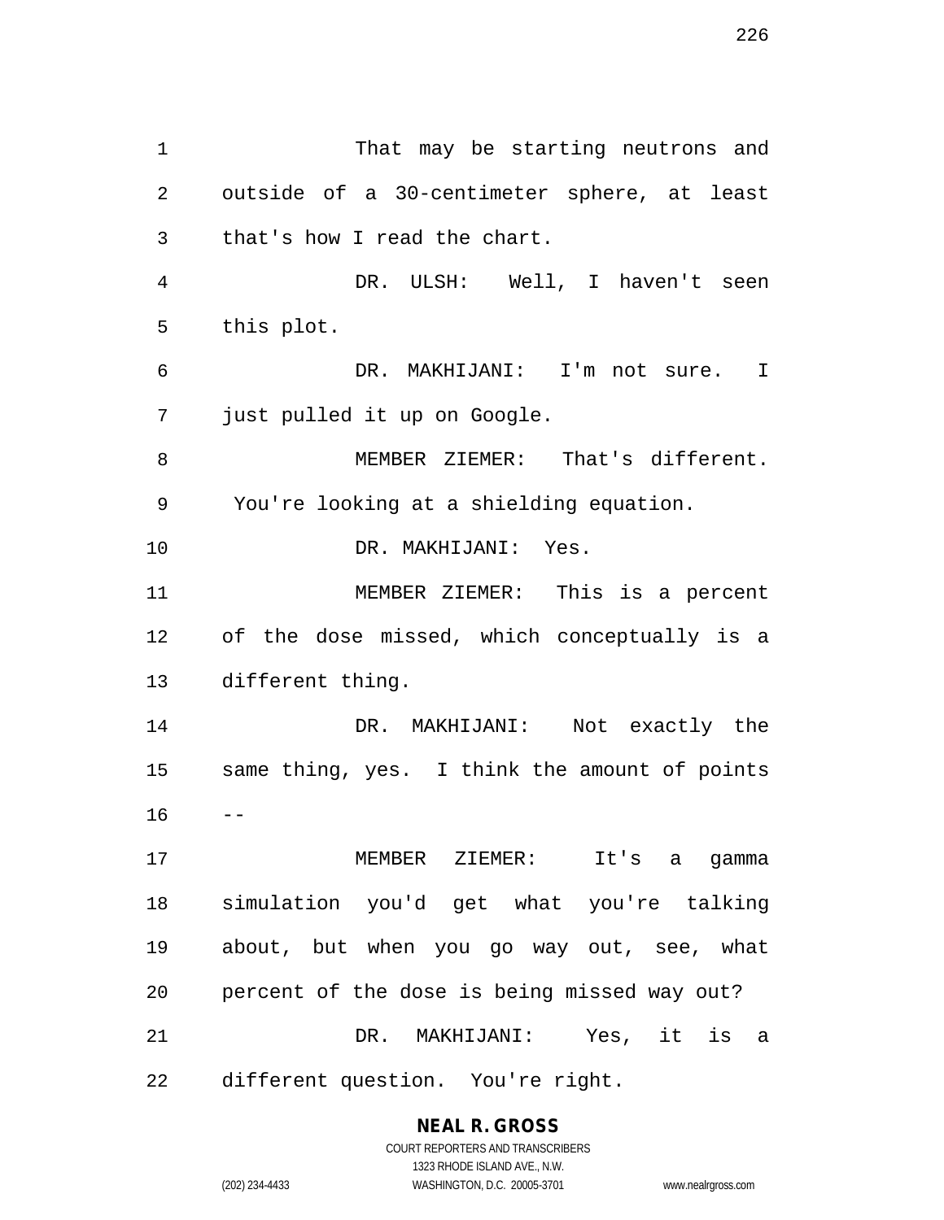That may be starting neutrons and outside of a 30-centimeter sphere, at least that's how I read the chart.

DR. ULSH: Well, I haven't seen this plot.

DR. MAKHIJANI: I'm not sure. I just pulled it up on Google.

MEMBER ZIEMER: That's different. You're looking at a shielding equation.

DR. MAKHIJANI: Yes.

MEMBER ZIEMER: This is a percent of the dose missed, which conceptually is a different thing.

DR. MAKHIJANI: Not exactly the same thing, yes. I think the amount of points --

MEMBER ZIEMER: It's a gamma simulation you'd get what you're talking about, but when you go way out, see, what percent of the dose is being missed way out?

DR. MAKHIJANI: Yes, it is a different question. You're right.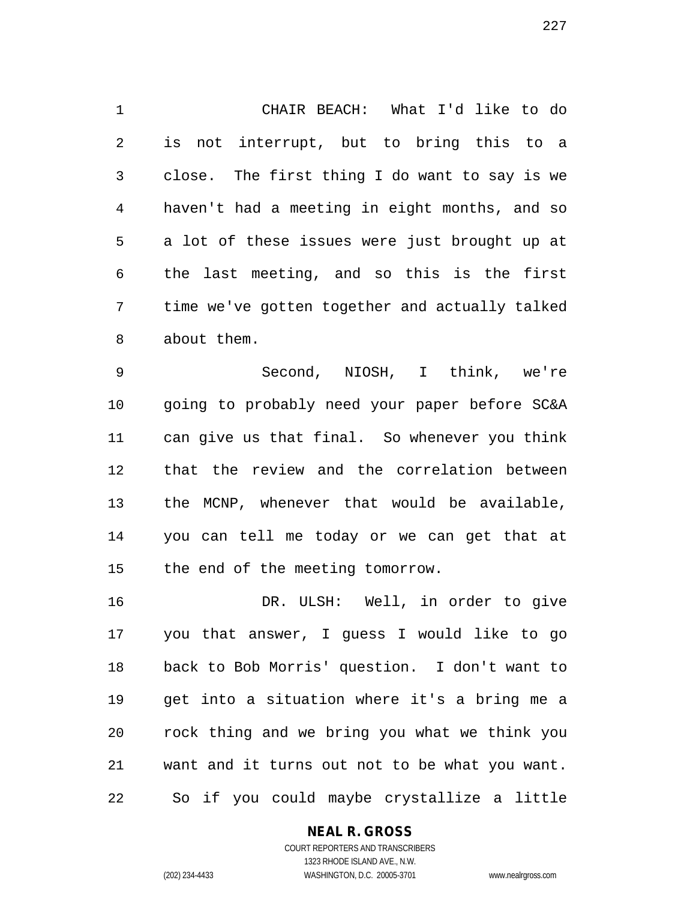CHAIR BEACH: What I'd like to do is not interrupt, but to bring this to a close. The first thing I do want to say is we haven't had a meeting in eight months, and so a lot of these issues were just brought up at the last meeting, and so this is the first time we've gotten together and actually talked about them.

Second, NIOSH, I think, we're going to probably need your paper before SC&A can give us that final. So whenever you think that the review and the correlation between the MCNP, whenever that would be available, you can tell me today or we can get that at the end of the meeting tomorrow.

DR. ULSH: Well, in order to give you that answer, I guess I would like to go back to Bob Morris' question. I don't want to get into a situation where it's a bring me a rock thing and we bring you what we think you want and it turns out not to be what you want. So if you could maybe crystallize a little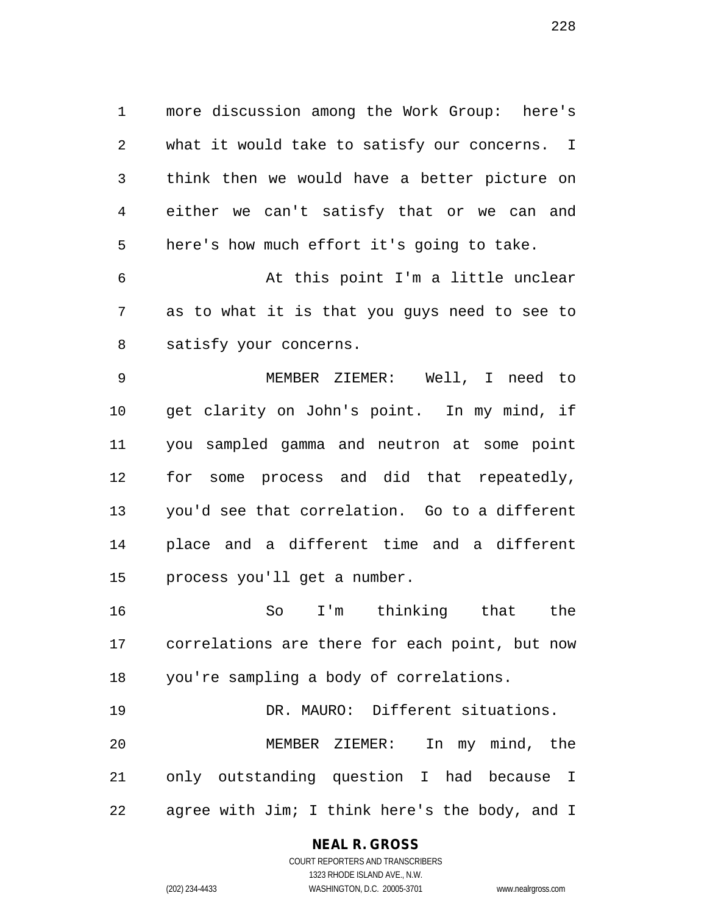more discussion among the Work Group: here's what it would take to satisfy our concerns. I think then we would have a better picture on either we can't satisfy that or we can and here's how much effort it's going to take.

At this point I'm a little unclear as to what it is that you guys need to see to satisfy your concerns.

MEMBER ZIEMER: Well, I need to get clarity on John's point. In my mind, if you sampled gamma and neutron at some point for some process and did that repeatedly, you'd see that correlation. Go to a different place and a different time and a different process you'll get a number.

So I'm thinking that the correlations are there for each point, but now you're sampling a body of correlations.

DR. MAURO: Different situations.

MEMBER ZIEMER: In my mind, the only outstanding question I had because I agree with Jim; I think here's the body, and I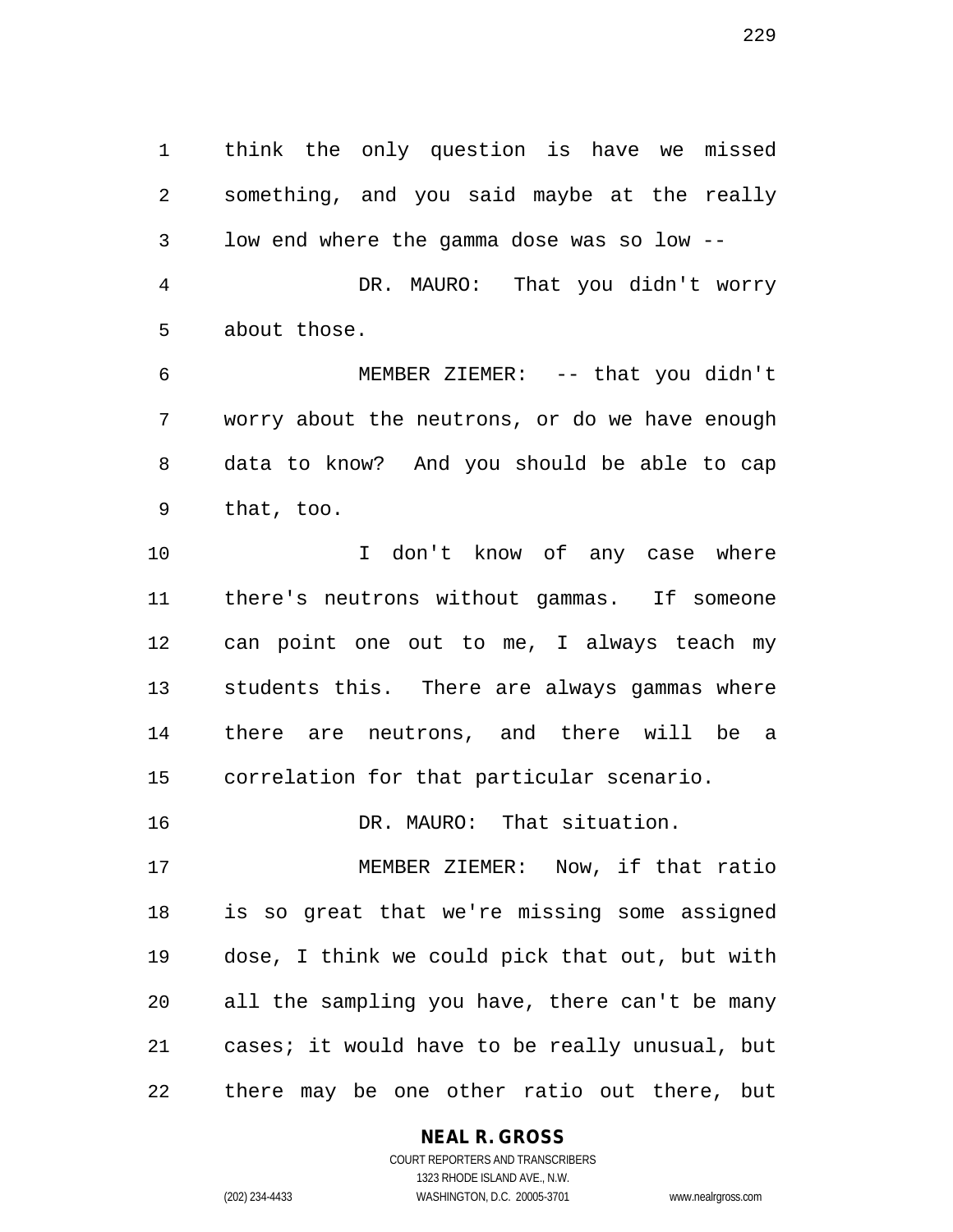think the only question is have we missed something, and you said maybe at the really low end where the gamma dose was so low --

DR. MAURO: That you didn't worry about those.

MEMBER ZIEMER: -- that you didn't worry about the neutrons, or do we have enough data to know? And you should be able to cap that, too.

I don't know of any case where there's neutrons without gammas. If someone can point one out to me, I always teach my students this. There are always gammas where there are neutrons, and there will be a correlation for that particular scenario.

DR. MAURO: That situation.

MEMBER ZIEMER: Now, if that ratio is so great that we're missing some assigned dose, I think we could pick that out, but with all the sampling you have, there can't be many cases; it would have to be really unusual, but there may be one other ratio out there, but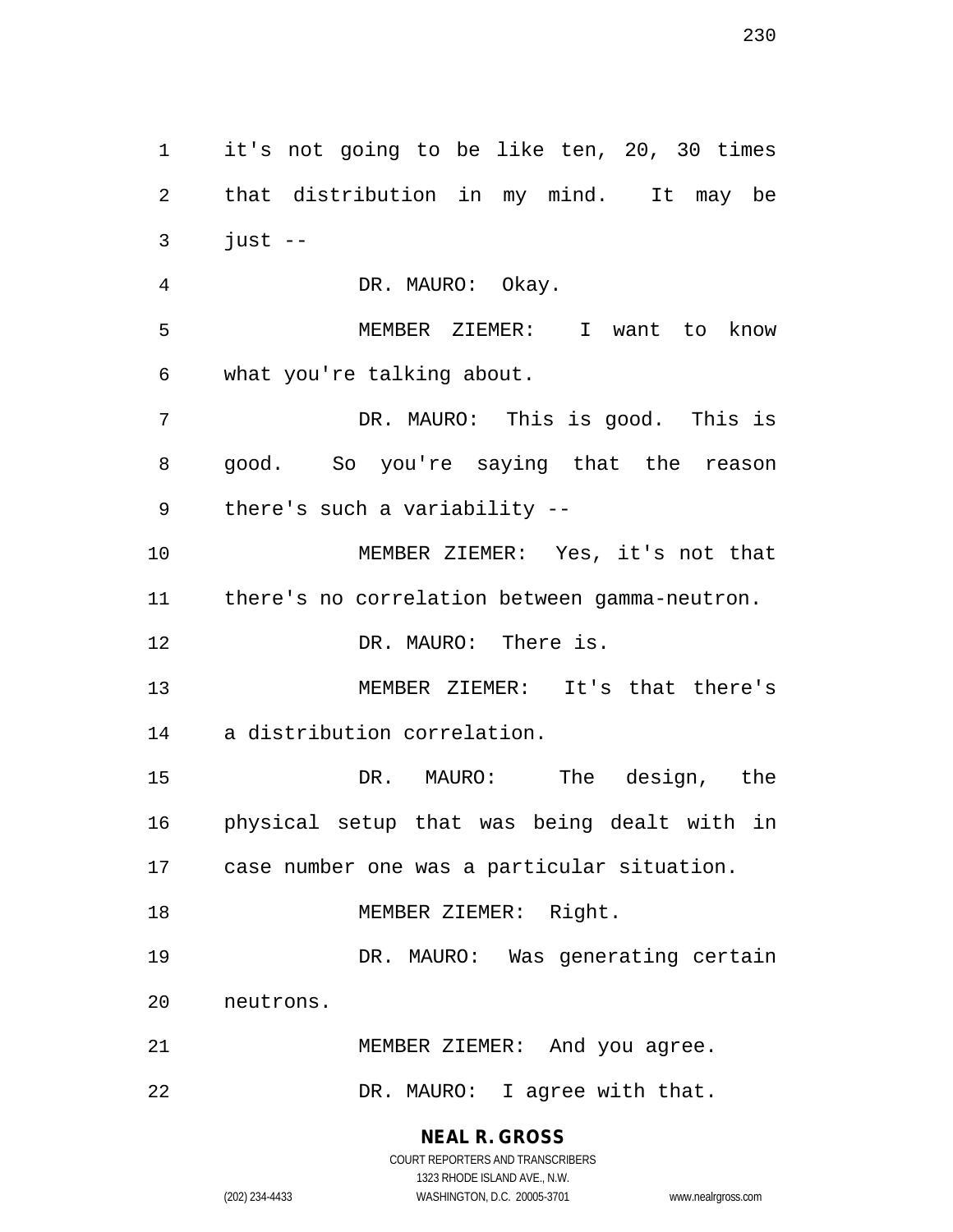it's not going to be like ten, 20, 30 times that distribution in my mind. It may be just --

DR. MAURO: Okay.

MEMBER ZIEMER: I want to know what you're talking about.

DR. MAURO: This is good. This is good. So you're saying that the reason there's such a variability --

MEMBER ZIEMER: Yes, it's not that there's no correlation between gamma-neutron.

DR. MAURO: There is.

MEMBER ZIEMER: It's that there's a distribution correlation.

DR. MAURO: The design, the physical setup that was being dealt with in case number one was a particular situation.

MEMBER ZIEMER: Right.

DR. MAURO: Was generating certain neutrons.

MEMBER ZIEMER: And you agree.

DR. MAURO: I agree with that.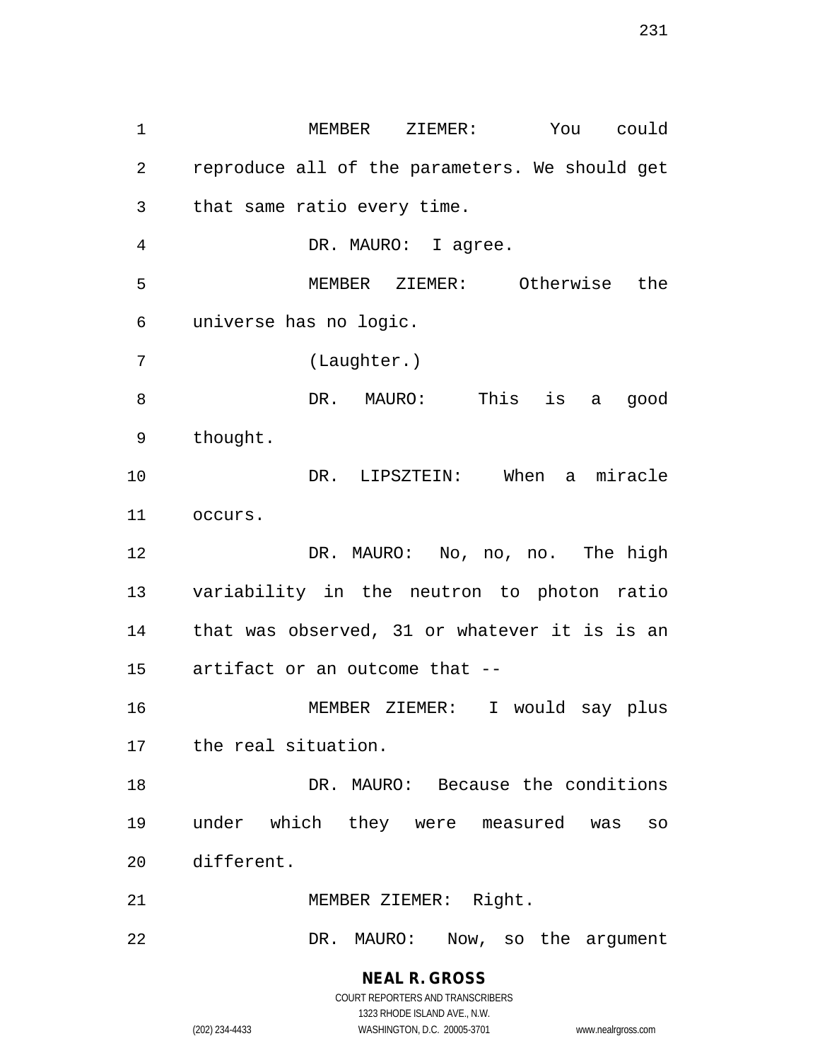MEMBER ZIEMER: You could reproduce all of the parameters. We should get that same ratio every time.

DR. MAURO: I agree.

MEMBER ZIEMER: Otherwise the universe has no logic.

(Laughter.)

DR. MAURO: This is a good thought.

DR. LIPSZTEIN: When a miracle occurs.

DR. MAURO: No, no, no. The high variability in the neutron to photon ratio that was observed, 31 or whatever it is is an artifact or an outcome that --

MEMBER ZIEMER: I would say plus the real situation.

DR. MAURO: Because the conditions under which they were measured was so different.

MEMBER ZIEMER: Right.

DR. MAURO: Now, so the argument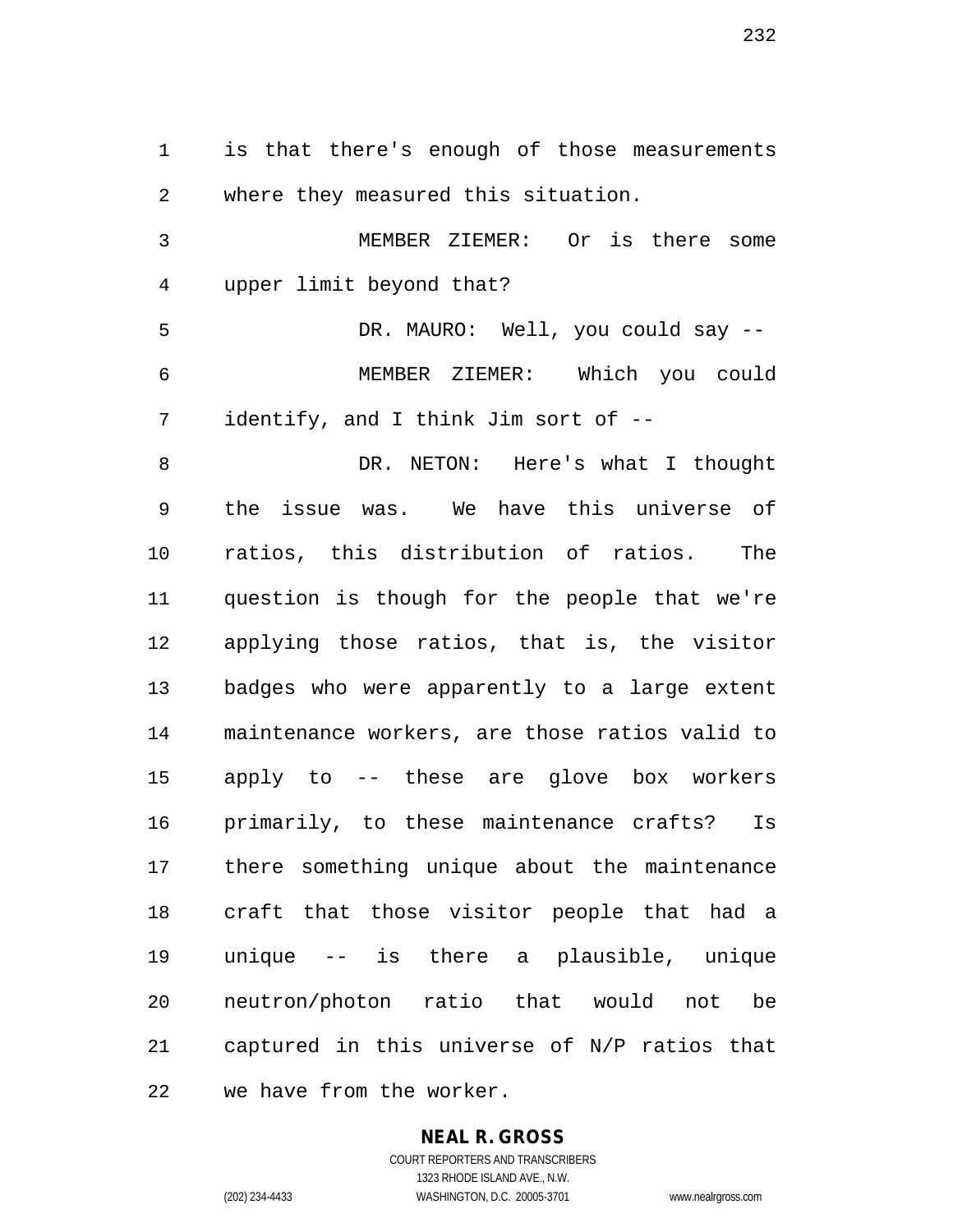is that there's enough of those measurements where they measured this situation.

MEMBER ZIEMER: Or is there some upper limit beyond that?

DR. MAURO: Well, you could say --

MEMBER ZIEMER: Which you could identify, and I think Jim sort of --

DR. NETON: Here's what I thought the issue was. We have this universe of ratios, this distribution of ratios. The question is though for the people that we're applying those ratios, that is, the visitor badges who were apparently to a large extent maintenance workers, are those ratios valid to apply to -- these are glove box workers primarily, to these maintenance crafts? Is there something unique about the maintenance craft that those visitor people that had a unique -- is there a plausible, unique neutron/photon ratio that would not be captured in this universe of N/P ratios that we have from the worker.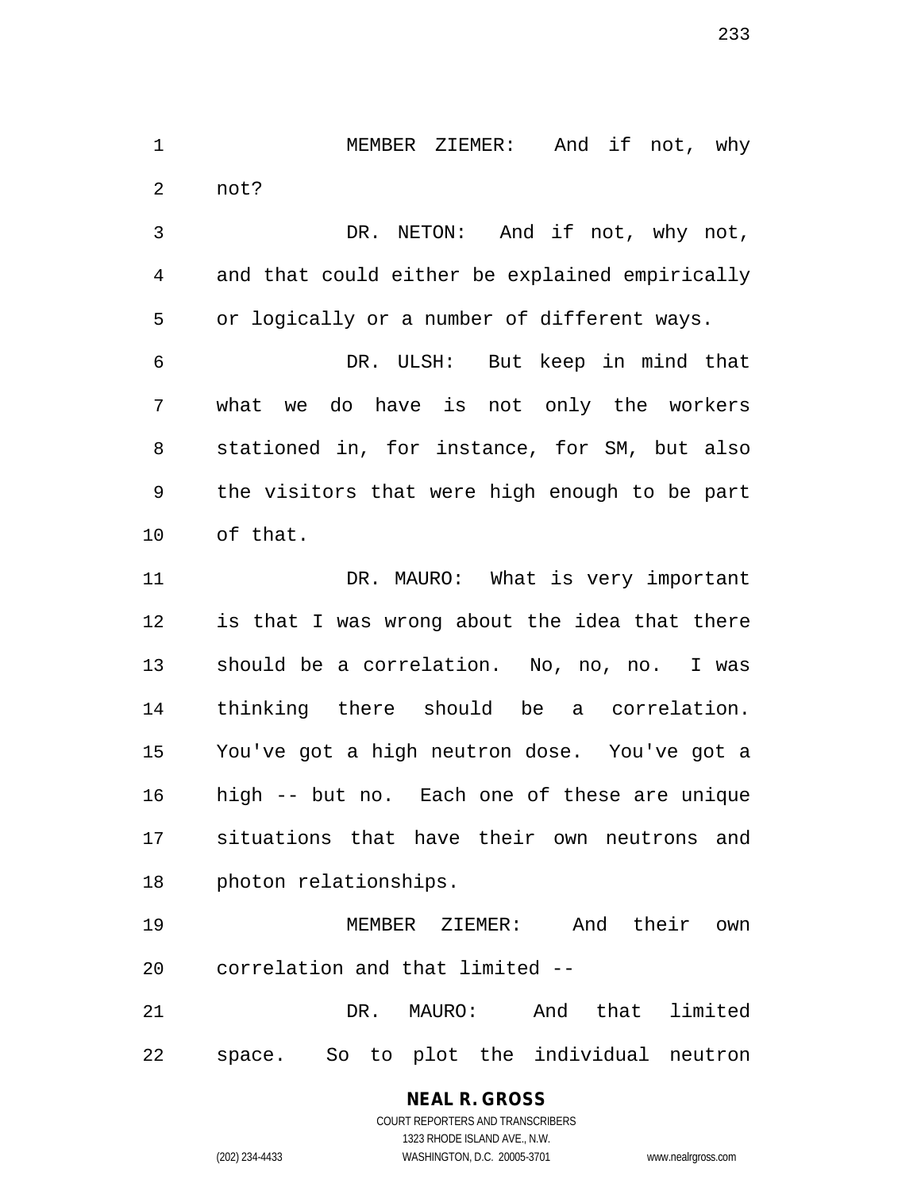MEMBER ZIEMER: And if not, why not?

DR. NETON: And if not, why not, and that could either be explained empirically or logically or a number of different ways.

DR. ULSH: But keep in mind that what we do have is not only the workers stationed in, for instance, for SM, but also the visitors that were high enough to be part of that.

DR. MAURO: What is very important is that I was wrong about the idea that there should be a correlation. No, no, no. I was thinking there should be a correlation. You've got a high neutron dose. You've got a high -- but no. Each one of these are unique situations that have their own neutrons and photon relationships.

MEMBER ZIEMER: And their own correlation and that limited --

DR. MAURO: And that limited space. So to plot the individual neutron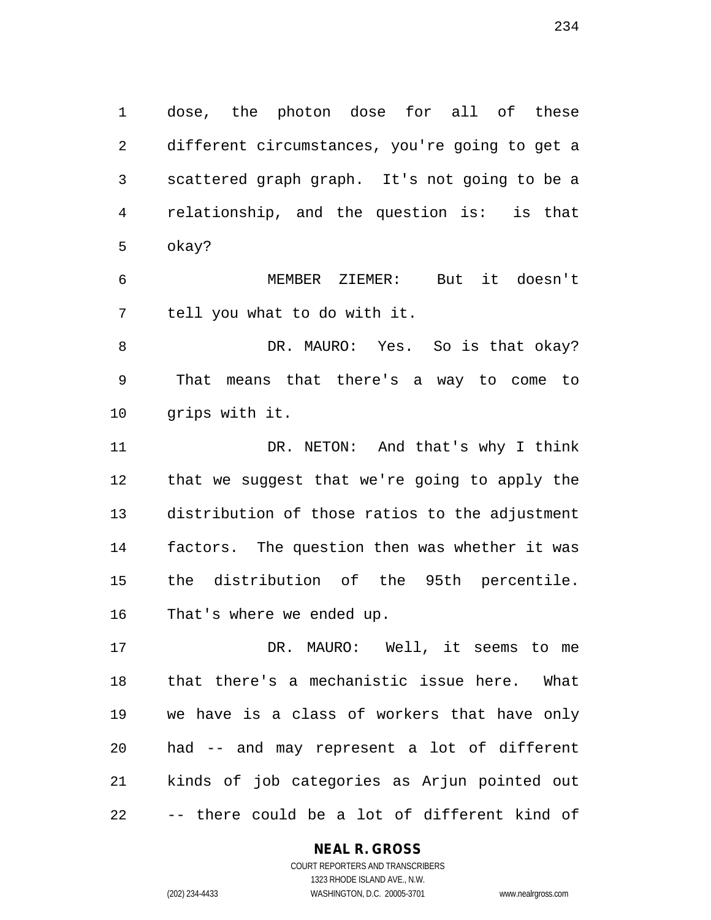dose, the photon dose for all of these different circumstances, you're going to get a scattered graph graph. It's not going to be a relationship, and the question is: is that okay?

MEMBER ZIEMER: But it doesn't tell you what to do with it.

DR. MAURO: Yes. So is that okay? That means that there's a way to come to grips with it.

DR. NETON: And that's why I think that we suggest that we're going to apply the distribution of those ratios to the adjustment factors. The question then was whether it was the distribution of the 95th percentile. That's where we ended up.

DR. MAURO: Well, it seems to me that there's a mechanistic issue here. What we have is a class of workers that have only had -- and may represent a lot of different kinds of job categories as Arjun pointed out -- there could be a lot of different kind of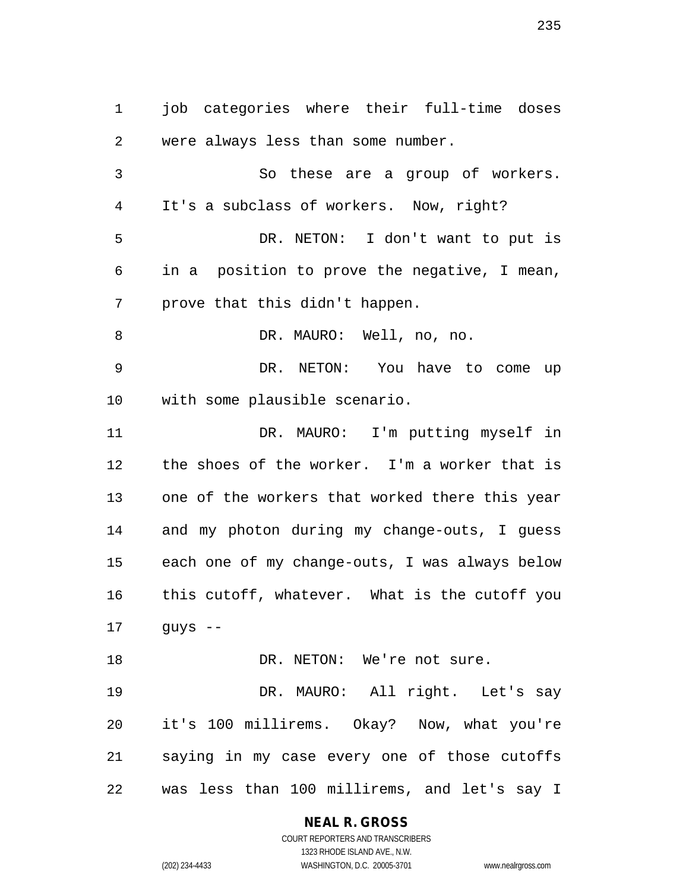job categories where their full-time doses were always less than some number.

So these are a group of workers. It's a subclass of workers. Now, right?

DR. NETON: I don't want to put is in a position to prove the negative, I mean, prove that this didn't happen.

DR. MAURO: Well, no, no.

DR. NETON: You have to come up with some plausible scenario.

DR. MAURO: I'm putting myself in the shoes of the worker. I'm a worker that is one of the workers that worked there this year and my photon during my change-outs, I guess each one of my change-outs, I was always below this cutoff, whatever. What is the cutoff you guys --

DR. NETON: We're not sure.

DR. MAURO: All right. Let's say it's 100 millirems. Okay? Now, what you're saying in my case every one of those cutoffs was less than 100 millirems, and let's say I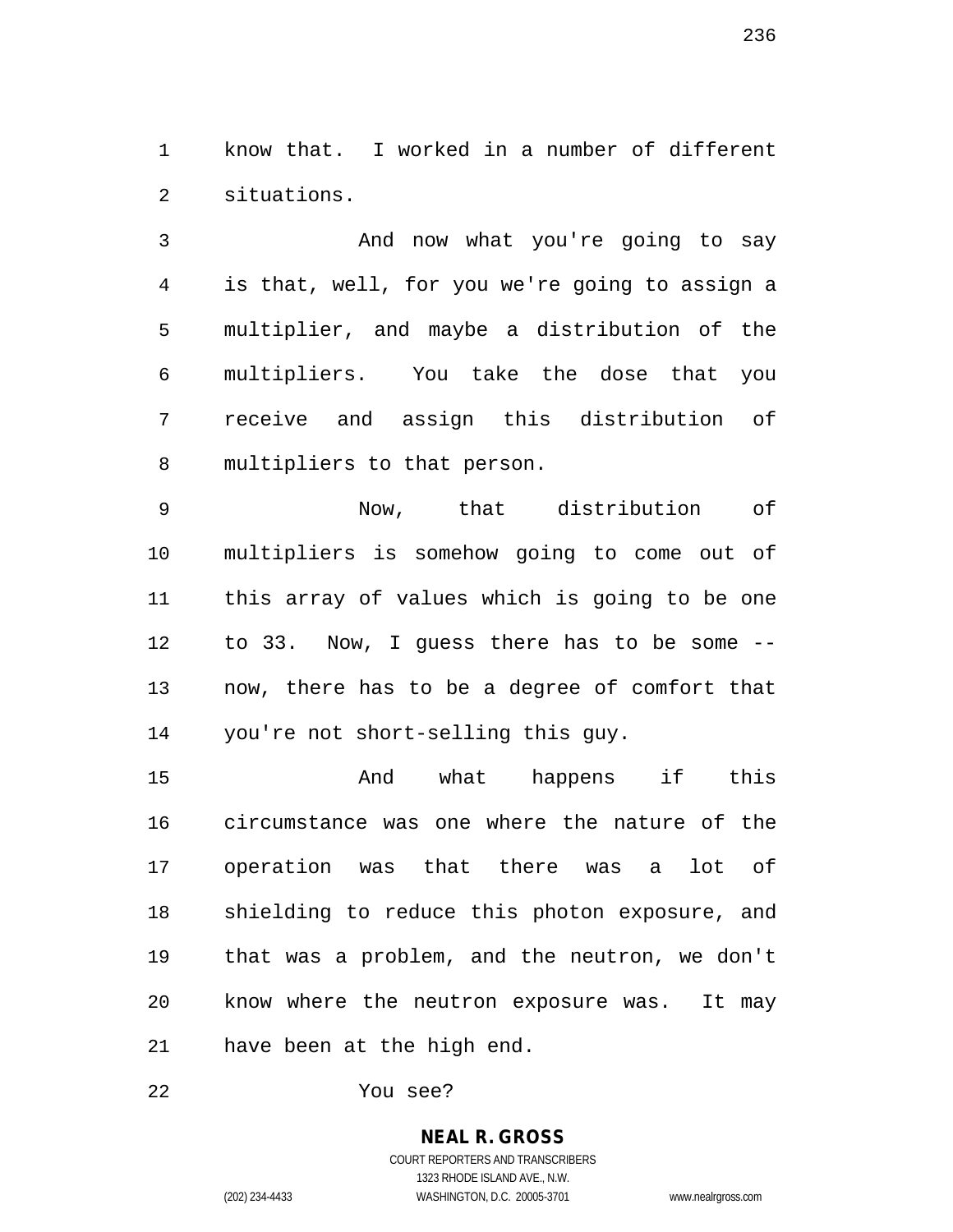know that. I worked in a number of different situations.

And now what you're going to say is that, well, for you we're going to assign a multiplier, and maybe a distribution of the multipliers. You take the dose that you receive and assign this distribution of multipliers to that person.

Now, that distribution of multipliers is somehow going to come out of this array of values which is going to be one to 33. Now, I guess there has to be some -- now, there has to be a degree of comfort that you're not short-selling this guy.

And what happens if this circumstance was one where the nature of the operation was that there was a lot of shielding to reduce this photon exposure, and that was a problem, and the neutron, we don't know where the neutron exposure was. It may have been at the high end.

You see?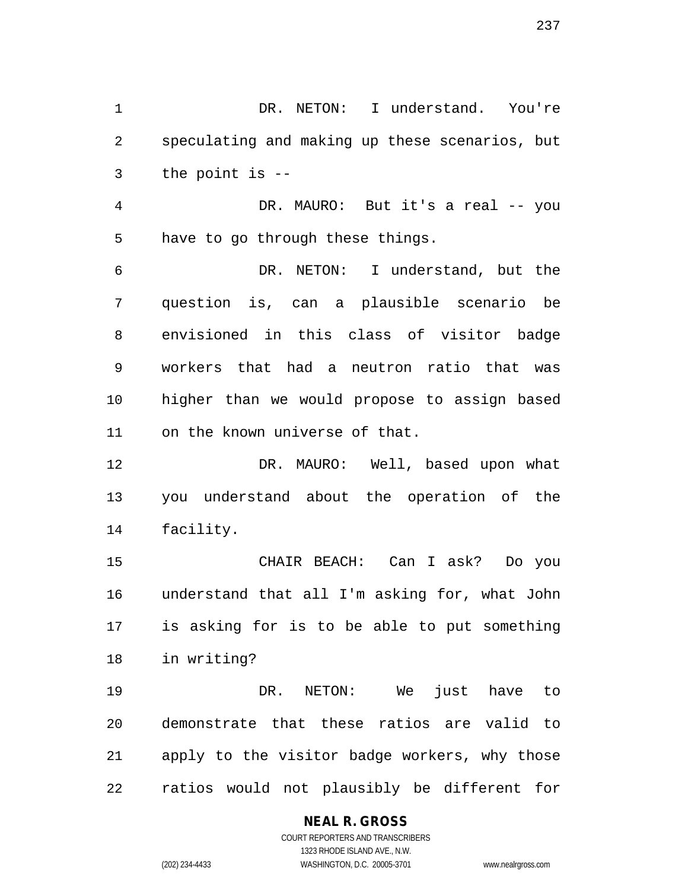DR. NETON: I understand. You're speculating and making up these scenarios, but the point is --

DR. MAURO: But it's a real -- you have to go through these things.

DR. NETON: I understand, but the question is, can a plausible scenario be envisioned in this class of visitor badge workers that had a neutron ratio that was higher than we would propose to assign based on the known universe of that.

DR. MAURO: Well, based upon what you understand about the operation of the facility.

CHAIR BEACH: Can I ask? Do you understand that all I'm asking for, what John is asking for is to be able to put something in writing?

DR. NETON: We just have to demonstrate that these ratios are valid to apply to the visitor badge workers, why those ratios would not plausibly be different for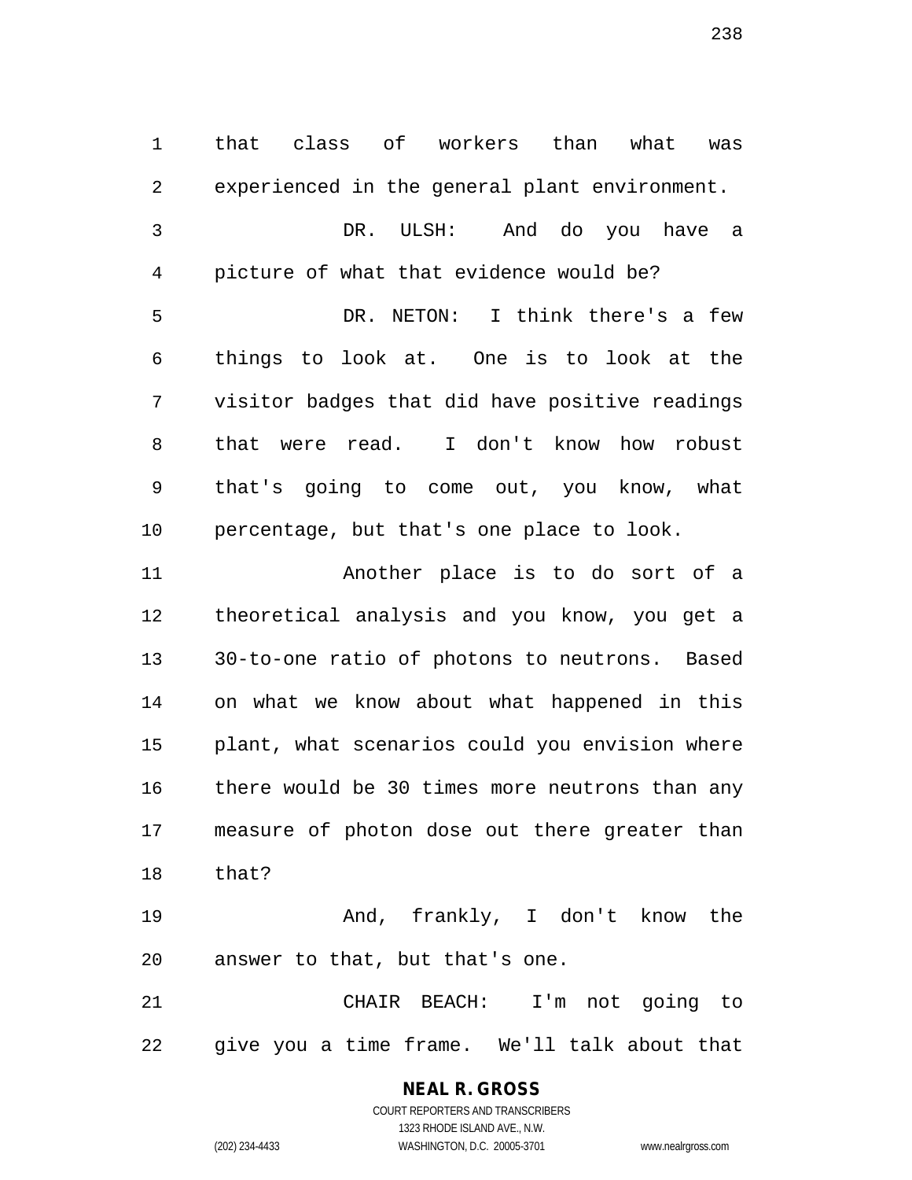that class of workers than what was experienced in the general plant environment.

DR. ULSH: And do you have a picture of what that evidence would be?

DR. NETON: I think there's a few things to look at. One is to look at the visitor badges that did have positive readings that were read. I don't know how robust that's going to come out, you know, what percentage, but that's one place to look.

Another place is to do sort of a theoretical analysis and you know, you get a 30-to-one ratio of photons to neutrons. Based on what we know about what happened in this plant, what scenarios could you envision where there would be 30 times more neutrons than any measure of photon dose out there greater than that?

And, frankly, I don't know the answer to that, but that's one.

CHAIR BEACH: I'm not going to give you a time frame. We'll talk about that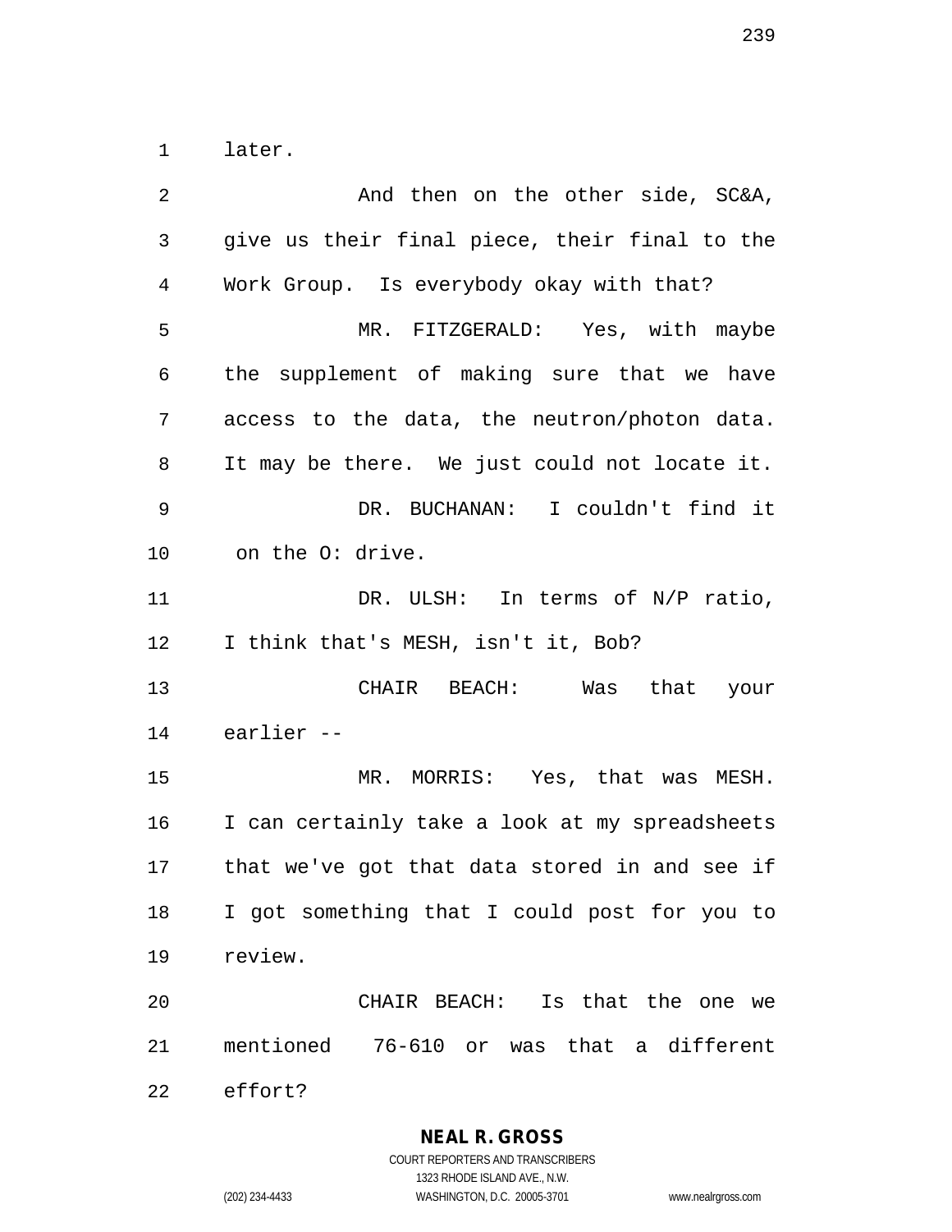later.

And then on the other side, SC&A, give us their final piece, their final to the Work Group. Is everybody okay with that?

MR. FITZGERALD: Yes, with maybe the supplement of making sure that we have access to the data, the neutron/photon data. It may be there. We just could not locate it.

DR. BUCHANAN: I couldn't find it on the O: drive.

DR. ULSH: In terms of N/P ratio, I think that's MESH, isn't it, Bob?

CHAIR BEACH: Was that your earlier --

MR. MORRIS: Yes, that was MESH. I can certainly take a look at my spreadsheets that we've got that data stored in and see if I got something that I could post for you to review.

CHAIR BEACH: Is that the one we mentioned 76-610 or was that a different effort?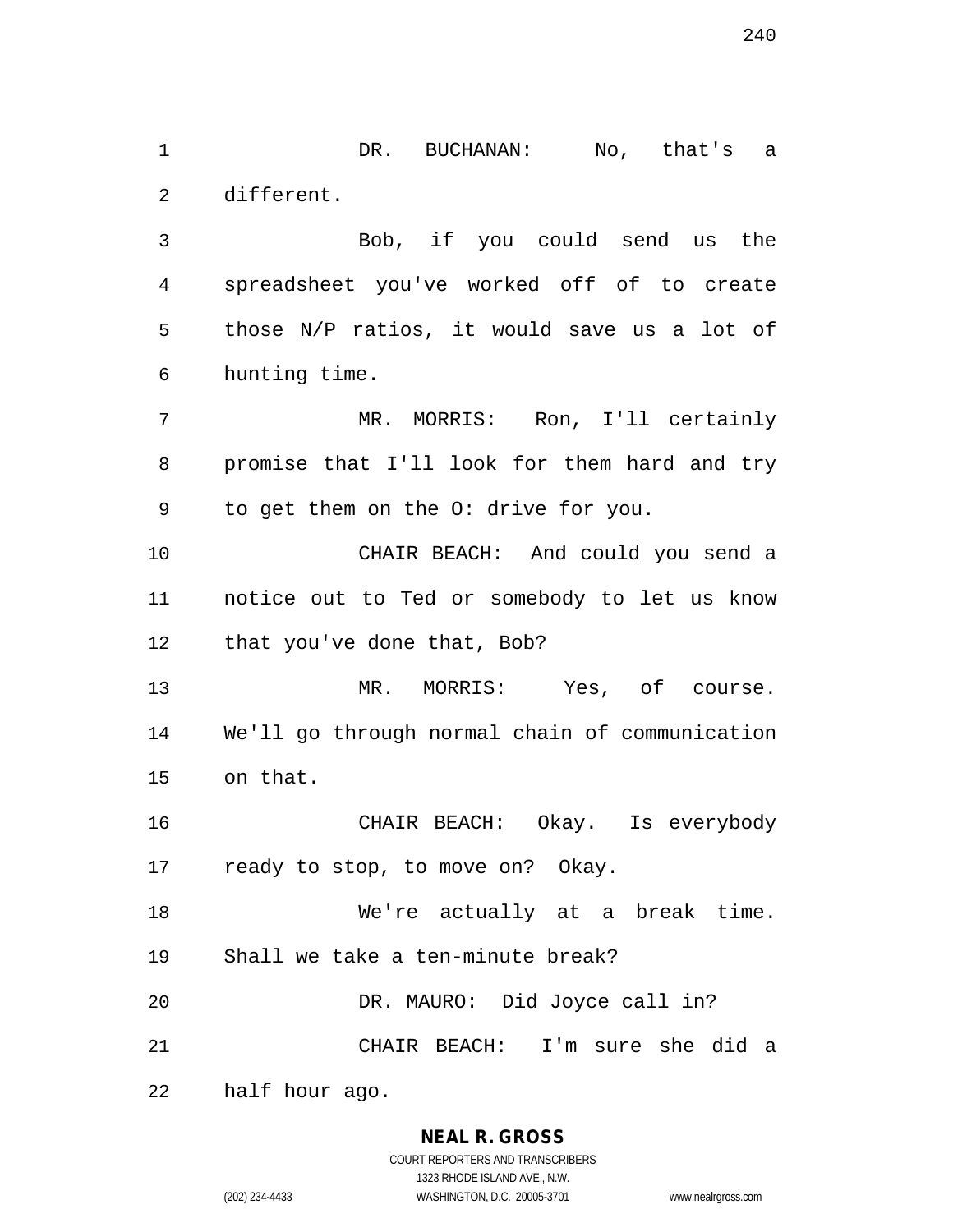DR. BUCHANAN: No, that's a different.

Bob, if you could send us the spreadsheet you've worked off of to create those N/P ratios, it would save us a lot of hunting time.

MR. MORRIS: Ron, I'll certainly promise that I'll look for them hard and try to get them on the O: drive for you.

CHAIR BEACH: And could you send a notice out to Ted or somebody to let us know that you've done that, Bob?

MR. MORRIS: Yes, of course. We'll go through normal chain of communication on that.

CHAIR BEACH: Okay. Is everybody ready to stop, to move on? Okay.

We're actually at a break time. Shall we take a ten-minute break?

DR. MAURO: Did Joyce call in?

CHAIR BEACH: I'm sure she did a half hour ago.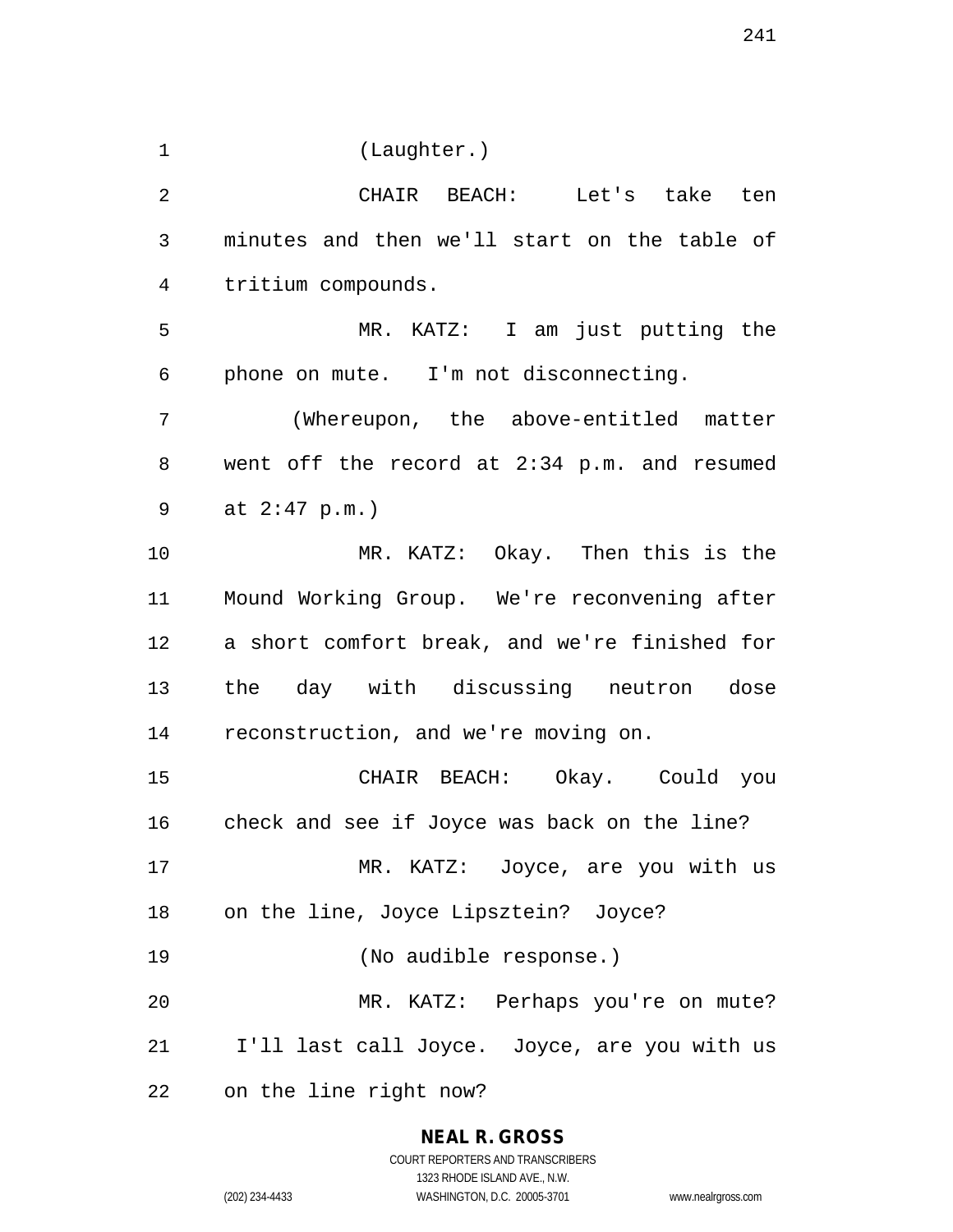(Laughter.)

CHAIR BEACH: Let's take ten minutes and then we'll start on the table of tritium compounds.

MR. KATZ: I am just putting the phone on mute. I'm not disconnecting.

(Whereupon, the above-entitled matter went off the record at 2:34 p.m. and resumed at 2:47 p.m.)

MR. KATZ: Okay. Then this is the Mound Working Group. We're reconvening after a short comfort break, and we're finished for the day with discussing neutron dose reconstruction, and we're moving on.

CHAIR BEACH: Okay. Could you check and see if Joyce was back on the line?

MR. KATZ: Joyce, are you with us on the line, Joyce Lipsztein? Joyce?

(No audible response.)

MR. KATZ: Perhaps you're on mute? I'll last call Joyce. Joyce, are you with us on the line right now?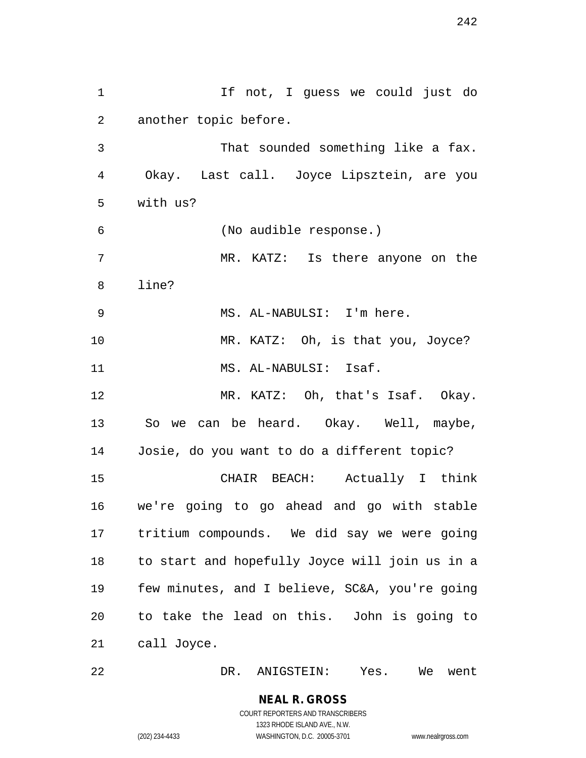If not, I guess we could just do another topic before.

That sounded something like a fax. Okay. Last call. Joyce Lipsztein, are you with us?

(No audible response.)

MR. KATZ: Is there anyone on the line?

MS. AL-NABULSI: I'm here.

MR. KATZ: Oh, is that you, Joyce?

MS. AL-NABULSI: Isaf.

MR. KATZ: Oh, that's Isaf. Okay. So we can be heard. Okay. Well, maybe, Josie, do you want to do a different topic?

CHAIR BEACH: Actually I think we're going to go ahead and go with stable tritium compounds. We did say we were going to start and hopefully Joyce will join us in a few minutes, and I believe, SC&A, you're going to take the lead on this. John is going to call Joyce.

DR. ANIGSTEIN: Yes. We went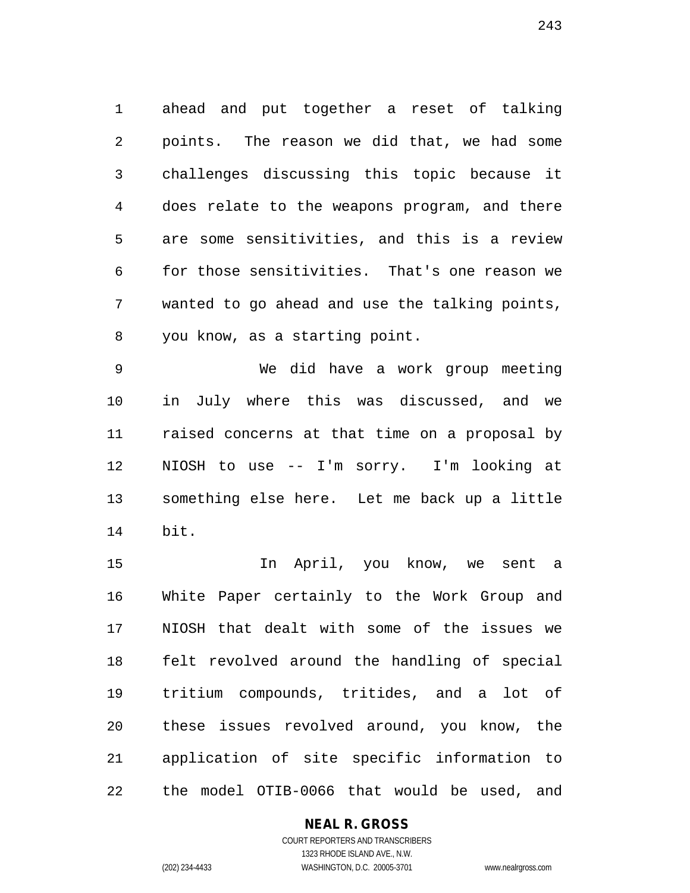ahead and put together a reset of talking points. The reason we did that, we had some challenges discussing this topic because it does relate to the weapons program, and there are some sensitivities, and this is a review for those sensitivities. That's one reason we wanted to go ahead and use the talking points, you know, as a starting point.

We did have a work group meeting in July where this was discussed, and we raised concerns at that time on a proposal by NIOSH to use -- I'm sorry. I'm looking at something else here. Let me back up a little bit.

In April, you know, we sent a White Paper certainly to the Work Group and NIOSH that dealt with some of the issues we felt revolved around the handling of special tritium compounds, tritides, and a lot of these issues revolved around, you know, the application of site specific information to the model OTIB-0066 that would be used, and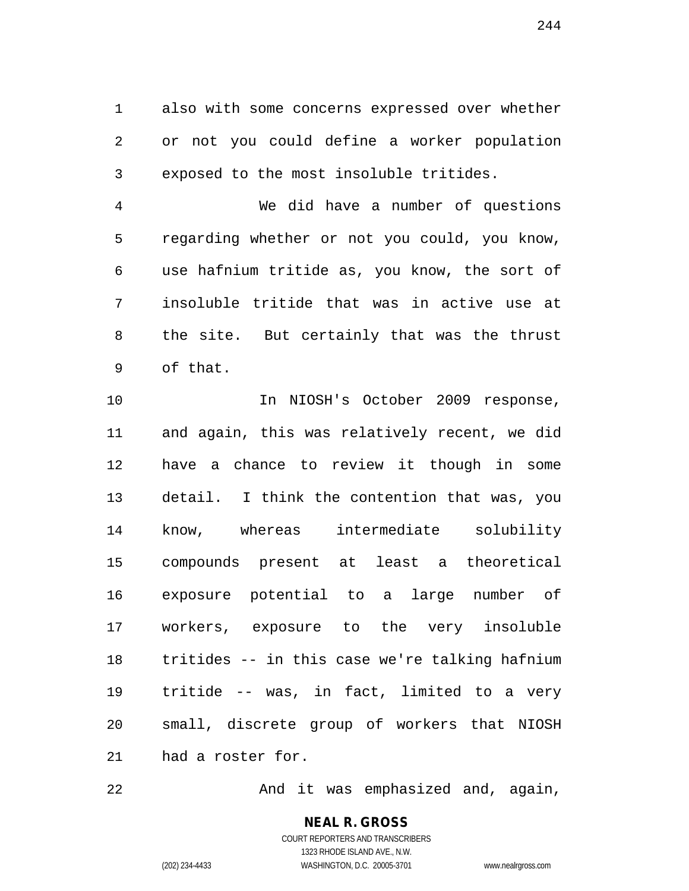also with some concerns expressed over whether or not you could define a worker population exposed to the most insoluble tritides.

We did have a number of questions regarding whether or not you could, you know, use hafnium tritide as, you know, the sort of insoluble tritide that was in active use at the site. But certainly that was the thrust of that.

In NIOSH's October 2009 response, and again, this was relatively recent, we did have a chance to review it though in some detail. I think the contention that was, you know, whereas intermediate solubility compounds present at least a theoretical exposure potential to a large number of workers, exposure to the very insoluble tritides -- in this case we're talking hafnium tritide -- was, in fact, limited to a very small, discrete group of workers that NIOSH had a roster for.

And it was emphasized and, again,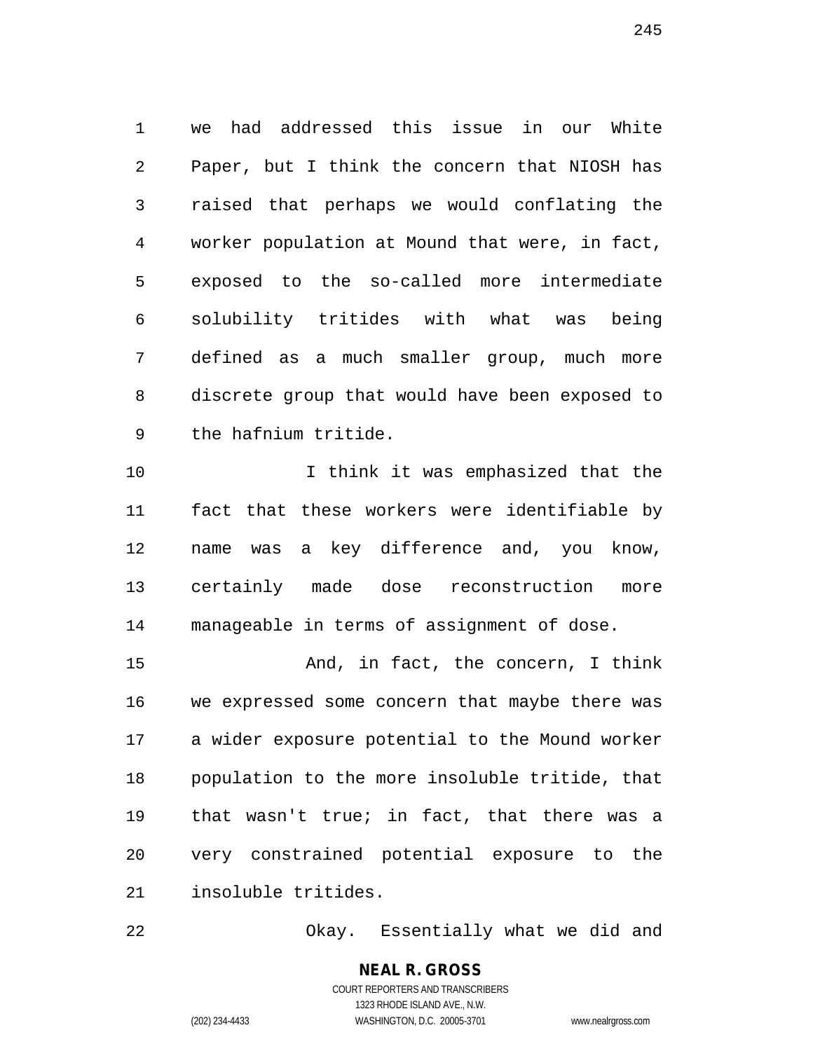we had addressed this issue in our White Paper, but I think the concern that NIOSH has raised that perhaps we would conflating the worker population at Mound that were, in fact, exposed to the so-called more intermediate solubility tritides with what was being defined as a much smaller group, much more discrete group that would have been exposed to the hafnium tritide.

I think it was emphasized that the fact that these workers were identifiable by name was a key difference and, you know, certainly made dose reconstruction more manageable in terms of assignment of dose.

And, in fact, the concern, I think we expressed some concern that maybe there was a wider exposure potential to the Mound worker population to the more insoluble tritide, that that wasn't true; in fact, that there was a very constrained potential exposure to the insoluble tritides.

Okay. Essentially what we did and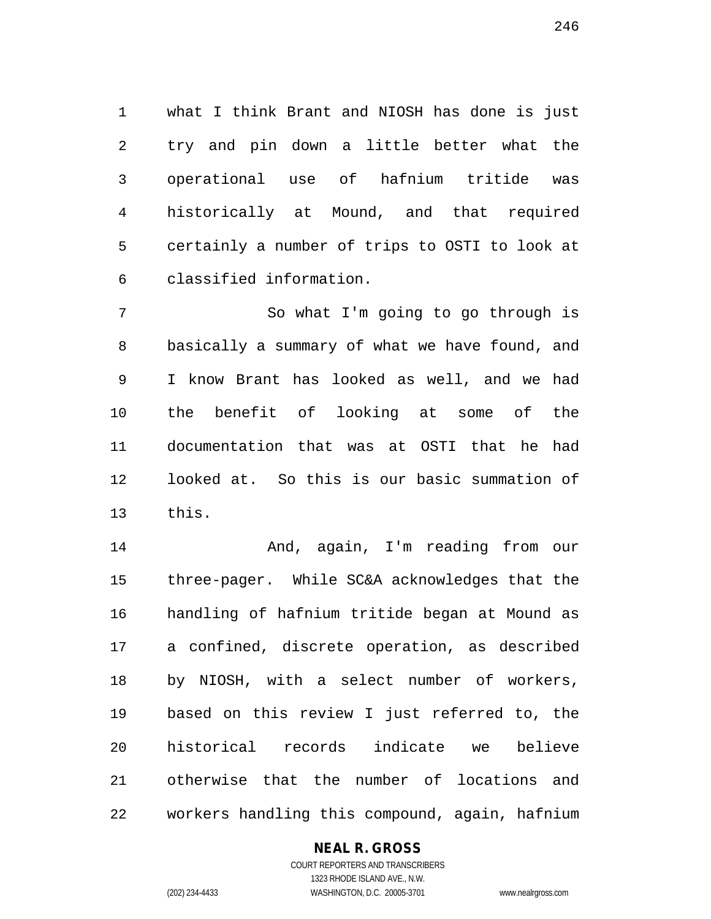what I think Brant and NIOSH has done is just try and pin down a little better what the operational use of hafnium tritide was historically at Mound, and that required certainly a number of trips to OSTI to look at classified information.

So what I'm going to go through is basically a summary of what we have found, and I know Brant has looked as well, and we had the benefit of looking at some of the documentation that was at OSTI that he had looked at. So this is our basic summation of this.

And, again, I'm reading from our three-pager. While SC&A acknowledges that the handling of hafnium tritide began at Mound as a confined, discrete operation, as described by NIOSH, with a select number of workers, based on this review I just referred to, the historical records indicate we believe otherwise that the number of locations and workers handling this compound, again, hafnium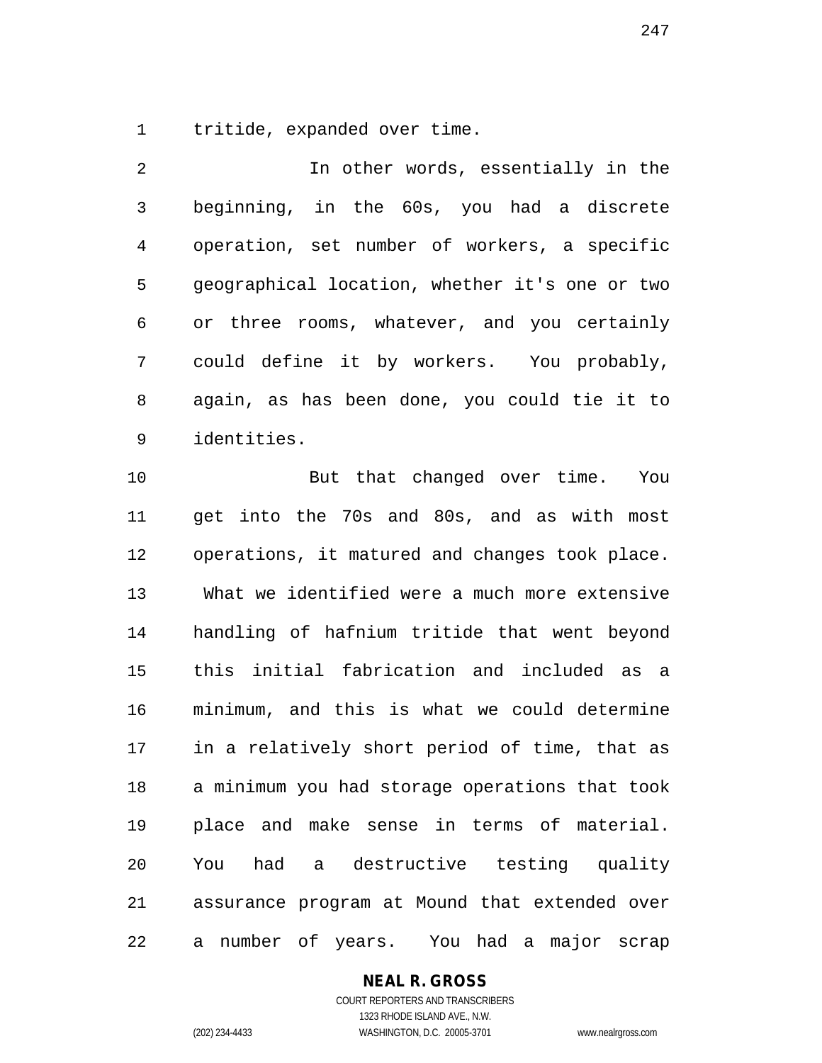tritide, expanded over time.

In other words, essentially in the beginning, in the 60s, you had a discrete operation, set number of workers, a specific geographical location, whether it's one or two or three rooms, whatever, and you certainly could define it by workers. You probably, again, as has been done, you could tie it to identities.

But that changed over time. You get into the 70s and 80s, and as with most operations, it matured and changes took place. What we identified were a much more extensive handling of hafnium tritide that went beyond this initial fabrication and included as a minimum, and this is what we could determine in a relatively short period of time, that as a minimum you had storage operations that took place and make sense in terms of material. You had a destructive testing quality assurance program at Mound that extended over a number of years. You had a major scrap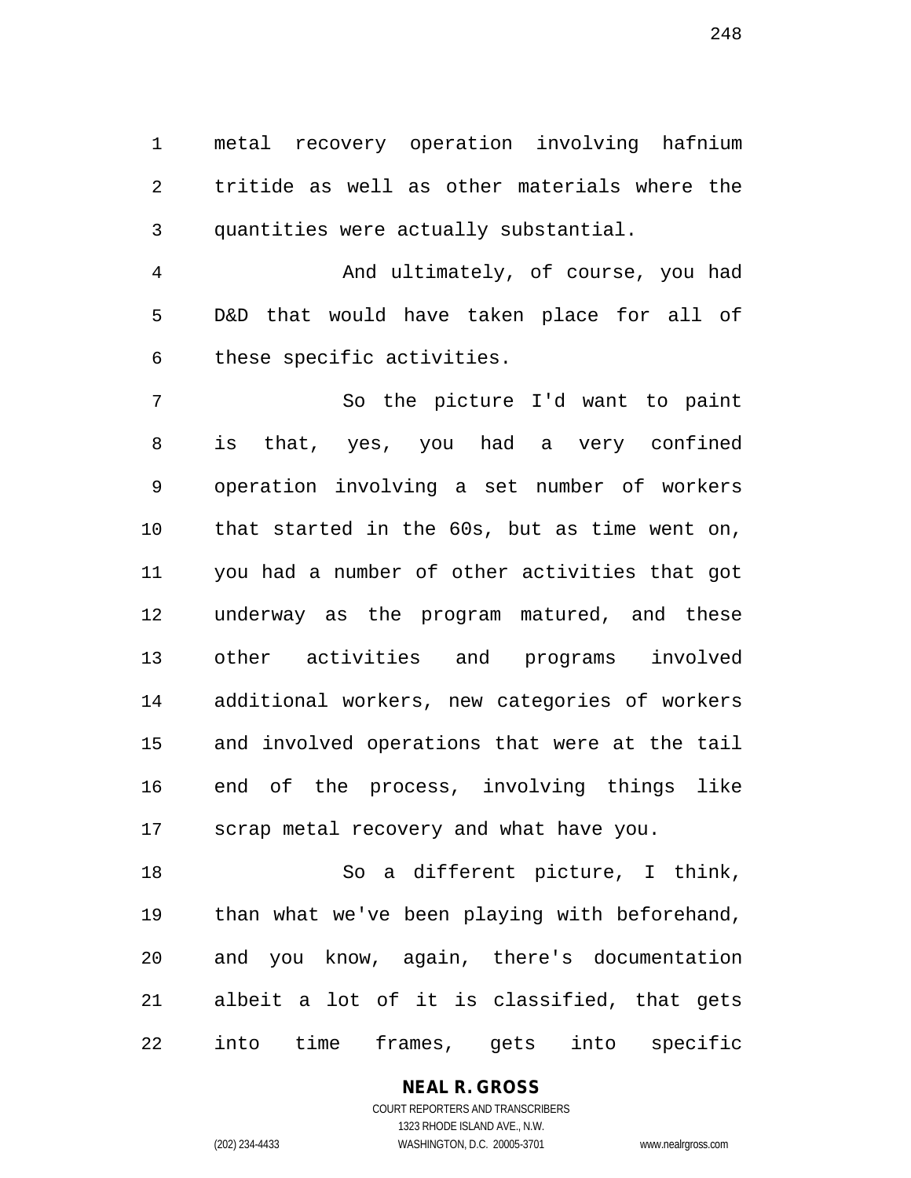metal recovery operation involving hafnium tritide as well as other materials where the quantities were actually substantial.

And ultimately, of course, you had D&D that would have taken place for all of these specific activities.

So the picture I'd want to paint is that, yes, you had a very confined operation involving a set number of workers that started in the 60s, but as time went on, you had a number of other activities that got underway as the program matured, and these other activities and programs involved additional workers, new categories of workers and involved operations that were at the tail end of the process, involving things like scrap metal recovery and what have you.

So a different picture, I think, than what we've been playing with beforehand, and you know, again, there's documentation albeit a lot of it is classified, that gets into time frames, gets into specific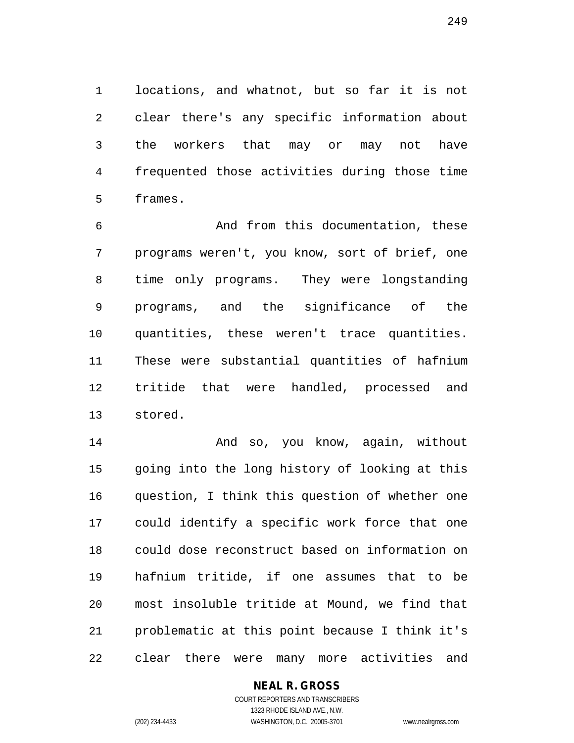locations, and whatnot, but so far it is not clear there's any specific information about the workers that may or may not have frequented those activities during those time frames.

And from this documentation, these programs weren't, you know, sort of brief, one time only programs. They were longstanding programs, and the significance of the quantities, these weren't trace quantities. These were substantial quantities of hafnium tritide that were handled, processed and stored.

And so, you know, again, without going into the long history of looking at this question, I think this question of whether one could identify a specific work force that one could dose reconstruct based on information on hafnium tritide, if one assumes that to be most insoluble tritide at Mound, we find that problematic at this point because I think it's clear there were many more activities and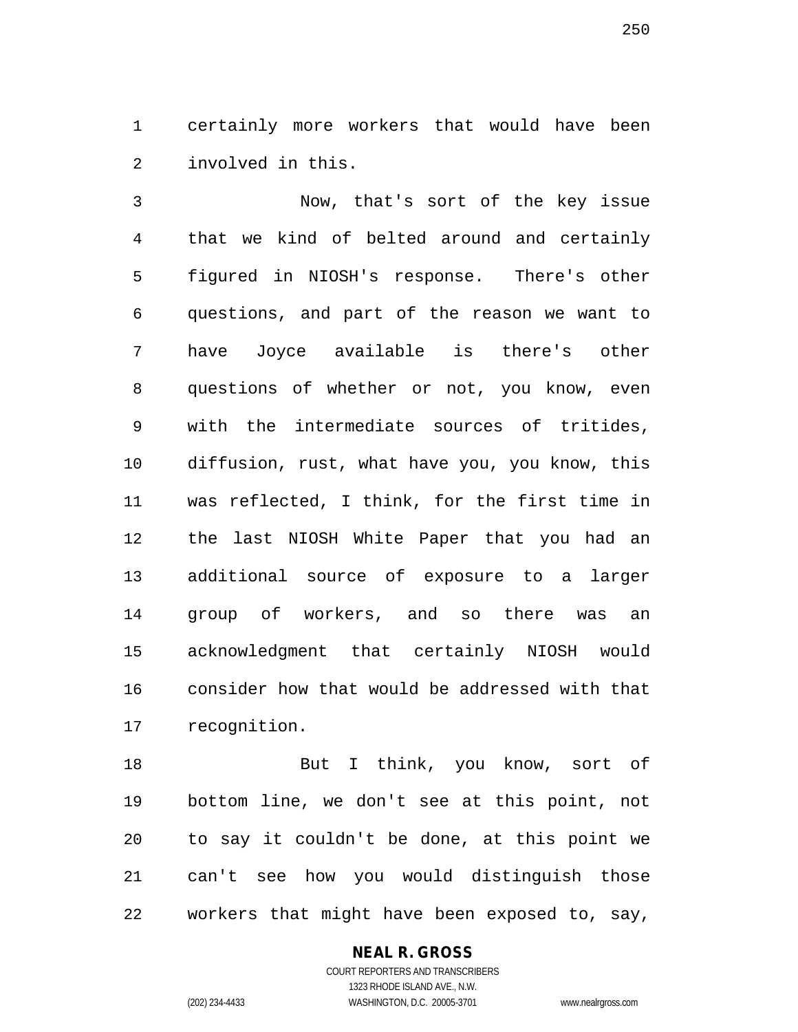certainly more workers that would have been involved in this.

Now, that's sort of the key issue that we kind of belted around and certainly figured in NIOSH's response. There's other questions, and part of the reason we want to have Joyce available is there's other questions of whether or not, you know, even with the intermediate sources of tritides, diffusion, rust, what have you, you know, this was reflected, I think, for the first time in the last NIOSH White Paper that you had an additional source of exposure to a larger group of workers, and so there was an acknowledgment that certainly NIOSH would consider how that would be addressed with that recognition.

But I think, you know, sort of bottom line, we don't see at this point, not to say it couldn't be done, at this point we can't see how you would distinguish those workers that might have been exposed to, say,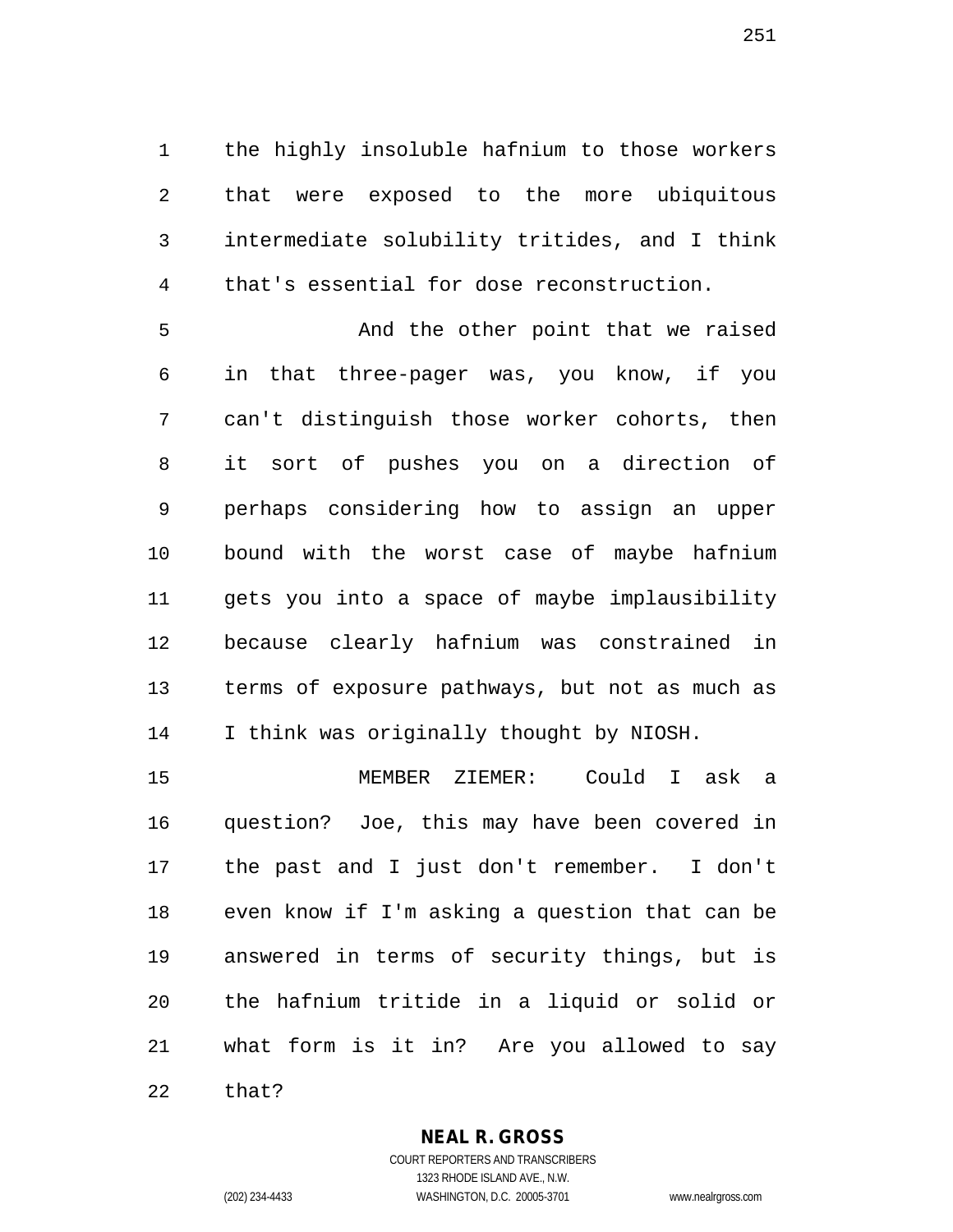the highly insoluble hafnium to those workers that were exposed to the more ubiquitous intermediate solubility tritides, and I think that's essential for dose reconstruction.

And the other point that we raised in that three-pager was, you know, if you can't distinguish those worker cohorts, then it sort of pushes you on a direction of perhaps considering how to assign an upper bound with the worst case of maybe hafnium gets you into a space of maybe implausibility because clearly hafnium was constrained in terms of exposure pathways, but not as much as I think was originally thought by NIOSH.

MEMBER ZIEMER: Could I ask a question? Joe, this may have been covered in the past and I just don't remember. I don't even know if I'm asking a question that can be answered in terms of security things, but is the hafnium tritide in a liquid or solid or what form is it in? Are you allowed to say that?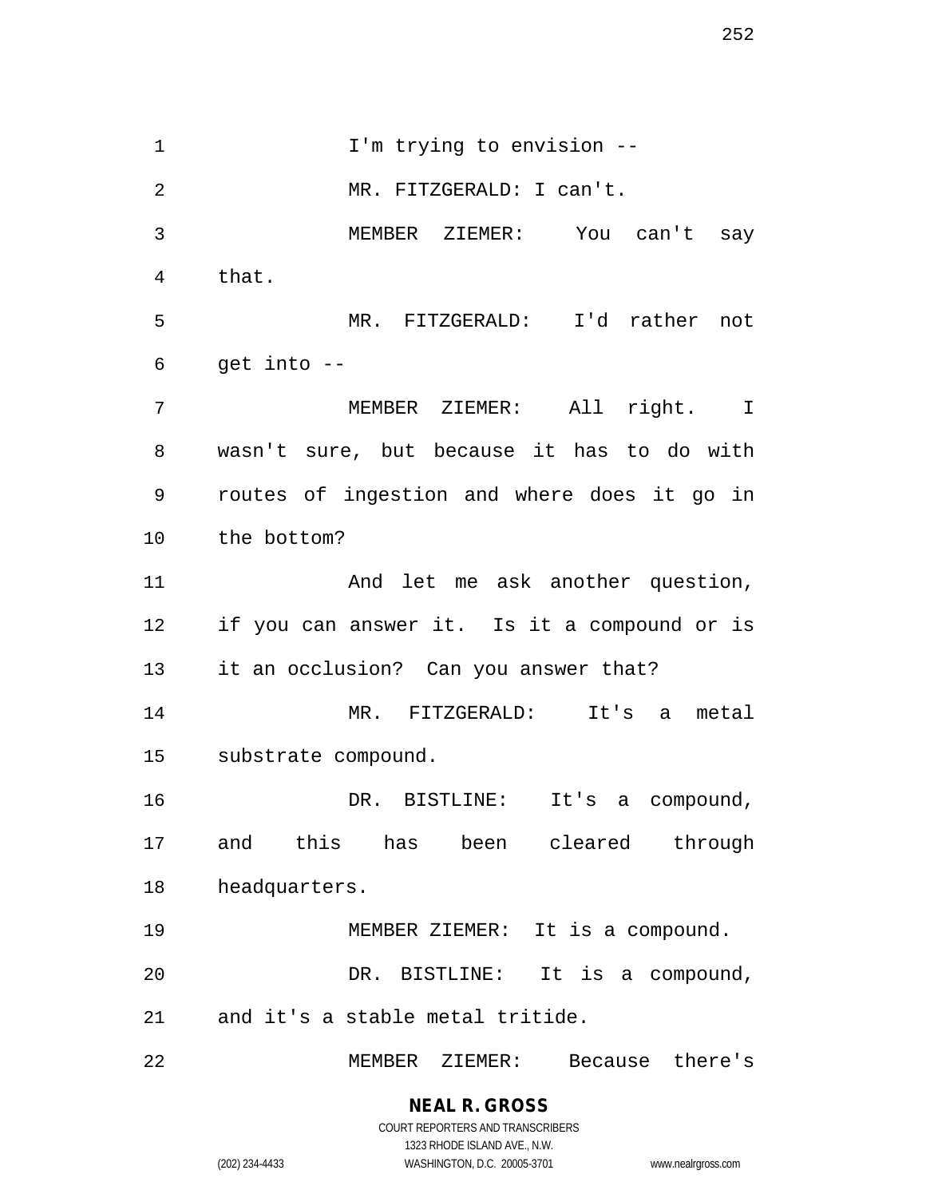I'm trying to envision --

MR. FITZGERALD: I can't.

MEMBER ZIEMER: You can't say that.

MR. FITZGERALD: I'd rather not get into --

MEMBER ZIEMER: All right. I wasn't sure, but because it has to do with routes of ingestion and where does it go in the bottom?

And let me ask another question, if you can answer it. Is it a compound or is it an occlusion? Can you answer that?

MR. FITZGERALD: It's a metal substrate compound.

DR. BISTLINE: It's a compound, and this has been cleared through headquarters.

MEMBER ZIEMER: It is a compound.

DR. BISTLINE: It is a compound, and it's a stable metal tritide.

MEMBER ZIEMER: Because there's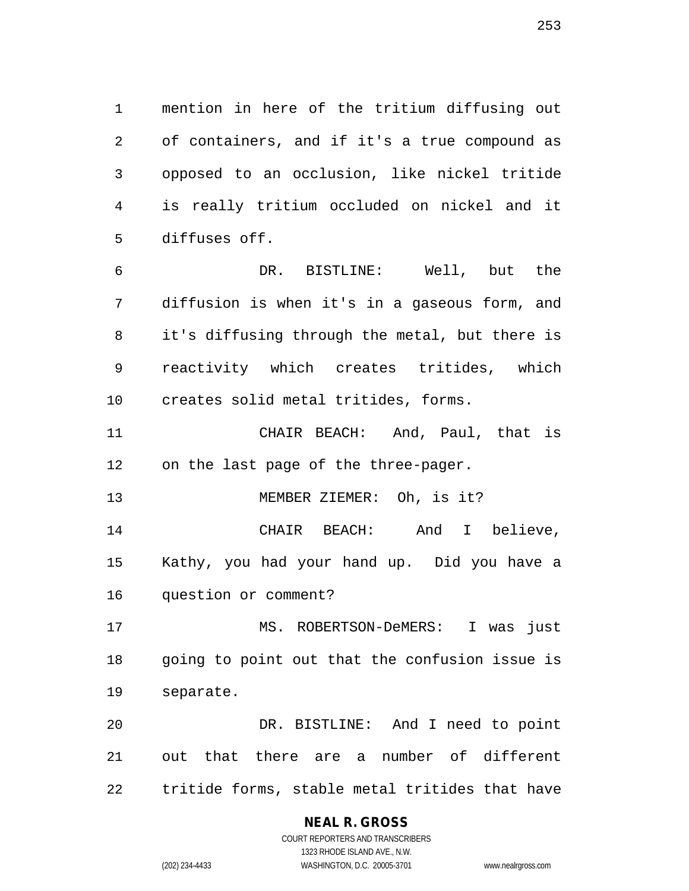mention in here of the tritium diffusing out of containers, and if it's a true compound as opposed to an occlusion, like nickel tritide is really tritium occluded on nickel and it diffuses off.

DR. BISTLINE: Well, but the diffusion is when it's in a gaseous form, and it's diffusing through the metal, but there is reactivity which creates tritides, which creates solid metal tritides, forms.

CHAIR BEACH: And, Paul, that is on the last page of the three-pager.

MEMBER ZIEMER: Oh, is it?

CHAIR BEACH: And I believe, Kathy, you had your hand up. Did you have a question or comment?

MS. ROBERTSON-DeMERS: I was just going to point out that the confusion issue is separate.

DR. BISTLINE: And I need to point out that there are a number of different tritide forms, stable metal tritides that have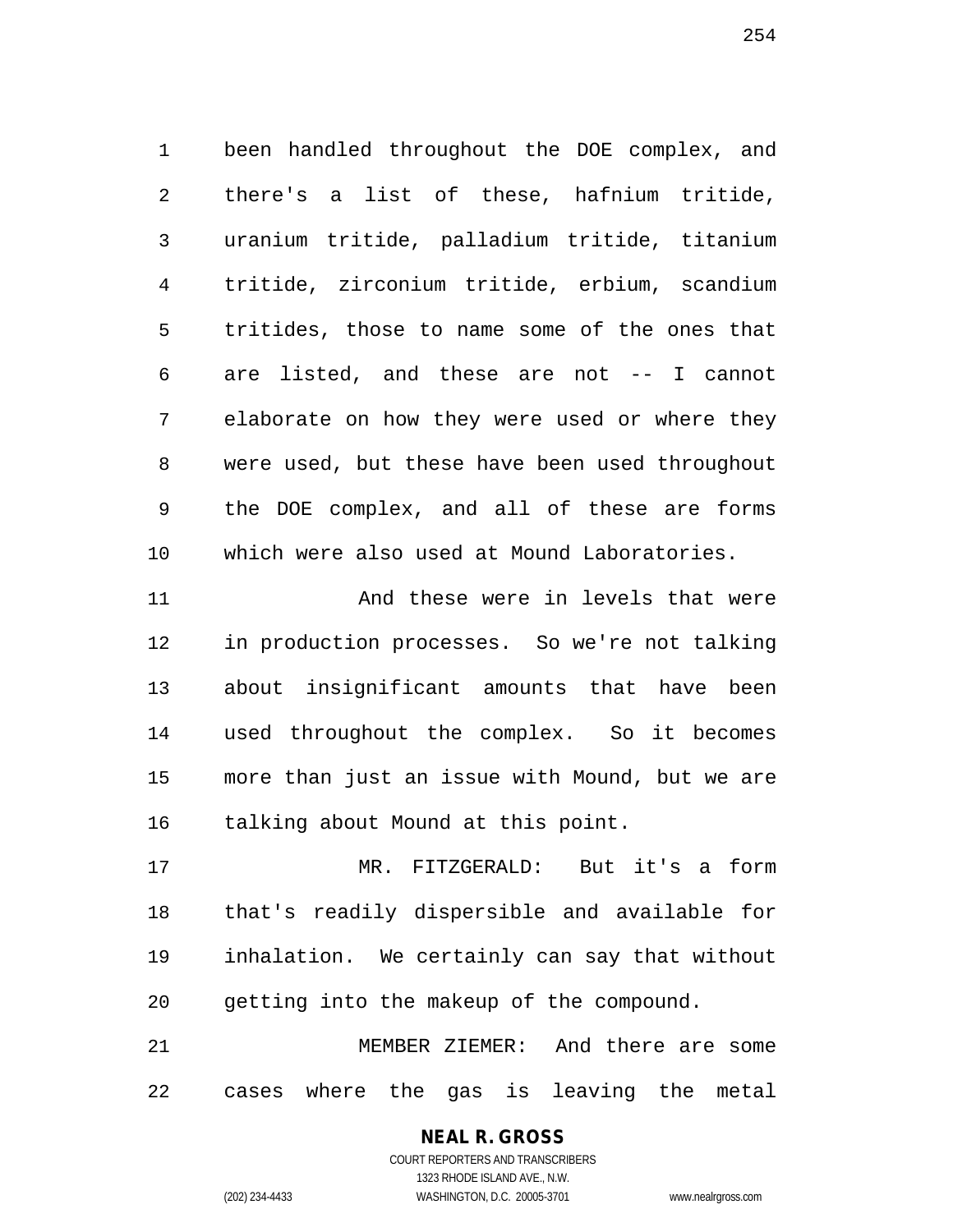been handled throughout the DOE complex, and there's a list of these, hafnium tritide, uranium tritide, palladium tritide, titanium tritide, zirconium tritide, erbium, scandium tritides, those to name some of the ones that are listed, and these are not -- I cannot elaborate on how they were used or where they were used, but these have been used throughout the DOE complex, and all of these are forms which were also used at Mound Laboratories.

And these were in levels that were in production processes. So we're not talking about insignificant amounts that have been used throughout the complex. So it becomes more than just an issue with Mound, but we are talking about Mound at this point.

MR. FITZGERALD: But it's a form that's readily dispersible and available for inhalation. We certainly can say that without getting into the makeup of the compound.

MEMBER ZIEMER: And there are some cases where the gas is leaving the metal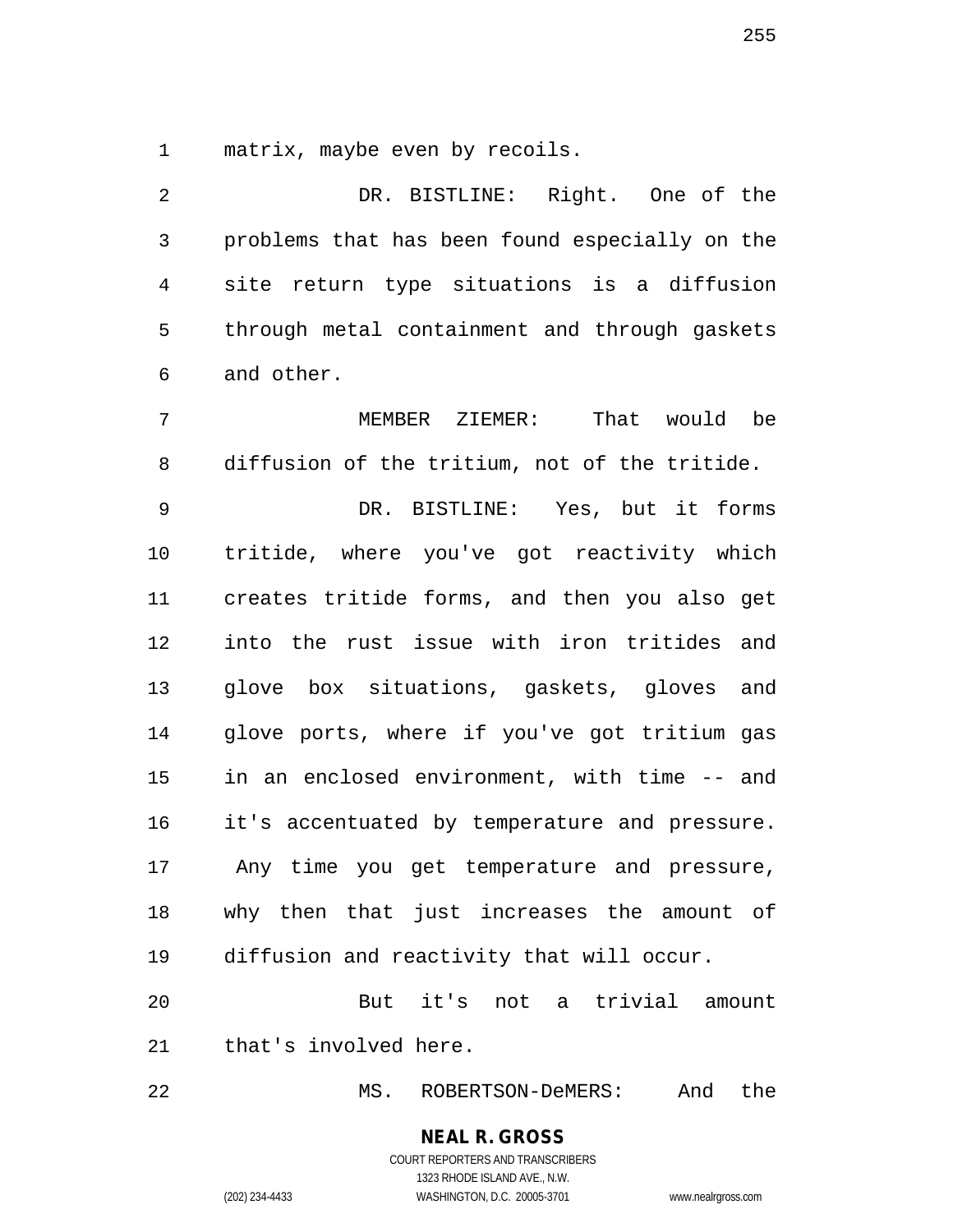matrix, maybe even by recoils.

DR. BISTLINE: Right. One of the problems that has been found especially on the site return type situations is a diffusion through metal containment and through gaskets and other.

MEMBER ZIEMER: That would be diffusion of the tritium, not of the tritide.

DR. BISTLINE: Yes, but it forms tritide, where you've got reactivity which creates tritide forms, and then you also get into the rust issue with iron tritides and glove box situations, gaskets, gloves and glove ports, where if you've got tritium gas in an enclosed environment, with time -- and it's accentuated by temperature and pressure. Any time you get temperature and pressure, why then that just increases the amount of diffusion and reactivity that will occur.

But it's not a trivial amount that's involved here.

MS. ROBERTSON-DeMERS: And the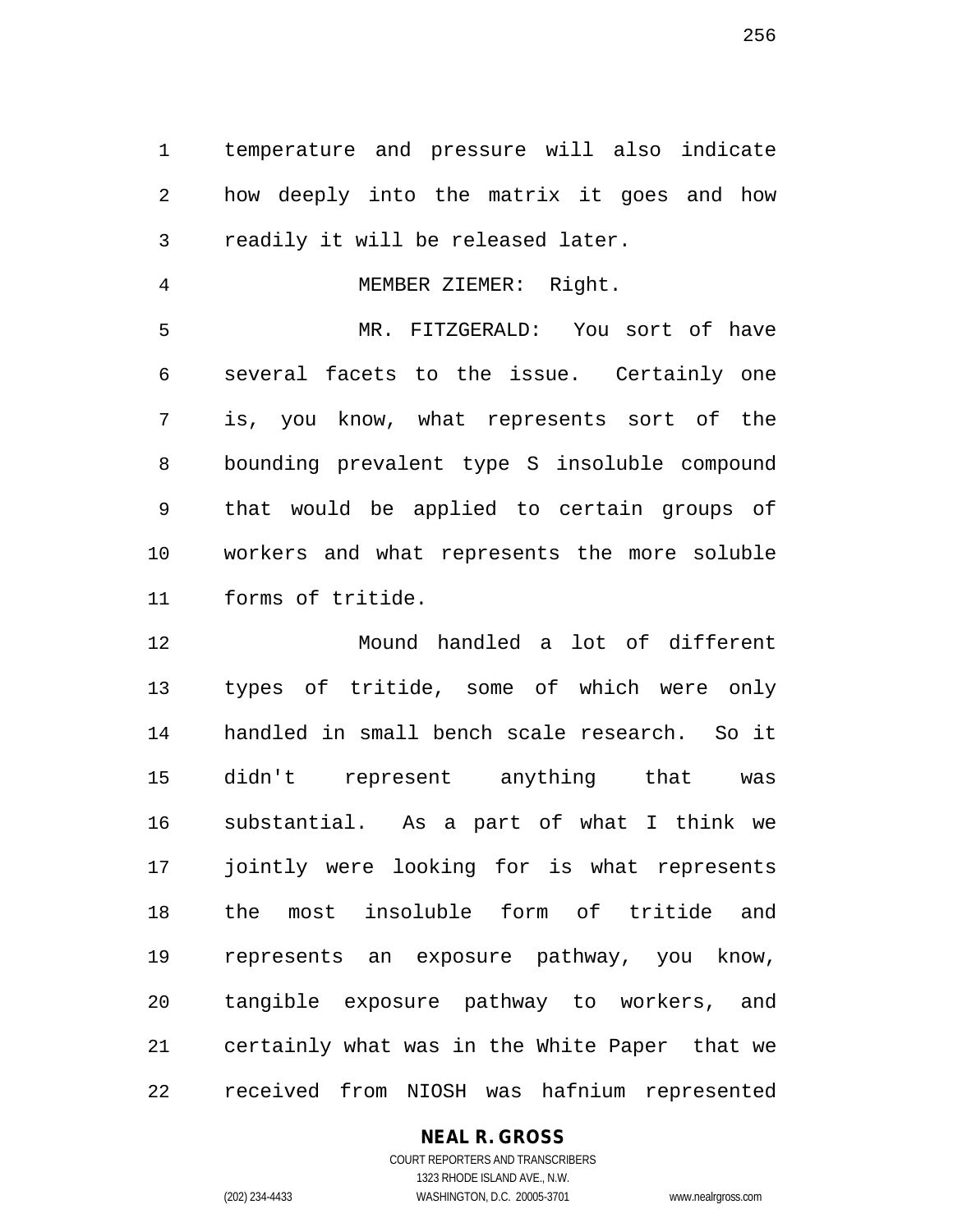temperature and pressure will also indicate how deeply into the matrix it goes and how readily it will be released later.

MEMBER ZIEMER: Right.

MR. FITZGERALD: You sort of have several facets to the issue. Certainly one is, you know, what represents sort of the bounding prevalent type S insoluble compound that would be applied to certain groups of workers and what represents the more soluble forms of tritide.

Mound handled a lot of different types of tritide, some of which were only handled in small bench scale research. So it didn't represent anything that was substantial. As a part of what I think we jointly were looking for is what represents the most insoluble form of tritide and represents an exposure pathway, you know, tangible exposure pathway to workers, and certainly what was in the White Paper that we received from NIOSH was hafnium represented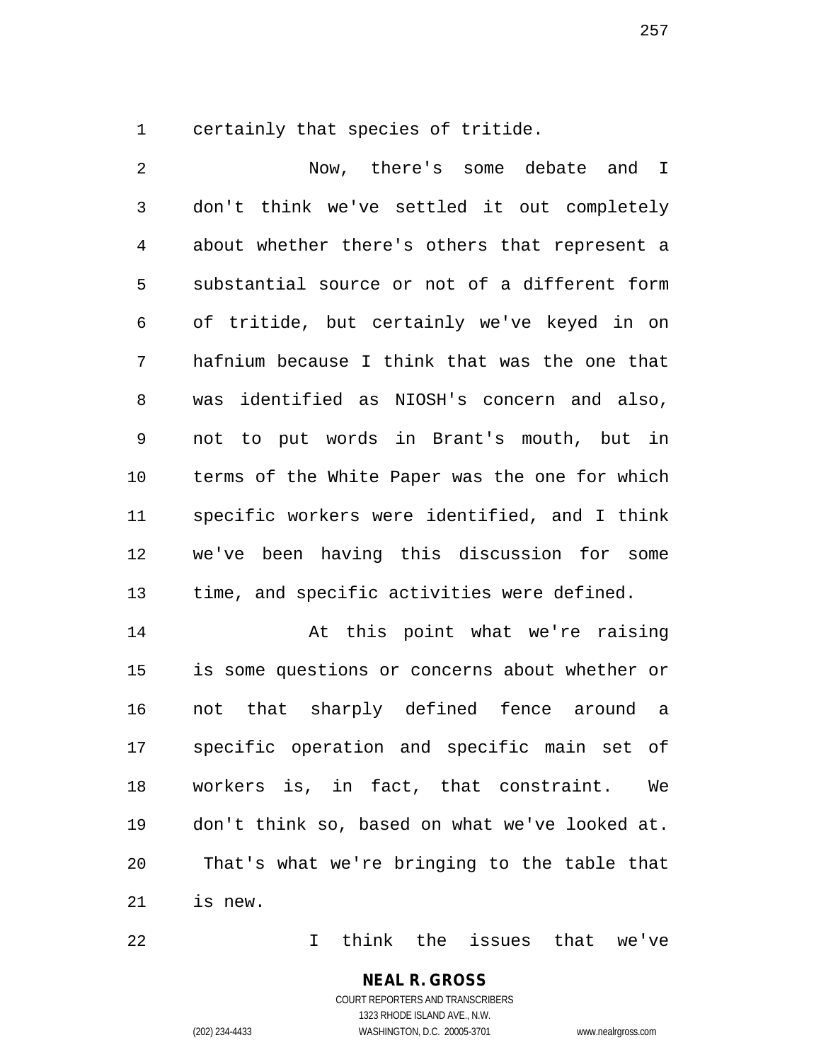certainly that species of tritide.

Now, there's some debate and I don't think we've settled it out completely about whether there's others that represent a substantial source or not of a different form of tritide, but certainly we've keyed in on hafnium because I think that was the one that was identified as NIOSH's concern and also, not to put words in Brant's mouth, but in terms of the White Paper was the one for which specific workers were identified, and I think we've been having this discussion for some time, and specific activities were defined.

At this point what we're raising is some questions or concerns about whether or not that sharply defined fence around a specific operation and specific main set of workers is, in fact, that constraint. We don't think so, based on what we've looked at. That's what we're bringing to the table that is new.

I think the issues that we've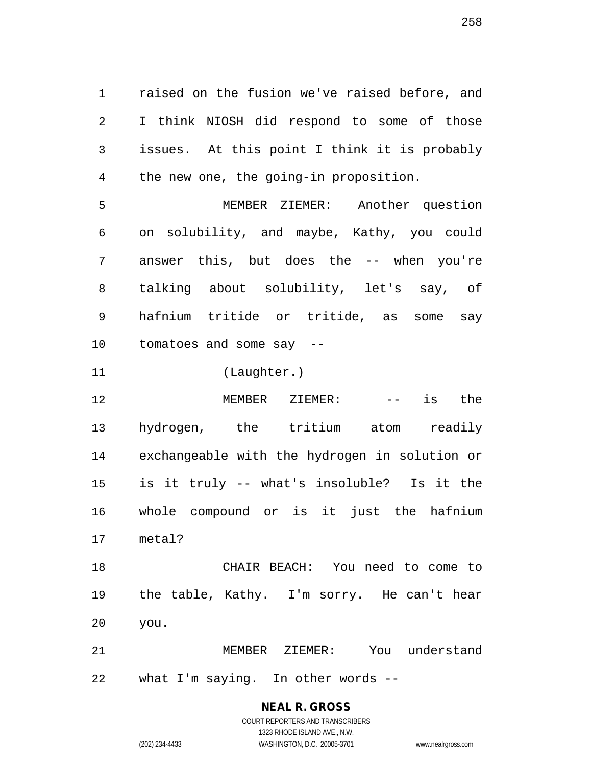raised on the fusion we've raised before, and I think NIOSH did respond to some of those issues. At this point I think it is probably the new one, the going-in proposition.

MEMBER ZIEMER: Another question on solubility, and maybe, Kathy, you could answer this, but does the -- when you're talking about solubility, let's say, of hafnium tritide or tritide, as some say tomatoes and some say --

(Laughter.)

MEMBER ZIEMER: -- is the hydrogen, the tritium atom readily exchangeable with the hydrogen in solution or is it truly -- what's insoluble? Is it the whole compound or is it just the hafnium metal?

CHAIR BEACH: You need to come to the table, Kathy. I'm sorry. He can't hear you.

MEMBER ZIEMER: You understand what I'm saying. In other words --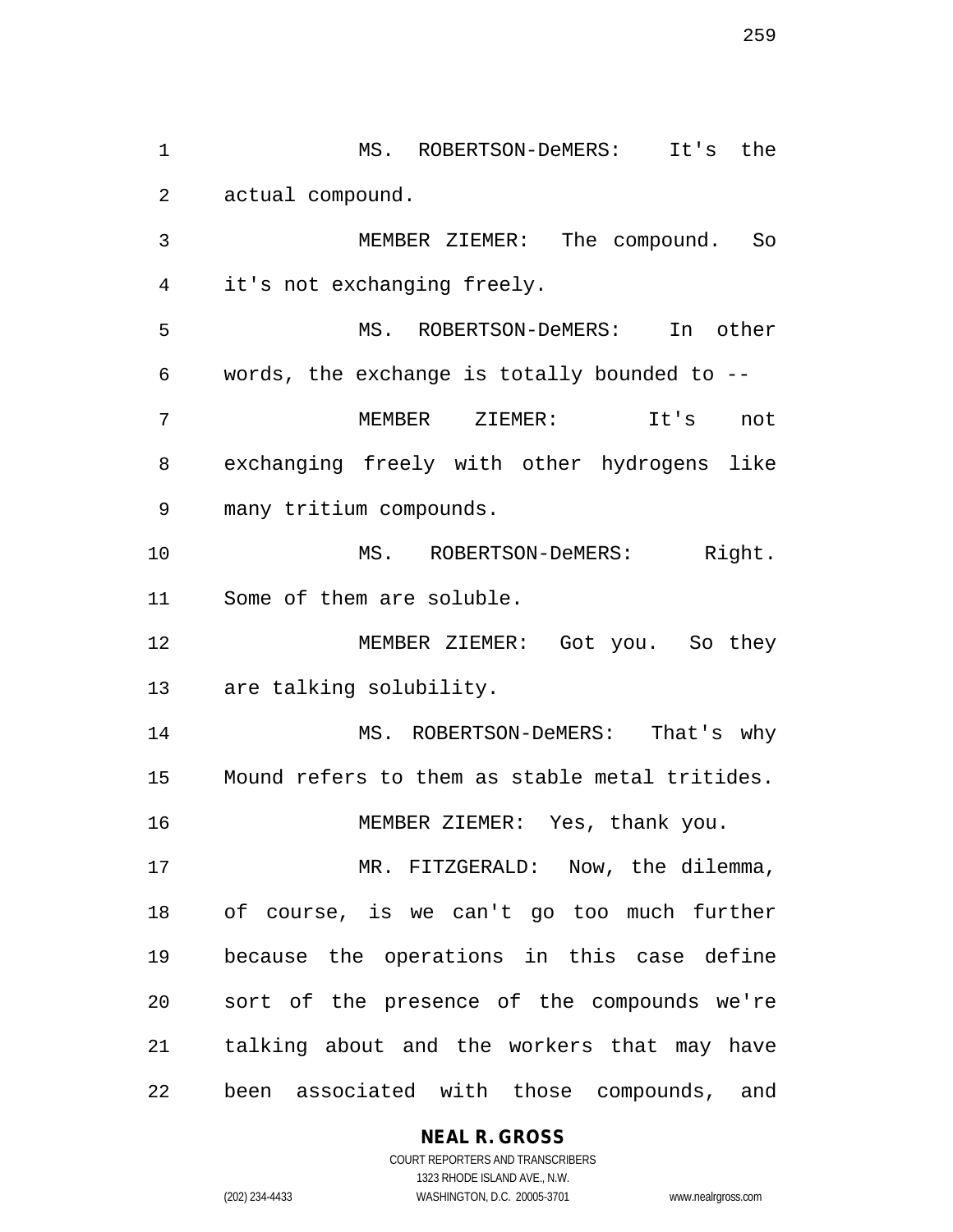MS. ROBERTSON-DeMERS: It's the actual compound.

MEMBER ZIEMER: The compound. So it's not exchanging freely.

MS. ROBERTSON-DeMERS: In other words, the exchange is totally bounded to --

MEMBER ZIEMER: It's not exchanging freely with other hydrogens like many tritium compounds.

MS. ROBERTSON-DeMERS: Right. Some of them are soluble.

MEMBER ZIEMER: Got you. So they are talking solubility.

MS. ROBERTSON-DeMERS: That's why Mound refers to them as stable metal tritides.

MEMBER ZIEMER: Yes, thank you.

MR. FITZGERALD: Now, the dilemma, of course, is we can't go too much further because the operations in this case define sort of the presence of the compounds we're talking about and the workers that may have been associated with those compounds, and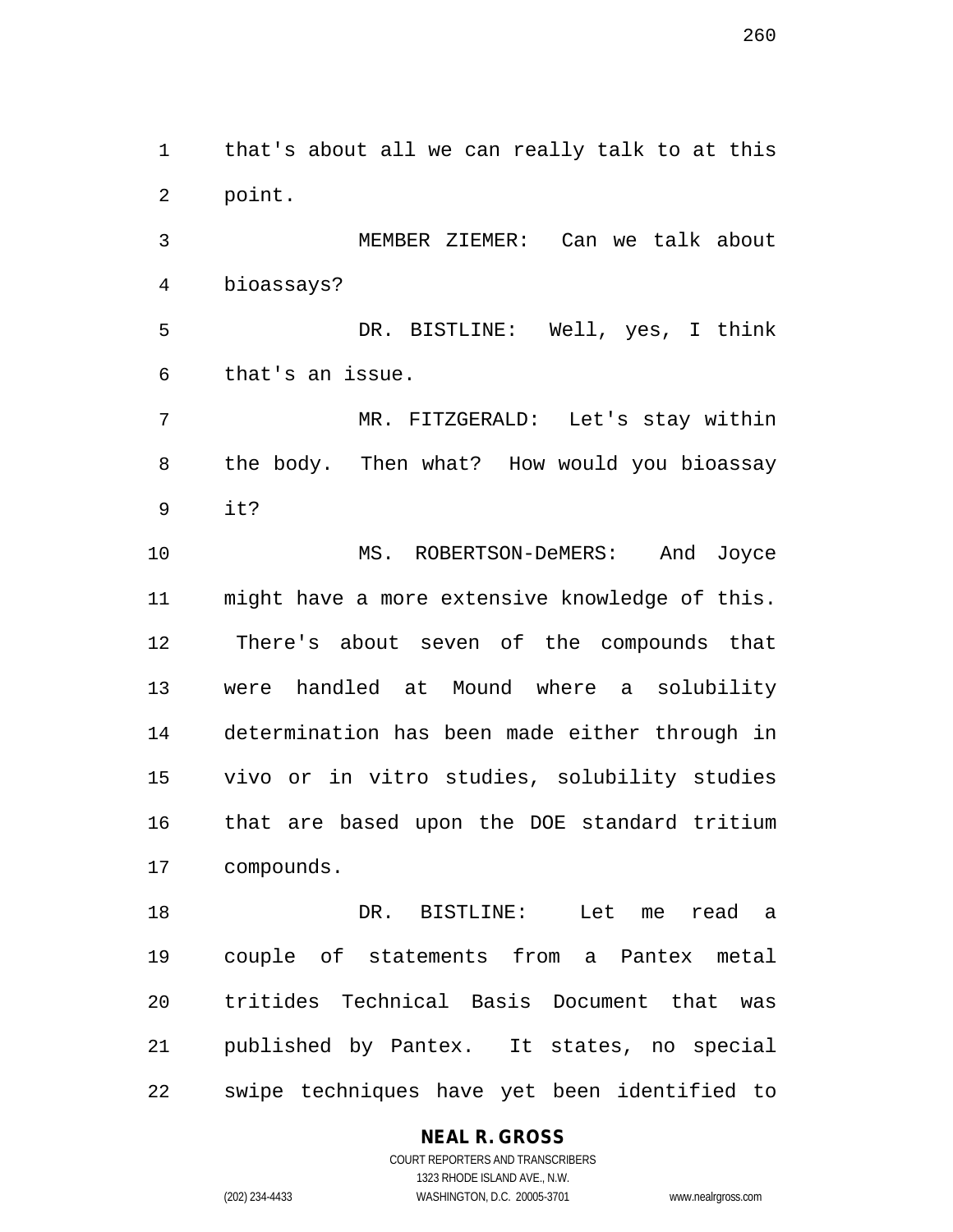that's about all we can really talk to at this point.

MEMBER ZIEMER: Can we talk about bioassays?

DR. BISTLINE: Well, yes, I think that's an issue.

MR. FITZGERALD: Let's stay within the body. Then what? How would you bioassay it?

MS. ROBERTSON-DeMERS: And Joyce might have a more extensive knowledge of this. There's about seven of the compounds that were handled at Mound where a solubility determination has been made either through in vivo or in vitro studies, solubility studies that are based upon the DOE standard tritium compounds.

DR. BISTLINE: Let me read a couple of statements from a Pantex metal tritides Technical Basis Document that was published by Pantex. It states, no special swipe techniques have yet been identified to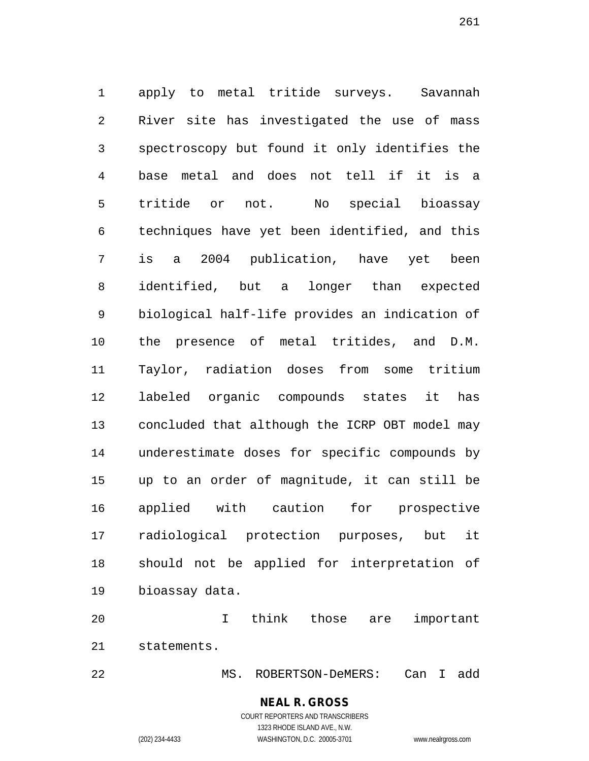apply to metal tritide surveys. Savannah River site has investigated the use of mass spectroscopy but found it only identifies the base metal and does not tell if it is a tritide or not. No special bioassay techniques have yet been identified, and this is a 2004 publication, have yet been identified, but a longer than expected biological half-life provides an indication of the presence of metal tritides, and D.M. Taylor, radiation doses from some tritium labeled organic compounds states it has concluded that although the ICRP OBT model may underestimate doses for specific compounds by up to an order of magnitude, it can still be applied with caution for prospective radiological protection purposes, but it should not be applied for interpretation of bioassay data.

I think those are important statements.

MS. ROBERTSON-DeMERS: Can I add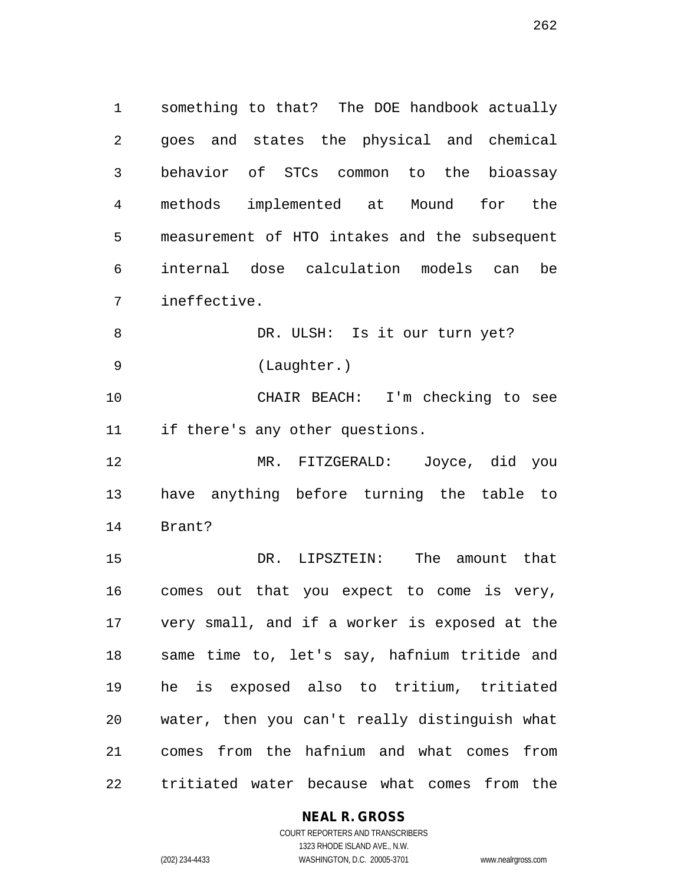something to that? The DOE handbook actually goes and states the physical and chemical behavior of STCs common to the bioassay methods implemented at Mound for the measurement of HTO intakes and the subsequent internal dose calculation models can be ineffective.

DR. ULSH: Is it our turn yet?

(Laughter.)

CHAIR BEACH: I'm checking to see if there's any other questions.

MR. FITZGERALD: Joyce, did you have anything before turning the table to Brant?

DR. LIPSZTEIN: The amount that comes out that you expect to come is very, very small, and if a worker is exposed at the same time to, let's say, hafnium tritide and he is exposed also to tritium, tritiated water, then you can't really distinguish what comes from the hafnium and what comes from tritiated water because what comes from the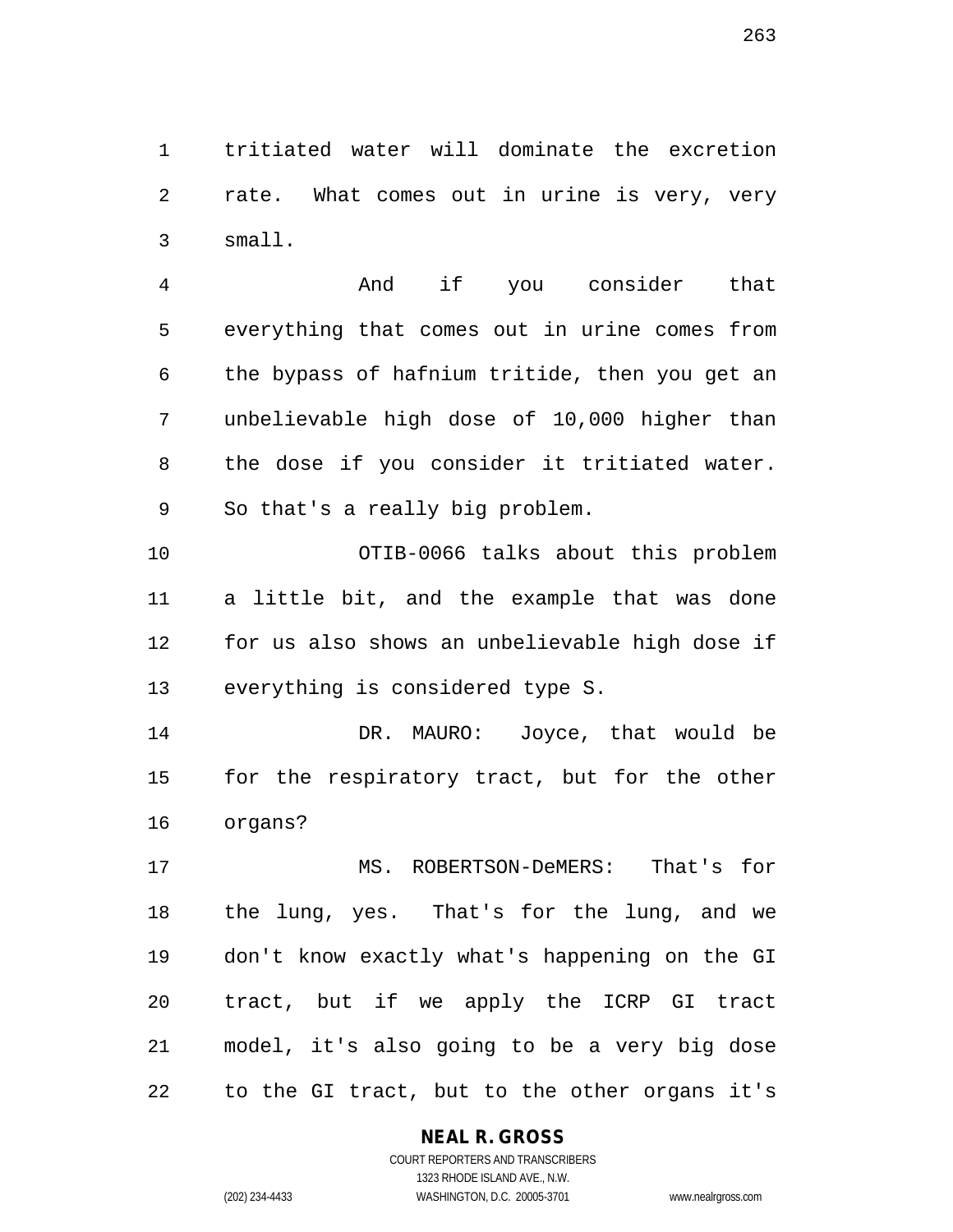tritiated water will dominate the excretion rate. What comes out in urine is very, very small.

And if you consider that everything that comes out in urine comes from the bypass of hafnium tritide, then you get an unbelievable high dose of 10,000 higher than the dose if you consider it tritiated water. So that's a really big problem.

OTIB-0066 talks about this problem a little bit, and the example that was done for us also shows an unbelievable high dose if everything is considered type S.

DR. MAURO: Joyce, that would be for the respiratory tract, but for the other organs?

MS. ROBERTSON-DeMERS: That's for the lung, yes. That's for the lung, and we don't know exactly what's happening on the GI tract, but if we apply the ICRP GI tract model, it's also going to be a very big dose to the GI tract, but to the other organs it's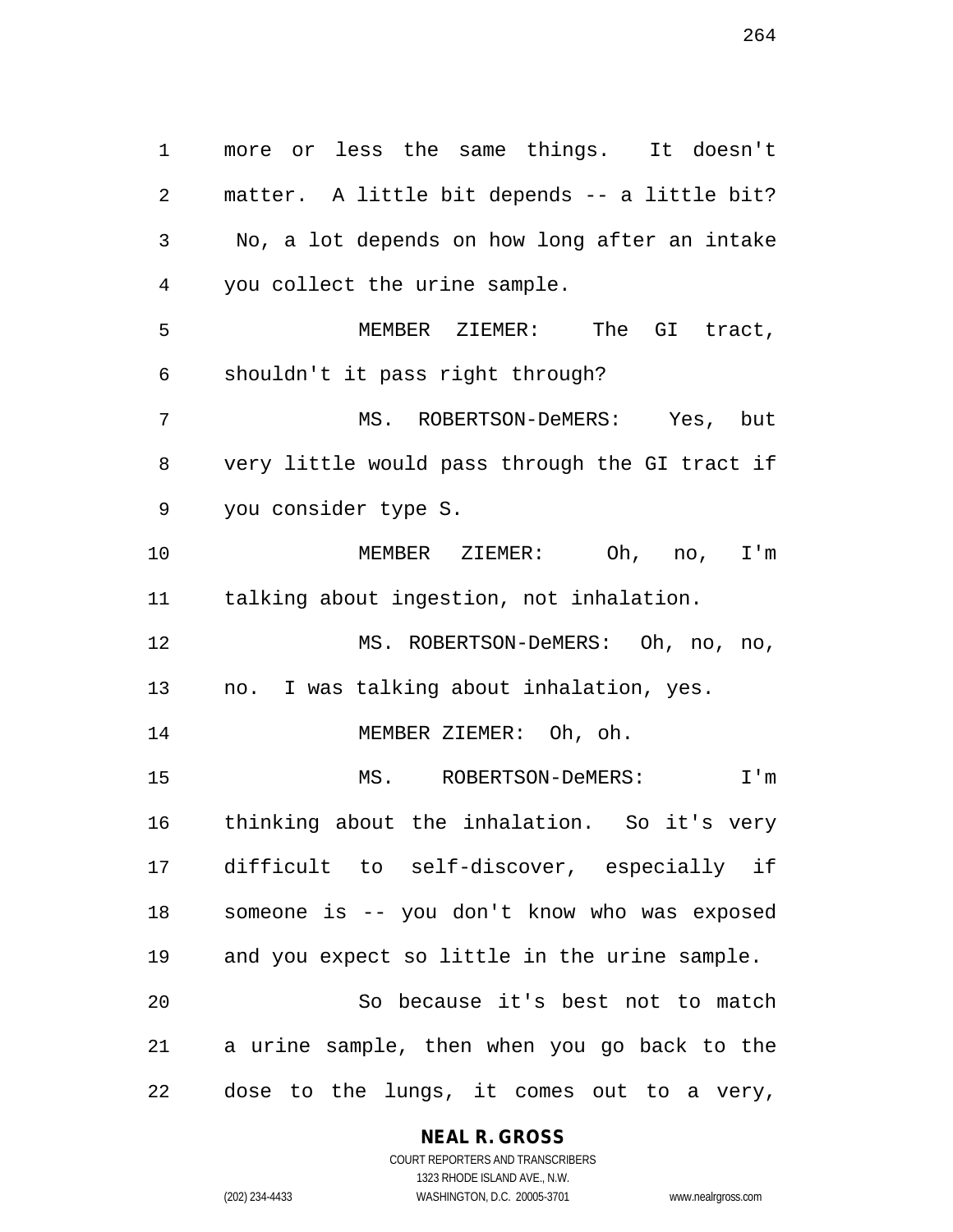more or less the same things. It doesn't matter. A little bit depends -- a little bit? No, a lot depends on how long after an intake you collect the urine sample.

MEMBER ZIEMER: The GI tract, shouldn't it pass right through?

MS. ROBERTSON-DeMERS: Yes, but very little would pass through the GI tract if you consider type S.

MEMBER ZIEMER: Oh, no, I'm talking about ingestion, not inhalation.

MS. ROBERTSON-DeMERS: Oh, no, no, no. I was talking about inhalation, yes.

MEMBER ZIEMER: Oh, oh.

MS. ROBERTSON-DeMERS: I'm thinking about the inhalation. So it's very difficult to self-discover, especially if someone is -- you don't know who was exposed and you expect so little in the urine sample.

So because it's best not to match a urine sample, then when you go back to the dose to the lungs, it comes out to a very,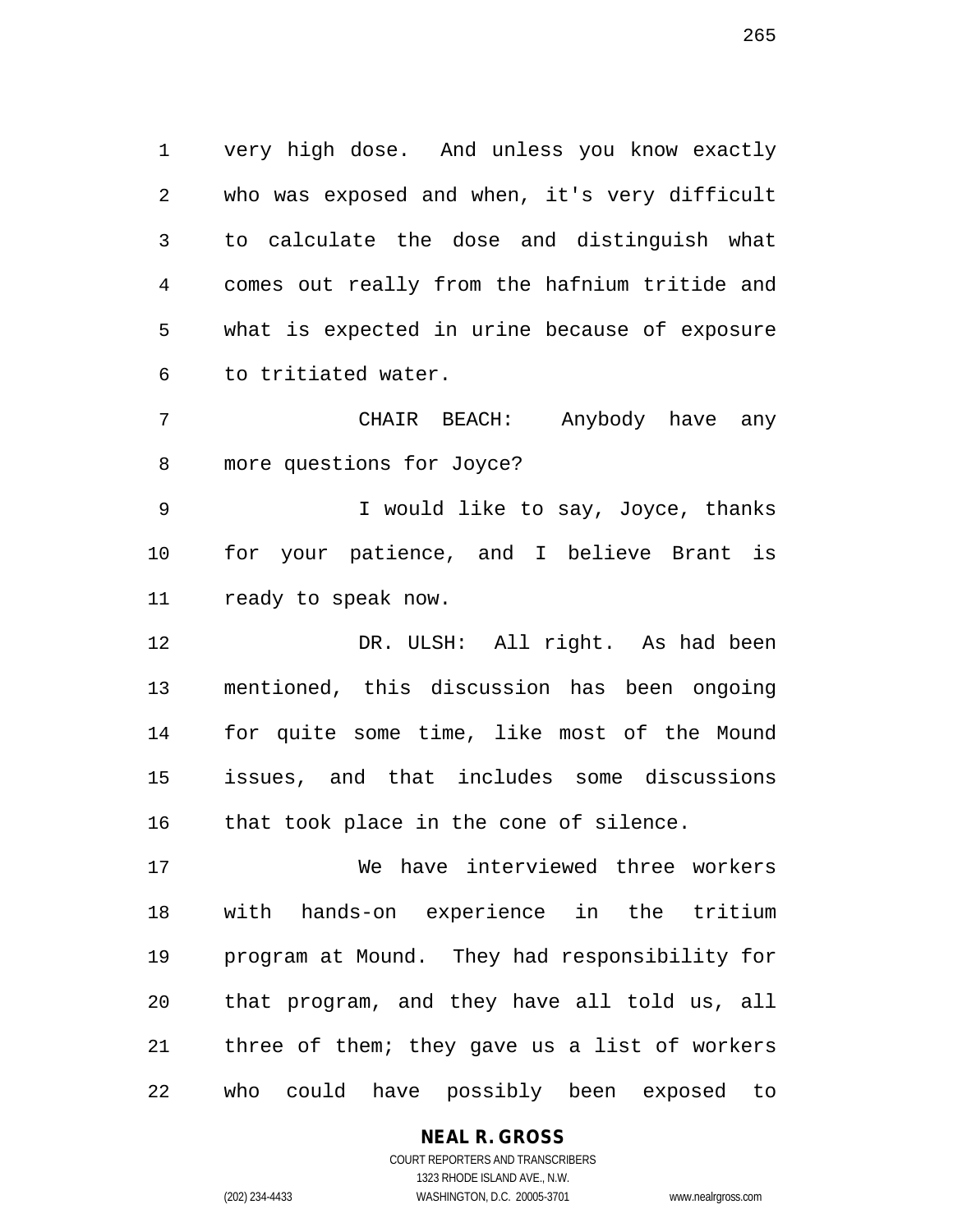very high dose. And unless you know exactly who was exposed and when, it's very difficult to calculate the dose and distinguish what comes out really from the hafnium tritide and what is expected in urine because of exposure to tritiated water.

CHAIR BEACH: Anybody have any more questions for Joyce?

I would like to say, Joyce, thanks for your patience, and I believe Brant is ready to speak now.

DR. ULSH: All right. As had been mentioned, this discussion has been ongoing for quite some time, like most of the Mound issues, and that includes some discussions that took place in the cone of silence.

We have interviewed three workers with hands-on experience in the tritium program at Mound. They had responsibility for that program, and they have all told us, all three of them; they gave us a list of workers who could have possibly been exposed to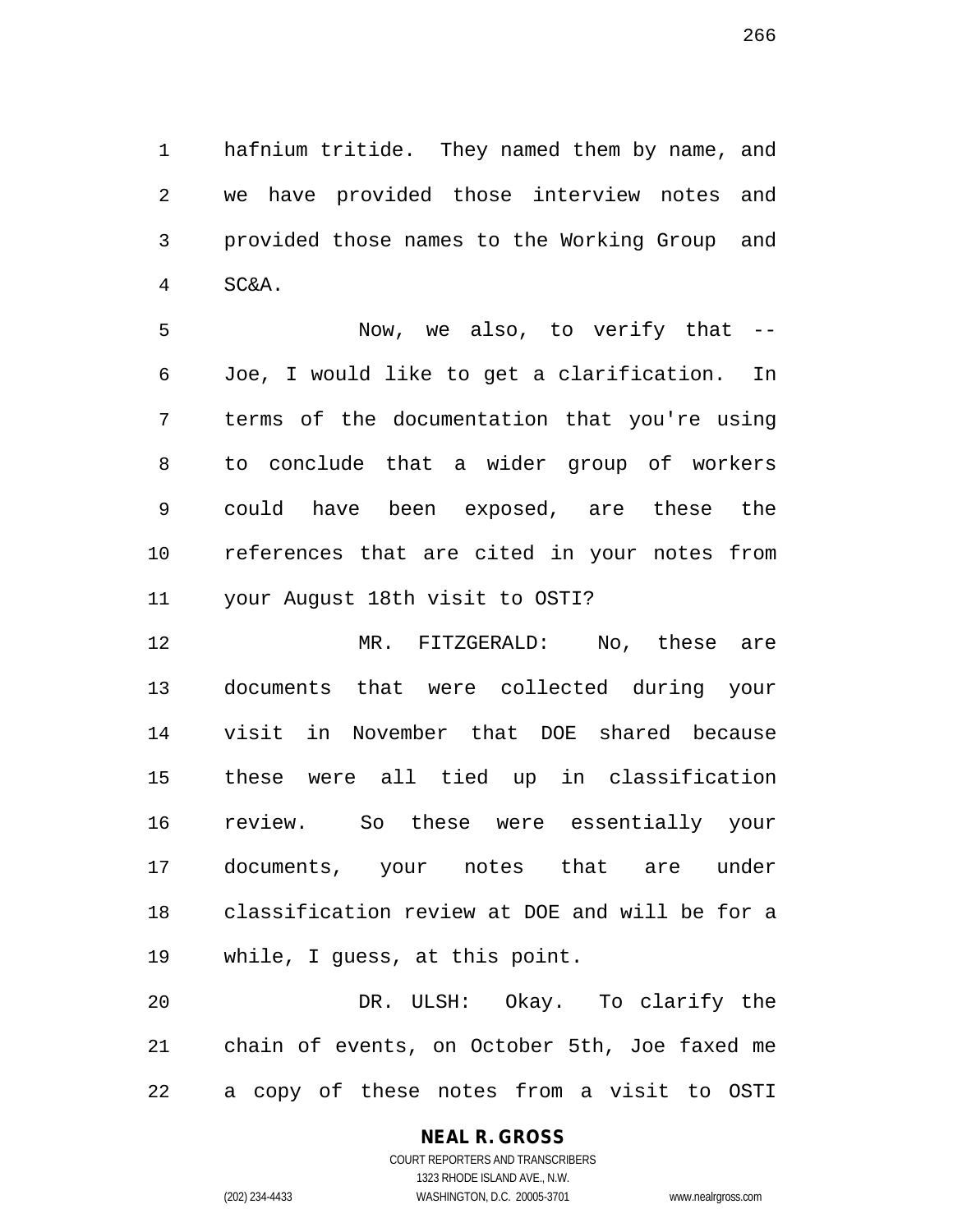hafnium tritide. They named them by name, and we have provided those interview notes and provided those names to the Working Group and SC&A.

Now, we also, to verify that -- Joe, I would like to get a clarification. In terms of the documentation that you're using to conclude that a wider group of workers could have been exposed, are these the references that are cited in your notes from your August 18th visit to OSTI?

MR. FITZGERALD: No, these are documents that were collected during your visit in November that DOE shared because these were all tied up in classification review. So these were essentially your documents, your notes that are under classification review at DOE and will be for a while, I guess, at this point.

DR. ULSH: Okay. To clarify the chain of events, on October 5th, Joe faxed me a copy of these notes from a visit to OSTI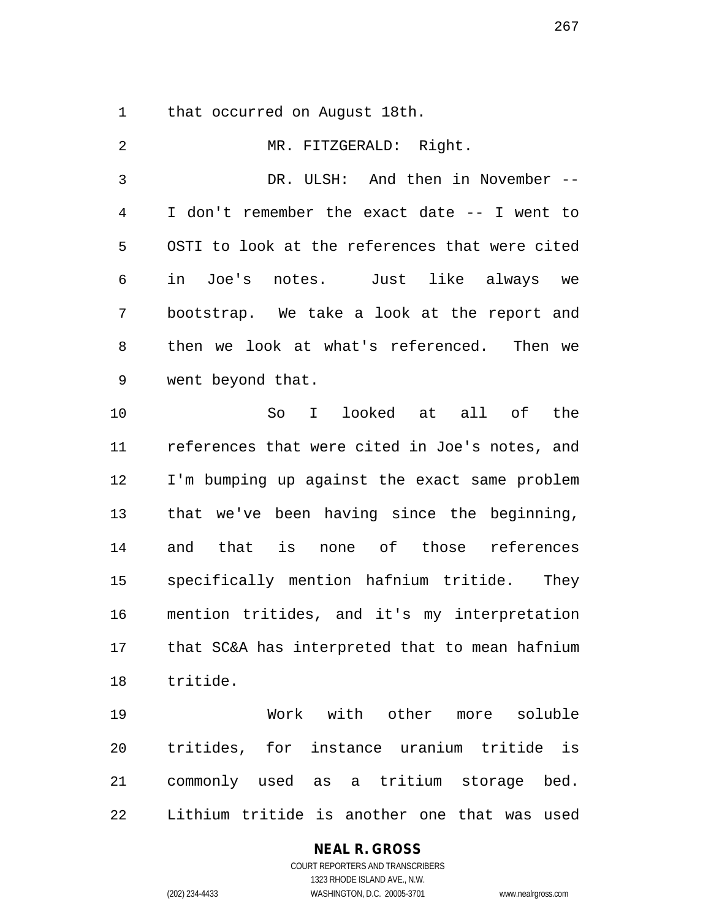that occurred on August 18th.

MR. FITZGERALD: Right.

DR. ULSH: And then in November -- I don't remember the exact date -- I went to OSTI to look at the references that were cited in Joe's notes. Just like always we bootstrap. We take a look at the report and then we look at what's referenced. Then we went beyond that.

So I looked at all of the references that were cited in Joe's notes, and I'm bumping up against the exact same problem that we've been having since the beginning, and that is none of those references specifically mention hafnium tritide. They mention tritides, and it's my interpretation that SC&A has interpreted that to mean hafnium tritide.

Work with other more soluble tritides, for instance uranium tritide is commonly used as a tritium storage bed. Lithium tritide is another one that was used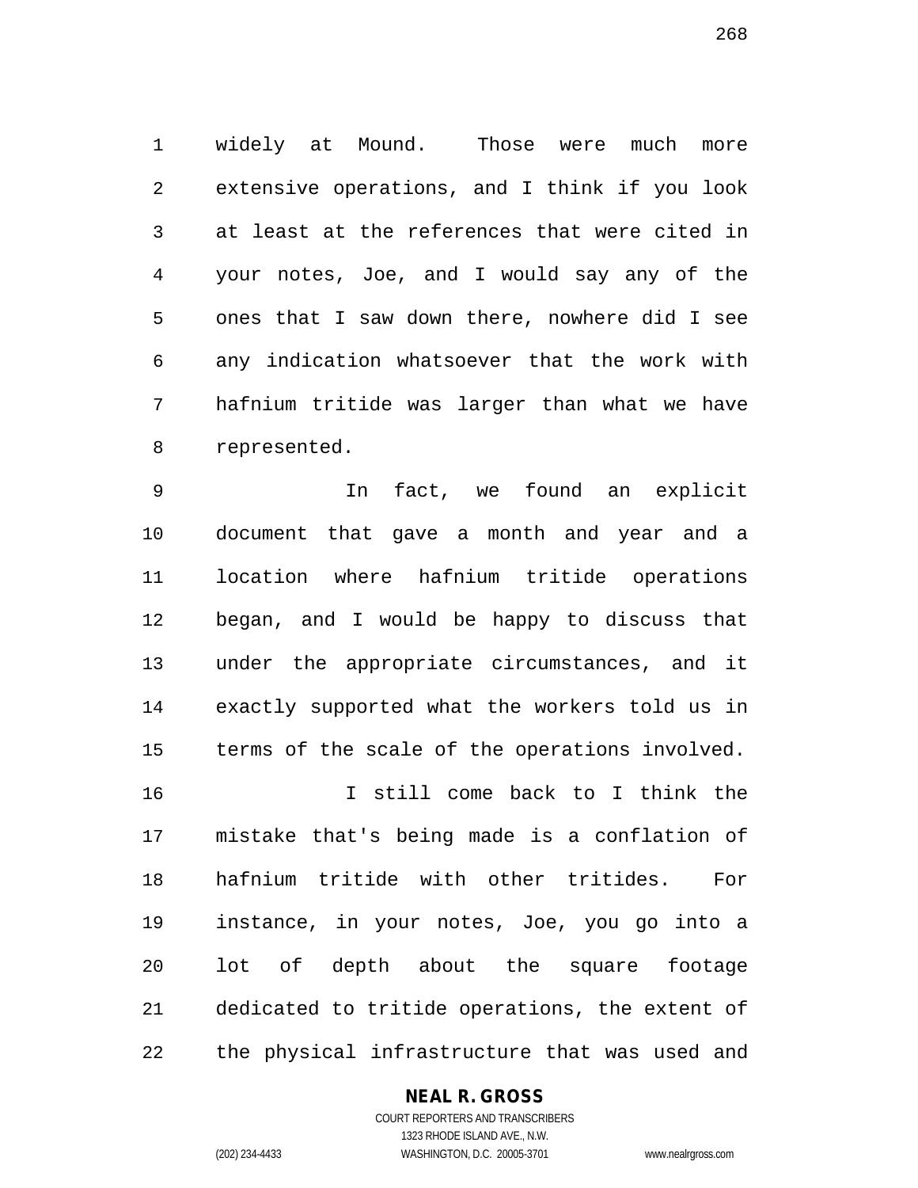widely at Mound. Those were much more extensive operations, and I think if you look at least at the references that were cited in your notes, Joe, and I would say any of the ones that I saw down there, nowhere did I see any indication whatsoever that the work with hafnium tritide was larger than what we have represented.

In fact, we found an explicit document that gave a month and year and a location where hafnium tritide operations began, and I would be happy to discuss that under the appropriate circumstances, and it exactly supported what the workers told us in terms of the scale of the operations involved.

I still come back to I think the mistake that's being made is a conflation of hafnium tritide with other tritides. For instance, in your notes, Joe, you go into a lot of depth about the square footage dedicated to tritide operations, the extent of the physical infrastructure that was used and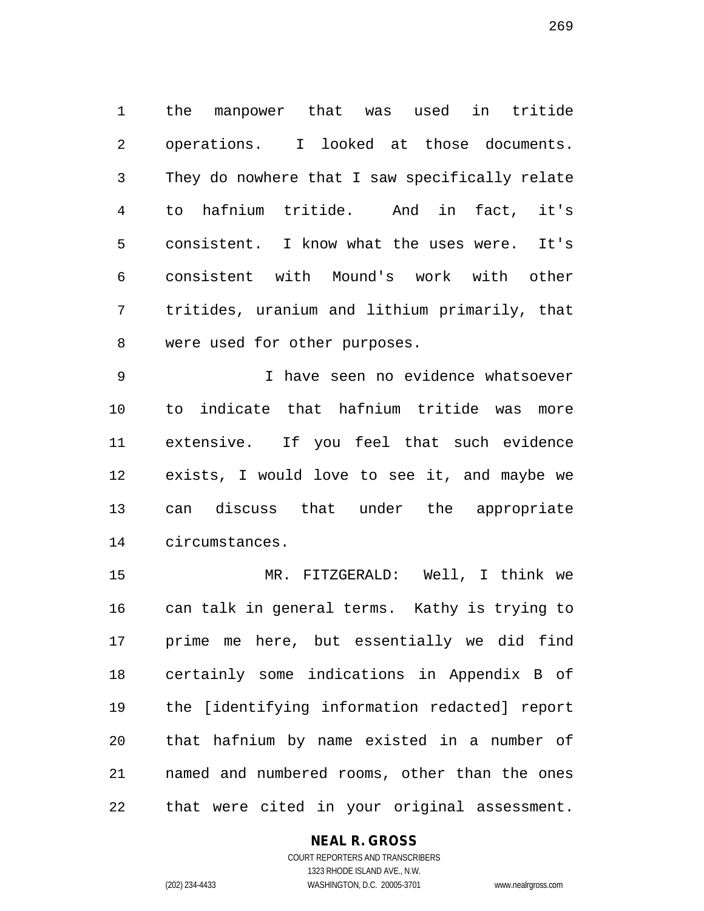the manpower that was used in tritide operations. I looked at those documents. They do nowhere that I saw specifically relate to hafnium tritide. And in fact, it's consistent. I know what the uses were. It's consistent with Mound's work with other tritides, uranium and lithium primarily, that were used for other purposes.

I have seen no evidence whatsoever to indicate that hafnium tritide was more extensive. If you feel that such evidence exists, I would love to see it, and maybe we can discuss that under the appropriate circumstances.

MR. FITZGERALD: Well, I think we can talk in general terms. Kathy is trying to prime me here, but essentially we did find certainly some indications in Appendix B of the [identifying information redacted] report that hafnium by name existed in a number of named and numbered rooms, other than the ones that were cited in your original assessment.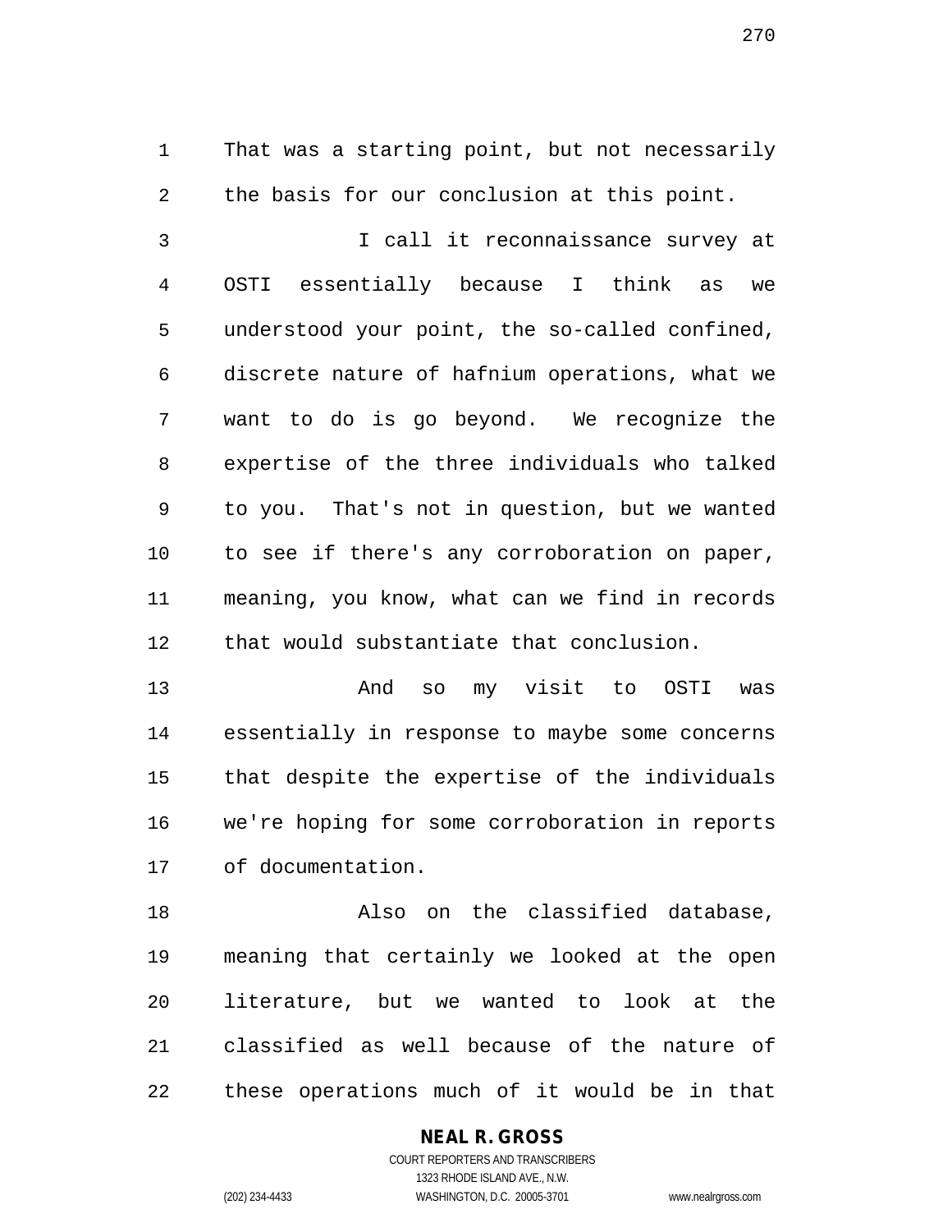That was a starting point, but not necessarily the basis for our conclusion at this point.

I call it reconnaissance survey at OSTI essentially because I think as we understood your point, the so-called confined, discrete nature of hafnium operations, what we want to do is go beyond. We recognize the expertise of the three individuals who talked to you. That's not in question, but we wanted to see if there's any corroboration on paper, meaning, you know, what can we find in records that would substantiate that conclusion.

And so my visit to OSTI was essentially in response to maybe some concerns that despite the expertise of the individuals we're hoping for some corroboration in reports of documentation.

Also on the classified database, meaning that certainly we looked at the open literature, but we wanted to look at the classified as well because of the nature of these operations much of it would be in that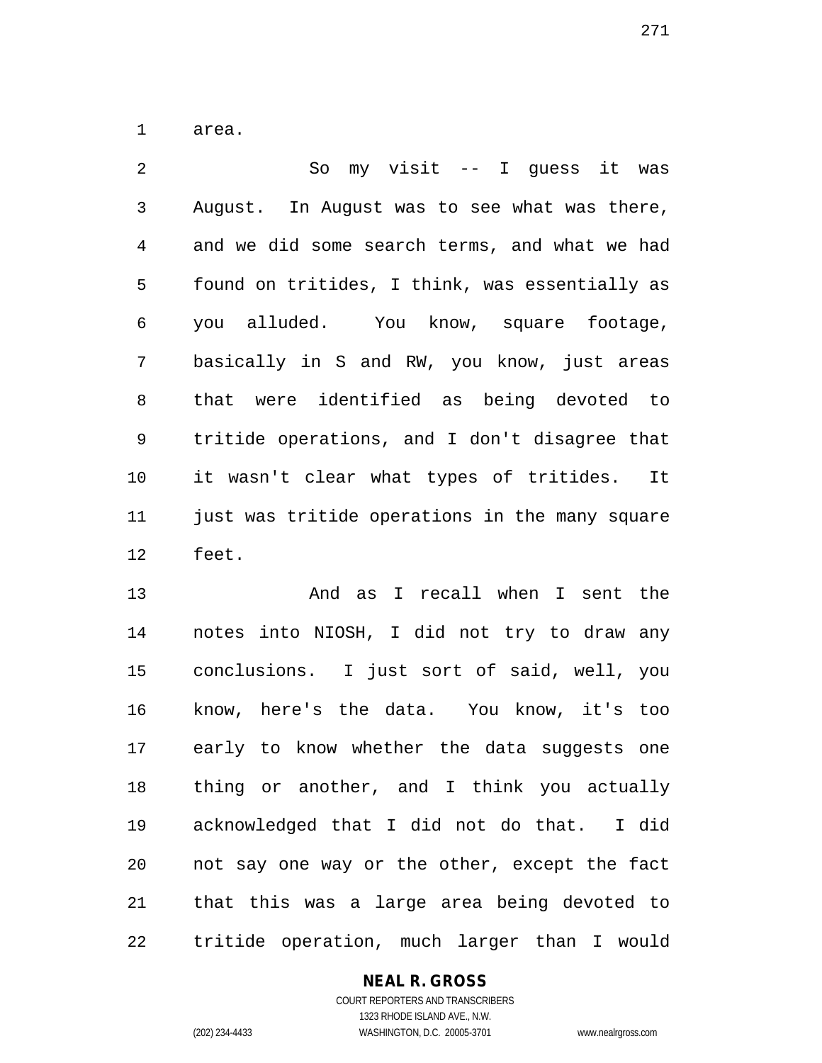area.

So my visit -- I guess it was August. In August was to see what was there, and we did some search terms, and what we had found on tritides, I think, was essentially as you alluded. You know, square footage, basically in S and RW, you know, just areas that were identified as being devoted to tritide operations, and I don't disagree that it wasn't clear what types of tritides. It just was tritide operations in the many square feet.

And as I recall when I sent the notes into NIOSH, I did not try to draw any conclusions. I just sort of said, well, you know, here's the data. You know, it's too early to know whether the data suggests one thing or another, and I think you actually acknowledged that I did not do that. I did not say one way or the other, except the fact that this was a large area being devoted to tritide operation, much larger than I would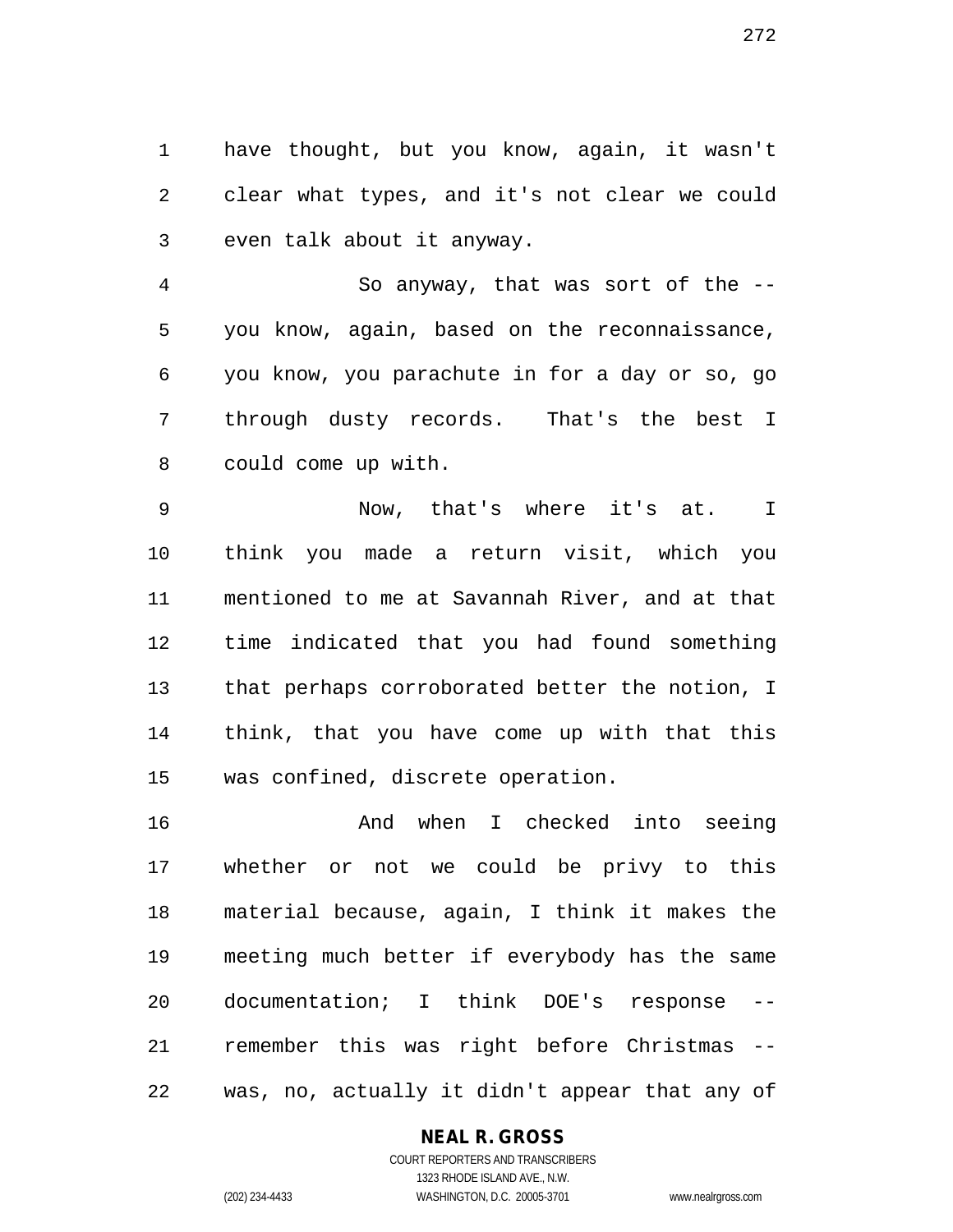have thought, but you know, again, it wasn't clear what types, and it's not clear we could even talk about it anyway.

So anyway, that was sort of the -- you know, again, based on the reconnaissance, you know, you parachute in for a day or so, go through dusty records. That's the best I could come up with.

Now, that's where it's at. I think you made a return visit, which you mentioned to me at Savannah River, and at that time indicated that you had found something that perhaps corroborated better the notion, I think, that you have come up with that this was confined, discrete operation.

And when I checked into seeing whether or not we could be privy to this material because, again, I think it makes the meeting much better if everybody has the same documentation; I think DOE's response -- remember this was right before Christmas -- was, no, actually it didn't appear that any of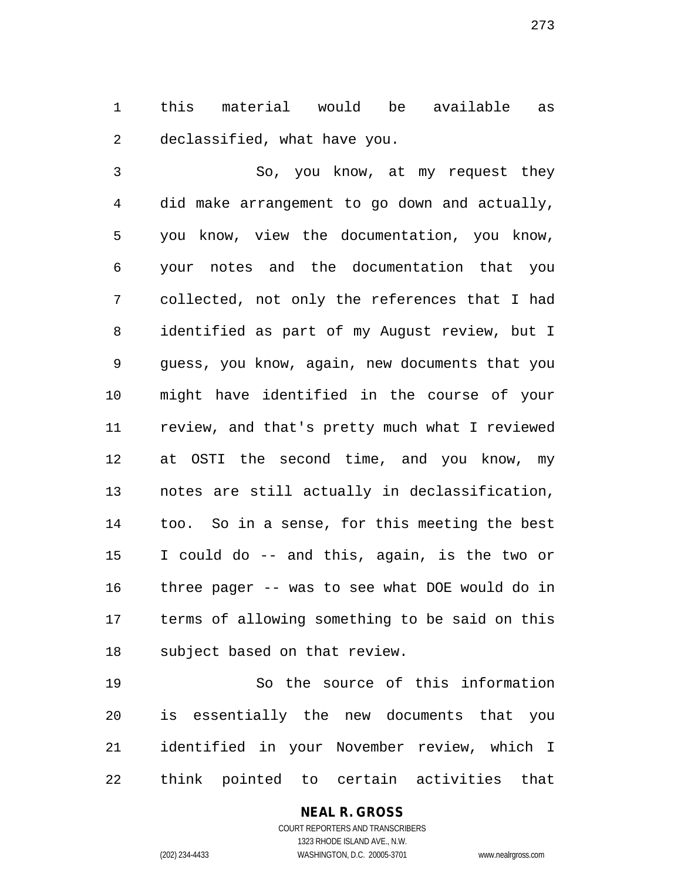this material would be available as declassified, what have you.

So, you know, at my request they did make arrangement to go down and actually, you know, view the documentation, you know, your notes and the documentation that you collected, not only the references that I had identified as part of my August review, but I guess, you know, again, new documents that you might have identified in the course of your review, and that's pretty much what I reviewed at OSTI the second time, and you know, my notes are still actually in declassification, too. So in a sense, for this meeting the best I could do -- and this, again, is the two or three pager -- was to see what DOE would do in terms of allowing something to be said on this subject based on that review.

So the source of this information is essentially the new documents that you identified in your November review, which I think pointed to certain activities that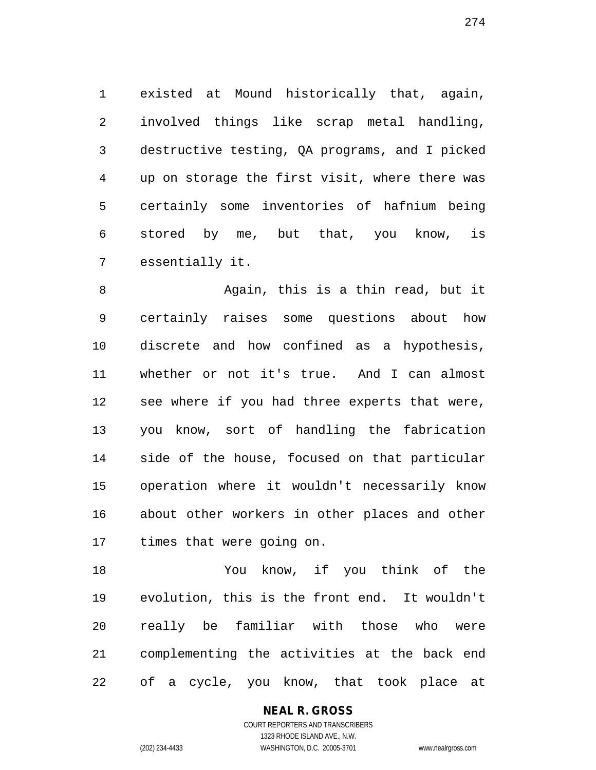existed at Mound historically that, again, involved things like scrap metal handling, destructive testing, QA programs, and I picked up on storage the first visit, where there was certainly some inventories of hafnium being stored by me, but that, you know, is essentially it.

Again, this is a thin read, but it certainly raises some questions about how discrete and how confined as a hypothesis, whether or not it's true. And I can almost see where if you had three experts that were, you know, sort of handling the fabrication side of the house, focused on that particular operation where it wouldn't necessarily know about other workers in other places and other times that were going on.

You know, if you think of the evolution, this is the front end. It wouldn't really be familiar with those who were complementing the activities at the back end of a cycle, you know, that took place at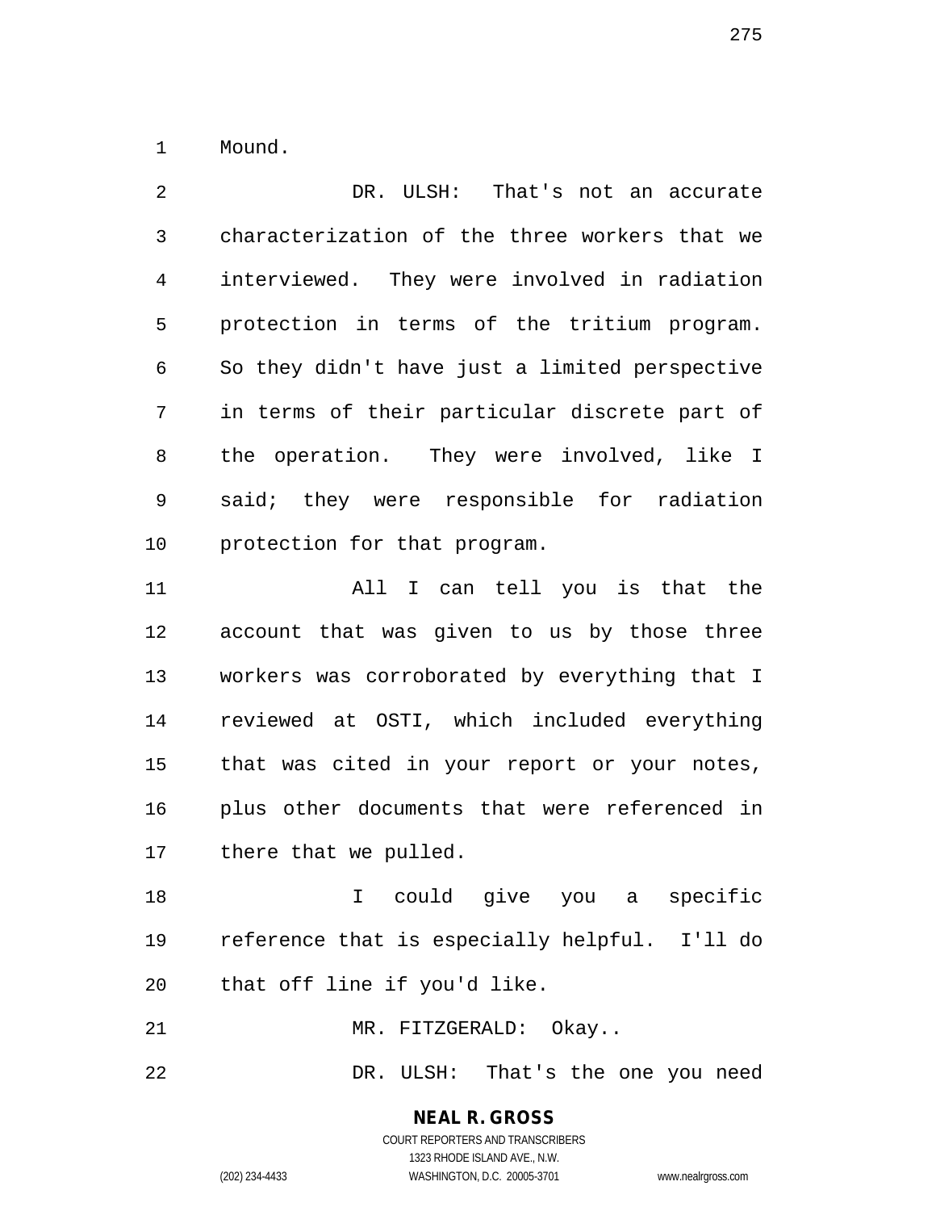Mound.

DR. ULSH: That's not an accurate characterization of the three workers that we interviewed. They were involved in radiation protection in terms of the tritium program. So they didn't have just a limited perspective in terms of their particular discrete part of the operation. They were involved, like I said; they were responsible for radiation protection for that program.

All I can tell you is that the account that was given to us by those three workers was corroborated by everything that I reviewed at OSTI, which included everything that was cited in your report or your notes, plus other documents that were referenced in there that we pulled.

I could give you a specific reference that is especially helpful. I'll do that off line if you'd like.

MR. FITZGERALD: Okay..

DR. ULSH: That's the one you need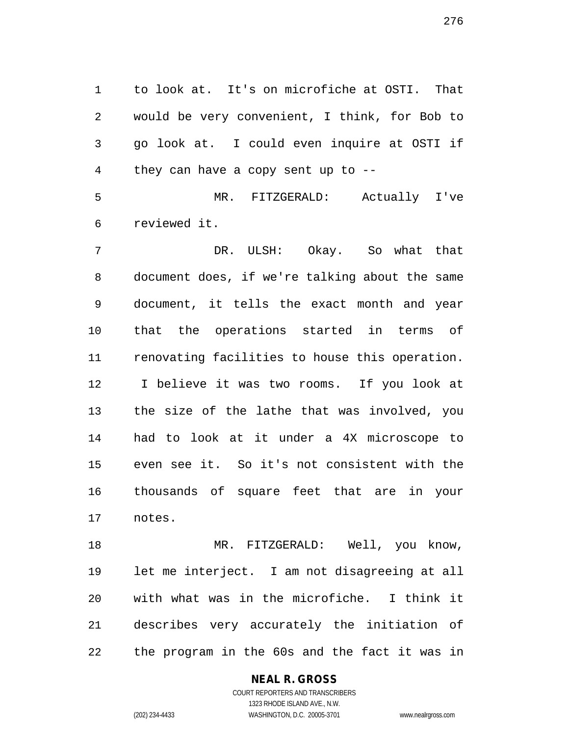to look at. It's on microfiche at OSTI. That would be very convenient, I think, for Bob to go look at. I could even inquire at OSTI if they can have a copy sent up to --

MR. FITZGERALD: Actually I've reviewed it.

DR. ULSH: Okay. So what that document does, if we're talking about the same document, it tells the exact month and year that the operations started in terms of renovating facilities to house this operation. I believe it was two rooms. If you look at the size of the lathe that was involved, you had to look at it under a 4X microscope to even see it. So it's not consistent with the thousands of square feet that are in your notes.

MR. FITZGERALD: Well, you know, let me interject. I am not disagreeing at all with what was in the microfiche. I think it describes very accurately the initiation of the program in the 60s and the fact it was in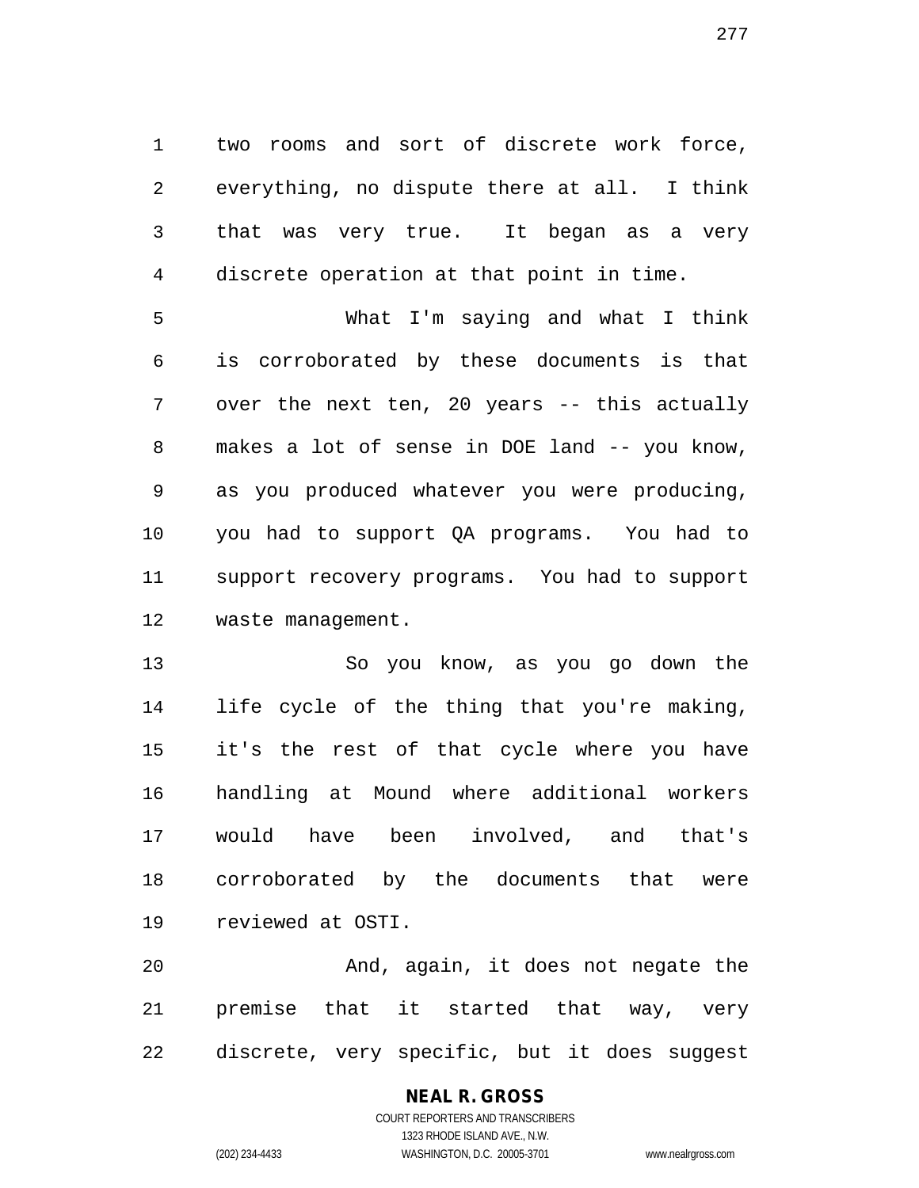two rooms and sort of discrete work force, everything, no dispute there at all. I think that was very true. It began as a very discrete operation at that point in time.

What I'm saying and what I think is corroborated by these documents is that over the next ten, 20 years -- this actually makes a lot of sense in DOE land -- you know, as you produced whatever you were producing, you had to support QA programs. You had to support recovery programs. You had to support waste management.

So you know, as you go down the life cycle of the thing that you're making, it's the rest of that cycle where you have handling at Mound where additional workers would have been involved, and that's corroborated by the documents that were reviewed at OSTI.

And, again, it does not negate the premise that it started that way, very discrete, very specific, but it does suggest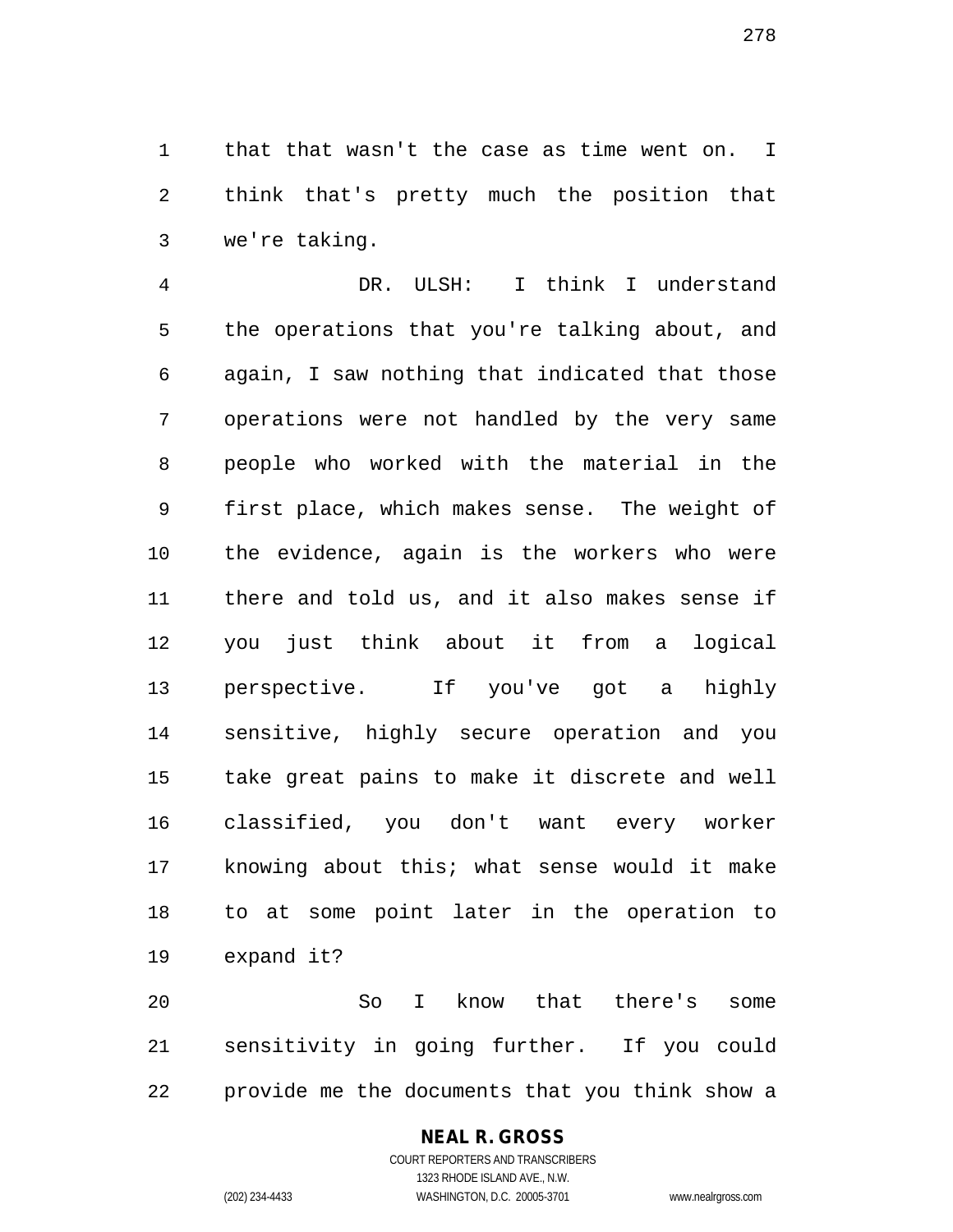that that wasn't the case as time went on. I think that's pretty much the position that we're taking.

DR. ULSH: I think I understand the operations that you're talking about, and again, I saw nothing that indicated that those operations were not handled by the very same people who worked with the material in the first place, which makes sense. The weight of the evidence, again is the workers who were there and told us, and it also makes sense if you just think about it from a logical perspective. If you've got a highly sensitive, highly secure operation and you take great pains to make it discrete and well classified, you don't want every worker knowing about this; what sense would it make to at some point later in the operation to expand it?

So I know that there's some sensitivity in going further. If you could provide me the documents that you think show a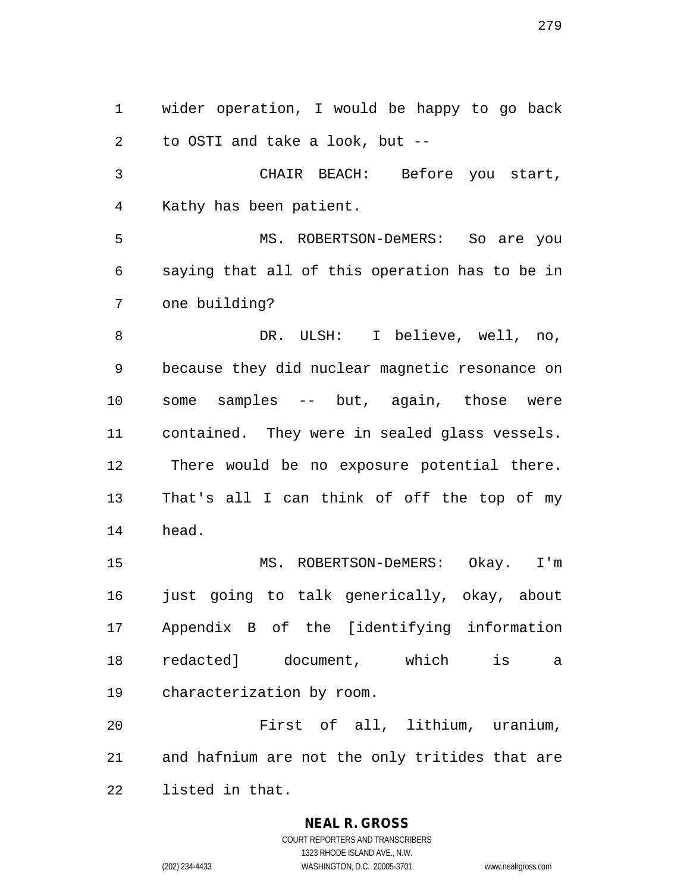wider operation, I would be happy to go back to OSTI and take a look, but --

CHAIR BEACH: Before you start, Kathy has been patient.

MS. ROBERTSON-DeMERS: So are you saying that all of this operation has to be in one building?

DR. ULSH: I believe, well, no, because they did nuclear magnetic resonance on some samples -- but, again, those were contained. They were in sealed glass vessels. There would be no exposure potential there. That's all I can think of off the top of my head.

MS. ROBERTSON-DeMERS: Okay. I'm just going to talk generically, okay, about Appendix B of the [identifying information redacted] document, which is a characterization by room.

First of all, lithium, uranium, and hafnium are not the only tritides that are listed in that.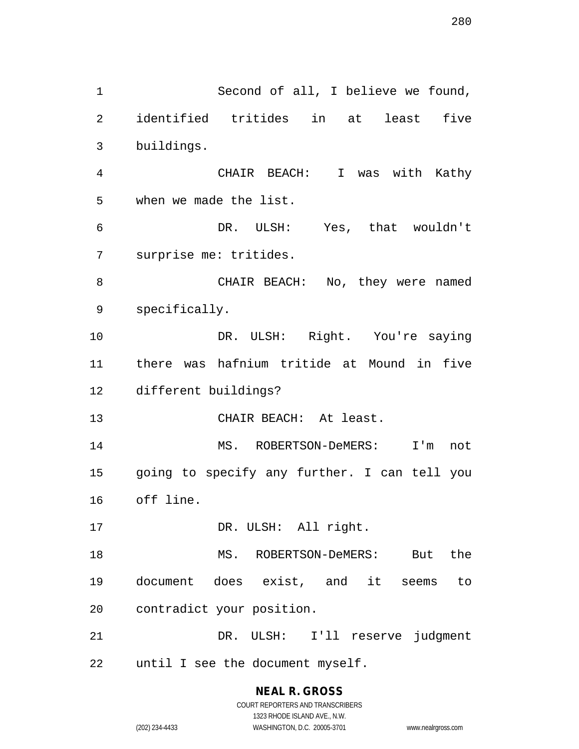Second of all, I believe we found, identified tritides in at least five buildings.

CHAIR BEACH: I was with Kathy when we made the list.

DR. ULSH: Yes, that wouldn't surprise me: tritides.

CHAIR BEACH: No, they were named specifically.

DR. ULSH: Right. You're saying there was hafnium tritide at Mound in five different buildings?

CHAIR BEACH: At least.

MS. ROBERTSON-DeMERS: I'm not going to specify any further. I can tell you off line.

DR. ULSH: All right.

MS. ROBERTSON-DeMERS: But the document does exist, and it seems to contradict your position.

DR. ULSH: I'll reserve judgment until I see the document myself.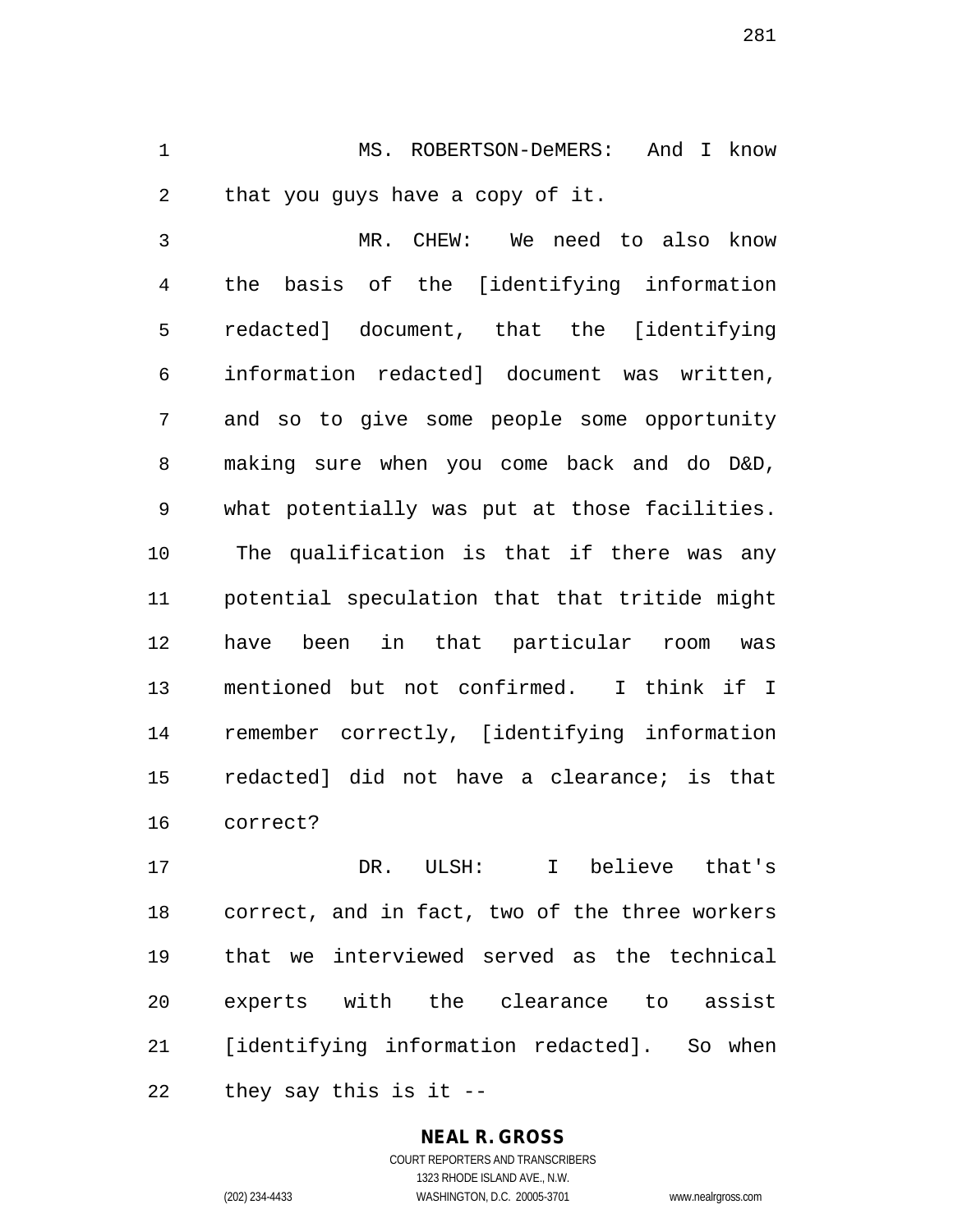MS. ROBERTSON-DeMERS: And I know that you guys have a copy of it.

MR. CHEW: We need to also know the basis of the [identifying information redacted] document, that the [identifying information redacted] document was written, and so to give some people some opportunity making sure when you come back and do D&D, what potentially was put at those facilities. The qualification is that if there was any potential speculation that that tritide might have been in that particular room was mentioned but not confirmed. I think if I remember correctly, [identifying information redacted] did not have a clearance; is that correct?

DR. ULSH: I believe that's correct, and in fact, two of the three workers that we interviewed served as the technical experts with the clearance to assist [identifying information redacted]. So when they say this is it --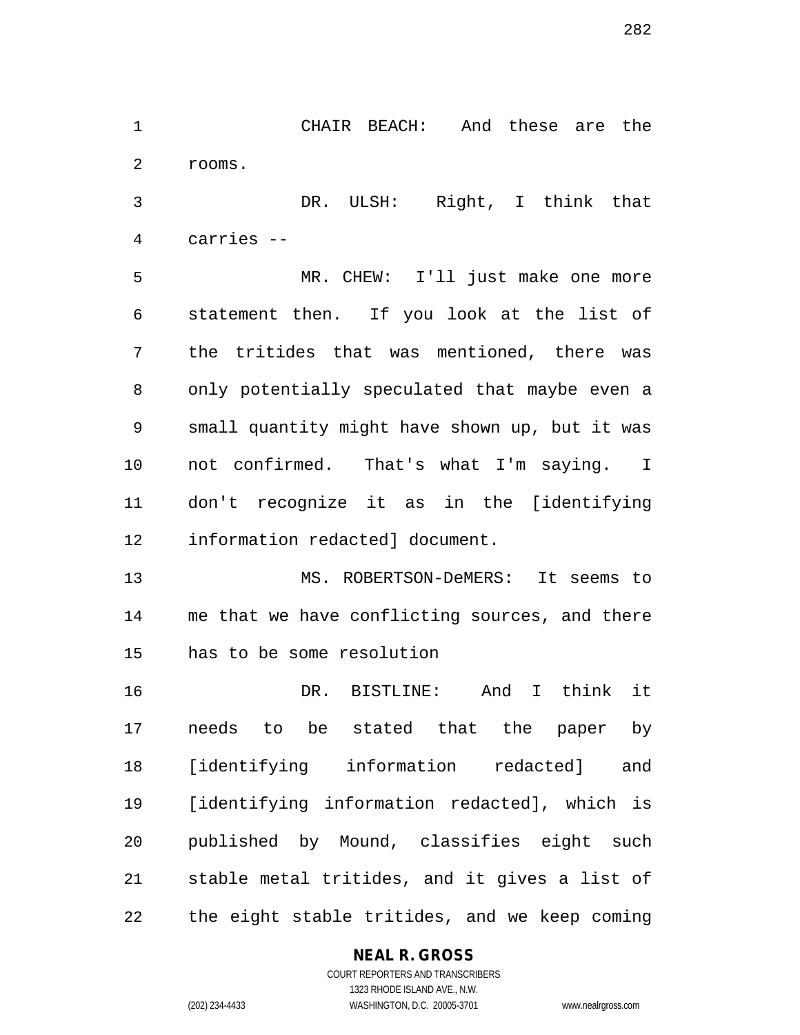CHAIR BEACH: And these are the rooms.

DR. ULSH: Right, I think that carries --

MR. CHEW: I'll just make one more statement then. If you look at the list of the tritides that was mentioned, there was only potentially speculated that maybe even a small quantity might have shown up, but it was not confirmed. That's what I'm saying. I don't recognize it as in the [identifying information redacted] document.

MS. ROBERTSON-DeMERS: It seems to me that we have conflicting sources, and there has to be some resolution

DR. BISTLINE: And I think it needs to be stated that the paper by [identifying information redacted] and [identifying information redacted], which is published by Mound, classifies eight such stable metal tritides, and it gives a list of the eight stable tritides, and we keep coming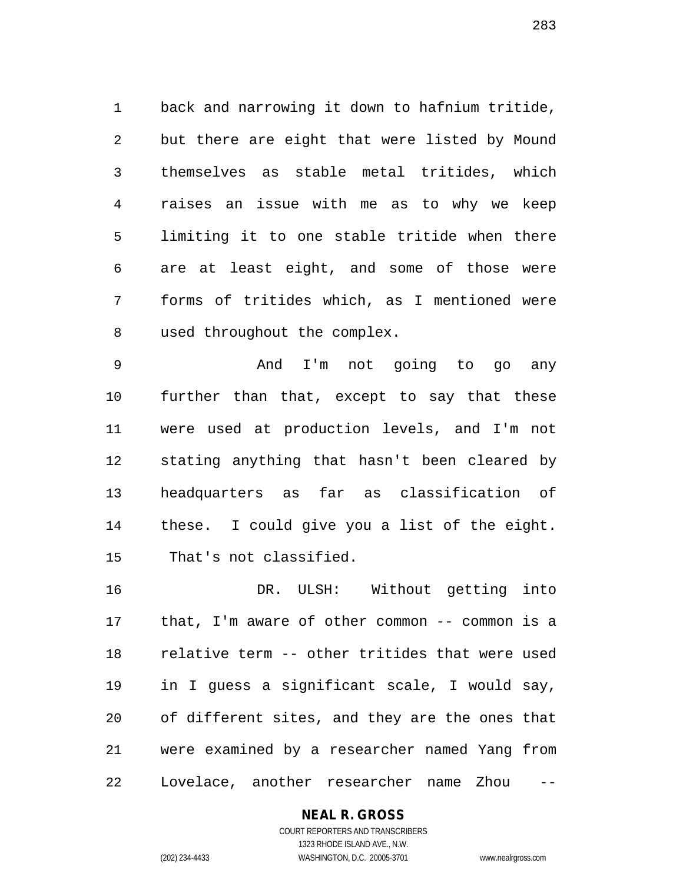back and narrowing it down to hafnium tritide, but there are eight that were listed by Mound themselves as stable metal tritides, which raises an issue with me as to why we keep limiting it to one stable tritide when there are at least eight, and some of those were forms of tritides which, as I mentioned were used throughout the complex.

And I'm not going to go any further than that, except to say that these were used at production levels, and I'm not stating anything that hasn't been cleared by headquarters as far as classification of these. I could give you a list of the eight. That's not classified.

DR. ULSH: Without getting into that, I'm aware of other common -- common is a relative term -- other tritides that were used in I guess a significant scale, I would say, of different sites, and they are the ones that were examined by a researcher named Yang from Lovelace, another researcher name Zhou --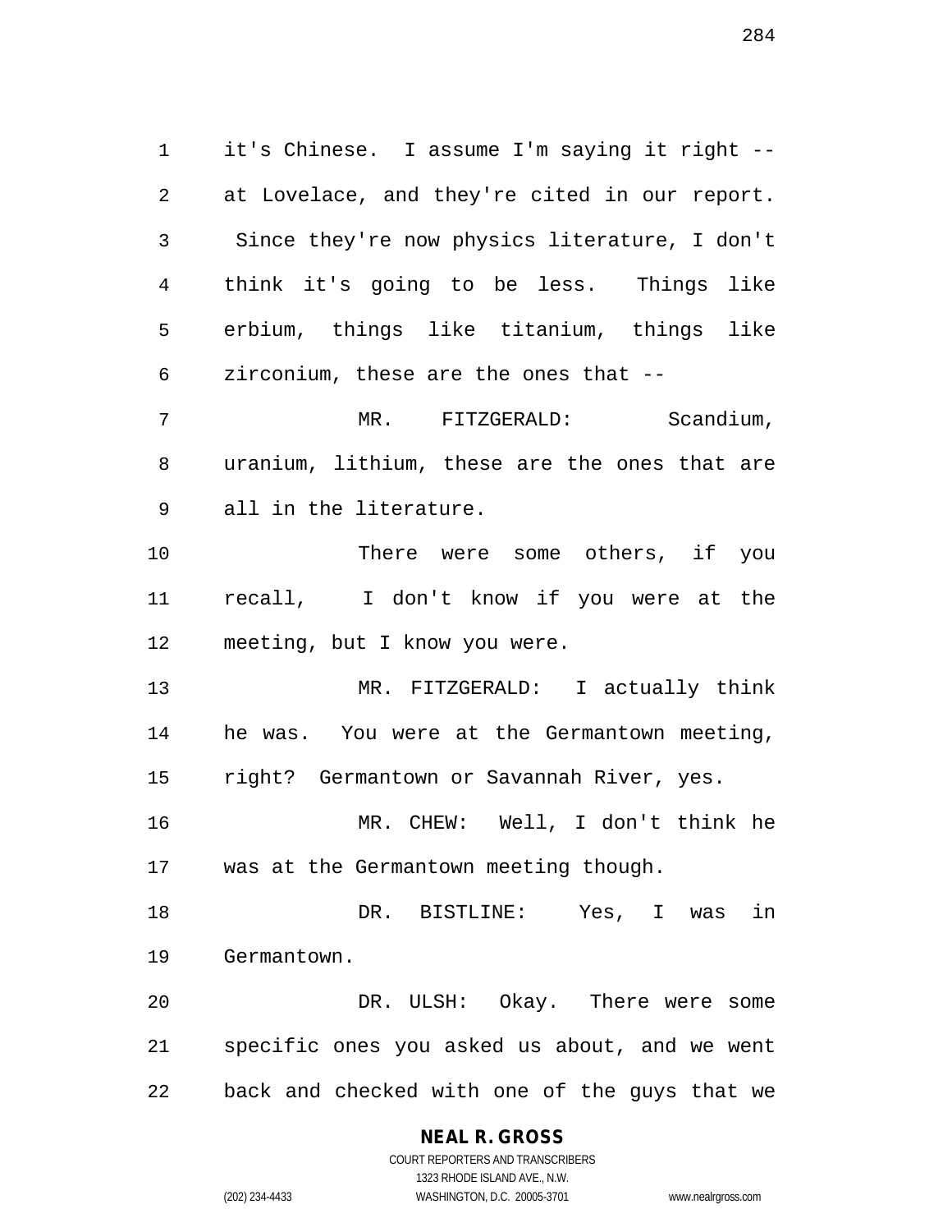it's Chinese. I assume I'm saying it right -- at Lovelace, and they're cited in our report. Since they're now physics literature, I don't think it's going to be less. Things like erbium, things like titanium, things like zirconium, these are the ones that --

MR. FITZGERALD: Scandium, uranium, lithium, these are the ones that are all in the literature.

There were some others, if you recall, I don't know if you were at the meeting, but I know you were.

MR. FITZGERALD: I actually think he was. You were at the Germantown meeting, right? Germantown or Savannah River, yes.

MR. CHEW: Well, I don't think he was at the Germantown meeting though.

DR. BISTLINE: Yes, I was in Germantown.

DR. ULSH: Okay. There were some specific ones you asked us about, and we went back and checked with one of the guys that we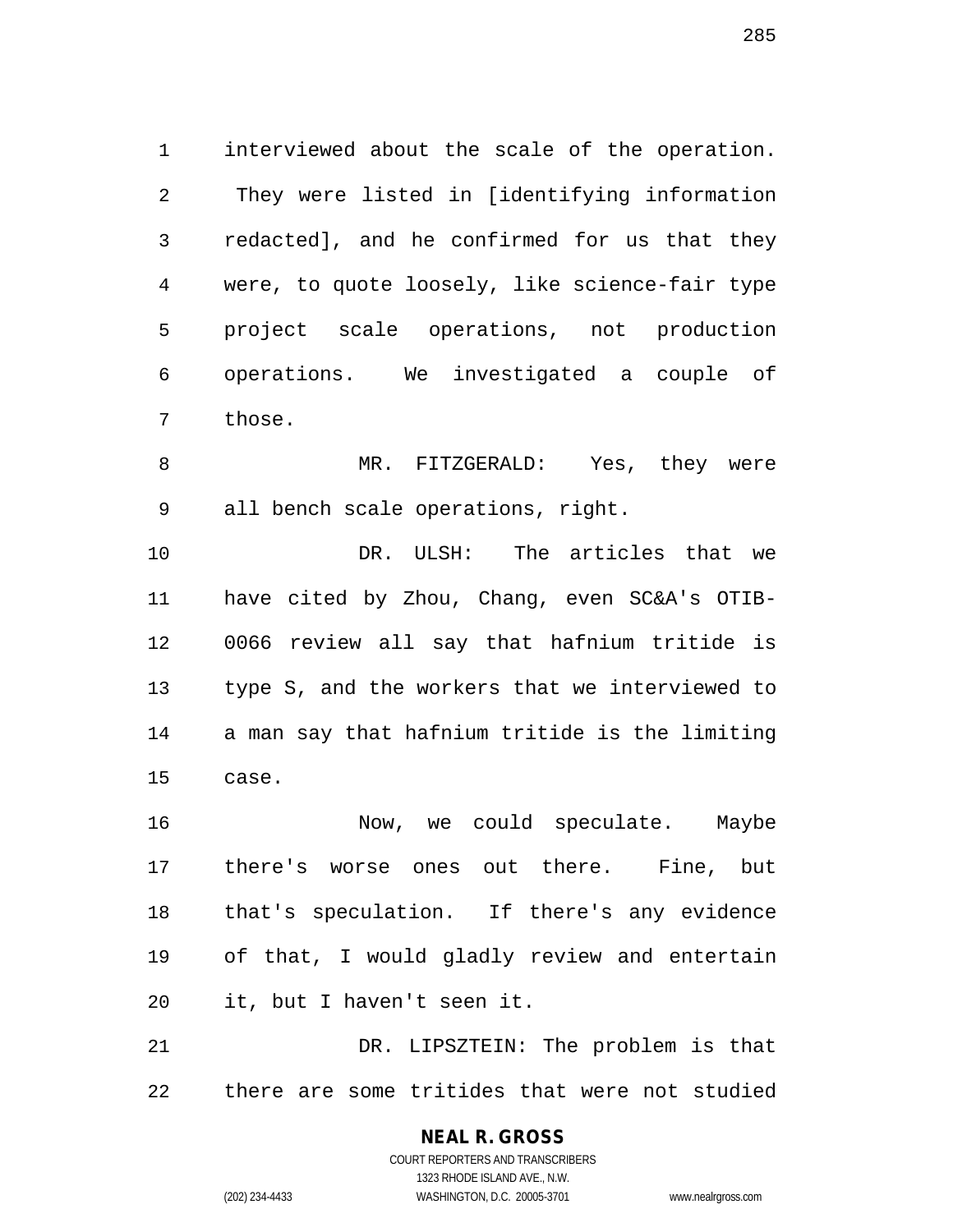interviewed about the scale of the operation. They were listed in [identifying information redacted], and he confirmed for us that they were, to quote loosely, like science-fair type project scale operations, not production operations. We investigated a couple of those.

MR. FITZGERALD: Yes, they were all bench scale operations, right.

DR. ULSH: The articles that we have cited by Zhou, Chang, even SC&A's OTIB-0066 review all say that hafnium tritide is type S, and the workers that we interviewed to a man say that hafnium tritide is the limiting case.

Now, we could speculate. Maybe there's worse ones out there. Fine, but that's speculation. If there's any evidence of that, I would gladly review and entertain it, but I haven't seen it.

DR. LIPSZTEIN: The problem is that there are some tritides that were not studied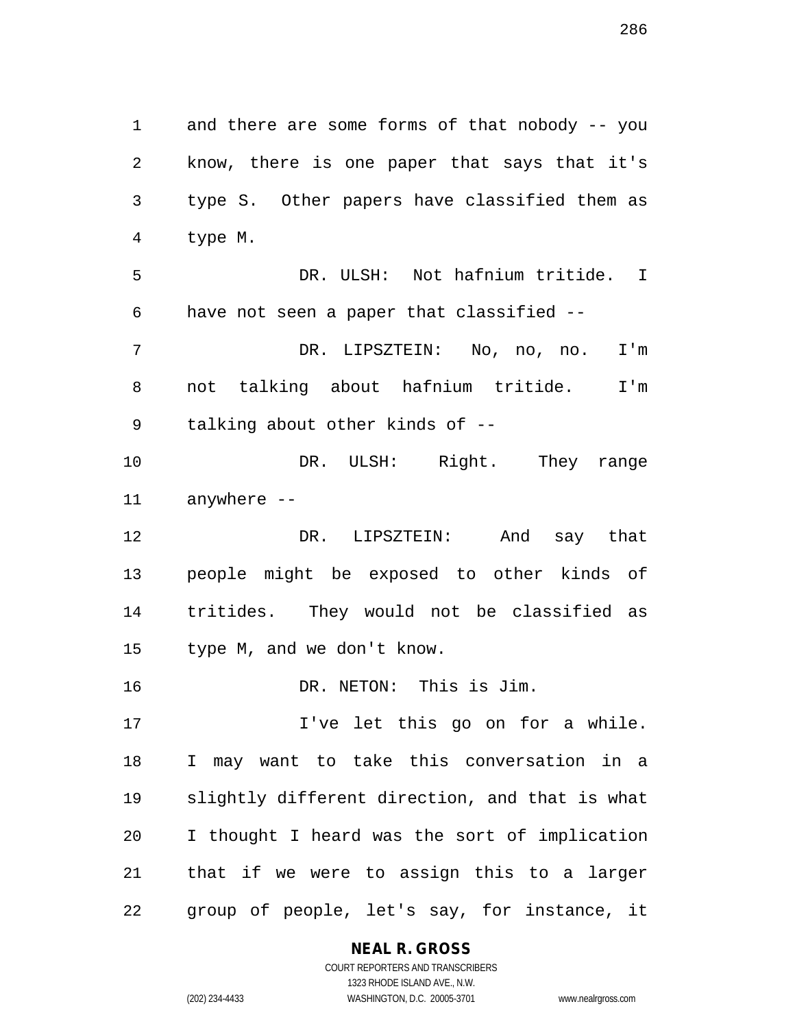and there are some forms of that nobody -- you know, there is one paper that says that it's type S. Other papers have classified them as type M.

DR. ULSH: Not hafnium tritide. I have not seen a paper that classified --

DR. LIPSZTEIN: No, no, no. I'm not talking about hafnium tritide. I'm talking about other kinds of --

DR. ULSH: Right. They range anywhere --

DR. LIPSZTEIN: And say that people might be exposed to other kinds of tritides. They would not be classified as type M, and we don't know.

DR. NETON: This is Jim.

I've let this go on for a while. I may want to take this conversation in a slightly different direction, and that is what I thought I heard was the sort of implication that if we were to assign this to a larger group of people, let's say, for instance, it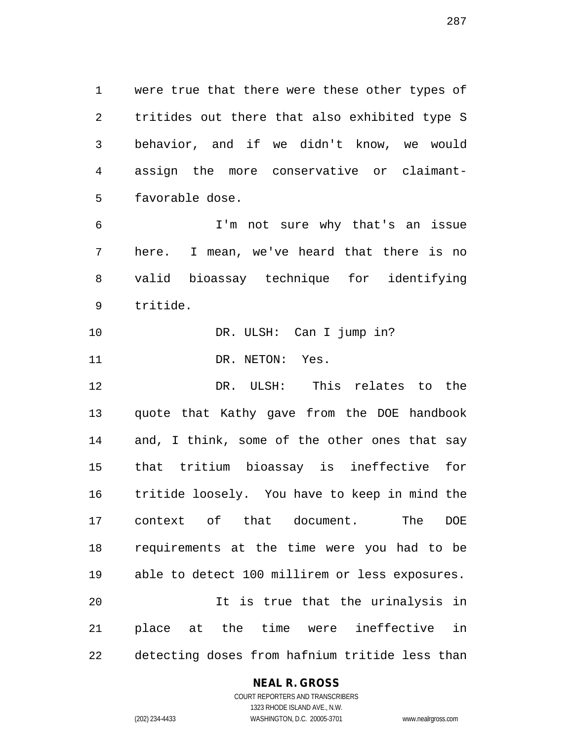were true that there were these other types of tritides out there that also exhibited type S behavior, and if we didn't know, we would assign the more conservative or claimant-favorable dose.

I'm not sure why that's an issue here. I mean, we've heard that there is no valid bioassay technique for identifying tritide.

DR. ULSH: Can I jump in?

DR. NETON: Yes.

DR. ULSH: This relates to the quote that Kathy gave from the DOE handbook and, I think, some of the other ones that say that tritium bioassay is ineffective for tritide loosely. You have to keep in mind the context of that document. The DOE requirements at the time were you had to be able to detect 100 millirem or less exposures.

It is true that the urinalysis in place at the time were ineffective in detecting doses from hafnium tritide less than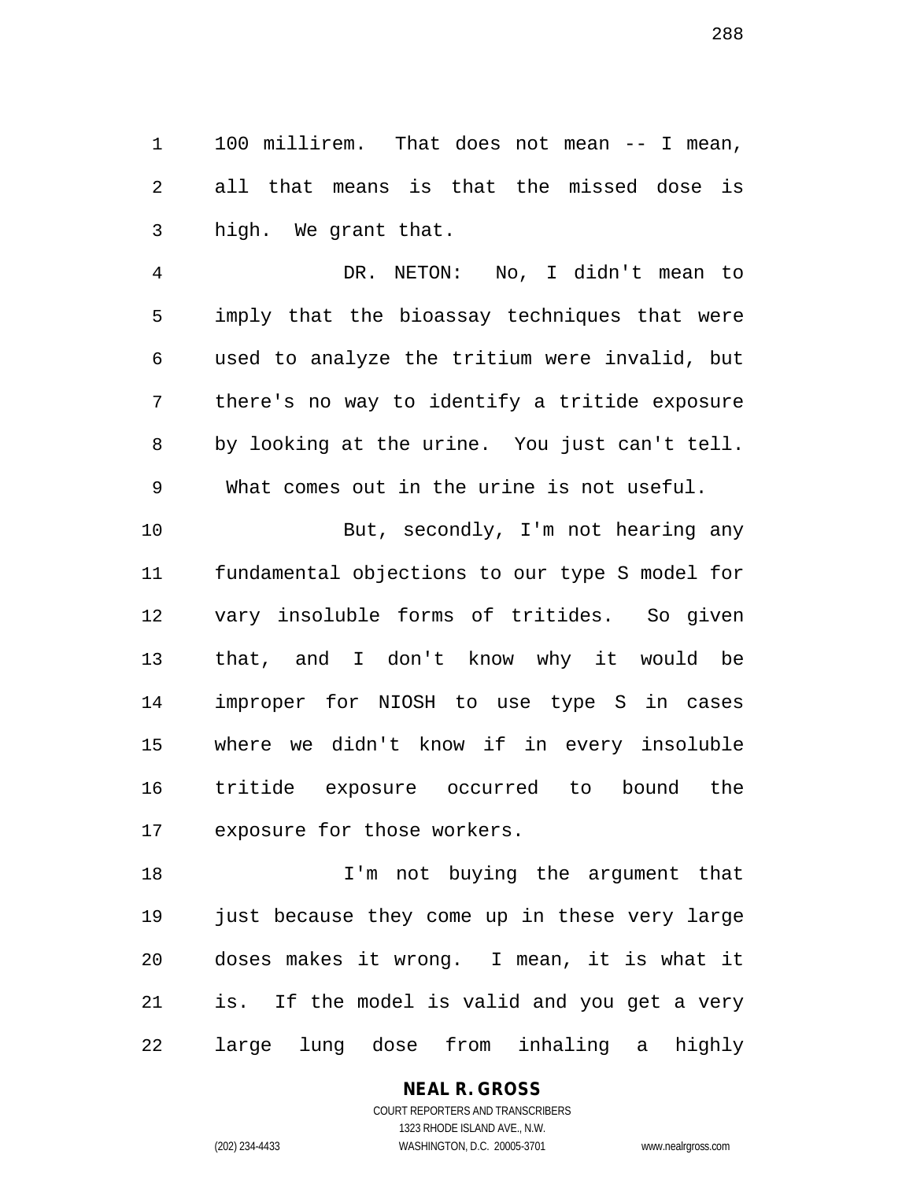100 millirem. That does not mean -- I mean, all that means is that the missed dose is high. We grant that.

DR. NETON: No, I didn't mean to imply that the bioassay techniques that were used to analyze the tritium were invalid, but there's no way to identify a tritide exposure by looking at the urine. You just can't tell. What comes out in the urine is not useful.

But, secondly, I'm not hearing any fundamental objections to our type S model for vary insoluble forms of tritides. So given that, and I don't know why it would be improper for NIOSH to use type S in cases where we didn't know if in every insoluble tritide exposure occurred to bound the exposure for those workers.

I'm not buying the argument that just because they come up in these very large doses makes it wrong. I mean, it is what it is. If the model is valid and you get a very large lung dose from inhaling a highly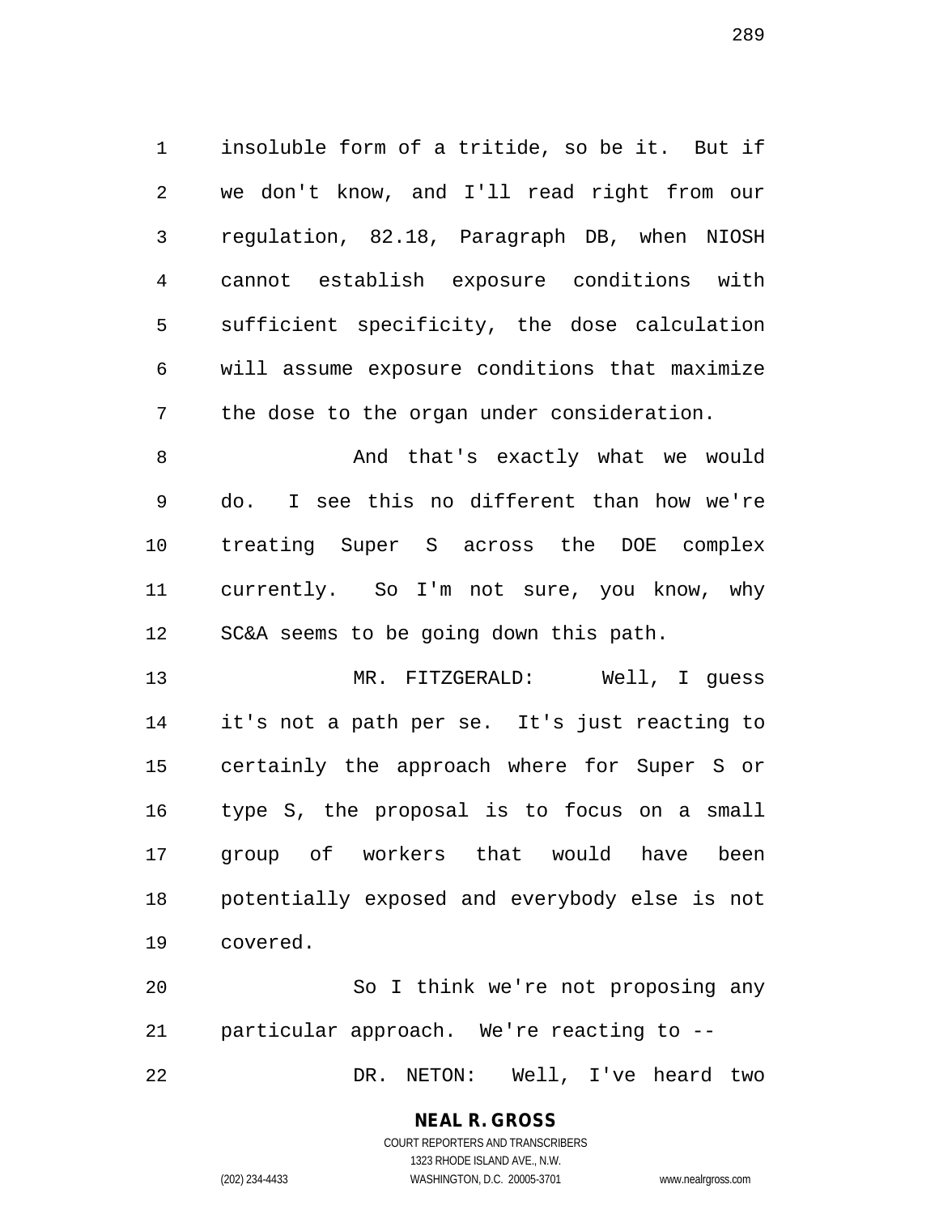insoluble form of a tritide, so be it. But if we don't know, and I'll read right from our regulation, 82.18, Paragraph DB, when NIOSH cannot establish exposure conditions with sufficient specificity, the dose calculation will assume exposure conditions that maximize the dose to the organ under consideration.

And that's exactly what we would do. I see this no different than how we're treating Super S across the DOE complex currently. So I'm not sure, you know, why SC&A seems to be going down this path.

MR. FITZGERALD: Well, I guess it's not a path per se. It's just reacting to certainly the approach where for Super S or type S, the proposal is to focus on a small group of workers that would have been potentially exposed and everybody else is not covered.

So I think we're not proposing any particular approach. We're reacting to --

DR. NETON: Well, I've heard two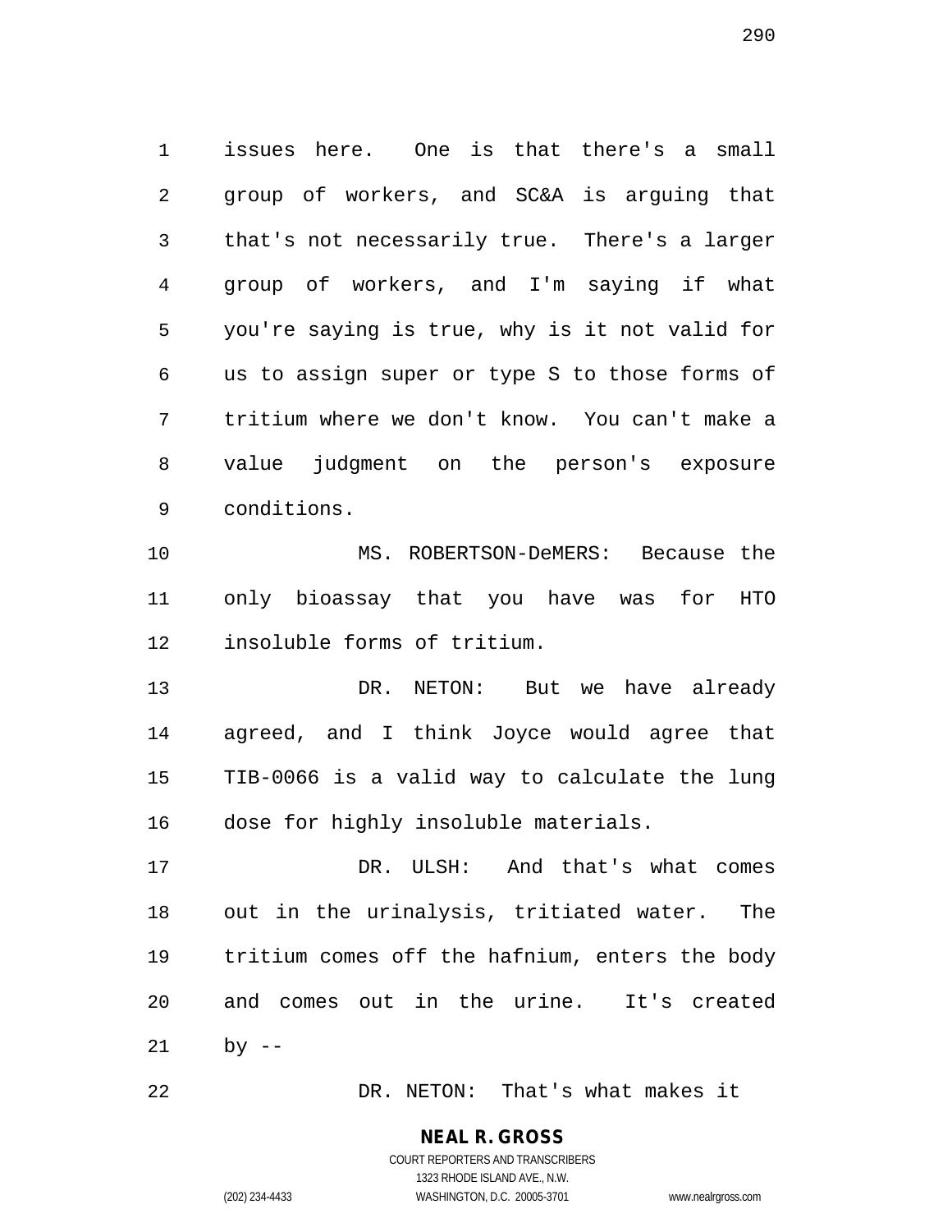issues here. One is that there's a small group of workers, and SC&A is arguing that that's not necessarily true. There's a larger group of workers, and I'm saying if what you're saying is true, why is it not valid for us to assign super or type S to those forms of tritium where we don't know. You can't make a value judgment on the person's exposure conditions.

MS. ROBERTSON-DeMERS: Because the only bioassay that you have was for HTO insoluble forms of tritium.

DR. NETON: But we have already agreed, and I think Joyce would agree that TIB-0066 is a valid way to calculate the lung dose for highly insoluble materials.

DR. ULSH: And that's what comes out in the urinalysis, tritiated water. The tritium comes off the hafnium, enters the body and comes out in the urine. It's created by --

DR. NETON: That's what makes it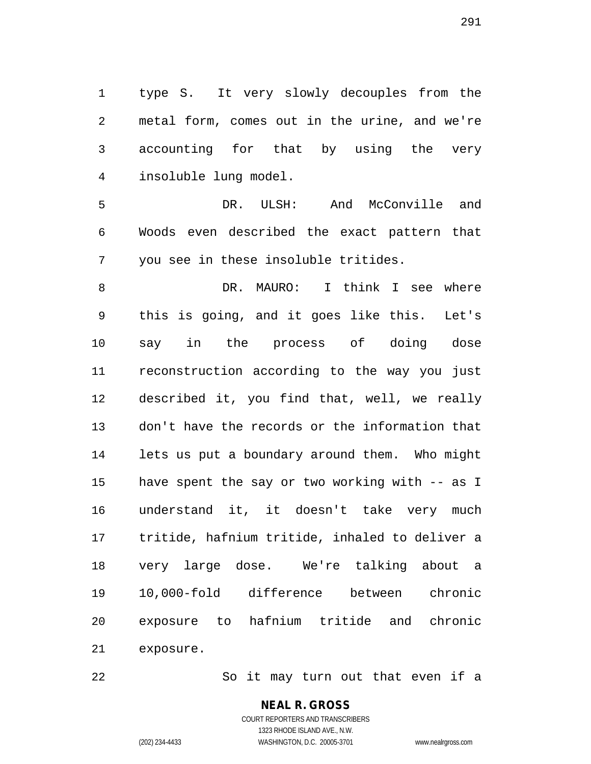type S. It very slowly decouples from the metal form, comes out in the urine, and we're accounting for that by using the very insoluble lung model.

DR. ULSH: And McConville and Woods even described the exact pattern that you see in these insoluble tritides.

DR. MAURO: I think I see where this is going, and it goes like this. Let's say in the process of doing dose reconstruction according to the way you just described it, you find that, well, we really don't have the records or the information that lets us put a boundary around them. Who might have spent the say or two working with -- as I understand it, it doesn't take very much tritide, hafnium tritide, inhaled to deliver a very large dose. We're talking about a 10,000-fold difference between chronic exposure to hafnium tritide and chronic exposure.

So it may turn out that even if a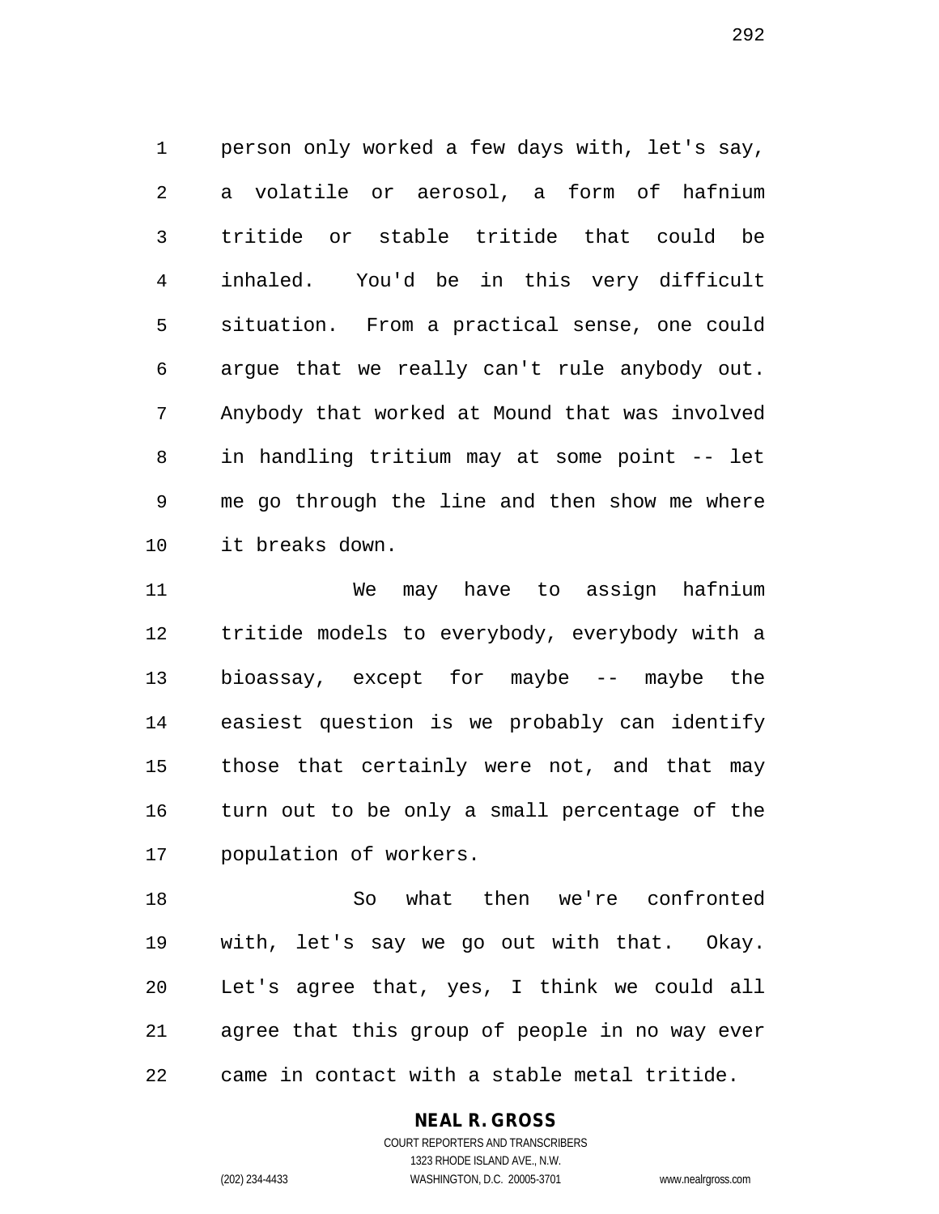person only worked a few days with, let's say, a volatile or aerosol, a form of hafnium tritide or stable tritide that could be inhaled. You'd be in this very difficult situation. From a practical sense, one could argue that we really can't rule anybody out. Anybody that worked at Mound that was involved in handling tritium may at some point -- let me go through the line and then show me where it breaks down.

We may have to assign hafnium tritide models to everybody, everybody with a bioassay, except for maybe -- maybe the easiest question is we probably can identify those that certainly were not, and that may turn out to be only a small percentage of the population of workers.

So what then we're confronted with, let's say we go out with that. Okay. Let's agree that, yes, I think we could all agree that this group of people in no way ever came in contact with a stable metal tritide.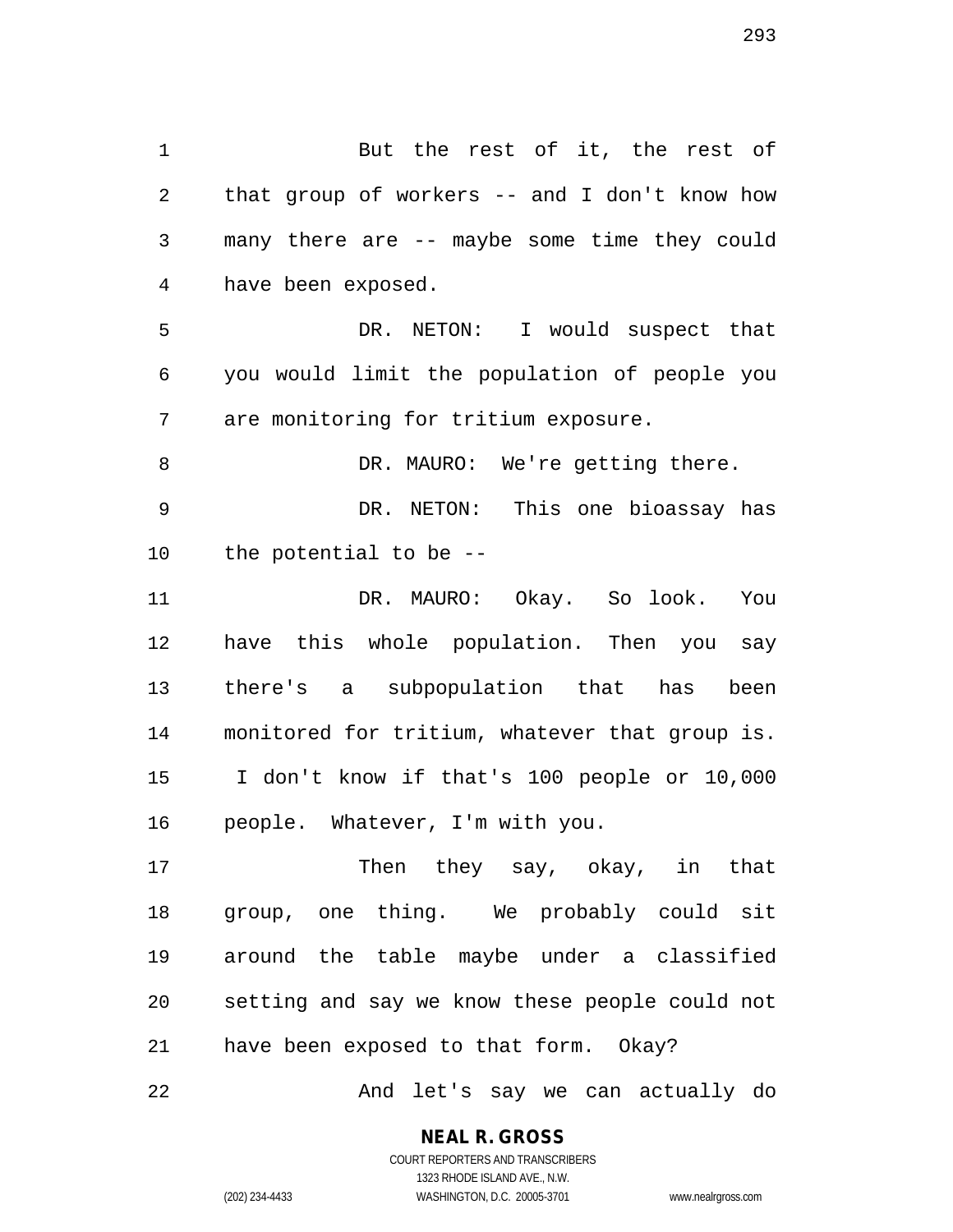But the rest of it, the rest of that group of workers -- and I don't know how many there are -- maybe some time they could have been exposed.

DR. NETON: I would suspect that you would limit the population of people you are monitoring for tritium exposure.

DR. MAURO: We're getting there.

DR. NETON: This one bioassay has the potential to be --

DR. MAURO: Okay. So look. You have this whole population. Then you say there's a subpopulation that has been monitored for tritium, whatever that group is. I don't know if that's 100 people or 10,000 people. Whatever, I'm with you.

Then they say, okay, in that group, one thing. We probably could sit around the table maybe under a classified setting and say we know these people could not have been exposed to that form. Okay?

And let's say we can actually do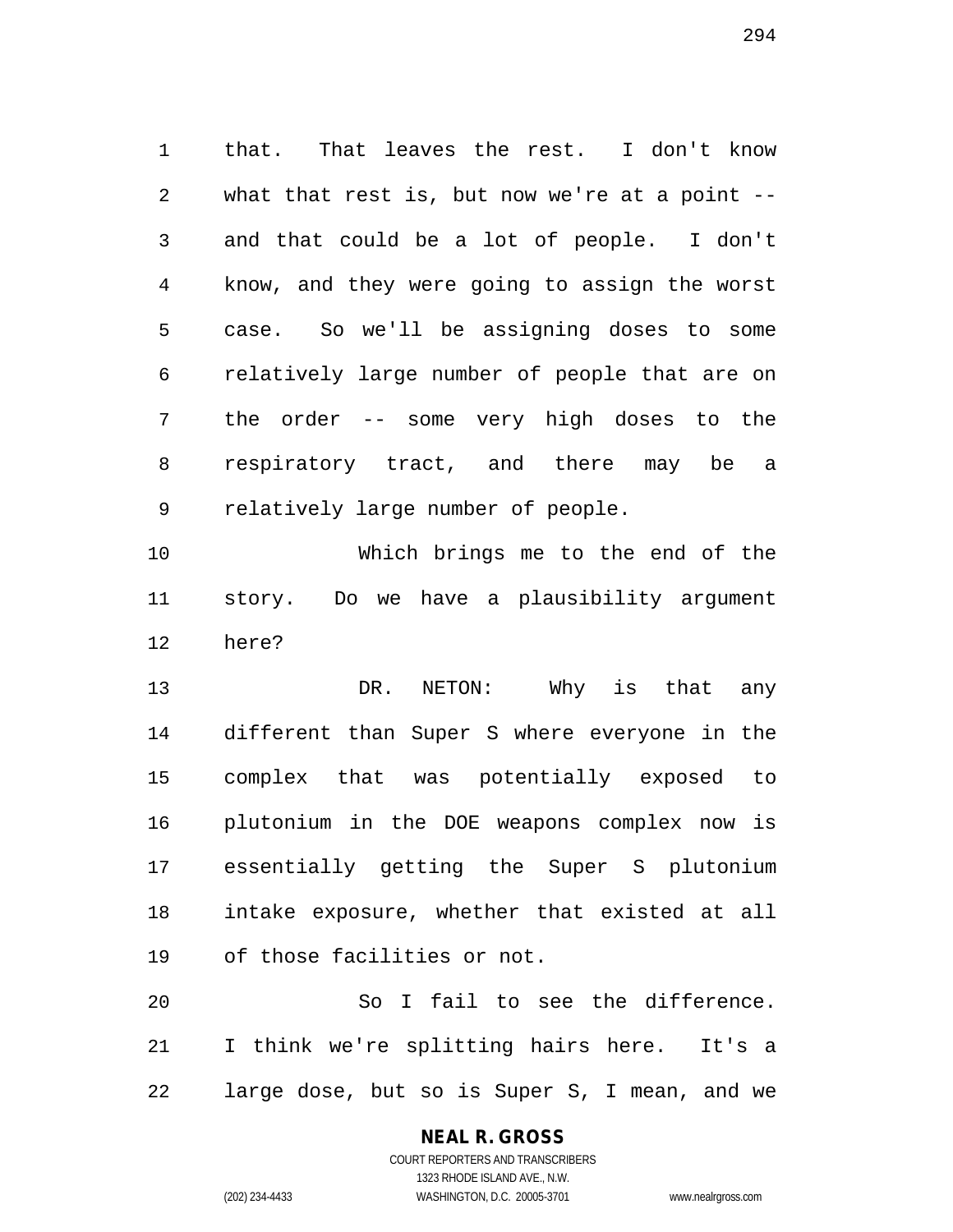that. That leaves the rest. I don't know what that rest is, but now we're at a point -- and that could be a lot of people. I don't know, and they were going to assign the worst case. So we'll be assigning doses to some relatively large number of people that are on the order -- some very high doses to the respiratory tract, and there may be a relatively large number of people.

Which brings me to the end of the story. Do we have a plausibility argument here?

DR. NETON: Why is that any different than Super S where everyone in the complex that was potentially exposed to plutonium in the DOE weapons complex now is essentially getting the Super S plutonium intake exposure, whether that existed at all of those facilities or not.

So I fail to see the difference. I think we're splitting hairs here. It's a large dose, but so is Super S, I mean, and we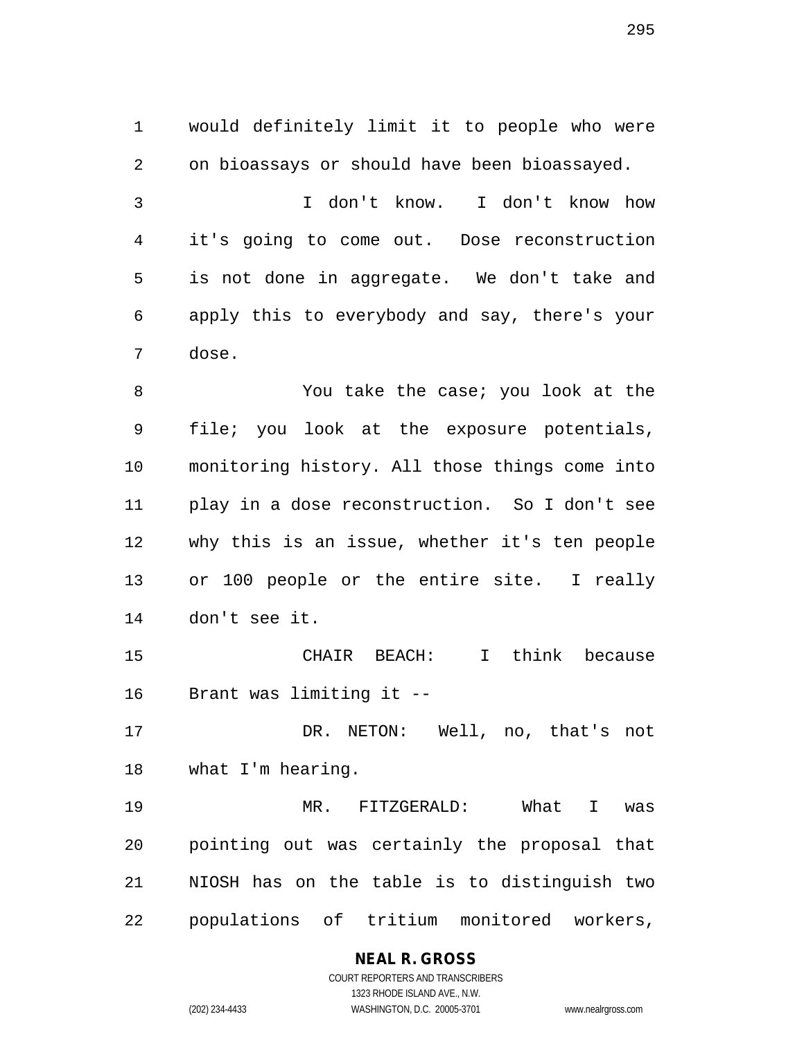would definitely limit it to people who were on bioassays or should have been bioassayed.

I don't know. I don't know how it's going to come out. Dose reconstruction is not done in aggregate. We don't take and apply this to everybody and say, there's your dose.

You take the case; you look at the file; you look at the exposure potentials, monitoring history. All those things come into play in a dose reconstruction. So I don't see why this is an issue, whether it's ten people or 100 people or the entire site. I really don't see it.

CHAIR BEACH: I think because Brant was limiting it --

DR. NETON: Well, no, that's not what I'm hearing.

MR. FITZGERALD: What I was pointing out was certainly the proposal that NIOSH has on the table is to distinguish two populations of tritium monitored workers,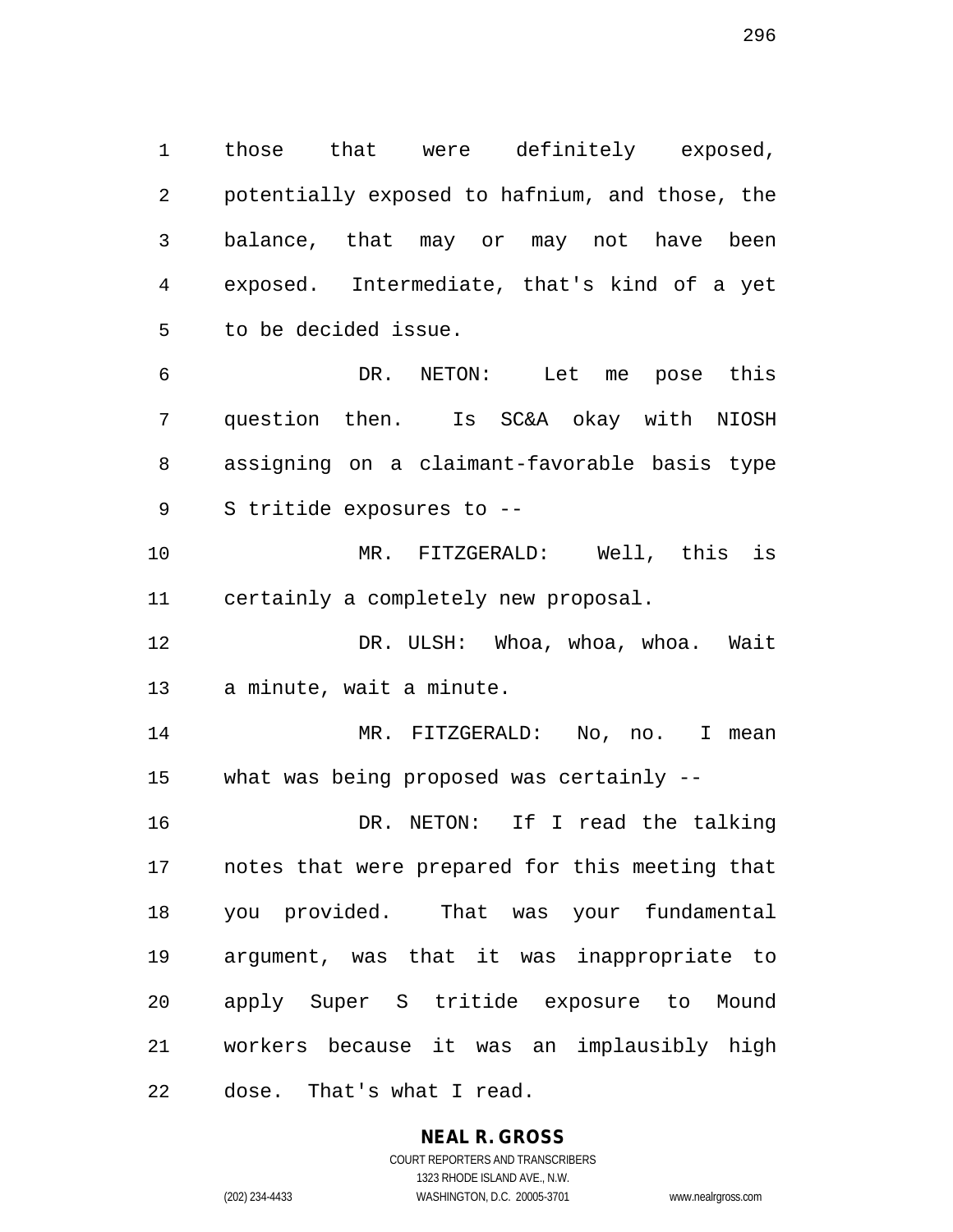those that were definitely exposed, potentially exposed to hafnium, and those, the balance, that may or may not have been exposed. Intermediate, that's kind of a yet to be decided issue.

DR. NETON: Let me pose this question then. Is SC&A okay with NIOSH assigning on a claimant-favorable basis type S tritide exposures to --

MR. FITZGERALD: Well, this is certainly a completely new proposal.

DR. ULSH: Whoa, whoa, whoa. Wait a minute, wait a minute.

MR. FITZGERALD: No, no. I mean what was being proposed was certainly --

DR. NETON: If I read the talking notes that were prepared for this meeting that you provided. That was your fundamental argument, was that it was inappropriate to apply Super S tritide exposure to Mound workers because it was an implausibly high dose. That's what I read.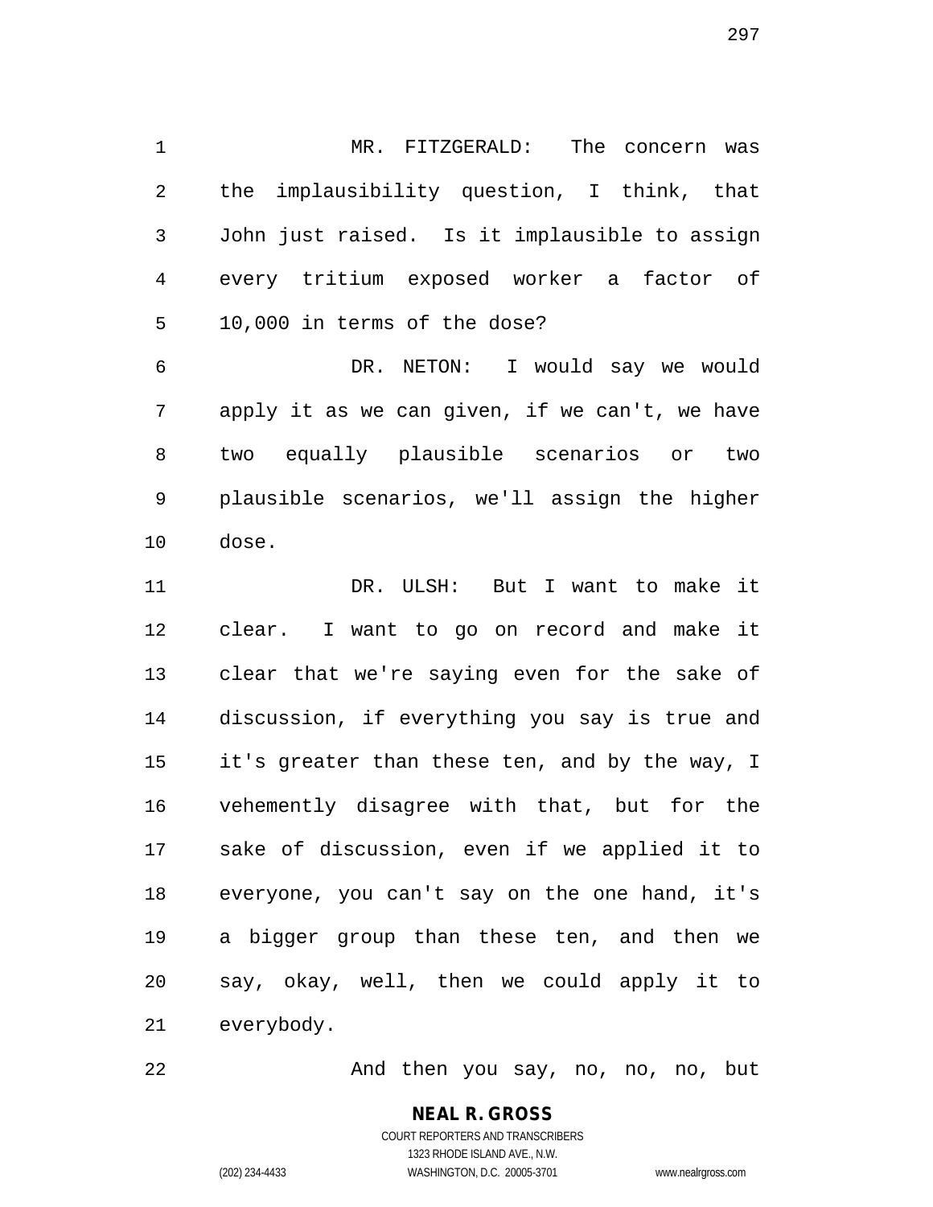MR. FITZGERALD: The concern was the implausibility question, I think, that John just raised. Is it implausible to assign every tritium exposed worker a factor of 10,000 in terms of the dose?

DR. NETON: I would say we would apply it as we can given, if we can't, we have two equally plausible scenarios or two plausible scenarios, we'll assign the higher dose.

DR. ULSH: But I want to make it clear. I want to go on record and make it clear that we're saying even for the sake of discussion, if everything you say is true and it's greater than these ten, and by the way, I vehemently disagree with that, but for the sake of discussion, even if we applied it to everyone, you can't say on the one hand, it's a bigger group than these ten, and then we say, okay, well, then we could apply it to everybody.

And then you say, no, no, no, but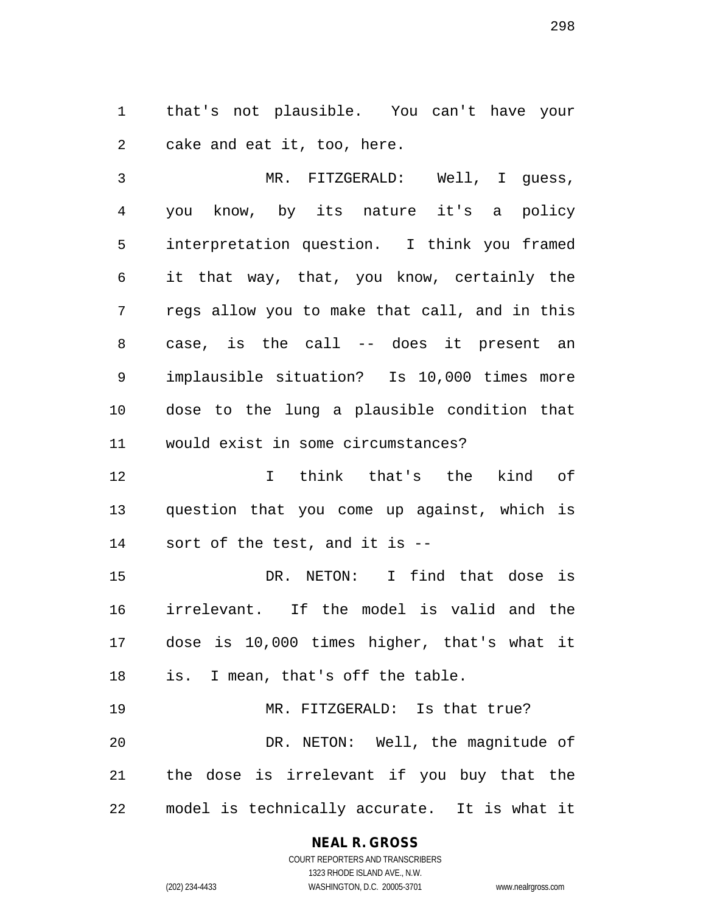that's not plausible. You can't have your cake and eat it, too, here.

MR. FITZGERALD: Well, I guess, you know, by its nature it's a policy interpretation question. I think you framed it that way, that, you know, certainly the regs allow you to make that call, and in this case, is the call -- does it present an implausible situation? Is 10,000 times more dose to the lung a plausible condition that would exist in some circumstances?

I think that's the kind of question that you come up against, which is sort of the test, and it is --

DR. NETON: I find that dose is irrelevant. If the model is valid and the dose is 10,000 times higher, that's what it is. I mean, that's off the table.

MR. FITZGERALD: Is that true?

DR. NETON: Well, the magnitude of the dose is irrelevant if you buy that the model is technically accurate. It is what it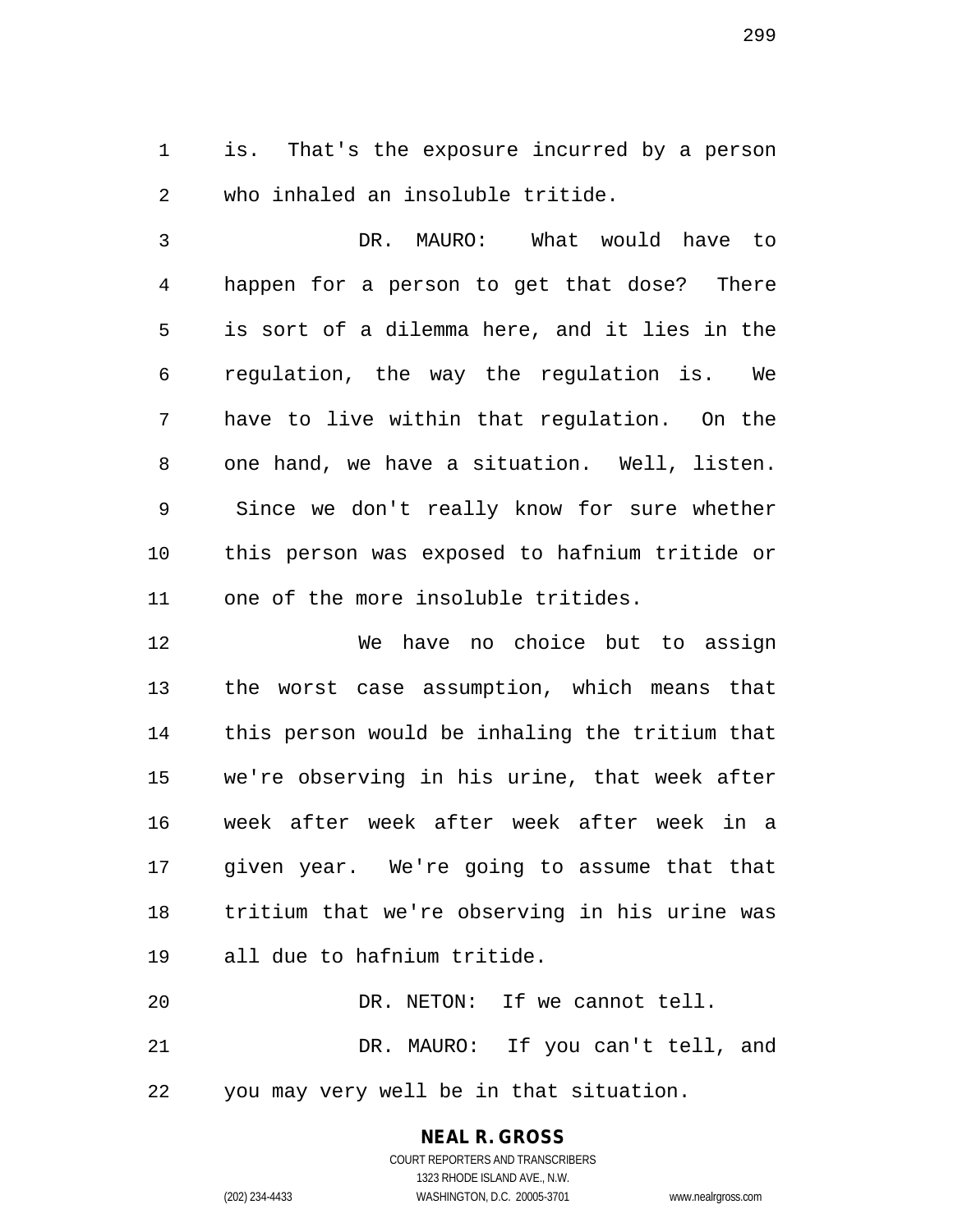is. That's the exposure incurred by a person who inhaled an insoluble tritide.

DR. MAURO: What would have to happen for a person to get that dose? There is sort of a dilemma here, and it lies in the regulation, the way the regulation is. We have to live within that regulation. On the one hand, we have a situation. Well, listen. Since we don't really know for sure whether this person was exposed to hafnium tritide or one of the more insoluble tritides.

We have no choice but to assign the worst case assumption, which means that this person would be inhaling the tritium that we're observing in his urine, that week after week after week after week after week in a given year. We're going to assume that that tritium that we're observing in his urine was all due to hafnium tritide.

DR. NETON: If we cannot tell.

DR. MAURO: If you can't tell, and you may very well be in that situation.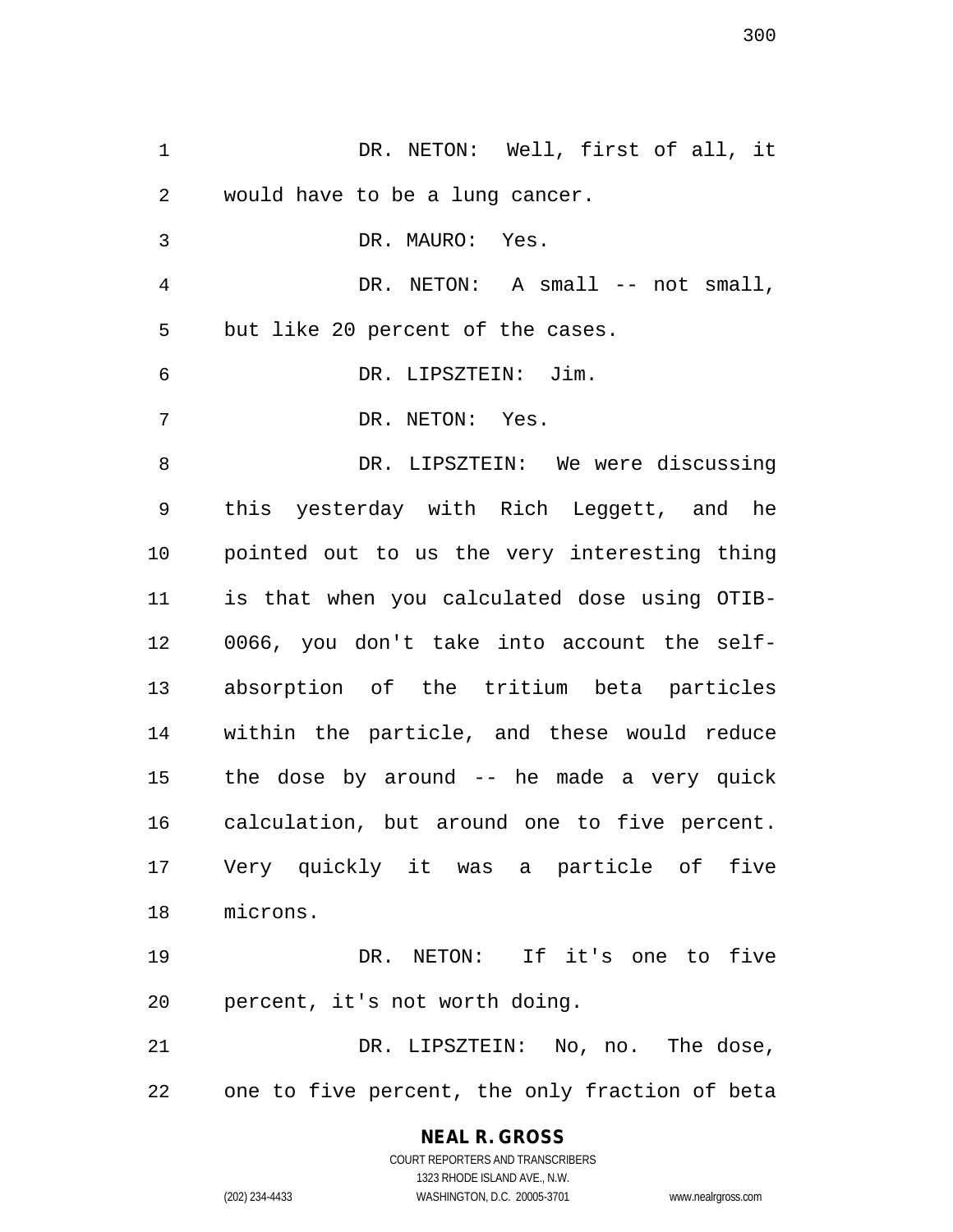DR. NETON: Well, first of all, it would have to be a lung cancer.

DR. MAURO: Yes.

DR. NETON: A small -- not small, but like 20 percent of the cases.

DR. LIPSZTEIN: Jim.

DR. NETON: Yes.

DR. LIPSZTEIN: We were discussing this yesterday with Rich Leggett, and he pointed out to us the very interesting thing is that when you calculated dose using OTIB-0066, you don't take into account the self-absorption of the tritium beta particles within the particle, and these would reduce the dose by around -- he made a very quick calculation, but around one to five percent. Very quickly it was a particle of five microns.

DR. NETON: If it's one to five percent, it's not worth doing.

DR. LIPSZTEIN: No, no. The dose, one to five percent, the only fraction of beta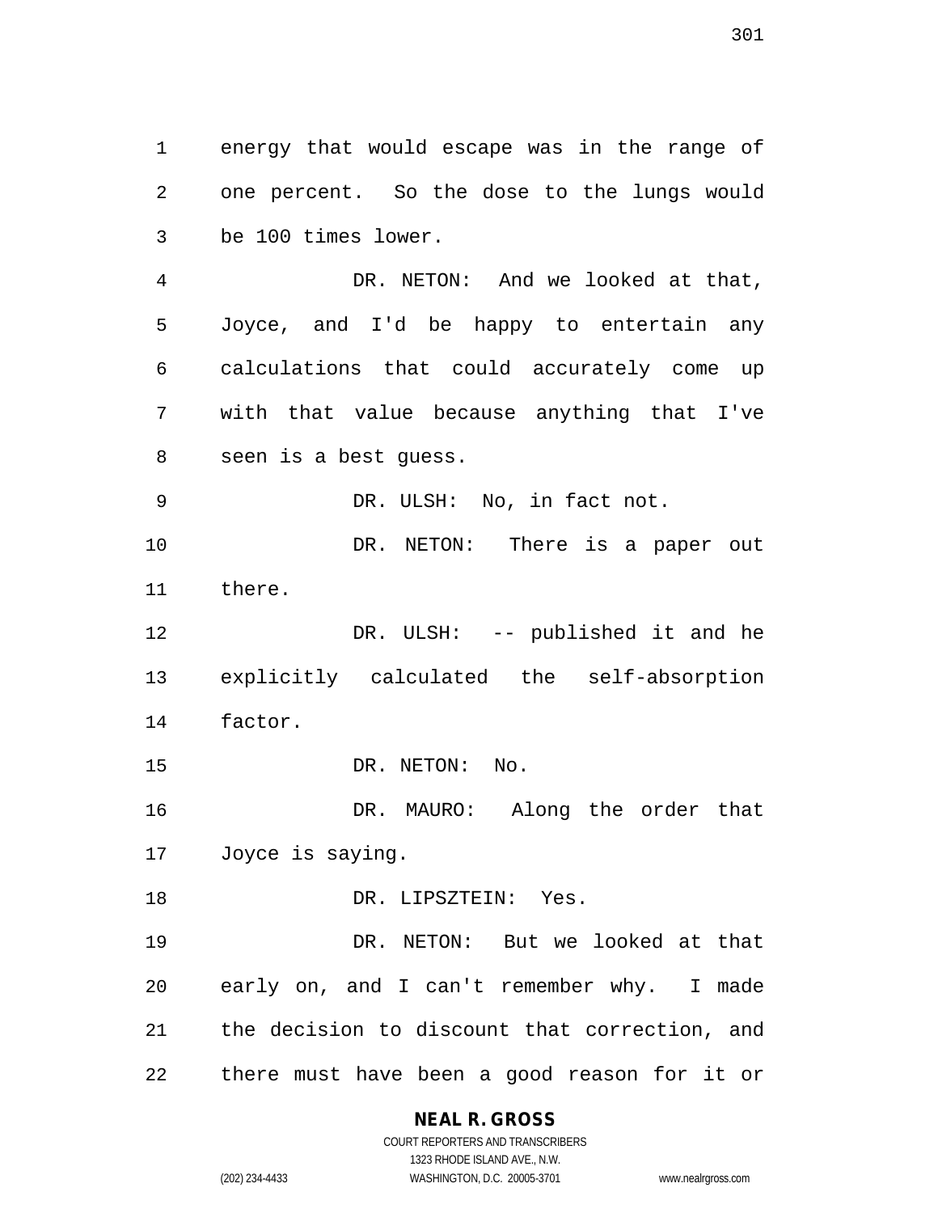energy that would escape was in the range of one percent. So the dose to the lungs would be 100 times lower.

DR. NETON: And we looked at that, Joyce, and I'd be happy to entertain any calculations that could accurately come up with that value because anything that I've seen is a best guess.

DR. ULSH: No, in fact not.

DR. NETON: There is a paper out there.

DR. ULSH: -- published it and he explicitly calculated the self-absorption factor.

DR. NETON: No.

DR. MAURO: Along the order that Joyce is saying.

DR. LIPSZTEIN: Yes.

DR. NETON: But we looked at that early on, and I can't remember why. I made the decision to discount that correction, and there must have been a good reason for it or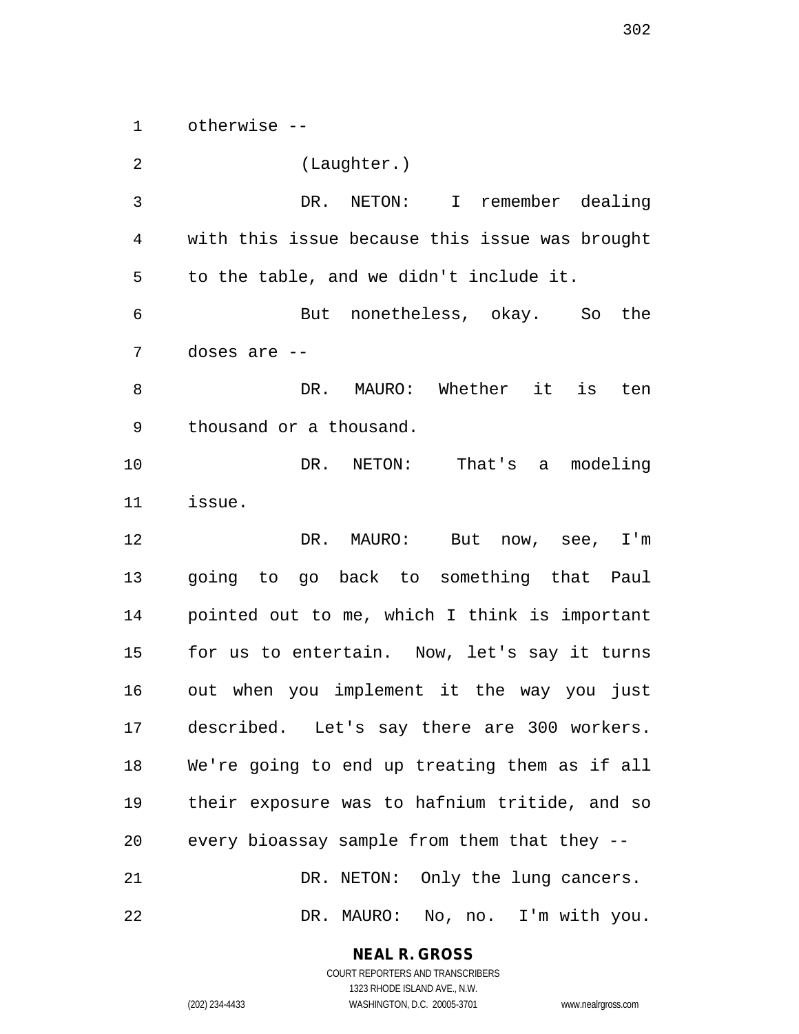otherwise --

(Laughter.)

DR. NETON: I remember dealing with this issue because this issue was brought to the table, and we didn't include it.

But nonetheless, okay. So the doses are --

DR. MAURO: Whether it is ten thousand or a thousand.

DR. NETON: That's a modeling issue.

DR. MAURO: But now, see, I'm going to go back to something that Paul pointed out to me, which I think is important for us to entertain. Now, let's say it turns out when you implement it the way you just described. Let's say there are 300 workers. We're going to end up treating them as if all their exposure was to hafnium tritide, and so every bioassay sample from them that they --

DR. NETON: Only the lung cancers.

DR. MAURO: No, no. I'm with you.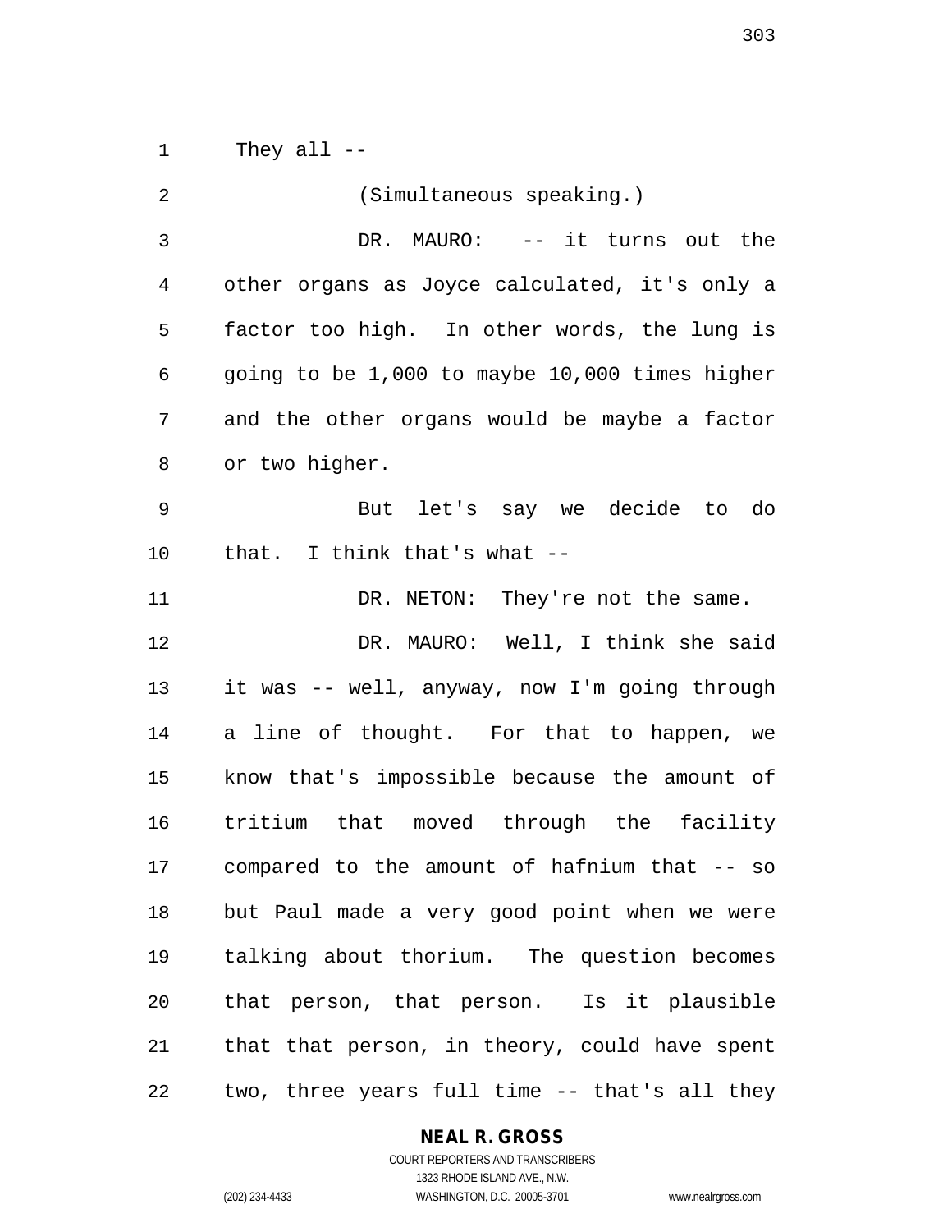They all --

(Simultaneous speaking.)

DR. MAURO: -- it turns out the other organs as Joyce calculated, it's only a factor too high. In other words, the lung is going to be 1,000 to maybe 10,000 times higher and the other organs would be maybe a factor or two higher.

But let's say we decide to do that. I think that's what --

DR. NETON: They're not the same.

DR. MAURO: Well, I think she said it was -- well, anyway, now I'm going through a line of thought. For that to happen, we know that's impossible because the amount of tritium that moved through the facility compared to the amount of hafnium that -- so but Paul made a very good point when we were talking about thorium. The question becomes that person, that person. Is it plausible that that person, in theory, could have spent two, three years full time -- that's all they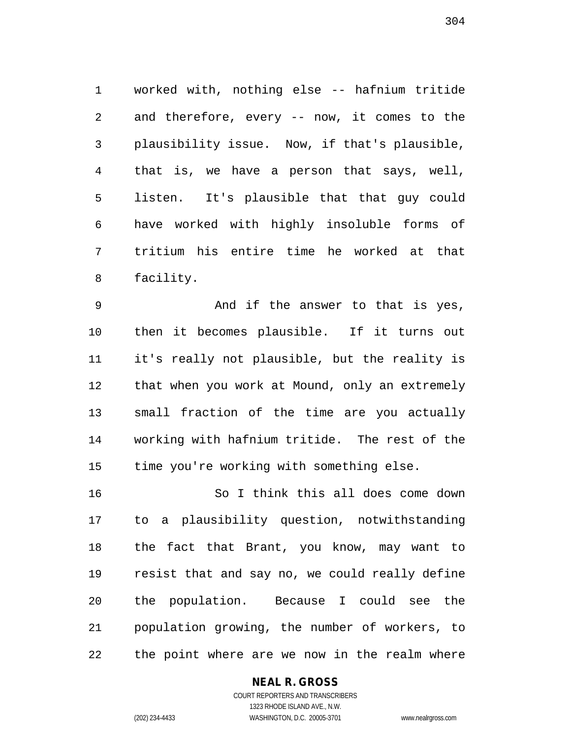worked with, nothing else -- hafnium tritide and therefore, every -- now, it comes to the plausibility issue. Now, if that's plausible, that is, we have a person that says, well, listen. It's plausible that that guy could have worked with highly insoluble forms of tritium his entire time he worked at that facility.

And if the answer to that is yes, then it becomes plausible. If it turns out it's really not plausible, but the reality is that when you work at Mound, only an extremely small fraction of the time are you actually working with hafnium tritide. The rest of the time you're working with something else.

So I think this all does come down to a plausibility question, notwithstanding the fact that Brant, you know, may want to resist that and say no, we could really define the population. Because I could see the population growing, the number of workers, to the point where are we now in the realm where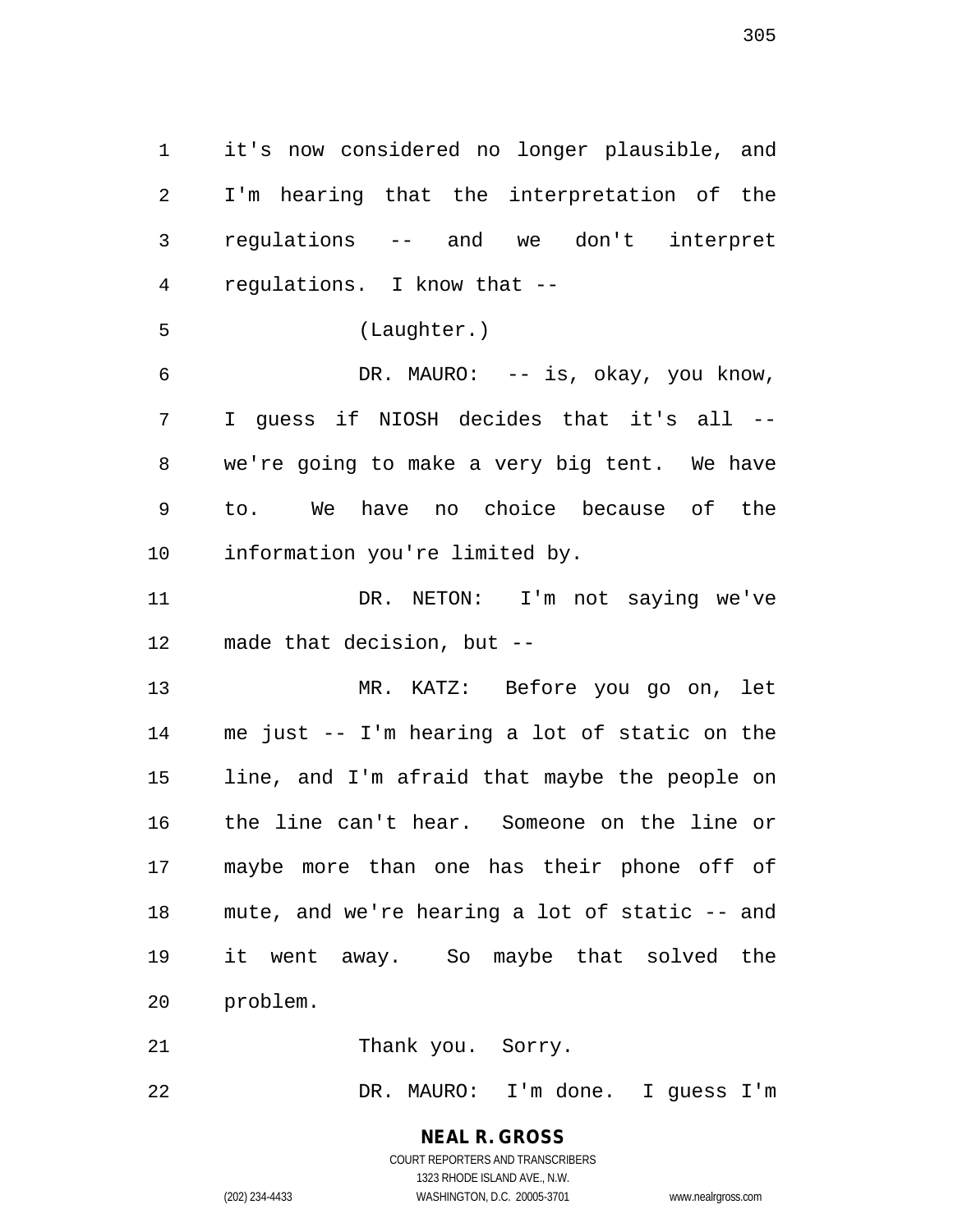it's now considered no longer plausible, and I'm hearing that the interpretation of the regulations -- and we don't interpret regulations. I know that --

(Laughter.)

DR. MAURO: -- is, okay, you know, I guess if NIOSH decides that it's all -- we're going to make a very big tent. We have to. We have no choice because of the information you're limited by.

DR. NETON: I'm not saying we've made that decision, but --

MR. KATZ: Before you go on, let me just -- I'm hearing a lot of static on the line, and I'm afraid that maybe the people on the line can't hear. Someone on the line or maybe more than one has their phone off of mute, and we're hearing a lot of static -- and it went away. So maybe that solved the problem.

Thank you. Sorry.

DR. MAURO: I'm done. I guess I'm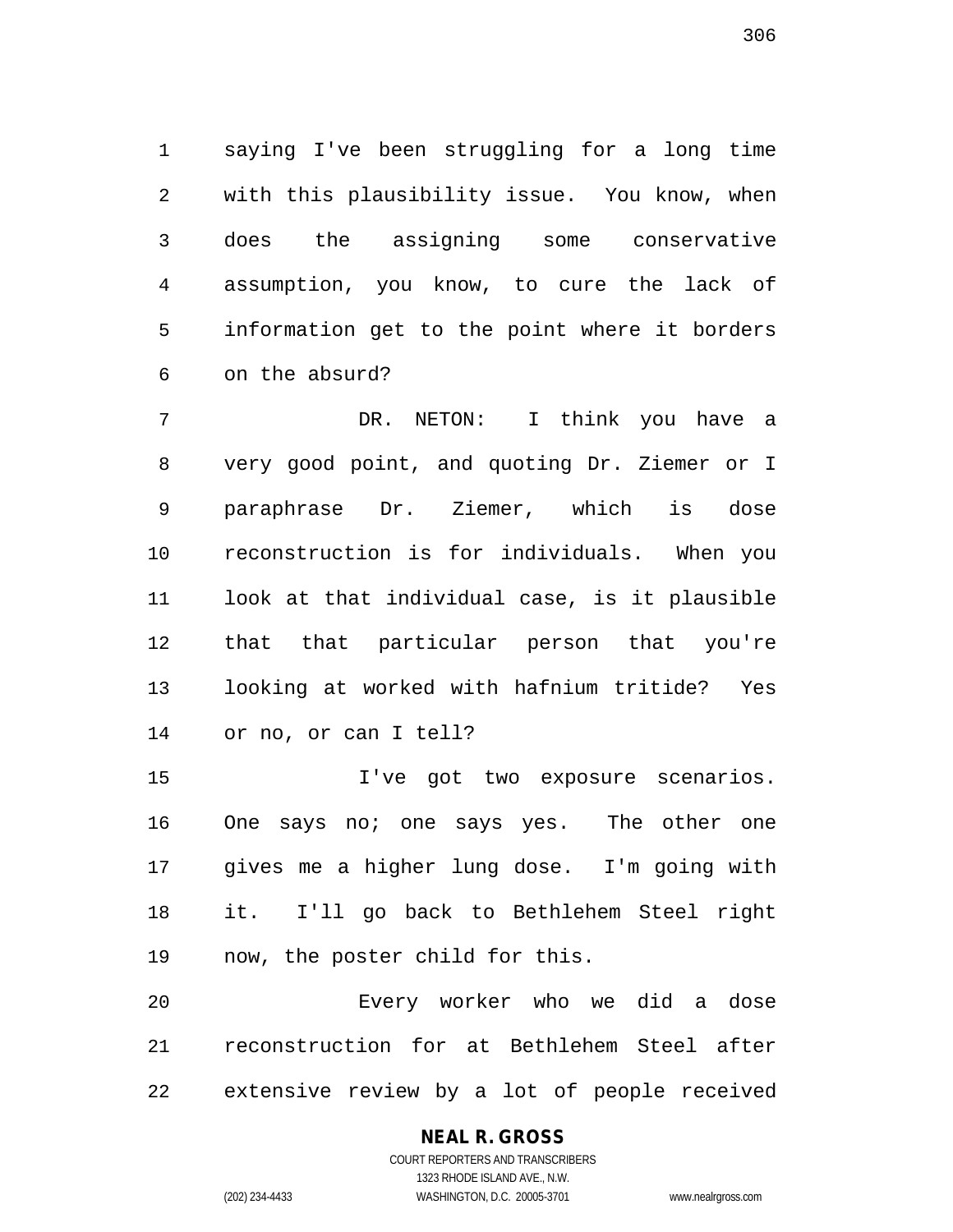saying I've been struggling for a long time with this plausibility issue. You know, when does the assigning some conservative assumption, you know, to cure the lack of information get to the point where it borders on the absurd?

DR. NETON: I think you have a very good point, and quoting Dr. Ziemer or I paraphrase Dr. Ziemer, which is dose reconstruction is for individuals. When you look at that individual case, is it plausible that that particular person that you're looking at worked with hafnium tritide? Yes or no, or can I tell?

I've got two exposure scenarios. One says no; one says yes. The other one gives me a higher lung dose. I'm going with it. I'll go back to Bethlehem Steel right now, the poster child for this.

Every worker who we did a dose reconstruction for at Bethlehem Steel after extensive review by a lot of people received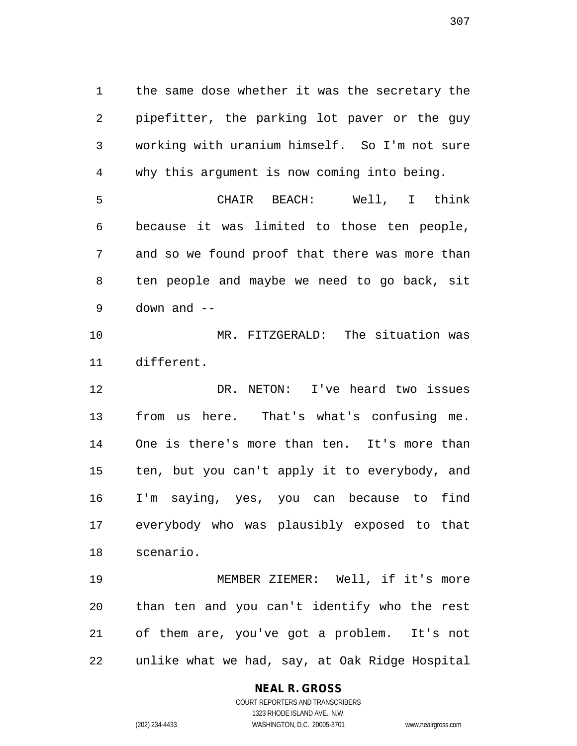the same dose whether it was the secretary the pipefitter, the parking lot paver or the guy working with uranium himself. So I'm not sure why this argument is now coming into being.

CHAIR BEACH: Well, I think because it was limited to those ten people, and so we found proof that there was more than ten people and maybe we need to go back, sit down and --

MR. FITZGERALD: The situation was different.

DR. NETON: I've heard two issues from us here. That's what's confusing me. One is there's more than ten. It's more than ten, but you can't apply it to everybody, and I'm saying, yes, you can because to find everybody who was plausibly exposed to that scenario.

MEMBER ZIEMER: Well, if it's more than ten and you can't identify who the rest of them are, you've got a problem. It's not unlike what we had, say, at Oak Ridge Hospital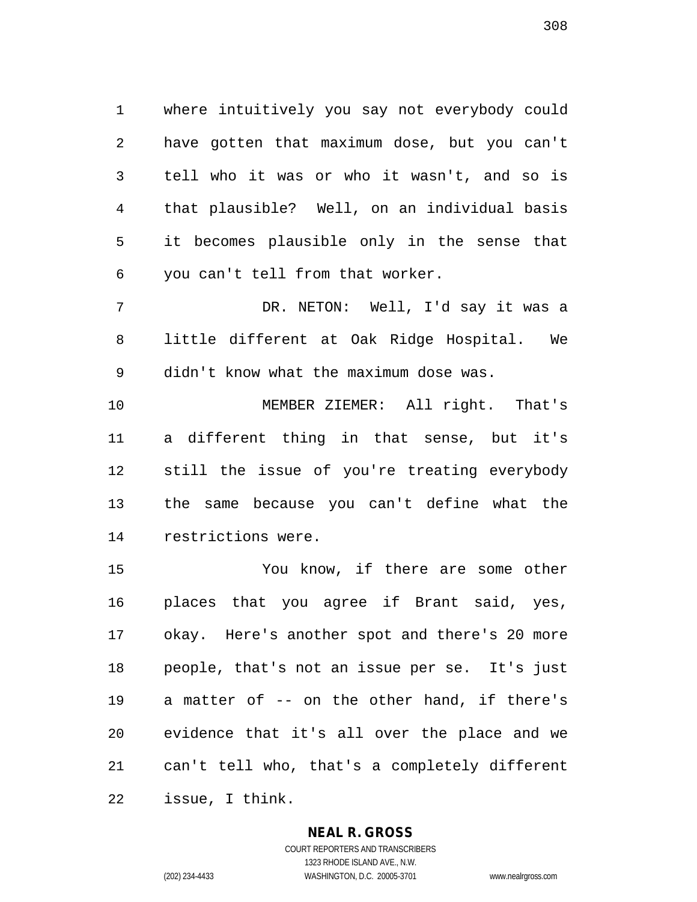where intuitively you say not everybody could have gotten that maximum dose, but you can't tell who it was or who it wasn't, and so is that plausible? Well, on an individual basis it becomes plausible only in the sense that you can't tell from that worker.

DR. NETON: Well, I'd say it was a little different at Oak Ridge Hospital. We didn't know what the maximum dose was.

MEMBER ZIEMER: All right. That's a different thing in that sense, but it's still the issue of you're treating everybody the same because you can't define what the restrictions were.

You know, if there are some other places that you agree if Brant said, yes, okay. Here's another spot and there's 20 more people, that's not an issue per se. It's just a matter of -- on the other hand, if there's evidence that it's all over the place and we can't tell who, that's a completely different issue, I think.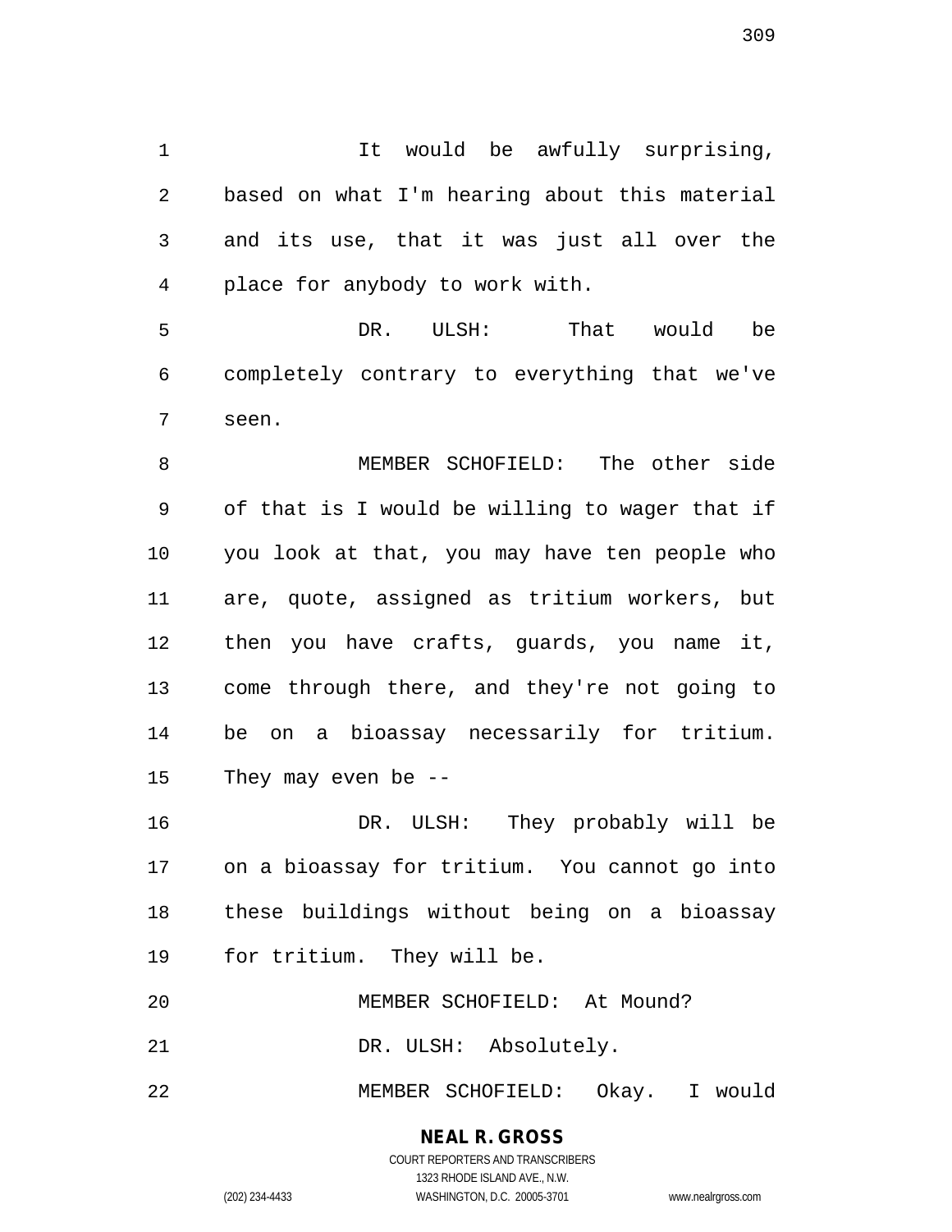It would be awfully surprising, based on what I'm hearing about this material and its use, that it was just all over the place for anybody to work with.

DR. ULSH: That would be completely contrary to everything that we've seen.

MEMBER SCHOFIELD: The other side of that is I would be willing to wager that if you look at that, you may have ten people who are, quote, assigned as tritium workers, but then you have crafts, guards, you name it, come through there, and they're not going to be on a bioassay necessarily for tritium. They may even be --

DR. ULSH: They probably will be on a bioassay for tritium. You cannot go into these buildings without being on a bioassay for tritium. They will be.

MEMBER SCHOFIELD: At Mound?

DR. ULSH: Absolutely.

MEMBER SCHOFIELD: Okay. I would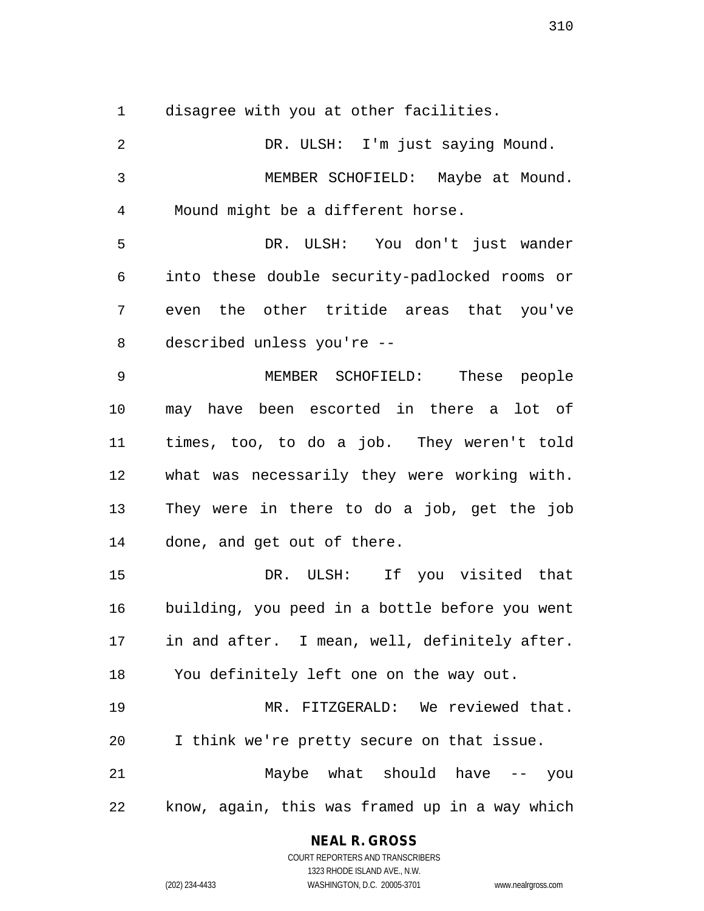disagree with you at other facilities.

DR. ULSH: I'm just saying Mound.

MEMBER SCHOFIELD: Maybe at Mound. Mound might be a different horse.

DR. ULSH: You don't just wander into these double security-padlocked rooms or even the other tritide areas that you've described unless you're --

MEMBER SCHOFIELD: These people may have been escorted in there a lot of times, too, to do a job. They weren't told what was necessarily they were working with. They were in there to do a job, get the job done, and get out of there.

DR. ULSH: If you visited that building, you peed in a bottle before you went in and after. I mean, well, definitely after. You definitely left one on the way out.

MR. FITZGERALD: We reviewed that. I think we're pretty secure on that issue.

Maybe what should have -- you know, again, this was framed up in a way which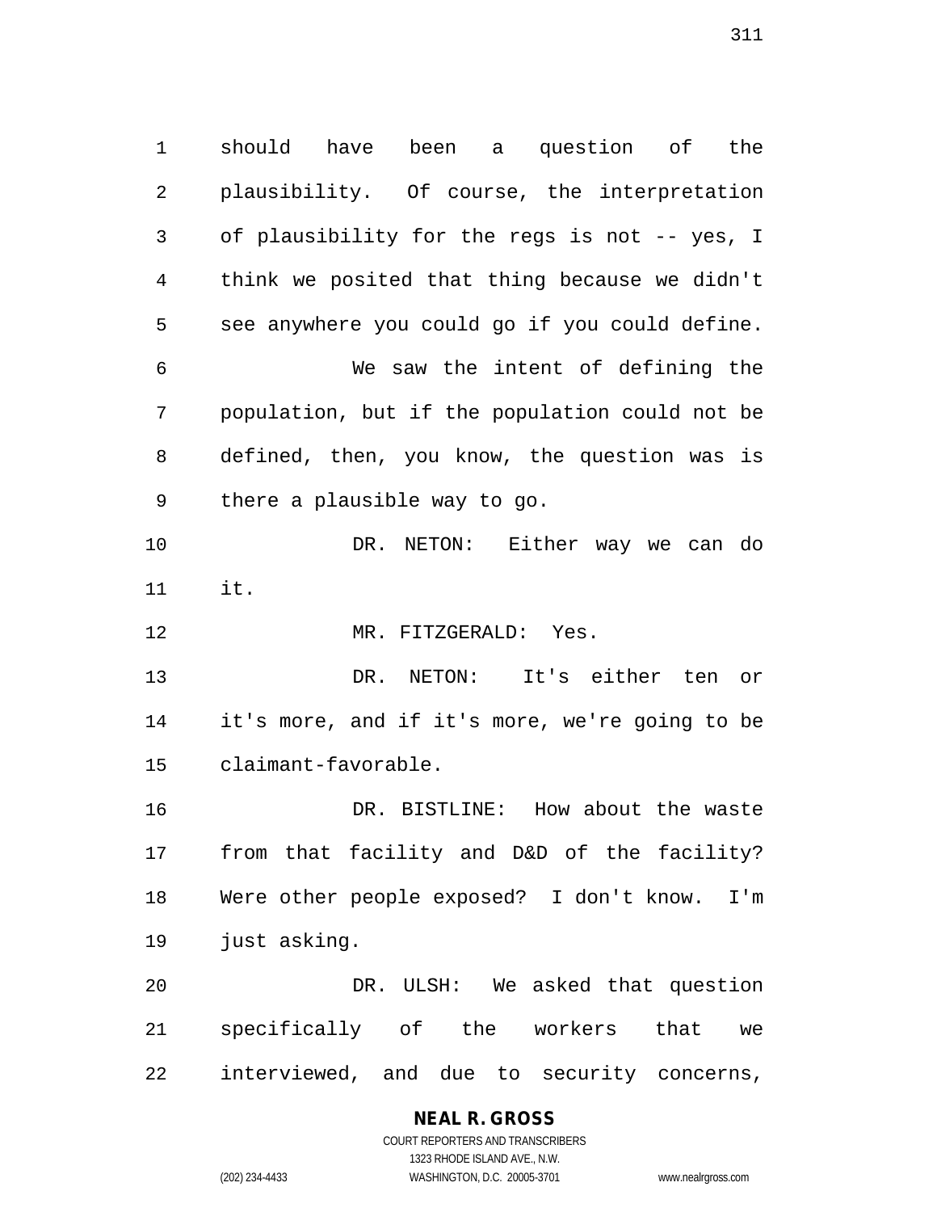should have been a question of the plausibility. Of course, the interpretation of plausibility for the regs is not -- yes, I think we posited that thing because we didn't see anywhere you could go if you could define.

We saw the intent of defining the population, but if the population could not be defined, then, you know, the question was is there a plausible way to go.

DR. NETON: Either way we can do it.

MR. FITZGERALD: Yes.

DR. NETON: It's either ten or it's more, and if it's more, we're going to be claimant-favorable.

DR. BISTLINE: How about the waste from that facility and D&D of the facility? Were other people exposed? I don't know. I'm just asking.

DR. ULSH: We asked that question specifically of the workers that we interviewed, and due to security concerns,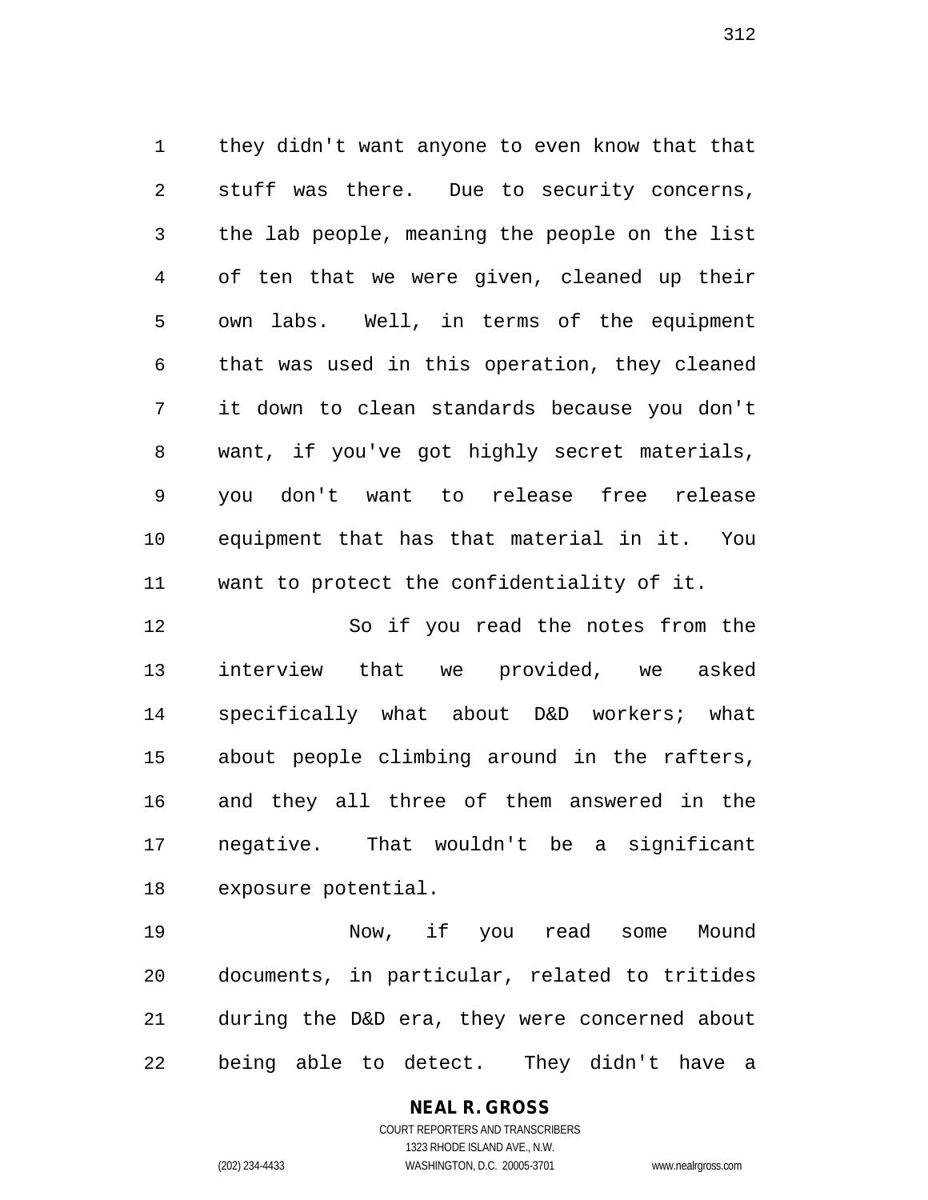they didn't want anyone to even know that that stuff was there. Due to security concerns, the lab people, meaning the people on the list of ten that we were given, cleaned up their own labs. Well, in terms of the equipment that was used in this operation, they cleaned it down to clean standards because you don't want, if you've got highly secret materials, you don't want to release free release equipment that has that material in it. You want to protect the confidentiality of it.

So if you read the notes from the interview that we provided, we asked specifically what about D&D workers; what about people climbing around in the rafters, and they all three of them answered in the negative. That wouldn't be a significant exposure potential.

Now, if you read some Mound documents, in particular, related to tritides during the D&D era, they were concerned about being able to detect. They didn't have a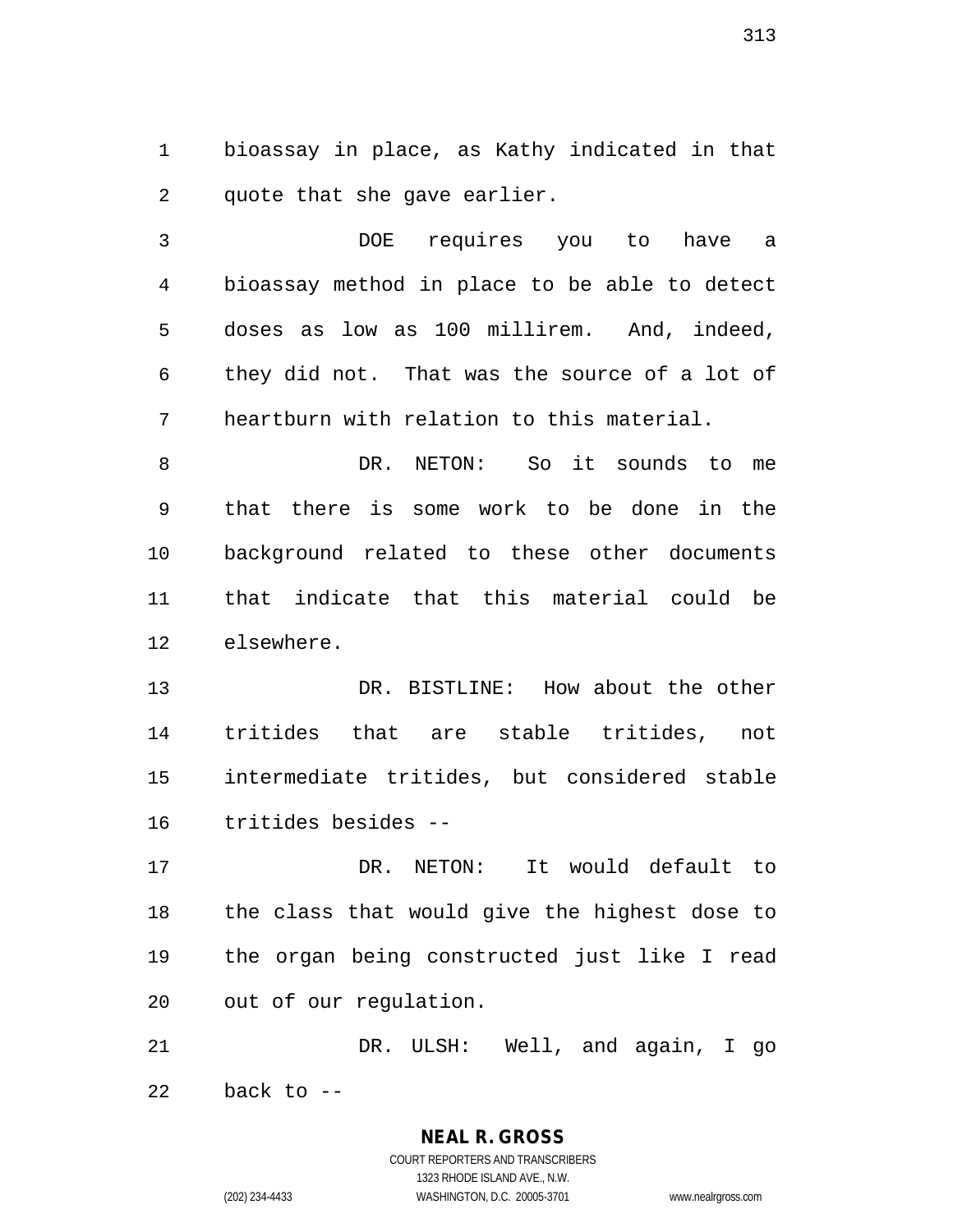bioassay in place, as Kathy indicated in that quote that she gave earlier.

DOE requires you to have a bioassay method in place to be able to detect doses as low as 100 millirem. And, indeed, they did not. That was the source of a lot of heartburn with relation to this material.

DR. NETON: So it sounds to me that there is some work to be done in the background related to these other documents that indicate that this material could be elsewhere.

DR. BISTLINE: How about the other tritides that are stable tritides, not intermediate tritides, but considered stable tritides besides --

DR. NETON: It would default to the class that would give the highest dose to the organ being constructed just like I read out of our regulation.

DR. ULSH: Well, and again, I go back to --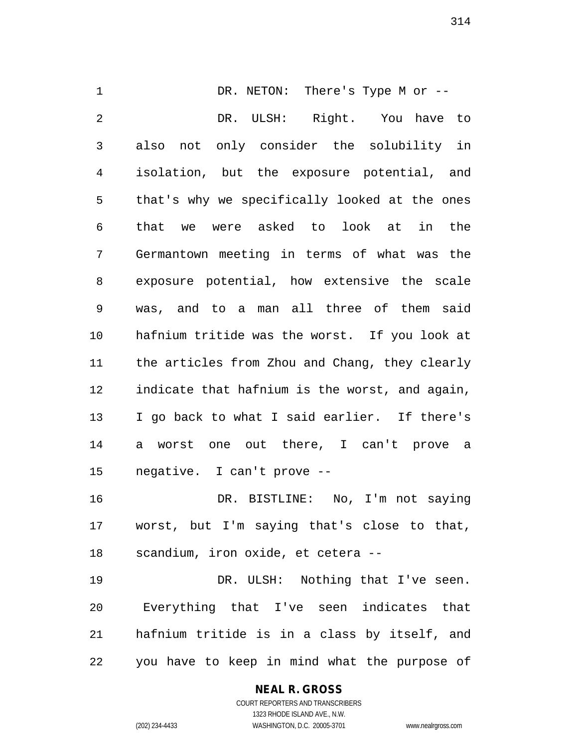DR. NETON: There's Type M or --

DR. ULSH: Right. You have to also not only consider the solubility in isolation, but the exposure potential, and that's why we specifically looked at the ones that we were asked to look at in the Germantown meeting in terms of what was the exposure potential, how extensive the scale was, and to a man all three of them said hafnium tritide was the worst. If you look at the articles from Zhou and Chang, they clearly indicate that hafnium is the worst, and again, I go back to what I said earlier. If there's a worst one out there, I can't prove a negative. I can't prove --

DR. BISTLINE: No, I'm not saying worst, but I'm saying that's close to that, scandium, iron oxide, et cetera --

DR. ULSH: Nothing that I've seen. Everything that I've seen indicates that hafnium tritide is in a class by itself, and you have to keep in mind what the purpose of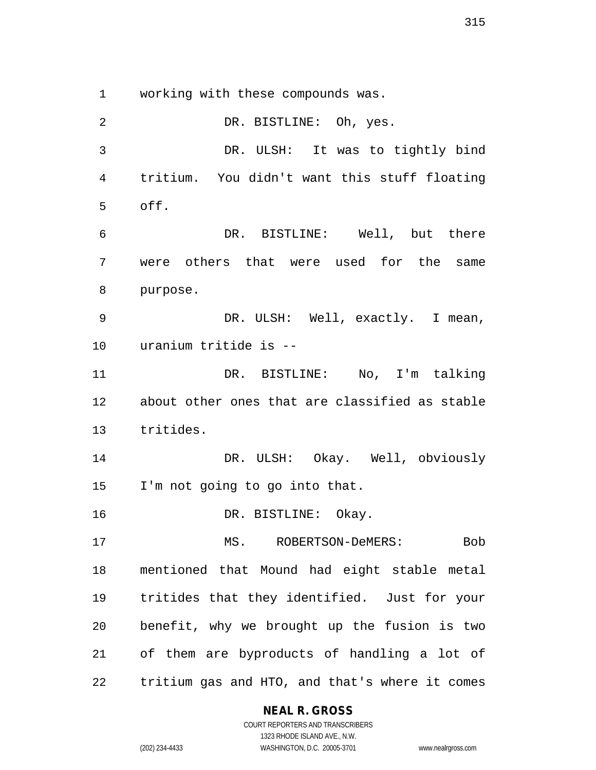working with these compounds was.

DR. BISTLINE: Oh, yes.

DR. ULSH: It was to tightly bind tritium. You didn't want this stuff floating off.

DR. BISTLINE: Well, but there were others that were used for the same purpose.

DR. ULSH: Well, exactly. I mean, uranium tritide is --

DR. BISTLINE: No, I'm talking about other ones that are classified as stable tritides.

DR. ULSH: Okay. Well, obviously I'm not going to go into that.

DR. BISTLINE: Okay.

MS. ROBERTSON-DeMERS: Bob mentioned that Mound had eight stable metal tritides that they identified. Just for your benefit, why we brought up the fusion is two of them are byproducts of handling a lot of tritium gas and HTO, and that's where it comes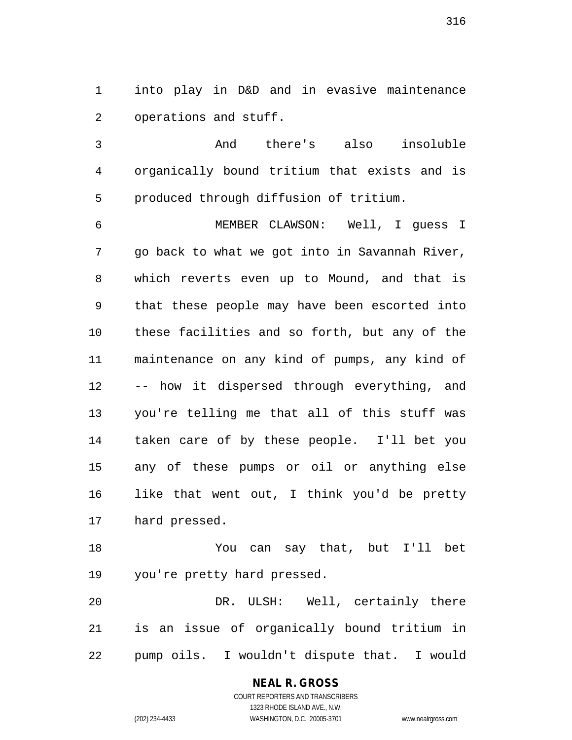into play in D&D and in evasive maintenance operations and stuff.

And there's also insoluble organically bound tritium that exists and is produced through diffusion of tritium.

MEMBER CLAWSON: Well, I guess I go back to what we got into in Savannah River, which reverts even up to Mound, and that is that these people may have been escorted into these facilities and so forth, but any of the maintenance on any kind of pumps, any kind of -- how it dispersed through everything, and you're telling me that all of this stuff was taken care of by these people. I'll bet you any of these pumps or oil or anything else like that went out, I think you'd be pretty hard pressed.

You can say that, but I'll bet you're pretty hard pressed.

DR. ULSH: Well, certainly there is an issue of organically bound tritium in pump oils. I wouldn't dispute that. I would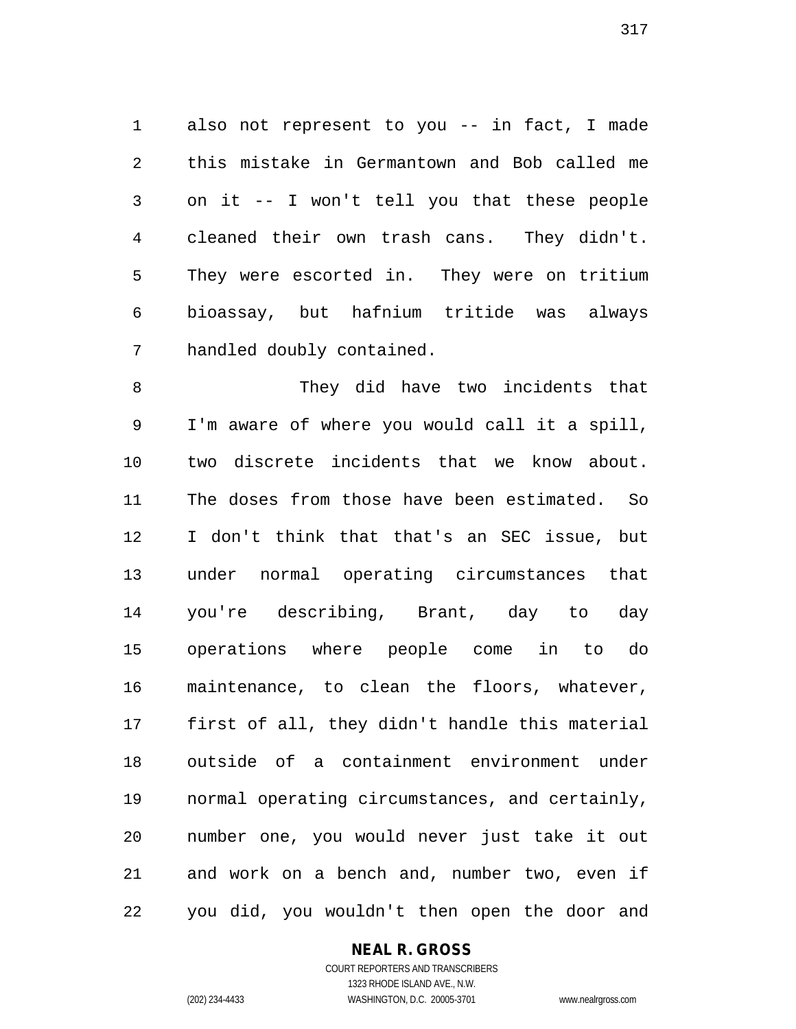also not represent to you -- in fact, I made this mistake in Germantown and Bob called me on it -- I won't tell you that these people cleaned their own trash cans. They didn't. They were escorted in. They were on tritium bioassay, but hafnium tritide was always handled doubly contained.

They did have two incidents that I'm aware of where you would call it a spill, two discrete incidents that we know about. The doses from those have been estimated. So I don't think that that's an SEC issue, but under normal operating circumstances that you're describing, Brant, day to day operations where people come in to do maintenance, to clean the floors, whatever, first of all, they didn't handle this material outside of a containment environment under normal operating circumstances, and certainly, number one, you would never just take it out and work on a bench and, number two, even if you did, you wouldn't then open the door and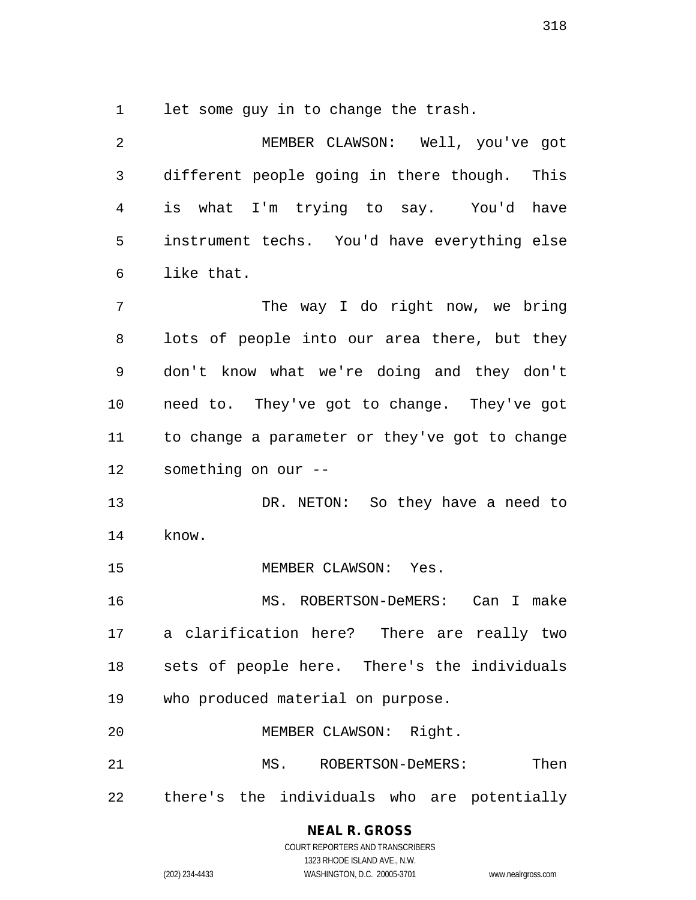let some guy in to change the trash.

MEMBER CLAWSON: Well, you've got different people going in there though. This is what I'm trying to say. You'd have instrument techs. You'd have everything else like that.

The way I do right now, we bring lots of people into our area there, but they don't know what we're doing and they don't need to. They've got to change. They've got to change a parameter or they've got to change something on our --

DR. NETON: So they have a need to know.

MEMBER CLAWSON: Yes.

MS. ROBERTSON-DeMERS: Can I make a clarification here? There are really two sets of people here. There's the individuals who produced material on purpose.

MEMBER CLAWSON: Right.

MS. ROBERTSON-DeMERS: Then there's the individuals who are potentially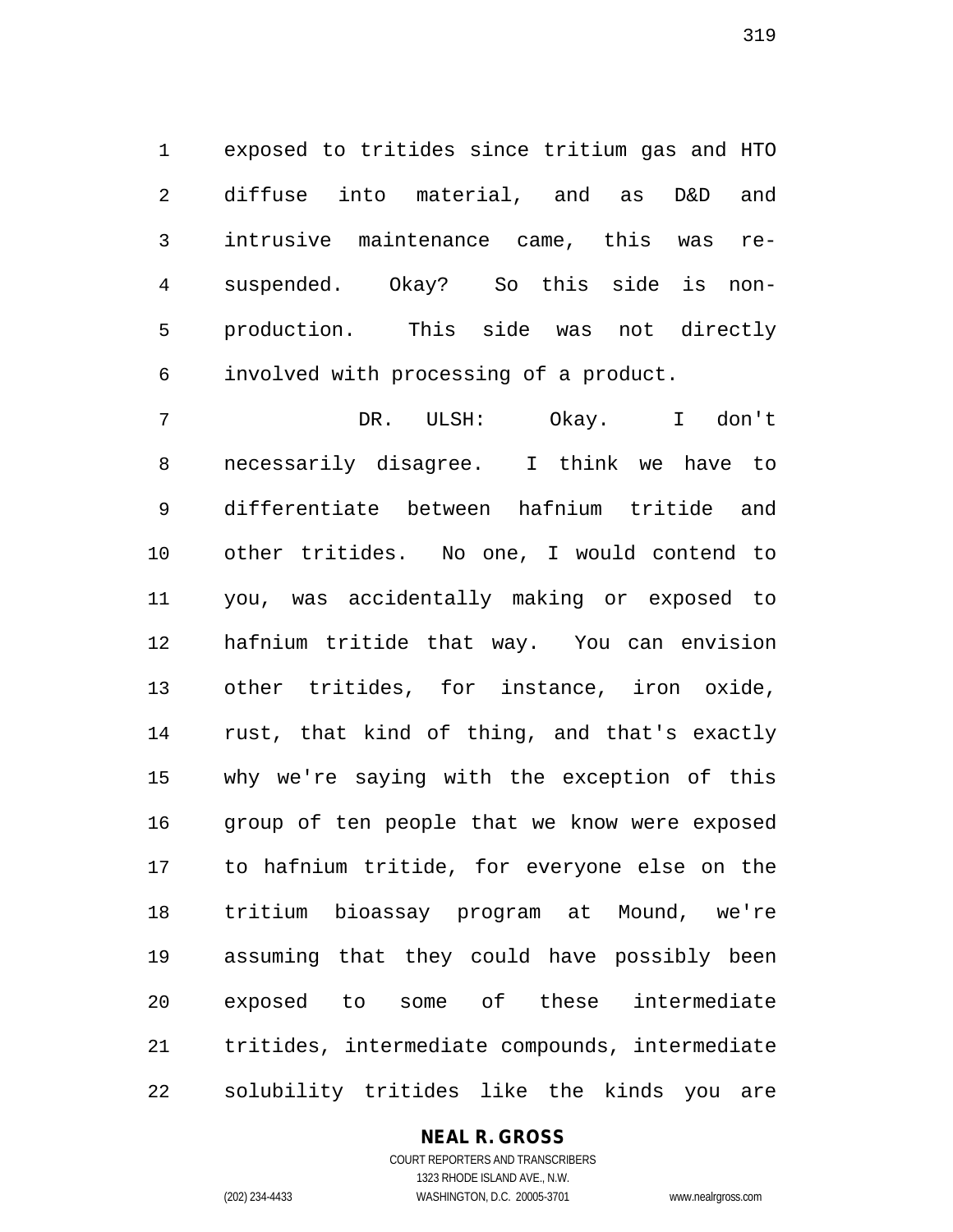exposed to tritides since tritium gas and HTO diffuse into material, and as D&D and intrusive maintenance came, this was re-suspended. Okay? So this side is non-production. This side was not directly involved with processing of a product.

DR. ULSH: Okay. I don't necessarily disagree. I think we have to differentiate between hafnium tritide and other tritides. No one, I would contend to you, was accidentally making or exposed to hafnium tritide that way. You can envision other tritides, for instance, iron oxide, rust, that kind of thing, and that's exactly why we're saying with the exception of this group of ten people that we know were exposed to hafnium tritide, for everyone else on the tritium bioassay program at Mound, we're assuming that they could have possibly been exposed to some of these intermediate tritides, intermediate compounds, intermediate solubility tritides like the kinds you are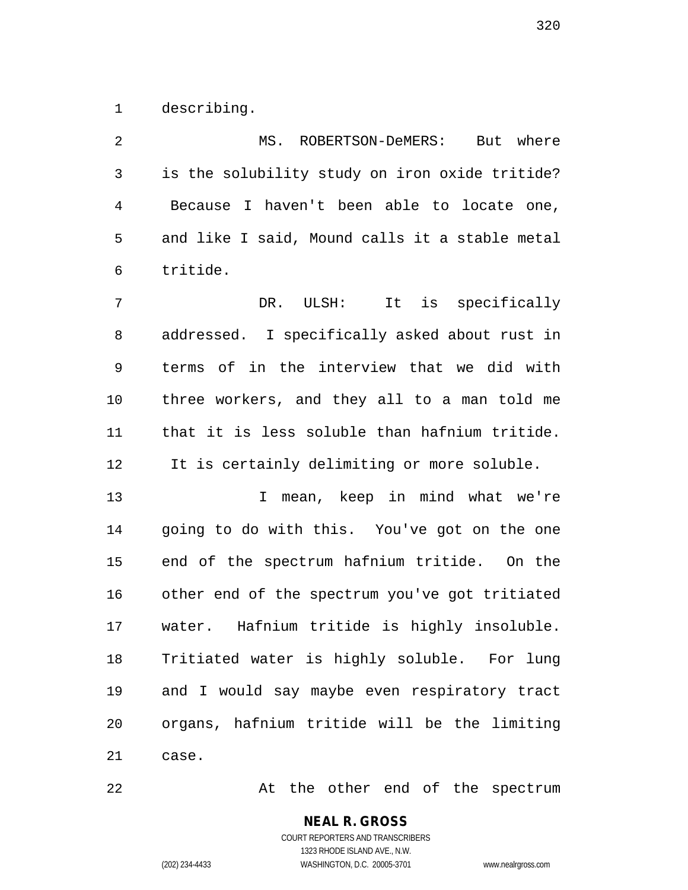describing.

MS. ROBERTSON-DeMERS: But where is the solubility study on iron oxide tritide? Because I haven't been able to locate one, and like I said, Mound calls it a stable metal tritide.

DR. ULSH: It is specifically addressed. I specifically asked about rust in terms of in the interview that we did with three workers, and they all to a man told me that it is less soluble than hafnium tritide. It is certainly delimiting or more soluble.

I mean, keep in mind what we're going to do with this. You've got on the one end of the spectrum hafnium tritide. On the other end of the spectrum you've got tritiated water. Hafnium tritide is highly insoluble. Tritiated water is highly soluble. For lung and I would say maybe even respiratory tract organs, hafnium tritide will be the limiting case.

At the other end of the spectrum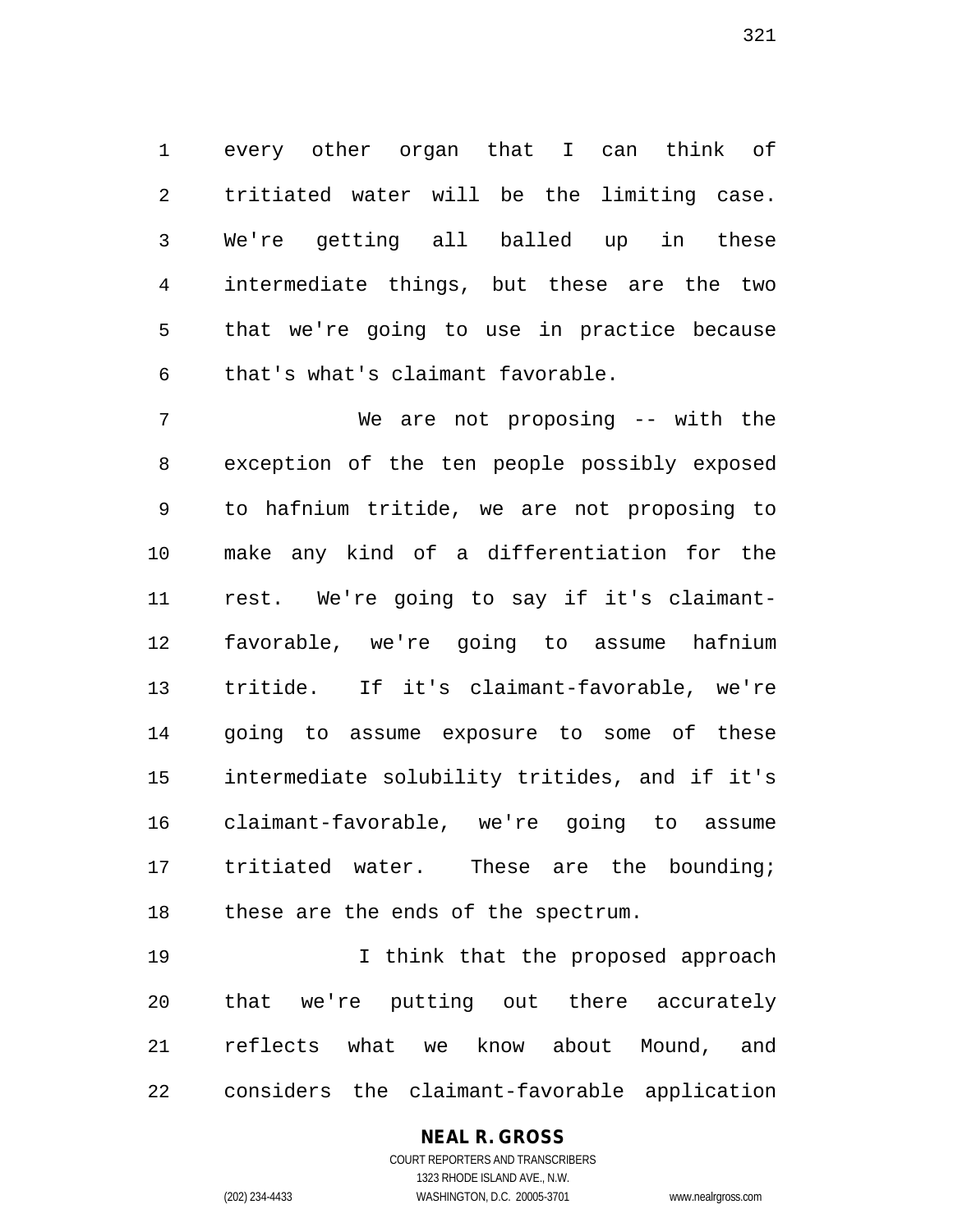every other organ that I can think of tritiated water will be the limiting case. We're getting all balled up in these intermediate things, but these are the two that we're going to use in practice because that's what's claimant favorable.

We are not proposing -- with the exception of the ten people possibly exposed to hafnium tritide, we are not proposing to make any kind of a differentiation for the rest. We're going to say if it's claimant-favorable, we're going to assume hafnium tritide. If it's claimant-favorable, we're going to assume exposure to some of these intermediate solubility tritides, and if it's claimant-favorable, we're going to assume tritiated water. These are the bounding; these are the ends of the spectrum.

I think that the proposed approach that we're putting out there accurately reflects what we know about Mound, and considers the claimant-favorable application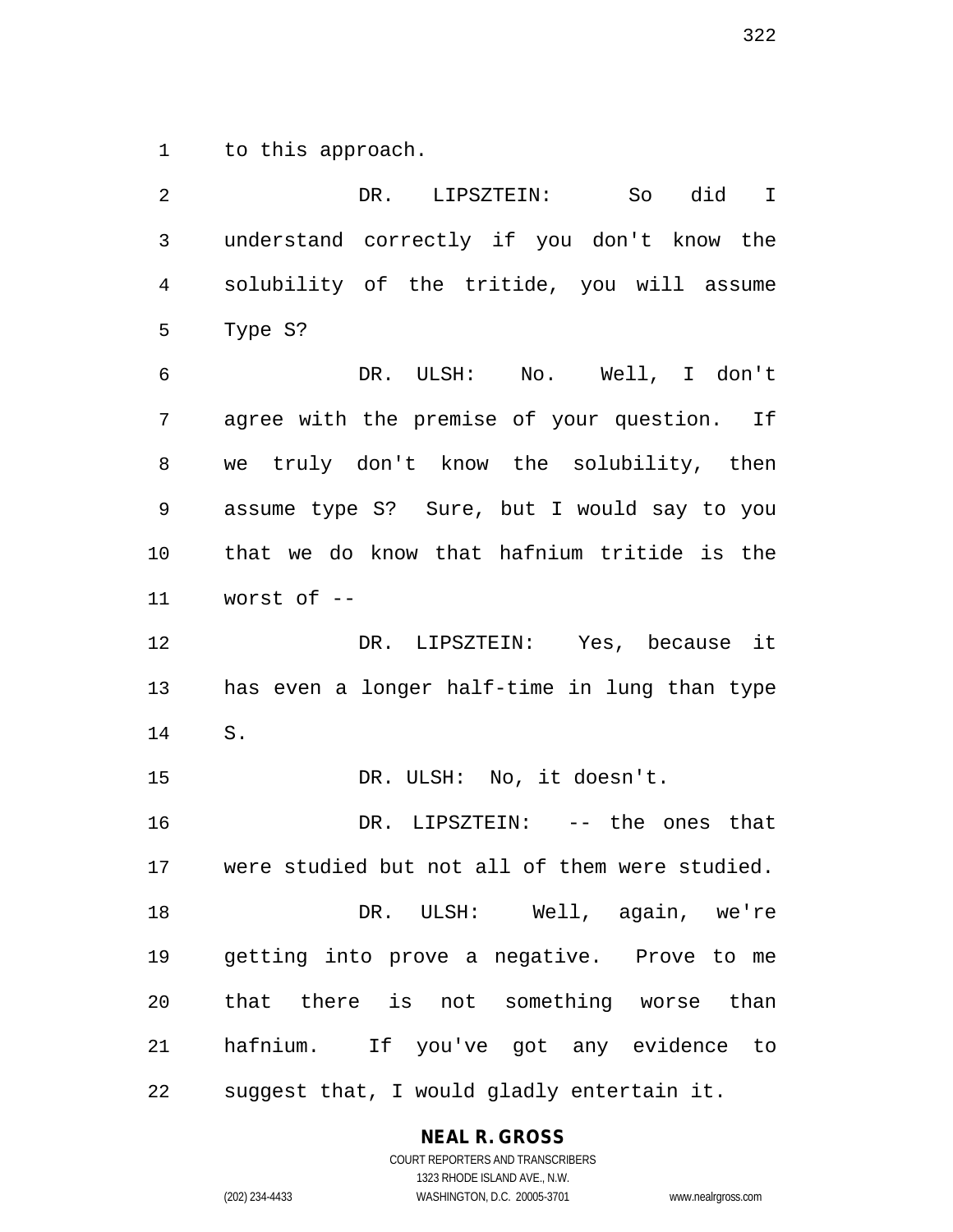to this approach.

DR. LIPSZTEIN: So did I understand correctly if you don't know the solubility of the tritide, you will assume Type S?

DR. ULSH: No. Well, I don't agree with the premise of your question. If we truly don't know the solubility, then assume type S? Sure, but I would say to you that we do know that hafnium tritide is the worst of --

DR. LIPSZTEIN: Yes, because it has even a longer half-time in lung than type S.

DR. ULSH: No, it doesn't.

DR. LIPSZTEIN: -- the ones that were studied but not all of them were studied.

DR. ULSH: Well, again, we're getting into prove a negative. Prove to me that there is not something worse than hafnium. If you've got any evidence to suggest that, I would gladly entertain it.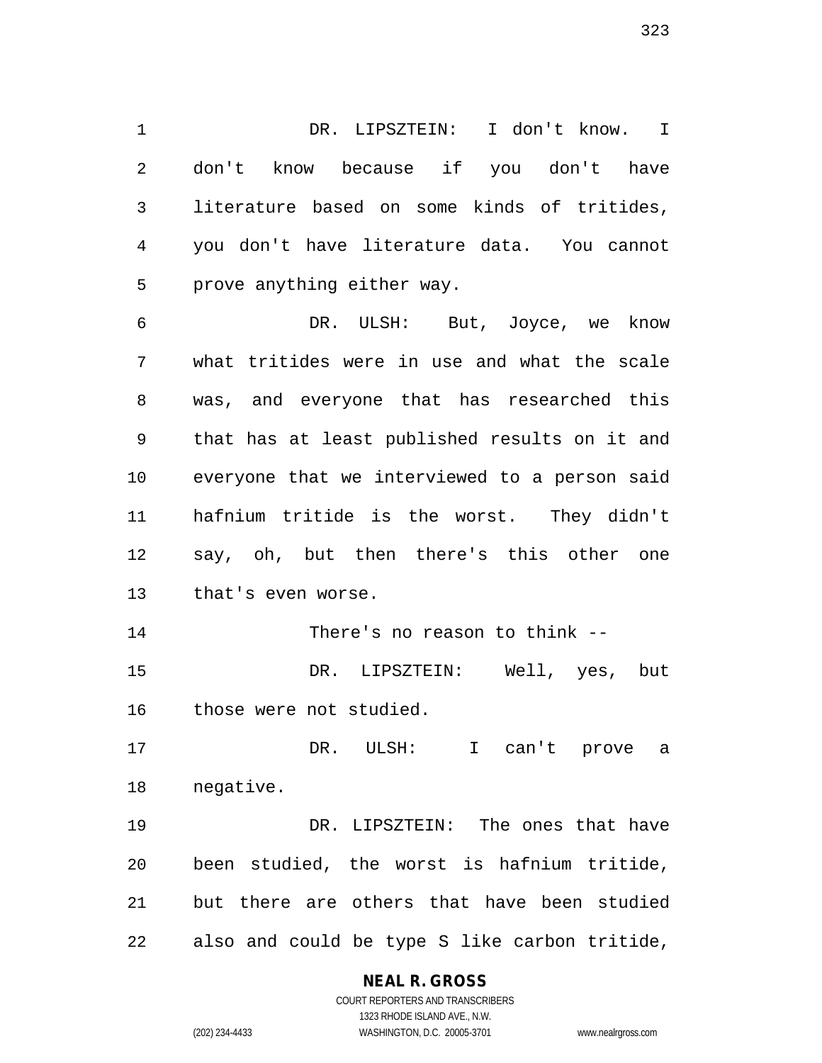DR. LIPSZTEIN: I don't know. I don't know because if you don't have literature based on some kinds of tritides, you don't have literature data. You cannot prove anything either way.

DR. ULSH: But, Joyce, we know what tritides were in use and what the scale was, and everyone that has researched this that has at least published results on it and everyone that we interviewed to a person said hafnium tritide is the worst. They didn't say, oh, but then there's this other one that's even worse.

There's no reason to think --

DR. LIPSZTEIN: Well, yes, but those were not studied.

DR. ULSH: I can't prove a negative.

DR. LIPSZTEIN: The ones that have been studied, the worst is hafnium tritide, but there are others that have been studied also and could be type S like carbon tritide,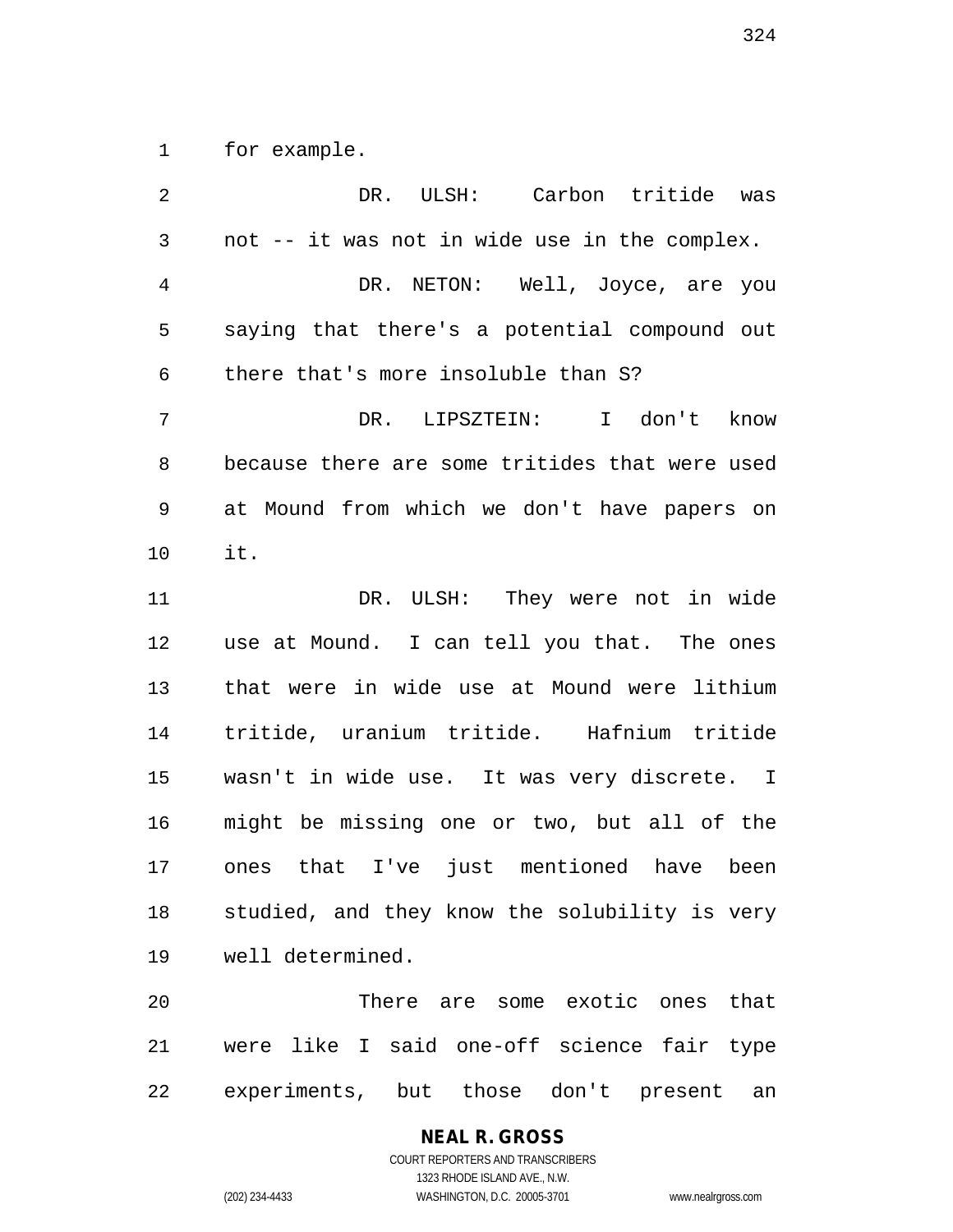for example.

DR. ULSH: Carbon tritide was not -- it was not in wide use in the complex.

DR. NETON: Well, Joyce, are you saying that there's a potential compound out there that's more insoluble than S?

DR. LIPSZTEIN: I don't know because there are some tritides that were used at Mound from which we don't have papers on it.

DR. ULSH: They were not in wide use at Mound. I can tell you that. The ones that were in wide use at Mound were lithium tritide, uranium tritide. Hafnium tritide wasn't in wide use. It was very discrete. I might be missing one or two, but all of the ones that I've just mentioned have been studied, and they know the solubility is very well determined.

There are some exotic ones that were like I said one-off science fair type experiments, but those don't present an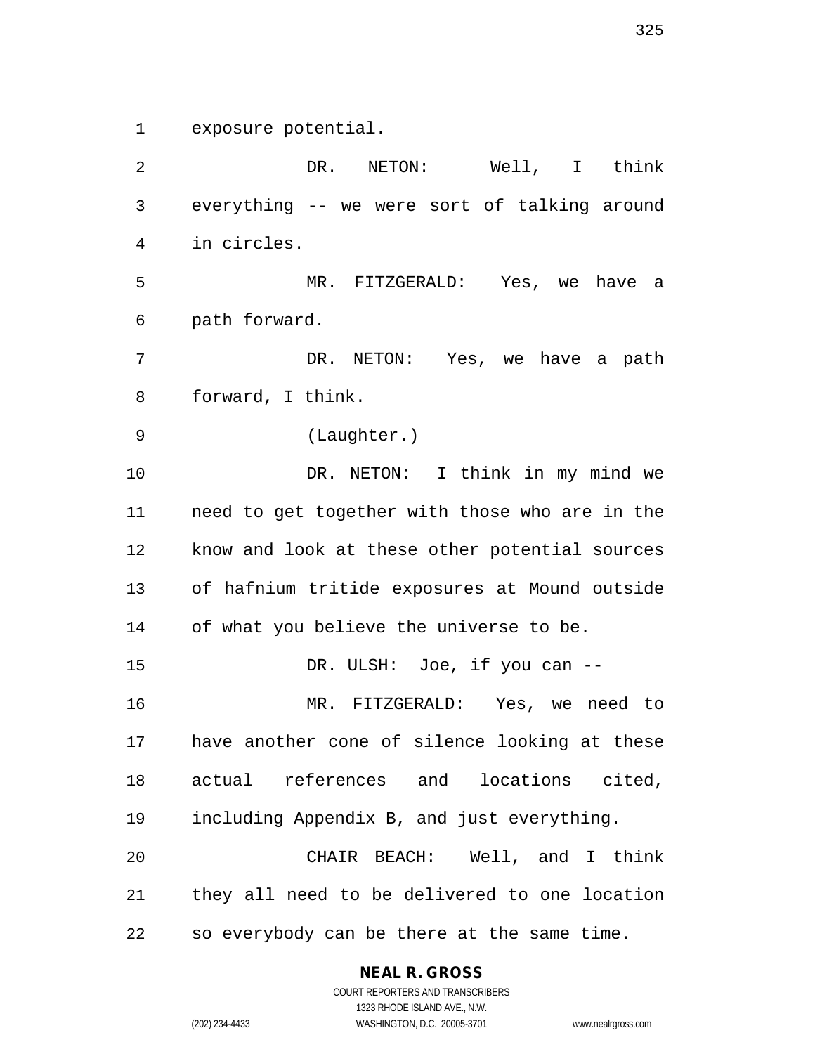exposure potential.

DR. NETON: Well, I think everything -- we were sort of talking around in circles.

MR. FITZGERALD: Yes, we have a path forward.

DR. NETON: Yes, we have a path forward, I think.

(Laughter.)

DR. NETON: I think in my mind we need to get together with those who are in the know and look at these other potential sources of hafnium tritide exposures at Mound outside of what you believe the universe to be.

DR. ULSH: Joe, if you can --

MR. FITZGERALD: Yes, we need to have another cone of silence looking at these actual references and locations cited, including Appendix B, and just everything.

CHAIR BEACH: Well, and I think they all need to be delivered to one location so everybody can be there at the same time.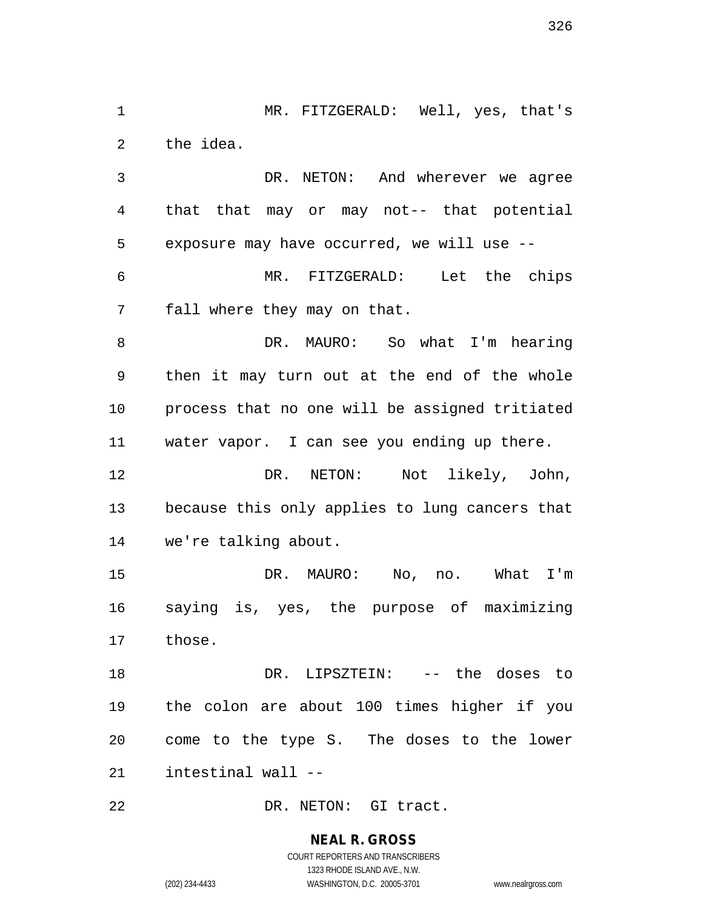MR. FITZGERALD: Well, yes, that's the idea.

DR. NETON: And wherever we agree that that may or may not-- that potential exposure may have occurred, we will use --

MR. FITZGERALD: Let the chips fall where they may on that.

DR. MAURO: So what I'm hearing then it may turn out at the end of the whole process that no one will be assigned tritiated water vapor. I can see you ending up there.

DR. NETON: Not likely, John, because this only applies to lung cancers that we're talking about.

DR. MAURO: No, no. What I'm saying is, yes, the purpose of maximizing those.

DR. LIPSZTEIN: -- the doses to the colon are about 100 times higher if you come to the type S. The doses to the lower intestinal wall --

DR. NETON: GI tract.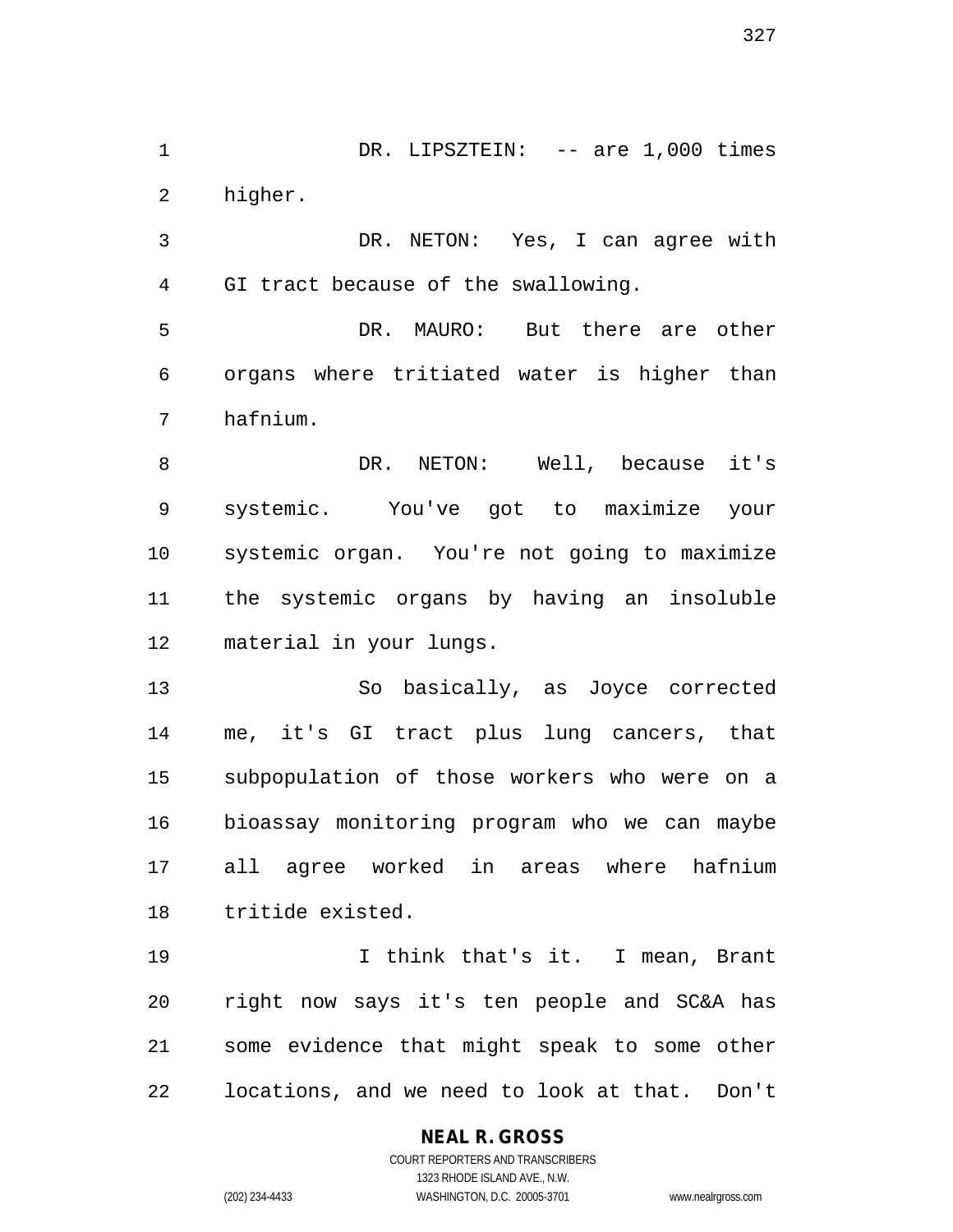DR. LIPSZTEIN: -- are 1,000 times higher.

DR. NETON: Yes, I can agree with GI tract because of the swallowing.

DR. MAURO: But there are other organs where tritiated water is higher than hafnium.

DR. NETON: Well, because it's systemic. You've got to maximize your systemic organ. You're not going to maximize the systemic organs by having an insoluble material in your lungs.

So basically, as Joyce corrected me, it's GI tract plus lung cancers, that subpopulation of those workers who were on a bioassay monitoring program who we can maybe all agree worked in areas where hafnium tritide existed.

I think that's it. I mean, Brant right now says it's ten people and SC&A has some evidence that might speak to some other locations, and we need to look at that. Don't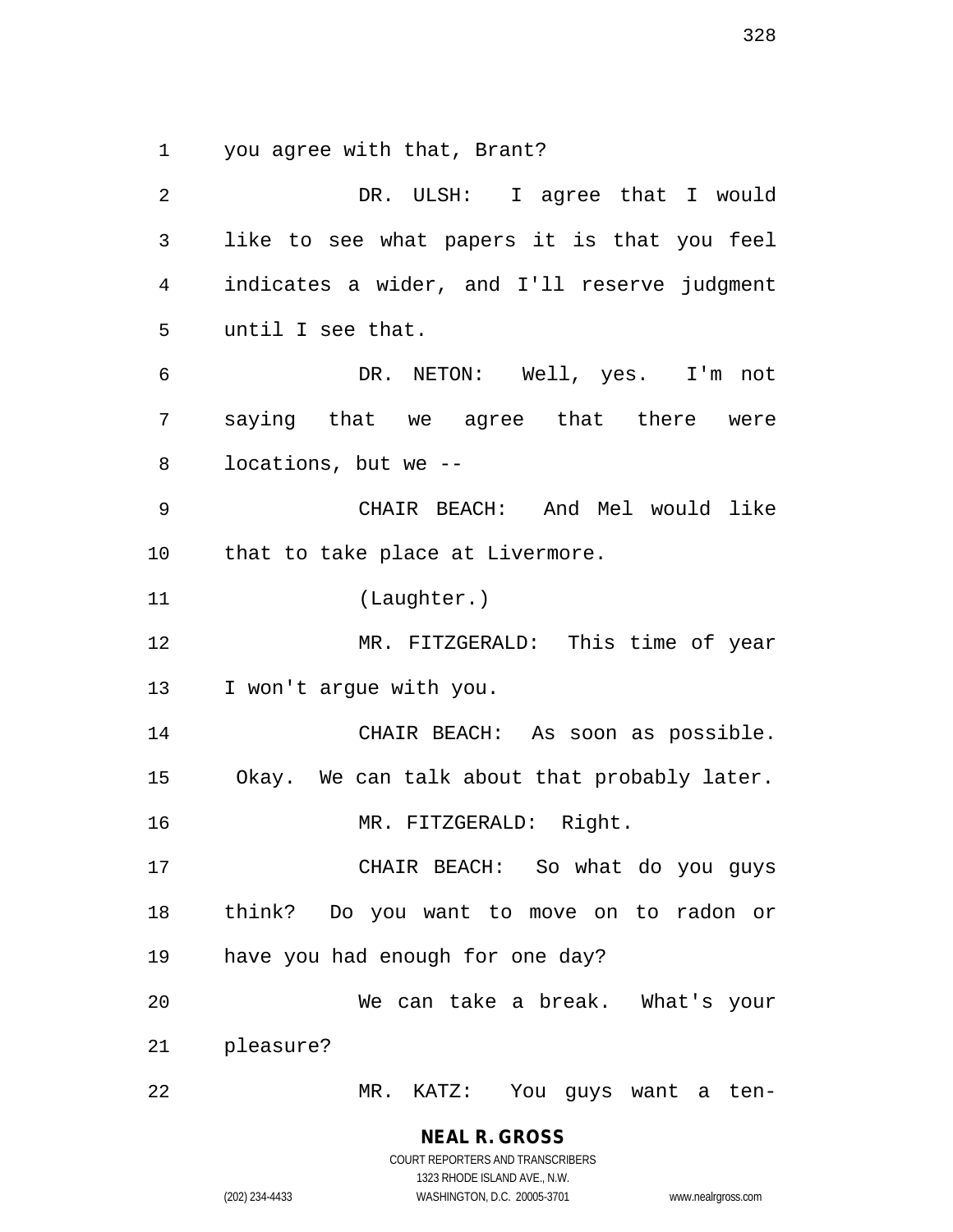you agree with that, Brant?

DR. ULSH: I agree that I would like to see what papers it is that you feel indicates a wider, and I'll reserve judgment until I see that.

DR. NETON: Well, yes. I'm not saying that we agree that there were locations, but we --

CHAIR BEACH: And Mel would like that to take place at Livermore.

(Laughter.)

MR. FITZGERALD: This time of year I won't argue with you.

CHAIR BEACH: As soon as possible. Okay. We can talk about that probably later.

MR. FITZGERALD: Right.

CHAIR BEACH: So what do you guys think? Do you want to move on to radon or have you had enough for one day?

We can take a break. What's your pleasure?

MR. KATZ: You guys want a ten-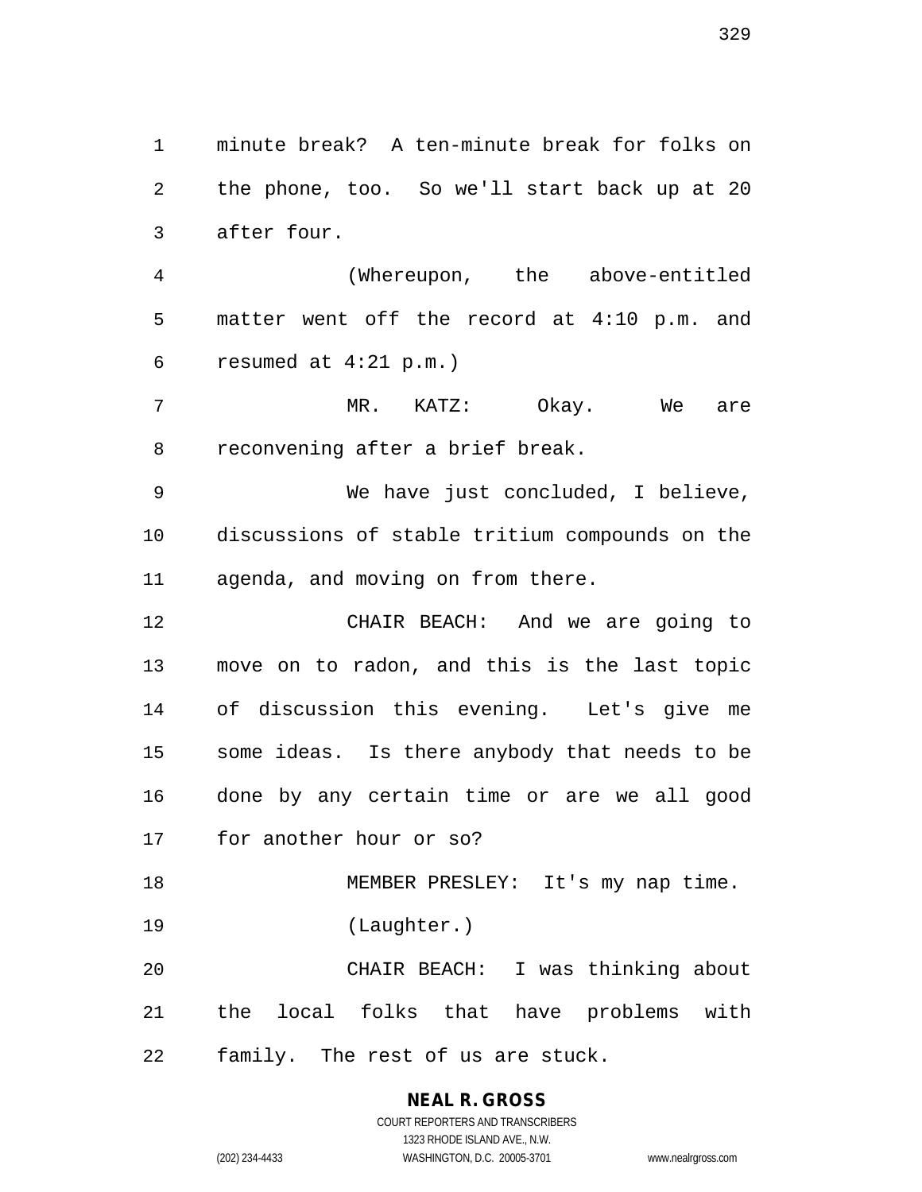minute break? A ten-minute break for folks on the phone, too. So we'll start back up at 20 after four.

(Whereupon, the above-entitled matter went off the record at 4:10 p.m. and resumed at 4:21 p.m.)

MR. KATZ: Okay. We are reconvening after a brief break.

We have just concluded, I believe, discussions of stable tritium compounds on the agenda, and moving on from there.

CHAIR BEACH: And we are going to move on to radon, and this is the last topic of discussion this evening. Let's give me some ideas. Is there anybody that needs to be done by any certain time or are we all good for another hour or so?

MEMBER PRESLEY: It's my nap time.

(Laughter.)

CHAIR BEACH: I was thinking about the local folks that have problems with family. The rest of us are stuck.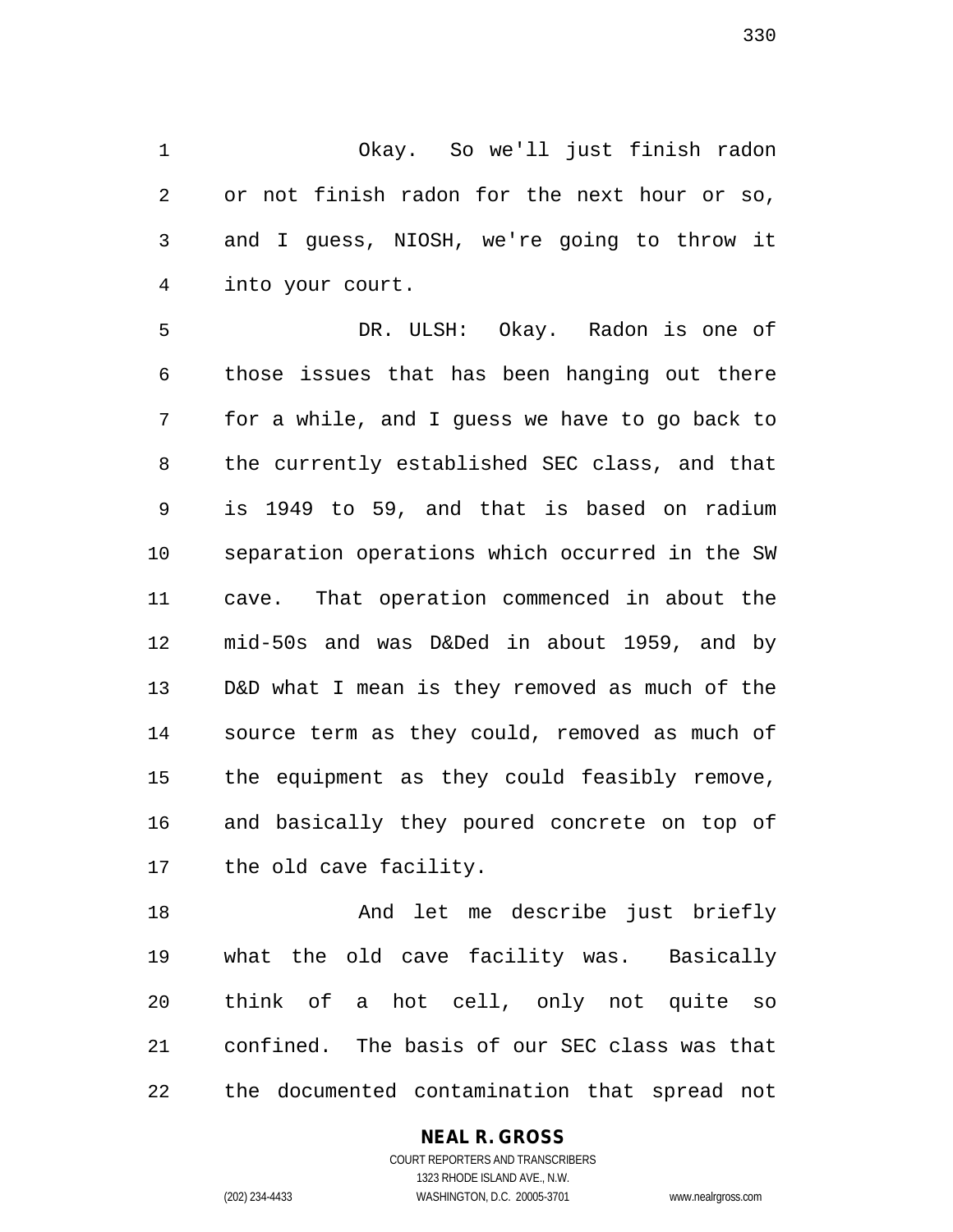Okay. So we'll just finish radon or not finish radon for the next hour or so, and I guess, NIOSH, we're going to throw it into your court.

DR. ULSH: Okay. Radon is one of those issues that has been hanging out there for a while, and I guess we have to go back to the currently established SEC class, and that is 1949 to 59, and that is based on radium separation operations which occurred in the SW cave. That operation commenced in about the mid-50s and was D&Ded in about 1959, and by D&D what I mean is they removed as much of the source term as they could, removed as much of the equipment as they could feasibly remove, and basically they poured concrete on top of the old cave facility.

And let me describe just briefly what the old cave facility was. Basically think of a hot cell, only not quite so confined. The basis of our SEC class was that the documented contamination that spread not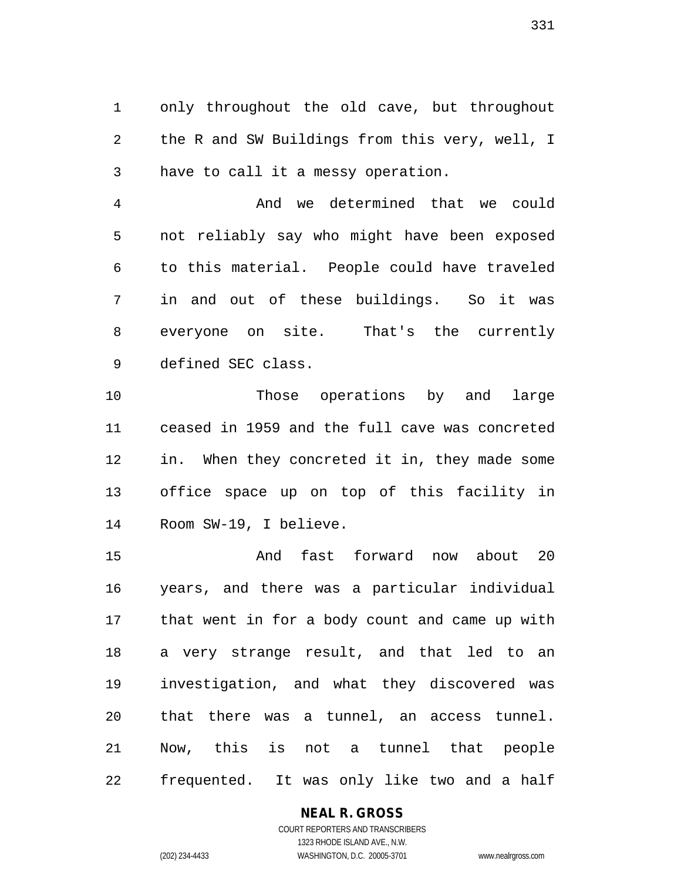only throughout the old cave, but throughout the R and SW Buildings from this very, well, I have to call it a messy operation.

And we determined that we could not reliably say who might have been exposed to this material. People could have traveled in and out of these buildings. So it was everyone on site. That's the currently defined SEC class.

Those operations by and large ceased in 1959 and the full cave was concreted in. When they concreted it in, they made some office space up on top of this facility in Room SW-19, I believe.

And fast forward now about 20 years, and there was a particular individual that went in for a body count and came up with a very strange result, and that led to an investigation, and what they discovered was that there was a tunnel, an access tunnel. Now, this is not a tunnel that people frequented. It was only like two and a half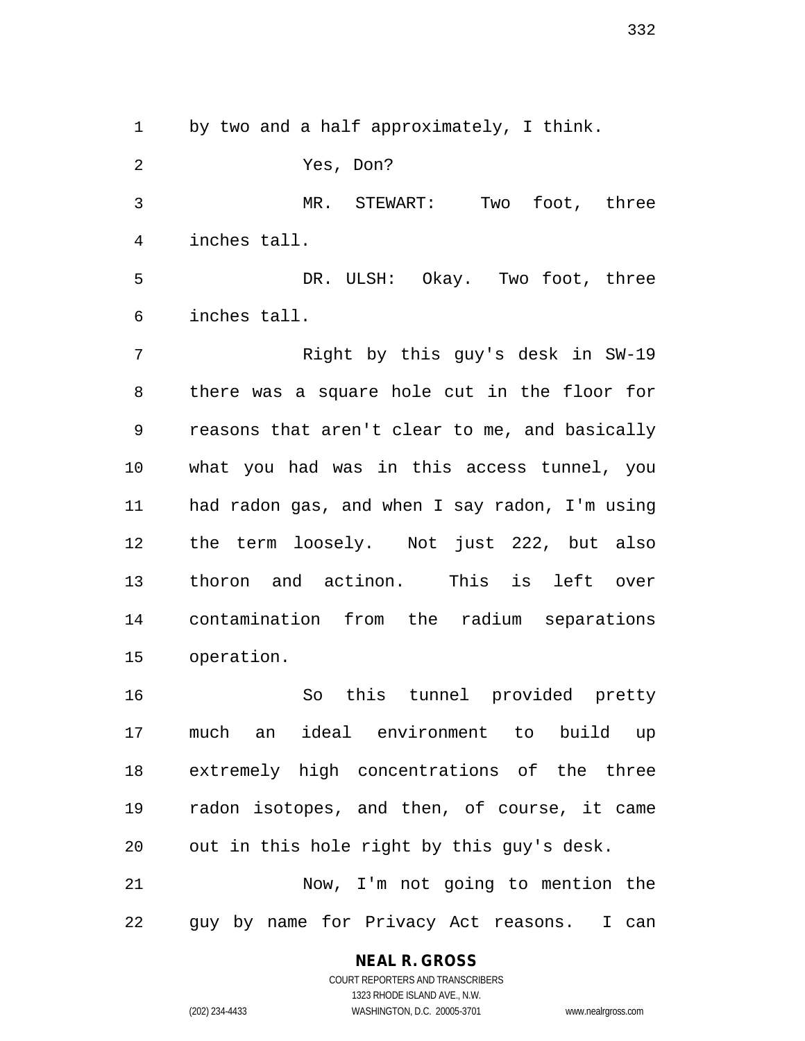by two and a half approximately, I think.

Yes, Don?

MR. STEWART: Two foot, three inches tall.

DR. ULSH: Okay. Two foot, three inches tall.

Right by this guy's desk in SW-19 there was a square hole cut in the floor for reasons that aren't clear to me, and basically what you had was in this access tunnel, you had radon gas, and when I say radon, I'm using the term loosely. Not just 222, but also thoron and actinon. This is left over contamination from the radium separations operation.

So this tunnel provided pretty much an ideal environment to build up extremely high concentrations of the three radon isotopes, and then, of course, it came out in this hole right by this guy's desk.

Now, I'm not going to mention the guy by name for Privacy Act reasons. I can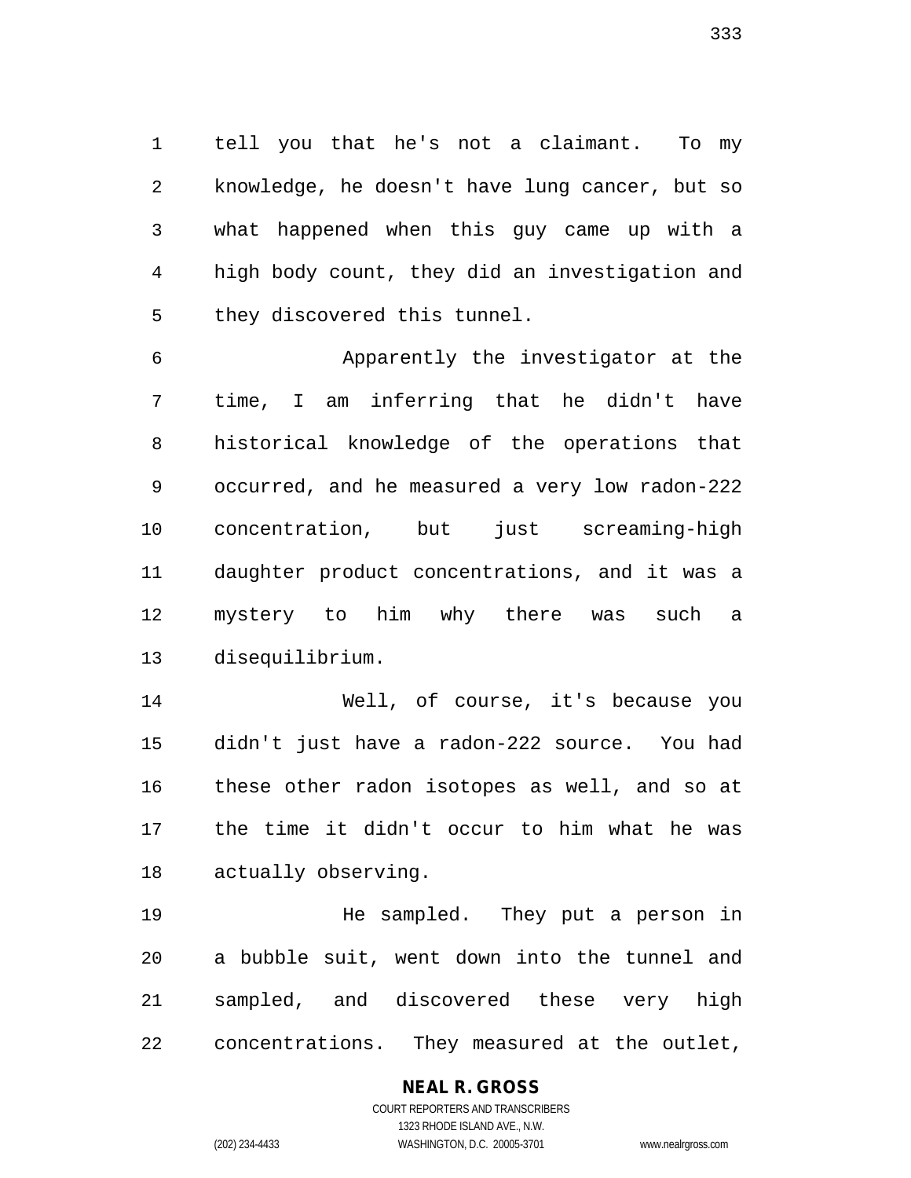tell you that he's not a claimant. To my knowledge, he doesn't have lung cancer, but so what happened when this guy came up with a high body count, they did an investigation and they discovered this tunnel.

Apparently the investigator at the time, I am inferring that he didn't have historical knowledge of the operations that occurred, and he measured a very low radon-222 concentration, but just screaming-high daughter product concentrations, and it was a mystery to him why there was such a disequilibrium.

Well, of course, it's because you didn't just have a radon-222 source. You had these other radon isotopes as well, and so at the time it didn't occur to him what he was actually observing.

He sampled. They put a person in a bubble suit, went down into the tunnel and sampled, and discovered these very high concentrations. They measured at the outlet,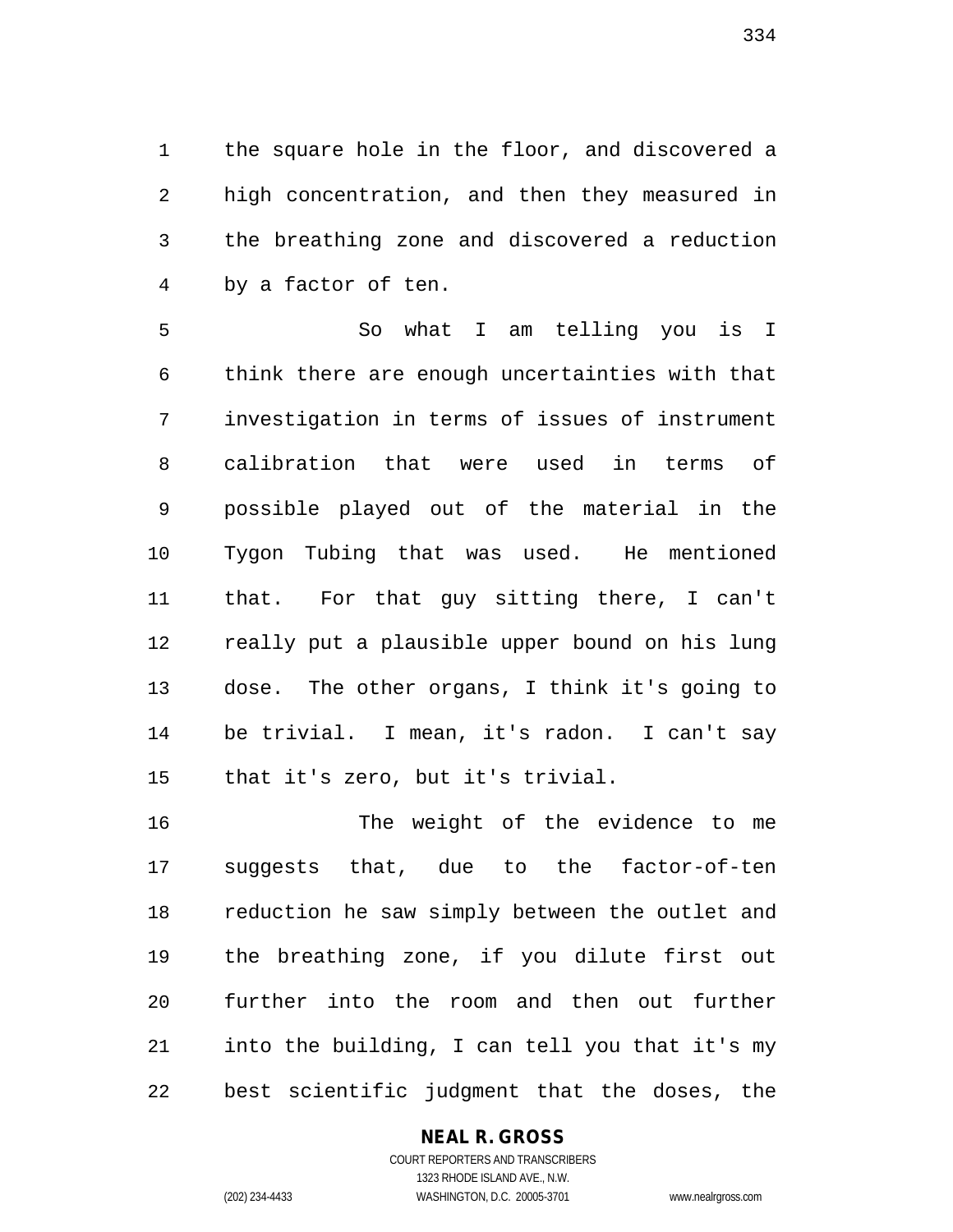the square hole in the floor, and discovered a high concentration, and then they measured in the breathing zone and discovered a reduction by a factor of ten.

So what I am telling you is I think there are enough uncertainties with that investigation in terms of issues of instrument calibration that were used in terms of possible played out of the material in the Tygon Tubing that was used. He mentioned that. For that guy sitting there, I can't really put a plausible upper bound on his lung dose. The other organs, I think it's going to be trivial. I mean, it's radon. I can't say that it's zero, but it's trivial.

The weight of the evidence to me suggests that, due to the factor-of-ten reduction he saw simply between the outlet and the breathing zone, if you dilute first out further into the room and then out further into the building, I can tell you that it's my best scientific judgment that the doses, the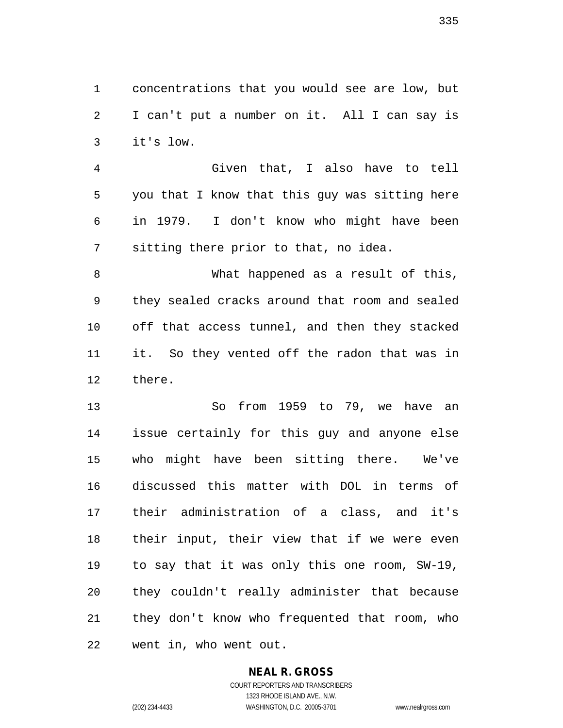concentrations that you would see are low, but I can't put a number on it. All I can say is it's low.

Given that, I also have to tell you that I know that this guy was sitting here in 1979. I don't know who might have been sitting there prior to that, no idea.

What happened as a result of this, they sealed cracks around that room and sealed off that access tunnel, and then they stacked it. So they vented off the radon that was in there.

So from 1959 to 79, we have an issue certainly for this guy and anyone else who might have been sitting there. We've discussed this matter with DOL in terms of their administration of a class, and it's their input, their view that if we were even to say that it was only this one room, SW-19, they couldn't really administer that because they don't know who frequented that room, who went in, who went out.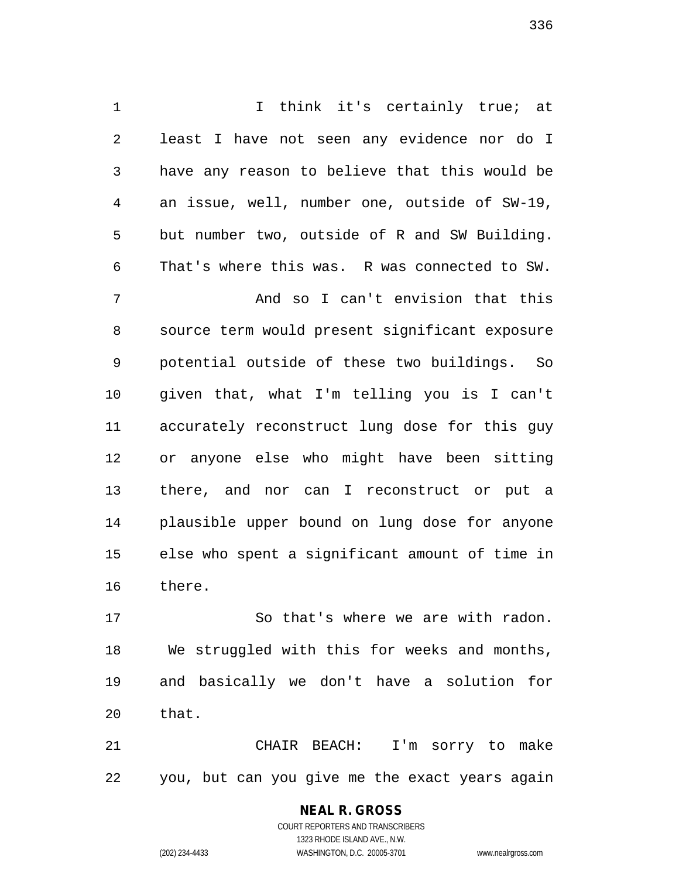I think it's certainly true; at least I have not seen any evidence nor do I have any reason to believe that this would be an issue, well, number one, outside of SW-19, but number two, outside of R and SW Building. That's where this was. R was connected to SW.

And so I can't envision that this source term would present significant exposure potential outside of these two buildings. So given that, what I'm telling you is I can't accurately reconstruct lung dose for this guy or anyone else who might have been sitting there, and nor can I reconstruct or put a plausible upper bound on lung dose for anyone else who spent a significant amount of time in there.

So that's where we are with radon. We struggled with this for weeks and months, and basically we don't have a solution for that.

CHAIR BEACH: I'm sorry to make you, but can you give me the exact years again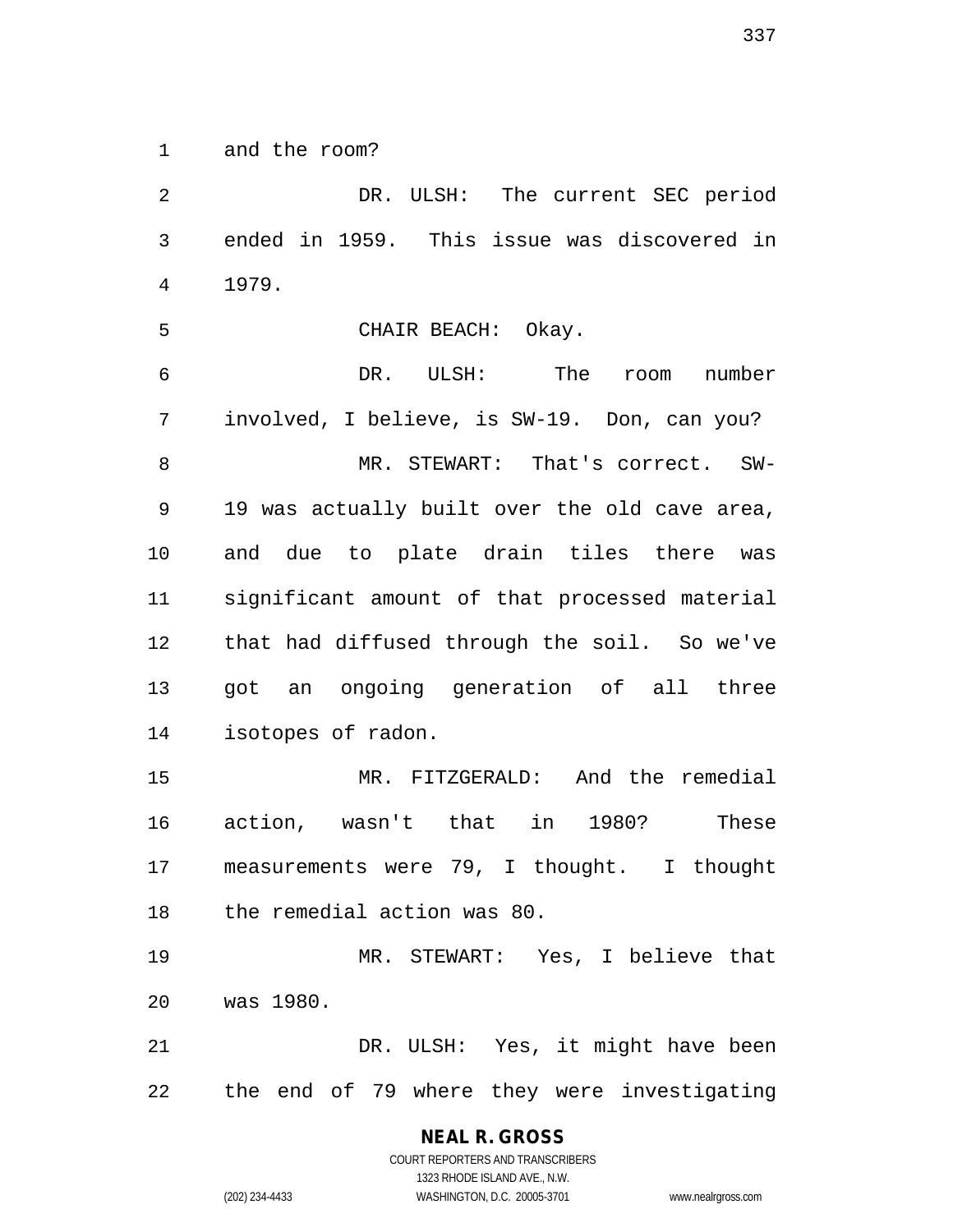and the room?

DR. ULSH: The current SEC period ended in 1959. This issue was discovered in 1979.

CHAIR BEACH: Okay.

DR. ULSH: The room number involved, I believe, is SW-19. Don, can you?

MR. STEWART: That's correct. SW-19 was actually built over the old cave area, and due to plate drain tiles there was significant amount of that processed material that had diffused through the soil. So we've got an ongoing generation of all three isotopes of radon.

MR. FITZGERALD: And the remedial action, wasn't that in 1980? These measurements were 79, I thought. I thought the remedial action was 80.

MR. STEWART: Yes, I believe that was 1980.

DR. ULSH: Yes, it might have been the end of 79 where they were investigating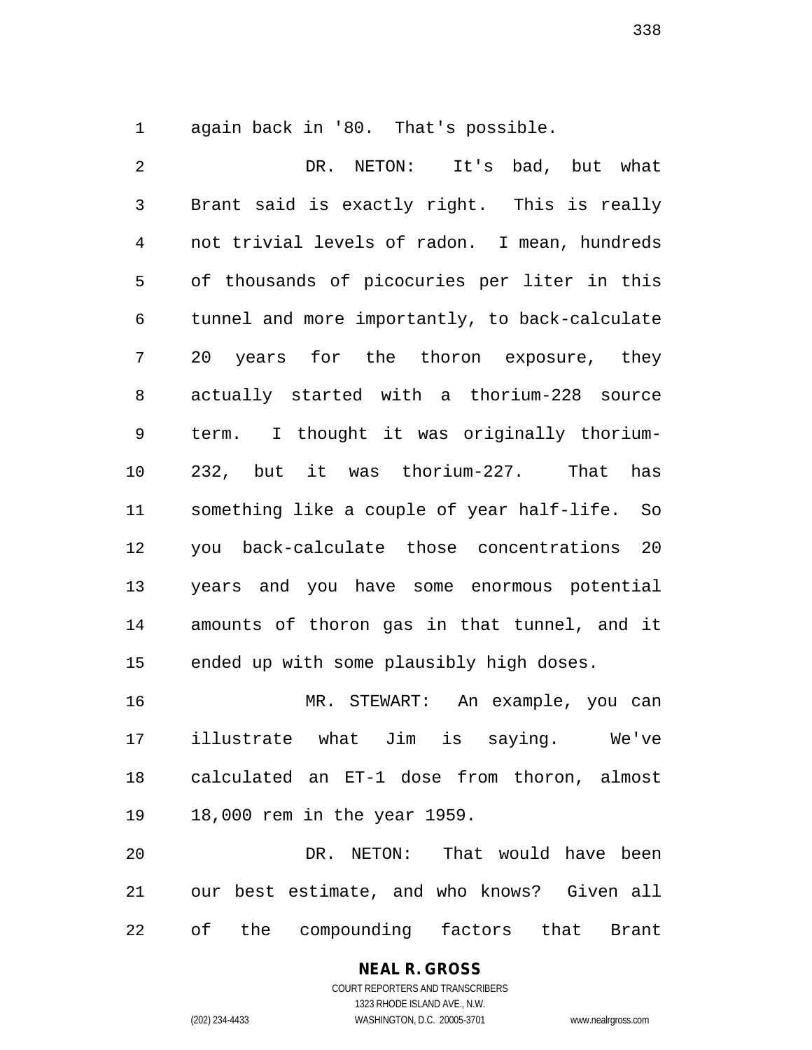again back in '80. That's possible.

DR. NETON: It's bad, but what Brant said is exactly right. This is really not trivial levels of radon. I mean, hundreds of thousands of picocuries per liter in this tunnel and more importantly, to back-calculate 20 years for the thoron exposure, they actually started with a thorium-228 source term. I thought it was originally thorium-232, but it was thorium-227. That has something like a couple of year half-life. So you back-calculate those concentrations 20 years and you have some enormous potential amounts of thoron gas in that tunnel, and it ended up with some plausibly high doses.

MR. STEWART: An example, you can illustrate what Jim is saying. We've calculated an ET-1 dose from thoron, almost 18,000 rem in the year 1959.

DR. NETON: That would have been our best estimate, and who knows? Given all of the compounding factors that Brant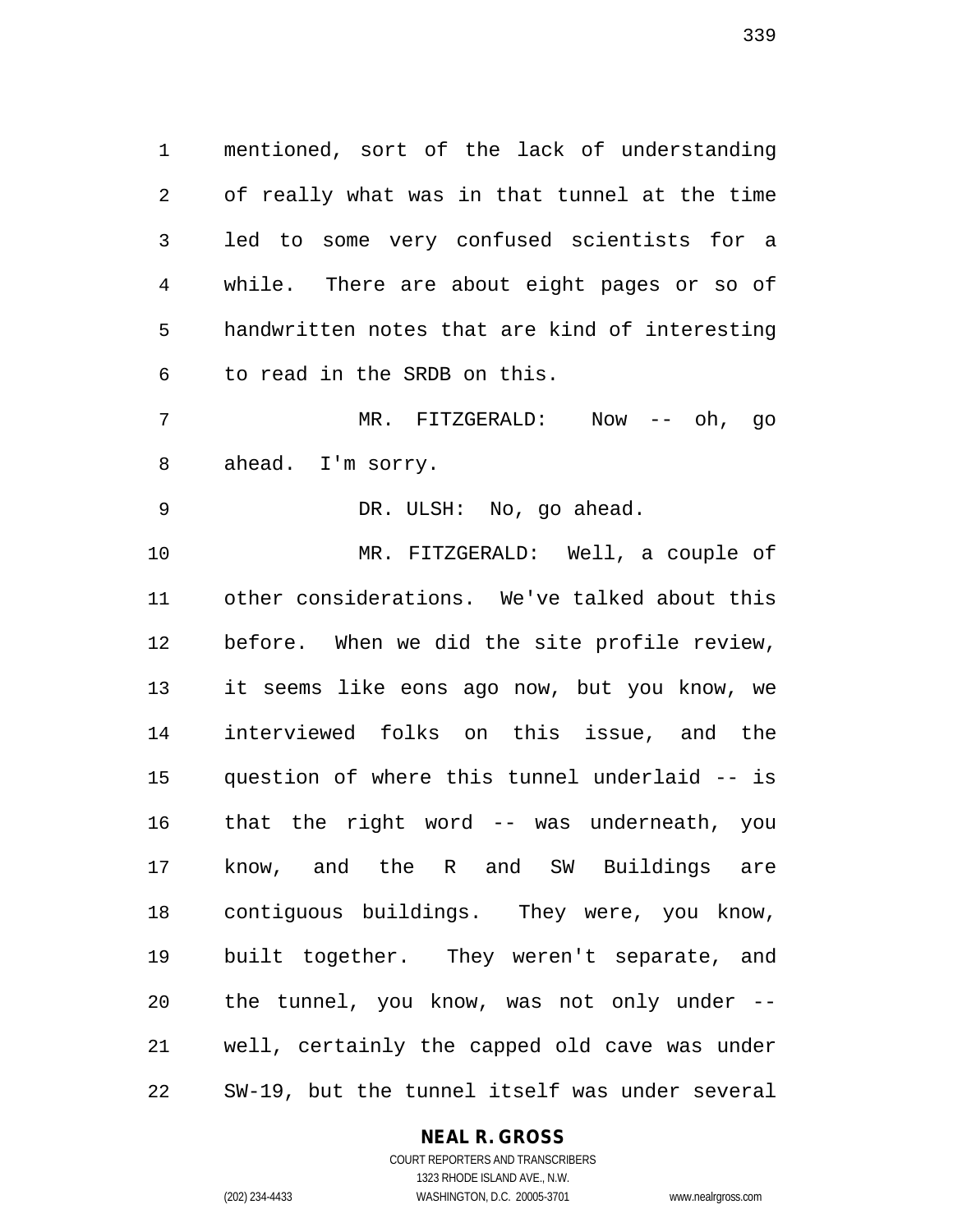mentioned, sort of the lack of understanding of really what was in that tunnel at the time led to some very confused scientists for a while. There are about eight pages or so of handwritten notes that are kind of interesting to read in the SRDB on this.

MR. FITZGERALD: Now -- oh, go ahead. I'm sorry.

DR. ULSH: No, go ahead.

MR. FITZGERALD: Well, a couple of other considerations. We've talked about this before. When we did the site profile review, it seems like eons ago now, but you know, we interviewed folks on this issue, and the question of where this tunnel underlaid -- is that the right word -- was underneath, you know, and the R and SW Buildings are contiguous buildings. They were, you know, built together. They weren't separate, and the tunnel, you know, was not only under -- well, certainly the capped old cave was under SW-19, but the tunnel itself was under several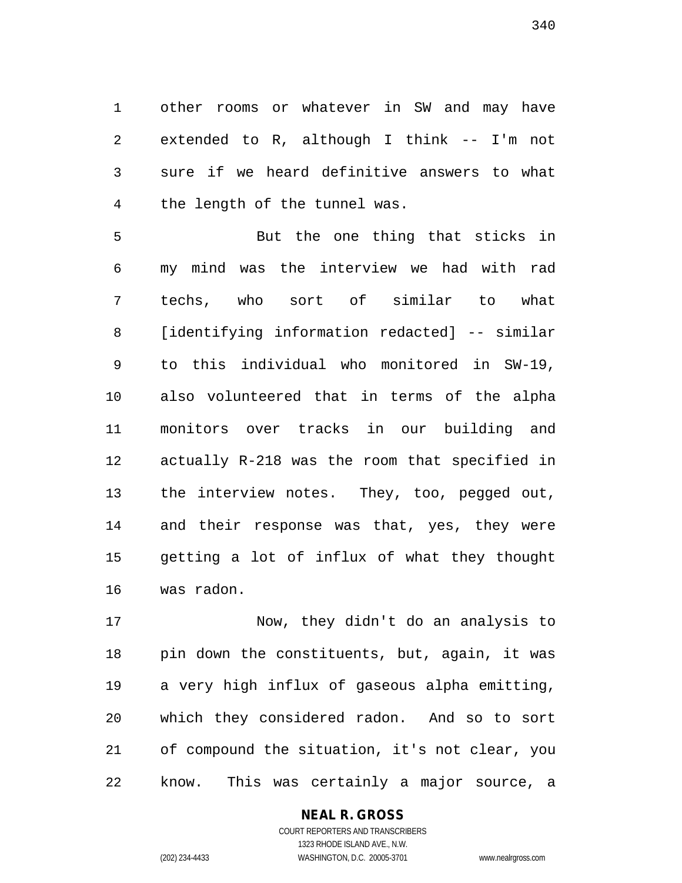other rooms or whatever in SW and may have extended to R, although I think -- I'm not sure if we heard definitive answers to what the length of the tunnel was.

But the one thing that sticks in my mind was the interview we had with rad techs, who sort of similar to what [identifying information redacted] -- similar to this individual who monitored in SW-19, also volunteered that in terms of the alpha monitors over tracks in our building and actually R-218 was the room that specified in the interview notes. They, too, pegged out, and their response was that, yes, they were getting a lot of influx of what they thought was radon.

Now, they didn't do an analysis to pin down the constituents, but, again, it was a very high influx of gaseous alpha emitting, which they considered radon. And so to sort of compound the situation, it's not clear, you know. This was certainly a major source, a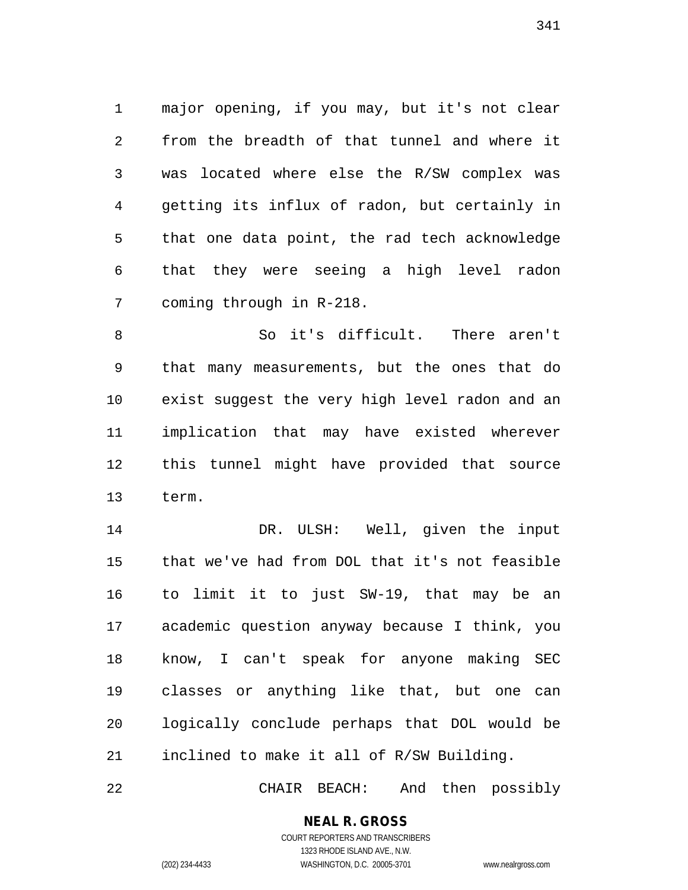major opening, if you may, but it's not clear from the breadth of that tunnel and where it was located where else the R/SW complex was getting its influx of radon, but certainly in that one data point, the rad tech acknowledge that they were seeing a high level radon coming through in R-218.

So it's difficult. There aren't that many measurements, but the ones that do exist suggest the very high level radon and an implication that may have existed wherever this tunnel might have provided that source term.

DR. ULSH: Well, given the input that we've had from DOL that it's not feasible to limit it to just SW-19, that may be an academic question anyway because I think, you know, I can't speak for anyone making SEC classes or anything like that, but one can logically conclude perhaps that DOL would be inclined to make it all of R/SW Building.

CHAIR BEACH: And then possibly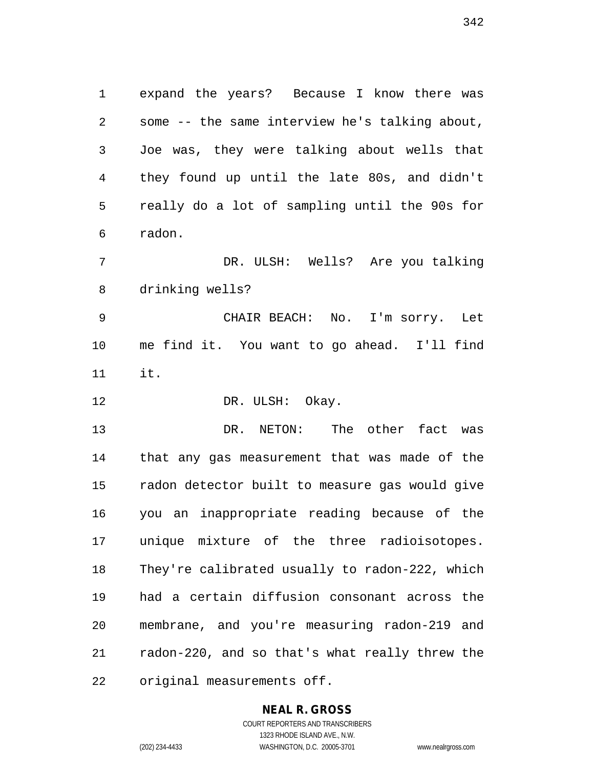expand the years? Because I know there was some -- the same interview he's talking about, Joe was, they were talking about wells that they found up until the late 80s, and didn't really do a lot of sampling until the 90s for radon.

DR. ULSH: Wells? Are you talking drinking wells?

CHAIR BEACH: No. I'm sorry. Let me find it. You want to go ahead. I'll find it.

DR. ULSH: Okay.

DR. NETON: The other fact was that any gas measurement that was made of the radon detector built to measure gas would give you an inappropriate reading because of the unique mixture of the three radioisotopes. They're calibrated usually to radon-222, which had a certain diffusion consonant across the membrane, and you're measuring radon-219 and radon-220, and so that's what really threw the original measurements off.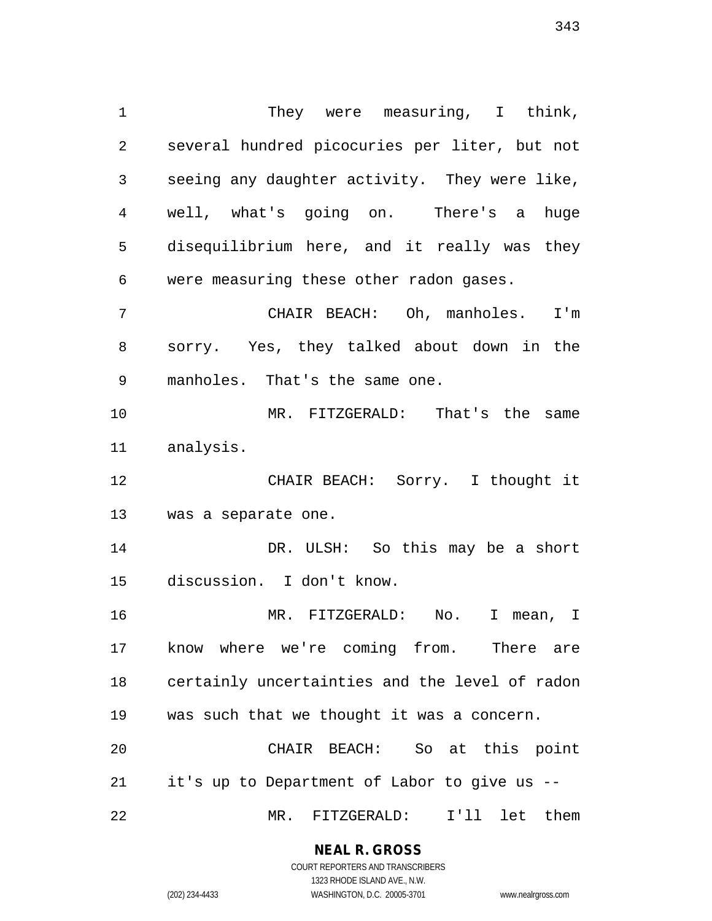They were measuring, I think, several hundred picocuries per liter, but not seeing any daughter activity. They were like, well, what's going on. There's a huge disequilibrium here, and it really was they were measuring these other radon gases.

CHAIR BEACH: Oh, manholes. I'm sorry. Yes, they talked about down in the manholes. That's the same one.

MR. FITZGERALD: That's the same analysis.

CHAIR BEACH: Sorry. I thought it was a separate one.

DR. ULSH: So this may be a short discussion. I don't know.

MR. FITZGERALD: No. I mean, I know where we're coming from. There are certainly uncertainties and the level of radon was such that we thought it was a concern.

CHAIR BEACH: So at this point it's up to Department of Labor to give us --

MR. FITZGERALD: I'll let them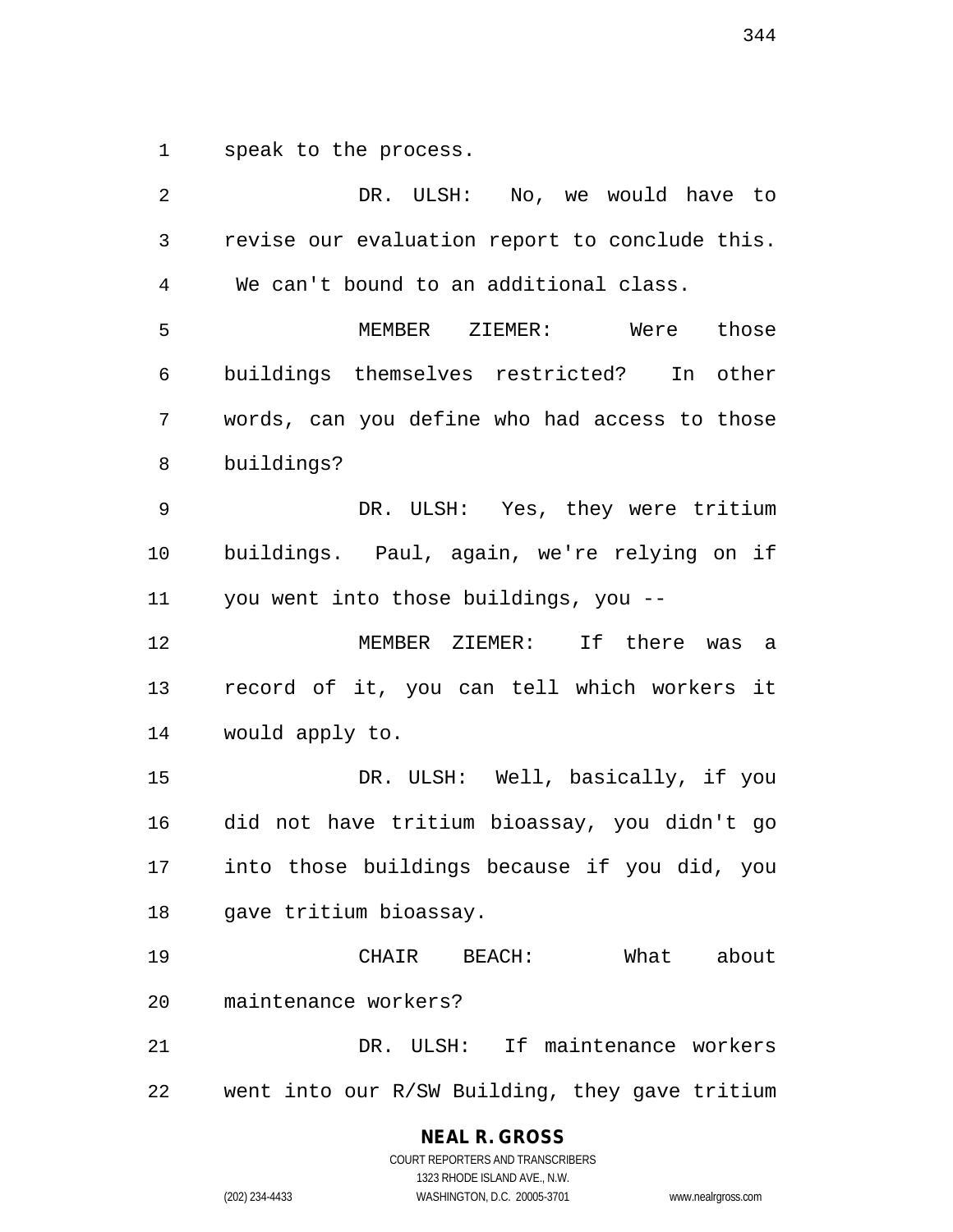speak to the process.

DR. ULSH: No, we would have to revise our evaluation report to conclude this. We can't bound to an additional class.

MEMBER ZIEMER: Were those buildings themselves restricted? In other words, can you define who had access to those buildings?

DR. ULSH: Yes, they were tritium buildings. Paul, again, we're relying on if you went into those buildings, you --

MEMBER ZIEMER: If there was a record of it, you can tell which workers it would apply to.

DR. ULSH: Well, basically, if you did not have tritium bioassay, you didn't go into those buildings because if you did, you gave tritium bioassay.

CHAIR BEACH: What about maintenance workers?

DR. ULSH: If maintenance workers went into our R/SW Building, they gave tritium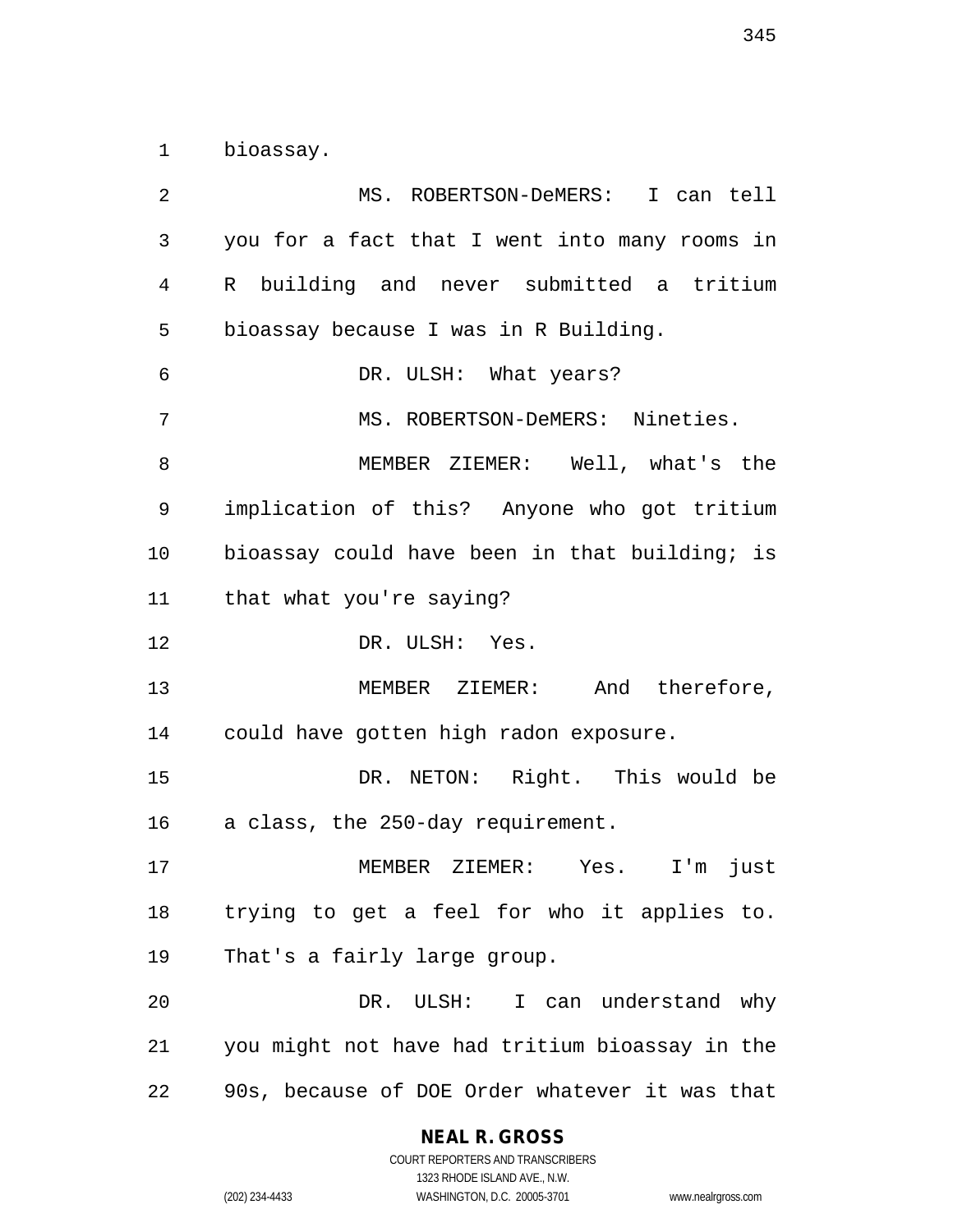bioassay.

MS. ROBERTSON-DeMERS: I can tell you for a fact that I went into many rooms in R building and never submitted a tritium bioassay because I was in R Building.

DR. ULSH: What years?

MS. ROBERTSON-DeMERS: Nineties.

MEMBER ZIEMER: Well, what's the implication of this? Anyone who got tritium bioassay could have been in that building; is that what you're saying?

DR. ULSH: Yes.

MEMBER ZIEMER: And therefore, could have gotten high radon exposure.

DR. NETON: Right. This would be a class, the 250-day requirement.

MEMBER ZIEMER: Yes. I'm just trying to get a feel for who it applies to. That's a fairly large group.

DR. ULSH: I can understand why you might not have had tritium bioassay in the 90s, because of DOE Order whatever it was that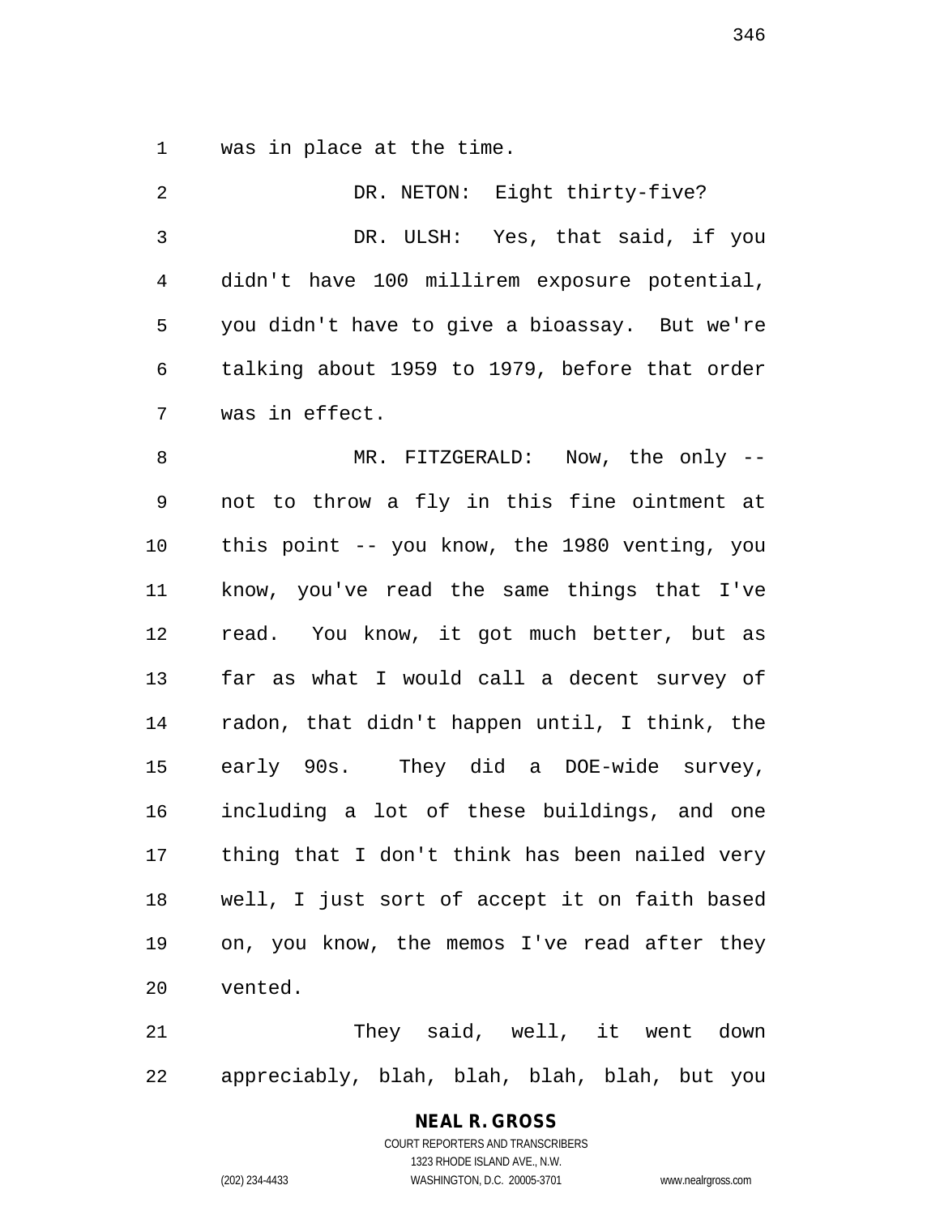was in place at the time.

DR. NETON: Eight thirty-five?

DR. ULSH: Yes, that said, if you didn't have 100 millirem exposure potential, you didn't have to give a bioassay. But we're talking about 1959 to 1979, before that order was in effect.

MR. FITZGERALD: Now, the only -- not to throw a fly in this fine ointment at this point -- you know, the 1980 venting, you know, you've read the same things that I've read. You know, it got much better, but as far as what I would call a decent survey of radon, that didn't happen until, I think, the early 90s. They did a DOE-wide survey, including a lot of these buildings, and one thing that I don't think has been nailed very well, I just sort of accept it on faith based on, you know, the memos I've read after they vented.

They said, well, it went down appreciably, blah, blah, blah, blah, but you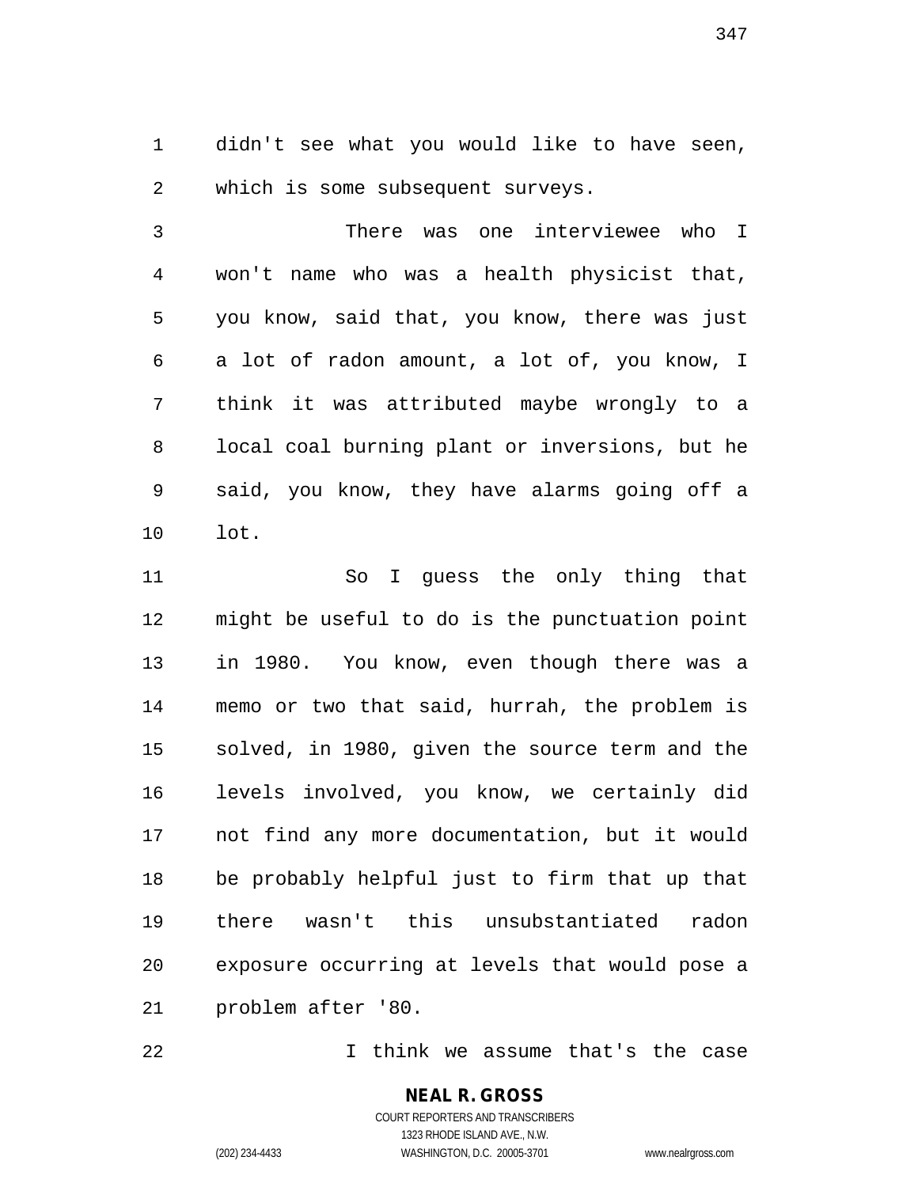didn't see what you would like to have seen, which is some subsequent surveys.

There was one interviewee who I won't name who was a health physicist that, you know, said that, you know, there was just a lot of radon amount, a lot of, you know, I think it was attributed maybe wrongly to a local coal burning plant or inversions, but he said, you know, they have alarms going off a lot.

So I guess the only thing that might be useful to do is the punctuation point in 1980. You know, even though there was a memo or two that said, hurrah, the problem is solved, in 1980, given the source term and the levels involved, you know, we certainly did not find any more documentation, but it would be probably helpful just to firm that up that there wasn't this unsubstantiated radon exposure occurring at levels that would pose a problem after '80.

I think we assume that's the case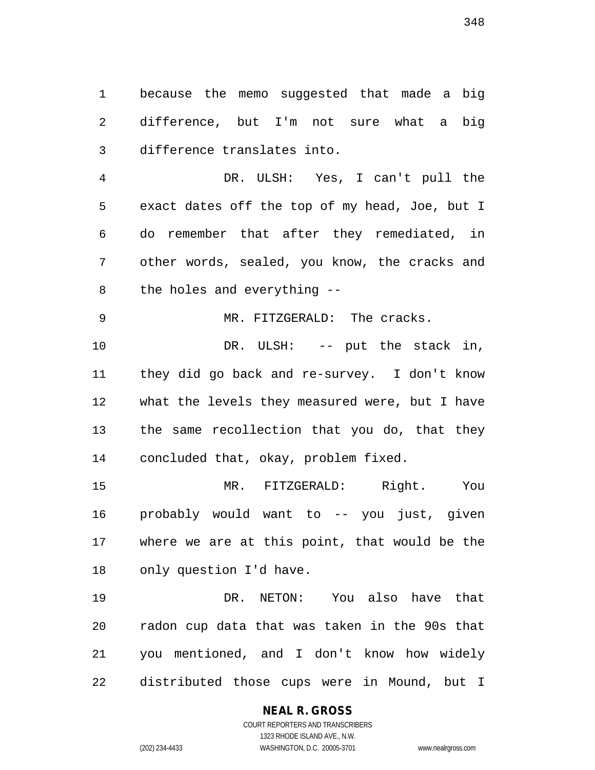because the memo suggested that made a big difference, but I'm not sure what a big difference translates into.

DR. ULSH: Yes, I can't pull the exact dates off the top of my head, Joe, but I do remember that after they remediated, in other words, sealed, you know, the cracks and the holes and everything --

MR. FITZGERALD: The cracks.

DR. ULSH: -- put the stack in, they did go back and re-survey. I don't know what the levels they measured were, but I have the same recollection that you do, that they concluded that, okay, problem fixed.

MR. FITZGERALD: Right. You probably would want to -- you just, given where we are at this point, that would be the only question I'd have.

DR. NETON: You also have that radon cup data that was taken in the 90s that you mentioned, and I don't know how widely distributed those cups were in Mound, but I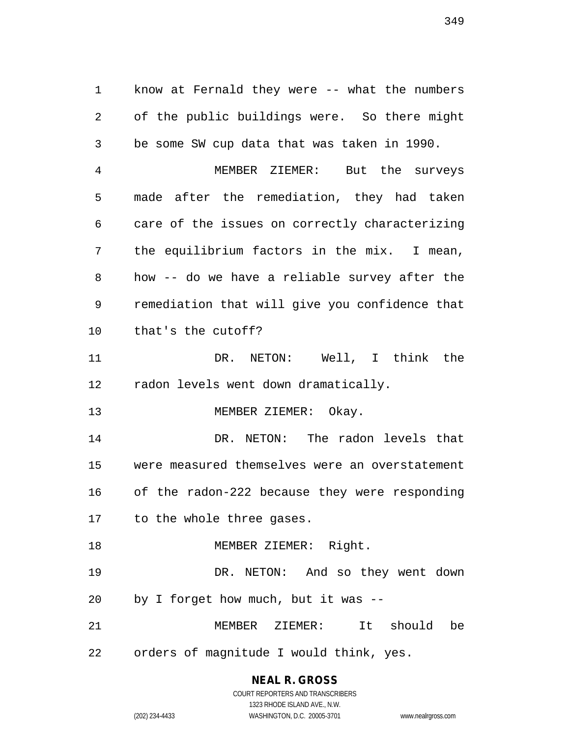know at Fernald they were -- what the numbers of the public buildings were. So there might be some SW cup data that was taken in 1990.

MEMBER ZIEMER: But the surveys made after the remediation, they had taken care of the issues on correctly characterizing the equilibrium factors in the mix. I mean, how -- do we have a reliable survey after the remediation that will give you confidence that that's the cutoff?

DR. NETON: Well, I think the radon levels went down dramatically.

MEMBER ZIEMER: Okay.

DR. NETON: The radon levels that were measured themselves were an overstatement of the radon-222 because they were responding to the whole three gases.

MEMBER ZIEMER: Right.

DR. NETON: And so they went down by I forget how much, but it was --

MEMBER ZIEMER: It should be orders of magnitude I would think, yes.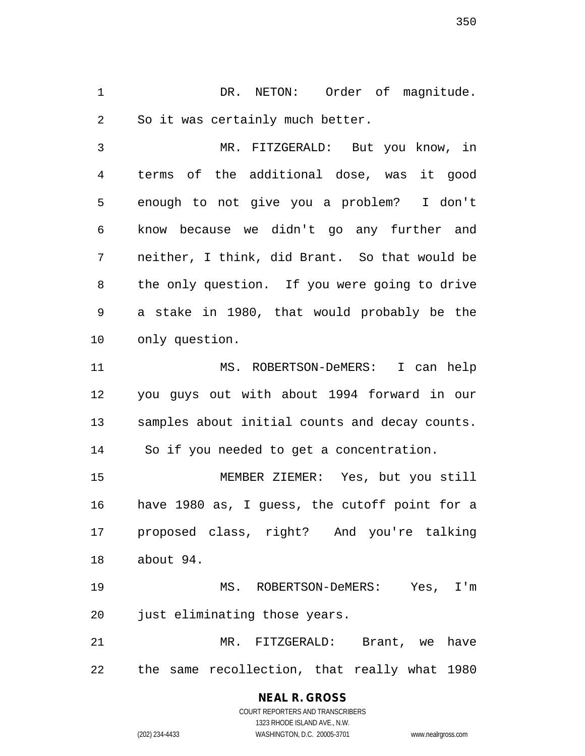DR. NETON: Order of magnitude. So it was certainly much better.

MR. FITZGERALD: But you know, in terms of the additional dose, was it good enough to not give you a problem? I don't know because we didn't go any further and neither, I think, did Brant. So that would be the only question. If you were going to drive a stake in 1980, that would probably be the only question.

MS. ROBERTSON-DeMERS: I can help you guys out with about 1994 forward in our samples about initial counts and decay counts. So if you needed to get a concentration.

MEMBER ZIEMER: Yes, but you still have 1980 as, I guess, the cutoff point for a proposed class, right? And you're talking about 94.

MS. ROBERTSON-DeMERS: Yes, I'm just eliminating those years.

MR. FITZGERALD: Brant, we have the same recollection, that really what 1980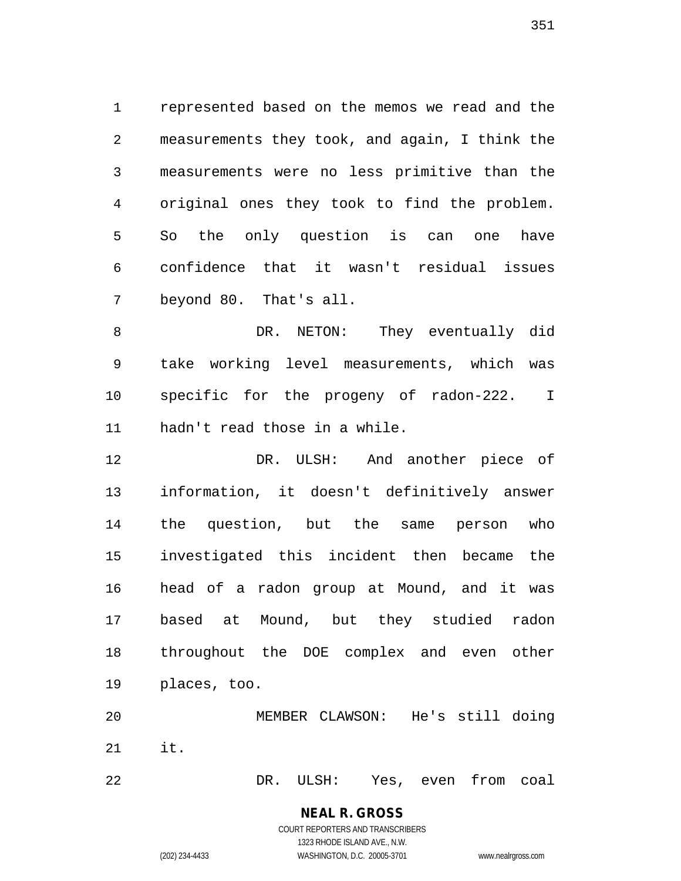represented based on the memos we read and the measurements they took, and again, I think the measurements were no less primitive than the original ones they took to find the problem. So the only question is can one have confidence that it wasn't residual issues beyond 80. That's all.

DR. NETON: They eventually did take working level measurements, which was specific for the progeny of radon-222. I hadn't read those in a while.

DR. ULSH: And another piece of information, it doesn't definitively answer the question, but the same person who investigated this incident then became the head of a radon group at Mound, and it was based at Mound, but they studied radon throughout the DOE complex and even other places, too.

MEMBER CLAWSON: He's still doing it.

DR. ULSH: Yes, even from coal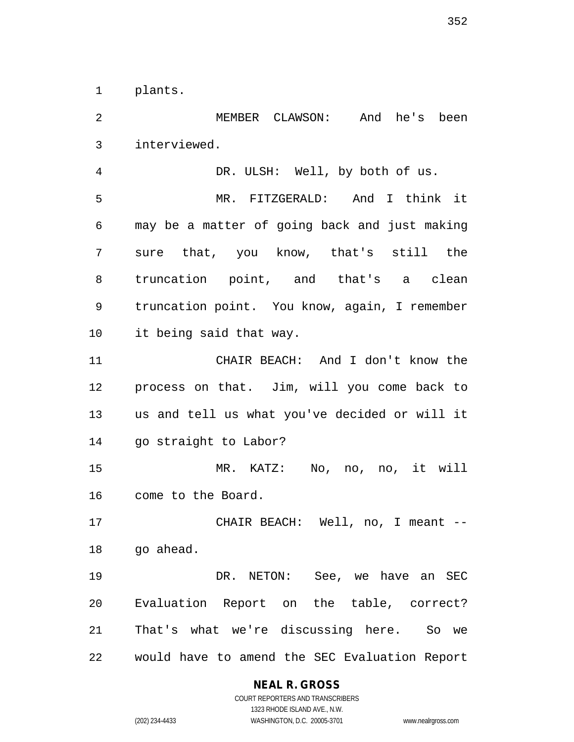plants.

MEMBER CLAWSON: And he's been interviewed.

DR. ULSH: Well, by both of us.

MR. FITZGERALD: And I think it may be a matter of going back and just making sure that, you know, that's still the truncation point, and that's a clean truncation point. You know, again, I remember it being said that way.

CHAIR BEACH: And I don't know the process on that. Jim, will you come back to us and tell us what you've decided or will it go straight to Labor?

MR. KATZ: No, no, no, it will come to the Board.

CHAIR BEACH: Well, no, I meant -- go ahead.

DR. NETON: See, we have an SEC Evaluation Report on the table, correct? That's what we're discussing here. So we would have to amend the SEC Evaluation Report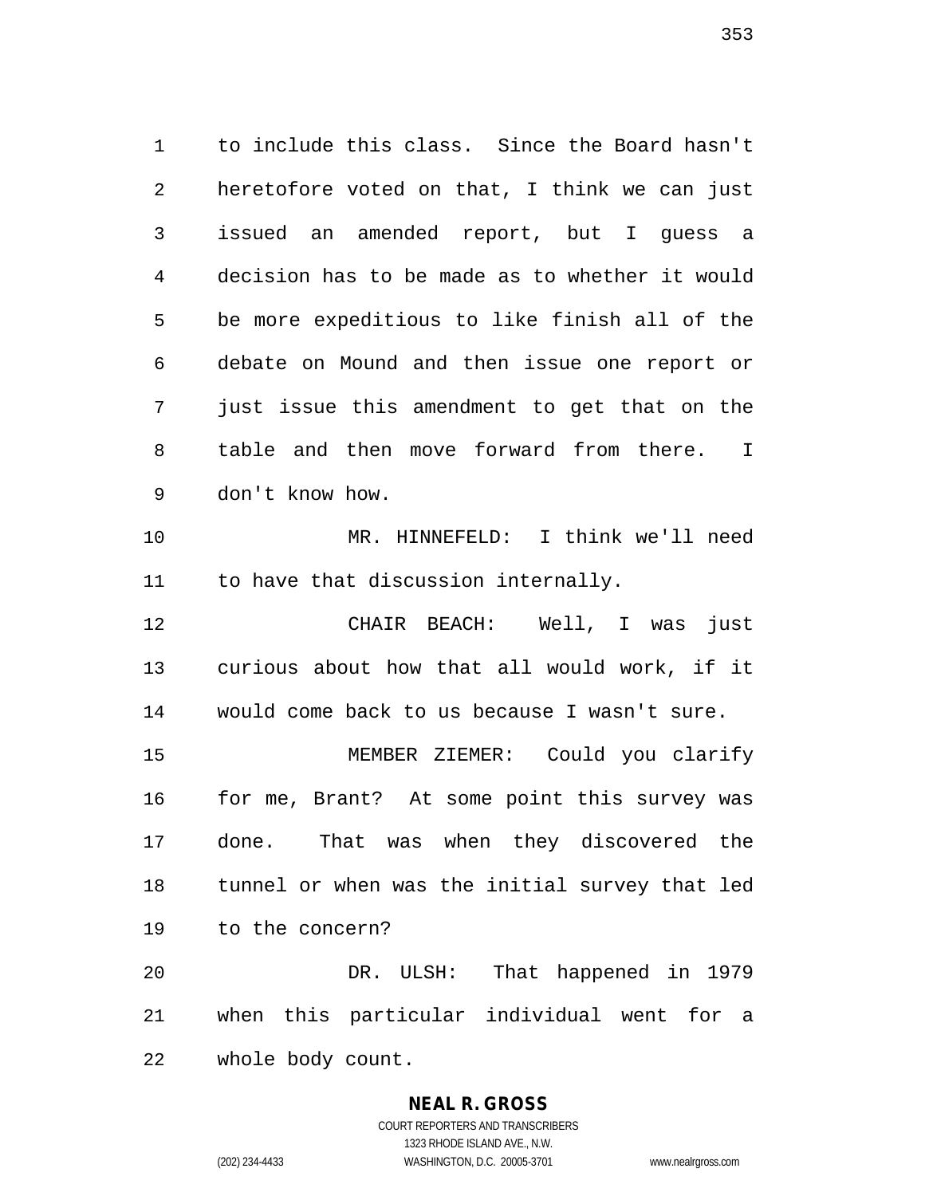to include this class. Since the Board hasn't heretofore voted on that, I think we can just issued an amended report, but I guess a decision has to be made as to whether it would be more expeditious to like finish all of the debate on Mound and then issue one report or just issue this amendment to get that on the table and then move forward from there. I don't know how.

MR. HINNEFELD: I think we'll need to have that discussion internally.

CHAIR BEACH: Well, I was just curious about how that all would work, if it would come back to us because I wasn't sure.

MEMBER ZIEMER: Could you clarify for me, Brant? At some point this survey was done. That was when they discovered the tunnel or when was the initial survey that led to the concern?

DR. ULSH: That happened in 1979 when this particular individual went for a whole body count.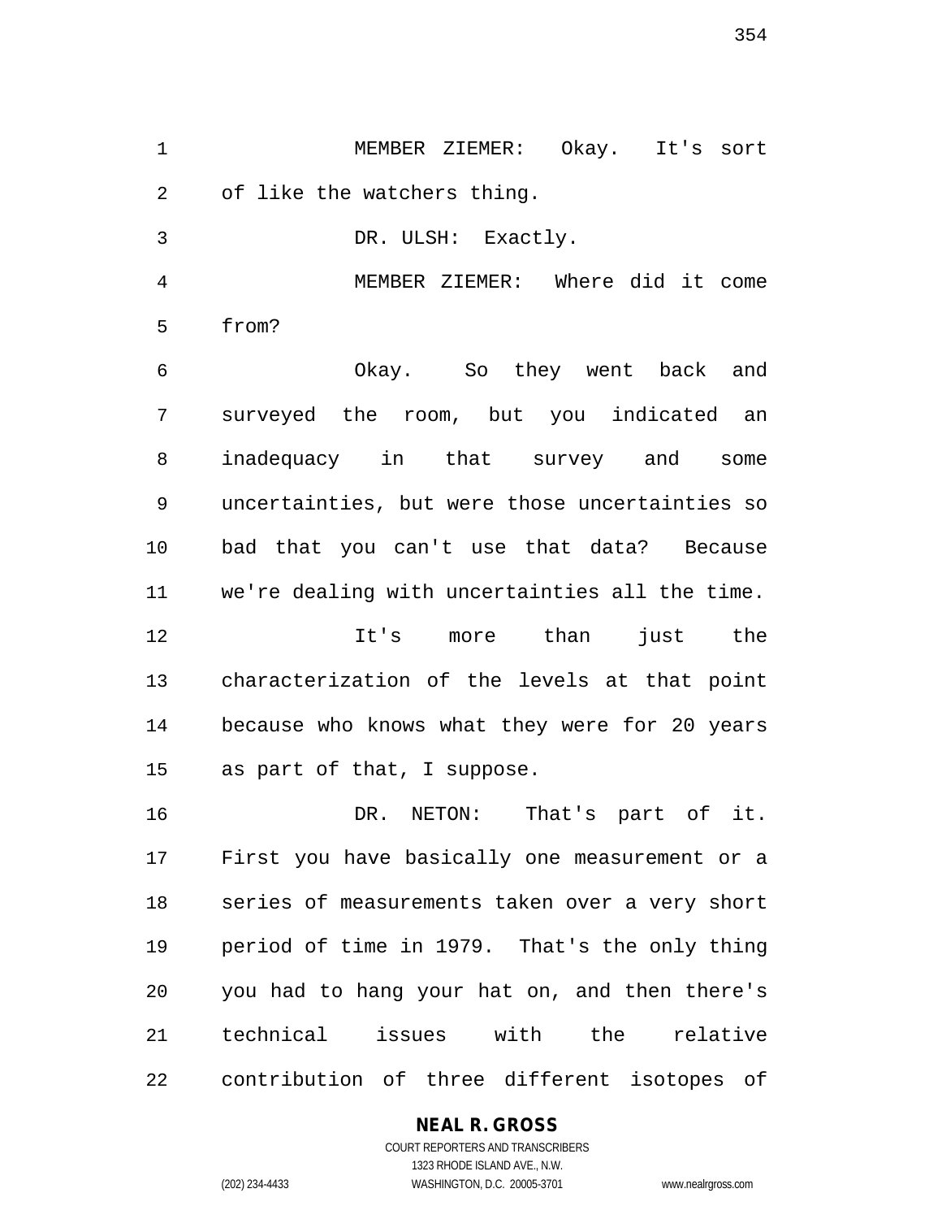MEMBER ZIEMER: Okay. It's sort of like the watchers thing.

DR. ULSH: Exactly.

MEMBER ZIEMER: Where did it come from?

Okay. So they went back and surveyed the room, but you indicated an inadequacy in that survey and some uncertainties, but were those uncertainties so bad that you can't use that data? Because we're dealing with uncertainties all the time.

It's more than just the characterization of the levels at that point because who knows what they were for 20 years as part of that, I suppose.

DR. NETON: That's part of it. First you have basically one measurement or a series of measurements taken over a very short period of time in 1979. That's the only thing you had to hang your hat on, and then there's technical issues with the relative contribution of three different isotopes of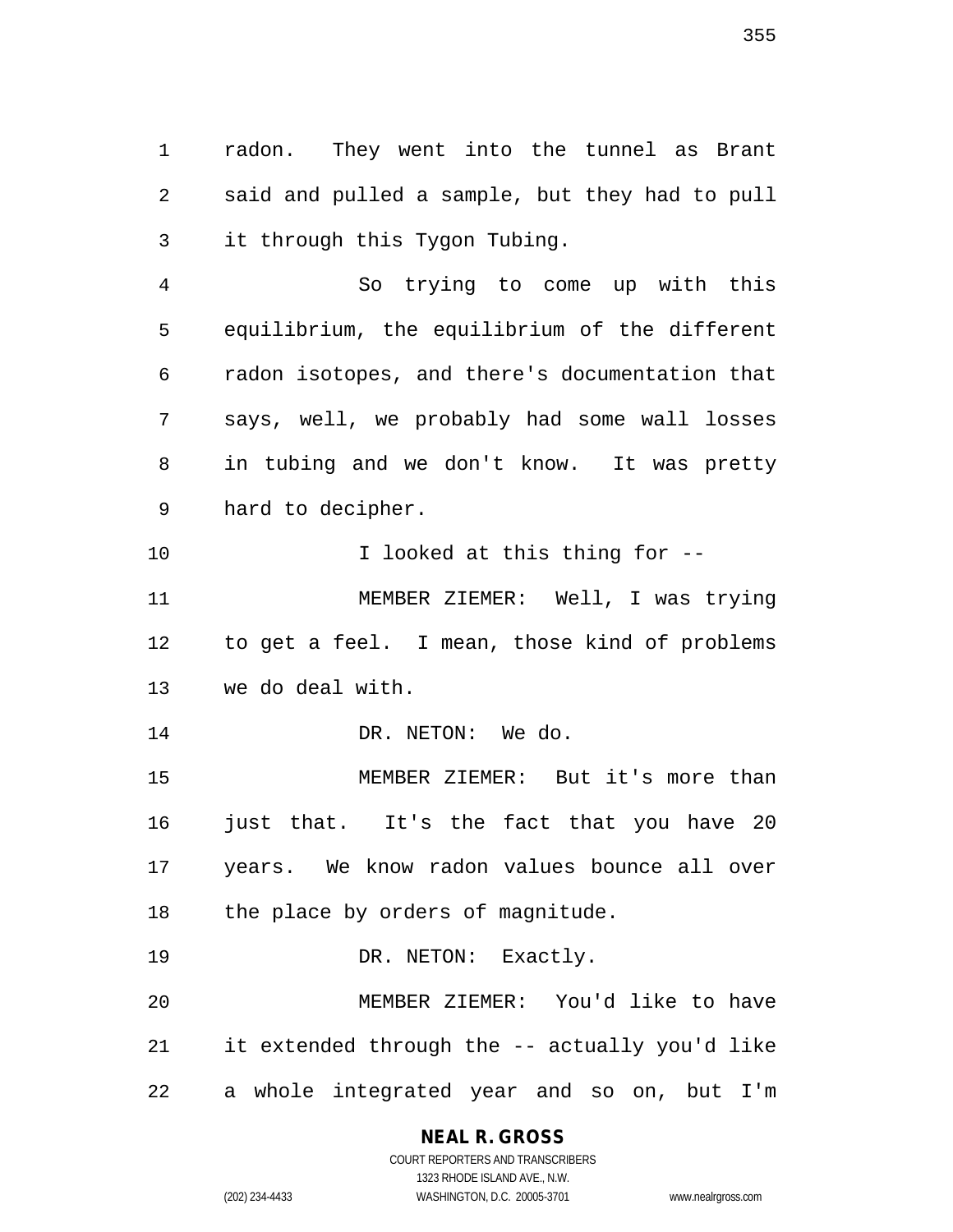radon. They went into the tunnel as Brant said and pulled a sample, but they had to pull it through this Tygon Tubing.

So trying to come up with this equilibrium, the equilibrium of the different radon isotopes, and there's documentation that says, well, we probably had some wall losses in tubing and we don't know. It was pretty hard to decipher.

I looked at this thing for --

MEMBER ZIEMER: Well, I was trying to get a feel. I mean, those kind of problems we do deal with.

DR. NETON: We do.

MEMBER ZIEMER: But it's more than just that. It's the fact that you have 20 years. We know radon values bounce all over the place by orders of magnitude.

DR. NETON: Exactly.

MEMBER ZIEMER: You'd like to have it extended through the -- actually you'd like a whole integrated year and so on, but I'm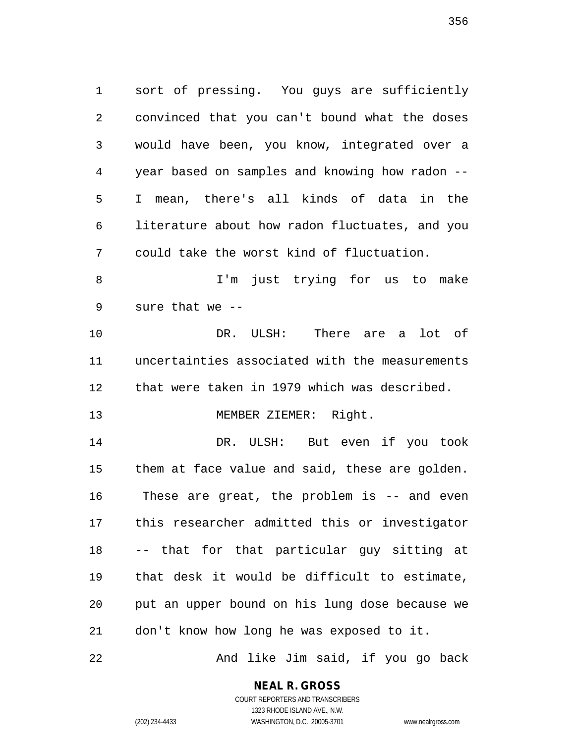sort of pressing. You guys are sufficiently convinced that you can't bound what the doses would have been, you know, integrated over a year based on samples and knowing how radon -- I mean, there's all kinds of data in the literature about how radon fluctuates, and you could take the worst kind of fluctuation.

I'm just trying for us to make sure that we --

DR. ULSH: There are a lot of uncertainties associated with the measurements that were taken in 1979 which was described.

MEMBER ZIEMER: Right.

DR. ULSH: But even if you took them at face value and said, these are golden. These are great, the problem is -- and even this researcher admitted this or investigator -- that for that particular guy sitting at that desk it would be difficult to estimate, put an upper bound on his lung dose because we don't know how long he was exposed to it.

And like Jim said, if you go back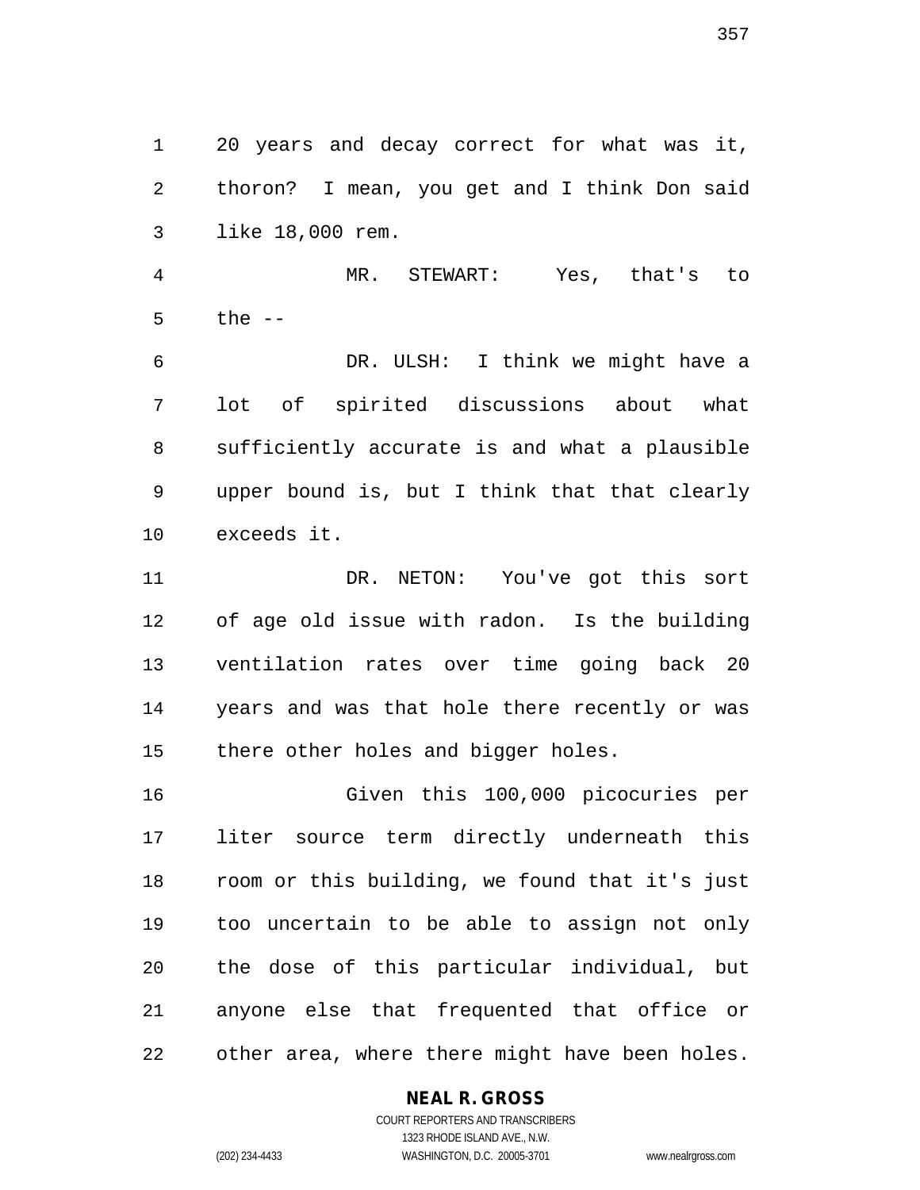20 years and decay correct for what was it, thoron? I mean, you get and I think Don said like 18,000 rem.

MR. STEWART: Yes, that's to the --

DR. ULSH: I think we might have a lot of spirited discussions about what sufficiently accurate is and what a plausible upper bound is, but I think that that clearly exceeds it.

DR. NETON: You've got this sort of age old issue with radon. Is the building ventilation rates over time going back 20 years and was that hole there recently or was there other holes and bigger holes.

Given this 100,000 picocuries per liter source term directly underneath this room or this building, we found that it's just too uncertain to be able to assign not only the dose of this particular individual, but anyone else that frequented that office or other area, where there might have been holes.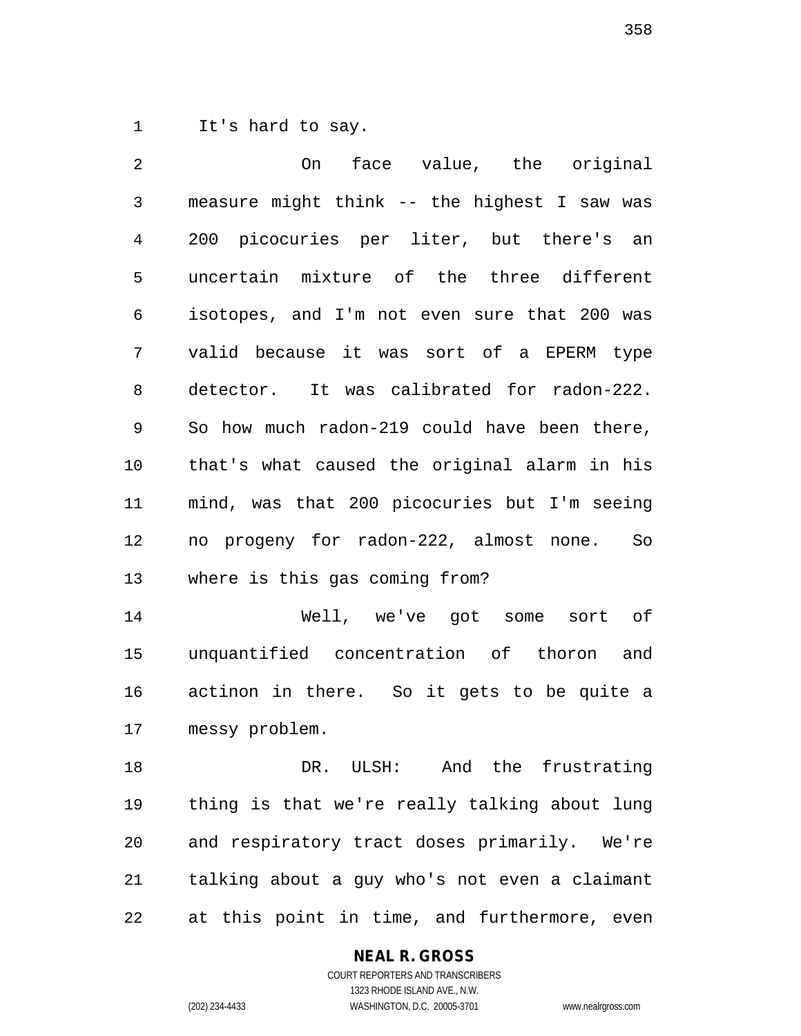It's hard to say.

On face value, the original measure might think -- the highest I saw was 200 picocuries per liter, but there's an uncertain mixture of the three different isotopes, and I'm not even sure that 200 was valid because it was sort of a EPERM type detector. It was calibrated for radon-222. So how much radon-219 could have been there, that's what caused the original alarm in his mind, was that 200 picocuries but I'm seeing no progeny for radon-222, almost none. So where is this gas coming from?

Well, we've got some sort of unquantified concentration of thoron and actinon in there. So it gets to be quite a messy problem.

DR. ULSH: And the frustrating thing is that we're really talking about lung and respiratory tract doses primarily. We're talking about a guy who's not even a claimant at this point in time, and furthermore, even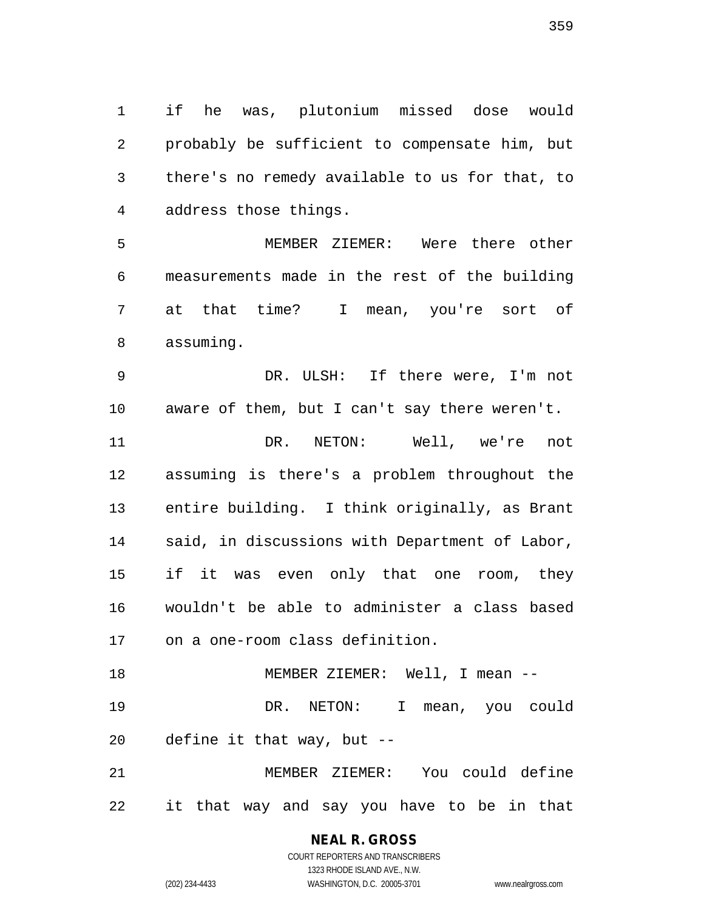if he was, plutonium missed dose would probably be sufficient to compensate him, but there's no remedy available to us for that, to address those things.

MEMBER ZIEMER: Were there other measurements made in the rest of the building at that time? I mean, you're sort of assuming.

DR. ULSH: If there were, I'm not aware of them, but I can't say there weren't.

DR. NETON: Well, we're not assuming is there's a problem throughout the entire building. I think originally, as Brant said, in discussions with Department of Labor, if it was even only that one room, they wouldn't be able to administer a class based on a one-room class definition.

MEMBER ZIEMER: Well, I mean --

DR. NETON: I mean, you could define it that way, but --

MEMBER ZIEMER: You could define it that way and say you have to be in that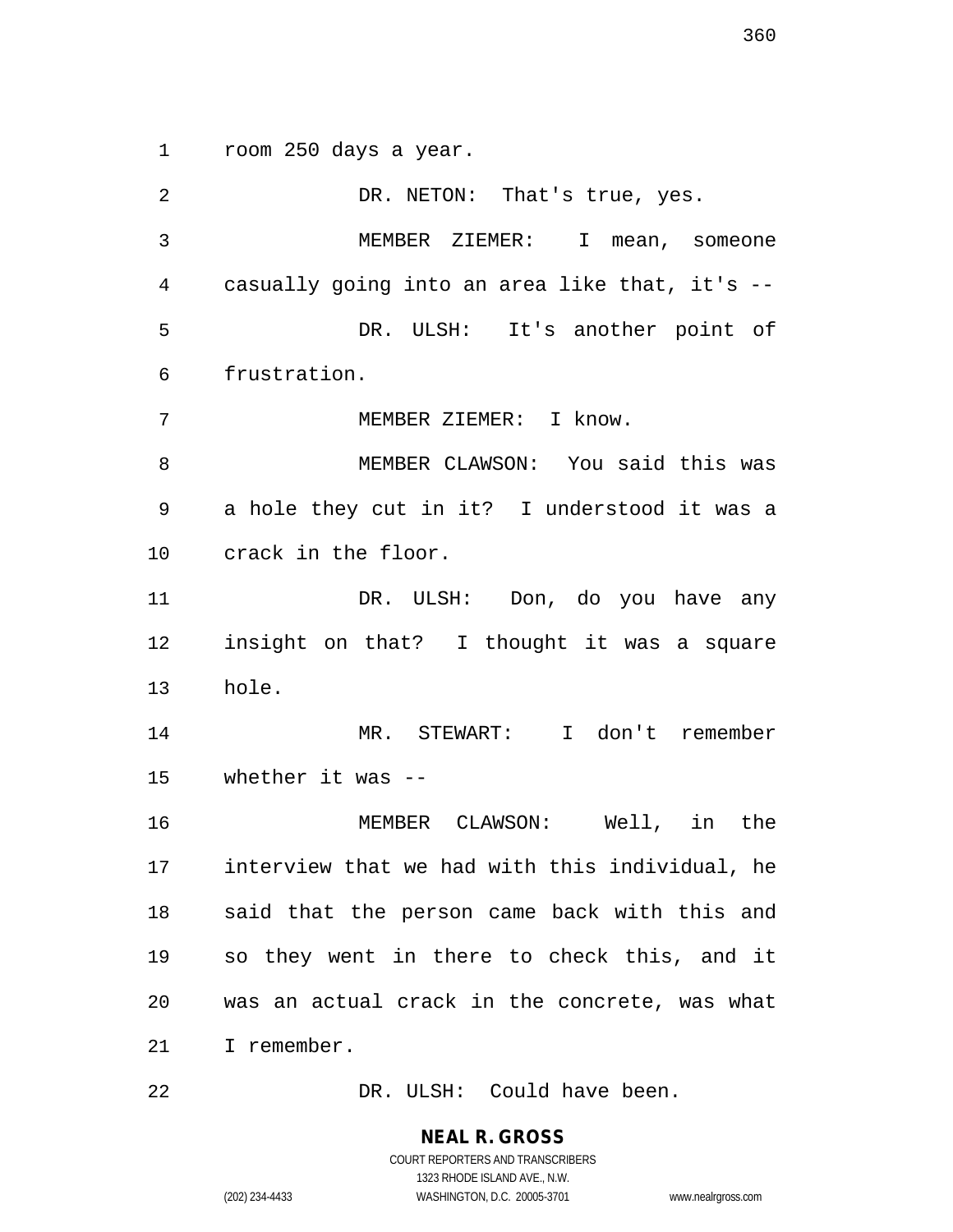room 250 days a year.

DR. NETON: That's true, yes.

MEMBER ZIEMER: I mean, someone casually going into an area like that, it's --

DR. ULSH: It's another point of frustration.

MEMBER ZIEMER: I know.

MEMBER CLAWSON: You said this was a hole they cut in it? I understood it was a crack in the floor.

DR. ULSH: Don, do you have any insight on that? I thought it was a square hole.

MR. STEWART: I don't remember whether it was --

MEMBER CLAWSON: Well, in the interview that we had with this individual, he said that the person came back with this and so they went in there to check this, and it was an actual crack in the concrete, was what I remember.

DR. ULSH: Could have been.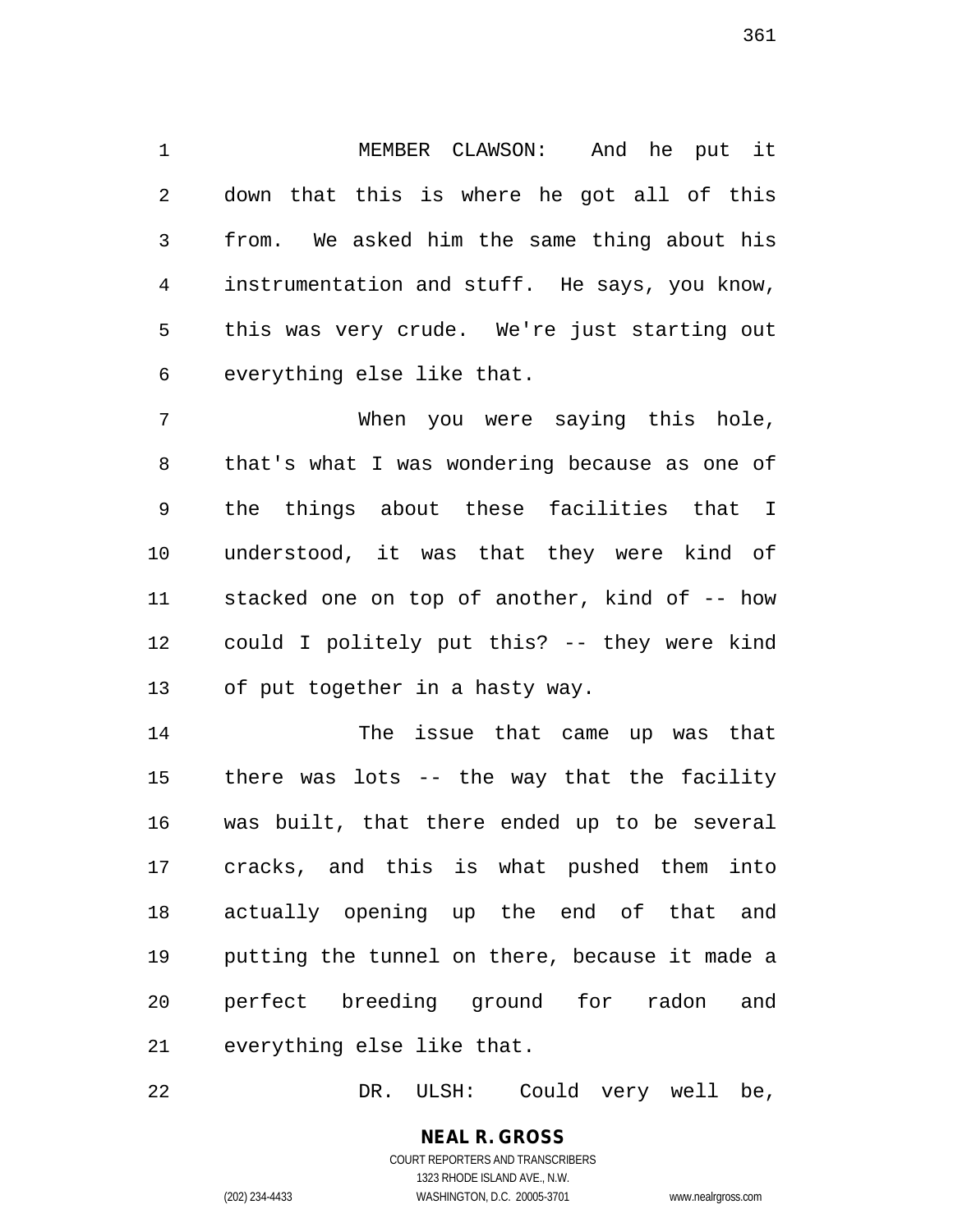MEMBER CLAWSON: And he put it down that this is where he got all of this from. We asked him the same thing about his instrumentation and stuff. He says, you know, this was very crude. We're just starting out everything else like that.

When you were saying this hole, that's what I was wondering because as one of the things about these facilities that I understood, it was that they were kind of stacked one on top of another, kind of -- how could I politely put this? -- they were kind of put together in a hasty way.

The issue that came up was that there was lots -- the way that the facility was built, that there ended up to be several cracks, and this is what pushed them into actually opening up the end of that and putting the tunnel on there, because it made a perfect breeding ground for radon and everything else like that.

DR. ULSH: Could very well be,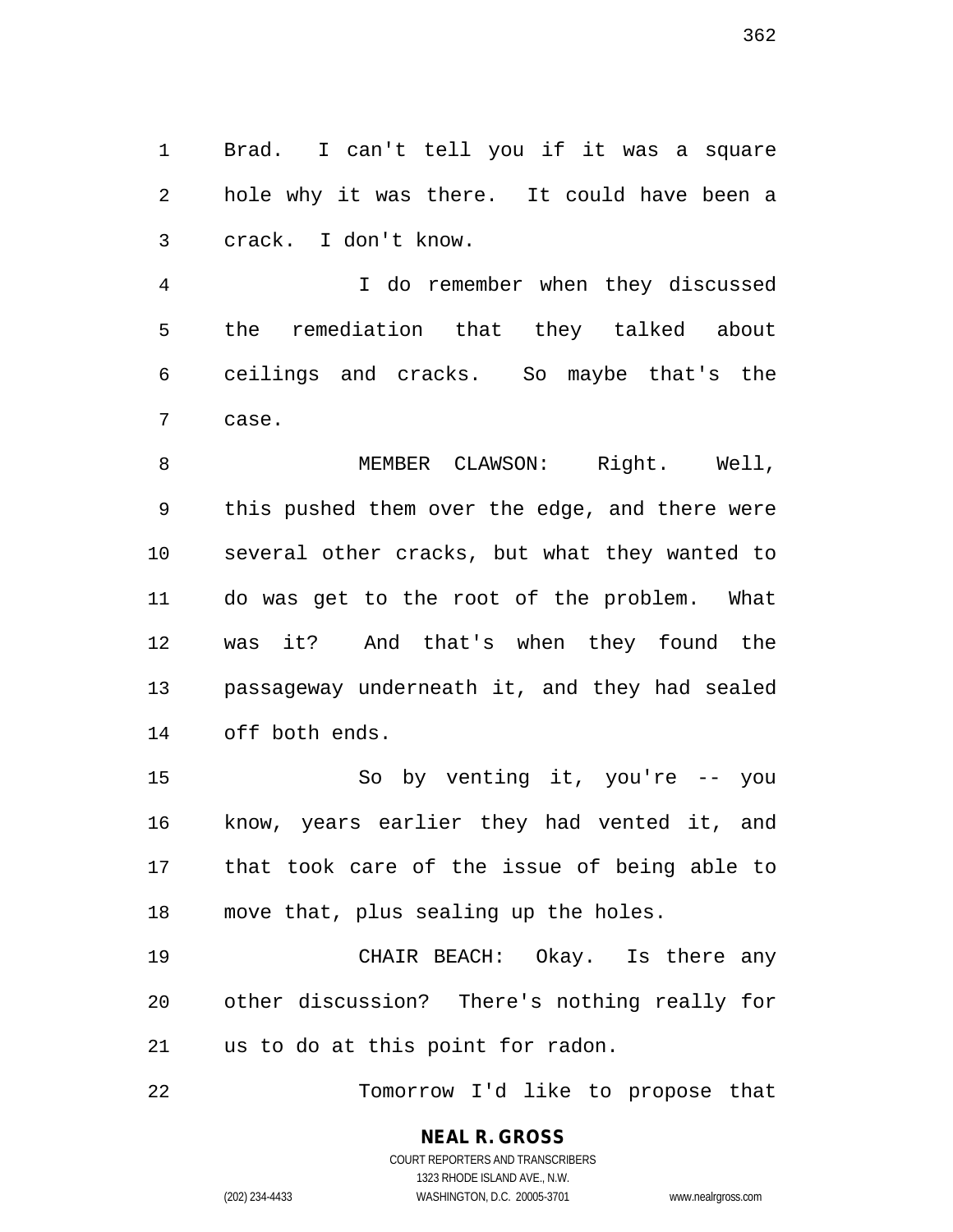Brad. I can't tell you if it was a square hole why it was there. It could have been a crack. I don't know.

I do remember when they discussed the remediation that they talked about ceilings and cracks. So maybe that's the case.

MEMBER CLAWSON: Right. Well, this pushed them over the edge, and there were several other cracks, but what they wanted to do was get to the root of the problem. What was it? And that's when they found the passageway underneath it, and they had sealed off both ends.

So by venting it, you're -- you know, years earlier they had vented it, and that took care of the issue of being able to move that, plus sealing up the holes.

CHAIR BEACH: Okay. Is there any other discussion? There's nothing really for us to do at this point for radon.

Tomorrow I'd like to propose that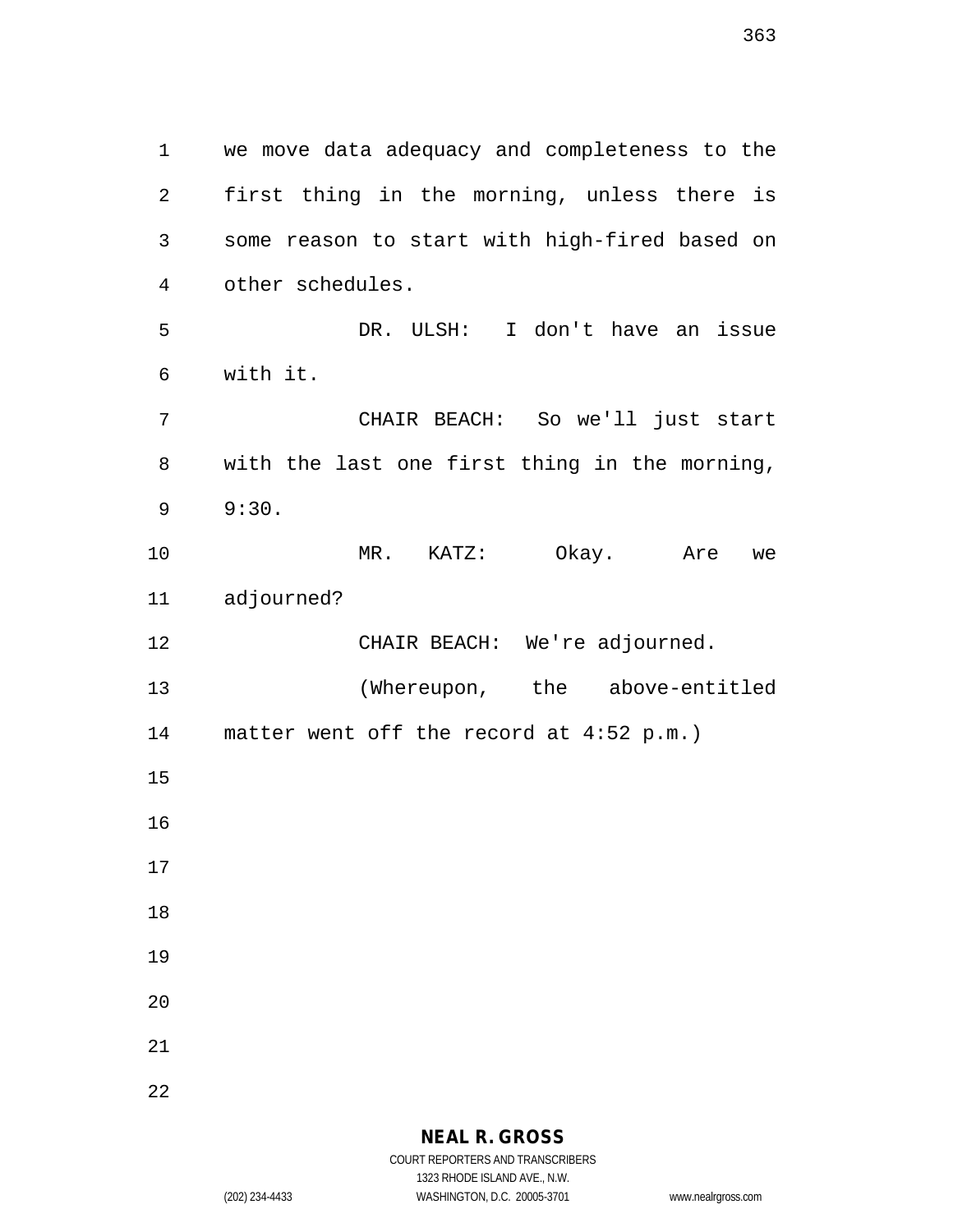we move data adequacy and completeness to the first thing in the morning, unless there is some reason to start with high-fired based on other schedules.

DR. ULSH: I don't have an issue with it.

CHAIR BEACH: So we'll just start with the last one first thing in the morning, 9:30.

MR. KATZ: Okay. Are we adjourned?

CHAIR BEACH: We're adjourned.

(Whereupon, the above-entitled matter went off the record at 4:52 p.m.)